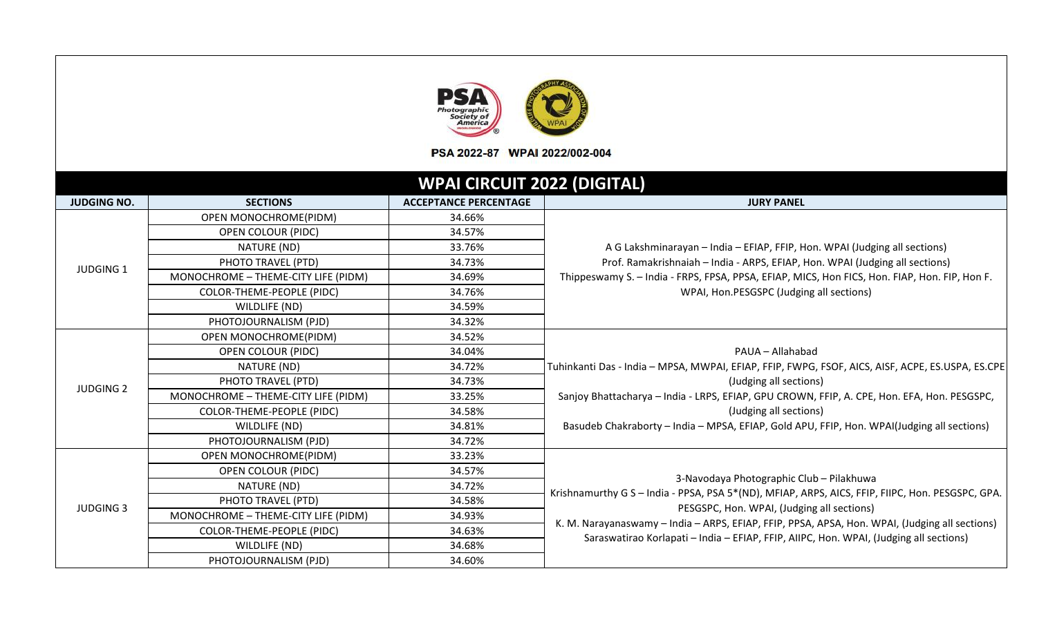PSA 2022-87 WPAI 2022/002-004

# WPAI CIRCUIT 2022 (DIGITAL)

| JUDGING NO. | SECTIONS | ACCEPTANCE PERCENTAGE | JURY PANEL |
|---|---|---|---|
| JUDGING 1 | OPEN MONOCHROME(PIDM) | 34.66% | A G Lakshminarayan – India – EFIAP, FFIP, Hon. WPAI (Judging all sections)<br>Prof. Ramakrishnaiah – India - ARPS, EFIAP, Hon. WPAI (Judging all sections)<br>Thippeswamy S. – India - FRPS, FPSA, PPSA, EFIAP, MICS, Hon FICS, Hon. FIAP, Hon. FIP, Hon F. WPAI, Hon.PESGSPC (Judging all sections) |
| | OPEN COLOUR (PIDC) | 34.57% | |
| | NATURE (ND) | 33.76% | |
| | PHOTO TRAVEL (PTD) | 34.73% | |
| | MONOCHROME – THEME-CITY LIFE (PIDM) | 34.69% | |
| | COLOR-THEME-PEOPLE (PIDC) | 34.76% | |
| | WILDLIFE (ND) | 34.59% | |
| | PHOTOJOURNALISM (PJD) | 34.32% | |
| JUDGING 2 | OPEN MONOCHROME(PIDM) | 34.52% | PAUA – Allahabad<br>Tuhinkanti Das - India – MPSA, MWPAI, EFIAP, FFIP, FWPG, FSOF, AICS, AISF, ACPE, ES.USPA, ES.CPE (Judging all sections)<br>Sanjoy Bhattacharya – India - LRPS, EFIAP, GPU CROWN, FFIP, A. CPE, Hon. EFA, Hon. PESGSPC, (Judging all sections)<br>Basudeb Chakraborty – India – MPSA, EFIAP, Gold APU, FFIP, Hon. WPAI(Judging all sections) |
| | OPEN COLOUR (PIDC) | 34.04% | |
| | NATURE (ND) | 34.72% | |
| | PHOTO TRAVEL (PTD) | 34.73% | |
| | MONOCHROME – THEME-CITY LIFE (PIDM) | 33.25% | |
| | COLOR-THEME-PEOPLE (PIDC) | 34.58% | |
| | WILDLIFE (ND) | 34.81% | |
| | PHOTOJOURNALISM (PJD) | 34.72% | |
| JUDGING 3 | OPEN MONOCHROME(PIDM) | 33.23% | 3-Navodaya Photographic Club – Pilakhuwa<br>Krishnamurthy G S – India - PPSA, PSA 5*(ND), MFIAP, ARPS, AICS, FFIP, FIIPC, Hon. PESGSPC, GPA. PESGSPC, Hon. WPAI, (Judging all sections)<br>K. M. Narayanaswamy – India – ARPS, EFIAP, FFIP, PPSA, APSA, Hon. WPAI, (Judging all sections)<br>Saraswatirao Korlapati – India – EFIAP, FFIP, AIIPC, Hon. WPAI, (Judging all sections) |
| | OPEN COLOUR (PIDC) | 34.57% | |
| | NATURE (ND) | 34.72% | |
| | PHOTO TRAVEL (PTD) | 34.58% | |
| | MONOCHROME – THEME-CITY LIFE (PIDM) | 34.93% | |
| | COLOR-THEME-PEOPLE (PIDC) | 34.63% | |
| | WILDLIFE (ND) | 34.68% | |
| | PHOTOJOURNALISM (PJD) | 34.60% | |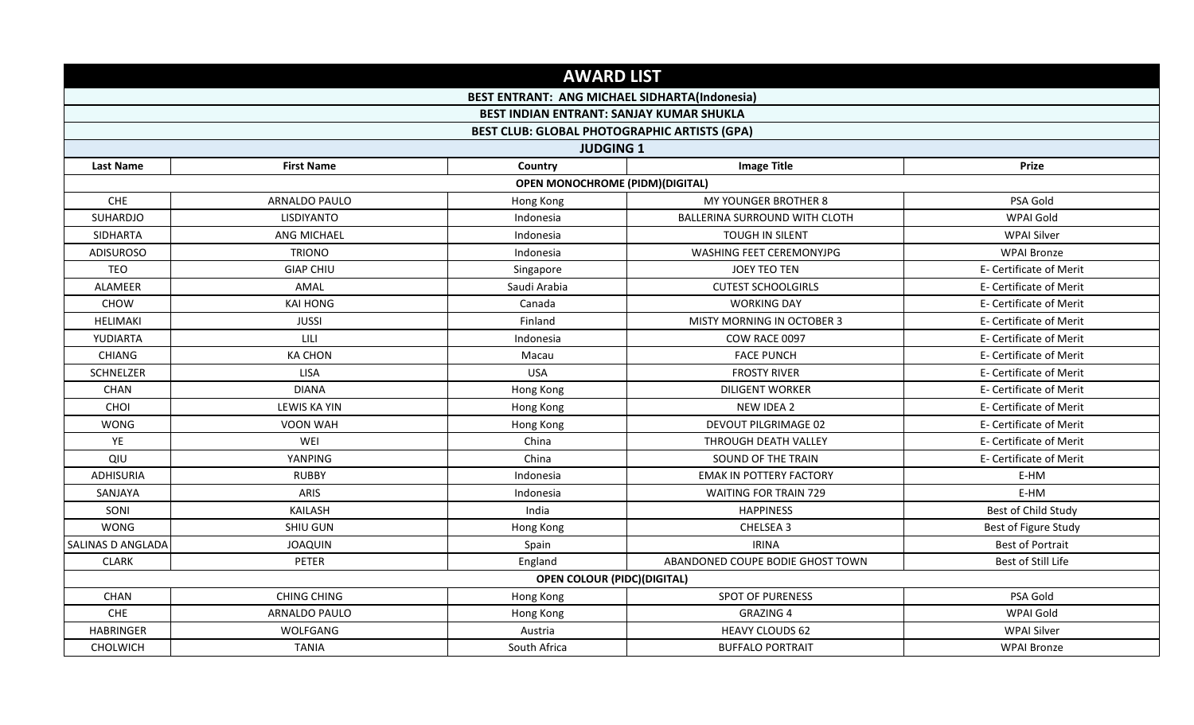# AWARD LIST

**BEST ENTRANT: ANG MICHAEL SIDHARTA(Indonesia)**

**BEST INDIAN ENTRANT: SANJAY KUMAR SHUKLA**

**BEST CLUB: GLOBAL PHOTOGRAPHIC ARTISTS (GPA)**

## JUDGING 1

| Last Name | First Name | Country | Image Title | Prize |
|---|---|---|---|---|
| **OPEN MONOCHROME (PIDM)(DIGITAL)** | | | | |
| CHE | ARNALDO PAULO | Hong Kong | MY YOUNGER BROTHER 8 | PSA Gold |
| SUHARDJO | LISDIYANTO | Indonesia | BALLERINA SURROUND WITH CLOTH | WPAI Gold |
| SIDHARTA | ANG MICHAEL | Indonesia | TOUGH IN SILENT | WPAI Silver |
| ADISUROSO | TRIONO | Indonesia | WASHING FEET CEREMONYJPG | WPAI Bronze |
| TEO | GIAP CHIU | Singapore | JOEY TEO TEN | E- Certificate of Merit |
| ALAMEER | AMAL | Saudi Arabia | CUTEST SCHOOLGIRLS | E- Certificate of Merit |
| CHOW | KAI HONG | Canada | WORKING DAY | E- Certificate of Merit |
| HELIMAKI | JUSSI | Finland | MISTY MORNING IN OCTOBER 3 | E- Certificate of Merit |
| YUDIARTA | LILI | Indonesia | COW RACE 0097 | E- Certificate of Merit |
| CHIANG | KA CHON | Macau | FACE PUNCH | E- Certificate of Merit |
| SCHNELZER | LISA | USA | FROSTY RIVER | E- Certificate of Merit |
| CHAN | DIANA | Hong Kong | DILIGENT WORKER | E- Certificate of Merit |
| CHOI | LEWIS KA YIN | Hong Kong | NEW IDEA 2 | E- Certificate of Merit |
| WONG | VOON WAH | Hong Kong | DEVOUT PILGRIMAGE 02 | E- Certificate of Merit |
| YE | WEI | China | THROUGH DEATH VALLEY | E- Certificate of Merit |
| QIU | YANPING | China | SOUND OF THE TRAIN | E- Certificate of Merit |
| ADHISURIA | RUBBY | Indonesia | EMAK IN POTTERY FACTORY | E-HM |
| SANJAYA | ARIS | Indonesia | WAITING FOR TRAIN 729 | E-HM |
| SONI | KAILASH | India | HAPPINESS | Best of Child Study |
| WONG | SHIU GUN | Hong Kong | CHELSEA 3 | Best of Figure Study |
| SALINAS D ANGLADA | JOAQUIN | Spain | IRINA | Best of Portrait |
| CLARK | PETER | England | ABANDONED COUPE BODIE GHOST TOWN | Best of Still Life |
| **OPEN COLOUR (PIDC)(DIGITAL)** | | | | |
| CHAN | CHING CHING | Hong Kong | SPOT OF PURENESS | PSA Gold |
| CHE | ARNALDO PAULO | Hong Kong | GRAZING 4 | WPAI Gold |
| HABRINGER | WOLFGANG | Austria | HEAVY CLOUDS 62 | WPAI Silver |
| CHOLWICH | TANIA | South Africa | BUFFALO PORTRAIT | WPAI Bronze |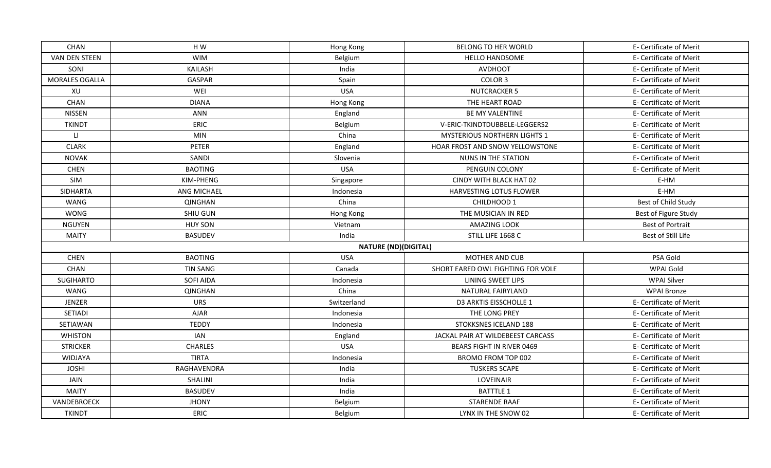| CHAN | H W | Hong Kong | BELONG TO HER WORLD | E- Certificate of Merit |
|---|---|---|---|---|
| VAN DEN STEEN | WIM | Belgium | HELLO HANDSOME | E- Certificate of Merit |
| SONI | KAILASH | India | AVDHOOT | E- Certificate of Merit |
| MORALES OGALLA | GASPAR | Spain | COLOR 3 | E- Certificate of Merit |
| XU | WEI | USA | NUTCRACKER 5 | E- Certificate of Merit |
| CHAN | DIANA | Hong Kong | THE HEART ROAD | E- Certificate of Merit |
| NISSEN | ANN | England | BE MY VALENTINE | E- Certificate of Merit |
| TKINDT | ERIC | Belgium | V-ERIC-TKINDTDUBBELE-LEGGERS2 | E- Certificate of Merit |
| LI | MIN | China | MYSTERIOUS NORTHERN LIGHTS 1 | E- Certificate of Merit |
| CLARK | PETER | England | HOAR FROST AND SNOW YELLOWSTONE | E- Certificate of Merit |
| NOVAK | SANDI | Slovenia | NUNS IN THE STATION | E- Certificate of Merit |
| CHEN | BAOTING | USA | PENGUIN COLONY | E- Certificate of Merit |
| SIM | KIM-PHENG | Singapore | CINDY WITH BLACK HAT 02 | E-HM |
| SIDHARTA | ANG MICHAEL | Indonesia | HARVESTING LOTUS FLOWER | E-HM |
| WANG | QINGHAN | China | CHILDHOOD 1 | Best of Child Study |
| WONG | SHIU GUN | Hong Kong | THE MUSICIAN IN RED | Best of Figure Study |
| NGUYEN | HUY SON | Vietnam | AMAZING LOOK | Best of Portrait |
| MAITY | BASUDEV | India | STILL LIFE 1668 C | Best of Still Life |
| | | **NATURE (ND)(DIGITAL)** | | |
| CHEN | BAOTING | USA | MOTHER AND CUB | PSA Gold |
| CHAN | TIN SANG | Canada | SHORT EARED OWL FIGHTING FOR VOLE | WPAI Gold |
| SUGIHARTO | SOFI AIDA | Indonesia | LINING SWEET LIPS | WPAI Silver |
| WANG | QINGHAN | China | NATURAL FAIRYLAND | WPAI Bronze |
| JENZER | URS | Switzerland | D3 ARKTIS EISSCHOLLE 1 | E- Certificate of Merit |
| SETIADI | AJAR | Indonesia | THE LONG PREY | E- Certificate of Merit |
| SETIAWAN | TEDDY | Indonesia | STOKKSNES ICELAND 188 | E- Certificate of Merit |
| WHISTON | IAN | England | JACKAL PAIR AT WILDEBEEST CARCASS | E- Certificate of Merit |
| STRICKER | CHARLES | USA | BEARS FIGHT IN RIVER 0469 | E- Certificate of Merit |
| WIDJAYA | TIRTA | Indonesia | BROMO FROM TOP 002 | E- Certificate of Merit |
| JOSHI | RAGHAVENDRA | India | TUSKERS SCAPE | E- Certificate of Merit |
| JAIN | SHALINI | India | LOVEINAIR | E- Certificate of Merit |
| MAITY | BASUDEV | India | BATTTLE 1 | E- Certificate of Merit |
| VANDEBROECK | JHONY | Belgium | STARENDE RAAF | E- Certificate of Merit |
| TKINDT | ERIC | Belgium | LYNX IN THE SNOW 02 | E- Certificate of Merit |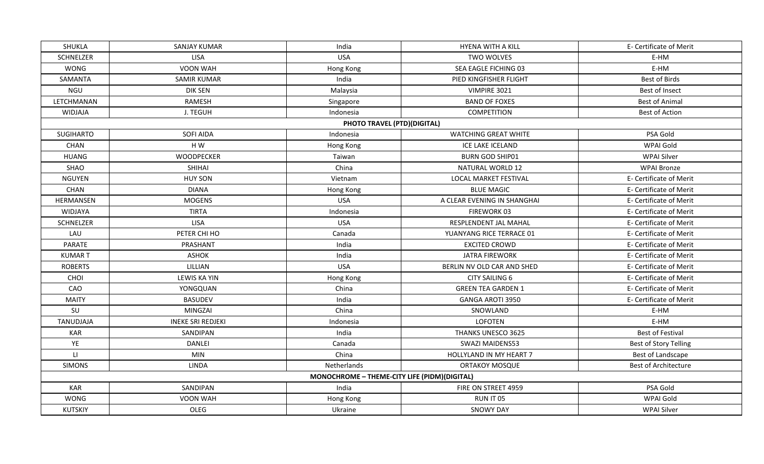| | | | | |
|---|---|---|---|---|
| SHUKLA | SANJAY KUMAR | India | HYENA WITH A KILL | E- Certificate of Merit |
| SCHNELZER | LISA | USA | TWO WOLVES | E-HM |
| WONG | VOON WAH | Hong Kong | SEA EAGLE FICHING 03 | E-HM |
| SAMANTA | SAMIR KUMAR | India | PIED KINGFISHER FLIGHT | Best of Birds |
| NGU | DIK SEN | Malaysia | VIMPIRE 3021 | Best of Insect |
| LETCHMANAN | RAMESH | Singapore | BAND OF FOXES | Best of Animal |
| WIDJAJA | J. TEGUH | Indonesia | COMPETITION | Best of Action |
| **PHOTO TRAVEL (PTD)(DIGITAL)** | | | | |
| SUGIHARTO | SOFI AIDA | Indonesia | WATCHING GREAT WHITE | PSA Gold |
| CHAN | H W | Hong Kong | ICE LAKE ICELAND | WPAI Gold |
| HUANG | WOODPECKER | Taiwan | BURN GOD SHIP01 | WPAI Silver |
| SHAO | SHIHAI | China | NATURAL WORLD 12 | WPAI Bronze |
| NGUYEN | HUY SON | Vietnam | LOCAL MARKET FESTIVAL | E- Certificate of Merit |
| CHAN | DIANA | Hong Kong | BLUE MAGIC | E- Certificate of Merit |
| HERMANSEN | MOGENS | USA | A CLEAR EVENING IN SHANGHAI | E- Certificate of Merit |
| WIDJAYA | TIRTA | Indonesia | FIREWORK 03 | E- Certificate of Merit |
| SCHNELZER | LISA | USA | RESPLENDENT JAL MAHAL | E- Certificate of Merit |
| LAU | PETER CHI HO | Canada | YUANYANG RICE TERRACE 01 | E- Certificate of Merit |
| PARATE | PRASHANT | India | EXCITED CROWD | E- Certificate of Merit |
| KUMAR T | ASHOK | India | JATRA FIREWORK | E- Certificate of Merit |
| ROBERTS | LILLIAN | USA | BERLIN NV OLD CAR AND SHED | E- Certificate of Merit |
| CHOI | LEWIS KA YIN | Hong Kong | CITY SAILING 6 | E- Certificate of Merit |
| CAO | YONGQUAN | China | GREEN TEA GARDEN 1 | E- Certificate of Merit |
| MAITY | BASUDEV | India | GANGA AROTI 3950 | E- Certificate of Merit |
| SU | MINGZAI | China | SNOWLAND | E-HM |
| TANUDJAJA | INEKE SRI REDJEKI | Indonesia | LOFOTEN | E-HM |
| KAR | SANDIPAN | India | THANKS UNESCO 3625 | Best of Festival |
| YE | DANLEI | Canada | SWAZI MAIDENS53 | Best of Story Telling |
| LI | MIN | China | HOLLYLAND IN MY HEART 7 | Best of Landscape |
| SIMONS | LINDA | Netherlands | ORTAKOY MOSQUE | Best of Architecture |
| **MONOCHROME – THEME-CITY LIFE (PIDM)(DIGITAL)** | | | | |
| KAR | SANDIPAN | India | FIRE ON STREET 4959 | PSA Gold |
| WONG | VOON WAH | Hong Kong | RUN IT 05 | WPAI Gold |
| KUTSKIY | OLEG | Ukraine | SNOWY DAY | WPAI Silver |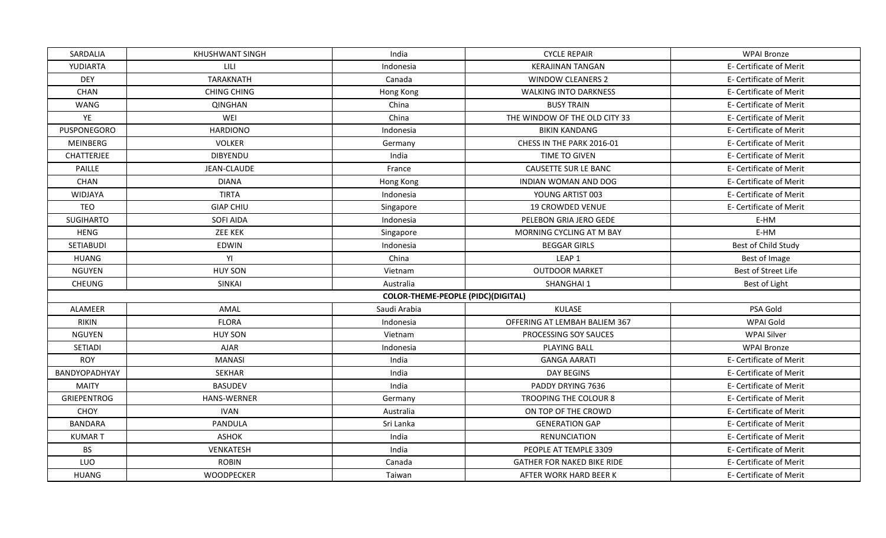| SARDALIA | KHUSHWANT SINGH | India | CYCLE REPAIR | WPAI Bronze |
|---|---|---|---|---|
| YUDIARTA | LILI | Indonesia | KERAJINAN TANGAN | E- Certificate of Merit |
| DEY | TARAKNATH | Canada | WINDOW CLEANERS 2 | E- Certificate of Merit |
| CHAN | CHING CHING | Hong Kong | WALKING INTO DARKNESS | E- Certificate of Merit |
| WANG | QINGHAN | China | BUSY TRAIN | E- Certificate of Merit |
| YE | WEI | China | THE WINDOW OF THE OLD CITY 33 | E- Certificate of Merit |
| PUSPONEGORO | HARDIONO | Indonesia | BIKIN KANDANG | E- Certificate of Merit |
| MEINBERG | VOLKER | Germany | CHESS IN THE PARK 2016-01 | E- Certificate of Merit |
| CHATTERJEE | DIBYENDU | India | TIME TO GIVEN | E- Certificate of Merit |
| PAILLE | JEAN-CLAUDE | France | CAUSETTE SUR LE BANC | E- Certificate of Merit |
| CHAN | DIANA | Hong Kong | INDIAN WOMAN AND DOG | E- Certificate of Merit |
| WIDJAYA | TIRTA | Indonesia | YOUNG ARTIST 003 | E- Certificate of Merit |
| TEO | GIAP CHIU | Singapore | 19 CROWDED VENUE | E- Certificate of Merit |
| SUGIHARTO | SOFI AIDA | Indonesia | PELEBON GRIA JERO GEDE | E-HM |
| HENG | ZEE KEK | Singapore | MORNING CYCLING AT M BAY | E-HM |
| SETIABUDI | EDWIN | Indonesia | BEGGAR GIRLS | Best of Child Study |
| HUANG | YI | China | LEAP 1 | Best of Image |
| NGUYEN | HUY SON | Vietnam | OUTDOOR MARKET | Best of Street Life |
| CHEUNG | SINKAI | Australia | SHANGHAI 1 | Best of Light |
| | | **COLOR-THEME-PEOPLE (PIDC)(DIGITAL)** | | |
| ALAMEER | AMAL | Saudi Arabia | KULASE | PSA Gold |
| RIKIN | FLORA | Indonesia | OFFERING AT LEMBAH BALIEM 367 | WPAI Gold |
| NGUYEN | HUY SON | Vietnam | PROCESSING SOY SAUCES | WPAI Silver |
| SETIADI | AJAR | Indonesia | PLAYING BALL | WPAI Bronze |
| ROY | MANASI | India | GANGA AARATI | E- Certificate of Merit |
| BANDYOPADHYAY | SEKHAR | India | DAY BEGINS | E- Certificate of Merit |
| MAITY | BASUDEV | India | PADDY DRYING 7636 | E- Certificate of Merit |
| GRIEPENTROG | HANS-WERNER | Germany | TROOPING THE COLOUR 8 | E- Certificate of Merit |
| CHOY | IVAN | Australia | ON TOP OF THE CROWD | E- Certificate of Merit |
| BANDARA | PANDULA | Sri Lanka | GENERATION GAP | E- Certificate of Merit |
| KUMAR T | ASHOK | India | RENUNCIATION | E- Certificate of Merit |
| BS | VENKATESH | India | PEOPLE AT TEMPLE 3309 | E- Certificate of Merit |
| LUO | ROBIN | Canada | GATHER FOR NAKED BIKE RIDE | E- Certificate of Merit |
| HUANG | WOODPECKER | Taiwan | AFTER WORK HARD BEER K | E- Certificate of Merit |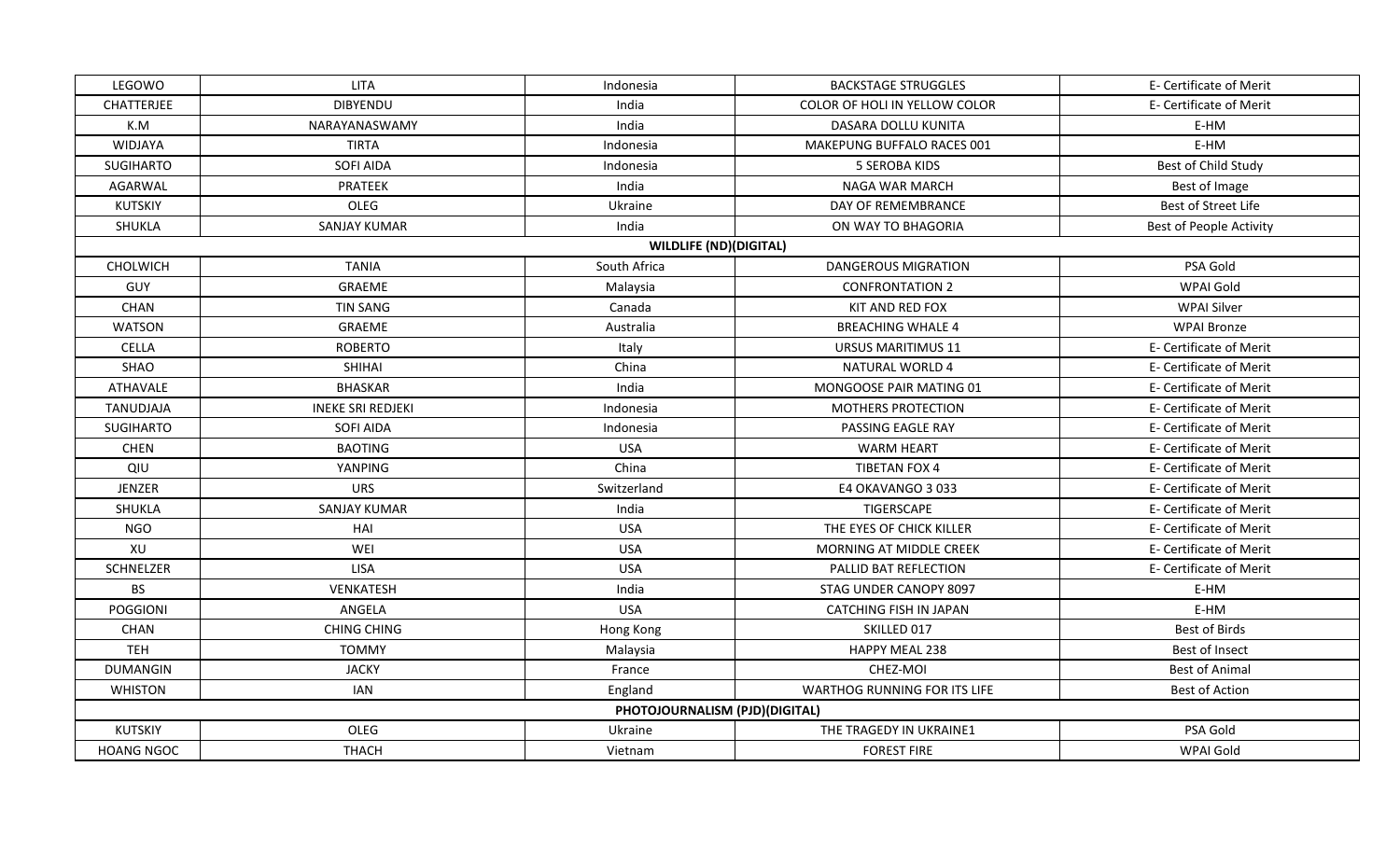| LEGOWO | LITA | Indonesia | BACKSTAGE STRUGGLES | E- Certificate of Merit |
|---|---|---|---|---|
| CHATTERJEE | DIBYENDU | India | COLOR OF HOLI IN YELLOW COLOR | E- Certificate of Merit |
| K.M | NARAYANASWAMY | India | DASARA DOLLU KUNITA | E-HM |
| WIDJAYA | TIRTA | Indonesia | MAKEPUNG BUFFALO RACES 001 | E-HM |
| SUGIHARTO | SOFI AIDA | Indonesia | 5 SEROBA KIDS | Best of Child Study |
| AGARWAL | PRATEEK | India | NAGA WAR MARCH | Best of Image |
| KUTSKIY | OLEG | Ukraine | DAY OF REMEMBRANCE | Best of Street Life |
| SHUKLA | SANJAY KUMAR | India | ON WAY TO BHAGORIA | Best of People Activity |
| | | **WILDLIFE (ND)(DIGITAL)** | | |
| CHOLWICH | TANIA | South Africa | DANGEROUS MIGRATION | PSA Gold |
| GUY | GRAEME | Malaysia | CONFRONTATION 2 | WPAI Gold |
| CHAN | TIN SANG | Canada | KIT AND RED FOX | WPAI Silver |
| WATSON | GRAEME | Australia | BREACHING WHALE 4 | WPAI Bronze |
| CELLA | ROBERTO | Italy | URSUS MARITIMUS 11 | E- Certificate of Merit |
| SHAO | SHIHAI | China | NATURAL WORLD 4 | E- Certificate of Merit |
| ATHAVALE | BHASKAR | India | MONGOOSE PAIR MATING 01 | E- Certificate of Merit |
| TANUDJAJA | INEKE SRI REDJEKI | Indonesia | MOTHERS PROTECTION | E- Certificate of Merit |
| SUGIHARTO | SOFI AIDA | Indonesia | PASSING EAGLE RAY | E- Certificate of Merit |
| CHEN | BAOTING | USA | WARM HEART | E- Certificate of Merit |
| QIU | YANPING | China | TIBETAN FOX 4 | E- Certificate of Merit |
| JENZER | URS | Switzerland | E4 OKAVANGO 3 033 | E- Certificate of Merit |
| SHUKLA | SANJAY KUMAR | India | TIGERSCAPE | E- Certificate of Merit |
| NGO | HAI | USA | THE EYES OF CHICK KILLER | E- Certificate of Merit |
| XU | WEI | USA | MORNING AT MIDDLE CREEK | E- Certificate of Merit |
| SCHNELZER | LISA | USA | PALLID BAT REFLECTION | E- Certificate of Merit |
| BS | VENKATESH | India | STAG UNDER CANOPY 8097 | E-HM |
| POGGIONI | ANGELA | USA | CATCHING FISH IN JAPAN | E-HM |
| CHAN | CHING CHING | Hong Kong | SKILLED 017 | Best of Birds |
| TEH | TOMMY | Malaysia | HAPPY MEAL 238 | Best of Insect |
| DUMANGIN | JACKY | France | CHEZ-MOI | Best of Animal |
| WHISTON | IAN | England | WARTHOG RUNNING FOR ITS LIFE | Best of Action |
| | | **PHOTOJOURNALISM (PJD)(DIGITAL)** | | |
| KUTSKIY | OLEG | Ukraine | THE TRAGEDY IN UKRAINE1 | PSA Gold |
| HOANG NGOC | THACH | Vietnam | FOREST FIRE | WPAI Gold |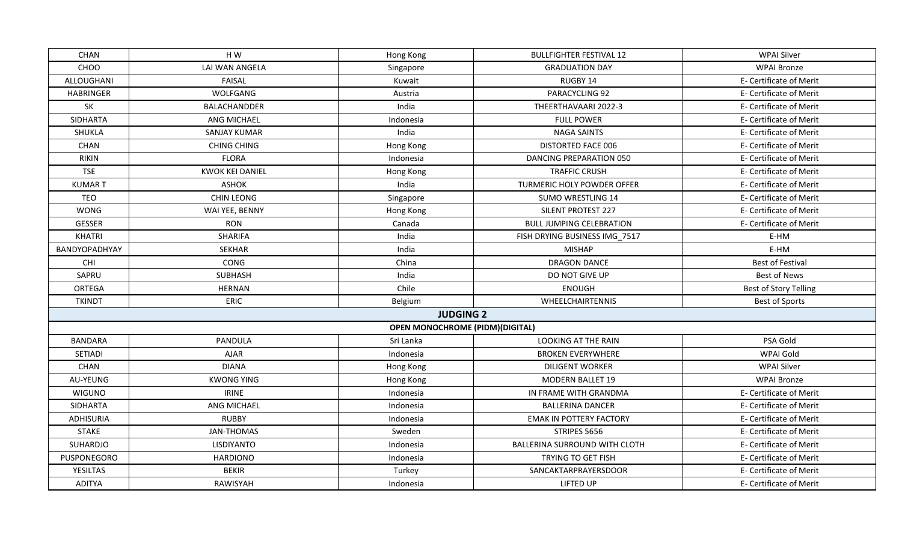| | | | | |
|---|---|---|---|---|
| CHAN | H W | Hong Kong | BULLFIGHTER FESTIVAL 12 | WPAI Silver |
| CHOO | LAI WAN ANGELA | Singapore | GRADUATION DAY | WPAI Bronze |
| ALLOUGHANI | FAISAL | Kuwait | RUGBY 14 | E- Certificate of Merit |
| HABRINGER | WOLFGANG | Austria | PARACYCLING 92 | E- Certificate of Merit |
| SK | BALACHANDDER | India | THEERTHAVAARI 2022-3 | E- Certificate of Merit |
| SIDHARTA | ANG MICHAEL | Indonesia | FULL POWER | E- Certificate of Merit |
| SHUKLA | SANJAY KUMAR | India | NAGA SAINTS | E- Certificate of Merit |
| CHAN | CHING CHING | Hong Kong | DISTORTED FACE 006 | E- Certificate of Merit |
| RIKIN | FLORA | Indonesia | DANCING PREPARATION 050 | E- Certificate of Merit |
| TSE | KWOK KEI DANIEL | Hong Kong | TRAFFIC CRUSH | E- Certificate of Merit |
| KUMAR T | ASHOK | India | TURMERIC HOLY POWDER OFFER | E- Certificate of Merit |
| TEO | CHIN LEONG | Singapore | SUMO WRESTLING 14 | E- Certificate of Merit |
| WONG | WAI YEE, BENNY | Hong Kong | SILENT PROTEST 227 | E- Certificate of Merit |
| GESSER | RON | Canada | BULL JUMPING CELEBRATION | E- Certificate of Merit |
| KHATRI | SHARIFA | India | FISH DRYING BUSINESS IMG_7517 | E-HM |
| BANDYOPADHYAY | SEKHAR | India | MISHAP | E-HM |
| CHI | CONG | China | DRAGON DANCE | Best of Festival |
| SAPRU | SUBHASH | India | DO NOT GIVE UP | Best of News |
| ORTEGA | HERNAN | Chile | ENOUGH | Best of Story Telling |
| TKINDT | ERIC | Belgium | WHEELCHAIRTENNIS | Best of Sports |
| **JUDGING 2** | | | | |
| **OPEN MONOCHROME (PIDM)(DIGITAL)** | | | | |
| BANDARA | PANDULA | Sri Lanka | LOOKING AT THE RAIN | PSA Gold |
| SETIADI | AJAR | Indonesia | BROKEN EVERYWHERE | WPAI Gold |
| CHAN | DIANA | Hong Kong | DILIGENT WORKER | WPAI Silver |
| AU-YEUNG | KWONG YING | Hong Kong | MODERN BALLET 19 | WPAI Bronze |
| WIGUNO | IRINE | Indonesia | IN FRAME WITH GRANDMA | E- Certificate of Merit |
| SIDHARTA | ANG MICHAEL | Indonesia | BALLERINA DANCER | E- Certificate of Merit |
| ADHISURIA | RUBBY | Indonesia | EMAK IN POTTERY FACTORY | E- Certificate of Merit |
| STAKE | JAN-THOMAS | Sweden | STRIPES 5656 | E- Certificate of Merit |
| SUHARDJO | LISDIYANTO | Indonesia | BALLERINA SURROUND WITH CLOTH | E- Certificate of Merit |
| PUSPONEGORO | HARDIONO | Indonesia | TRYING TO GET FISH | E- Certificate of Merit |
| YESILTAS | BEKIR | Turkey | SANCAKTARPRAYERSDOOR | E- Certificate of Merit |
| ADITYA | RAWISYAH | Indonesia | LIFTED UP | E- Certificate of Merit |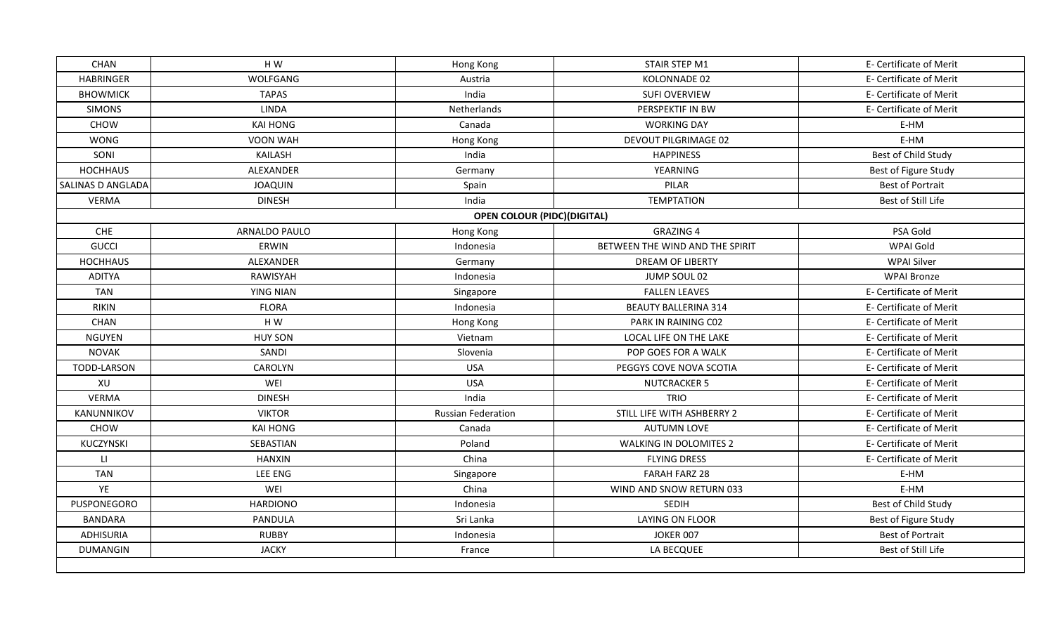| | | | | |
|---|---|---|---|---|
| CHAN | H W | Hong Kong | STAIR STEP M1 | E- Certificate of Merit |
| HABRINGER | WOLFGANG | Austria | KOLONNADE 02 | E- Certificate of Merit |
| BHOWMICK | TAPAS | India | SUFI OVERVIEW | E- Certificate of Merit |
| SIMONS | LINDA | Netherlands | PERSPEKTIF IN BW | E- Certificate of Merit |
| CHOW | KAI HONG | Canada | WORKING DAY | E-HM |
| WONG | VOON WAH | Hong Kong | DEVOUT PILGRIMAGE 02 | E-HM |
| SONI | KAILASH | India | HAPPINESS | Best of Child Study |
| HOCHHAUS | ALEXANDER | Germany | YEARNING | Best of Figure Study |
| SALINAS D ANGLADA | JOAQUIN | Spain | PILAR | Best of Portrait |
| VERMA | DINESH | India | TEMPTATION | Best of Still Life |
| **OPEN COLOUR (PIDC)(DIGITAL)** | | | | |
| CHE | ARNALDO PAULO | Hong Kong | GRAZING 4 | PSA Gold |
| GUCCI | ERWIN | Indonesia | BETWEEN THE WIND AND THE SPIRIT | WPAI Gold |
| HOCHHAUS | ALEXANDER | Germany | DREAM OF LIBERTY | WPAI Silver |
| ADITYA | RAWISYAH | Indonesia | JUMP SOUL 02 | WPAI Bronze |
| TAN | YING NIAN | Singapore | FALLEN LEAVES | E- Certificate of Merit |
| RIKIN | FLORA | Indonesia | BEAUTY BALLERINA 314 | E- Certificate of Merit |
| CHAN | H W | Hong Kong | PARK IN RAINING C02 | E- Certificate of Merit |
| NGUYEN | HUY SON | Vietnam | LOCAL LIFE ON THE LAKE | E- Certificate of Merit |
| NOVAK | SANDI | Slovenia | POP GOES FOR A WALK | E- Certificate of Merit |
| TODD-LARSON | CAROLYN | USA | PEGGYS COVE NOVA SCOTIA | E- Certificate of Merit |
| XU | WEI | USA | NUTCRACKER 5 | E- Certificate of Merit |
| VERMA | DINESH | India | TRIO | E- Certificate of Merit |
| KANUNNIKOV | VIKTOR | Russian Federation | STILL LIFE WITH ASHBERRY 2 | E- Certificate of Merit |
| CHOW | KAI HONG | Canada | AUTUMN LOVE | E- Certificate of Merit |
| KUCZYNSKI | SEBASTIAN | Poland | WALKING IN DOLOMITES 2 | E- Certificate of Merit |
| LI | HANXIN | China | FLYING DRESS | E- Certificate of Merit |
| TAN | LEE ENG | Singapore | FARAH FARZ 28 | E-HM |
| YE | WEI | China | WIND AND SNOW RETURN 033 | E-HM |
| PUSPONEGORO | HARDIONO | Indonesia | SEDIH | Best of Child Study |
| BANDARA | PANDULA | Sri Lanka | LAYING ON FLOOR | Best of Figure Study |
| ADHISURIA | RUBBY | Indonesia | JOKER 007 | Best of Portrait |
| DUMANGIN | JACKY | France | LA BECQUEE | Best of Still Life |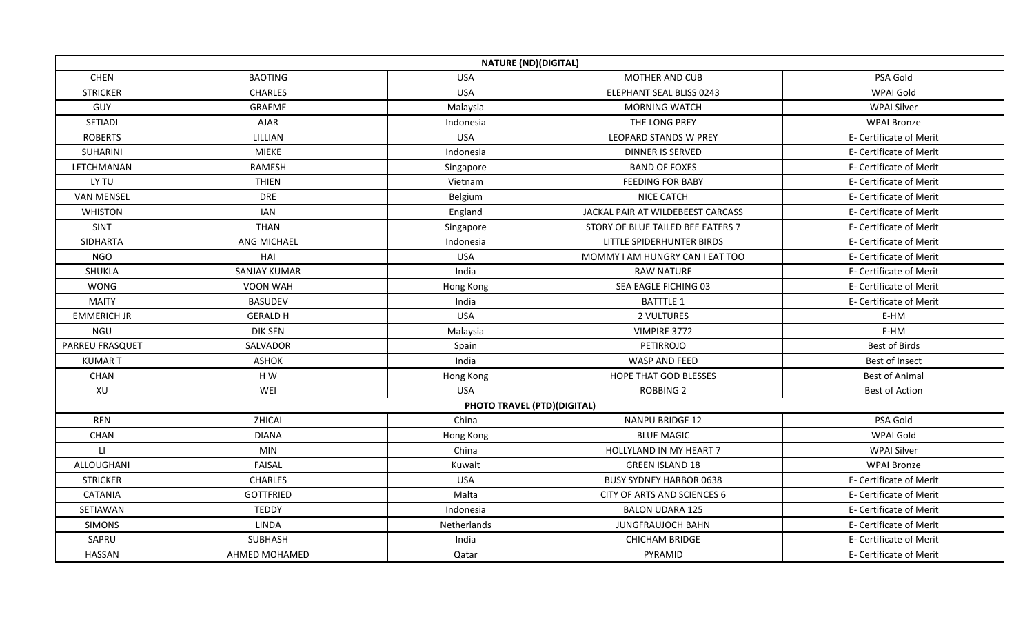| NATURE (ND)(DIGITAL) | | | | |
|---|---|---|---|---|
| CHEN | BAOTING | USA | MOTHER AND CUB | PSA Gold |
| STRICKER | CHARLES | USA | ELEPHANT SEAL BLISS 0243 | WPAI Gold |
| GUY | GRAEME | Malaysia | MORNING WATCH | WPAI Silver |
| SETIADI | AJAR | Indonesia | THE LONG PREY | WPAI Bronze |
| ROBERTS | LILLIAN | USA | LEOPARD STANDS W PREY | E- Certificate of Merit |
| SUHARINI | MIEKE | Indonesia | DINNER IS SERVED | E- Certificate of Merit |
| LETCHMANAN | RAMESH | Singapore | BAND OF FOXES | E- Certificate of Merit |
| LY TU | THIEN | Vietnam | FEEDING FOR BABY | E- Certificate of Merit |
| VAN MENSEL | DRE | Belgium | NICE CATCH | E- Certificate of Merit |
| WHISTON | IAN | England | JACKAL PAIR AT WILDEBEEST CARCASS | E- Certificate of Merit |
| SINT | THAN | Singapore | STORY OF BLUE TAILED BEE EATERS 7 | E- Certificate of Merit |
| SIDHARTA | ANG MICHAEL | Indonesia | LITTLE SPIDERHUNTER BIRDS | E- Certificate of Merit |
| NGO | HAI | USA | MOMMY I AM HUNGRY CAN I EAT TOO | E- Certificate of Merit |
| SHUKLA | SANJAY KUMAR | India | RAW NATURE | E- Certificate of Merit |
| WONG | VOON WAH | Hong Kong | SEA EAGLE FICHING 03 | E- Certificate of Merit |
| MAITY | BASUDEV | India | BATTTLE 1 | E- Certificate of Merit |
| EMMERICH JR | GERALD H | USA | 2 VULTURES | E-HM |
| NGU | DIK SEN | Malaysia | VIMPIRE 3772 | E-HM |
| PARREU FRASQUET | SALVADOR | Spain | PETIRROJO | Best of Birds |
| KUMAR T | ASHOK | India | WASP AND FEED | Best of Insect |
| CHAN | H W | Hong Kong | HOPE THAT GOD BLESSES | Best of Animal |
| XU | WEI | USA | ROBBING 2 | Best of Action |
| **PHOTO TRAVEL (PTD)(DIGITAL)** | | | | |
| REN | ZHICAI | China | NANPU BRIDGE 12 | PSA Gold |
| CHAN | DIANA | Hong Kong | BLUE MAGIC | WPAI Gold |
| LI | MIN | China | HOLLYLAND IN MY HEART 7 | WPAI Silver |
| ALLOUGHANI | FAISAL | Kuwait | GREEN ISLAND 18 | WPAI Bronze |
| STRICKER | CHARLES | USA | BUSY SYDNEY HARBOR 0638 | E- Certificate of Merit |
| CATANIA | GOTTFRIED | Malta | CITY OF ARTS AND SCIENCES 6 | E- Certificate of Merit |
| SETIAWAN | TEDDY | Indonesia | BALON UDARA 125 | E- Certificate of Merit |
| SIMONS | LINDA | Netherlands | JUNGFRAUJOCH BAHN | E- Certificate of Merit |
| SAPRU | SUBHASH | India | CHICHAM BRIDGE | E- Certificate of Merit |
| HASSAN | AHMED MOHAMED | Qatar | PYRAMID | E- Certificate of Merit |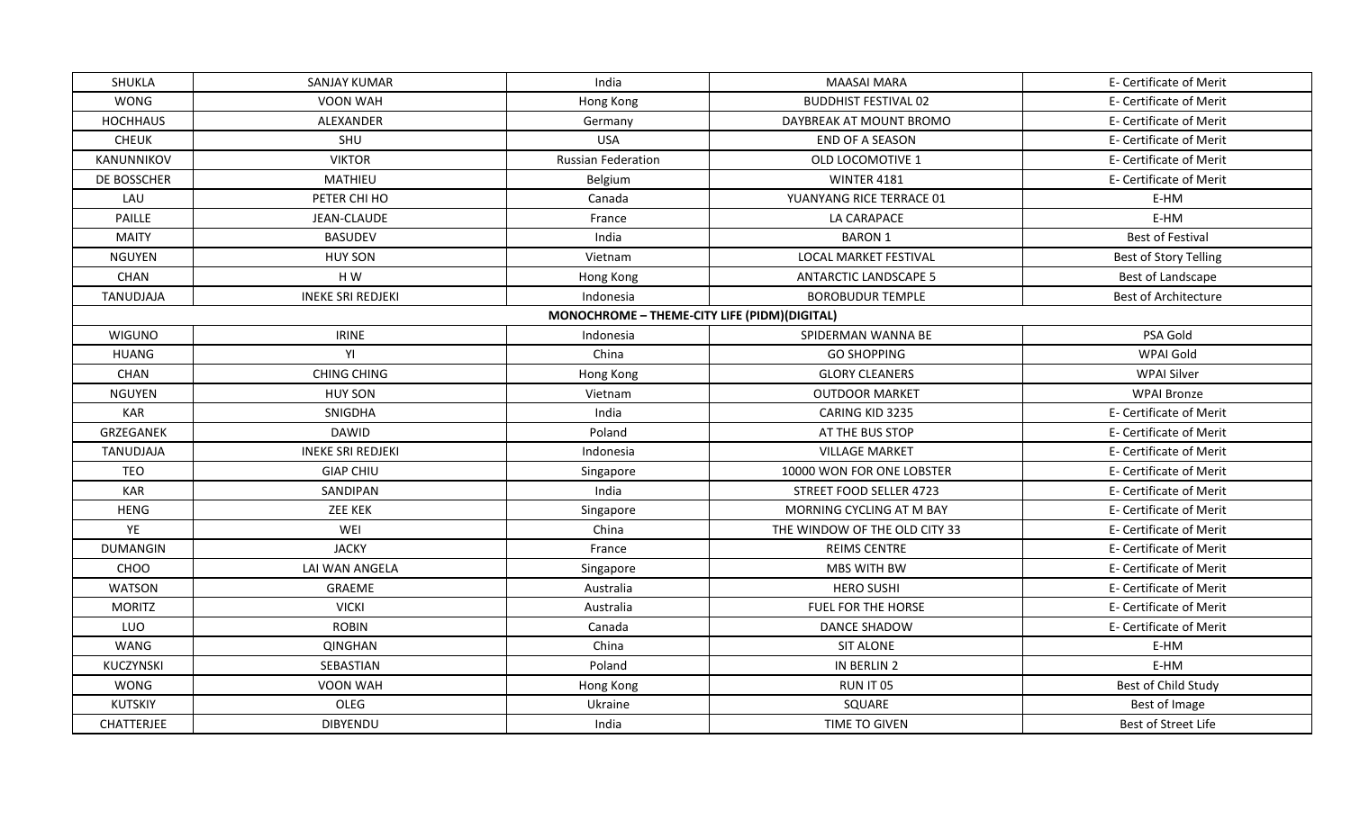| | | | | |
|---|---|---|---|---|
| SHUKLA | SANJAY KUMAR | India | MAASAI MARA | E- Certificate of Merit |
| WONG | VOON WAH | Hong Kong | BUDDHIST FESTIVAL 02 | E- Certificate of Merit |
| HOCHHAUS | ALEXANDER | Germany | DAYBREAK AT MOUNT BROMO | E- Certificate of Merit |
| CHEUK | SHU | USA | END OF A SEASON | E- Certificate of Merit |
| KANUNNIKOV | VIKTOR | Russian Federation | OLD LOCOMOTIVE 1 | E- Certificate of Merit |
| DE BOSSCHER | MATHIEU | Belgium | WINTER 4181 | E- Certificate of Merit |
| LAU | PETER CHI HO | Canada | YUANYANG RICE TERRACE 01 | E-HM |
| PAILLE | JEAN-CLAUDE | France | LA CARAPACE | E-HM |
| MAITY | BASUDEV | India | BARON 1 | Best of Festival |
| NGUYEN | HUY SON | Vietnam | LOCAL MARKET FESTIVAL | Best of Story Telling |
| CHAN | H W | Hong Kong | ANTARCTIC LANDSCAPE 5 | Best of Landscape |
| TANUDJAJA | INEKE SRI REDJEKI | Indonesia | BOROBUDUR TEMPLE | Best of Architecture |
| | | MONOCHROME – THEME-CITY LIFE (PIDM)(DIGITAL) | | |
| WIGUNO | IRINE | Indonesia | SPIDERMAN WANNA BE | PSA Gold |
| HUANG | YI | China | GO SHOPPING | WPAI Gold |
| CHAN | CHING CHING | Hong Kong | GLORY CLEANERS | WPAI Silver |
| NGUYEN | HUY SON | Vietnam | OUTDOOR MARKET | WPAI Bronze |
| KAR | SNIGDHA | India | CARING KID 3235 | E- Certificate of Merit |
| GRZEGANEK | DAWID | Poland | AT THE BUS STOP | E- Certificate of Merit |
| TANUDJAJA | INEKE SRI REDJEKI | Indonesia | VILLAGE MARKET | E- Certificate of Merit |
| TEO | GIAP CHIU | Singapore | 10000 WON FOR ONE LOBSTER | E- Certificate of Merit |
| KAR | SANDIPAN | India | STREET FOOD SELLER 4723 | E- Certificate of Merit |
| HENG | ZEE KEK | Singapore | MORNING CYCLING AT M BAY | E- Certificate of Merit |
| YE | WEI | China | THE WINDOW OF THE OLD CITY 33 | E- Certificate of Merit |
| DUMANGIN | JACKY | France | REIMS CENTRE | E- Certificate of Merit |
| CHOO | LAI WAN ANGELA | Singapore | MBS WITH BW | E- Certificate of Merit |
| WATSON | GRAEME | Australia | HERO SUSHI | E- Certificate of Merit |
| MORITZ | VICKI | Australia | FUEL FOR THE HORSE | E- Certificate of Merit |
| LUO | ROBIN | Canada | DANCE SHADOW | E- Certificate of Merit |
| WANG | QINGHAN | China | SIT ALONE | E-HM |
| KUCZYNSKI | SEBASTIAN | Poland | IN BERLIN 2 | E-HM |
| WONG | VOON WAH | Hong Kong | RUN IT 05 | Best of Child Study |
| KUTSKIY | OLEG | Ukraine | SQUARE | Best of Image |
| CHATTERJEE | DIBYENDU | India | TIME TO GIVEN | Best of Street Life |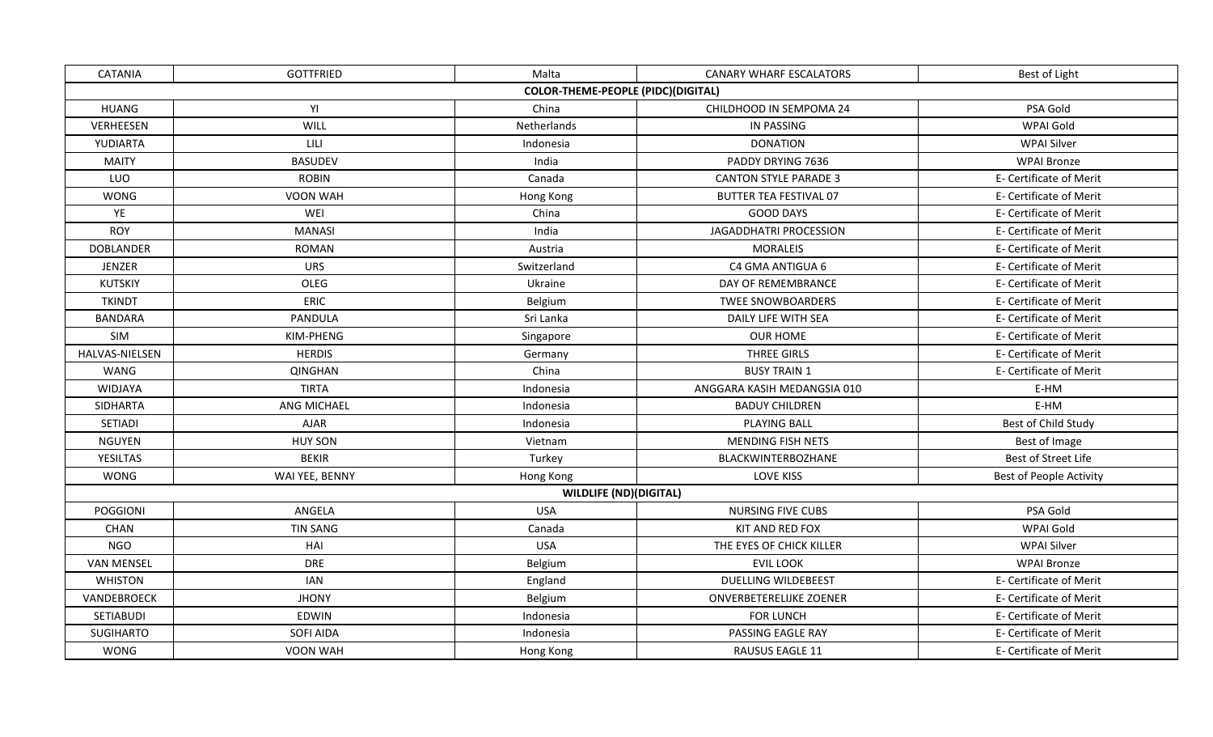| CATANIA | GOTTFRIED | Malta | CANARY WHARF ESCALATORS | Best of Light |
|---|---|---|---|---|
| **COLOR-THEME-PEOPLE (PIDC)(DIGITAL)** | | | | |
| HUANG | YI | China | CHILDHOOD IN SEMPOMA 24 | PSA Gold |
| VERHEESEN | WILL | Netherlands | IN PASSING | WPAI Gold |
| YUDIARTA | LILI | Indonesia | DONATION | WPAI Silver |
| MAITY | BASUDEV | India | PADDY DRYING 7636 | WPAI Bronze |
| LUO | ROBIN | Canada | CANTON STYLE PARADE 3 | E- Certificate of Merit |
| WONG | VOON WAH | Hong Kong | BUTTER TEA FESTIVAL 07 | E- Certificate of Merit |
| YE | WEI | China | GOOD DAYS | E- Certificate of Merit |
| ROY | MANASI | India | JAGADDHATRI PROCESSION | E- Certificate of Merit |
| DOBLANDER | ROMAN | Austria | MORALEIS | E- Certificate of Merit |
| JENZER | URS | Switzerland | C4 GMA ANTIGUA 6 | E- Certificate of Merit |
| KUTSKIY | OLEG | Ukraine | DAY OF REMEMBRANCE | E- Certificate of Merit |
| TKINDT | ERIC | Belgium | TWEE SNOWBOARDERS | E- Certificate of Merit |
| BANDARA | PANDULA | Sri Lanka | DAILY LIFE WITH SEA | E- Certificate of Merit |
| SIM | KIM-PHENG | Singapore | OUR HOME | E- Certificate of Merit |
| HALVAS-NIELSEN | HERDIS | Germany | THREE GIRLS | E- Certificate of Merit |
| WANG | QINGHAN | China | BUSY TRAIN 1 | E- Certificate of Merit |
| WIDJAYA | TIRTA | Indonesia | ANGGARA KASIH MEDANGSIA 010 | E-HM |
| SIDHARTA | ANG MICHAEL | Indonesia | BADUY CHILDREN | E-HM |
| SETIADI | AJAR | Indonesia | PLAYING BALL | Best of Child Study |
| NGUYEN | HUY SON | Vietnam | MENDING FISH NETS | Best of Image |
| YESILTAS | BEKIR | Turkey | BLACKWINTERBOZHANE | Best of Street Life |
| WONG | WAI YEE, BENNY | Hong Kong | LOVE KISS | Best of People Activity |
| **WILDLIFE (ND)(DIGITAL)** | | | | |
| POGGIONI | ANGELA | USA | NURSING FIVE CUBS | PSA Gold |
| CHAN | TIN SANG | Canada | KIT AND RED FOX | WPAI Gold |
| NGO | HAI | USA | THE EYES OF CHICK KILLER | WPAI Silver |
| VAN MENSEL | DRE | Belgium | EVIL LOOK | WPAI Bronze |
| WHISTON | IAN | England | DUELLING WILDEBEEST | E- Certificate of Merit |
| VANDEBROECK | JHONY | Belgium | ONVERBETERELIJKE ZOENER | E- Certificate of Merit |
| SETIABUDI | EDWIN | Indonesia | FOR LUNCH | E- Certificate of Merit |
| SUGIHARTO | SOFI AIDA | Indonesia | PASSING EAGLE RAY | E- Certificate of Merit |
| WONG | VOON WAH | Hong Kong | RAUSUS EAGLE 11 | E- Certificate of Merit |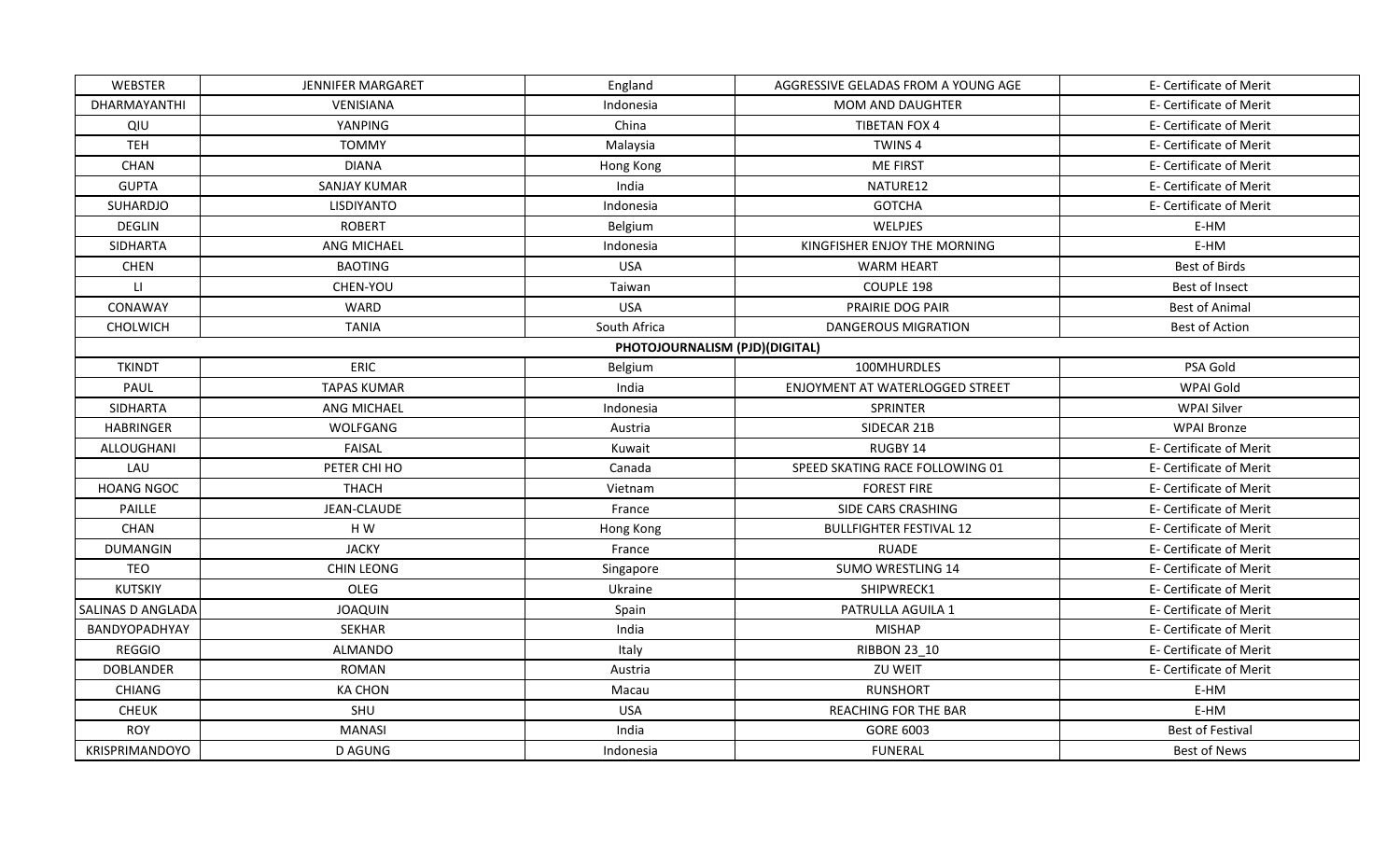| | | | | |
|---|---|---|---|---|
| WEBSTER | JENNIFER MARGARET | England | AGGRESSIVE GELADAS FROM A YOUNG AGE | E- Certificate of Merit |
| DHARMAYANTHI | VENISIANA | Indonesia | MOM AND DAUGHTER | E- Certificate of Merit |
| QIU | YANPING | China | TIBETAN FOX 4 | E- Certificate of Merit |
| TEH | TOMMY | Malaysia | TWINS 4 | E- Certificate of Merit |
| CHAN | DIANA | Hong Kong | ME FIRST | E- Certificate of Merit |
| GUPTA | SANJAY KUMAR | India | NATURE12 | E- Certificate of Merit |
| SUHARDJO | LISDIYANTO | Indonesia | GOTCHA | E- Certificate of Merit |
| DEGLIN | ROBERT | Belgium | WELPJES | E-HM |
| SIDHARTA | ANG MICHAEL | Indonesia | KINGFISHER ENJOY THE MORNING | E-HM |
| CHEN | BAOTING | USA | WARM HEART | Best of Birds |
| LI | CHEN-YOU | Taiwan | COUPLE 198 | Best of Insect |
| CONAWAY | WARD | USA | PRAIRIE DOG PAIR | Best of Animal |
| CHOLWICH | TANIA | South Africa | DANGEROUS MIGRATION | Best of Action |
| | | PHOTOJOURNALISM (PJD)(DIGITAL) | | |
| TKINDT | ERIC | Belgium | 100MHURDLES | PSA Gold |
| PAUL | TAPAS KUMAR | India | ENJOYMENT AT WATERLOGGED STREET | WPAI Gold |
| SIDHARTA | ANG MICHAEL | Indonesia | SPRINTER | WPAI Silver |
| HABRINGER | WOLFGANG | Austria | SIDECAR 21B | WPAI Bronze |
| ALLOUGHANI | FAISAL | Kuwait | RUGBY 14 | E- Certificate of Merit |
| LAU | PETER CHI HO | Canada | SPEED SKATING RACE FOLLOWING 01 | E- Certificate of Merit |
| HOANG NGOC | THACH | Vietnam | FOREST FIRE | E- Certificate of Merit |
| PAILLE | JEAN-CLAUDE | France | SIDE CARS CRASHING | E- Certificate of Merit |
| CHAN | H W | Hong Kong | BULLFIGHTER FESTIVAL 12 | E- Certificate of Merit |
| DUMANGIN | JACKY | France | RUADE | E- Certificate of Merit |
| TEO | CHIN LEONG | Singapore | SUMO WRESTLING 14 | E- Certificate of Merit |
| KUTSKIY | OLEG | Ukraine | SHIPWRECK1 | E- Certificate of Merit |
| SALINAS D ANGLADA | JOAQUIN | Spain | PATRULLA AGUILA 1 | E- Certificate of Merit |
| BANDYOPADHYAY | SEKHAR | India | MISHAP | E- Certificate of Merit |
| REGGIO | ALMANDO | Italy | RIBBON 23_10 | E- Certificate of Merit |
| DOBLANDER | ROMAN | Austria | ZU WEIT | E- Certificate of Merit |
| CHIANG | KA CHON | Macau | RUNSHORT | E-HM |
| CHEUK | SHU | USA | REACHING FOR THE BAR | E-HM |
| ROY | MANASI | India | GORE 6003 | Best of Festival |
| KRISPRIMANDOYO | D AGUNG | Indonesia | FUNERAL | Best of News |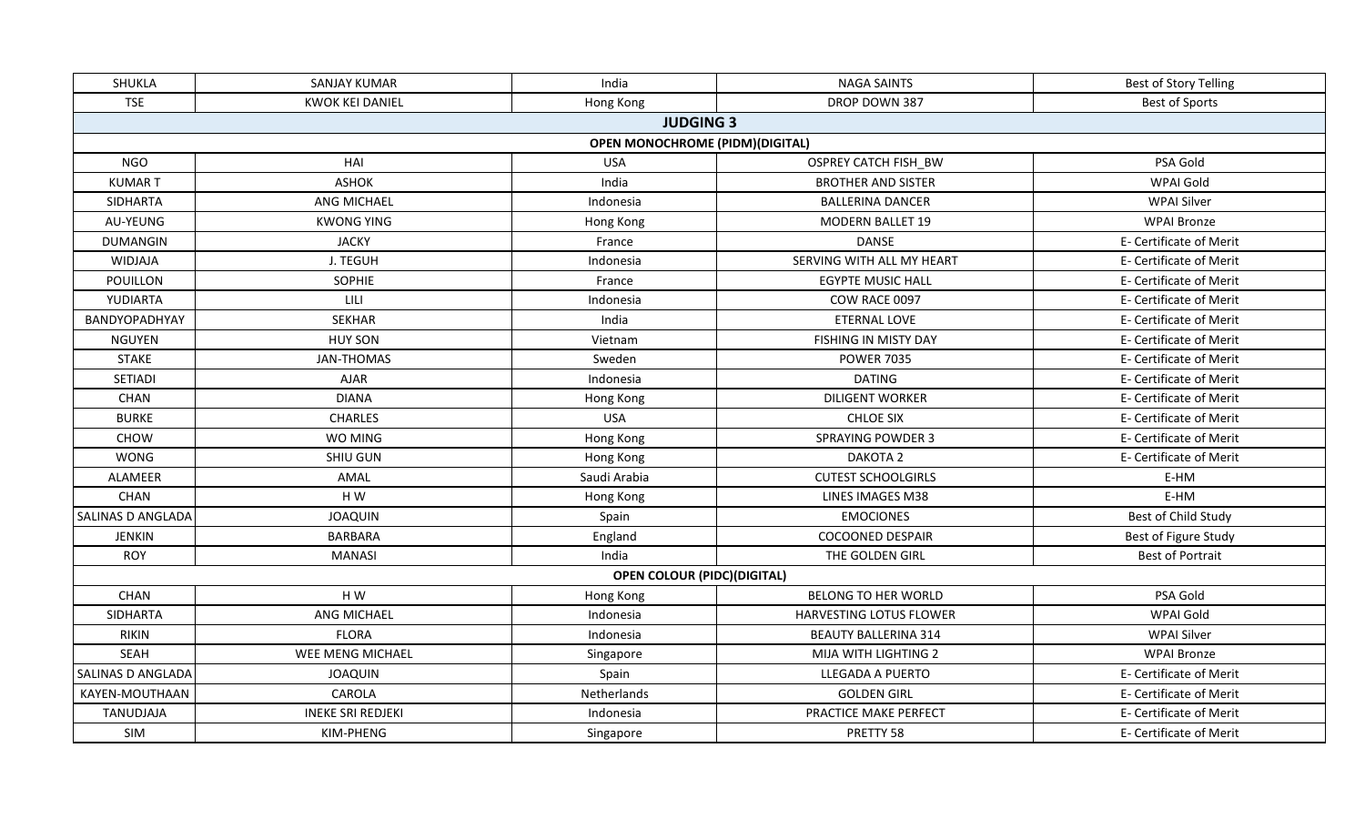| | | | | |
|---|---|---|---|---|
| SHUKLA | SANJAY KUMAR | India | NAGA SAINTS | Best of Story Telling |
| TSE | KWOK KEI DANIEL | Hong Kong | DROP DOWN 387 | Best of Sports |
| **JUDGING 3** | | | | |
| **OPEN MONOCHROME (PIDM)(DIGITAL)** | | | | |
| NGO | HAI | USA | OSPREY CATCH FISH_BW | PSA Gold |
| KUMAR T | ASHOK | India | BROTHER AND SISTER | WPAI Gold |
| SIDHARTA | ANG MICHAEL | Indonesia | BALLERINA DANCER | WPAI Silver |
| AU-YEUNG | KWONG YING | Hong Kong | MODERN BALLET 19 | WPAI Bronze |
| DUMANGIN | JACKY | France | DANSE | E- Certificate of Merit |
| WIDJAJA | J. TEGUH | Indonesia | SERVING WITH ALL MY HEART | E- Certificate of Merit |
| POUILLON | SOPHIE | France | EGYPTE MUSIC HALL | E- Certificate of Merit |
| YUDIARTA | LILI | Indonesia | COW RACE 0097 | E- Certificate of Merit |
| BANDYOPADHYAY | SEKHAR | India | ETERNAL LOVE | E- Certificate of Merit |
| NGUYEN | HUY SON | Vietnam | FISHING IN MISTY DAY | E- Certificate of Merit |
| STAKE | JAN-THOMAS | Sweden | POWER 7035 | E- Certificate of Merit |
| SETIADI | AJAR | Indonesia | DATING | E- Certificate of Merit |
| CHAN | DIANA | Hong Kong | DILIGENT WORKER | E- Certificate of Merit |
| BURKE | CHARLES | USA | CHLOE SIX | E- Certificate of Merit |
| CHOW | WO MING | Hong Kong | SPRAYING POWDER 3 | E- Certificate of Merit |
| WONG | SHIU GUN | Hong Kong | DAKOTA 2 | E- Certificate of Merit |
| ALAMEER | AMAL | Saudi Arabia | CUTEST SCHOOLGIRLS | E-HM |
| CHAN | H W | Hong Kong | LINES IMAGES M38 | E-HM |
| SALINAS D ANGLADA | JOAQUIN | Spain | EMOCIONES | Best of Child Study |
| JENKIN | BARBARA | England | COCOONED DESPAIR | Best of Figure Study |
| ROY | MANASI | India | THE GOLDEN GIRL | Best of Portrait |
| **OPEN COLOUR (PIDC)(DIGITAL)** | | | | |
| CHAN | H W | Hong Kong | BELONG TO HER WORLD | PSA Gold |
| SIDHARTA | ANG MICHAEL | Indonesia | HARVESTING LOTUS FLOWER | WPAI Gold |
| RIKIN | FLORA | Indonesia | BEAUTY BALLERINA 314 | WPAI Silver |
| SEAH | WEE MENG MICHAEL | Singapore | MIJA WITH LIGHTING 2 | WPAI Bronze |
| SALINAS D ANGLADA | JOAQUIN | Spain | LLEGADA A PUERTO | E- Certificate of Merit |
| KAYEN-MOUTHAAN | CAROLA | Netherlands | GOLDEN GIRL | E- Certificate of Merit |
| TANUDJAJA | INEKE SRI REDJEKI | Indonesia | PRACTICE MAKE PERFECT | E- Certificate of Merit |
| SIM | KIM-PHENG | Singapore | PRETTY 58 | E- Certificate of Merit |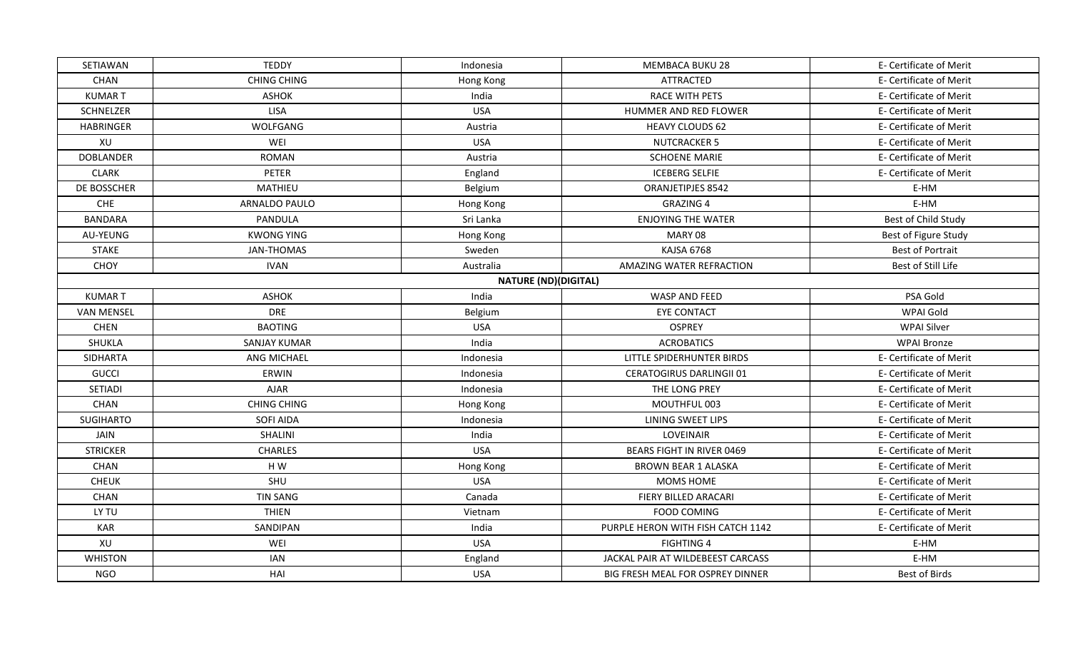| | | | | |
|---|---|---|---|---|
| SETIAWAN | TEDDY | Indonesia | MEMBACA BUKU 28 | E- Certificate of Merit |
| CHAN | CHING CHING | Hong Kong | ATTRACTED | E- Certificate of Merit |
| KUMAR T | ASHOK | India | RACE WITH PETS | E- Certificate of Merit |
| SCHNELZER | LISA | USA | HUMMER AND RED FLOWER | E- Certificate of Merit |
| HABRINGER | WOLFGANG | Austria | HEAVY CLOUDS 62 | E- Certificate of Merit |
| XU | WEI | USA | NUTCRACKER 5 | E- Certificate of Merit |
| DOBLANDER | ROMAN | Austria | SCHOENE MARIE | E- Certificate of Merit |
| CLARK | PETER | England | ICEBERG SELFIE | E- Certificate of Merit |
| DE BOSSCHER | MATHIEU | Belgium | ORANJETIPJES 8542 | E-HM |
| CHE | ARNALDO PAULO | Hong Kong | GRAZING 4 | E-HM |
| BANDARA | PANDULA | Sri Lanka | ENJOYING THE WATER | Best of Child Study |
| AU-YEUNG | KWONG YING | Hong Kong | MARY 08 | Best of Figure Study |
| STAKE | JAN-THOMAS | Sweden | KAJSA 6768 | Best of Portrait |
| CHOY | IVAN | Australia | AMAZING WATER REFRACTION | Best of Still Life |
| | | **NATURE (ND)(DIGITAL)** | | |
| KUMAR T | ASHOK | India | WASP AND FEED | PSA Gold |
| VAN MENSEL | DRE | Belgium | EYE CONTACT | WPAI Gold |
| CHEN | BAOTING | USA | OSPREY | WPAI Silver |
| SHUKLA | SANJAY KUMAR | India | ACROBATICS | WPAI Bronze |
| SIDHARTA | ANG MICHAEL | Indonesia | LITTLE SPIDERHUNTER BIRDS | E- Certificate of Merit |
| GUCCI | ERWIN | Indonesia | CERATOGIRUS DARLINGII 01 | E- Certificate of Merit |
| SETIADI | AJAR | Indonesia | THE LONG PREY | E- Certificate of Merit |
| CHAN | CHING CHING | Hong Kong | MOUTHFUL 003 | E- Certificate of Merit |
| SUGIHARTO | SOFI AIDA | Indonesia | LINING SWEET LIPS | E- Certificate of Merit |
| JAIN | SHALINI | India | LOVEINAIR | E- Certificate of Merit |
| STRICKER | CHARLES | USA | BEARS FIGHT IN RIVER 0469 | E- Certificate of Merit |
| CHAN | H W | Hong Kong | BROWN BEAR 1 ALASKA | E- Certificate of Merit |
| CHEUK | SHU | USA | MOMS HOME | E- Certificate of Merit |
| CHAN | TIN SANG | Canada | FIERY BILLED ARACARI | E- Certificate of Merit |
| LY TU | THIEN | Vietnam | FOOD COMING | E- Certificate of Merit |
| KAR | SANDIPAN | India | PURPLE HERON WITH FISH CATCH 1142 | E- Certificate of Merit |
| XU | WEI | USA | FIGHTING 4 | E-HM |
| WHISTON | IAN | England | JACKAL PAIR AT WILDEBEEST CARCASS | E-HM |
| NGO | HAI | USA | BIG FRESH MEAL FOR OSPREY DINNER | Best of Birds |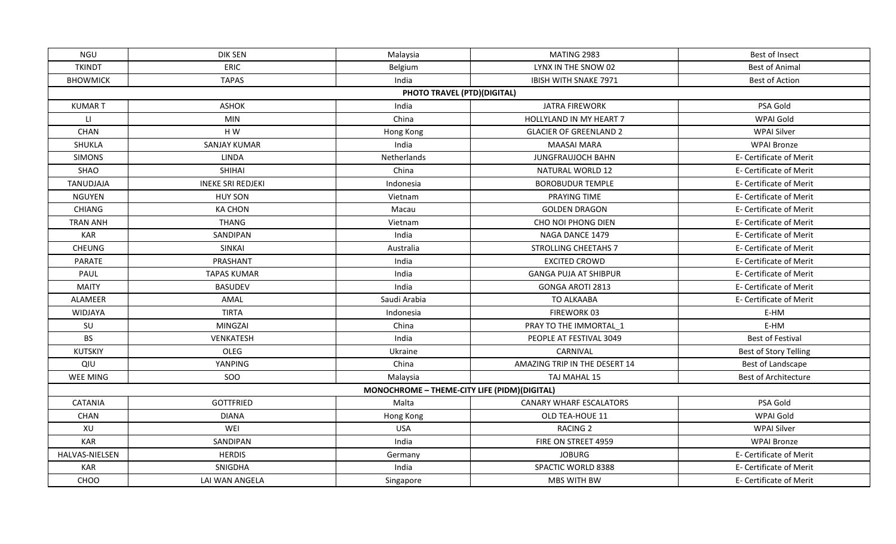| NGU | DIK SEN | Malaysia | MATING 2983 | Best of Insect |
| --- | --- | --- | --- | --- |
| TKINDT | ERIC | Belgium | LYNX IN THE SNOW 02 | Best of Animal |
| BHOWMICK | TAPAS | India | IBISH WITH SNAKE 7971 | Best of Action |
| **PHOTO TRAVEL (PTD)(DIGITAL)** | | | | |
| KUMAR T | ASHOK | India | JATRA FIREWORK | PSA Gold |
| LI | MIN | China | HOLLYLAND IN MY HEART 7 | WPAI Gold |
| CHAN | H W | Hong Kong | GLACIER OF GREENLAND 2 | WPAI Silver |
| SHUKLA | SANJAY KUMAR | India | MAASAI MARA | WPAI Bronze |
| SIMONS | LINDA | Netherlands | JUNGFRAUJOCH BAHN | E- Certificate of Merit |
| SHAO | SHIHAI | China | NATURAL WORLD 12 | E- Certificate of Merit |
| TANUDJAJA | INEKE SRI REDJEKI | Indonesia | BOROBUDUR TEMPLE | E- Certificate of Merit |
| NGUYEN | HUY SON | Vietnam | PRAYING TIME | E- Certificate of Merit |
| CHIANG | KA CHON | Macau | GOLDEN DRAGON | E- Certificate of Merit |
| TRAN ANH | THANG | Vietnam | CHO NOI PHONG DIEN | E- Certificate of Merit |
| KAR | SANDIPAN | India | NAGA DANCE 1479 | E- Certificate of Merit |
| CHEUNG | SINKAI | Australia | STROLLING CHEETAHS 7 | E- Certificate of Merit |
| PARATE | PRASHANT | India | EXCITED CROWD | E- Certificate of Merit |
| PAUL | TAPAS KUMAR | India | GANGA PUJA AT SHIBPUR | E- Certificate of Merit |
| MAITY | BASUDEV | India | GONGA AROTI 2813 | E- Certificate of Merit |
| ALAMEER | AMAL | Saudi Arabia | TO ALKAABA | E- Certificate of Merit |
| WIDJAYA | TIRTA | Indonesia | FIREWORK 03 | E-HM |
| SU | MINGZAI | China | PRAY TO THE IMMORTAL_1 | E-HM |
| BS | VENKATESH | India | PEOPLE AT FESTIVAL 3049 | Best of Festival |
| KUTSKIY | OLEG | Ukraine | CARNIVAL | Best of Story Telling |
| QIU | YANPING | China | AMAZING TRIP IN THE DESERT 14 | Best of Landscape |
| WEE MING | SOO | Malaysia | TAJ MAHAL 15 | Best of Architecture |
| **MONOCHROME – THEME-CITY LIFE (PIDM)(DIGITAL)** | | | | |
| CATANIA | GOTTFRIED | Malta | CANARY WHARF ESCALATORS | PSA Gold |
| CHAN | DIANA | Hong Kong | OLD TEA-HOUE 11 | WPAI Gold |
| XU | WEI | USA | RACING 2 | WPAI Silver |
| KAR | SANDIPAN | India | FIRE ON STREET 4959 | WPAI Bronze |
| HALVAS-NIELSEN | HERDIS | Germany | JOBURG | E- Certificate of Merit |
| KAR | SNIGDHA | India | SPACTIC WORLD 8388 | E- Certificate of Merit |
| CHOO | LAI WAN ANGELA | Singapore | MBS WITH BW | E- Certificate of Merit |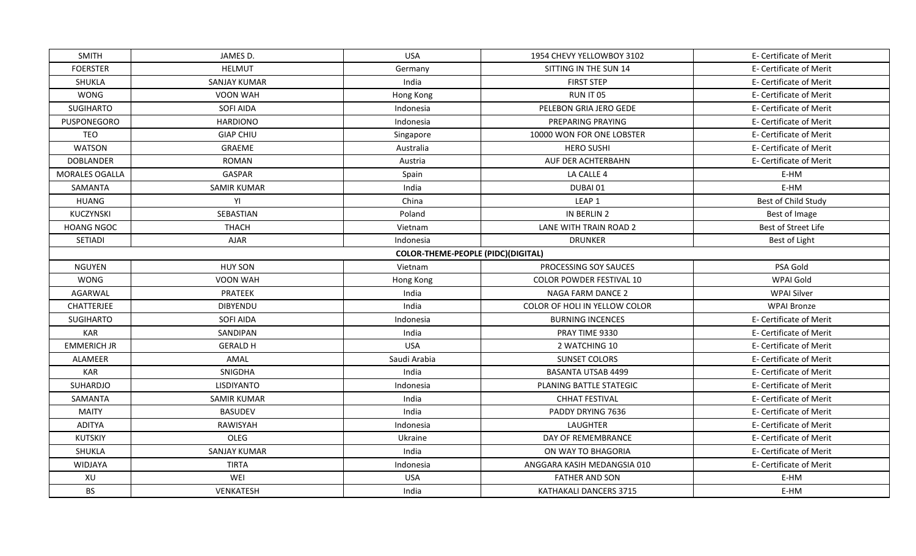| | | | | |
|---|---|---|---|---|
| SMITH | JAMES D. | USA | 1954 CHEVY YELLOWBOY 3102 | E- Certificate of Merit |
| FOERSTER | HELMUT | Germany | SITTING IN THE SUN 14 | E- Certificate of Merit |
| SHUKLA | SANJAY KUMAR | India | FIRST STEP | E- Certificate of Merit |
| WONG | VOON WAH | Hong Kong | RUN IT 05 | E- Certificate of Merit |
| SUGIHARTO | SOFI AIDA | Indonesia | PELEBON GRIA JERO GEDE | E- Certificate of Merit |
| PUSPONEGORO | HARDIONO | Indonesia | PREPARING PRAYING | E- Certificate of Merit |
| TEO | GIAP CHIU | Singapore | 10000 WON FOR ONE LOBSTER | E- Certificate of Merit |
| WATSON | GRAEME | Australia | HERO SUSHI | E- Certificate of Merit |
| DOBLANDER | ROMAN | Austria | AUF DER ACHTERBAHN | E- Certificate of Merit |
| MORALES OGALLA | GASPAR | Spain | LA CALLE 4 | E-HM |
| SAMANTA | SAMIR KUMAR | India | DUBAI 01 | E-HM |
| HUANG | YI | China | LEAP 1 | Best of Child Study |
| KUCZYNSKI | SEBASTIAN | Poland | IN BERLIN 2 | Best of Image |
| HOANG NGOC | THACH | Vietnam | LANE WITH TRAIN ROAD 2 | Best of Street Life |
| SETIADI | AJAR | Indonesia | DRUNKER | Best of Light |
| | | **COLOR-THEME-PEOPLE (PIDC)(DIGITAL)** | | |
| NGUYEN | HUY SON | Vietnam | PROCESSING SOY SAUCES | PSA Gold |
| WONG | VOON WAH | Hong Kong | COLOR POWDER FESTIVAL 10 | WPAI Gold |
| AGARWAL | PRATEEK | India | NAGA FARM DANCE 2 | WPAI Silver |
| CHATTERJEE | DIBYENDU | India | COLOR OF HOLI IN YELLOW COLOR | WPAI Bronze |
| SUGIHARTO | SOFI AIDA | Indonesia | BURNING INCENCES | E- Certificate of Merit |
| KAR | SANDIPAN | India | PRAY TIME 9330 | E- Certificate of Merit |
| EMMERICH JR | GERALD H | USA | 2 WATCHING 10 | E- Certificate of Merit |
| ALAMEER | AMAL | Saudi Arabia | SUNSET COLORS | E- Certificate of Merit |
| KAR | SNIGDHA | India | BASANTA UTSAB 4499 | E- Certificate of Merit |
| SUHARDJO | LISDIYANTO | Indonesia | PLANING BATTLE STATEGIC | E- Certificate of Merit |
| SAMANTA | SAMIR KUMAR | India | CHHAT FESTIVAL | E- Certificate of Merit |
| MAITY | BASUDEV | India | PADDY DRYING 7636 | E- Certificate of Merit |
| ADITYA | RAWISYAH | Indonesia | LAUGHTER | E- Certificate of Merit |
| KUTSKIY | OLEG | Ukraine | DAY OF REMEMBRANCE | E- Certificate of Merit |
| SHUKLA | SANJAY KUMAR | India | ON WAY TO BHAGORIA | E- Certificate of Merit |
| WIDJAYA | TIRTA | Indonesia | ANGGARA KASIH MEDANGSIA 010 | E- Certificate of Merit |
| XU | WEI | USA | FATHER AND SON | E-HM |
| BS | VENKATESH | India | KATHAKALI DANCERS 3715 | E-HM |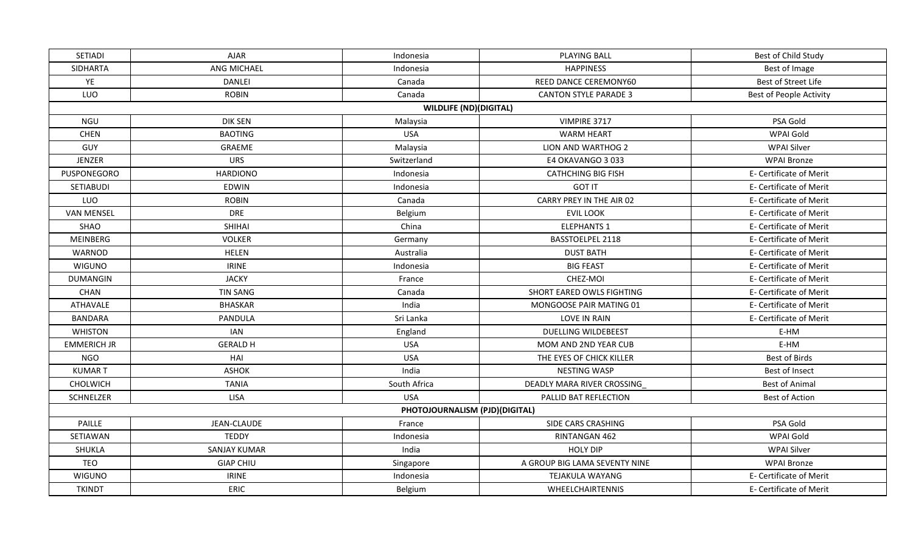| SETIADI | AJAR | Indonesia | PLAYING BALL | Best of Child Study |
|---|---|---|---|---|
| SIDHARTA | ANG MICHAEL | Indonesia | HAPPINESS | Best of Image |
| YE | DANLEI | Canada | REED DANCE CEREMONY60 | Best of Street Life |
| LUO | ROBIN | Canada | CANTON STYLE PARADE 3 | Best of People Activity |
| | | **WILDLIFE (ND)(DIGITAL)** | | |
| NGU | DIK SEN | Malaysia | VIMPIRE 3717 | PSA Gold |
| CHEN | BAOTING | USA | WARM HEART | WPAI Gold |
| GUY | GRAEME | Malaysia | LION AND WARTHOG 2 | WPAI Silver |
| JENZER | URS | Switzerland | E4 OKAVANGO 3 033 | WPAI Bronze |
| PUSPONEGORO | HARDIONO | Indonesia | CATHCHING BIG FISH | E- Certificate of Merit |
| SETIABUDI | EDWIN | Indonesia | GOT IT | E- Certificate of Merit |
| LUO | ROBIN | Canada | CARRY PREY IN THE AIR 02 | E- Certificate of Merit |
| VAN MENSEL | DRE | Belgium | EVIL LOOK | E- Certificate of Merit |
| SHAO | SHIHAI | China | ELEPHANTS 1 | E- Certificate of Merit |
| MEINBERG | VOLKER | Germany | BASSTOELPEL 2118 | E- Certificate of Merit |
| WARNOD | HELEN | Australia | DUST BATH | E- Certificate of Merit |
| WIGUNO | IRINE | Indonesia | BIG FEAST | E- Certificate of Merit |
| DUMANGIN | JACKY | France | CHEZ-MOI | E- Certificate of Merit |
| CHAN | TIN SANG | Canada | SHORT EARED OWLS FIGHTING | E- Certificate of Merit |
| ATHAVALE | BHASKAR | India | MONGOOSE PAIR MATING 01 | E- Certificate of Merit |
| BANDARA | PANDULA | Sri Lanka | LOVE IN RAIN | E- Certificate of Merit |
| WHISTON | IAN | England | DUELLING WILDEBEEST | E-HM |
| EMMERICH JR | GERALD H | USA | MOM AND 2ND YEAR CUB | E-HM |
| NGO | HAI | USA | THE EYES OF CHICK KILLER | Best of Birds |
| KUMAR T | ASHOK | India | NESTING WASP | Best of Insect |
| CHOLWICH | TANIA | South Africa | DEADLY MARA RIVER CROSSING_ | Best of Animal |
| SCHNELZER | LISA | USA | PALLID BAT REFLECTION | Best of Action |
| | | **PHOTOJOURNALISM (PJD)(DIGITAL)** | | |
| PAILLE | JEAN-CLAUDE | France | SIDE CARS CRASHING | PSA Gold |
| SETIAWAN | TEDDY | Indonesia | RINTANGAN 462 | WPAI Gold |
| SHUKLA | SANJAY KUMAR | India | HOLY DIP | WPAI Silver |
| TEO | GIAP CHIU | Singapore | A GROUP BIG LAMA SEVENTY NINE | WPAI Bronze |
| WIGUNO | IRINE | Indonesia | TEJAKULA WAYANG | E- Certificate of Merit |
| TKINDT | ERIC | Belgium | WHEELCHAIRTENNIS | E- Certificate of Merit |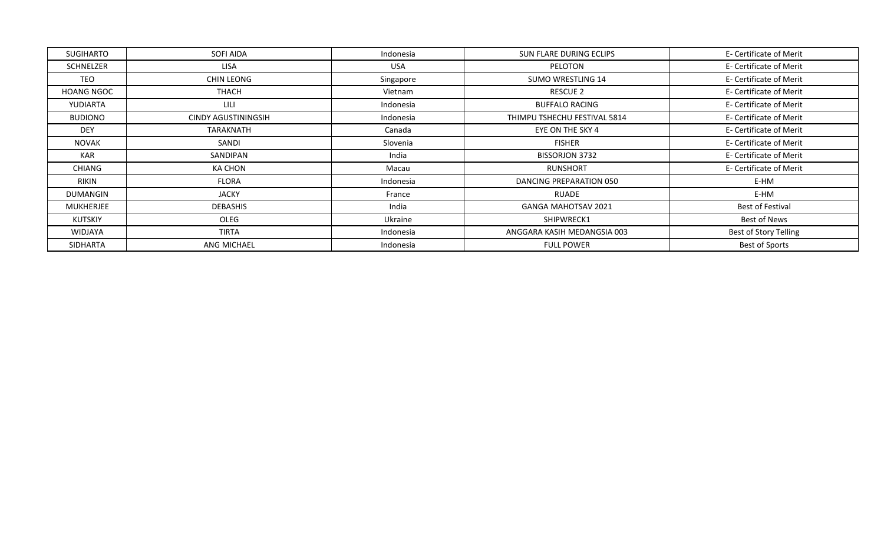| SUGIHARTO | SOFI AIDA | Indonesia | SUN FLARE DURING ECLIPS | E- Certificate of Merit |
|---|---|---|---|---|
| SCHNELZER | LISA | USA | PELOTON | E- Certificate of Merit |
| TEO | CHIN LEONG | Singapore | SUMO WRESTLING 14 | E- Certificate of Merit |
| HOANG NGOC | THACH | Vietnam | RESCUE 2 | E- Certificate of Merit |
| YUDIARTA | LILI | Indonesia | BUFFALO RACING | E- Certificate of Merit |
| BUDIONO | CINDY AGUSTININGSIH | Indonesia | THIMPU TSHECHU FESTIVAL 5814 | E- Certificate of Merit |
| DEY | TARAKNATH | Canada | EYE ON THE SKY 4 | E- Certificate of Merit |
| NOVAK | SANDI | Slovenia | FISHER | E- Certificate of Merit |
| KAR | SANDIPAN | India | BISSORJON 3732 | E- Certificate of Merit |
| CHIANG | KA CHON | Macau | RUNSHORT | E- Certificate of Merit |
| RIKIN | FLORA | Indonesia | DANCING PREPARATION 050 | E-HM |
| DUMANGIN | JACKY | France | RUADE | E-HM |
| MUKHERJEE | DEBASHIS | India | GANGA MAHOTSAV 2021 | Best of Festival |
| KUTSKIY | OLEG | Ukraine | SHIPWRECK1 | Best of News |
| WIDJAYA | TIRTA | Indonesia | ANGGARA KASIH MEDANGSIA 003 | Best of Story Telling |
| SIDHARTA | ANG MICHAEL | Indonesia | FULL POWER | Best of Sports |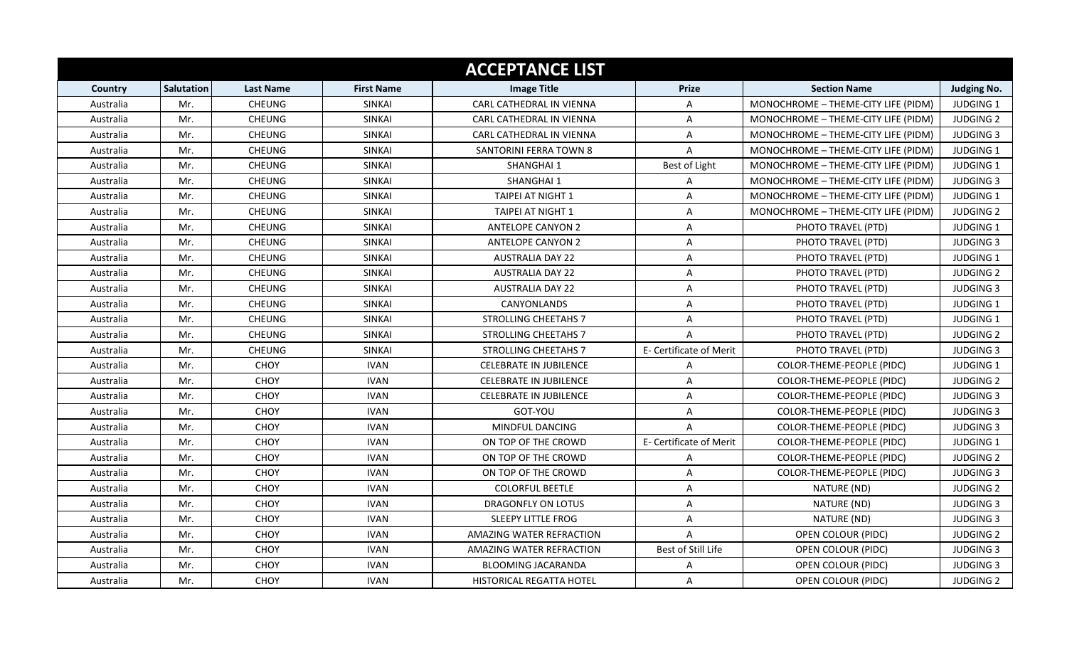## ACCEPTANCE LIST

| Country | Salutation | Last Name | First Name | Image Title | Prize | Section Name | Judging No. |
|---|---|---|---|---|---|---|---|
| Australia | Mr. | CHEUNG | SINKAI | CARL CATHEDRAL IN VIENNA | A | MONOCHROME – THEME-CITY LIFE (PIDM) | JUDGING 1 |
| Australia | Mr. | CHEUNG | SINKAI | CARL CATHEDRAL IN VIENNA | A | MONOCHROME – THEME-CITY LIFE (PIDM) | JUDGING 2 |
| Australia | Mr. | CHEUNG | SINKAI | CARL CATHEDRAL IN VIENNA | A | MONOCHROME – THEME-CITY LIFE (PIDM) | JUDGING 3 |
| Australia | Mr. | CHEUNG | SINKAI | SANTORINI FERRA TOWN 8 | A | MONOCHROME – THEME-CITY LIFE (PIDM) | JUDGING 1 |
| Australia | Mr. | CHEUNG | SINKAI | SHANGHAI 1 | Best of Light | MONOCHROME – THEME-CITY LIFE (PIDM) | JUDGING 1 |
| Australia | Mr. | CHEUNG | SINKAI | SHANGHAI 1 | A | MONOCHROME – THEME-CITY LIFE (PIDM) | JUDGING 3 |
| Australia | Mr. | CHEUNG | SINKAI | TAIPEI AT NIGHT 1 | A | MONOCHROME – THEME-CITY LIFE (PIDM) | JUDGING 1 |
| Australia | Mr. | CHEUNG | SINKAI | TAIPEI AT NIGHT 1 | A | MONOCHROME – THEME-CITY LIFE (PIDM) | JUDGING 2 |
| Australia | Mr. | CHEUNG | SINKAI | ANTELOPE CANYON 2 | A | PHOTO TRAVEL (PTD) | JUDGING 1 |
| Australia | Mr. | CHEUNG | SINKAI | ANTELOPE CANYON 2 | A | PHOTO TRAVEL (PTD) | JUDGING 3 |
| Australia | Mr. | CHEUNG | SINKAI | AUSTRALIA DAY 22 | A | PHOTO TRAVEL (PTD) | JUDGING 1 |
| Australia | Mr. | CHEUNG | SINKAI | AUSTRALIA DAY 22 | A | PHOTO TRAVEL (PTD) | JUDGING 2 |
| Australia | Mr. | CHEUNG | SINKAI | AUSTRALIA DAY 22 | A | PHOTO TRAVEL (PTD) | JUDGING 3 |
| Australia | Mr. | CHEUNG | SINKAI | CANYONLANDS | A | PHOTO TRAVEL (PTD) | JUDGING 1 |
| Australia | Mr. | CHEUNG | SINKAI | STROLLING CHEETAHS 7 | A | PHOTO TRAVEL (PTD) | JUDGING 1 |
| Australia | Mr. | CHEUNG | SINKAI | STROLLING CHEETAHS 7 | A | PHOTO TRAVEL (PTD) | JUDGING 2 |
| Australia | Mr. | CHEUNG | SINKAI | STROLLING CHEETAHS 7 | E- Certificate of Merit | PHOTO TRAVEL (PTD) | JUDGING 3 |
| Australia | Mr. | CHOY | IVAN | CELEBRATE IN JUBILENCE | A | COLOR-THEME-PEOPLE (PIDC) | JUDGING 1 |
| Australia | Mr. | CHOY | IVAN | CELEBRATE IN JUBILENCE | A | COLOR-THEME-PEOPLE (PIDC) | JUDGING 2 |
| Australia | Mr. | CHOY | IVAN | CELEBRATE IN JUBILENCE | A | COLOR-THEME-PEOPLE (PIDC) | JUDGING 3 |
| Australia | Mr. | CHOY | IVAN | GOT-YOU | A | COLOR-THEME-PEOPLE (PIDC) | JUDGING 3 |
| Australia | Mr. | CHOY | IVAN | MINDFUL DANCING | A | COLOR-THEME-PEOPLE (PIDC) | JUDGING 3 |
| Australia | Mr. | CHOY | IVAN | ON TOP OF THE CROWD | E- Certificate of Merit | COLOR-THEME-PEOPLE (PIDC) | JUDGING 1 |
| Australia | Mr. | CHOY | IVAN | ON TOP OF THE CROWD | A | COLOR-THEME-PEOPLE (PIDC) | JUDGING 2 |
| Australia | Mr. | CHOY | IVAN | ON TOP OF THE CROWD | A | COLOR-THEME-PEOPLE (PIDC) | JUDGING 3 |
| Australia | Mr. | CHOY | IVAN | COLORFUL BEETLE | A | NATURE (ND) | JUDGING 2 |
| Australia | Mr. | CHOY | IVAN | DRAGONFLY ON LOTUS | A | NATURE (ND) | JUDGING 3 |
| Australia | Mr. | CHOY | IVAN | SLEEPY LITTLE FROG | A | NATURE (ND) | JUDGING 3 |
| Australia | Mr. | CHOY | IVAN | AMAZING WATER REFRACTION | A | OPEN COLOUR (PIDC) | JUDGING 2 |
| Australia | Mr. | CHOY | IVAN | AMAZING WATER REFRACTION | Best of Still Life | OPEN COLOUR (PIDC) | JUDGING 3 |
| Australia | Mr. | CHOY | IVAN | BLOOMING JACARANDA | A | OPEN COLOUR (PIDC) | JUDGING 3 |
| Australia | Mr. | CHOY | IVAN | HISTORICAL REGATTA HOTEL | A | OPEN COLOUR (PIDC) | JUDGING 2 |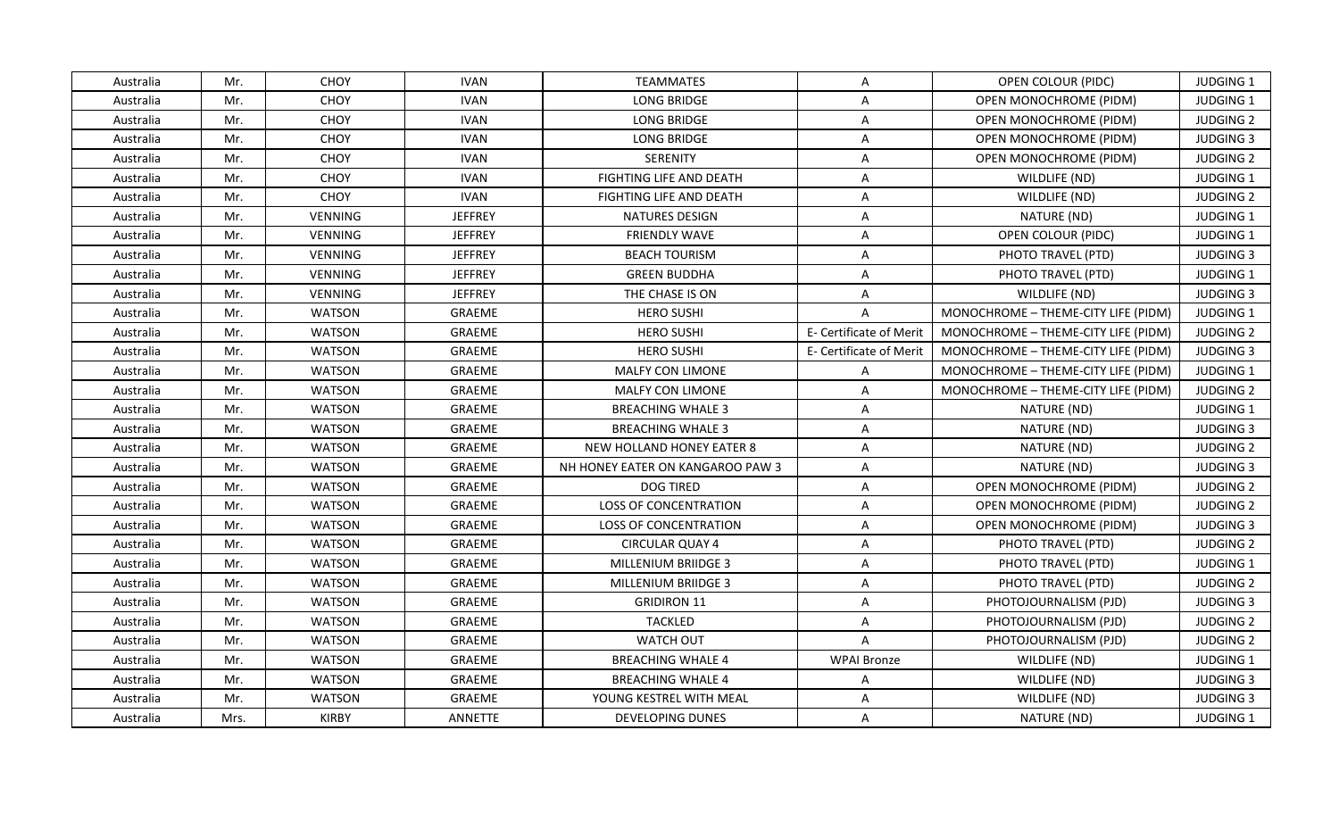| Australia | Mr. | CHOY | IVAN | TEAMMATES | A | OPEN COLOUR (PIDC) | JUDGING 1 |
|---|---|---|---|---|---|---|---|
| Australia | Mr. | CHOY | IVAN | LONG BRIDGE | A | OPEN MONOCHROME (PIDM) | JUDGING 1 |
| Australia | Mr. | CHOY | IVAN | LONG BRIDGE | A | OPEN MONOCHROME (PIDM) | JUDGING 2 |
| Australia | Mr. | CHOY | IVAN | LONG BRIDGE | A | OPEN MONOCHROME (PIDM) | JUDGING 3 |
| Australia | Mr. | CHOY | IVAN | SERENITY | A | OPEN MONOCHROME (PIDM) | JUDGING 2 |
| Australia | Mr. | CHOY | IVAN | FIGHTING LIFE AND DEATH | A | WILDLIFE (ND) | JUDGING 1 |
| Australia | Mr. | CHOY | IVAN | FIGHTING LIFE AND DEATH | A | WILDLIFE (ND) | JUDGING 2 |
| Australia | Mr. | VENNING | JEFFREY | NATURES DESIGN | A | NATURE (ND) | JUDGING 1 |
| Australia | Mr. | VENNING | JEFFREY | FRIENDLY WAVE | A | OPEN COLOUR (PIDC) | JUDGING 1 |
| Australia | Mr. | VENNING | JEFFREY | BEACH TOURISM | A | PHOTO TRAVEL (PTD) | JUDGING 3 |
| Australia | Mr. | VENNING | JEFFREY | GREEN BUDDHA | A | PHOTO TRAVEL (PTD) | JUDGING 1 |
| Australia | Mr. | VENNING | JEFFREY | THE CHASE IS ON | A | WILDLIFE (ND) | JUDGING 3 |
| Australia | Mr. | WATSON | GRAEME | HERO SUSHI | A | MONOCHROME – THEME-CITY LIFE (PIDM) | JUDGING 1 |
| Australia | Mr. | WATSON | GRAEME | HERO SUSHI | E- Certificate of Merit | MONOCHROME – THEME-CITY LIFE (PIDM) | JUDGING 2 |
| Australia | Mr. | WATSON | GRAEME | HERO SUSHI | E- Certificate of Merit | MONOCHROME – THEME-CITY LIFE (PIDM) | JUDGING 3 |
| Australia | Mr. | WATSON | GRAEME | MALFY CON LIMONE | A | MONOCHROME – THEME-CITY LIFE (PIDM) | JUDGING 1 |
| Australia | Mr. | WATSON | GRAEME | MALFY CON LIMONE | A | MONOCHROME – THEME-CITY LIFE (PIDM) | JUDGING 2 |
| Australia | Mr. | WATSON | GRAEME | BREACHING WHALE 3 | A | NATURE (ND) | JUDGING 1 |
| Australia | Mr. | WATSON | GRAEME | BREACHING WHALE 3 | A | NATURE (ND) | JUDGING 3 |
| Australia | Mr. | WATSON | GRAEME | NEW HOLLAND HONEY EATER 8 | A | NATURE (ND) | JUDGING 2 |
| Australia | Mr. | WATSON | GRAEME | NH HONEY EATER ON KANGAROO PAW 3 | A | NATURE (ND) | JUDGING 3 |
| Australia | Mr. | WATSON | GRAEME | DOG TIRED | A | OPEN MONOCHROME (PIDM) | JUDGING 2 |
| Australia | Mr. | WATSON | GRAEME | LOSS OF CONCENTRATION | A | OPEN MONOCHROME (PIDM) | JUDGING 2 |
| Australia | Mr. | WATSON | GRAEME | LOSS OF CONCENTRATION | A | OPEN MONOCHROME (PIDM) | JUDGING 3 |
| Australia | Mr. | WATSON | GRAEME | CIRCULAR QUAY 4 | A | PHOTO TRAVEL (PTD) | JUDGING 2 |
| Australia | Mr. | WATSON | GRAEME | MILLENIUM BRIIDGE 3 | A | PHOTO TRAVEL (PTD) | JUDGING 1 |
| Australia | Mr. | WATSON | GRAEME | MILLENIUM BRIIDGE 3 | A | PHOTO TRAVEL (PTD) | JUDGING 2 |
| Australia | Mr. | WATSON | GRAEME | GRIDIRON 11 | A | PHOTOJOURNALISM (PJD) | JUDGING 3 |
| Australia | Mr. | WATSON | GRAEME | TACKLED | A | PHOTOJOURNALISM (PJD) | JUDGING 2 |
| Australia | Mr. | WATSON | GRAEME | WATCH OUT | A | PHOTOJOURNALISM (PJD) | JUDGING 2 |
| Australia | Mr. | WATSON | GRAEME | BREACHING WHALE 4 | WPAI Bronze | WILDLIFE (ND) | JUDGING 1 |
| Australia | Mr. | WATSON | GRAEME | BREACHING WHALE 4 | A | WILDLIFE (ND) | JUDGING 3 |
| Australia | Mr. | WATSON | GRAEME | YOUNG KESTREL WITH MEAL | A | WILDLIFE (ND) | JUDGING 3 |
| Australia | Mrs. | KIRBY | ANNETTE | DEVELOPING DUNES | A | NATURE (ND) | JUDGING 1 |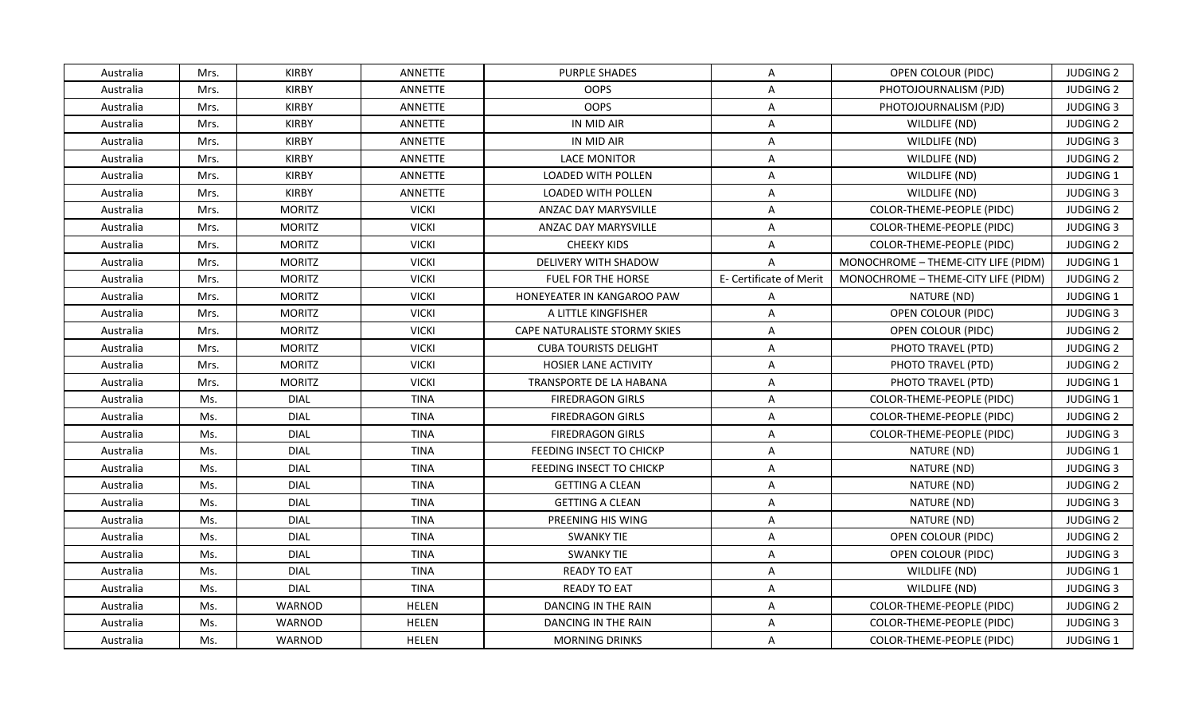| Australia | Mrs. | KIRBY | ANNETTE | PURPLE SHADES | A | OPEN COLOUR (PIDC) | JUDGING 2 |
|---|---|---|---|---|---|---|---|
| Australia | Mrs. | KIRBY | ANNETTE | OOPS | A | PHOTOJOURNALISM (PJD) | JUDGING 2 |
| Australia | Mrs. | KIRBY | ANNETTE | OOPS | A | PHOTOJOURNALISM (PJD) | JUDGING 3 |
| Australia | Mrs. | KIRBY | ANNETTE | IN MID AIR | A | WILDLIFE (ND) | JUDGING 2 |
| Australia | Mrs. | KIRBY | ANNETTE | IN MID AIR | A | WILDLIFE (ND) | JUDGING 3 |
| Australia | Mrs. | KIRBY | ANNETTE | LACE MONITOR | A | WILDLIFE (ND) | JUDGING 2 |
| Australia | Mrs. | KIRBY | ANNETTE | LOADED WITH POLLEN | A | WILDLIFE (ND) | JUDGING 1 |
| Australia | Mrs. | KIRBY | ANNETTE | LOADED WITH POLLEN | A | WILDLIFE (ND) | JUDGING 3 |
| Australia | Mrs. | MORITZ | VICKI | ANZAC DAY MARYSVILLE | A | COLOR-THEME-PEOPLE (PIDC) | JUDGING 2 |
| Australia | Mrs. | MORITZ | VICKI | ANZAC DAY MARYSVILLE | A | COLOR-THEME-PEOPLE (PIDC) | JUDGING 3 |
| Australia | Mrs. | MORITZ | VICKI | CHEEKY KIDS | A | COLOR-THEME-PEOPLE (PIDC) | JUDGING 2 |
| Australia | Mrs. | MORITZ | VICKI | DELIVERY WITH SHADOW | A | MONOCHROME – THEME-CITY LIFE (PIDM) | JUDGING 1 |
| Australia | Mrs. | MORITZ | VICKI | FUEL FOR THE HORSE | E- Certificate of Merit | MONOCHROME – THEME-CITY LIFE (PIDM) | JUDGING 2 |
| Australia | Mrs. | MORITZ | VICKI | HONEYEATER IN KANGAROO PAW | A | NATURE (ND) | JUDGING 1 |
| Australia | Mrs. | MORITZ | VICKI | A LITTLE KINGFISHER | A | OPEN COLOUR (PIDC) | JUDGING 3 |
| Australia | Mrs. | MORITZ | VICKI | CAPE NATURALISTE STORMY SKIES | A | OPEN COLOUR (PIDC) | JUDGING 2 |
| Australia | Mrs. | MORITZ | VICKI | CUBA TOURISTS DELIGHT | A | PHOTO TRAVEL (PTD) | JUDGING 2 |
| Australia | Mrs. | MORITZ | VICKI | HOSIER LANE ACTIVITY | A | PHOTO TRAVEL (PTD) | JUDGING 2 |
| Australia | Mrs. | MORITZ | VICKI | TRANSPORTE DE LA HABANA | A | PHOTO TRAVEL (PTD) | JUDGING 1 |
| Australia | Ms. | DIAL | TINA | FIREDRAGON GIRLS | A | COLOR-THEME-PEOPLE (PIDC) | JUDGING 1 |
| Australia | Ms. | DIAL | TINA | FIREDRAGON GIRLS | A | COLOR-THEME-PEOPLE (PIDC) | JUDGING 2 |
| Australia | Ms. | DIAL | TINA | FIREDRAGON GIRLS | A | COLOR-THEME-PEOPLE (PIDC) | JUDGING 3 |
| Australia | Ms. | DIAL | TINA | FEEDING INSECT TO CHICKP | A | NATURE (ND) | JUDGING 1 |
| Australia | Ms. | DIAL | TINA | FEEDING INSECT TO CHICKP | A | NATURE (ND) | JUDGING 3 |
| Australia | Ms. | DIAL | TINA | GETTING A CLEAN | A | NATURE (ND) | JUDGING 2 |
| Australia | Ms. | DIAL | TINA | GETTING A CLEAN | A | NATURE (ND) | JUDGING 3 |
| Australia | Ms. | DIAL | TINA | PREENING HIS WING | A | NATURE (ND) | JUDGING 2 |
| Australia | Ms. | DIAL | TINA | SWANKY TIE | A | OPEN COLOUR (PIDC) | JUDGING 2 |
| Australia | Ms. | DIAL | TINA | SWANKY TIE | A | OPEN COLOUR (PIDC) | JUDGING 3 |
| Australia | Ms. | DIAL | TINA | READY TO EAT | A | WILDLIFE (ND) | JUDGING 1 |
| Australia | Ms. | DIAL | TINA | READY TO EAT | A | WILDLIFE (ND) | JUDGING 3 |
| Australia | Ms. | WARNOD | HELEN | DANCING IN THE RAIN | A | COLOR-THEME-PEOPLE (PIDC) | JUDGING 2 |
| Australia | Ms. | WARNOD | HELEN | DANCING IN THE RAIN | A | COLOR-THEME-PEOPLE (PIDC) | JUDGING 3 |
| Australia | Ms. | WARNOD | HELEN | MORNING DRINKS | A | COLOR-THEME-PEOPLE (PIDC) | JUDGING 1 |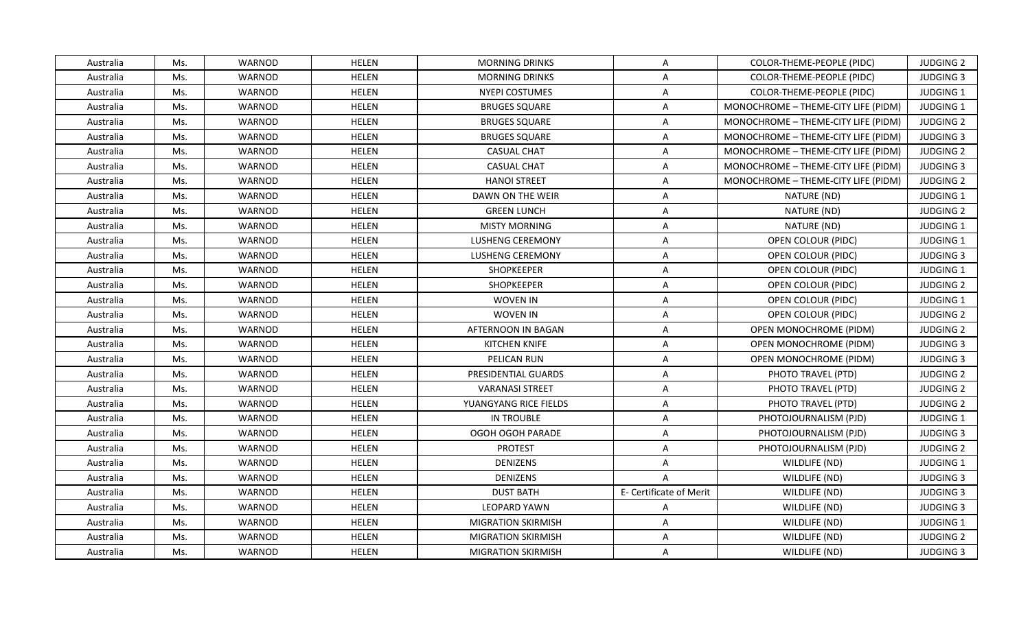| Australia | Ms. | WARNOD | HELEN | MORNING DRINKS | A | COLOR-THEME-PEOPLE (PIDC) | JUDGING 2 |
|---|---|---|---|---|---|---|---|
| Australia | Ms. | WARNOD | HELEN | MORNING DRINKS | A | COLOR-THEME-PEOPLE (PIDC) | JUDGING 3 |
| Australia | Ms. | WARNOD | HELEN | NYEPI COSTUMES | A | COLOR-THEME-PEOPLE (PIDC) | JUDGING 1 |
| Australia | Ms. | WARNOD | HELEN | BRUGES SQUARE | A | MONOCHROME – THEME-CITY LIFE (PIDM) | JUDGING 1 |
| Australia | Ms. | WARNOD | HELEN | BRUGES SQUARE | A | MONOCHROME – THEME-CITY LIFE (PIDM) | JUDGING 2 |
| Australia | Ms. | WARNOD | HELEN | BRUGES SQUARE | A | MONOCHROME – THEME-CITY LIFE (PIDM) | JUDGING 3 |
| Australia | Ms. | WARNOD | HELEN | CASUAL CHAT | A | MONOCHROME – THEME-CITY LIFE (PIDM) | JUDGING 2 |
| Australia | Ms. | WARNOD | HELEN | CASUAL CHAT | A | MONOCHROME – THEME-CITY LIFE (PIDM) | JUDGING 3 |
| Australia | Ms. | WARNOD | HELEN | HANOI STREET | A | MONOCHROME – THEME-CITY LIFE (PIDM) | JUDGING 2 |
| Australia | Ms. | WARNOD | HELEN | DAWN ON THE WEIR | A | NATURE (ND) | JUDGING 1 |
| Australia | Ms. | WARNOD | HELEN | GREEN LUNCH | A | NATURE (ND) | JUDGING 2 |
| Australia | Ms. | WARNOD | HELEN | MISTY MORNING | A | NATURE (ND) | JUDGING 1 |
| Australia | Ms. | WARNOD | HELEN | LUSHENG CEREMONY | A | OPEN COLOUR (PIDC) | JUDGING 1 |
| Australia | Ms. | WARNOD | HELEN | LUSHENG CEREMONY | A | OPEN COLOUR (PIDC) | JUDGING 3 |
| Australia | Ms. | WARNOD | HELEN | SHOPKEEPER | A | OPEN COLOUR (PIDC) | JUDGING 1 |
| Australia | Ms. | WARNOD | HELEN | SHOPKEEPER | A | OPEN COLOUR (PIDC) | JUDGING 2 |
| Australia | Ms. | WARNOD | HELEN | WOVEN IN | A | OPEN COLOUR (PIDC) | JUDGING 1 |
| Australia | Ms. | WARNOD | HELEN | WOVEN IN | A | OPEN COLOUR (PIDC) | JUDGING 2 |
| Australia | Ms. | WARNOD | HELEN | AFTERNOON IN BAGAN | A | OPEN MONOCHROME (PIDM) | JUDGING 2 |
| Australia | Ms. | WARNOD | HELEN | KITCHEN KNIFE | A | OPEN MONOCHROME (PIDM) | JUDGING 3 |
| Australia | Ms. | WARNOD | HELEN | PELICAN RUN | A | OPEN MONOCHROME (PIDM) | JUDGING 3 |
| Australia | Ms. | WARNOD | HELEN | PRESIDENTIAL GUARDS | A | PHOTO TRAVEL (PTD) | JUDGING 2 |
| Australia | Ms. | WARNOD | HELEN | VARANASI STREET | A | PHOTO TRAVEL (PTD) | JUDGING 2 |
| Australia | Ms. | WARNOD | HELEN | YUANGYANG RICE FIELDS | A | PHOTO TRAVEL (PTD) | JUDGING 2 |
| Australia | Ms. | WARNOD | HELEN | IN TROUBLE | A | PHOTOJOURNALISM (PJD) | JUDGING 1 |
| Australia | Ms. | WARNOD | HELEN | OGOH OGOH PARADE | A | PHOTOJOURNALISM (PJD) | JUDGING 3 |
| Australia | Ms. | WARNOD | HELEN | PROTEST | A | PHOTOJOURNALISM (PJD) | JUDGING 2 |
| Australia | Ms. | WARNOD | HELEN | DENIZENS | A | WILDLIFE (ND) | JUDGING 1 |
| Australia | Ms. | WARNOD | HELEN | DENIZENS | A | WILDLIFE (ND) | JUDGING 3 |
| Australia | Ms. | WARNOD | HELEN | DUST BATH | E- Certificate of Merit | WILDLIFE (ND) | JUDGING 3 |
| Australia | Ms. | WARNOD | HELEN | LEOPARD YAWN | A | WILDLIFE (ND) | JUDGING 3 |
| Australia | Ms. | WARNOD | HELEN | MIGRATION SKIRMISH | A | WILDLIFE (ND) | JUDGING 1 |
| Australia | Ms. | WARNOD | HELEN | MIGRATION SKIRMISH | A | WILDLIFE (ND) | JUDGING 2 |
| Australia | Ms. | WARNOD | HELEN | MIGRATION SKIRMISH | A | WILDLIFE (ND) | JUDGING 3 |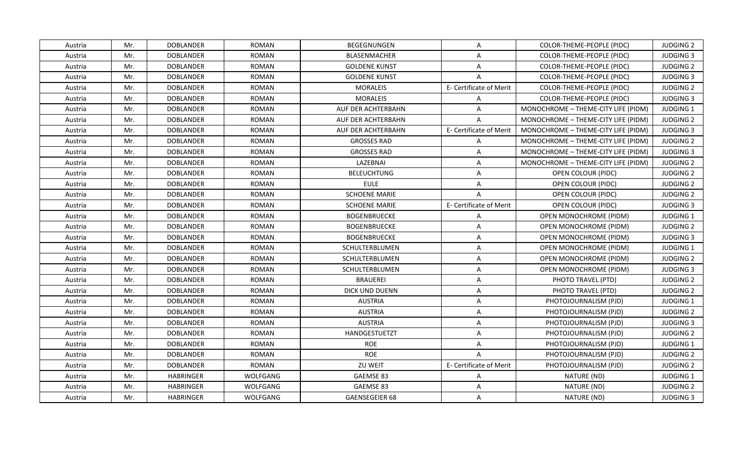| Austria | Mr. | DOBLANDER | ROMAN | BEGEGNUNGEN | A | COLOR-THEME-PEOPLE (PIDC) | JUDGING 2 |
|---|---|---|---|---|---|---|---|
| Austria | Mr. | DOBLANDER | ROMAN | BLASENMACHER | A | COLOR-THEME-PEOPLE (PIDC) | JUDGING 3 |
| Austria | Mr. | DOBLANDER | ROMAN | GOLDENE KUNST | A | COLOR-THEME-PEOPLE (PIDC) | JUDGING 2 |
| Austria | Mr. | DOBLANDER | ROMAN | GOLDENE KUNST | A | COLOR-THEME-PEOPLE (PIDC) | JUDGING 3 |
| Austria | Mr. | DOBLANDER | ROMAN | MORALEIS | E- Certificate of Merit | COLOR-THEME-PEOPLE (PIDC) | JUDGING 2 |
| Austria | Mr. | DOBLANDER | ROMAN | MORALEIS | A | COLOR-THEME-PEOPLE (PIDC) | JUDGING 3 |
| Austria | Mr. | DOBLANDER | ROMAN | AUF DER ACHTERBAHN | A | MONOCHROME – THEME-CITY LIFE (PIDM) | JUDGING 1 |
| Austria | Mr. | DOBLANDER | ROMAN | AUF DER ACHTERBAHN | A | MONOCHROME – THEME-CITY LIFE (PIDM) | JUDGING 2 |
| Austria | Mr. | DOBLANDER | ROMAN | AUF DER ACHTERBAHN | E- Certificate of Merit | MONOCHROME – THEME-CITY LIFE (PIDM) | JUDGING 3 |
| Austria | Mr. | DOBLANDER | ROMAN | GROSSES RAD | A | MONOCHROME – THEME-CITY LIFE (PIDM) | JUDGING 2 |
| Austria | Mr. | DOBLANDER | ROMAN | GROSSES RAD | A | MONOCHROME – THEME-CITY LIFE (PIDM) | JUDGING 3 |
| Austria | Mr. | DOBLANDER | ROMAN | LAZEBNAI | A | MONOCHROME – THEME-CITY LIFE (PIDM) | JUDGING 2 |
| Austria | Mr. | DOBLANDER | ROMAN | BELEUCHTUNG | A | OPEN COLOUR (PIDC) | JUDGING 2 |
| Austria | Mr. | DOBLANDER | ROMAN | EULE | A | OPEN COLOUR (PIDC) | JUDGING 2 |
| Austria | Mr. | DOBLANDER | ROMAN | SCHOENE MARIE | A | OPEN COLOUR (PIDC) | JUDGING 2 |
| Austria | Mr. | DOBLANDER | ROMAN | SCHOENE MARIE | E- Certificate of Merit | OPEN COLOUR (PIDC) | JUDGING 3 |
| Austria | Mr. | DOBLANDER | ROMAN | BOGENBRUECKE | A | OPEN MONOCHROME (PIDM) | JUDGING 1 |
| Austria | Mr. | DOBLANDER | ROMAN | BOGENBRUECKE | A | OPEN MONOCHROME (PIDM) | JUDGING 2 |
| Austria | Mr. | DOBLANDER | ROMAN | BOGENBRUECKE | A | OPEN MONOCHROME (PIDM) | JUDGING 3 |
| Austria | Mr. | DOBLANDER | ROMAN | SCHULTERBLUMEN | A | OPEN MONOCHROME (PIDM) | JUDGING 1 |
| Austria | Mr. | DOBLANDER | ROMAN | SCHULTERBLUMEN | A | OPEN MONOCHROME (PIDM) | JUDGING 2 |
| Austria | Mr. | DOBLANDER | ROMAN | SCHULTERBLUMEN | A | OPEN MONOCHROME (PIDM) | JUDGING 3 |
| Austria | Mr. | DOBLANDER | ROMAN | BRAUEREI | A | PHOTO TRAVEL (PTD) | JUDGING 2 |
| Austria | Mr. | DOBLANDER | ROMAN | DICK UND DUENN | A | PHOTO TRAVEL (PTD) | JUDGING 2 |
| Austria | Mr. | DOBLANDER | ROMAN | AUSTRIA | A | PHOTOJOURNALISM (PJD) | JUDGING 1 |
| Austria | Mr. | DOBLANDER | ROMAN | AUSTRIA | A | PHOTOJOURNALISM (PJD) | JUDGING 2 |
| Austria | Mr. | DOBLANDER | ROMAN | AUSTRIA | A | PHOTOJOURNALISM (PJD) | JUDGING 3 |
| Austria | Mr. | DOBLANDER | ROMAN | HANDGESTUETZT | A | PHOTOJOURNALISM (PJD) | JUDGING 2 |
| Austria | Mr. | DOBLANDER | ROMAN | ROE | A | PHOTOJOURNALISM (PJD) | JUDGING 1 |
| Austria | Mr. | DOBLANDER | ROMAN | ROE | A | PHOTOJOURNALISM (PJD) | JUDGING 2 |
| Austria | Mr. | DOBLANDER | ROMAN | ZU WEIT | E- Certificate of Merit | PHOTOJOURNALISM (PJD) | JUDGING 2 |
| Austria | Mr. | HABRINGER | WOLFGANG | GAEMSE 83 | A | NATURE (ND) | JUDGING 1 |
| Austria | Mr. | HABRINGER | WOLFGANG | GAEMSE 83 | A | NATURE (ND) | JUDGING 2 |
| Austria | Mr. | HABRINGER | WOLFGANG | GAENSEGEIER 68 | A | NATURE (ND) | JUDGING 3 |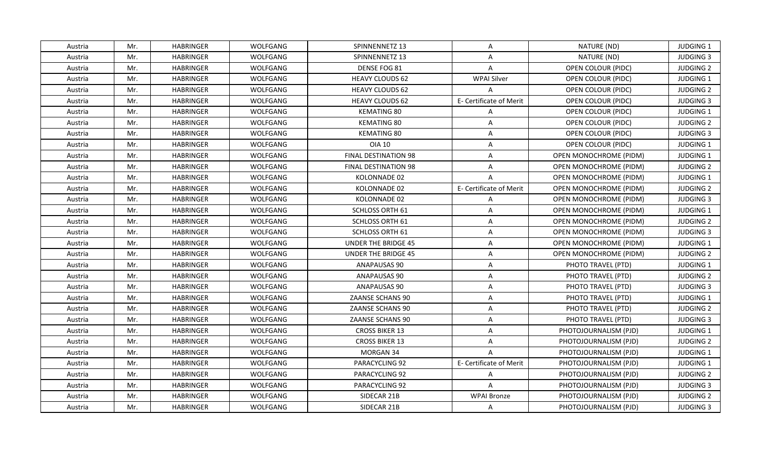| Austria | Mr. | HABRINGER | WOLFGANG | SPINNENNETZ 13 | A | NATURE (ND) | JUDGING 1 |
|---|---|---|---|---|---|---|---|
| Austria | Mr. | HABRINGER | WOLFGANG | SPINNENNETZ 13 | A | NATURE (ND) | JUDGING 3 |
| Austria | Mr. | HABRINGER | WOLFGANG | DENSE FOG 81 | A | OPEN COLOUR (PIDC) | JUDGING 2 |
| Austria | Mr. | HABRINGER | WOLFGANG | HEAVY CLOUDS 62 | WPAI Silver | OPEN COLOUR (PIDC) | JUDGING 1 |
| Austria | Mr. | HABRINGER | WOLFGANG | HEAVY CLOUDS 62 | A | OPEN COLOUR (PIDC) | JUDGING 2 |
| Austria | Mr. | HABRINGER | WOLFGANG | HEAVY CLOUDS 62 | E- Certificate of Merit | OPEN COLOUR (PIDC) | JUDGING 3 |
| Austria | Mr. | HABRINGER | WOLFGANG | KEMATING 80 | A | OPEN COLOUR (PIDC) | JUDGING 1 |
| Austria | Mr. | HABRINGER | WOLFGANG | KEMATING 80 | A | OPEN COLOUR (PIDC) | JUDGING 2 |
| Austria | Mr. | HABRINGER | WOLFGANG | KEMATING 80 | A | OPEN COLOUR (PIDC) | JUDGING 3 |
| Austria | Mr. | HABRINGER | WOLFGANG | OIA 10 | A | OPEN COLOUR (PIDC) | JUDGING 1 |
| Austria | Mr. | HABRINGER | WOLFGANG | FINAL DESTINATION 98 | A | OPEN MONOCHROME (PIDM) | JUDGING 1 |
| Austria | Mr. | HABRINGER | WOLFGANG | FINAL DESTINATION 98 | A | OPEN MONOCHROME (PIDM) | JUDGING 2 |
| Austria | Mr. | HABRINGER | WOLFGANG | KOLONNADE 02 | A | OPEN MONOCHROME (PIDM) | JUDGING 1 |
| Austria | Mr. | HABRINGER | WOLFGANG | KOLONNADE 02 | E- Certificate of Merit | OPEN MONOCHROME (PIDM) | JUDGING 2 |
| Austria | Mr. | HABRINGER | WOLFGANG | KOLONNADE 02 | A | OPEN MONOCHROME (PIDM) | JUDGING 3 |
| Austria | Mr. | HABRINGER | WOLFGANG | SCHLOSS ORTH 61 | A | OPEN MONOCHROME (PIDM) | JUDGING 1 |
| Austria | Mr. | HABRINGER | WOLFGANG | SCHLOSS ORTH 61 | A | OPEN MONOCHROME (PIDM) | JUDGING 2 |
| Austria | Mr. | HABRINGER | WOLFGANG | SCHLOSS ORTH 61 | A | OPEN MONOCHROME (PIDM) | JUDGING 3 |
| Austria | Mr. | HABRINGER | WOLFGANG | UNDER THE BRIDGE 45 | A | OPEN MONOCHROME (PIDM) | JUDGING 1 |
| Austria | Mr. | HABRINGER | WOLFGANG | UNDER THE BRIDGE 45 | A | OPEN MONOCHROME (PIDM) | JUDGING 2 |
| Austria | Mr. | HABRINGER | WOLFGANG | ANAPAUSAS 90 | A | PHOTO TRAVEL (PTD) | JUDGING 1 |
| Austria | Mr. | HABRINGER | WOLFGANG | ANAPAUSAS 90 | A | PHOTO TRAVEL (PTD) | JUDGING 2 |
| Austria | Mr. | HABRINGER | WOLFGANG | ANAPAUSAS 90 | A | PHOTO TRAVEL (PTD) | JUDGING 3 |
| Austria | Mr. | HABRINGER | WOLFGANG | ZAANSE SCHANS 90 | A | PHOTO TRAVEL (PTD) | JUDGING 1 |
| Austria | Mr. | HABRINGER | WOLFGANG | ZAANSE SCHANS 90 | A | PHOTO TRAVEL (PTD) | JUDGING 2 |
| Austria | Mr. | HABRINGER | WOLFGANG | ZAANSE SCHANS 90 | A | PHOTO TRAVEL (PTD) | JUDGING 3 |
| Austria | Mr. | HABRINGER | WOLFGANG | CROSS BIKER 13 | A | PHOTOJOURNALISM (PJD) | JUDGING 1 |
| Austria | Mr. | HABRINGER | WOLFGANG | CROSS BIKER 13 | A | PHOTOJOURNALISM (PJD) | JUDGING 2 |
| Austria | Mr. | HABRINGER | WOLFGANG | MORGAN 34 | A | PHOTOJOURNALISM (PJD) | JUDGING 1 |
| Austria | Mr. | HABRINGER | WOLFGANG | PARACYCLING 92 | E- Certificate of Merit | PHOTOJOURNALISM (PJD) | JUDGING 1 |
| Austria | Mr. | HABRINGER | WOLFGANG | PARACYCLING 92 | A | PHOTOJOURNALISM (PJD) | JUDGING 2 |
| Austria | Mr. | HABRINGER | WOLFGANG | PARACYCLING 92 | A | PHOTOJOURNALISM (PJD) | JUDGING 3 |
| Austria | Mr. | HABRINGER | WOLFGANG | SIDECAR 21B | WPAI Bronze | PHOTOJOURNALISM (PJD) | JUDGING 2 |
| Austria | Mr. | HABRINGER | WOLFGANG | SIDECAR 21B | A | PHOTOJOURNALISM (PJD) | JUDGING 3 |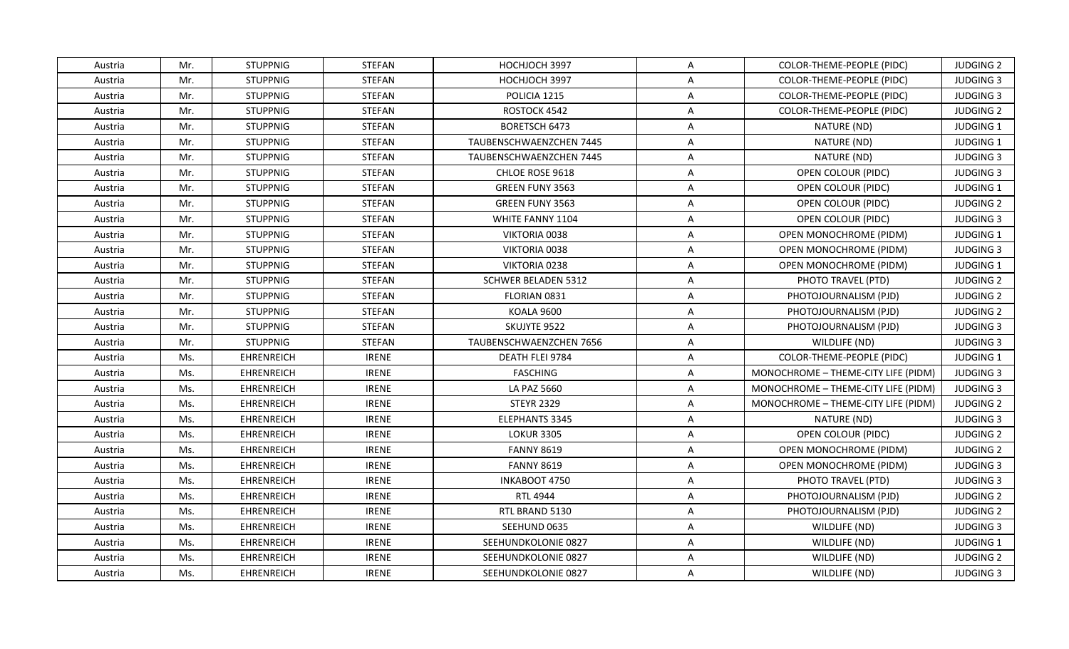| Austria | Mr. | STUPPNIG | STEFAN | HOCHJOCH 3997 | A | COLOR-THEME-PEOPLE (PIDC) | JUDGING 2 |
|---|---|---|---|---|---|---|---|
| Austria | Mr. | STUPPNIG | STEFAN | HOCHJOCH 3997 | A | COLOR-THEME-PEOPLE (PIDC) | JUDGING 3 |
| Austria | Mr. | STUPPNIG | STEFAN | POLICIA 1215 | A | COLOR-THEME-PEOPLE (PIDC) | JUDGING 3 |
| Austria | Mr. | STUPPNIG | STEFAN | ROSTOCK 4542 | A | COLOR-THEME-PEOPLE (PIDC) | JUDGING 2 |
| Austria | Mr. | STUPPNIG | STEFAN | BORETSCH 6473 | A | NATURE (ND) | JUDGING 1 |
| Austria | Mr. | STUPPNIG | STEFAN | TAUBENSCHWAENZCHEN 7445 | A | NATURE (ND) | JUDGING 1 |
| Austria | Mr. | STUPPNIG | STEFAN | TAUBENSCHWAENZCHEN 7445 | A | NATURE (ND) | JUDGING 3 |
| Austria | Mr. | STUPPNIG | STEFAN | CHLOE ROSE 9618 | A | OPEN COLOUR (PIDC) | JUDGING 3 |
| Austria | Mr. | STUPPNIG | STEFAN | GREEN FUNY 3563 | A | OPEN COLOUR (PIDC) | JUDGING 1 |
| Austria | Mr. | STUPPNIG | STEFAN | GREEN FUNY 3563 | A | OPEN COLOUR (PIDC) | JUDGING 2 |
| Austria | Mr. | STUPPNIG | STEFAN | WHITE FANNY 1104 | A | OPEN COLOUR (PIDC) | JUDGING 3 |
| Austria | Mr. | STUPPNIG | STEFAN | VIKTORIA 0038 | A | OPEN MONOCHROME (PIDM) | JUDGING 1 |
| Austria | Mr. | STUPPNIG | STEFAN | VIKTORIA 0038 | A | OPEN MONOCHROME (PIDM) | JUDGING 3 |
| Austria | Mr. | STUPPNIG | STEFAN | VIKTORIA 0238 | A | OPEN MONOCHROME (PIDM) | JUDGING 1 |
| Austria | Mr. | STUPPNIG | STEFAN | SCHWER BELADEN 5312 | A | PHOTO TRAVEL (PTD) | JUDGING 2 |
| Austria | Mr. | STUPPNIG | STEFAN | FLORIAN 0831 | A | PHOTOJOURNALISM (PJD) | JUDGING 2 |
| Austria | Mr. | STUPPNIG | STEFAN | KOALA 9600 | A | PHOTOJOURNALISM (PJD) | JUDGING 2 |
| Austria | Mr. | STUPPNIG | STEFAN | SKUJYTE 9522 | A | PHOTOJOURNALISM (PJD) | JUDGING 3 |
| Austria | Mr. | STUPPNIG | STEFAN | TAUBENSCHWAENZCHEN 7656 | A | WILDLIFE (ND) | JUDGING 3 |
| Austria | Ms. | EHRENREICH | IRENE | DEATH FLEI 9784 | A | COLOR-THEME-PEOPLE (PIDC) | JUDGING 1 |
| Austria | Ms. | EHRENREICH | IRENE | FASCHING | A | MONOCHROME – THEME-CITY LIFE (PIDM) | JUDGING 3 |
| Austria | Ms. | EHRENREICH | IRENE | LA PAZ 5660 | A | MONOCHROME – THEME-CITY LIFE (PIDM) | JUDGING 3 |
| Austria | Ms. | EHRENREICH | IRENE | STEYR 2329 | A | MONOCHROME – THEME-CITY LIFE (PIDM) | JUDGING 2 |
| Austria | Ms. | EHRENREICH | IRENE | ELEPHANTS 3345 | A | NATURE (ND) | JUDGING 3 |
| Austria | Ms. | EHRENREICH | IRENE | LOKUR 3305 | A | OPEN COLOUR (PIDC) | JUDGING 2 |
| Austria | Ms. | EHRENREICH | IRENE | FANNY 8619 | A | OPEN MONOCHROME (PIDM) | JUDGING 2 |
| Austria | Ms. | EHRENREICH | IRENE | FANNY 8619 | A | OPEN MONOCHROME (PIDM) | JUDGING 3 |
| Austria | Ms. | EHRENREICH | IRENE | INKABOOT 4750 | A | PHOTO TRAVEL (PTD) | JUDGING 3 |
| Austria | Ms. | EHRENREICH | IRENE | RTL 4944 | A | PHOTOJOURNALISM (PJD) | JUDGING 2 |
| Austria | Ms. | EHRENREICH | IRENE | RTL BRAND 5130 | A | PHOTOJOURNALISM (PJD) | JUDGING 2 |
| Austria | Ms. | EHRENREICH | IRENE | SEEHUND 0635 | A | WILDLIFE (ND) | JUDGING 3 |
| Austria | Ms. | EHRENREICH | IRENE | SEEHUNDKOLONIE 0827 | A | WILDLIFE (ND) | JUDGING 1 |
| Austria | Ms. | EHRENREICH | IRENE | SEEHUNDKOLONIE 0827 | A | WILDLIFE (ND) | JUDGING 2 |
| Austria | Ms. | EHRENREICH | IRENE | SEEHUNDKOLONIE 0827 | A | WILDLIFE (ND) | JUDGING 3 |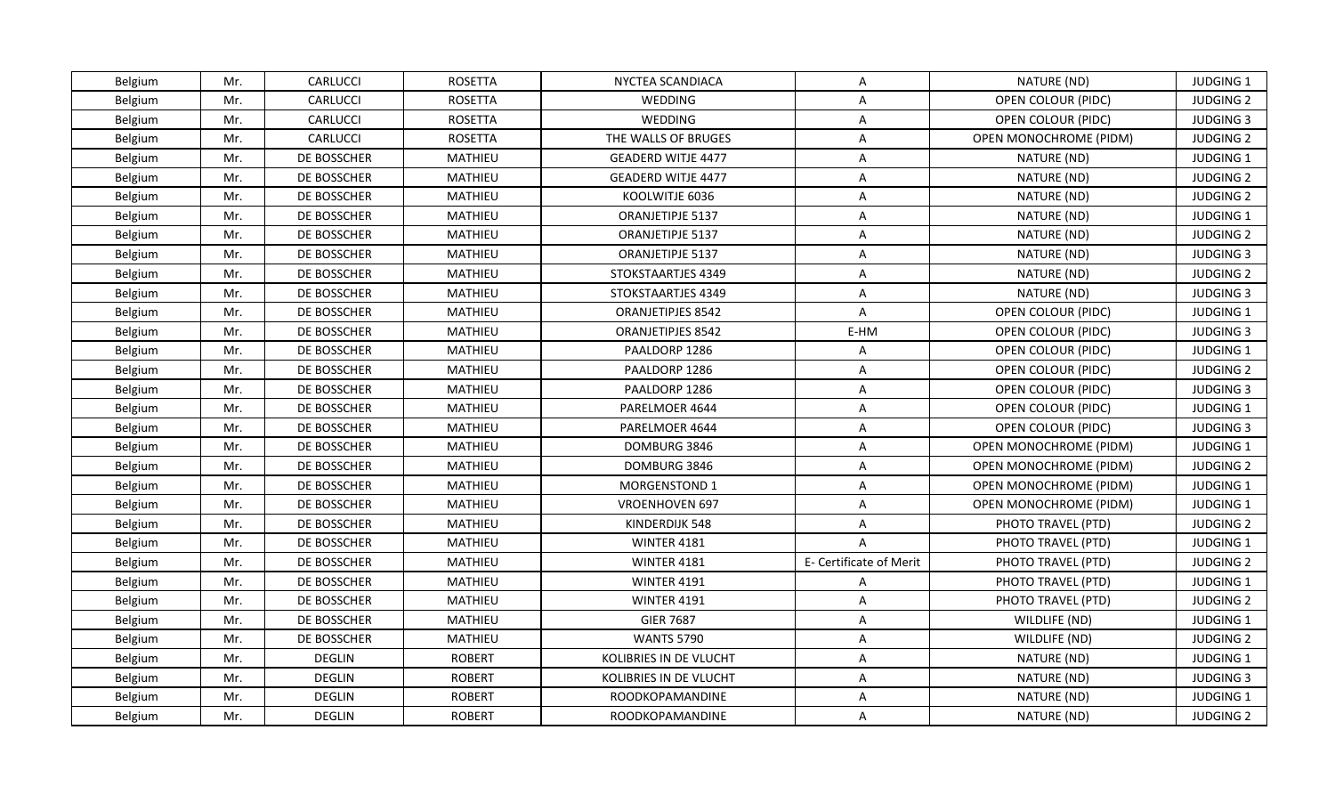| Belgium | Mr. | CARLUCCI | ROSETTA | NYCTEA SCANDIACA | A | NATURE (ND) | JUDGING 1 |
|---|---|---|---|---|---|---|---|
| Belgium | Mr. | CARLUCCI | ROSETTA | WEDDING | A | OPEN COLOUR (PIDC) | JUDGING 2 |
| Belgium | Mr. | CARLUCCI | ROSETTA | WEDDING | A | OPEN COLOUR (PIDC) | JUDGING 3 |
| Belgium | Mr. | CARLUCCI | ROSETTA | THE WALLS OF BRUGES | A | OPEN MONOCHROME (PIDM) | JUDGING 2 |
| Belgium | Mr. | DE BOSSCHER | MATHIEU | GEADERD WITJE 4477 | A | NATURE (ND) | JUDGING 1 |
| Belgium | Mr. | DE BOSSCHER | MATHIEU | GEADERD WITJE 4477 | A | NATURE (ND) | JUDGING 2 |
| Belgium | Mr. | DE BOSSCHER | MATHIEU | KOOLWITJE 6036 | A | NATURE (ND) | JUDGING 2 |
| Belgium | Mr. | DE BOSSCHER | MATHIEU | ORANJETIPJE 5137 | A | NATURE (ND) | JUDGING 1 |
| Belgium | Mr. | DE BOSSCHER | MATHIEU | ORANJETIPJE 5137 | A | NATURE (ND) | JUDGING 2 |
| Belgium | Mr. | DE BOSSCHER | MATHIEU | ORANJETIPJE 5137 | A | NATURE (ND) | JUDGING 3 |
| Belgium | Mr. | DE BOSSCHER | MATHIEU | STOKSTAARTJES 4349 | A | NATURE (ND) | JUDGING 2 |
| Belgium | Mr. | DE BOSSCHER | MATHIEU | STOKSTAARTJES 4349 | A | NATURE (ND) | JUDGING 3 |
| Belgium | Mr. | DE BOSSCHER | MATHIEU | ORANJETIPJES 8542 | A | OPEN COLOUR (PIDC) | JUDGING 1 |
| Belgium | Mr. | DE BOSSCHER | MATHIEU | ORANJETIPJES 8542 | E-HM | OPEN COLOUR (PIDC) | JUDGING 3 |
| Belgium | Mr. | DE BOSSCHER | MATHIEU | PAALDORP 1286 | A | OPEN COLOUR (PIDC) | JUDGING 1 |
| Belgium | Mr. | DE BOSSCHER | MATHIEU | PAALDORP 1286 | A | OPEN COLOUR (PIDC) | JUDGING 2 |
| Belgium | Mr. | DE BOSSCHER | MATHIEU | PAALDORP 1286 | A | OPEN COLOUR (PIDC) | JUDGING 3 |
| Belgium | Mr. | DE BOSSCHER | MATHIEU | PARELMOER 4644 | A | OPEN COLOUR (PIDC) | JUDGING 1 |
| Belgium | Mr. | DE BOSSCHER | MATHIEU | PARELMOER 4644 | A | OPEN COLOUR (PIDC) | JUDGING 3 |
| Belgium | Mr. | DE BOSSCHER | MATHIEU | DOMBURG 3846 | A | OPEN MONOCHROME (PIDM) | JUDGING 1 |
| Belgium | Mr. | DE BOSSCHER | MATHIEU | DOMBURG 3846 | A | OPEN MONOCHROME (PIDM) | JUDGING 2 |
| Belgium | Mr. | DE BOSSCHER | MATHIEU | MORGENSTOND 1 | A | OPEN MONOCHROME (PIDM) | JUDGING 1 |
| Belgium | Mr. | DE BOSSCHER | MATHIEU | VROENHOVEN 697 | A | OPEN MONOCHROME (PIDM) | JUDGING 1 |
| Belgium | Mr. | DE BOSSCHER | MATHIEU | KINDERDIJK 548 | A | PHOTO TRAVEL (PTD) | JUDGING 2 |
| Belgium | Mr. | DE BOSSCHER | MATHIEU | WINTER 4181 | A | PHOTO TRAVEL (PTD) | JUDGING 1 |
| Belgium | Mr. | DE BOSSCHER | MATHIEU | WINTER 4181 | E- Certificate of Merit | PHOTO TRAVEL (PTD) | JUDGING 2 |
| Belgium | Mr. | DE BOSSCHER | MATHIEU | WINTER 4191 | A | PHOTO TRAVEL (PTD) | JUDGING 1 |
| Belgium | Mr. | DE BOSSCHER | MATHIEU | WINTER 4191 | A | PHOTO TRAVEL (PTD) | JUDGING 2 |
| Belgium | Mr. | DE BOSSCHER | MATHIEU | GIER 7687 | A | WILDLIFE (ND) | JUDGING 1 |
| Belgium | Mr. | DE BOSSCHER | MATHIEU | WANTS 5790 | A | WILDLIFE (ND) | JUDGING 2 |
| Belgium | Mr. | DEGLIN | ROBERT | KOLIBRIES IN DE VLUCHT | A | NATURE (ND) | JUDGING 1 |
| Belgium | Mr. | DEGLIN | ROBERT | KOLIBRIES IN DE VLUCHT | A | NATURE (ND) | JUDGING 3 |
| Belgium | Mr. | DEGLIN | ROBERT | ROODKOPAMANDINE | A | NATURE (ND) | JUDGING 1 |
| Belgium | Mr. | DEGLIN | ROBERT | ROODKOPAMANDINE | A | NATURE (ND) | JUDGING 2 |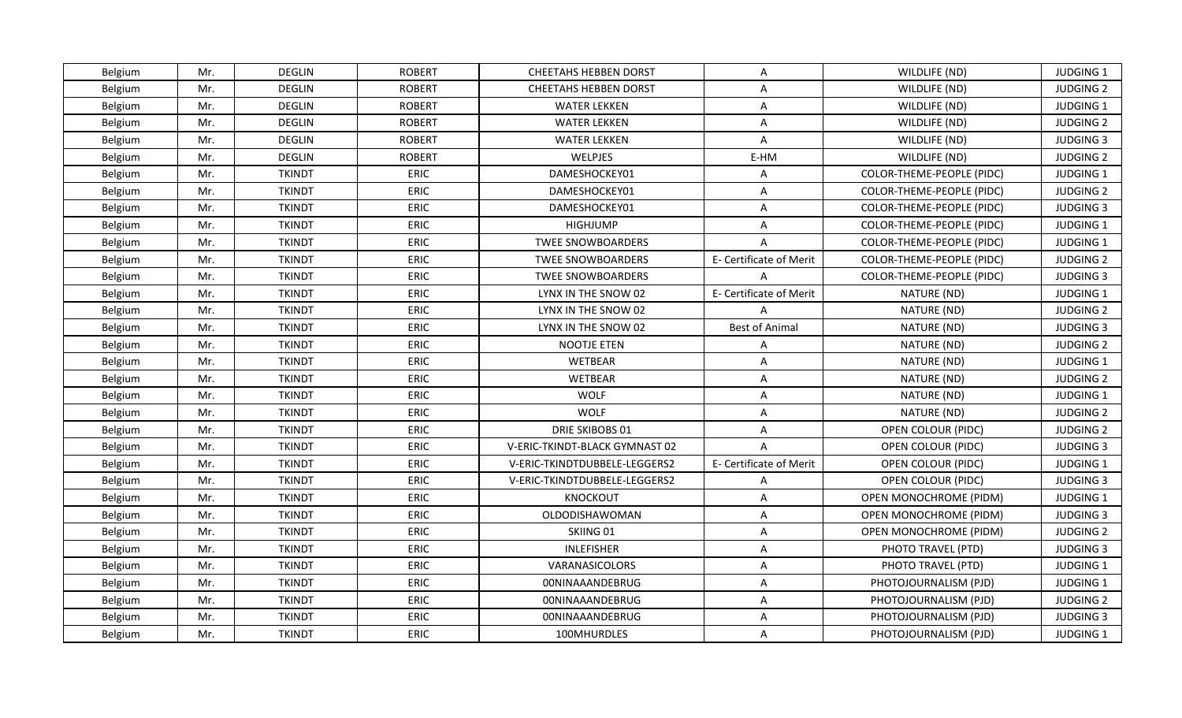| Belgium | Mr. | DEGLIN | ROBERT | CHEETAHS HEBBEN DORST | A | WILDLIFE (ND) | JUDGING 1 |
|---|---|---|---|---|---|---|---|
| Belgium | Mr. | DEGLIN | ROBERT | CHEETAHS HEBBEN DORST | A | WILDLIFE (ND) | JUDGING 2 |
| Belgium | Mr. | DEGLIN | ROBERT | WATER LEKKEN | A | WILDLIFE (ND) | JUDGING 1 |
| Belgium | Mr. | DEGLIN | ROBERT | WATER LEKKEN | A | WILDLIFE (ND) | JUDGING 2 |
| Belgium | Mr. | DEGLIN | ROBERT | WATER LEKKEN | A | WILDLIFE (ND) | JUDGING 3 |
| Belgium | Mr. | DEGLIN | ROBERT | WELPJES | E-HM | WILDLIFE (ND) | JUDGING 2 |
| Belgium | Mr. | TKINDT | ERIC | DAMESHOCKEY01 | A | COLOR-THEME-PEOPLE (PIDC) | JUDGING 1 |
| Belgium | Mr. | TKINDT | ERIC | DAMESHOCKEY01 | A | COLOR-THEME-PEOPLE (PIDC) | JUDGING 2 |
| Belgium | Mr. | TKINDT | ERIC | DAMESHOCKEY01 | A | COLOR-THEME-PEOPLE (PIDC) | JUDGING 3 |
| Belgium | Mr. | TKINDT | ERIC | HIGHJUMP | A | COLOR-THEME-PEOPLE (PIDC) | JUDGING 1 |
| Belgium | Mr. | TKINDT | ERIC | TWEE SNOWBOARDERS | A | COLOR-THEME-PEOPLE (PIDC) | JUDGING 1 |
| Belgium | Mr. | TKINDT | ERIC | TWEE SNOWBOARDERS | E- Certificate of Merit | COLOR-THEME-PEOPLE (PIDC) | JUDGING 2 |
| Belgium | Mr. | TKINDT | ERIC | TWEE SNOWBOARDERS | A | COLOR-THEME-PEOPLE (PIDC) | JUDGING 3 |
| Belgium | Mr. | TKINDT | ERIC | LYNX IN THE SNOW 02 | E- Certificate of Merit | NATURE (ND) | JUDGING 1 |
| Belgium | Mr. | TKINDT | ERIC | LYNX IN THE SNOW 02 | A | NATURE (ND) | JUDGING 2 |
| Belgium | Mr. | TKINDT | ERIC | LYNX IN THE SNOW 02 | Best of Animal | NATURE (ND) | JUDGING 3 |
| Belgium | Mr. | TKINDT | ERIC | NOOTJE ETEN | A | NATURE (ND) | JUDGING 2 |
| Belgium | Mr. | TKINDT | ERIC | WETBEAR | A | NATURE (ND) | JUDGING 1 |
| Belgium | Mr. | TKINDT | ERIC | WETBEAR | A | NATURE (ND) | JUDGING 2 |
| Belgium | Mr. | TKINDT | ERIC | WOLF | A | NATURE (ND) | JUDGING 1 |
| Belgium | Mr. | TKINDT | ERIC | WOLF | A | NATURE (ND) | JUDGING 2 |
| Belgium | Mr. | TKINDT | ERIC | DRIE SKIBOBS 01 | A | OPEN COLOUR (PIDC) | JUDGING 2 |
| Belgium | Mr. | TKINDT | ERIC | V-ERIC-TKINDT-BLACK GYMNAST 02 | A | OPEN COLOUR (PIDC) | JUDGING 3 |
| Belgium | Mr. | TKINDT | ERIC | V-ERIC-TKINDTDUBBELE-LEGGERS2 | E- Certificate of Merit | OPEN COLOUR (PIDC) | JUDGING 1 |
| Belgium | Mr. | TKINDT | ERIC | V-ERIC-TKINDTDUBBELE-LEGGERS2 | A | OPEN COLOUR (PIDC) | JUDGING 3 |
| Belgium | Mr. | TKINDT | ERIC | KNOCKOUT | A | OPEN MONOCHROME (PIDM) | JUDGING 1 |
| Belgium | Mr. | TKINDT | ERIC | OLDODISHAWOMAN | A | OPEN MONOCHROME (PIDM) | JUDGING 3 |
| Belgium | Mr. | TKINDT | ERIC | SKIING 01 | A | OPEN MONOCHROME (PIDM) | JUDGING 2 |
| Belgium | Mr. | TKINDT | ERIC | INLEFISHER | A | PHOTO TRAVEL (PTD) | JUDGING 3 |
| Belgium | Mr. | TKINDT | ERIC | VARANASICOLORS | A | PHOTO TRAVEL (PTD) | JUDGING 1 |
| Belgium | Mr. | TKINDT | ERIC | 00NINAAANDEBRUG | A | PHOTOJOURNALISM (PJD) | JUDGING 1 |
| Belgium | Mr. | TKINDT | ERIC | 00NINAAANDEBRUG | A | PHOTOJOURNALISM (PJD) | JUDGING 2 |
| Belgium | Mr. | TKINDT | ERIC | 00NINAAANDEBRUG | A | PHOTOJOURNALISM (PJD) | JUDGING 3 |
| Belgium | Mr. | TKINDT | ERIC | 100MHURDLES | A | PHOTOJOURNALISM (PJD) | JUDGING 1 |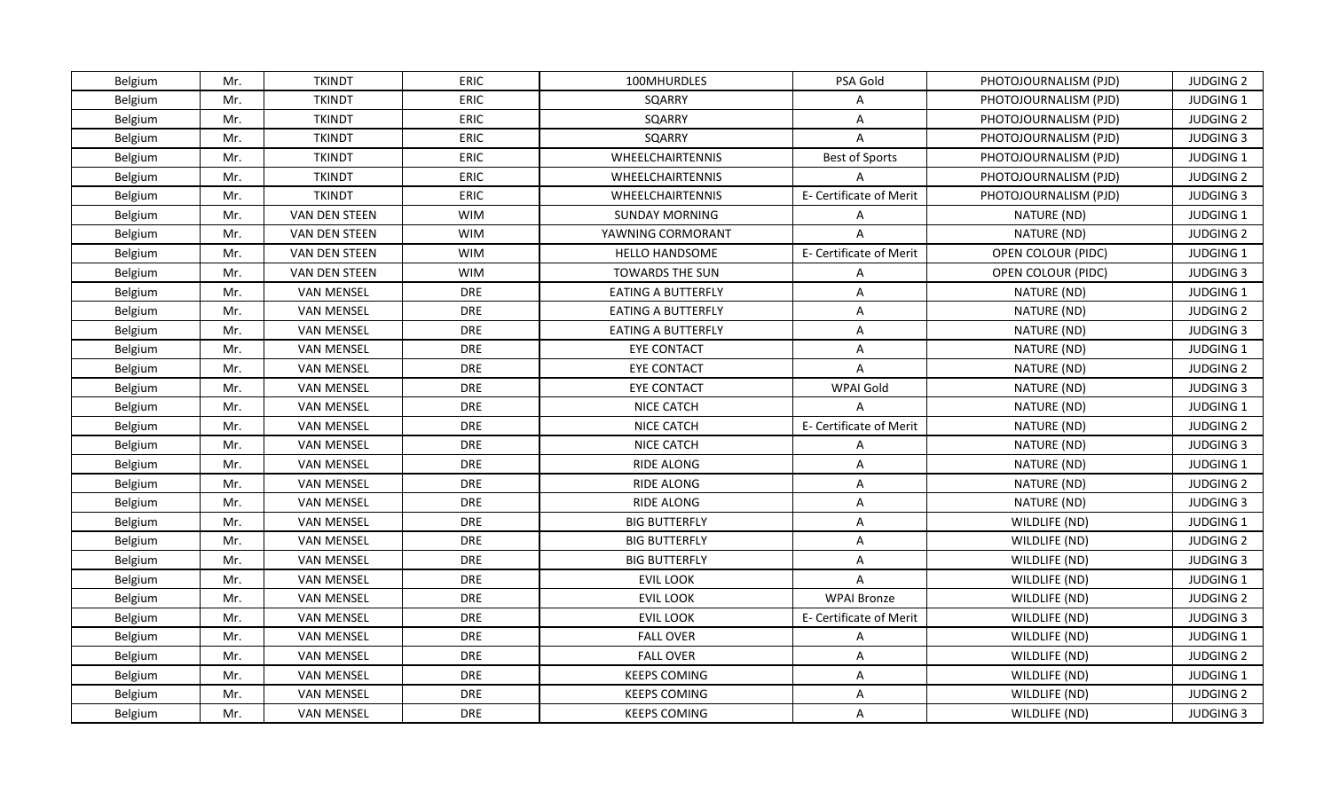| Belgium | Mr. | TKINDT | ERIC | 100MHURDLES | PSA Gold | PHOTOJOURNALISM (PJD) | JUDGING 2 |
|---|---|---|---|---|---|---|---|
| Belgium | Mr. | TKINDT | ERIC | SQARRY | A | PHOTOJOURNALISM (PJD) | JUDGING 1 |
| Belgium | Mr. | TKINDT | ERIC | SQARRY | A | PHOTOJOURNALISM (PJD) | JUDGING 2 |
| Belgium | Mr. | TKINDT | ERIC | SQARRY | A | PHOTOJOURNALISM (PJD) | JUDGING 3 |
| Belgium | Mr. | TKINDT | ERIC | WHEELCHAIRTENNIS | Best of Sports | PHOTOJOURNALISM (PJD) | JUDGING 1 |
| Belgium | Mr. | TKINDT | ERIC | WHEELCHAIRTENNIS | A | PHOTOJOURNALISM (PJD) | JUDGING 2 |
| Belgium | Mr. | TKINDT | ERIC | WHEELCHAIRTENNIS | E- Certificate of Merit | PHOTOJOURNALISM (PJD) | JUDGING 3 |
| Belgium | Mr. | VAN DEN STEEN | WIM | SUNDAY MORNING | A | NATURE (ND) | JUDGING 1 |
| Belgium | Mr. | VAN DEN STEEN | WIM | YAWNING CORMORANT | A | NATURE (ND) | JUDGING 2 |
| Belgium | Mr. | VAN DEN STEEN | WIM | HELLO HANDSOME | E- Certificate of Merit | OPEN COLOUR (PIDC) | JUDGING 1 |
| Belgium | Mr. | VAN DEN STEEN | WIM | TOWARDS THE SUN | A | OPEN COLOUR (PIDC) | JUDGING 3 |
| Belgium | Mr. | VAN MENSEL | DRE | EATING A BUTTERFLY | A | NATURE (ND) | JUDGING 1 |
| Belgium | Mr. | VAN MENSEL | DRE | EATING A BUTTERFLY | A | NATURE (ND) | JUDGING 2 |
| Belgium | Mr. | VAN MENSEL | DRE | EATING A BUTTERFLY | A | NATURE (ND) | JUDGING 3 |
| Belgium | Mr. | VAN MENSEL | DRE | EYE CONTACT | A | NATURE (ND) | JUDGING 1 |
| Belgium | Mr. | VAN MENSEL | DRE | EYE CONTACT | A | NATURE (ND) | JUDGING 2 |
| Belgium | Mr. | VAN MENSEL | DRE | EYE CONTACT | WPAI Gold | NATURE (ND) | JUDGING 3 |
| Belgium | Mr. | VAN MENSEL | DRE | NICE CATCH | A | NATURE (ND) | JUDGING 1 |
| Belgium | Mr. | VAN MENSEL | DRE | NICE CATCH | E- Certificate of Merit | NATURE (ND) | JUDGING 2 |
| Belgium | Mr. | VAN MENSEL | DRE | NICE CATCH | A | NATURE (ND) | JUDGING 3 |
| Belgium | Mr. | VAN MENSEL | DRE | RIDE ALONG | A | NATURE (ND) | JUDGING 1 |
| Belgium | Mr. | VAN MENSEL | DRE | RIDE ALONG | A | NATURE (ND) | JUDGING 2 |
| Belgium | Mr. | VAN MENSEL | DRE | RIDE ALONG | A | NATURE (ND) | JUDGING 3 |
| Belgium | Mr. | VAN MENSEL | DRE | BIG BUTTERFLY | A | WILDLIFE (ND) | JUDGING 1 |
| Belgium | Mr. | VAN MENSEL | DRE | BIG BUTTERFLY | A | WILDLIFE (ND) | JUDGING 2 |
| Belgium | Mr. | VAN MENSEL | DRE | BIG BUTTERFLY | A | WILDLIFE (ND) | JUDGING 3 |
| Belgium | Mr. | VAN MENSEL | DRE | EVIL LOOK | A | WILDLIFE (ND) | JUDGING 1 |
| Belgium | Mr. | VAN MENSEL | DRE | EVIL LOOK | WPAI Bronze | WILDLIFE (ND) | JUDGING 2 |
| Belgium | Mr. | VAN MENSEL | DRE | EVIL LOOK | E- Certificate of Merit | WILDLIFE (ND) | JUDGING 3 |
| Belgium | Mr. | VAN MENSEL | DRE | FALL OVER | A | WILDLIFE (ND) | JUDGING 1 |
| Belgium | Mr. | VAN MENSEL | DRE | FALL OVER | A | WILDLIFE (ND) | JUDGING 2 |
| Belgium | Mr. | VAN MENSEL | DRE | KEEPS COMING | A | WILDLIFE (ND) | JUDGING 1 |
| Belgium | Mr. | VAN MENSEL | DRE | KEEPS COMING | A | WILDLIFE (ND) | JUDGING 2 |
| Belgium | Mr. | VAN MENSEL | DRE | KEEPS COMING | A | WILDLIFE (ND) | JUDGING 3 |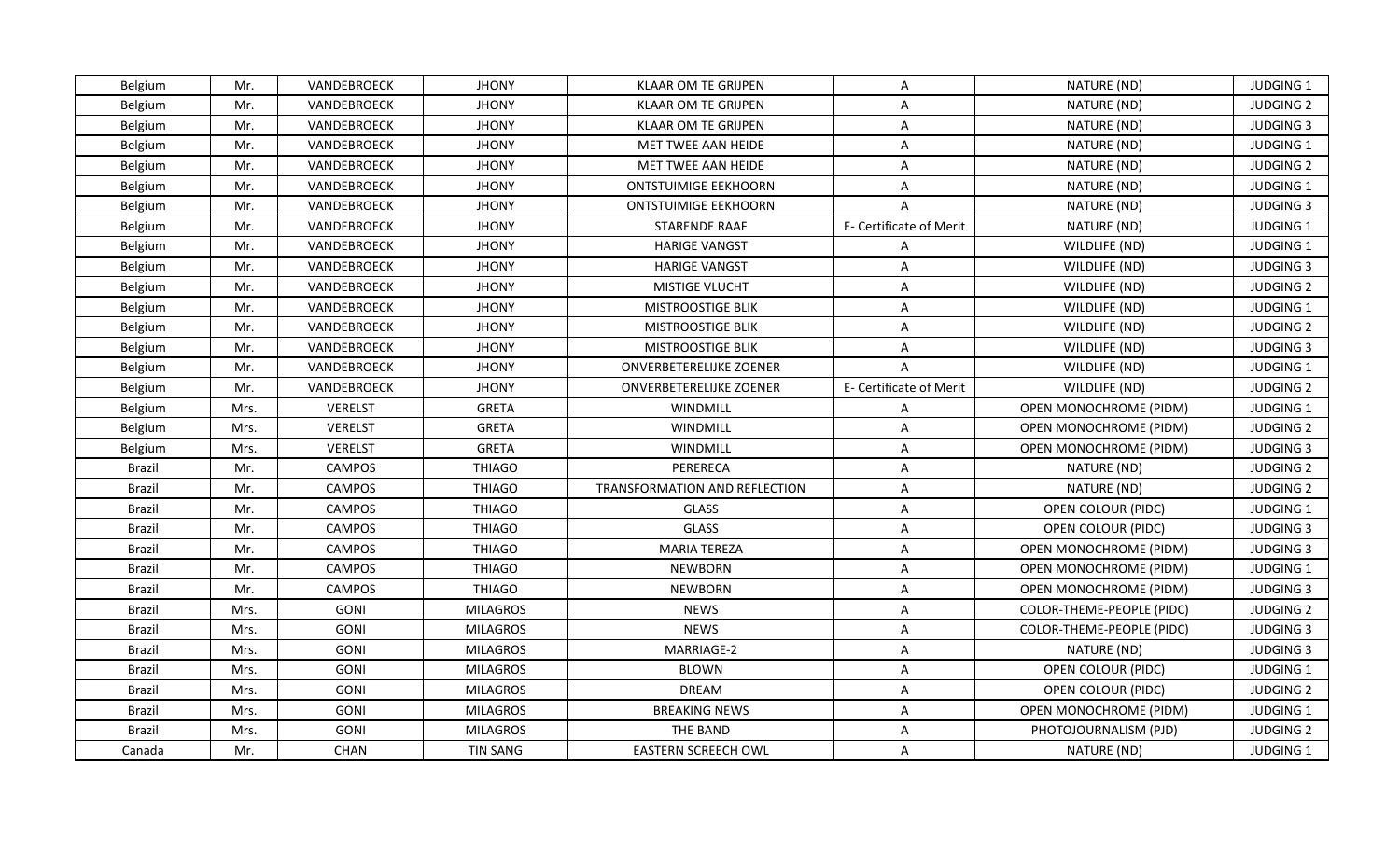| Belgium | Mr. | VANDEBROECK | JHONY | KLAAR OM TE GRIJPEN | A | NATURE (ND) | JUDGING 1 |
|---|---|---|---|---|---|---|---|
| Belgium | Mr. | VANDEBROECK | JHONY | KLAAR OM TE GRIJPEN | A | NATURE (ND) | JUDGING 2 |
| Belgium | Mr. | VANDEBROECK | JHONY | KLAAR OM TE GRIJPEN | A | NATURE (ND) | JUDGING 3 |
| Belgium | Mr. | VANDEBROECK | JHONY | MET TWEE AAN HEIDE | A | NATURE (ND) | JUDGING 1 |
| Belgium | Mr. | VANDEBROECK | JHONY | MET TWEE AAN HEIDE | A | NATURE (ND) | JUDGING 2 |
| Belgium | Mr. | VANDEBROECK | JHONY | ONTSTUIMIGE EEKHOORN | A | NATURE (ND) | JUDGING 1 |
| Belgium | Mr. | VANDEBROECK | JHONY | ONTSTUIMIGE EEKHOORN | A | NATURE (ND) | JUDGING 3 |
| Belgium | Mr. | VANDEBROECK | JHONY | STARENDE RAAF | E- Certificate of Merit | NATURE (ND) | JUDGING 1 |
| Belgium | Mr. | VANDEBROECK | JHONY | HARIGE VANGST | A | WILDLIFE (ND) | JUDGING 1 |
| Belgium | Mr. | VANDEBROECK | JHONY | HARIGE VANGST | A | WILDLIFE (ND) | JUDGING 3 |
| Belgium | Mr. | VANDEBROECK | JHONY | MISTIGE VLUCHT | A | WILDLIFE (ND) | JUDGING 2 |
| Belgium | Mr. | VANDEBROECK | JHONY | MISTROOSTIGE BLIK | A | WILDLIFE (ND) | JUDGING 1 |
| Belgium | Mr. | VANDEBROECK | JHONY | MISTROOSTIGE BLIK | A | WILDLIFE (ND) | JUDGING 2 |
| Belgium | Mr. | VANDEBROECK | JHONY | MISTROOSTIGE BLIK | A | WILDLIFE (ND) | JUDGING 3 |
| Belgium | Mr. | VANDEBROECK | JHONY | ONVERBETERELIJKE ZOENER | A | WILDLIFE (ND) | JUDGING 1 |
| Belgium | Mr. | VANDEBROECK | JHONY | ONVERBETERELIJKE ZOENER | E- Certificate of Merit | WILDLIFE (ND) | JUDGING 2 |
| Belgium | Mrs. | VERELST | GRETA | WINDMILL | A | OPEN MONOCHROME (PIDM) | JUDGING 1 |
| Belgium | Mrs. | VERELST | GRETA | WINDMILL | A | OPEN MONOCHROME (PIDM) | JUDGING 2 |
| Belgium | Mrs. | VERELST | GRETA | WINDMILL | A | OPEN MONOCHROME (PIDM) | JUDGING 3 |
| Brazil | Mr. | CAMPOS | THIAGO | PERERECA | A | NATURE (ND) | JUDGING 2 |
| Brazil | Mr. | CAMPOS | THIAGO | TRANSFORMATION AND REFLECTION | A | NATURE (ND) | JUDGING 2 |
| Brazil | Mr. | CAMPOS | THIAGO | GLASS | A | OPEN COLOUR (PIDC) | JUDGING 1 |
| Brazil | Mr. | CAMPOS | THIAGO | GLASS | A | OPEN COLOUR (PIDC) | JUDGING 3 |
| Brazil | Mr. | CAMPOS | THIAGO | MARIA TEREZA | A | OPEN MONOCHROME (PIDM) | JUDGING 3 |
| Brazil | Mr. | CAMPOS | THIAGO | NEWBORN | A | OPEN MONOCHROME (PIDM) | JUDGING 1 |
| Brazil | Mr. | CAMPOS | THIAGO | NEWBORN | A | OPEN MONOCHROME (PIDM) | JUDGING 3 |
| Brazil | Mrs. | GONI | MILAGROS | NEWS | A | COLOR-THEME-PEOPLE (PIDC) | JUDGING 2 |
| Brazil | Mrs. | GONI | MILAGROS | NEWS | A | COLOR-THEME-PEOPLE (PIDC) | JUDGING 3 |
| Brazil | Mrs. | GONI | MILAGROS | MARRIAGE-2 | A | NATURE (ND) | JUDGING 3 |
| Brazil | Mrs. | GONI | MILAGROS | BLOWN | A | OPEN COLOUR (PIDC) | JUDGING 1 |
| Brazil | Mrs. | GONI | MILAGROS | DREAM | A | OPEN COLOUR (PIDC) | JUDGING 2 |
| Brazil | Mrs. | GONI | MILAGROS | BREAKING NEWS | A | OPEN MONOCHROME (PIDM) | JUDGING 1 |
| Brazil | Mrs. | GONI | MILAGROS | THE BAND | A | PHOTOJOURNALISM (PJD) | JUDGING 2 |
| Canada | Mr. | CHAN | TIN SANG | EASTERN SCREECH OWL | A | NATURE (ND) | JUDGING 1 |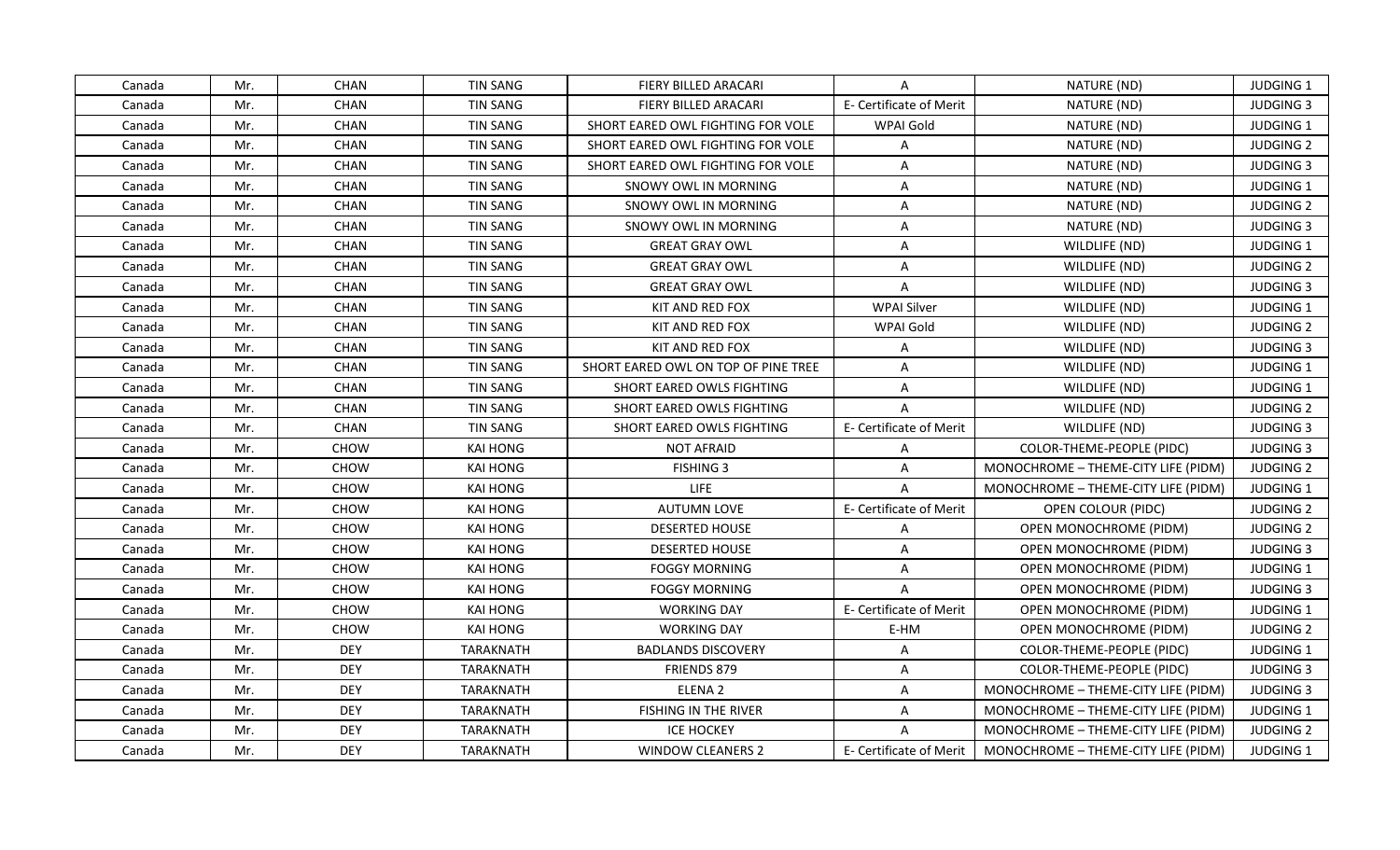| Canada | Mr. | CHAN | TIN SANG | FIERY BILLED ARACARI | A | NATURE (ND) | JUDGING 1 |
|---|---|---|---|---|---|---|---|
| Canada | Mr. | CHAN | TIN SANG | FIERY BILLED ARACARI | E- Certificate of Merit | NATURE (ND) | JUDGING 3 |
| Canada | Mr. | CHAN | TIN SANG | SHORT EARED OWL FIGHTING FOR VOLE | WPAI Gold | NATURE (ND) | JUDGING 1 |
| Canada | Mr. | CHAN | TIN SANG | SHORT EARED OWL FIGHTING FOR VOLE | A | NATURE (ND) | JUDGING 2 |
| Canada | Mr. | CHAN | TIN SANG | SHORT EARED OWL FIGHTING FOR VOLE | A | NATURE (ND) | JUDGING 3 |
| Canada | Mr. | CHAN | TIN SANG | SNOWY OWL IN MORNING | A | NATURE (ND) | JUDGING 1 |
| Canada | Mr. | CHAN | TIN SANG | SNOWY OWL IN MORNING | A | NATURE (ND) | JUDGING 2 |
| Canada | Mr. | CHAN | TIN SANG | SNOWY OWL IN MORNING | A | NATURE (ND) | JUDGING 3 |
| Canada | Mr. | CHAN | TIN SANG | GREAT GRAY OWL | A | WILDLIFE (ND) | JUDGING 1 |
| Canada | Mr. | CHAN | TIN SANG | GREAT GRAY OWL | A | WILDLIFE (ND) | JUDGING 2 |
| Canada | Mr. | CHAN | TIN SANG | GREAT GRAY OWL | A | WILDLIFE (ND) | JUDGING 3 |
| Canada | Mr. | CHAN | TIN SANG | KIT AND RED FOX | WPAI Silver | WILDLIFE (ND) | JUDGING 1 |
| Canada | Mr. | CHAN | TIN SANG | KIT AND RED FOX | WPAI Gold | WILDLIFE (ND) | JUDGING 2 |
| Canada | Mr. | CHAN | TIN SANG | KIT AND RED FOX | A | WILDLIFE (ND) | JUDGING 3 |
| Canada | Mr. | CHAN | TIN SANG | SHORT EARED OWL ON TOP OF PINE TREE | A | WILDLIFE (ND) | JUDGING 1 |
| Canada | Mr. | CHAN | TIN SANG | SHORT EARED OWLS FIGHTING | A | WILDLIFE (ND) | JUDGING 1 |
| Canada | Mr. | CHAN | TIN SANG | SHORT EARED OWLS FIGHTING | A | WILDLIFE (ND) | JUDGING 2 |
| Canada | Mr. | CHAN | TIN SANG | SHORT EARED OWLS FIGHTING | E- Certificate of Merit | WILDLIFE (ND) | JUDGING 3 |
| Canada | Mr. | CHOW | KAI HONG | NOT AFRAID | A | COLOR-THEME-PEOPLE (PIDC) | JUDGING 3 |
| Canada | Mr. | CHOW | KAI HONG | FISHING 3 | A | MONOCHROME – THEME-CITY LIFE (PIDM) | JUDGING 2 |
| Canada | Mr. | CHOW | KAI HONG | LIFE | A | MONOCHROME – THEME-CITY LIFE (PIDM) | JUDGING 1 |
| Canada | Mr. | CHOW | KAI HONG | AUTUMN LOVE | E- Certificate of Merit | OPEN COLOUR (PIDC) | JUDGING 2 |
| Canada | Mr. | CHOW | KAI HONG | DESERTED HOUSE | A | OPEN MONOCHROME (PIDM) | JUDGING 2 |
| Canada | Mr. | CHOW | KAI HONG | DESERTED HOUSE | A | OPEN MONOCHROME (PIDM) | JUDGING 3 |
| Canada | Mr. | CHOW | KAI HONG | FOGGY MORNING | A | OPEN MONOCHROME (PIDM) | JUDGING 1 |
| Canada | Mr. | CHOW | KAI HONG | FOGGY MORNING | A | OPEN MONOCHROME (PIDM) | JUDGING 3 |
| Canada | Mr. | CHOW | KAI HONG | WORKING DAY | E- Certificate of Merit | OPEN MONOCHROME (PIDM) | JUDGING 1 |
| Canada | Mr. | CHOW | KAI HONG | WORKING DAY | E-HM | OPEN MONOCHROME (PIDM) | JUDGING 2 |
| Canada | Mr. | DEY | TARAKNATH | BADLANDS DISCOVERY | A | COLOR-THEME-PEOPLE (PIDC) | JUDGING 1 |
| Canada | Mr. | DEY | TARAKNATH | FRIENDS 879 | A | COLOR-THEME-PEOPLE (PIDC) | JUDGING 3 |
| Canada | Mr. | DEY | TARAKNATH | ELENA 2 | A | MONOCHROME – THEME-CITY LIFE (PIDM) | JUDGING 3 |
| Canada | Mr. | DEY | TARAKNATH | FISHING IN THE RIVER | A | MONOCHROME – THEME-CITY LIFE (PIDM) | JUDGING 1 |
| Canada | Mr. | DEY | TARAKNATH | ICE HOCKEY | A | MONOCHROME – THEME-CITY LIFE (PIDM) | JUDGING 2 |
| Canada | Mr. | DEY | TARAKNATH | WINDOW CLEANERS 2 | E- Certificate of Merit | MONOCHROME – THEME-CITY LIFE (PIDM) | JUDGING 1 |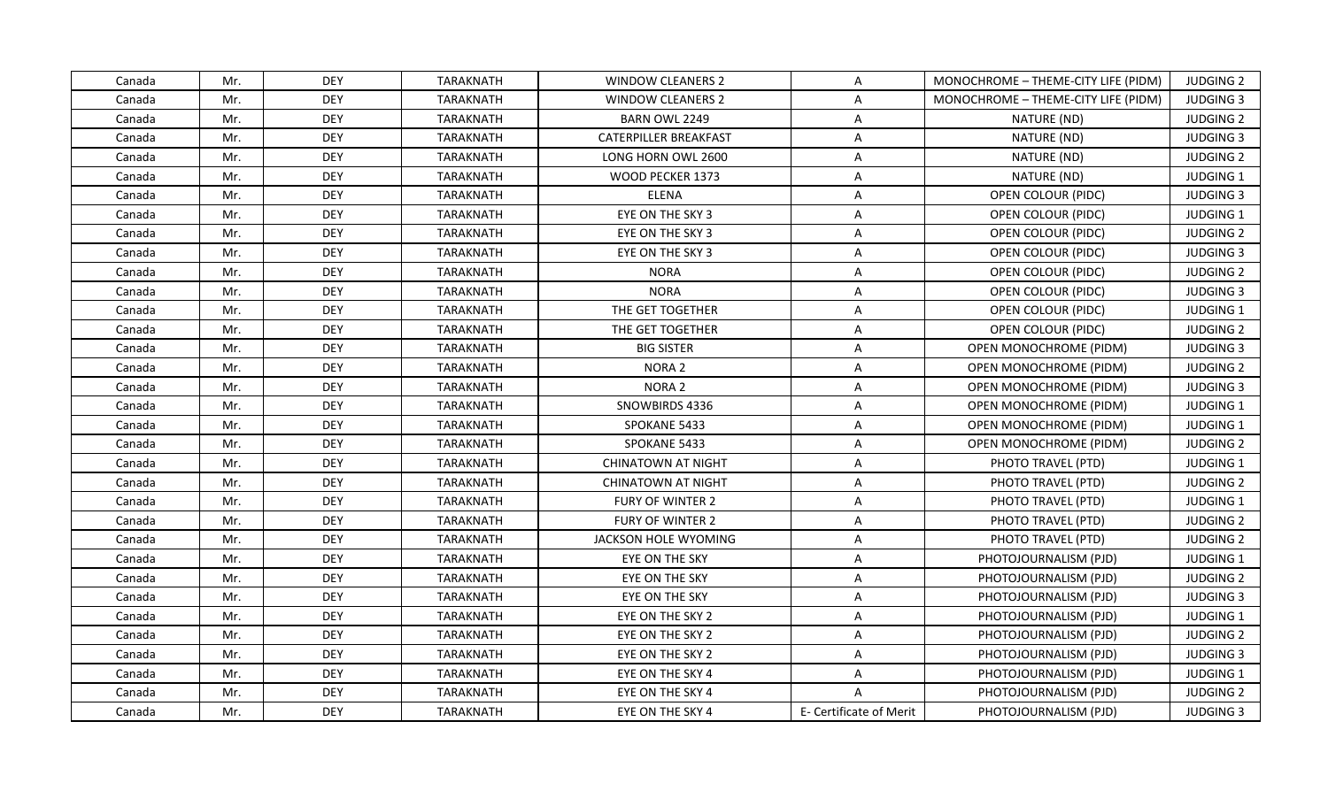| Canada | Mr. | DEY | TARAKNATH | WINDOW CLEANERS 2 | A | MONOCHROME – THEME-CITY LIFE (PIDM) | JUDGING 2 |
|---|---|---|---|---|---|---|---|
| Canada | Mr. | DEY | TARAKNATH | WINDOW CLEANERS 2 | A | MONOCHROME – THEME-CITY LIFE (PIDM) | JUDGING 3 |
| Canada | Mr. | DEY | TARAKNATH | BARN OWL 2249 | A | NATURE (ND) | JUDGING 2 |
| Canada | Mr. | DEY | TARAKNATH | CATERPILLER BREAKFAST | A | NATURE (ND) | JUDGING 3 |
| Canada | Mr. | DEY | TARAKNATH | LONG HORN OWL 2600 | A | NATURE (ND) | JUDGING 2 |
| Canada | Mr. | DEY | TARAKNATH | WOOD PECKER 1373 | A | NATURE (ND) | JUDGING 1 |
| Canada | Mr. | DEY | TARAKNATH | ELENA | A | OPEN COLOUR (PIDC) | JUDGING 3 |
| Canada | Mr. | DEY | TARAKNATH | EYE ON THE SKY 3 | A | OPEN COLOUR (PIDC) | JUDGING 1 |
| Canada | Mr. | DEY | TARAKNATH | EYE ON THE SKY 3 | A | OPEN COLOUR (PIDC) | JUDGING 2 |
| Canada | Mr. | DEY | TARAKNATH | EYE ON THE SKY 3 | A | OPEN COLOUR (PIDC) | JUDGING 3 |
| Canada | Mr. | DEY | TARAKNATH | NORA | A | OPEN COLOUR (PIDC) | JUDGING 2 |
| Canada | Mr. | DEY | TARAKNATH | NORA | A | OPEN COLOUR (PIDC) | JUDGING 3 |
| Canada | Mr. | DEY | TARAKNATH | THE GET TOGETHER | A | OPEN COLOUR (PIDC) | JUDGING 1 |
| Canada | Mr. | DEY | TARAKNATH | THE GET TOGETHER | A | OPEN COLOUR (PIDC) | JUDGING 2 |
| Canada | Mr. | DEY | TARAKNATH | BIG SISTER | A | OPEN MONOCHROME (PIDM) | JUDGING 3 |
| Canada | Mr. | DEY | TARAKNATH | NORA 2 | A | OPEN MONOCHROME (PIDM) | JUDGING 2 |
| Canada | Mr. | DEY | TARAKNATH | NORA 2 | A | OPEN MONOCHROME (PIDM) | JUDGING 3 |
| Canada | Mr. | DEY | TARAKNATH | SNOWBIRDS 4336 | A | OPEN MONOCHROME (PIDM) | JUDGING 1 |
| Canada | Mr. | DEY | TARAKNATH | SPOKANE 5433 | A | OPEN MONOCHROME (PIDM) | JUDGING 1 |
| Canada | Mr. | DEY | TARAKNATH | SPOKANE 5433 | A | OPEN MONOCHROME (PIDM) | JUDGING 2 |
| Canada | Mr. | DEY | TARAKNATH | CHINATOWN AT NIGHT | A | PHOTO TRAVEL (PTD) | JUDGING 1 |
| Canada | Mr. | DEY | TARAKNATH | CHINATOWN AT NIGHT | A | PHOTO TRAVEL (PTD) | JUDGING 2 |
| Canada | Mr. | DEY | TARAKNATH | FURY OF WINTER 2 | A | PHOTO TRAVEL (PTD) | JUDGING 1 |
| Canada | Mr. | DEY | TARAKNATH | FURY OF WINTER 2 | A | PHOTO TRAVEL (PTD) | JUDGING 2 |
| Canada | Mr. | DEY | TARAKNATH | JACKSON HOLE WYOMING | A | PHOTO TRAVEL (PTD) | JUDGING 2 |
| Canada | Mr. | DEY | TARAKNATH | EYE ON THE SKY | A | PHOTOJOURNALISM (PJD) | JUDGING 1 |
| Canada | Mr. | DEY | TARAKNATH | EYE ON THE SKY | A | PHOTOJOURNALISM (PJD) | JUDGING 2 |
| Canada | Mr. | DEY | TARAKNATH | EYE ON THE SKY | A | PHOTOJOURNALISM (PJD) | JUDGING 3 |
| Canada | Mr. | DEY | TARAKNATH | EYE ON THE SKY 2 | A | PHOTOJOURNALISM (PJD) | JUDGING 1 |
| Canada | Mr. | DEY | TARAKNATH | EYE ON THE SKY 2 | A | PHOTOJOURNALISM (PJD) | JUDGING 2 |
| Canada | Mr. | DEY | TARAKNATH | EYE ON THE SKY 2 | A | PHOTOJOURNALISM (PJD) | JUDGING 3 |
| Canada | Mr. | DEY | TARAKNATH | EYE ON THE SKY 4 | A | PHOTOJOURNALISM (PJD) | JUDGING 1 |
| Canada | Mr. | DEY | TARAKNATH | EYE ON THE SKY 4 | A | PHOTOJOURNALISM (PJD) | JUDGING 2 |
| Canada | Mr. | DEY | TARAKNATH | EYE ON THE SKY 4 | E- Certificate of Merit | PHOTOJOURNALISM (PJD) | JUDGING 3 |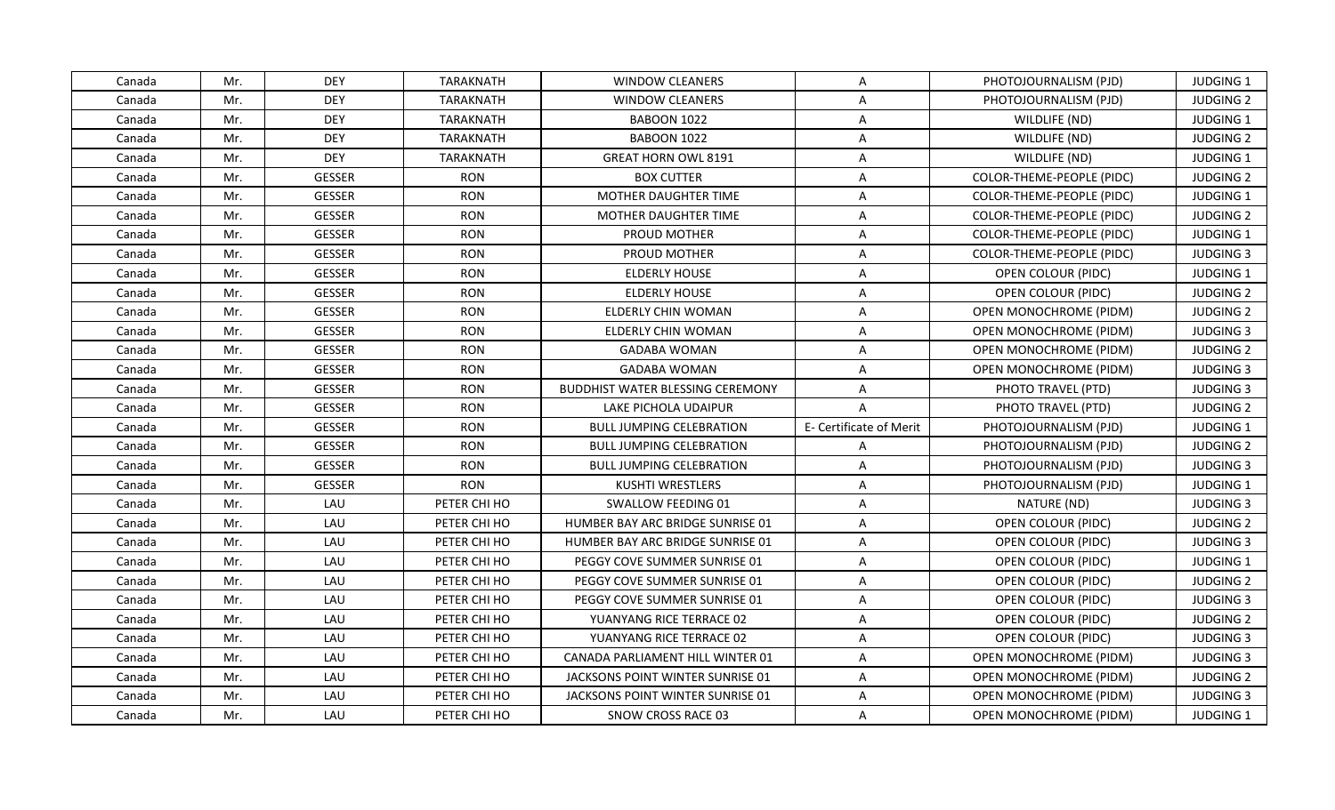| Canada | Mr. | DEY | TARAKNATH | WINDOW CLEANERS | A | PHOTOJOURNALISM (PJD) | JUDGING 1 |
|---|---|---|---|---|---|---|---|
| Canada | Mr. | DEY | TARAKNATH | WINDOW CLEANERS | A | PHOTOJOURNALISM (PJD) | JUDGING 2 |
| Canada | Mr. | DEY | TARAKNATH | BABOON 1022 | A | WILDLIFE (ND) | JUDGING 1 |
| Canada | Mr. | DEY | TARAKNATH | BABOON 1022 | A | WILDLIFE (ND) | JUDGING 2 |
| Canada | Mr. | DEY | TARAKNATH | GREAT HORN OWL 8191 | A | WILDLIFE (ND) | JUDGING 1 |
| Canada | Mr. | GESSER | RON | BOX CUTTER | A | COLOR-THEME-PEOPLE (PIDC) | JUDGING 2 |
| Canada | Mr. | GESSER | RON | MOTHER DAUGHTER TIME | A | COLOR-THEME-PEOPLE (PIDC) | JUDGING 1 |
| Canada | Mr. | GESSER | RON | MOTHER DAUGHTER TIME | A | COLOR-THEME-PEOPLE (PIDC) | JUDGING 2 |
| Canada | Mr. | GESSER | RON | PROUD MOTHER | A | COLOR-THEME-PEOPLE (PIDC) | JUDGING 1 |
| Canada | Mr. | GESSER | RON | PROUD MOTHER | A | COLOR-THEME-PEOPLE (PIDC) | JUDGING 3 |
| Canada | Mr. | GESSER | RON | ELDERLY HOUSE | A | OPEN COLOUR (PIDC) | JUDGING 1 |
| Canada | Mr. | GESSER | RON | ELDERLY HOUSE | A | OPEN COLOUR (PIDC) | JUDGING 2 |
| Canada | Mr. | GESSER | RON | ELDERLY CHIN WOMAN | A | OPEN MONOCHROME (PIDM) | JUDGING 2 |
| Canada | Mr. | GESSER | RON | ELDERLY CHIN WOMAN | A | OPEN MONOCHROME (PIDM) | JUDGING 3 |
| Canada | Mr. | GESSER | RON | GADABA WOMAN | A | OPEN MONOCHROME (PIDM) | JUDGING 2 |
| Canada | Mr. | GESSER | RON | GADABA WOMAN | A | OPEN MONOCHROME (PIDM) | JUDGING 3 |
| Canada | Mr. | GESSER | RON | BUDDHIST WATER BLESSING CEREMONY | A | PHOTO TRAVEL (PTD) | JUDGING 3 |
| Canada | Mr. | GESSER | RON | LAKE PICHOLA UDAIPUR | A | PHOTO TRAVEL (PTD) | JUDGING 2 |
| Canada | Mr. | GESSER | RON | BULL JUMPING CELEBRATION | E- Certificate of Merit | PHOTOJOURNALISM (PJD) | JUDGING 1 |
| Canada | Mr. | GESSER | RON | BULL JUMPING CELEBRATION | A | PHOTOJOURNALISM (PJD) | JUDGING 2 |
| Canada | Mr. | GESSER | RON | BULL JUMPING CELEBRATION | A | PHOTOJOURNALISM (PJD) | JUDGING 3 |
| Canada | Mr. | GESSER | RON | KUSHTI WRESTLERS | A | PHOTOJOURNALISM (PJD) | JUDGING 1 |
| Canada | Mr. | LAU | PETER CHI HO | SWALLOW FEEDING 01 | A | NATURE (ND) | JUDGING 3 |
| Canada | Mr. | LAU | PETER CHI HO | HUMBER BAY ARC BRIDGE SUNRISE 01 | A | OPEN COLOUR (PIDC) | JUDGING 2 |
| Canada | Mr. | LAU | PETER CHI HO | HUMBER BAY ARC BRIDGE SUNRISE 01 | A | OPEN COLOUR (PIDC) | JUDGING 3 |
| Canada | Mr. | LAU | PETER CHI HO | PEGGY COVE SUMMER SUNRISE 01 | A | OPEN COLOUR (PIDC) | JUDGING 1 |
| Canada | Mr. | LAU | PETER CHI HO | PEGGY COVE SUMMER SUNRISE 01 | A | OPEN COLOUR (PIDC) | JUDGING 2 |
| Canada | Mr. | LAU | PETER CHI HO | PEGGY COVE SUMMER SUNRISE 01 | A | OPEN COLOUR (PIDC) | JUDGING 3 |
| Canada | Mr. | LAU | PETER CHI HO | YUANYANG RICE TERRACE 02 | A | OPEN COLOUR (PIDC) | JUDGING 2 |
| Canada | Mr. | LAU | PETER CHI HO | YUANYANG RICE TERRACE 02 | A | OPEN COLOUR (PIDC) | JUDGING 3 |
| Canada | Mr. | LAU | PETER CHI HO | CANADA PARLIAMENT HILL WINTER 01 | A | OPEN MONOCHROME (PIDM) | JUDGING 3 |
| Canada | Mr. | LAU | PETER CHI HO | JACKSONS POINT WINTER SUNRISE 01 | A | OPEN MONOCHROME (PIDM) | JUDGING 2 |
| Canada | Mr. | LAU | PETER CHI HO | JACKSONS POINT WINTER SUNRISE 01 | A | OPEN MONOCHROME (PIDM) | JUDGING 3 |
| Canada | Mr. | LAU | PETER CHI HO | SNOW CROSS RACE 03 | A | OPEN MONOCHROME (PIDM) | JUDGING 1 |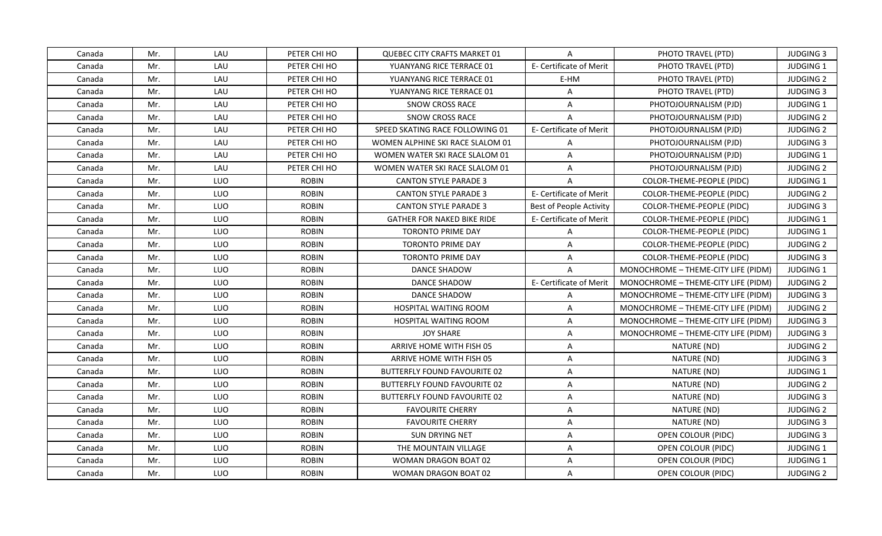| Canada | Mr. | LAU | PETER CHI HO | QUEBEC CITY CRAFTS MARKET 01 | A | PHOTO TRAVEL (PTD) | JUDGING 3 |
|---|---|---|---|---|---|---|---|
| Canada | Mr. | LAU | PETER CHI HO | YUANYANG RICE TERRACE 01 | E- Certificate of Merit | PHOTO TRAVEL (PTD) | JUDGING 1 |
| Canada | Mr. | LAU | PETER CHI HO | YUANYANG RICE TERRACE 01 | E-HM | PHOTO TRAVEL (PTD) | JUDGING 2 |
| Canada | Mr. | LAU | PETER CHI HO | YUANYANG RICE TERRACE 01 | A | PHOTO TRAVEL (PTD) | JUDGING 3 |
| Canada | Mr. | LAU | PETER CHI HO | SNOW CROSS RACE | A | PHOTOJOURNALISM (PJD) | JUDGING 1 |
| Canada | Mr. | LAU | PETER CHI HO | SNOW CROSS RACE | A | PHOTOJOURNALISM (PJD) | JUDGING 2 |
| Canada | Mr. | LAU | PETER CHI HO | SPEED SKATING RACE FOLLOWING 01 | E- Certificate of Merit | PHOTOJOURNALISM (PJD) | JUDGING 2 |
| Canada | Mr. | LAU | PETER CHI HO | WOMEN ALPHINE SKI RACE SLALOM 01 | A | PHOTOJOURNALISM (PJD) | JUDGING 3 |
| Canada | Mr. | LAU | PETER CHI HO | WOMEN WATER SKI RACE SLALOM 01 | A | PHOTOJOURNALISM (PJD) | JUDGING 1 |
| Canada | Mr. | LAU | PETER CHI HO | WOMEN WATER SKI RACE SLALOM 01 | A | PHOTOJOURNALISM (PJD) | JUDGING 2 |
| Canada | Mr. | LUO | ROBIN | CANTON STYLE PARADE 3 | A | COLOR-THEME-PEOPLE (PIDC) | JUDGING 1 |
| Canada | Mr. | LUO | ROBIN | CANTON STYLE PARADE 3 | E- Certificate of Merit | COLOR-THEME-PEOPLE (PIDC) | JUDGING 2 |
| Canada | Mr. | LUO | ROBIN | CANTON STYLE PARADE 3 | Best of People Activity | COLOR-THEME-PEOPLE (PIDC) | JUDGING 3 |
| Canada | Mr. | LUO | ROBIN | GATHER FOR NAKED BIKE RIDE | E- Certificate of Merit | COLOR-THEME-PEOPLE (PIDC) | JUDGING 1 |
| Canada | Mr. | LUO | ROBIN | TORONTO PRIME DAY | A | COLOR-THEME-PEOPLE (PIDC) | JUDGING 1 |
| Canada | Mr. | LUO | ROBIN | TORONTO PRIME DAY | A | COLOR-THEME-PEOPLE (PIDC) | JUDGING 2 |
| Canada | Mr. | LUO | ROBIN | TORONTO PRIME DAY | A | COLOR-THEME-PEOPLE (PIDC) | JUDGING 3 |
| Canada | Mr. | LUO | ROBIN | DANCE SHADOW | A | MONOCHROME – THEME-CITY LIFE (PIDM) | JUDGING 1 |
| Canada | Mr. | LUO | ROBIN | DANCE SHADOW | E- Certificate of Merit | MONOCHROME – THEME-CITY LIFE (PIDM) | JUDGING 2 |
| Canada | Mr. | LUO | ROBIN | DANCE SHADOW | A | MONOCHROME – THEME-CITY LIFE (PIDM) | JUDGING 3 |
| Canada | Mr. | LUO | ROBIN | HOSPITAL WAITING ROOM | A | MONOCHROME – THEME-CITY LIFE (PIDM) | JUDGING 2 |
| Canada | Mr. | LUO | ROBIN | HOSPITAL WAITING ROOM | A | MONOCHROME – THEME-CITY LIFE (PIDM) | JUDGING 3 |
| Canada | Mr. | LUO | ROBIN | JOY SHARE | A | MONOCHROME – THEME-CITY LIFE (PIDM) | JUDGING 3 |
| Canada | Mr. | LUO | ROBIN | ARRIVE HOME WITH FISH 05 | A | NATURE (ND) | JUDGING 2 |
| Canada | Mr. | LUO | ROBIN | ARRIVE HOME WITH FISH 05 | A | NATURE (ND) | JUDGING 3 |
| Canada | Mr. | LUO | ROBIN | BUTTERFLY FOUND FAVOURITE 02 | A | NATURE (ND) | JUDGING 1 |
| Canada | Mr. | LUO | ROBIN | BUTTERFLY FOUND FAVOURITE 02 | A | NATURE (ND) | JUDGING 2 |
| Canada | Mr. | LUO | ROBIN | BUTTERFLY FOUND FAVOURITE 02 | A | NATURE (ND) | JUDGING 3 |
| Canada | Mr. | LUO | ROBIN | FAVOURITE CHERRY | A | NATURE (ND) | JUDGING 2 |
| Canada | Mr. | LUO | ROBIN | FAVOURITE CHERRY | A | NATURE (ND) | JUDGING 3 |
| Canada | Mr. | LUO | ROBIN | SUN DRYING NET | A | OPEN COLOUR (PIDC) | JUDGING 3 |
| Canada | Mr. | LUO | ROBIN | THE MOUNTAIN VILLAGE | A | OPEN COLOUR (PIDC) | JUDGING 1 |
| Canada | Mr. | LUO | ROBIN | WOMAN DRAGON BOAT 02 | A | OPEN COLOUR (PIDC) | JUDGING 1 |
| Canada | Mr. | LUO | ROBIN | WOMAN DRAGON BOAT 02 | A | OPEN COLOUR (PIDC) | JUDGING 2 |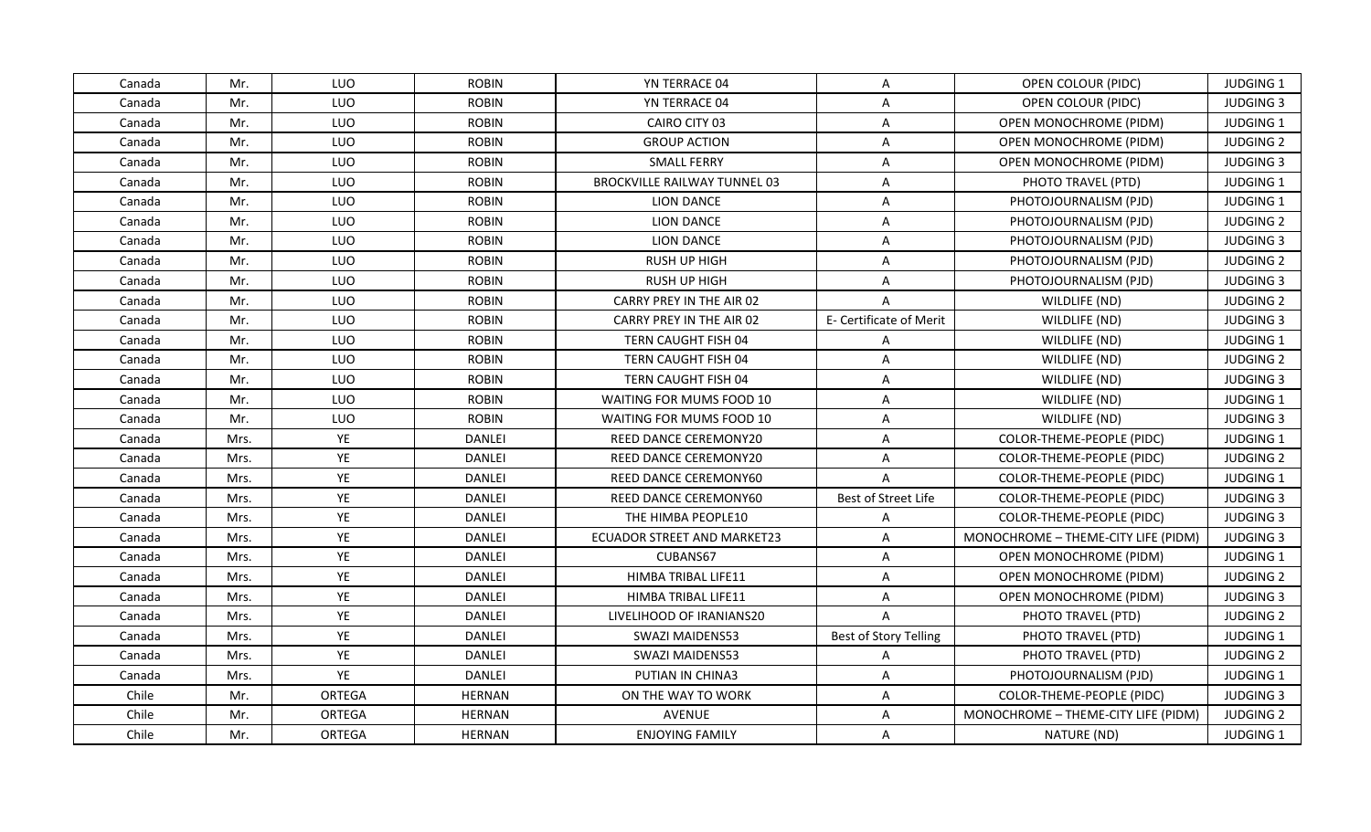| Canada | Mr. | LUO | ROBIN | YN TERRACE 04 | A | OPEN COLOUR (PIDC) | JUDGING 1 |
|---|---|---|---|---|---|---|---|
| Canada | Mr. | LUO | ROBIN | YN TERRACE 04 | A | OPEN COLOUR (PIDC) | JUDGING 3 |
| Canada | Mr. | LUO | ROBIN | CAIRO CITY 03 | A | OPEN MONOCHROME (PIDM) | JUDGING 1 |
| Canada | Mr. | LUO | ROBIN | GROUP ACTION | A | OPEN MONOCHROME (PIDM) | JUDGING 2 |
| Canada | Mr. | LUO | ROBIN | SMALL FERRY | A | OPEN MONOCHROME (PIDM) | JUDGING 3 |
| Canada | Mr. | LUO | ROBIN | BROCKVILLE RAILWAY TUNNEL 03 | A | PHOTO TRAVEL (PTD) | JUDGING 1 |
| Canada | Mr. | LUO | ROBIN | LION DANCE | A | PHOTOJOURNALISM (PJD) | JUDGING 1 |
| Canada | Mr. | LUO | ROBIN | LION DANCE | A | PHOTOJOURNALISM (PJD) | JUDGING 2 |
| Canada | Mr. | LUO | ROBIN | LION DANCE | A | PHOTOJOURNALISM (PJD) | JUDGING 3 |
| Canada | Mr. | LUO | ROBIN | RUSH UP HIGH | A | PHOTOJOURNALISM (PJD) | JUDGING 2 |
| Canada | Mr. | LUO | ROBIN | RUSH UP HIGH | A | PHOTOJOURNALISM (PJD) | JUDGING 3 |
| Canada | Mr. | LUO | ROBIN | CARRY PREY IN THE AIR 02 | A | WILDLIFE (ND) | JUDGING 2 |
| Canada | Mr. | LUO | ROBIN | CARRY PREY IN THE AIR 02 | E- Certificate of Merit | WILDLIFE (ND) | JUDGING 3 |
| Canada | Mr. | LUO | ROBIN | TERN CAUGHT FISH 04 | A | WILDLIFE (ND) | JUDGING 1 |
| Canada | Mr. | LUO | ROBIN | TERN CAUGHT FISH 04 | A | WILDLIFE (ND) | JUDGING 2 |
| Canada | Mr. | LUO | ROBIN | TERN CAUGHT FISH 04 | A | WILDLIFE (ND) | JUDGING 3 |
| Canada | Mr. | LUO | ROBIN | WAITING FOR MUMS FOOD 10 | A | WILDLIFE (ND) | JUDGING 1 |
| Canada | Mr. | LUO | ROBIN | WAITING FOR MUMS FOOD 10 | A | WILDLIFE (ND) | JUDGING 3 |
| Canada | Mrs. | YE | DANLEI | REED DANCE CEREMONY20 | A | COLOR-THEME-PEOPLE (PIDC) | JUDGING 1 |
| Canada | Mrs. | YE | DANLEI | REED DANCE CEREMONY20 | A | COLOR-THEME-PEOPLE (PIDC) | JUDGING 2 |
| Canada | Mrs. | YE | DANLEI | REED DANCE CEREMONY60 | A | COLOR-THEME-PEOPLE (PIDC) | JUDGING 1 |
| Canada | Mrs. | YE | DANLEI | REED DANCE CEREMONY60 | Best of Street Life | COLOR-THEME-PEOPLE (PIDC) | JUDGING 3 |
| Canada | Mrs. | YE | DANLEI | THE HIMBA PEOPLE10 | A | COLOR-THEME-PEOPLE (PIDC) | JUDGING 3 |
| Canada | Mrs. | YE | DANLEI | ECUADOR STREET AND MARKET23 | A | MONOCHROME – THEME-CITY LIFE (PIDM) | JUDGING 3 |
| Canada | Mrs. | YE | DANLEI | CUBANS67 | A | OPEN MONOCHROME (PIDM) | JUDGING 1 |
| Canada | Mrs. | YE | DANLEI | HIMBA TRIBAL LIFE11 | A | OPEN MONOCHROME (PIDM) | JUDGING 2 |
| Canada | Mrs. | YE | DANLEI | HIMBA TRIBAL LIFE11 | A | OPEN MONOCHROME (PIDM) | JUDGING 3 |
| Canada | Mrs. | YE | DANLEI | LIVELIHOOD OF IRANIANS20 | A | PHOTO TRAVEL (PTD) | JUDGING 2 |
| Canada | Mrs. | YE | DANLEI | SWAZI MAIDENS53 | Best of Story Telling | PHOTO TRAVEL (PTD) | JUDGING 1 |
| Canada | Mrs. | YE | DANLEI | SWAZI MAIDENS53 | A | PHOTO TRAVEL (PTD) | JUDGING 2 |
| Canada | Mrs. | YE | DANLEI | PUTIAN IN CHINA3 | A | PHOTOJOURNALISM (PJD) | JUDGING 1 |
| Chile | Mr. | ORTEGA | HERNAN | ON THE WAY TO WORK | A | COLOR-THEME-PEOPLE (PIDC) | JUDGING 3 |
| Chile | Mr. | ORTEGA | HERNAN | AVENUE | A | MONOCHROME – THEME-CITY LIFE (PIDM) | JUDGING 2 |
| Chile | Mr. | ORTEGA | HERNAN | ENJOYING FAMILY | A | NATURE (ND) | JUDGING 1 |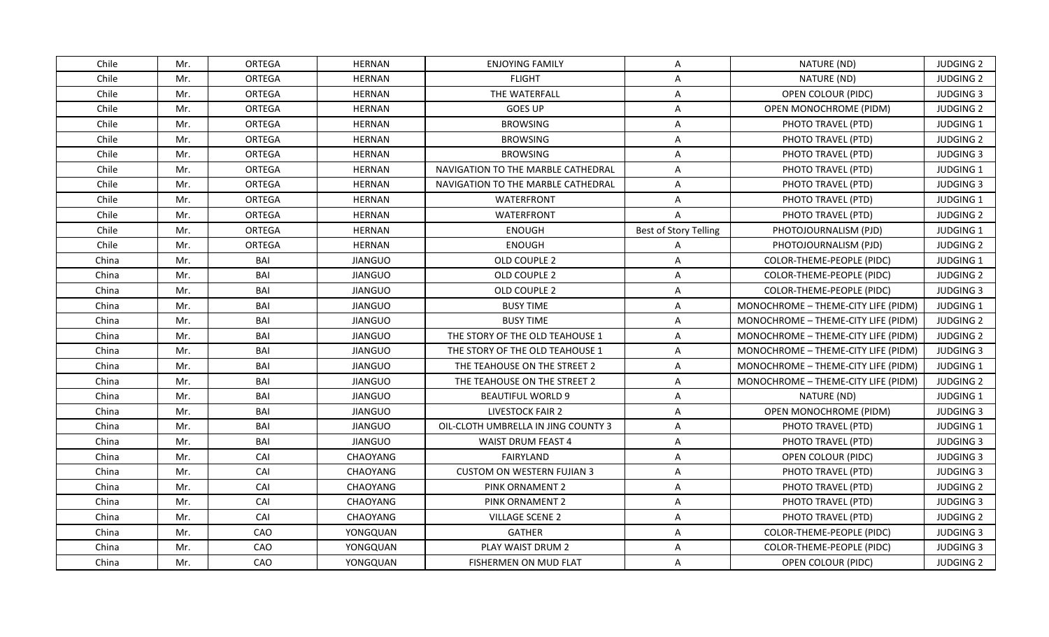| Chile | Mr. | ORTEGA | HERNAN | ENJOYING FAMILY | A | NATURE (ND) | JUDGING 2 |
|---|---|---|---|---|---|---|---|
| Chile | Mr. | ORTEGA | HERNAN | FLIGHT | A | NATURE (ND) | JUDGING 2 |
| Chile | Mr. | ORTEGA | HERNAN | THE WATERFALL | A | OPEN COLOUR (PIDC) | JUDGING 3 |
| Chile | Mr. | ORTEGA | HERNAN | GOES UP | A | OPEN MONOCHROME (PIDM) | JUDGING 2 |
| Chile | Mr. | ORTEGA | HERNAN | BROWSING | A | PHOTO TRAVEL (PTD) | JUDGING 1 |
| Chile | Mr. | ORTEGA | HERNAN | BROWSING | A | PHOTO TRAVEL (PTD) | JUDGING 2 |
| Chile | Mr. | ORTEGA | HERNAN | BROWSING | A | PHOTO TRAVEL (PTD) | JUDGING 3 |
| Chile | Mr. | ORTEGA | HERNAN | NAVIGATION TO THE MARBLE CATHEDRAL | A | PHOTO TRAVEL (PTD) | JUDGING 1 |
| Chile | Mr. | ORTEGA | HERNAN | NAVIGATION TO THE MARBLE CATHEDRAL | A | PHOTO TRAVEL (PTD) | JUDGING 3 |
| Chile | Mr. | ORTEGA | HERNAN | WATERFRONT | A | PHOTO TRAVEL (PTD) | JUDGING 1 |
| Chile | Mr. | ORTEGA | HERNAN | WATERFRONT | A | PHOTO TRAVEL (PTD) | JUDGING 2 |
| Chile | Mr. | ORTEGA | HERNAN | ENOUGH | Best of Story Telling | PHOTOJOURNALISM (PJD) | JUDGING 1 |
| Chile | Mr. | ORTEGA | HERNAN | ENOUGH | A | PHOTOJOURNALISM (PJD) | JUDGING 2 |
| China | Mr. | BAI | JIANGUO | OLD COUPLE 2 | A | COLOR-THEME-PEOPLE (PIDC) | JUDGING 1 |
| China | Mr. | BAI | JIANGUO | OLD COUPLE 2 | A | COLOR-THEME-PEOPLE (PIDC) | JUDGING 2 |
| China | Mr. | BAI | JIANGUO | OLD COUPLE 2 | A | COLOR-THEME-PEOPLE (PIDC) | JUDGING 3 |
| China | Mr. | BAI | JIANGUO | BUSY TIME | A | MONOCHROME – THEME-CITY LIFE (PIDM) | JUDGING 1 |
| China | Mr. | BAI | JIANGUO | BUSY TIME | A | MONOCHROME – THEME-CITY LIFE (PIDM) | JUDGING 2 |
| China | Mr. | BAI | JIANGUO | THE STORY OF THE OLD TEAHOUSE 1 | A | MONOCHROME – THEME-CITY LIFE (PIDM) | JUDGING 2 |
| China | Mr. | BAI | JIANGUO | THE STORY OF THE OLD TEAHOUSE 1 | A | MONOCHROME – THEME-CITY LIFE (PIDM) | JUDGING 3 |
| China | Mr. | BAI | JIANGUO | THE TEAHOUSE ON THE STREET 2 | A | MONOCHROME – THEME-CITY LIFE (PIDM) | JUDGING 1 |
| China | Mr. | BAI | JIANGUO | THE TEAHOUSE ON THE STREET 2 | A | MONOCHROME – THEME-CITY LIFE (PIDM) | JUDGING 2 |
| China | Mr. | BAI | JIANGUO | BEAUTIFUL WORLD 9 | A | NATURE (ND) | JUDGING 1 |
| China | Mr. | BAI | JIANGUO | LIVESTOCK FAIR 2 | A | OPEN MONOCHROME (PIDM) | JUDGING 3 |
| China | Mr. | BAI | JIANGUO | OIL-CLOTH UMBRELLA IN JING COUNTY 3 | A | PHOTO TRAVEL (PTD) | JUDGING 1 |
| China | Mr. | BAI | JIANGUO | WAIST DRUM FEAST 4 | A | PHOTO TRAVEL (PTD) | JUDGING 3 |
| China | Mr. | CAI | CHAOYANG | FAIRYLAND | A | OPEN COLOUR (PIDC) | JUDGING 3 |
| China | Mr. | CAI | CHAOYANG | CUSTOM ON WESTERN FUJIAN 3 | A | PHOTO TRAVEL (PTD) | JUDGING 3 |
| China | Mr. | CAI | CHAOYANG | PINK ORNAMENT 2 | A | PHOTO TRAVEL (PTD) | JUDGING 2 |
| China | Mr. | CAI | CHAOYANG | PINK ORNAMENT 2 | A | PHOTO TRAVEL (PTD) | JUDGING 3 |
| China | Mr. | CAI | CHAOYANG | VILLAGE SCENE 2 | A | PHOTO TRAVEL (PTD) | JUDGING 2 |
| China | Mr. | CAO | YONGQUAN | GATHER | A | COLOR-THEME-PEOPLE (PIDC) | JUDGING 3 |
| China | Mr. | CAO | YONGQUAN | PLAY WAIST DRUM 2 | A | COLOR-THEME-PEOPLE (PIDC) | JUDGING 3 |
| China | Mr. | CAO | YONGQUAN | FISHERMEN ON MUD FLAT | A | OPEN COLOUR (PIDC) | JUDGING 2 |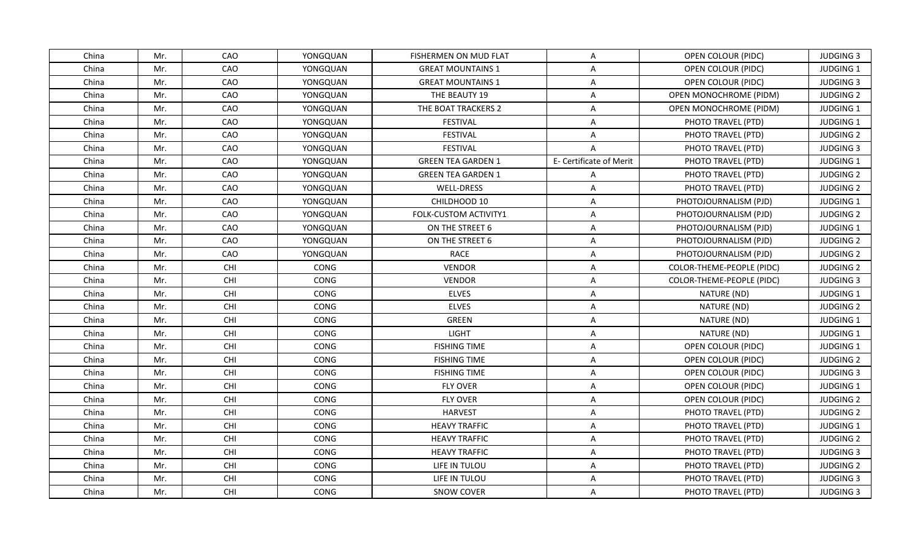| | | | | | | | |
|---|---|---|---|---|---|---|---|
| China | Mr. | CAO | YONGQUAN | FISHERMEN ON MUD FLAT | A | OPEN COLOUR (PIDC) | JUDGING 3 |
| China | Mr. | CAO | YONGQUAN | GREAT MOUNTAINS 1 | A | OPEN COLOUR (PIDC) | JUDGING 1 |
| China | Mr. | CAO | YONGQUAN | GREAT MOUNTAINS 1 | A | OPEN COLOUR (PIDC) | JUDGING 3 |
| China | Mr. | CAO | YONGQUAN | THE BEAUTY 19 | A | OPEN MONOCHROME (PIDM) | JUDGING 2 |
| China | Mr. | CAO | YONGQUAN | THE BOAT TRACKERS 2 | A | OPEN MONOCHROME (PIDM) | JUDGING 1 |
| China | Mr. | CAO | YONGQUAN | FESTIVAL | A | PHOTO TRAVEL (PTD) | JUDGING 1 |
| China | Mr. | CAO | YONGQUAN | FESTIVAL | A | PHOTO TRAVEL (PTD) | JUDGING 2 |
| China | Mr. | CAO | YONGQUAN | FESTIVAL | A | PHOTO TRAVEL (PTD) | JUDGING 3 |
| China | Mr. | CAO | YONGQUAN | GREEN TEA GARDEN 1 | E- Certificate of Merit | PHOTO TRAVEL (PTD) | JUDGING 1 |
| China | Mr. | CAO | YONGQUAN | GREEN TEA GARDEN 1 | A | PHOTO TRAVEL (PTD) | JUDGING 2 |
| China | Mr. | CAO | YONGQUAN | WELL-DRESS | A | PHOTO TRAVEL (PTD) | JUDGING 2 |
| China | Mr. | CAO | YONGQUAN | CHILDHOOD 10 | A | PHOTOJOURNALISM (PJD) | JUDGING 1 |
| China | Mr. | CAO | YONGQUAN | FOLK-CUSTOM ACTIVITY1 | A | PHOTOJOURNALISM (PJD) | JUDGING 2 |
| China | Mr. | CAO | YONGQUAN | ON THE STREET 6 | A | PHOTOJOURNALISM (PJD) | JUDGING 1 |
| China | Mr. | CAO | YONGQUAN | ON THE STREET 6 | A | PHOTOJOURNALISM (PJD) | JUDGING 2 |
| China | Mr. | CAO | YONGQUAN | RACE | A | PHOTOJOURNALISM (PJD) | JUDGING 2 |
| China | Mr. | CHI | CONG | VENDOR | A | COLOR-THEME-PEOPLE (PIDC) | JUDGING 2 |
| China | Mr. | CHI | CONG | VENDOR | A | COLOR-THEME-PEOPLE (PIDC) | JUDGING 3 |
| China | Mr. | CHI | CONG | ELVES | A | NATURE (ND) | JUDGING 1 |
| China | Mr. | CHI | CONG | ELVES | A | NATURE (ND) | JUDGING 2 |
| China | Mr. | CHI | CONG | GREEN | A | NATURE (ND) | JUDGING 1 |
| China | Mr. | CHI | CONG | LIGHT | A | NATURE (ND) | JUDGING 1 |
| China | Mr. | CHI | CONG | FISHING TIME | A | OPEN COLOUR (PIDC) | JUDGING 1 |
| China | Mr. | CHI | CONG | FISHING TIME | A | OPEN COLOUR (PIDC) | JUDGING 2 |
| China | Mr. | CHI | CONG | FISHING TIME | A | OPEN COLOUR (PIDC) | JUDGING 3 |
| China | Mr. | CHI | CONG | FLY OVER | A | OPEN COLOUR (PIDC) | JUDGING 1 |
| China | Mr. | CHI | CONG | FLY OVER | A | OPEN COLOUR (PIDC) | JUDGING 2 |
| China | Mr. | CHI | CONG | HARVEST | A | PHOTO TRAVEL (PTD) | JUDGING 2 |
| China | Mr. | CHI | CONG | HEAVY TRAFFIC | A | PHOTO TRAVEL (PTD) | JUDGING 1 |
| China | Mr. | CHI | CONG | HEAVY TRAFFIC | A | PHOTO TRAVEL (PTD) | JUDGING 2 |
| China | Mr. | CHI | CONG | HEAVY TRAFFIC | A | PHOTO TRAVEL (PTD) | JUDGING 3 |
| China | Mr. | CHI | CONG | LIFE IN TULOU | A | PHOTO TRAVEL (PTD) | JUDGING 2 |
| China | Mr. | CHI | CONG | LIFE IN TULOU | A | PHOTO TRAVEL (PTD) | JUDGING 3 |
| China | Mr. | CHI | CONG | SNOW COVER | A | PHOTO TRAVEL (PTD) | JUDGING 3 |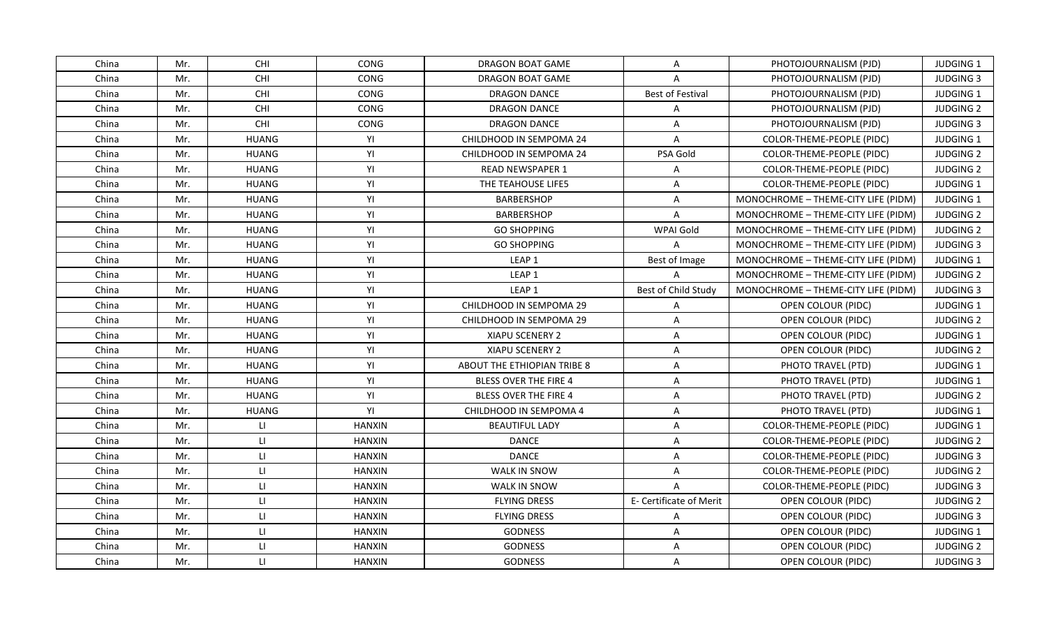| China | Mr. | CHI | CONG | DRAGON BOAT GAME | A | PHOTOJOURNALISM (PJD) | JUDGING 1 |
|---|---|---|---|---|---|---|---|
| China | Mr. | CHI | CONG | DRAGON BOAT GAME | A | PHOTOJOURNALISM (PJD) | JUDGING 3 |
| China | Mr. | CHI | CONG | DRAGON DANCE | Best of Festival | PHOTOJOURNALISM (PJD) | JUDGING 1 |
| China | Mr. | CHI | CONG | DRAGON DANCE | A | PHOTOJOURNALISM (PJD) | JUDGING 2 |
| China | Mr. | CHI | CONG | DRAGON DANCE | A | PHOTOJOURNALISM (PJD) | JUDGING 3 |
| China | Mr. | HUANG | YI | CHILDHOOD IN SEMPOMA 24 | A | COLOR-THEME-PEOPLE (PIDC) | JUDGING 1 |
| China | Mr. | HUANG | YI | CHILDHOOD IN SEMPOMA 24 | PSA Gold | COLOR-THEME-PEOPLE (PIDC) | JUDGING 2 |
| China | Mr. | HUANG | YI | READ NEWSPAPER 1 | A | COLOR-THEME-PEOPLE (PIDC) | JUDGING 2 |
| China | Mr. | HUANG | YI | THE TEAHOUSE LIFE5 | A | COLOR-THEME-PEOPLE (PIDC) | JUDGING 1 |
| China | Mr. | HUANG | YI | BARBERSHOP | A | MONOCHROME – THEME-CITY LIFE (PIDM) | JUDGING 1 |
| China | Mr. | HUANG | YI | BARBERSHOP | A | MONOCHROME – THEME-CITY LIFE (PIDM) | JUDGING 2 |
| China | Mr. | HUANG | YI | GO SHOPPING | WPAI Gold | MONOCHROME – THEME-CITY LIFE (PIDM) | JUDGING 2 |
| China | Mr. | HUANG | YI | GO SHOPPING | A | MONOCHROME – THEME-CITY LIFE (PIDM) | JUDGING 3 |
| China | Mr. | HUANG | YI | LEAP 1 | Best of Image | MONOCHROME – THEME-CITY LIFE (PIDM) | JUDGING 1 |
| China | Mr. | HUANG | YI | LEAP 1 | A | MONOCHROME – THEME-CITY LIFE (PIDM) | JUDGING 2 |
| China | Mr. | HUANG | YI | LEAP 1 | Best of Child Study | MONOCHROME – THEME-CITY LIFE (PIDM) | JUDGING 3 |
| China | Mr. | HUANG | YI | CHILDHOOD IN SEMPOMA 29 | A | OPEN COLOUR (PIDC) | JUDGING 1 |
| China | Mr. | HUANG | YI | CHILDHOOD IN SEMPOMA 29 | A | OPEN COLOUR (PIDC) | JUDGING 2 |
| China | Mr. | HUANG | YI | XIAPU SCENERY 2 | A | OPEN COLOUR (PIDC) | JUDGING 1 |
| China | Mr. | HUANG | YI | XIAPU SCENERY 2 | A | OPEN COLOUR (PIDC) | JUDGING 2 |
| China | Mr. | HUANG | YI | ABOUT THE ETHIOPIAN TRIBE 8 | A | PHOTO TRAVEL (PTD) | JUDGING 1 |
| China | Mr. | HUANG | YI | BLESS OVER THE FIRE 4 | A | PHOTO TRAVEL (PTD) | JUDGING 1 |
| China | Mr. | HUANG | YI | BLESS OVER THE FIRE 4 | A | PHOTO TRAVEL (PTD) | JUDGING 2 |
| China | Mr. | HUANG | YI | CHILDHOOD IN SEMPOMA 4 | A | PHOTO TRAVEL (PTD) | JUDGING 1 |
| China | Mr. | LI | HANXIN | BEAUTIFUL LADY | A | COLOR-THEME-PEOPLE (PIDC) | JUDGING 1 |
| China | Mr. | LI | HANXIN | DANCE | A | COLOR-THEME-PEOPLE (PIDC) | JUDGING 2 |
| China | Mr. | LI | HANXIN | DANCE | A | COLOR-THEME-PEOPLE (PIDC) | JUDGING 3 |
| China | Mr. | LI | HANXIN | WALK IN SNOW | A | COLOR-THEME-PEOPLE (PIDC) | JUDGING 2 |
| China | Mr. | LI | HANXIN | WALK IN SNOW | A | COLOR-THEME-PEOPLE (PIDC) | JUDGING 3 |
| China | Mr. | LI | HANXIN | FLYING DRESS | E- Certificate of Merit | OPEN COLOUR (PIDC) | JUDGING 2 |
| China | Mr. | LI | HANXIN | FLYING DRESS | A | OPEN COLOUR (PIDC) | JUDGING 3 |
| China | Mr. | LI | HANXIN | GODNESS | A | OPEN COLOUR (PIDC) | JUDGING 1 |
| China | Mr. | LI | HANXIN | GODNESS | A | OPEN COLOUR (PIDC) | JUDGING 2 |
| China | Mr. | LI | HANXIN | GODNESS | A | OPEN COLOUR (PIDC) | JUDGING 3 |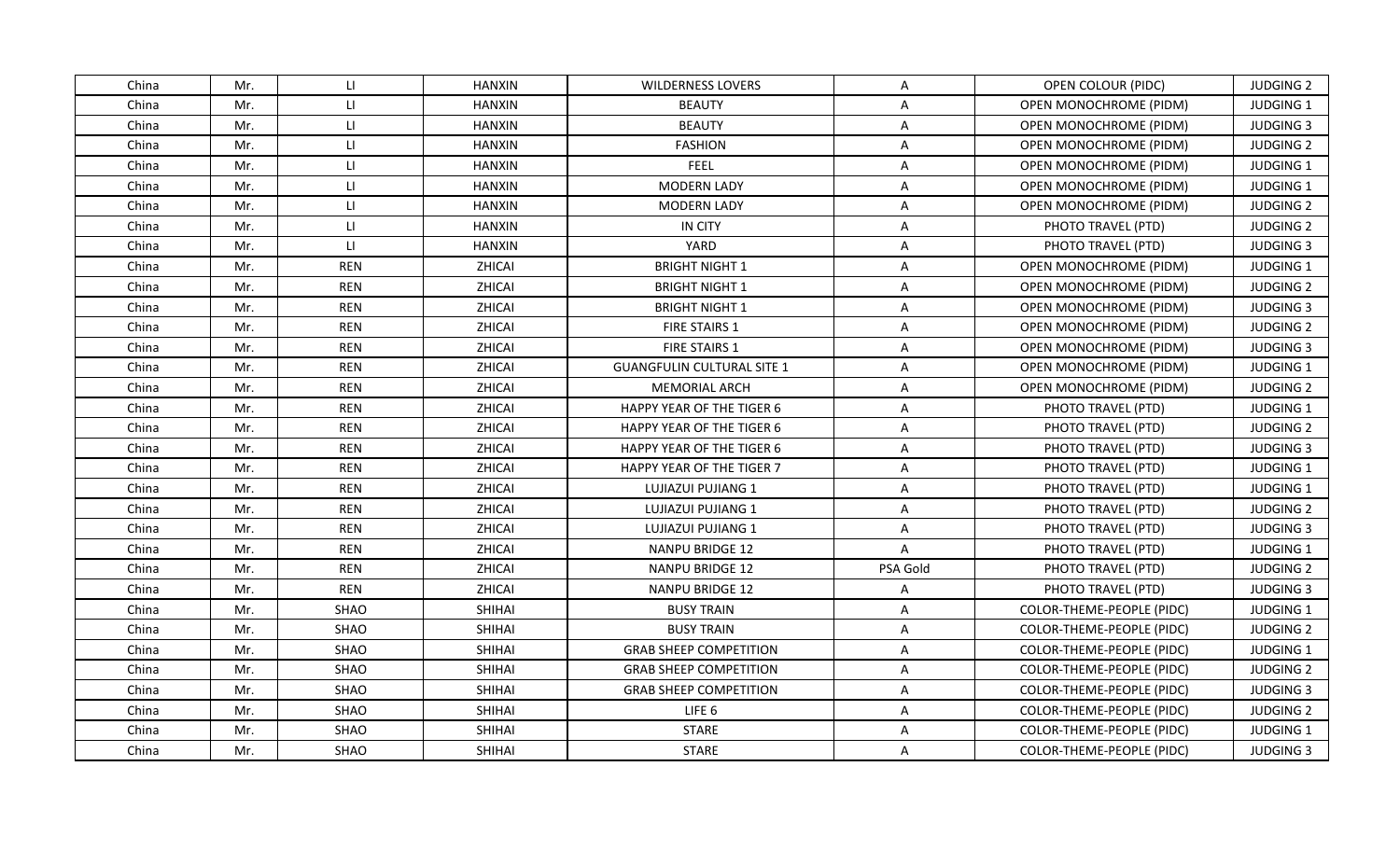| China | Mr. | LI | HANXIN | WILDERNESS LOVERS | A | OPEN COLOUR (PIDC) | JUDGING 2 |
|---|---|---|---|---|---|---|---|
| China | Mr. | LI | HANXIN | BEAUTY | A | OPEN MONOCHROME (PIDM) | JUDGING 1 |
| China | Mr. | LI | HANXIN | BEAUTY | A | OPEN MONOCHROME (PIDM) | JUDGING 3 |
| China | Mr. | LI | HANXIN | FASHION | A | OPEN MONOCHROME (PIDM) | JUDGING 2 |
| China | Mr. | LI | HANXIN | FEEL | A | OPEN MONOCHROME (PIDM) | JUDGING 1 |
| China | Mr. | LI | HANXIN | MODERN LADY | A | OPEN MONOCHROME (PIDM) | JUDGING 1 |
| China | Mr. | LI | HANXIN | MODERN LADY | A | OPEN MONOCHROME (PIDM) | JUDGING 2 |
| China | Mr. | LI | HANXIN | IN CITY | A | PHOTO TRAVEL (PTD) | JUDGING 2 |
| China | Mr. | LI | HANXIN | YARD | A | PHOTO TRAVEL (PTD) | JUDGING 3 |
| China | Mr. | REN | ZHICAI | BRIGHT NIGHT 1 | A | OPEN MONOCHROME (PIDM) | JUDGING 1 |
| China | Mr. | REN | ZHICAI | BRIGHT NIGHT 1 | A | OPEN MONOCHROME (PIDM) | JUDGING 2 |
| China | Mr. | REN | ZHICAI | BRIGHT NIGHT 1 | A | OPEN MONOCHROME (PIDM) | JUDGING 3 |
| China | Mr. | REN | ZHICAI | FIRE STAIRS 1 | A | OPEN MONOCHROME (PIDM) | JUDGING 2 |
| China | Mr. | REN | ZHICAI | FIRE STAIRS 1 | A | OPEN MONOCHROME (PIDM) | JUDGING 3 |
| China | Mr. | REN | ZHICAI | GUANGFULIN CULTURAL SITE 1 | A | OPEN MONOCHROME (PIDM) | JUDGING 1 |
| China | Mr. | REN | ZHICAI | MEMORIAL ARCH | A | OPEN MONOCHROME (PIDM) | JUDGING 2 |
| China | Mr. | REN | ZHICAI | HAPPY YEAR OF THE TIGER 6 | A | PHOTO TRAVEL (PTD) | JUDGING 1 |
| China | Mr. | REN | ZHICAI | HAPPY YEAR OF THE TIGER 6 | A | PHOTO TRAVEL (PTD) | JUDGING 2 |
| China | Mr. | REN | ZHICAI | HAPPY YEAR OF THE TIGER 6 | A | PHOTO TRAVEL (PTD) | JUDGING 3 |
| China | Mr. | REN | ZHICAI | HAPPY YEAR OF THE TIGER 7 | A | PHOTO TRAVEL (PTD) | JUDGING 1 |
| China | Mr. | REN | ZHICAI | LUJIAZUI PUJIANG 1 | A | PHOTO TRAVEL (PTD) | JUDGING 1 |
| China | Mr. | REN | ZHICAI | LUJIAZUI PUJIANG 1 | A | PHOTO TRAVEL (PTD) | JUDGING 2 |
| China | Mr. | REN | ZHICAI | LUJIAZUI PUJIANG 1 | A | PHOTO TRAVEL (PTD) | JUDGING 3 |
| China | Mr. | REN | ZHICAI | NANPU BRIDGE 12 | A | PHOTO TRAVEL (PTD) | JUDGING 1 |
| China | Mr. | REN | ZHICAI | NANPU BRIDGE 12 | PSA Gold | PHOTO TRAVEL (PTD) | JUDGING 2 |
| China | Mr. | REN | ZHICAI | NANPU BRIDGE 12 | A | PHOTO TRAVEL (PTD) | JUDGING 3 |
| China | Mr. | SHAO | SHIHAI | BUSY TRAIN | A | COLOR-THEME-PEOPLE (PIDC) | JUDGING 1 |
| China | Mr. | SHAO | SHIHAI | BUSY TRAIN | A | COLOR-THEME-PEOPLE (PIDC) | JUDGING 2 |
| China | Mr. | SHAO | SHIHAI | GRAB SHEEP COMPETITION | A | COLOR-THEME-PEOPLE (PIDC) | JUDGING 1 |
| China | Mr. | SHAO | SHIHAI | GRAB SHEEP COMPETITION | A | COLOR-THEME-PEOPLE (PIDC) | JUDGING 2 |
| China | Mr. | SHAO | SHIHAI | GRAB SHEEP COMPETITION | A | COLOR-THEME-PEOPLE (PIDC) | JUDGING 3 |
| China | Mr. | SHAO | SHIHAI | LIFE 6 | A | COLOR-THEME-PEOPLE (PIDC) | JUDGING 2 |
| China | Mr. | SHAO | SHIHAI | STARE | A | COLOR-THEME-PEOPLE (PIDC) | JUDGING 1 |
| China | Mr. | SHAO | SHIHAI | STARE | A | COLOR-THEME-PEOPLE (PIDC) | JUDGING 3 |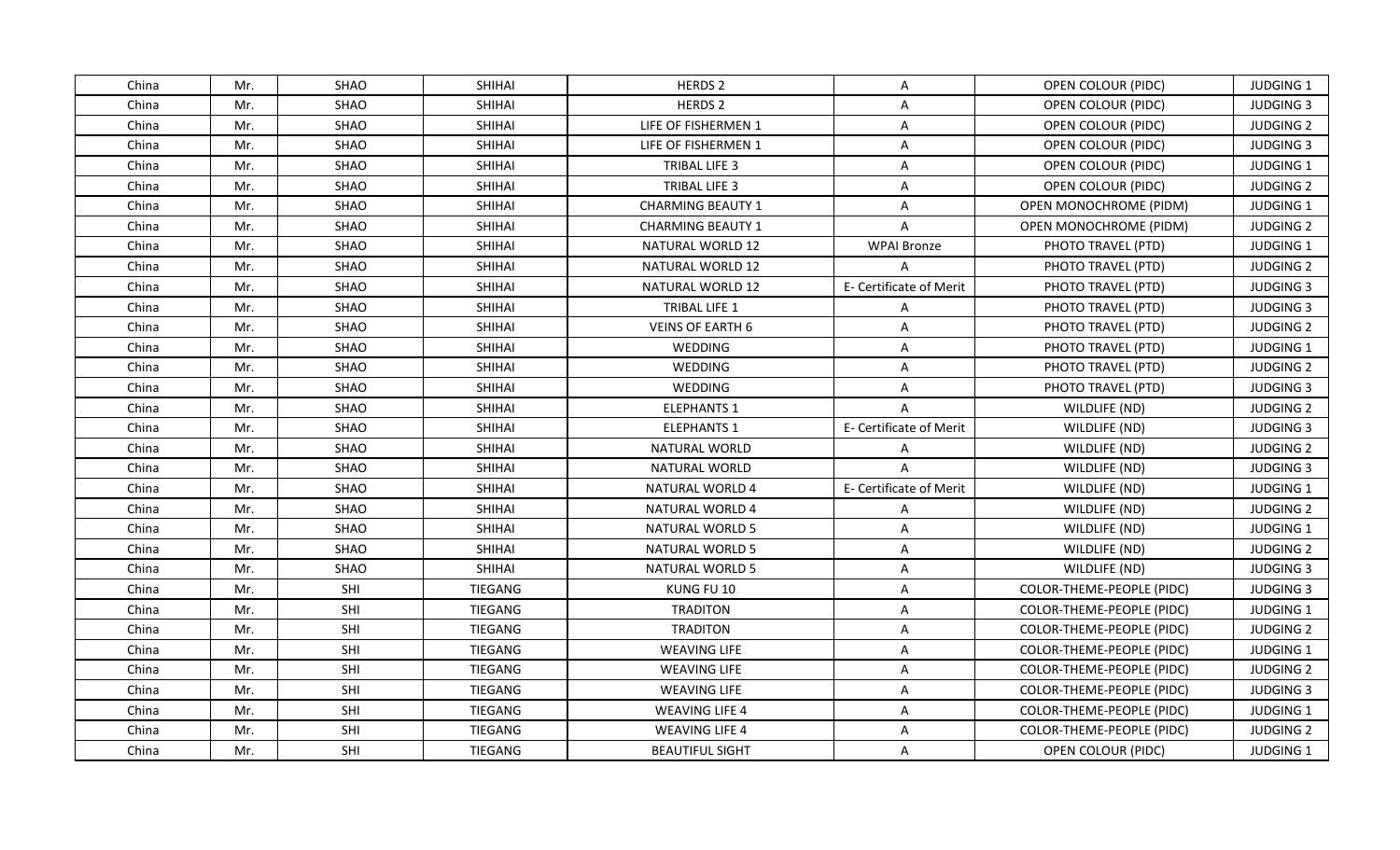| China | Mr. | SHAO | SHIHAI | HERDS 2 | A | OPEN COLOUR (PIDC) | JUDGING 1 |
|---|---|---|---|---|---|---|---|
| China | Mr. | SHAO | SHIHAI | HERDS 2 | A | OPEN COLOUR (PIDC) | JUDGING 3 |
| China | Mr. | SHAO | SHIHAI | LIFE OF FISHERMEN 1 | A | OPEN COLOUR (PIDC) | JUDGING 2 |
| China | Mr. | SHAO | SHIHAI | LIFE OF FISHERMEN 1 | A | OPEN COLOUR (PIDC) | JUDGING 3 |
| China | Mr. | SHAO | SHIHAI | TRIBAL LIFE 3 | A | OPEN COLOUR (PIDC) | JUDGING 1 |
| China | Mr. | SHAO | SHIHAI | TRIBAL LIFE 3 | A | OPEN COLOUR (PIDC) | JUDGING 2 |
| China | Mr. | SHAO | SHIHAI | CHARMING BEAUTY 1 | A | OPEN MONOCHROME (PIDM) | JUDGING 1 |
| China | Mr. | SHAO | SHIHAI | CHARMING BEAUTY 1 | A | OPEN MONOCHROME (PIDM) | JUDGING 2 |
| China | Mr. | SHAO | SHIHAI | NATURAL WORLD 12 | WPAI Bronze | PHOTO TRAVEL (PTD) | JUDGING 1 |
| China | Mr. | SHAO | SHIHAI | NATURAL WORLD 12 | A | PHOTO TRAVEL (PTD) | JUDGING 2 |
| China | Mr. | SHAO | SHIHAI | NATURAL WORLD 12 | E- Certificate of Merit | PHOTO TRAVEL (PTD) | JUDGING 3 |
| China | Mr. | SHAO | SHIHAI | TRIBAL LIFE 1 | A | PHOTO TRAVEL (PTD) | JUDGING 3 |
| China | Mr. | SHAO | SHIHAI | VEINS OF EARTH 6 | A | PHOTO TRAVEL (PTD) | JUDGING 2 |
| China | Mr. | SHAO | SHIHAI | WEDDING | A | PHOTO TRAVEL (PTD) | JUDGING 1 |
| China | Mr. | SHAO | SHIHAI | WEDDING | A | PHOTO TRAVEL (PTD) | JUDGING 2 |
| China | Mr. | SHAO | SHIHAI | WEDDING | A | PHOTO TRAVEL (PTD) | JUDGING 3 |
| China | Mr. | SHAO | SHIHAI | ELEPHANTS 1 | A | WILDLIFE (ND) | JUDGING 2 |
| China | Mr. | SHAO | SHIHAI | ELEPHANTS 1 | E- Certificate of Merit | WILDLIFE (ND) | JUDGING 3 |
| China | Mr. | SHAO | SHIHAI | NATURAL WORLD | A | WILDLIFE (ND) | JUDGING 2 |
| China | Mr. | SHAO | SHIHAI | NATURAL WORLD | A | WILDLIFE (ND) | JUDGING 3 |
| China | Mr. | SHAO | SHIHAI | NATURAL WORLD 4 | E- Certificate of Merit | WILDLIFE (ND) | JUDGING 1 |
| China | Mr. | SHAO | SHIHAI | NATURAL WORLD 4 | A | WILDLIFE (ND) | JUDGING 2 |
| China | Mr. | SHAO | SHIHAI | NATURAL WORLD 5 | A | WILDLIFE (ND) | JUDGING 1 |
| China | Mr. | SHAO | SHIHAI | NATURAL WORLD 5 | A | WILDLIFE (ND) | JUDGING 2 |
| China | Mr. | SHAO | SHIHAI | NATURAL WORLD 5 | A | WILDLIFE (ND) | JUDGING 3 |
| China | Mr. | SHI | TIEGANG | KUNG FU 10 | A | COLOR-THEME-PEOPLE (PIDC) | JUDGING 3 |
| China | Mr. | SHI | TIEGANG | TRADITON | A | COLOR-THEME-PEOPLE (PIDC) | JUDGING 1 |
| China | Mr. | SHI | TIEGANG | TRADITON | A | COLOR-THEME-PEOPLE (PIDC) | JUDGING 2 |
| China | Mr. | SHI | TIEGANG | WEAVING LIFE | A | COLOR-THEME-PEOPLE (PIDC) | JUDGING 1 |
| China | Mr. | SHI | TIEGANG | WEAVING LIFE | A | COLOR-THEME-PEOPLE (PIDC) | JUDGING 2 |
| China | Mr. | SHI | TIEGANG | WEAVING LIFE | A | COLOR-THEME-PEOPLE (PIDC) | JUDGING 3 |
| China | Mr. | SHI | TIEGANG | WEAVING LIFE 4 | A | COLOR-THEME-PEOPLE (PIDC) | JUDGING 1 |
| China | Mr. | SHI | TIEGANG | WEAVING LIFE 4 | A | COLOR-THEME-PEOPLE (PIDC) | JUDGING 2 |
| China | Mr. | SHI | TIEGANG | BEAUTIFUL SIGHT | A | OPEN COLOUR (PIDC) | JUDGING 1 |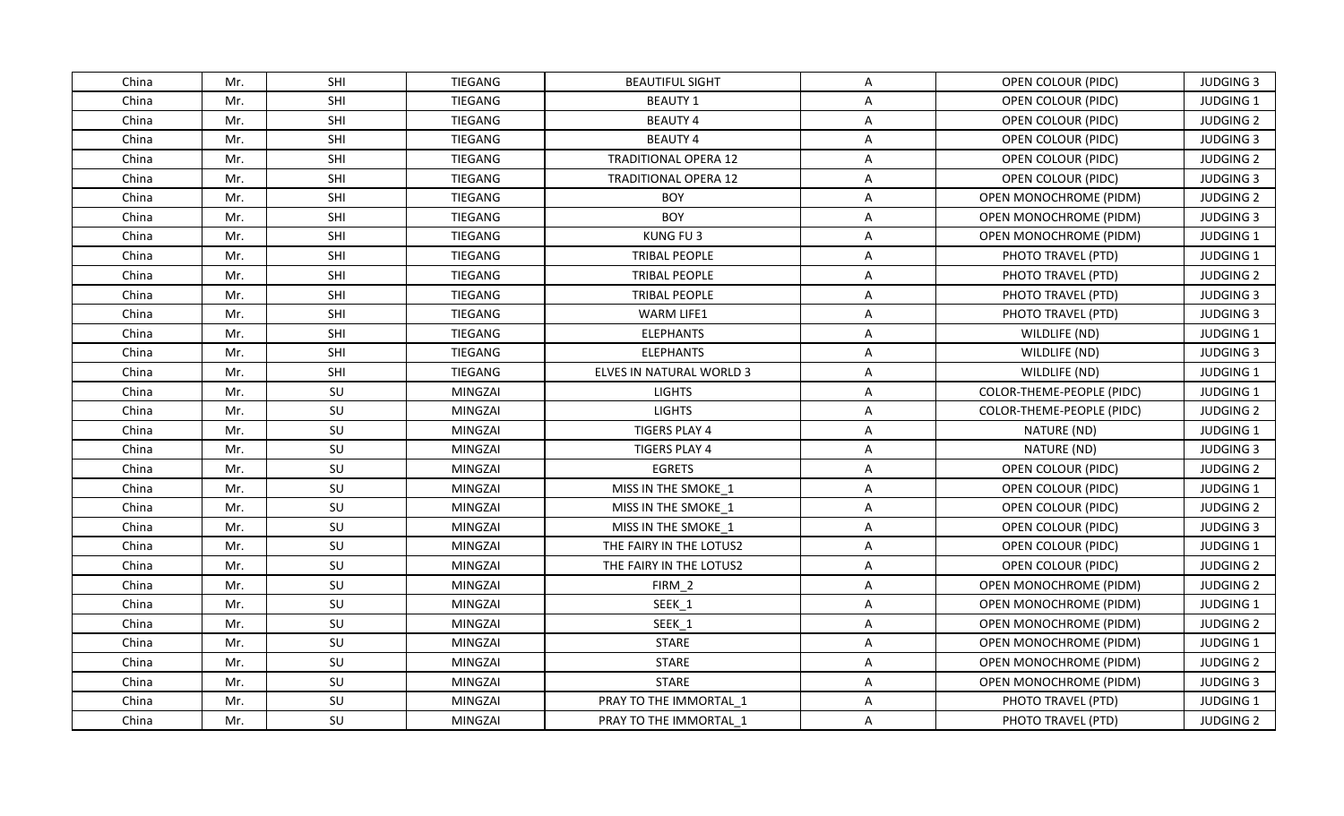| China | Mr. | SHI | TIEGANG | BEAUTIFUL SIGHT | A | OPEN COLOUR (PIDC) | JUDGING 3 |
|---|---|---|---|---|---|---|---|
| China | Mr. | SHI | TIEGANG | BEAUTY 1 | A | OPEN COLOUR (PIDC) | JUDGING 1 |
| China | Mr. | SHI | TIEGANG | BEAUTY 4 | A | OPEN COLOUR (PIDC) | JUDGING 2 |
| China | Mr. | SHI | TIEGANG | BEAUTY 4 | A | OPEN COLOUR (PIDC) | JUDGING 3 |
| China | Mr. | SHI | TIEGANG | TRADITIONAL OPERA 12 | A | OPEN COLOUR (PIDC) | JUDGING 2 |
| China | Mr. | SHI | TIEGANG | TRADITIONAL OPERA 12 | A | OPEN COLOUR (PIDC) | JUDGING 3 |
| China | Mr. | SHI | TIEGANG | BOY | A | OPEN MONOCHROME (PIDM) | JUDGING 2 |
| China | Mr. | SHI | TIEGANG | BOY | A | OPEN MONOCHROME (PIDM) | JUDGING 3 |
| China | Mr. | SHI | TIEGANG | KUNG FU 3 | A | OPEN MONOCHROME (PIDM) | JUDGING 1 |
| China | Mr. | SHI | TIEGANG | TRIBAL PEOPLE | A | PHOTO TRAVEL (PTD) | JUDGING 1 |
| China | Mr. | SHI | TIEGANG | TRIBAL PEOPLE | A | PHOTO TRAVEL (PTD) | JUDGING 2 |
| China | Mr. | SHI | TIEGANG | TRIBAL PEOPLE | A | PHOTO TRAVEL (PTD) | JUDGING 3 |
| China | Mr. | SHI | TIEGANG | WARM LIFE1 | A | PHOTO TRAVEL (PTD) | JUDGING 3 |
| China | Mr. | SHI | TIEGANG | ELEPHANTS | A | WILDLIFE (ND) | JUDGING 1 |
| China | Mr. | SHI | TIEGANG | ELEPHANTS | A | WILDLIFE (ND) | JUDGING 3 |
| China | Mr. | SHI | TIEGANG | ELVES IN NATURAL WORLD 3 | A | WILDLIFE (ND) | JUDGING 1 |
| China | Mr. | SU | MINGZAI | LIGHTS | A | COLOR-THEME-PEOPLE (PIDC) | JUDGING 1 |
| China | Mr. | SU | MINGZAI | LIGHTS | A | COLOR-THEME-PEOPLE (PIDC) | JUDGING 2 |
| China | Mr. | SU | MINGZAI | TIGERS PLAY 4 | A | NATURE (ND) | JUDGING 1 |
| China | Mr. | SU | MINGZAI | TIGERS PLAY 4 | A | NATURE (ND) | JUDGING 3 |
| China | Mr. | SU | MINGZAI | EGRETS | A | OPEN COLOUR (PIDC) | JUDGING 2 |
| China | Mr. | SU | MINGZAI | MISS IN THE SMOKE_1 | A | OPEN COLOUR (PIDC) | JUDGING 1 |
| China | Mr. | SU | MINGZAI | MISS IN THE SMOKE_1 | A | OPEN COLOUR (PIDC) | JUDGING 2 |
| China | Mr. | SU | MINGZAI | MISS IN THE SMOKE_1 | A | OPEN COLOUR (PIDC) | JUDGING 3 |
| China | Mr. | SU | MINGZAI | THE FAIRY IN THE LOTUS2 | A | OPEN COLOUR (PIDC) | JUDGING 1 |
| China | Mr. | SU | MINGZAI | THE FAIRY IN THE LOTUS2 | A | OPEN COLOUR (PIDC) | JUDGING 2 |
| China | Mr. | SU | MINGZAI | FIRM_2 | A | OPEN MONOCHROME (PIDM) | JUDGING 2 |
| China | Mr. | SU | MINGZAI | SEEK_1 | A | OPEN MONOCHROME (PIDM) | JUDGING 1 |
| China | Mr. | SU | MINGZAI | SEEK_1 | A | OPEN MONOCHROME (PIDM) | JUDGING 2 |
| China | Mr. | SU | MINGZAI | STARE | A | OPEN MONOCHROME (PIDM) | JUDGING 1 |
| China | Mr. | SU | MINGZAI | STARE | A | OPEN MONOCHROME (PIDM) | JUDGING 2 |
| China | Mr. | SU | MINGZAI | STARE | A | OPEN MONOCHROME (PIDM) | JUDGING 3 |
| China | Mr. | SU | MINGZAI | PRAY TO THE IMMORTAL_1 | A | PHOTO TRAVEL (PTD) | JUDGING 1 |
| China | Mr. | SU | MINGZAI | PRAY TO THE IMMORTAL_1 | A | PHOTO TRAVEL (PTD) | JUDGING 2 |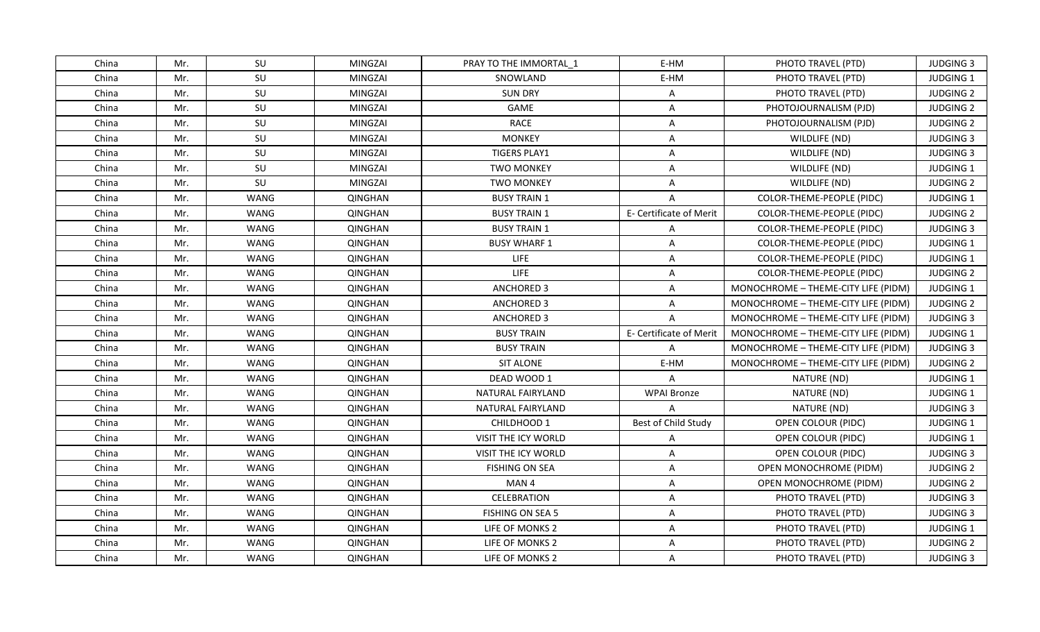| China | Mr. | SU | MINGZAI | PRAY TO THE IMMORTAL_1 | E-HM | PHOTO TRAVEL (PTD) | JUDGING 3 |
|---|---|---|---|---|---|---|---|
| China | Mr. | SU | MINGZAI | SNOWLAND | E-HM | PHOTO TRAVEL (PTD) | JUDGING 1 |
| China | Mr. | SU | MINGZAI | SUN DRY | A | PHOTO TRAVEL (PTD) | JUDGING 2 |
| China | Mr. | SU | MINGZAI | GAME | A | PHOTOJOURNALISM (PJD) | JUDGING 2 |
| China | Mr. | SU | MINGZAI | RACE | A | PHOTOJOURNALISM (PJD) | JUDGING 2 |
| China | Mr. | SU | MINGZAI | MONKEY | A | WILDLIFE (ND) | JUDGING 3 |
| China | Mr. | SU | MINGZAI | TIGERS PLAY1 | A | WILDLIFE (ND) | JUDGING 3 |
| China | Mr. | SU | MINGZAI | TWO MONKEY | A | WILDLIFE (ND) | JUDGING 1 |
| China | Mr. | SU | MINGZAI | TWO MONKEY | A | WILDLIFE (ND) | JUDGING 2 |
| China | Mr. | WANG | QINGHAN | BUSY TRAIN 1 | A | COLOR-THEME-PEOPLE (PIDC) | JUDGING 1 |
| China | Mr. | WANG | QINGHAN | BUSY TRAIN 1 | E- Certificate of Merit | COLOR-THEME-PEOPLE (PIDC) | JUDGING 2 |
| China | Mr. | WANG | QINGHAN | BUSY TRAIN 1 | A | COLOR-THEME-PEOPLE (PIDC) | JUDGING 3 |
| China | Mr. | WANG | QINGHAN | BUSY WHARF 1 | A | COLOR-THEME-PEOPLE (PIDC) | JUDGING 1 |
| China | Mr. | WANG | QINGHAN | LIFE | A | COLOR-THEME-PEOPLE (PIDC) | JUDGING 1 |
| China | Mr. | WANG | QINGHAN | LIFE | A | COLOR-THEME-PEOPLE (PIDC) | JUDGING 2 |
| China | Mr. | WANG | QINGHAN | ANCHORED 3 | A | MONOCHROME – THEME-CITY LIFE (PIDM) | JUDGING 1 |
| China | Mr. | WANG | QINGHAN | ANCHORED 3 | A | MONOCHROME – THEME-CITY LIFE (PIDM) | JUDGING 2 |
| China | Mr. | WANG | QINGHAN | ANCHORED 3 | A | MONOCHROME – THEME-CITY LIFE (PIDM) | JUDGING 3 |
| China | Mr. | WANG | QINGHAN | BUSY TRAIN | E- Certificate of Merit | MONOCHROME – THEME-CITY LIFE (PIDM) | JUDGING 1 |
| China | Mr. | WANG | QINGHAN | BUSY TRAIN | A | MONOCHROME – THEME-CITY LIFE (PIDM) | JUDGING 3 |
| China | Mr. | WANG | QINGHAN | SIT ALONE | E-HM | MONOCHROME – THEME-CITY LIFE (PIDM) | JUDGING 2 |
| China | Mr. | WANG | QINGHAN | DEAD WOOD 1 | A | NATURE (ND) | JUDGING 1 |
| China | Mr. | WANG | QINGHAN | NATURAL FAIRYLAND | WPAI Bronze | NATURE (ND) | JUDGING 1 |
| China | Mr. | WANG | QINGHAN | NATURAL FAIRYLAND | A | NATURE (ND) | JUDGING 3 |
| China | Mr. | WANG | QINGHAN | CHILDHOOD 1 | Best of Child Study | OPEN COLOUR (PIDC) | JUDGING 1 |
| China | Mr. | WANG | QINGHAN | VISIT THE ICY WORLD | A | OPEN COLOUR (PIDC) | JUDGING 1 |
| China | Mr. | WANG | QINGHAN | VISIT THE ICY WORLD | A | OPEN COLOUR (PIDC) | JUDGING 3 |
| China | Mr. | WANG | QINGHAN | FISHING ON SEA | A | OPEN MONOCHROME (PIDM) | JUDGING 2 |
| China | Mr. | WANG | QINGHAN | MAN 4 | A | OPEN MONOCHROME (PIDM) | JUDGING 2 |
| China | Mr. | WANG | QINGHAN | CELEBRATION | A | PHOTO TRAVEL (PTD) | JUDGING 3 |
| China | Mr. | WANG | QINGHAN | FISHING ON SEA 5 | A | PHOTO TRAVEL (PTD) | JUDGING 3 |
| China | Mr. | WANG | QINGHAN | LIFE OF MONKS 2 | A | PHOTO TRAVEL (PTD) | JUDGING 1 |
| China | Mr. | WANG | QINGHAN | LIFE OF MONKS 2 | A | PHOTO TRAVEL (PTD) | JUDGING 2 |
| China | Mr. | WANG | QINGHAN | LIFE OF MONKS 2 | A | PHOTO TRAVEL (PTD) | JUDGING 3 |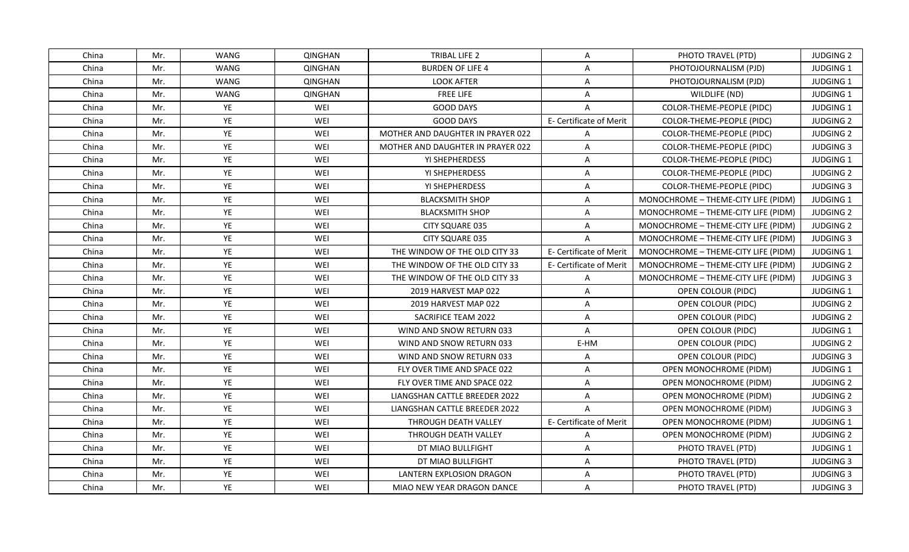| China | Mr. | WANG | QINGHAN | TRIBAL LIFE 2 | A | PHOTO TRAVEL (PTD) | JUDGING 2 |
|---|---|---|---|---|---|---|---|
| China | Mr. | WANG | QINGHAN | BURDEN OF LIFE 4 | A | PHOTOJOURNALISM (PJD) | JUDGING 1 |
| China | Mr. | WANG | QINGHAN | LOOK AFTER | A | PHOTOJOURNALISM (PJD) | JUDGING 1 |
| China | Mr. | WANG | QINGHAN | FREE LIFE | A | WILDLIFE (ND) | JUDGING 1 |
| China | Mr. | YE | WEI | GOOD DAYS | A | COLOR-THEME-PEOPLE (PIDC) | JUDGING 1 |
| China | Mr. | YE | WEI | GOOD DAYS | E- Certificate of Merit | COLOR-THEME-PEOPLE (PIDC) | JUDGING 2 |
| China | Mr. | YE | WEI | MOTHER AND DAUGHTER IN PRAYER 022 | A | COLOR-THEME-PEOPLE (PIDC) | JUDGING 2 |
| China | Mr. | YE | WEI | MOTHER AND DAUGHTER IN PRAYER 022 | A | COLOR-THEME-PEOPLE (PIDC) | JUDGING 3 |
| China | Mr. | YE | WEI | YI SHEPHERDESS | A | COLOR-THEME-PEOPLE (PIDC) | JUDGING 1 |
| China | Mr. | YE | WEI | YI SHEPHERDESS | A | COLOR-THEME-PEOPLE (PIDC) | JUDGING 2 |
| China | Mr. | YE | WEI | YI SHEPHERDESS | A | COLOR-THEME-PEOPLE (PIDC) | JUDGING 3 |
| China | Mr. | YE | WEI | BLACKSMITH SHOP | A | MONOCHROME – THEME-CITY LIFE (PIDM) | JUDGING 1 |
| China | Mr. | YE | WEI | BLACKSMITH SHOP | A | MONOCHROME – THEME-CITY LIFE (PIDM) | JUDGING 2 |
| China | Mr. | YE | WEI | CITY SQUARE 035 | A | MONOCHROME – THEME-CITY LIFE (PIDM) | JUDGING 2 |
| China | Mr. | YE | WEI | CITY SQUARE 035 | A | MONOCHROME – THEME-CITY LIFE (PIDM) | JUDGING 3 |
| China | Mr. | YE | WEI | THE WINDOW OF THE OLD CITY 33 | E- Certificate of Merit | MONOCHROME – THEME-CITY LIFE (PIDM) | JUDGING 1 |
| China | Mr. | YE | WEI | THE WINDOW OF THE OLD CITY 33 | E- Certificate of Merit | MONOCHROME – THEME-CITY LIFE (PIDM) | JUDGING 2 |
| China | Mr. | YE | WEI | THE WINDOW OF THE OLD CITY 33 | A | MONOCHROME – THEME-CITY LIFE (PIDM) | JUDGING 3 |
| China | Mr. | YE | WEI | 2019 HARVEST MAP 022 | A | OPEN COLOUR (PIDC) | JUDGING 1 |
| China | Mr. | YE | WEI | 2019 HARVEST MAP 022 | A | OPEN COLOUR (PIDC) | JUDGING 2 |
| China | Mr. | YE | WEI | SACRIFICE TEAM 2022 | A | OPEN COLOUR (PIDC) | JUDGING 2 |
| China | Mr. | YE | WEI | WIND AND SNOW RETURN 033 | A | OPEN COLOUR (PIDC) | JUDGING 1 |
| China | Mr. | YE | WEI | WIND AND SNOW RETURN 033 | E-HM | OPEN COLOUR (PIDC) | JUDGING 2 |
| China | Mr. | YE | WEI | WIND AND SNOW RETURN 033 | A | OPEN COLOUR (PIDC) | JUDGING 3 |
| China | Mr. | YE | WEI | FLY OVER TIME AND SPACE 022 | A | OPEN MONOCHROME (PIDM) | JUDGING 1 |
| China | Mr. | YE | WEI | FLY OVER TIME AND SPACE 022 | A | OPEN MONOCHROME (PIDM) | JUDGING 2 |
| China | Mr. | YE | WEI | LIANGSHAN CATTLE BREEDER 2022 | A | OPEN MONOCHROME (PIDM) | JUDGING 2 |
| China | Mr. | YE | WEI | LIANGSHAN CATTLE BREEDER 2022 | A | OPEN MONOCHROME (PIDM) | JUDGING 3 |
| China | Mr. | YE | WEI | THROUGH DEATH VALLEY | E- Certificate of Merit | OPEN MONOCHROME (PIDM) | JUDGING 1 |
| China | Mr. | YE | WEI | THROUGH DEATH VALLEY | A | OPEN MONOCHROME (PIDM) | JUDGING 2 |
| China | Mr. | YE | WEI | DT MIAO BULLFIGHT | A | PHOTO TRAVEL (PTD) | JUDGING 1 |
| China | Mr. | YE | WEI | DT MIAO BULLFIGHT | A | PHOTO TRAVEL (PTD) | JUDGING 3 |
| China | Mr. | YE | WEI | LANTERN EXPLOSION DRAGON | A | PHOTO TRAVEL (PTD) | JUDGING 3 |
| China | Mr. | YE | WEI | MIAO NEW YEAR DRAGON DANCE | A | PHOTO TRAVEL (PTD) | JUDGING 3 |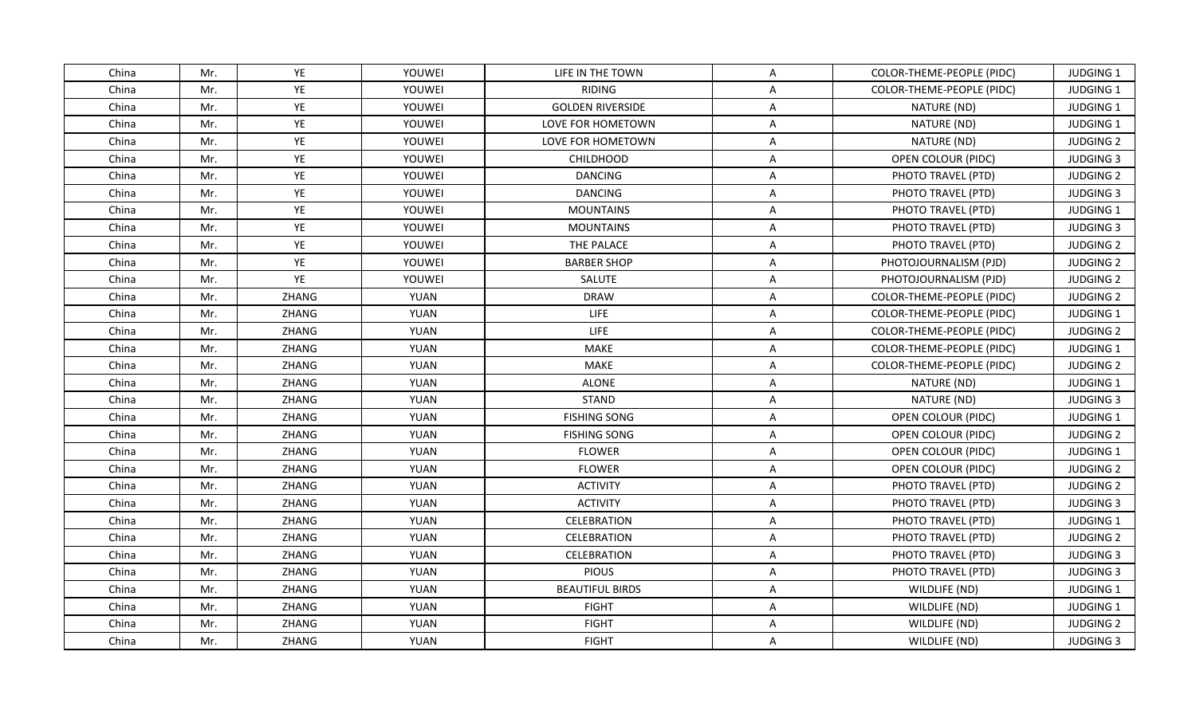| China | Mr. | YE | YOUWEI | LIFE IN THE TOWN | A | COLOR-THEME-PEOPLE (PIDC) | JUDGING 1 |
|---|---|---|---|---|---|---|---|
| China | Mr. | YE | YOUWEI | RIDING | A | COLOR-THEME-PEOPLE (PIDC) | JUDGING 1 |
| China | Mr. | YE | YOUWEI | GOLDEN RIVERSIDE | A | NATURE (ND) | JUDGING 1 |
| China | Mr. | YE | YOUWEI | LOVE FOR HOMETOWN | A | NATURE (ND) | JUDGING 1 |
| China | Mr. | YE | YOUWEI | LOVE FOR HOMETOWN | A | NATURE (ND) | JUDGING 2 |
| China | Mr. | YE | YOUWEI | CHILDHOOD | A | OPEN COLOUR (PIDC) | JUDGING 3 |
| China | Mr. | YE | YOUWEI | DANCING | A | PHOTO TRAVEL (PTD) | JUDGING 2 |
| China | Mr. | YE | YOUWEI | DANCING | A | PHOTO TRAVEL (PTD) | JUDGING 3 |
| China | Mr. | YE | YOUWEI | MOUNTAINS | A | PHOTO TRAVEL (PTD) | JUDGING 1 |
| China | Mr. | YE | YOUWEI | MOUNTAINS | A | PHOTO TRAVEL (PTD) | JUDGING 3 |
| China | Mr. | YE | YOUWEI | THE PALACE | A | PHOTO TRAVEL (PTD) | JUDGING 2 |
| China | Mr. | YE | YOUWEI | BARBER SHOP | A | PHOTOJOURNALISM (PJD) | JUDGING 2 |
| China | Mr. | YE | YOUWEI | SALUTE | A | PHOTOJOURNALISM (PJD) | JUDGING 2 |
| China | Mr. | ZHANG | YUAN | DRAW | A | COLOR-THEME-PEOPLE (PIDC) | JUDGING 2 |
| China | Mr. | ZHANG | YUAN | LIFE | A | COLOR-THEME-PEOPLE (PIDC) | JUDGING 1 |
| China | Mr. | ZHANG | YUAN | LIFE | A | COLOR-THEME-PEOPLE (PIDC) | JUDGING 2 |
| China | Mr. | ZHANG | YUAN | MAKE | A | COLOR-THEME-PEOPLE (PIDC) | JUDGING 1 |
| China | Mr. | ZHANG | YUAN | MAKE | A | COLOR-THEME-PEOPLE (PIDC) | JUDGING 2 |
| China | Mr. | ZHANG | YUAN | ALONE | A | NATURE (ND) | JUDGING 1 |
| China | Mr. | ZHANG | YUAN | STAND | A | NATURE (ND) | JUDGING 3 |
| China | Mr. | ZHANG | YUAN | FISHING SONG | A | OPEN COLOUR (PIDC) | JUDGING 1 |
| China | Mr. | ZHANG | YUAN | FISHING SONG | A | OPEN COLOUR (PIDC) | JUDGING 2 |
| China | Mr. | ZHANG | YUAN | FLOWER | A | OPEN COLOUR (PIDC) | JUDGING 1 |
| China | Mr. | ZHANG | YUAN | FLOWER | A | OPEN COLOUR (PIDC) | JUDGING 2 |
| China | Mr. | ZHANG | YUAN | ACTIVITY | A | PHOTO TRAVEL (PTD) | JUDGING 2 |
| China | Mr. | ZHANG | YUAN | ACTIVITY | A | PHOTO TRAVEL (PTD) | JUDGING 3 |
| China | Mr. | ZHANG | YUAN | CELEBRATION | A | PHOTO TRAVEL (PTD) | JUDGING 1 |
| China | Mr. | ZHANG | YUAN | CELEBRATION | A | PHOTO TRAVEL (PTD) | JUDGING 2 |
| China | Mr. | ZHANG | YUAN | CELEBRATION | A | PHOTO TRAVEL (PTD) | JUDGING 3 |
| China | Mr. | ZHANG | YUAN | PIOUS | A | PHOTO TRAVEL (PTD) | JUDGING 3 |
| China | Mr. | ZHANG | YUAN | BEAUTIFUL BIRDS | A | WILDLIFE (ND) | JUDGING 1 |
| China | Mr. | ZHANG | YUAN | FIGHT | A | WILDLIFE (ND) | JUDGING 1 |
| China | Mr. | ZHANG | YUAN | FIGHT | A | WILDLIFE (ND) | JUDGING 2 |
| China | Mr. | ZHANG | YUAN | FIGHT | A | WILDLIFE (ND) | JUDGING 3 |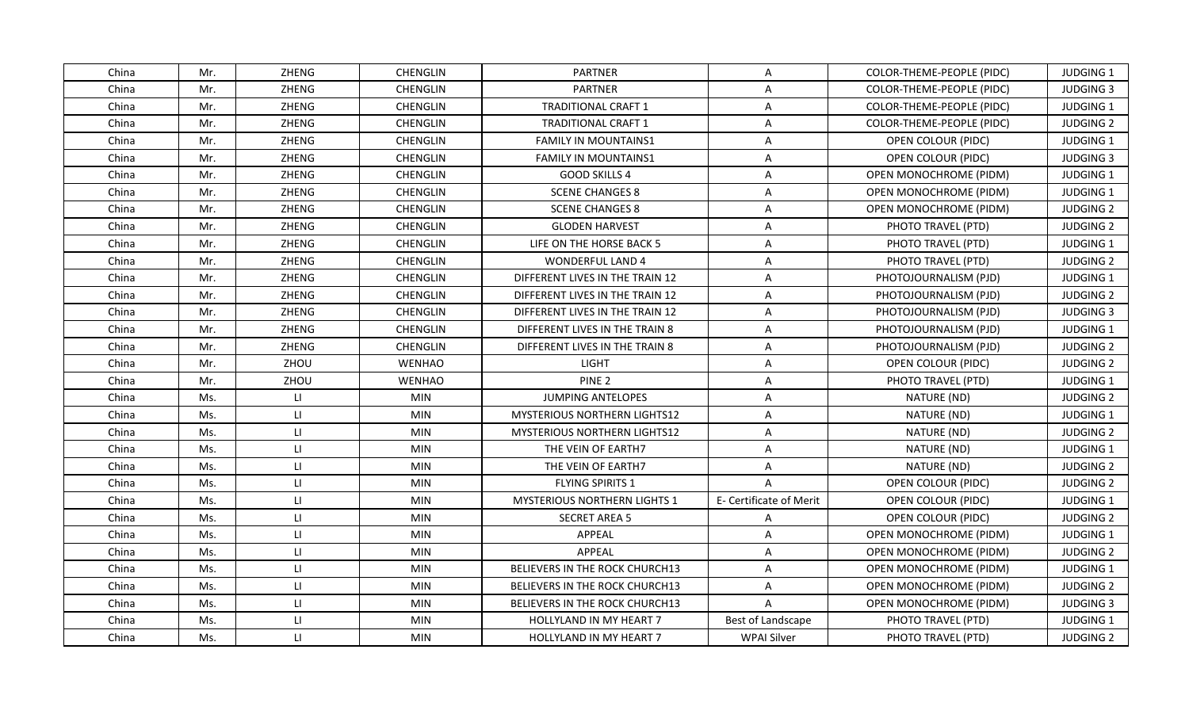| China | Mr. | ZHENG | CHENGLIN | PARTNER | A | COLOR-THEME-PEOPLE (PIDC) | JUDGING 1 |
|---|---|---|---|---|---|---|---|
| China | Mr. | ZHENG | CHENGLIN | PARTNER | A | COLOR-THEME-PEOPLE (PIDC) | JUDGING 3 |
| China | Mr. | ZHENG | CHENGLIN | TRADITIONAL CRAFT 1 | A | COLOR-THEME-PEOPLE (PIDC) | JUDGING 1 |
| China | Mr. | ZHENG | CHENGLIN | TRADITIONAL CRAFT 1 | A | COLOR-THEME-PEOPLE (PIDC) | JUDGING 2 |
| China | Mr. | ZHENG | CHENGLIN | FAMILY IN MOUNTAINS1 | A | OPEN COLOUR (PIDC) | JUDGING 1 |
| China | Mr. | ZHENG | CHENGLIN | FAMILY IN MOUNTAINS1 | A | OPEN COLOUR (PIDC) | JUDGING 3 |
| China | Mr. | ZHENG | CHENGLIN | GOOD SKILLS 4 | A | OPEN MONOCHROME (PIDM) | JUDGING 1 |
| China | Mr. | ZHENG | CHENGLIN | SCENE CHANGES 8 | A | OPEN MONOCHROME (PIDM) | JUDGING 1 |
| China | Mr. | ZHENG | CHENGLIN | SCENE CHANGES 8 | A | OPEN MONOCHROME (PIDM) | JUDGING 2 |
| China | Mr. | ZHENG | CHENGLIN | GLODEN HARVEST | A | PHOTO TRAVEL (PTD) | JUDGING 2 |
| China | Mr. | ZHENG | CHENGLIN | LIFE ON THE HORSE BACK 5 | A | PHOTO TRAVEL (PTD) | JUDGING 1 |
| China | Mr. | ZHENG | CHENGLIN | WONDERFUL LAND 4 | A | PHOTO TRAVEL (PTD) | JUDGING 2 |
| China | Mr. | ZHENG | CHENGLIN | DIFFERENT LIVES IN THE TRAIN 12 | A | PHOTOJOURNALISM (PJD) | JUDGING 1 |
| China | Mr. | ZHENG | CHENGLIN | DIFFERENT LIVES IN THE TRAIN 12 | A | PHOTOJOURNALISM (PJD) | JUDGING 2 |
| China | Mr. | ZHENG | CHENGLIN | DIFFERENT LIVES IN THE TRAIN 12 | A | PHOTOJOURNALISM (PJD) | JUDGING 3 |
| China | Mr. | ZHENG | CHENGLIN | DIFFERENT LIVES IN THE TRAIN 8 | A | PHOTOJOURNALISM (PJD) | JUDGING 1 |
| China | Mr. | ZHENG | CHENGLIN | DIFFERENT LIVES IN THE TRAIN 8 | A | PHOTOJOURNALISM (PJD) | JUDGING 2 |
| China | Mr. | ZHOU | WENHAO | LIGHT | A | OPEN COLOUR (PIDC) | JUDGING 2 |
| China | Mr. | ZHOU | WENHAO | PINE 2 | A | PHOTO TRAVEL (PTD) | JUDGING 1 |
| China | Ms. | LI | MIN | JUMPING ANTELOPES | A | NATURE (ND) | JUDGING 2 |
| China | Ms. | LI | MIN | MYSTERIOUS NORTHERN LIGHTS12 | A | NATURE (ND) | JUDGING 1 |
| China | Ms. | LI | MIN | MYSTERIOUS NORTHERN LIGHTS12 | A | NATURE (ND) | JUDGING 2 |
| China | Ms. | LI | MIN | THE VEIN OF EARTH7 | A | NATURE (ND) | JUDGING 1 |
| China | Ms. | LI | MIN | THE VEIN OF EARTH7 | A | NATURE (ND) | JUDGING 2 |
| China | Ms. | LI | MIN | FLYING SPIRITS 1 | A | OPEN COLOUR (PIDC) | JUDGING 2 |
| China | Ms. | LI | MIN | MYSTERIOUS NORTHERN LIGHTS 1 | E- Certificate of Merit | OPEN COLOUR (PIDC) | JUDGING 1 |
| China | Ms. | LI | MIN | SECRET AREA 5 | A | OPEN COLOUR (PIDC) | JUDGING 2 |
| China | Ms. | LI | MIN | APPEAL | A | OPEN MONOCHROME (PIDM) | JUDGING 1 |
| China | Ms. | LI | MIN | APPEAL | A | OPEN MONOCHROME (PIDM) | JUDGING 2 |
| China | Ms. | LI | MIN | BELIEVERS IN THE ROCK CHURCH13 | A | OPEN MONOCHROME (PIDM) | JUDGING 1 |
| China | Ms. | LI | MIN | BELIEVERS IN THE ROCK CHURCH13 | A | OPEN MONOCHROME (PIDM) | JUDGING 2 |
| China | Ms. | LI | MIN | BELIEVERS IN THE ROCK CHURCH13 | A | OPEN MONOCHROME (PIDM) | JUDGING 3 |
| China | Ms. | LI | MIN | HOLLYLAND IN MY HEART 7 | Best of Landscape | PHOTO TRAVEL (PTD) | JUDGING 1 |
| China | Ms. | LI | MIN | HOLLYLAND IN MY HEART 7 | WPAI Silver | PHOTO TRAVEL (PTD) | JUDGING 2 |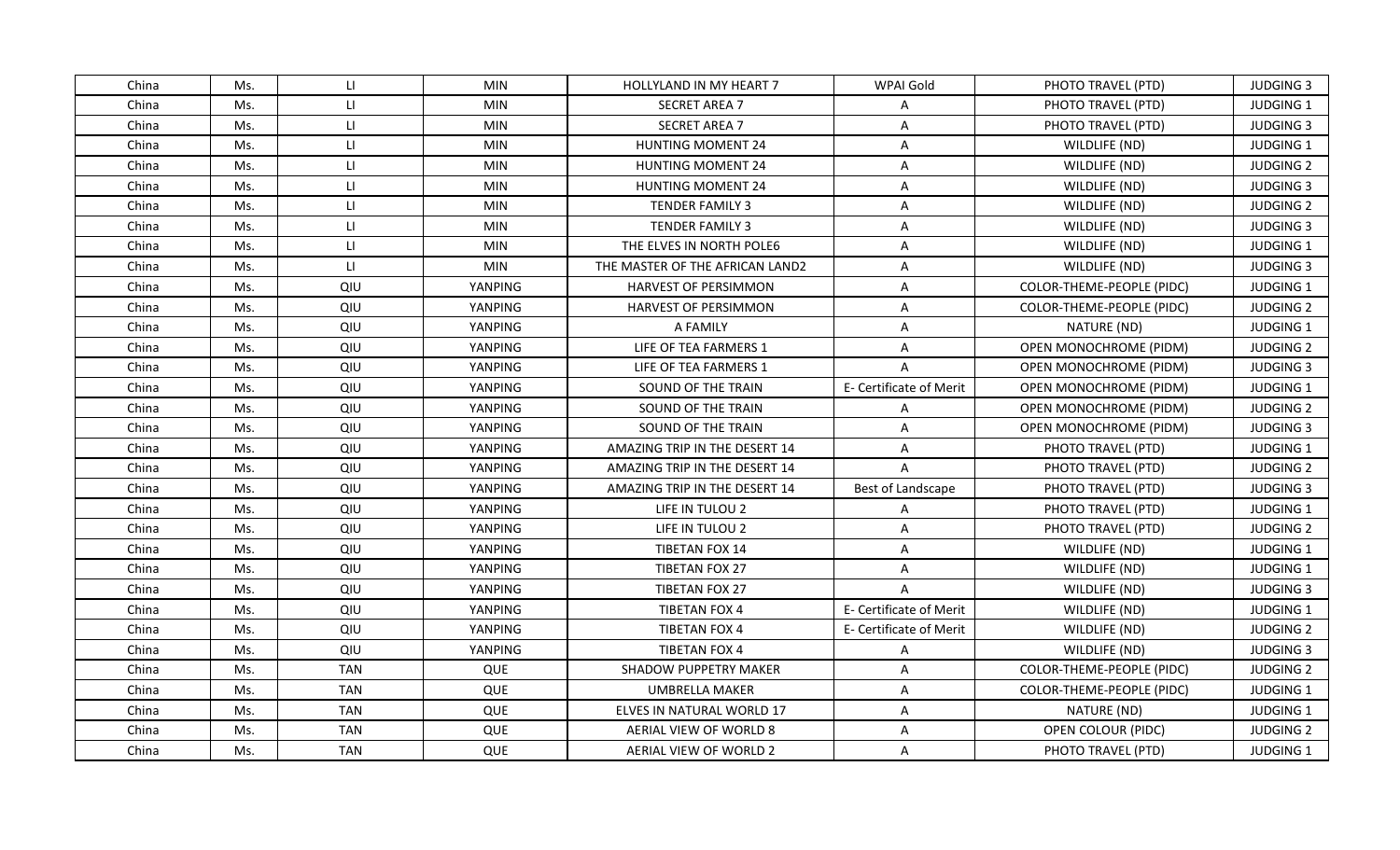| China | Ms. | LI | MIN | HOLLYLAND IN MY HEART 7 | WPAI Gold | PHOTO TRAVEL (PTD) | JUDGING 3 |
|---|---|---|---|---|---|---|---|
| China | Ms. | LI | MIN | SECRET AREA 7 | A | PHOTO TRAVEL (PTD) | JUDGING 1 |
| China | Ms. | LI | MIN | SECRET AREA 7 | A | PHOTO TRAVEL (PTD) | JUDGING 3 |
| China | Ms. | LI | MIN | HUNTING MOMENT 24 | A | WILDLIFE (ND) | JUDGING 1 |
| China | Ms. | LI | MIN | HUNTING MOMENT 24 | A | WILDLIFE (ND) | JUDGING 2 |
| China | Ms. | LI | MIN | HUNTING MOMENT 24 | A | WILDLIFE (ND) | JUDGING 3 |
| China | Ms. | LI | MIN | TENDER FAMILY 3 | A | WILDLIFE (ND) | JUDGING 2 |
| China | Ms. | LI | MIN | TENDER FAMILY 3 | A | WILDLIFE (ND) | JUDGING 3 |
| China | Ms. | LI | MIN | THE ELVES IN NORTH POLE6 | A | WILDLIFE (ND) | JUDGING 1 |
| China | Ms. | LI | MIN | THE MASTER OF THE AFRICAN LAND2 | A | WILDLIFE (ND) | JUDGING 3 |
| China | Ms. | QIU | YANPING | HARVEST OF PERSIMMON | A | COLOR-THEME-PEOPLE (PIDC) | JUDGING 1 |
| China | Ms. | QIU | YANPING | HARVEST OF PERSIMMON | A | COLOR-THEME-PEOPLE (PIDC) | JUDGING 2 |
| China | Ms. | QIU | YANPING | A FAMILY | A | NATURE (ND) | JUDGING 1 |
| China | Ms. | QIU | YANPING | LIFE OF TEA FARMERS 1 | A | OPEN MONOCHROME (PIDM) | JUDGING 2 |
| China | Ms. | QIU | YANPING | LIFE OF TEA FARMERS 1 | A | OPEN MONOCHROME (PIDM) | JUDGING 3 |
| China | Ms. | QIU | YANPING | SOUND OF THE TRAIN | E- Certificate of Merit | OPEN MONOCHROME (PIDM) | JUDGING 1 |
| China | Ms. | QIU | YANPING | SOUND OF THE TRAIN | A | OPEN MONOCHROME (PIDM) | JUDGING 2 |
| China | Ms. | QIU | YANPING | SOUND OF THE TRAIN | A | OPEN MONOCHROME (PIDM) | JUDGING 3 |
| China | Ms. | QIU | YANPING | AMAZING TRIP IN THE DESERT 14 | A | PHOTO TRAVEL (PTD) | JUDGING 1 |
| China | Ms. | QIU | YANPING | AMAZING TRIP IN THE DESERT 14 | A | PHOTO TRAVEL (PTD) | JUDGING 2 |
| China | Ms. | QIU | YANPING | AMAZING TRIP IN THE DESERT 14 | Best of Landscape | PHOTO TRAVEL (PTD) | JUDGING 3 |
| China | Ms. | QIU | YANPING | LIFE IN TULOU 2 | A | PHOTO TRAVEL (PTD) | JUDGING 1 |
| China | Ms. | QIU | YANPING | LIFE IN TULOU 2 | A | PHOTO TRAVEL (PTD) | JUDGING 2 |
| China | Ms. | QIU | YANPING | TIBETAN FOX 14 | A | WILDLIFE (ND) | JUDGING 1 |
| China | Ms. | QIU | YANPING | TIBETAN FOX 27 | A | WILDLIFE (ND) | JUDGING 1 |
| China | Ms. | QIU | YANPING | TIBETAN FOX 27 | A | WILDLIFE (ND) | JUDGING 3 |
| China | Ms. | QIU | YANPING | TIBETAN FOX 4 | E- Certificate of Merit | WILDLIFE (ND) | JUDGING 1 |
| China | Ms. | QIU | YANPING | TIBETAN FOX 4 | E- Certificate of Merit | WILDLIFE (ND) | JUDGING 2 |
| China | Ms. | QIU | YANPING | TIBETAN FOX 4 | A | WILDLIFE (ND) | JUDGING 3 |
| China | Ms. | TAN | QUE | SHADOW PUPPETRY MAKER | A | COLOR-THEME-PEOPLE (PIDC) | JUDGING 2 |
| China | Ms. | TAN | QUE | UMBRELLA MAKER | A | COLOR-THEME-PEOPLE (PIDC) | JUDGING 1 |
| China | Ms. | TAN | QUE | ELVES IN NATURAL WORLD 17 | A | NATURE (ND) | JUDGING 1 |
| China | Ms. | TAN | QUE | AERIAL VIEW OF WORLD 8 | A | OPEN COLOUR (PIDC) | JUDGING 2 |
| China | Ms. | TAN | QUE | AERIAL VIEW OF WORLD 2 | A | PHOTO TRAVEL (PTD) | JUDGING 1 |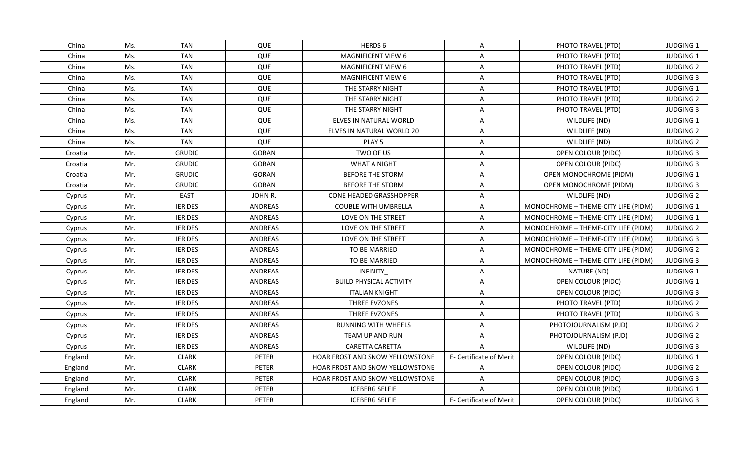| China | Ms. | TAN | QUE | HERDS 6 | A | PHOTO TRAVEL (PTD) | JUDGING 1 |
|---|---|---|---|---|---|---|---|
| China | Ms. | TAN | QUE | MAGNIFICENT VIEW 6 | A | PHOTO TRAVEL (PTD) | JUDGING 1 |
| China | Ms. | TAN | QUE | MAGNIFICENT VIEW 6 | A | PHOTO TRAVEL (PTD) | JUDGING 2 |
| China | Ms. | TAN | QUE | MAGNIFICENT VIEW 6 | A | PHOTO TRAVEL (PTD) | JUDGING 3 |
| China | Ms. | TAN | QUE | THE STARRY NIGHT | A | PHOTO TRAVEL (PTD) | JUDGING 1 |
| China | Ms. | TAN | QUE | THE STARRY NIGHT | A | PHOTO TRAVEL (PTD) | JUDGING 2 |
| China | Ms. | TAN | QUE | THE STARRY NIGHT | A | PHOTO TRAVEL (PTD) | JUDGING 3 |
| China | Ms. | TAN | QUE | ELVES IN NATURAL WORLD | A | WILDLIFE (ND) | JUDGING 1 |
| China | Ms. | TAN | QUE | ELVES IN NATURAL WORLD 20 | A | WILDLIFE (ND) | JUDGING 2 |
| China | Ms. | TAN | QUE | PLAY 5 | A | WILDLIFE (ND) | JUDGING 2 |
| Croatia | Mr. | GRUDIC | GORAN | TWO OF US | A | OPEN COLOUR (PIDC) | JUDGING 3 |
| Croatia | Mr. | GRUDIC | GORAN | WHAT A NIGHT | A | OPEN COLOUR (PIDC) | JUDGING 3 |
| Croatia | Mr. | GRUDIC | GORAN | BEFORE THE STORM | A | OPEN MONOCHROME (PIDM) | JUDGING 1 |
| Croatia | Mr. | GRUDIC | GORAN | BEFORE THE STORM | A | OPEN MONOCHROME (PIDM) | JUDGING 3 |
| Cyprus | Mr. | EAST | JOHN R. | CONE HEADED GRASSHOPPER | A | WILDLIFE (ND) | JUDGING 2 |
| Cyprus | Mr. | IERIDES | ANDREAS | COUBLE WITH UMBRELLA | A | MONOCHROME – THEME-CITY LIFE (PIDM) | JUDGING 1 |
| Cyprus | Mr. | IERIDES | ANDREAS | LOVE ON THE STREET | A | MONOCHROME – THEME-CITY LIFE (PIDM) | JUDGING 1 |
| Cyprus | Mr. | IERIDES | ANDREAS | LOVE ON THE STREET | A | MONOCHROME – THEME-CITY LIFE (PIDM) | JUDGING 2 |
| Cyprus | Mr. | IERIDES | ANDREAS | LOVE ON THE STREET | A | MONOCHROME – THEME-CITY LIFE (PIDM) | JUDGING 3 |
| Cyprus | Mr. | IERIDES | ANDREAS | TO BE MARRIED | A | MONOCHROME – THEME-CITY LIFE (PIDM) | JUDGING 2 |
| Cyprus | Mr. | IERIDES | ANDREAS | TO BE MARRIED | A | MONOCHROME – THEME-CITY LIFE (PIDM) | JUDGING 3 |
| Cyprus | Mr. | IERIDES | ANDREAS | INFINITY_ | A | NATURE (ND) | JUDGING 1 |
| Cyprus | Mr. | IERIDES | ANDREAS | BUILD PHYSICAL ACTIVITY | A | OPEN COLOUR (PIDC) | JUDGING 1 |
| Cyprus | Mr. | IERIDES | ANDREAS | ITALIAN KNIGHT | A | OPEN COLOUR (PIDC) | JUDGING 3 |
| Cyprus | Mr. | IERIDES | ANDREAS | THREE EVZONES | A | PHOTO TRAVEL (PTD) | JUDGING 2 |
| Cyprus | Mr. | IERIDES | ANDREAS | THREE EVZONES | A | PHOTO TRAVEL (PTD) | JUDGING 3 |
| Cyprus | Mr. | IERIDES | ANDREAS | RUNNING WITH WHEELS | A | PHOTOJOURNALISM (PJD) | JUDGING 2 |
| Cyprus | Mr. | IERIDES | ANDREAS | TEAM UP AND RUN | A | PHOTOJOURNALISM (PJD) | JUDGING 2 |
| Cyprus | Mr. | IERIDES | ANDREAS | CARETTA CARETTA | A | WILDLIFE (ND) | JUDGING 3 |
| England | Mr. | CLARK | PETER | HOAR FROST AND SNOW YELLOWSTONE | E- Certificate of Merit | OPEN COLOUR (PIDC) | JUDGING 1 |
| England | Mr. | CLARK | PETER | HOAR FROST AND SNOW YELLOWSTONE | A | OPEN COLOUR (PIDC) | JUDGING 2 |
| England | Mr. | CLARK | PETER | HOAR FROST AND SNOW YELLOWSTONE | A | OPEN COLOUR (PIDC) | JUDGING 3 |
| England | Mr. | CLARK | PETER | ICEBERG SELFIE | A | OPEN COLOUR (PIDC) | JUDGING 1 |
| England | Mr. | CLARK | PETER | ICEBERG SELFIE | E- Certificate of Merit | OPEN COLOUR (PIDC) | JUDGING 3 |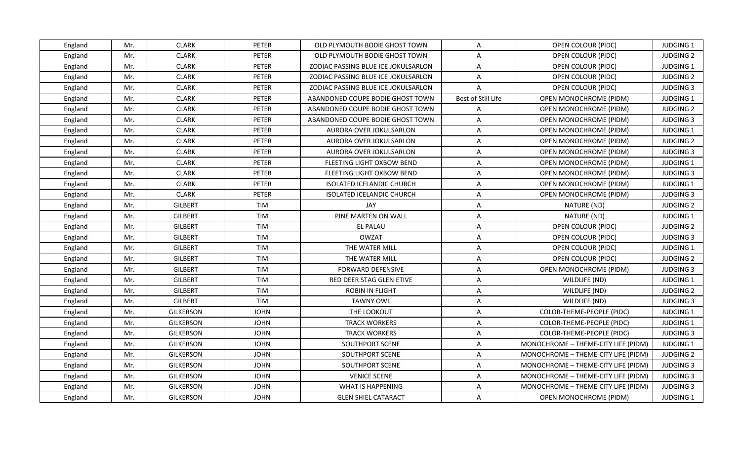| England | Mr. | CLARK | PETER | OLD PLYMOUTH BODIE GHOST TOWN | A | OPEN COLOUR (PIDC) | JUDGING 1 |
|---|---|---|---|---|---|---|---|
| England | Mr. | CLARK | PETER | OLD PLYMOUTH BODIE GHOST TOWN | A | OPEN COLOUR (PIDC) | JUDGING 2 |
| England | Mr. | CLARK | PETER | ZODIAC PASSING BLUE ICE JOKULSARLON | A | OPEN COLOUR (PIDC) | JUDGING 1 |
| England | Mr. | CLARK | PETER | ZODIAC PASSING BLUE ICE JOKULSARLON | A | OPEN COLOUR (PIDC) | JUDGING 2 |
| England | Mr. | CLARK | PETER | ZODIAC PASSING BLUE ICE JOKULSARLON | A | OPEN COLOUR (PIDC) | JUDGING 3 |
| England | Mr. | CLARK | PETER | ABANDONED COUPE BODIE GHOST TOWN | Best of Still Life | OPEN MONOCHROME (PIDM) | JUDGING 1 |
| England | Mr. | CLARK | PETER | ABANDONED COUPE BODIE GHOST TOWN | A | OPEN MONOCHROME (PIDM) | JUDGING 2 |
| England | Mr. | CLARK | PETER | ABANDONED COUPE BODIE GHOST TOWN | A | OPEN MONOCHROME (PIDM) | JUDGING 3 |
| England | Mr. | CLARK | PETER | AURORA OVER JOKULSARLON | A | OPEN MONOCHROME (PIDM) | JUDGING 1 |
| England | Mr. | CLARK | PETER | AURORA OVER JOKULSARLON | A | OPEN MONOCHROME (PIDM) | JUDGING 2 |
| England | Mr. | CLARK | PETER | AURORA OVER JOKULSARLON | A | OPEN MONOCHROME (PIDM) | JUDGING 3 |
| England | Mr. | CLARK | PETER | FLEETING LIGHT OXBOW BEND | A | OPEN MONOCHROME (PIDM) | JUDGING 1 |
| England | Mr. | CLARK | PETER | FLEETING LIGHT OXBOW BEND | A | OPEN MONOCHROME (PIDM) | JUDGING 3 |
| England | Mr. | CLARK | PETER | ISOLATED ICELANDIC CHURCH | A | OPEN MONOCHROME (PIDM) | JUDGING 1 |
| England | Mr. | CLARK | PETER | ISOLATED ICELANDIC CHURCH | A | OPEN MONOCHROME (PIDM) | JUDGING 3 |
| England | Mr. | GILBERT | TIM | JAY | A | NATURE (ND) | JUDGING 2 |
| England | Mr. | GILBERT | TIM | PINE MARTEN ON WALL | A | NATURE (ND) | JUDGING 1 |
| England | Mr. | GILBERT | TIM | EL PALAU | A | OPEN COLOUR (PIDC) | JUDGING 2 |
| England | Mr. | GILBERT | TIM | OWZAT | A | OPEN COLOUR (PIDC) | JUDGING 3 |
| England | Mr. | GILBERT | TIM | THE WATER MILL | A | OPEN COLOUR (PIDC) | JUDGING 1 |
| England | Mr. | GILBERT | TIM | THE WATER MILL | A | OPEN COLOUR (PIDC) | JUDGING 2 |
| England | Mr. | GILBERT | TIM | FORWARD DEFENSIVE | A | OPEN MONOCHROME (PIDM) | JUDGING 3 |
| England | Mr. | GILBERT | TIM | RED DEER STAG GLEN ETIVE | A | WILDLIFE (ND) | JUDGING 1 |
| England | Mr. | GILBERT | TIM | ROBIN IN FLIGHT | A | WILDLIFE (ND) | JUDGING 2 |
| England | Mr. | GILBERT | TIM | TAWNY OWL | A | WILDLIFE (ND) | JUDGING 3 |
| England | Mr. | GILKERSON | JOHN | THE LOOKOUT | A | COLOR-THEME-PEOPLE (PIDC) | JUDGING 1 |
| England | Mr. | GILKERSON | JOHN | TRACK WORKERS | A | COLOR-THEME-PEOPLE (PIDC) | JUDGING 1 |
| England | Mr. | GILKERSON | JOHN | TRACK WORKERS | A | COLOR-THEME-PEOPLE (PIDC) | JUDGING 3 |
| England | Mr. | GILKERSON | JOHN | SOUTHPORT SCENE | A | MONOCHROME – THEME-CITY LIFE (PIDM) | JUDGING 1 |
| England | Mr. | GILKERSON | JOHN | SOUTHPORT SCENE | A | MONOCHROME – THEME-CITY LIFE (PIDM) | JUDGING 2 |
| England | Mr. | GILKERSON | JOHN | SOUTHPORT SCENE | A | MONOCHROME – THEME-CITY LIFE (PIDM) | JUDGING 3 |
| England | Mr. | GILKERSON | JOHN | VENICE SCENE | A | MONOCHROME – THEME-CITY LIFE (PIDM) | JUDGING 3 |
| England | Mr. | GILKERSON | JOHN | WHAT IS HAPPENING | A | MONOCHROME – THEME-CITY LIFE (PIDM) | JUDGING 3 |
| England | Mr. | GILKERSON | JOHN | GLEN SHIEL CATARACT | A | OPEN MONOCHROME (PIDM) | JUDGING 1 |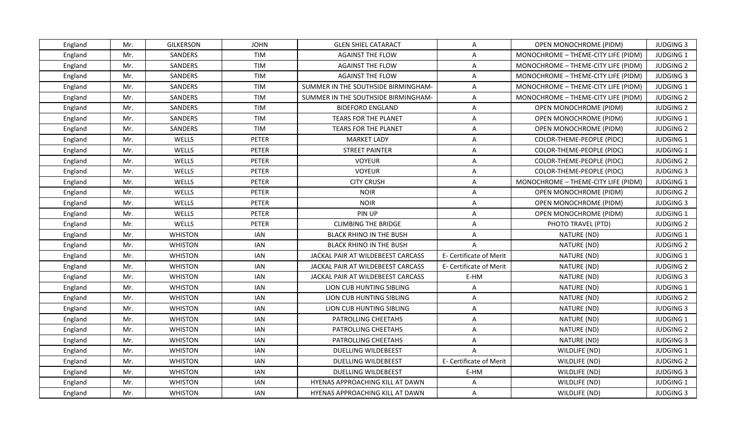| England | Mr. | GILKERSON | JOHN | GLEN SHIEL CATARACT | A | OPEN MONOCHROME (PIDM) | JUDGING 3 |
|---|---|---|---|---|---|---|---|
| England | Mr. | SANDERS | TIM | AGAINST THE FLOW | A | MONOCHROME – THEME-CITY LIFE (PIDM) | JUDGING 1 |
| England | Mr. | SANDERS | TIM | AGAINST THE FLOW | A | MONOCHROME – THEME-CITY LIFE (PIDM) | JUDGING 2 |
| England | Mr. | SANDERS | TIM | AGAINST THE FLOW | A | MONOCHROME – THEME-CITY LIFE (PIDM) | JUDGING 3 |
| England | Mr. | SANDERS | TIM | SUMMER IN THE SOUTHSIDE BIRMINGHAM- | A | MONOCHROME – THEME-CITY LIFE (PIDM) | JUDGING 1 |
| England | Mr. | SANDERS | TIM | SUMMER IN THE SOUTHSIDE BIRMINGHAM- | A | MONOCHROME – THEME-CITY LIFE (PIDM) | JUDGING 2 |
| England | Mr. | SANDERS | TIM | BIDEFORD ENGLAND | A | OPEN MONOCHROME (PIDM) | JUDGING 2 |
| England | Mr. | SANDERS | TIM | TEARS FOR THE PLANET | A | OPEN MONOCHROME (PIDM) | JUDGING 1 |
| England | Mr. | SANDERS | TIM | TEARS FOR THE PLANET | A | OPEN MONOCHROME (PIDM) | JUDGING 2 |
| England | Mr. | WELLS | PETER | MARKET LADY | A | COLOR-THEME-PEOPLE (PIDC) | JUDGING 1 |
| England | Mr. | WELLS | PETER | STREET PAINTER | A | COLOR-THEME-PEOPLE (PIDC) | JUDGING 1 |
| England | Mr. | WELLS | PETER | VOYEUR | A | COLOR-THEME-PEOPLE (PIDC) | JUDGING 2 |
| England | Mr. | WELLS | PETER | VOYEUR | A | COLOR-THEME-PEOPLE (PIDC) | JUDGING 3 |
| England | Mr. | WELLS | PETER | CITY CRUSH | A | MONOCHROME – THEME-CITY LIFE (PIDM) | JUDGING 1 |
| England | Mr. | WELLS | PETER | NOIR | A | OPEN MONOCHROME (PIDM) | JUDGING 2 |
| England | Mr. | WELLS | PETER | NOIR | A | OPEN MONOCHROME (PIDM) | JUDGING 3 |
| England | Mr. | WELLS | PETER | PIN UP | A | OPEN MONOCHROME (PIDM) | JUDGING 1 |
| England | Mr. | WELLS | PETER | CLIMBING THE BRIDGE | A | PHOTO TRAVEL (PTD) | JUDGING 2 |
| England | Mr. | WHISTON | IAN | BLACK RHINO IN THE BUSH | A | NATURE (ND) | JUDGING 1 |
| England | Mr. | WHISTON | IAN | BLACK RHINO IN THE BUSH | A | NATURE (ND) | JUDGING 2 |
| England | Mr. | WHISTON | IAN | JACKAL PAIR AT WILDEBEEST CARCASS | E- Certificate of Merit | NATURE (ND) | JUDGING 1 |
| England | Mr. | WHISTON | IAN | JACKAL PAIR AT WILDEBEEST CARCASS | E- Certificate of Merit | NATURE (ND) | JUDGING 2 |
| England | Mr. | WHISTON | IAN | JACKAL PAIR AT WILDEBEEST CARCASS | E-HM | NATURE (ND) | JUDGING 3 |
| England | Mr. | WHISTON | IAN | LION CUB HUNTING SIBLING | A | NATURE (ND) | JUDGING 1 |
| England | Mr. | WHISTON | IAN | LION CUB HUNTING SIBLING | A | NATURE (ND) | JUDGING 2 |
| England | Mr. | WHISTON | IAN | LION CUB HUNTING SIBLING | A | NATURE (ND) | JUDGING 3 |
| England | Mr. | WHISTON | IAN | PATROLLING CHEETAHS | A | NATURE (ND) | JUDGING 1 |
| England | Mr. | WHISTON | IAN | PATROLLING CHEETAHS | A | NATURE (ND) | JUDGING 2 |
| England | Mr. | WHISTON | IAN | PATROLLING CHEETAHS | A | NATURE (ND) | JUDGING 3 |
| England | Mr. | WHISTON | IAN | DUELLING WILDEBEEST | A | WILDLIFE (ND) | JUDGING 1 |
| England | Mr. | WHISTON | IAN | DUELLING WILDEBEEST | E- Certificate of Merit | WILDLIFE (ND) | JUDGING 2 |
| England | Mr. | WHISTON | IAN | DUELLING WILDEBEEST | E-HM | WILDLIFE (ND) | JUDGING 3 |
| England | Mr. | WHISTON | IAN | HYENAS APPROACHING KILL AT DAWN | A | WILDLIFE (ND) | JUDGING 1 |
| England | Mr. | WHISTON | IAN | HYENAS APPROACHING KILL AT DAWN | A | WILDLIFE (ND) | JUDGING 3 |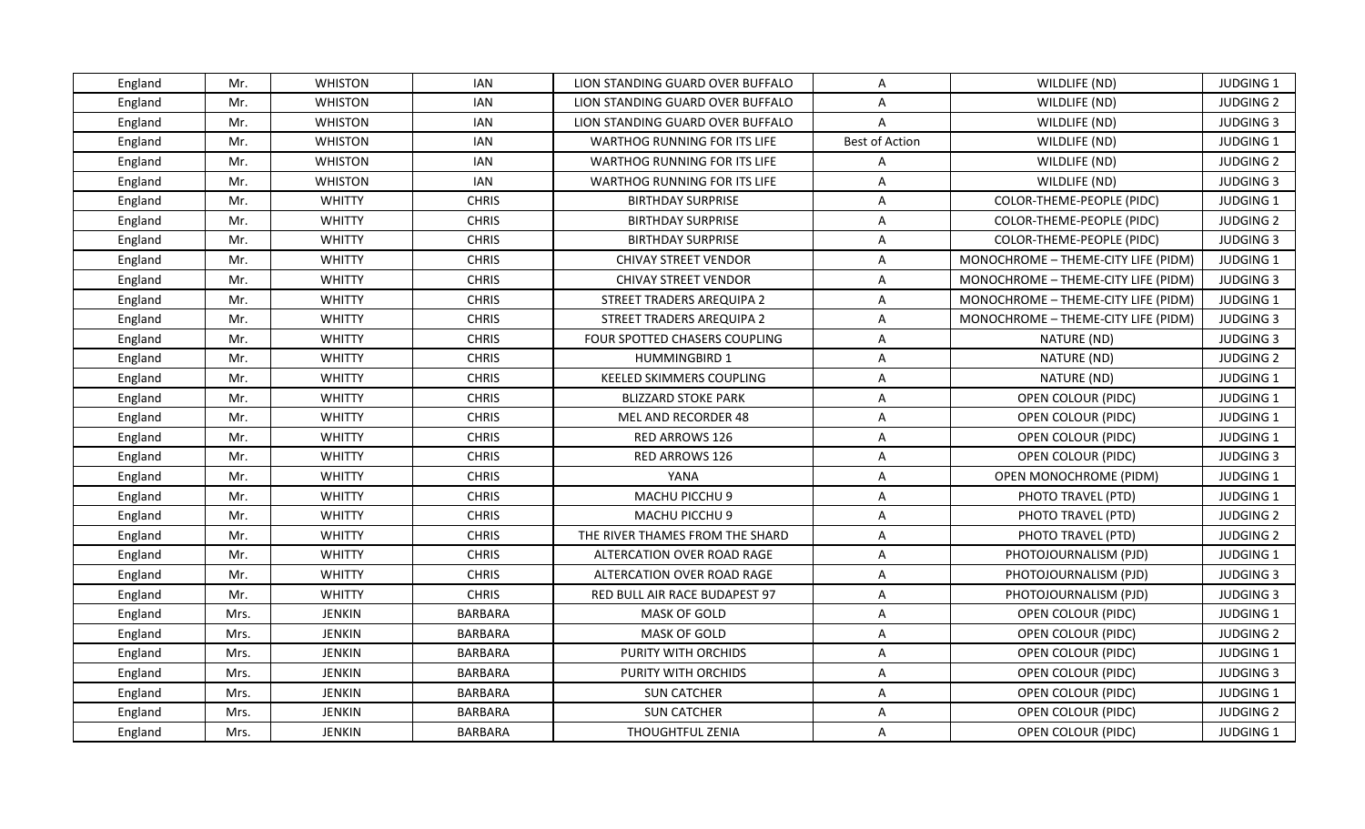| England | Mr. | WHISTON | IAN | LION STANDING GUARD OVER BUFFALO | A | WILDLIFE (ND) | JUDGING 1 |
|---|---|---|---|---|---|---|---|
| England | Mr. | WHISTON | IAN | LION STANDING GUARD OVER BUFFALO | A | WILDLIFE (ND) | JUDGING 2 |
| England | Mr. | WHISTON | IAN | LION STANDING GUARD OVER BUFFALO | A | WILDLIFE (ND) | JUDGING 3 |
| England | Mr. | WHISTON | IAN | WARTHOG RUNNING FOR ITS LIFE | Best of Action | WILDLIFE (ND) | JUDGING 1 |
| England | Mr. | WHISTON | IAN | WARTHOG RUNNING FOR ITS LIFE | A | WILDLIFE (ND) | JUDGING 2 |
| England | Mr. | WHISTON | IAN | WARTHOG RUNNING FOR ITS LIFE | A | WILDLIFE (ND) | JUDGING 3 |
| England | Mr. | WHITTY | CHRIS | BIRTHDAY SURPRISE | A | COLOR-THEME-PEOPLE (PIDC) | JUDGING 1 |
| England | Mr. | WHITTY | CHRIS | BIRTHDAY SURPRISE | A | COLOR-THEME-PEOPLE (PIDC) | JUDGING 2 |
| England | Mr. | WHITTY | CHRIS | BIRTHDAY SURPRISE | A | COLOR-THEME-PEOPLE (PIDC) | JUDGING 3 |
| England | Mr. | WHITTY | CHRIS | CHIVAY STREET VENDOR | A | MONOCHROME – THEME-CITY LIFE (PIDM) | JUDGING 1 |
| England | Mr. | WHITTY | CHRIS | CHIVAY STREET VENDOR | A | MONOCHROME – THEME-CITY LIFE (PIDM) | JUDGING 3 |
| England | Mr. | WHITTY | CHRIS | STREET TRADERS AREQUIPA 2 | A | MONOCHROME – THEME-CITY LIFE (PIDM) | JUDGING 1 |
| England | Mr. | WHITTY | CHRIS | STREET TRADERS AREQUIPA 2 | A | MONOCHROME – THEME-CITY LIFE (PIDM) | JUDGING 3 |
| England | Mr. | WHITTY | CHRIS | FOUR SPOTTED CHASERS COUPLING | A | NATURE (ND) | JUDGING 3 |
| England | Mr. | WHITTY | CHRIS | HUMMINGBIRD 1 | A | NATURE (ND) | JUDGING 2 |
| England | Mr. | WHITTY | CHRIS | KEELED SKIMMERS COUPLING | A | NATURE (ND) | JUDGING 1 |
| England | Mr. | WHITTY | CHRIS | BLIZZARD STOKE PARK | A | OPEN COLOUR (PIDC) | JUDGING 1 |
| England | Mr. | WHITTY | CHRIS | MEL AND RECORDER 48 | A | OPEN COLOUR (PIDC) | JUDGING 1 |
| England | Mr. | WHITTY | CHRIS | RED ARROWS 126 | A | OPEN COLOUR (PIDC) | JUDGING 1 |
| England | Mr. | WHITTY | CHRIS | RED ARROWS 126 | A | OPEN COLOUR (PIDC) | JUDGING 3 |
| England | Mr. | WHITTY | CHRIS | YANA | A | OPEN MONOCHROME (PIDM) | JUDGING 1 |
| England | Mr. | WHITTY | CHRIS | MACHU PICCHU 9 | A | PHOTO TRAVEL (PTD) | JUDGING 1 |
| England | Mr. | WHITTY | CHRIS | MACHU PICCHU 9 | A | PHOTO TRAVEL (PTD) | JUDGING 2 |
| England | Mr. | WHITTY | CHRIS | THE RIVER THAMES FROM THE SHARD | A | PHOTO TRAVEL (PTD) | JUDGING 2 |
| England | Mr. | WHITTY | CHRIS | ALTERCATION OVER ROAD RAGE | A | PHOTOJOURNALISM (PJD) | JUDGING 1 |
| England | Mr. | WHITTY | CHRIS | ALTERCATION OVER ROAD RAGE | A | PHOTOJOURNALISM (PJD) | JUDGING 3 |
| England | Mr. | WHITTY | CHRIS | RED BULL AIR RACE BUDAPEST 97 | A | PHOTOJOURNALISM (PJD) | JUDGING 3 |
| England | Mrs. | JENKIN | BARBARA | MASK OF GOLD | A | OPEN COLOUR (PIDC) | JUDGING 1 |
| England | Mrs. | JENKIN | BARBARA | MASK OF GOLD | A | OPEN COLOUR (PIDC) | JUDGING 2 |
| England | Mrs. | JENKIN | BARBARA | PURITY WITH ORCHIDS | A | OPEN COLOUR (PIDC) | JUDGING 1 |
| England | Mrs. | JENKIN | BARBARA | PURITY WITH ORCHIDS | A | OPEN COLOUR (PIDC) | JUDGING 3 |
| England | Mrs. | JENKIN | BARBARA | SUN CATCHER | A | OPEN COLOUR (PIDC) | JUDGING 1 |
| England | Mrs. | JENKIN | BARBARA | SUN CATCHER | A | OPEN COLOUR (PIDC) | JUDGING 2 |
| England | Mrs. | JENKIN | BARBARA | THOUGHTFUL ZENIA | A | OPEN COLOUR (PIDC) | JUDGING 1 |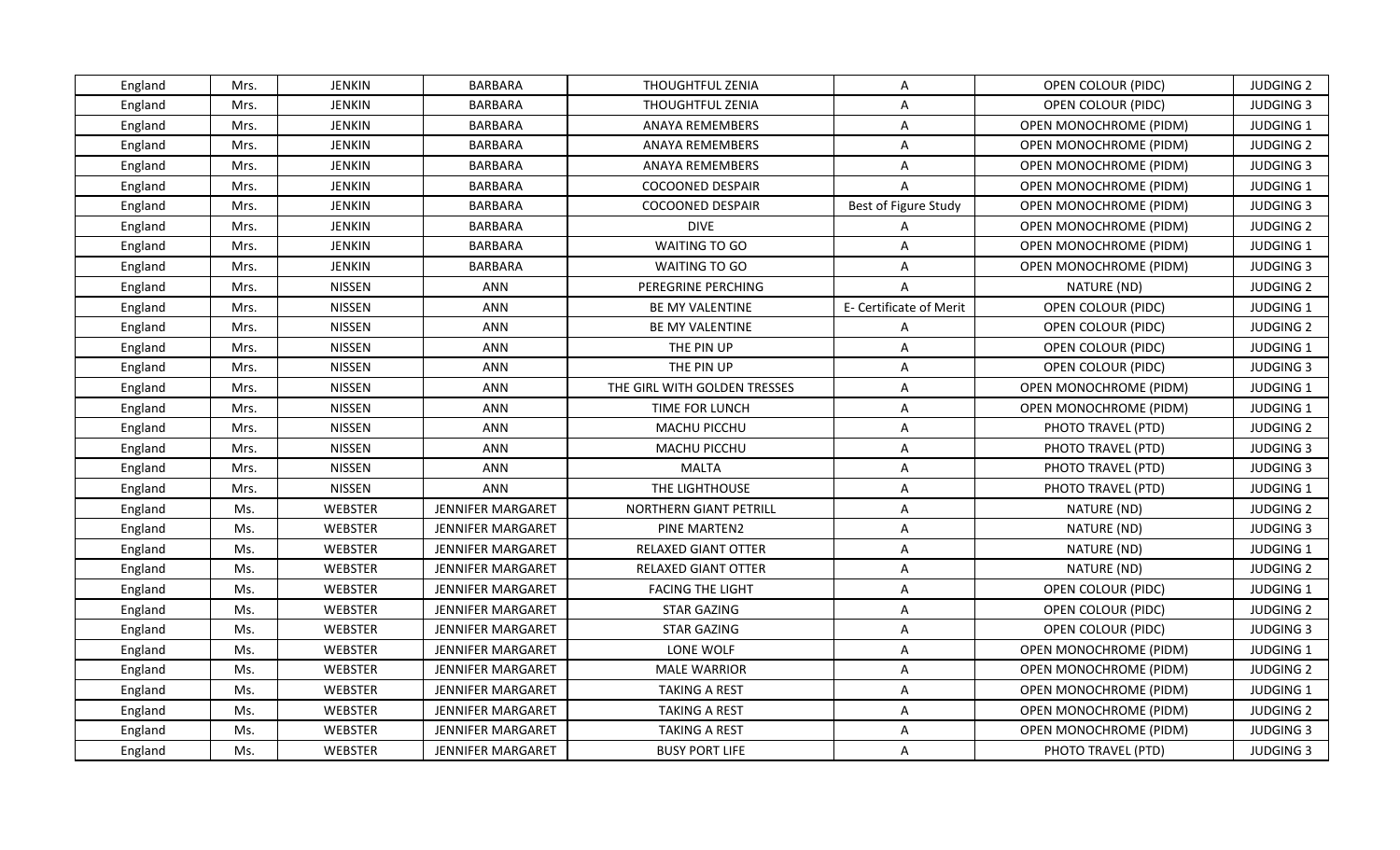| England | Mrs. | JENKIN | BARBARA | THOUGHTFUL ZENIA | A | OPEN COLOUR (PIDC) | JUDGING 2 |
|---|---|---|---|---|---|---|---|
| England | Mrs. | JENKIN | BARBARA | THOUGHTFUL ZENIA | A | OPEN COLOUR (PIDC) | JUDGING 3 |
| England | Mrs. | JENKIN | BARBARA | ANAYA REMEMBERS | A | OPEN MONOCHROME (PIDM) | JUDGING 1 |
| England | Mrs. | JENKIN | BARBARA | ANAYA REMEMBERS | A | OPEN MONOCHROME (PIDM) | JUDGING 2 |
| England | Mrs. | JENKIN | BARBARA | ANAYA REMEMBERS | A | OPEN MONOCHROME (PIDM) | JUDGING 3 |
| England | Mrs. | JENKIN | BARBARA | COCOONED DESPAIR | A | OPEN MONOCHROME (PIDM) | JUDGING 1 |
| England | Mrs. | JENKIN | BARBARA | COCOONED DESPAIR | Best of Figure Study | OPEN MONOCHROME (PIDM) | JUDGING 3 |
| England | Mrs. | JENKIN | BARBARA | DIVE | A | OPEN MONOCHROME (PIDM) | JUDGING 2 |
| England | Mrs. | JENKIN | BARBARA | WAITING TO GO | A | OPEN MONOCHROME (PIDM) | JUDGING 1 |
| England | Mrs. | JENKIN | BARBARA | WAITING TO GO | A | OPEN MONOCHROME (PIDM) | JUDGING 3 |
| England | Mrs. | NISSEN | ANN | PEREGRINE PERCHING | A | NATURE (ND) | JUDGING 2 |
| England | Mrs. | NISSEN | ANN | BE MY VALENTINE | E- Certificate of Merit | OPEN COLOUR (PIDC) | JUDGING 1 |
| England | Mrs. | NISSEN | ANN | BE MY VALENTINE | A | OPEN COLOUR (PIDC) | JUDGING 2 |
| England | Mrs. | NISSEN | ANN | THE PIN UP | A | OPEN COLOUR (PIDC) | JUDGING 1 |
| England | Mrs. | NISSEN | ANN | THE PIN UP | A | OPEN COLOUR (PIDC) | JUDGING 3 |
| England | Mrs. | NISSEN | ANN | THE GIRL WITH GOLDEN TRESSES | A | OPEN MONOCHROME (PIDM) | JUDGING 1 |
| England | Mrs. | NISSEN | ANN | TIME FOR LUNCH | A | OPEN MONOCHROME (PIDM) | JUDGING 1 |
| England | Mrs. | NISSEN | ANN | MACHU PICCHU | A | PHOTO TRAVEL (PTD) | JUDGING 2 |
| England | Mrs. | NISSEN | ANN | MACHU PICCHU | A | PHOTO TRAVEL (PTD) | JUDGING 3 |
| England | Mrs. | NISSEN | ANN | MALTA | A | PHOTO TRAVEL (PTD) | JUDGING 3 |
| England | Mrs. | NISSEN | ANN | THE LIGHTHOUSE | A | PHOTO TRAVEL (PTD) | JUDGING 1 |
| England | Ms. | WEBSTER | JENNIFER MARGARET | NORTHERN GIANT PETRILL | A | NATURE (ND) | JUDGING 2 |
| England | Ms. | WEBSTER | JENNIFER MARGARET | PINE MARTEN2 | A | NATURE (ND) | JUDGING 3 |
| England | Ms. | WEBSTER | JENNIFER MARGARET | RELAXED GIANT OTTER | A | NATURE (ND) | JUDGING 1 |
| England | Ms. | WEBSTER | JENNIFER MARGARET | RELAXED GIANT OTTER | A | NATURE (ND) | JUDGING 2 |
| England | Ms. | WEBSTER | JENNIFER MARGARET | FACING THE LIGHT | A | OPEN COLOUR (PIDC) | JUDGING 1 |
| England | Ms. | WEBSTER | JENNIFER MARGARET | STAR GAZING | A | OPEN COLOUR (PIDC) | JUDGING 2 |
| England | Ms. | WEBSTER | JENNIFER MARGARET | STAR GAZING | A | OPEN COLOUR (PIDC) | JUDGING 3 |
| England | Ms. | WEBSTER | JENNIFER MARGARET | LONE WOLF | A | OPEN MONOCHROME (PIDM) | JUDGING 1 |
| England | Ms. | WEBSTER | JENNIFER MARGARET | MALE WARRIOR | A | OPEN MONOCHROME (PIDM) | JUDGING 2 |
| England | Ms. | WEBSTER | JENNIFER MARGARET | TAKING A REST | A | OPEN MONOCHROME (PIDM) | JUDGING 1 |
| England | Ms. | WEBSTER | JENNIFER MARGARET | TAKING A REST | A | OPEN MONOCHROME (PIDM) | JUDGING 2 |
| England | Ms. | WEBSTER | JENNIFER MARGARET | TAKING A REST | A | OPEN MONOCHROME (PIDM) | JUDGING 3 |
| England | Ms. | WEBSTER | JENNIFER MARGARET | BUSY PORT LIFE | A | PHOTO TRAVEL (PTD) | JUDGING 3 |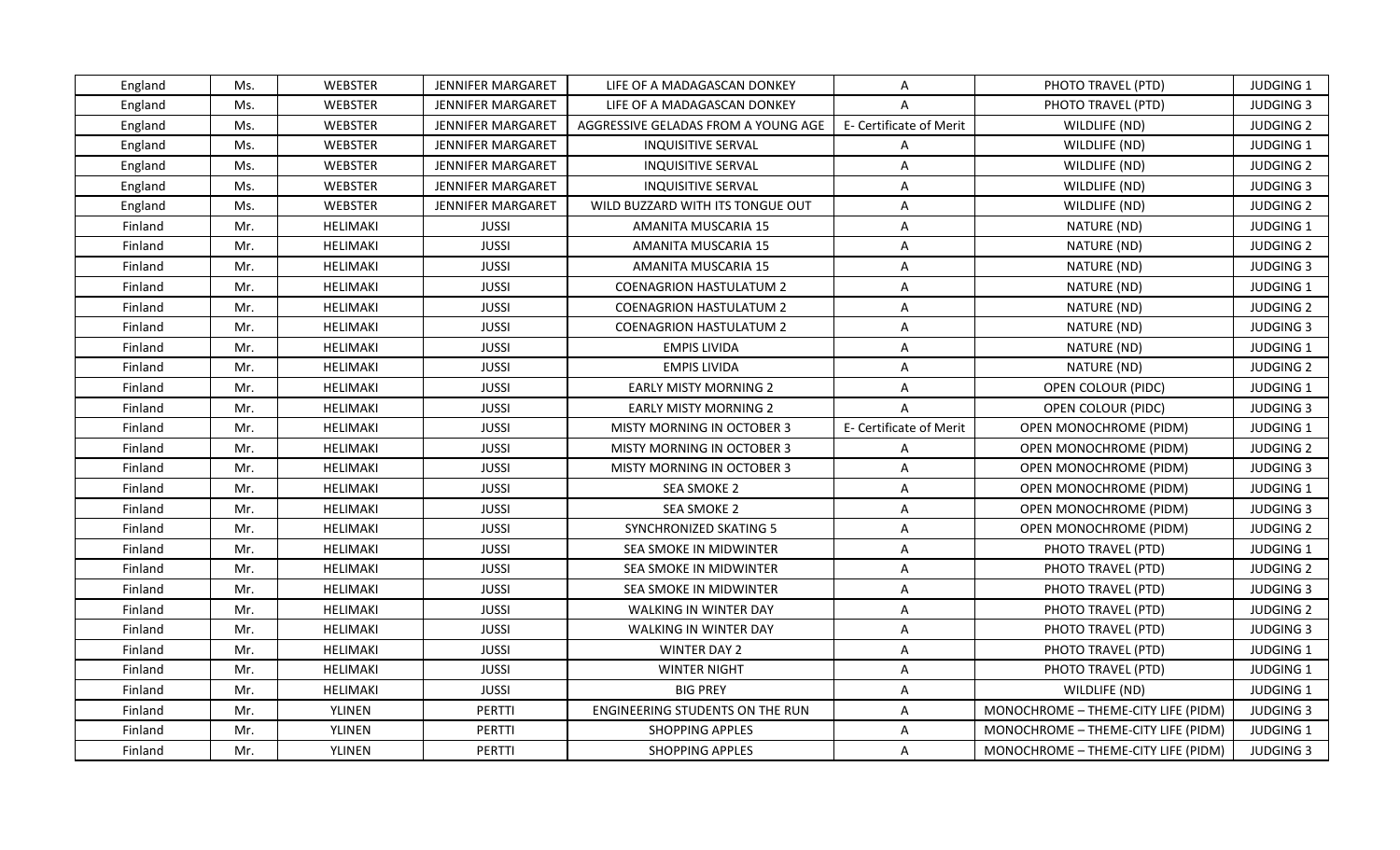| England | Ms. | WEBSTER | JENNIFER MARGARET | LIFE OF A MADAGASCAN DONKEY | A | PHOTO TRAVEL (PTD) | JUDGING 1 |
|---|---|---|---|---|---|---|---|
| England | Ms. | WEBSTER | JENNIFER MARGARET | LIFE OF A MADAGASCAN DONKEY | A | PHOTO TRAVEL (PTD) | JUDGING 3 |
| England | Ms. | WEBSTER | JENNIFER MARGARET | AGGRESSIVE GELADAS FROM A YOUNG AGE | E- Certificate of Merit | WILDLIFE (ND) | JUDGING 2 |
| England | Ms. | WEBSTER | JENNIFER MARGARET | INQUISITIVE SERVAL | A | WILDLIFE (ND) | JUDGING 1 |
| England | Ms. | WEBSTER | JENNIFER MARGARET | INQUISITIVE SERVAL | A | WILDLIFE (ND) | JUDGING 2 |
| England | Ms. | WEBSTER | JENNIFER MARGARET | INQUISITIVE SERVAL | A | WILDLIFE (ND) | JUDGING 3 |
| England | Ms. | WEBSTER | JENNIFER MARGARET | WILD BUZZARD WITH ITS TONGUE OUT | A | WILDLIFE (ND) | JUDGING 2 |
| Finland | Mr. | HELIMAKI | JUSSI | AMANITA MUSCARIA 15 | A | NATURE (ND) | JUDGING 1 |
| Finland | Mr. | HELIMAKI | JUSSI | AMANITA MUSCARIA 15 | A | NATURE (ND) | JUDGING 2 |
| Finland | Mr. | HELIMAKI | JUSSI | AMANITA MUSCARIA 15 | A | NATURE (ND) | JUDGING 3 |
| Finland | Mr. | HELIMAKI | JUSSI | COENAGRION HASTULATUM 2 | A | NATURE (ND) | JUDGING 1 |
| Finland | Mr. | HELIMAKI | JUSSI | COENAGRION HASTULATUM 2 | A | NATURE (ND) | JUDGING 2 |
| Finland | Mr. | HELIMAKI | JUSSI | COENAGRION HASTULATUM 2 | A | NATURE (ND) | JUDGING 3 |
| Finland | Mr. | HELIMAKI | JUSSI | EMPIS LIVIDA | A | NATURE (ND) | JUDGING 1 |
| Finland | Mr. | HELIMAKI | JUSSI | EMPIS LIVIDA | A | NATURE (ND) | JUDGING 2 |
| Finland | Mr. | HELIMAKI | JUSSI | EARLY MISTY MORNING 2 | A | OPEN COLOUR (PIDC) | JUDGING 1 |
| Finland | Mr. | HELIMAKI | JUSSI | EARLY MISTY MORNING 2 | A | OPEN COLOUR (PIDC) | JUDGING 3 |
| Finland | Mr. | HELIMAKI | JUSSI | MISTY MORNING IN OCTOBER 3 | E- Certificate of Merit | OPEN MONOCHROME (PIDM) | JUDGING 1 |
| Finland | Mr. | HELIMAKI | JUSSI | MISTY MORNING IN OCTOBER 3 | A | OPEN MONOCHROME (PIDM) | JUDGING 2 |
| Finland | Mr. | HELIMAKI | JUSSI | MISTY MORNING IN OCTOBER 3 | A | OPEN MONOCHROME (PIDM) | JUDGING 3 |
| Finland | Mr. | HELIMAKI | JUSSI | SEA SMOKE 2 | A | OPEN MONOCHROME (PIDM) | JUDGING 1 |
| Finland | Mr. | HELIMAKI | JUSSI | SEA SMOKE 2 | A | OPEN MONOCHROME (PIDM) | JUDGING 3 |
| Finland | Mr. | HELIMAKI | JUSSI | SYNCHRONIZED SKATING 5 | A | OPEN MONOCHROME (PIDM) | JUDGING 2 |
| Finland | Mr. | HELIMAKI | JUSSI | SEA SMOKE IN MIDWINTER | A | PHOTO TRAVEL (PTD) | JUDGING 1 |
| Finland | Mr. | HELIMAKI | JUSSI | SEA SMOKE IN MIDWINTER | A | PHOTO TRAVEL (PTD) | JUDGING 2 |
| Finland | Mr. | HELIMAKI | JUSSI | SEA SMOKE IN MIDWINTER | A | PHOTO TRAVEL (PTD) | JUDGING 3 |
| Finland | Mr. | HELIMAKI | JUSSI | WALKING IN WINTER DAY | A | PHOTO TRAVEL (PTD) | JUDGING 2 |
| Finland | Mr. | HELIMAKI | JUSSI | WALKING IN WINTER DAY | A | PHOTO TRAVEL (PTD) | JUDGING 3 |
| Finland | Mr. | HELIMAKI | JUSSI | WINTER DAY 2 | A | PHOTO TRAVEL (PTD) | JUDGING 1 |
| Finland | Mr. | HELIMAKI | JUSSI | WINTER NIGHT | A | PHOTO TRAVEL (PTD) | JUDGING 1 |
| Finland | Mr. | HELIMAKI | JUSSI | BIG PREY | A | WILDLIFE (ND) | JUDGING 1 |
| Finland | Mr. | YLINEN | PERTTI | ENGINEERING STUDENTS ON THE RUN | A | MONOCHROME – THEME-CITY LIFE (PIDM) | JUDGING 3 |
| Finland | Mr. | YLINEN | PERTTI | SHOPPING APPLES | A | MONOCHROME – THEME-CITY LIFE (PIDM) | JUDGING 1 |
| Finland | Mr. | YLINEN | PERTTI | SHOPPING APPLES | A | MONOCHROME – THEME-CITY LIFE (PIDM) | JUDGING 3 |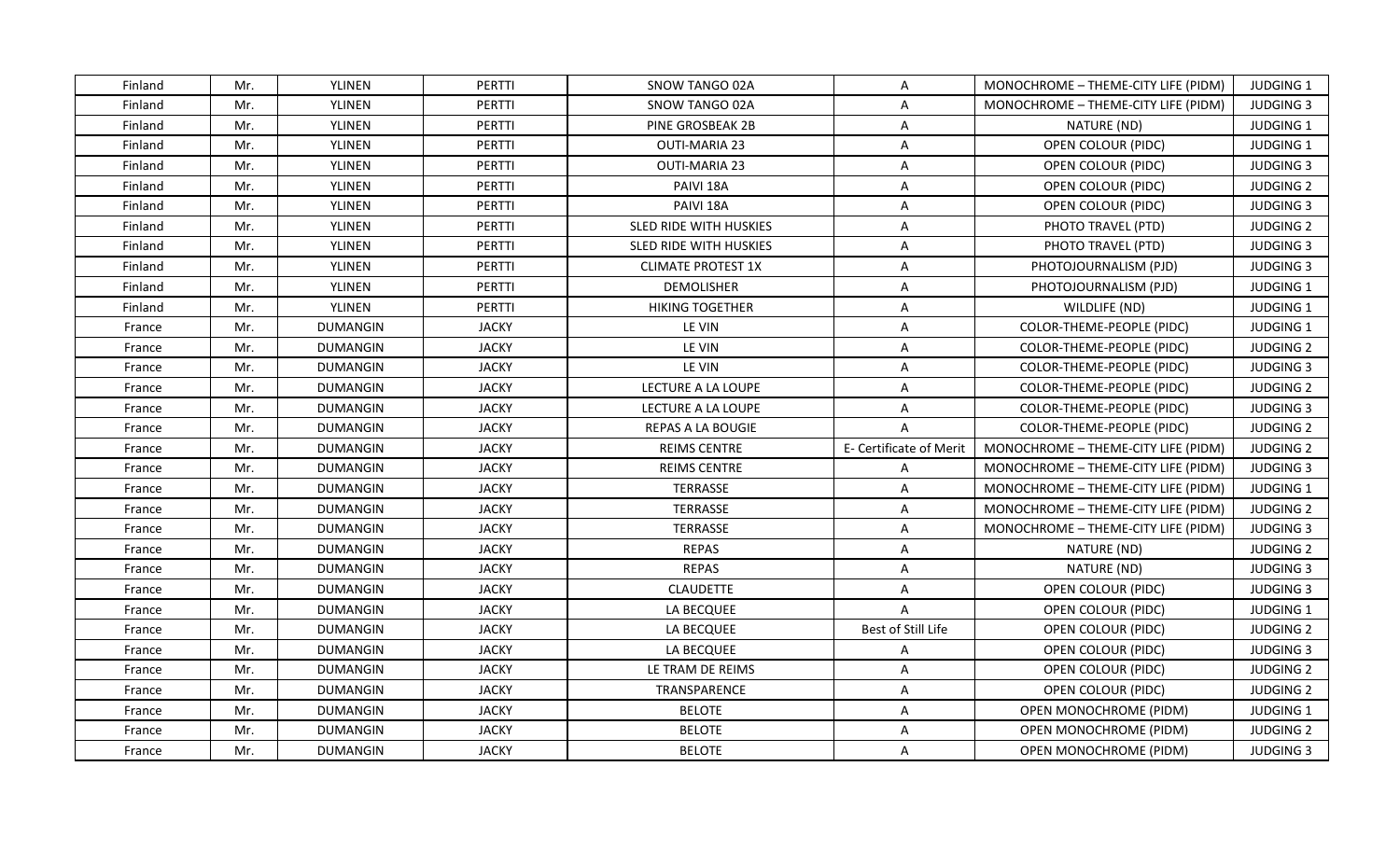| Finland | Mr. | YLINEN | PERTTI | SNOW TANGO 02A | A | MONOCHROME – THEME-CITY LIFE (PIDM) | JUDGING 1 |
|---|---|---|---|---|---|---|---|
| Finland | Mr. | YLINEN | PERTTI | SNOW TANGO 02A | A | MONOCHROME – THEME-CITY LIFE (PIDM) | JUDGING 3 |
| Finland | Mr. | YLINEN | PERTTI | PINE GROSBEAK 2B | A | NATURE (ND) | JUDGING 1 |
| Finland | Mr. | YLINEN | PERTTI | OUTI-MARIA 23 | A | OPEN COLOUR (PIDC) | JUDGING 1 |
| Finland | Mr. | YLINEN | PERTTI | OUTI-MARIA 23 | A | OPEN COLOUR (PIDC) | JUDGING 3 |
| Finland | Mr. | YLINEN | PERTTI | PAIVI 18A | A | OPEN COLOUR (PIDC) | JUDGING 2 |
| Finland | Mr. | YLINEN | PERTTI | PAIVI 18A | A | OPEN COLOUR (PIDC) | JUDGING 3 |
| Finland | Mr. | YLINEN | PERTTI | SLED RIDE WITH HUSKIES | A | PHOTO TRAVEL (PTD) | JUDGING 2 |
| Finland | Mr. | YLINEN | PERTTI | SLED RIDE WITH HUSKIES | A | PHOTO TRAVEL (PTD) | JUDGING 3 |
| Finland | Mr. | YLINEN | PERTTI | CLIMATE PROTEST 1X | A | PHOTOJOURNALISM (PJD) | JUDGING 3 |
| Finland | Mr. | YLINEN | PERTTI | DEMOLISHER | A | PHOTOJOURNALISM (PJD) | JUDGING 1 |
| Finland | Mr. | YLINEN | PERTTI | HIKING TOGETHER | A | WILDLIFE (ND) | JUDGING 1 |
| France | Mr. | DUMANGIN | JACKY | LE VIN | A | COLOR-THEME-PEOPLE (PIDC) | JUDGING 1 |
| France | Mr. | DUMANGIN | JACKY | LE VIN | A | COLOR-THEME-PEOPLE (PIDC) | JUDGING 2 |
| France | Mr. | DUMANGIN | JACKY | LE VIN | A | COLOR-THEME-PEOPLE (PIDC) | JUDGING 3 |
| France | Mr. | DUMANGIN | JACKY | LECTURE A LA LOUPE | A | COLOR-THEME-PEOPLE (PIDC) | JUDGING 2 |
| France | Mr. | DUMANGIN | JACKY | LECTURE A LA LOUPE | A | COLOR-THEME-PEOPLE (PIDC) | JUDGING 3 |
| France | Mr. | DUMANGIN | JACKY | REPAS A LA BOUGIE | A | COLOR-THEME-PEOPLE (PIDC) | JUDGING 2 |
| France | Mr. | DUMANGIN | JACKY | REIMS CENTRE | E- Certificate of Merit | MONOCHROME – THEME-CITY LIFE (PIDM) | JUDGING 2 |
| France | Mr. | DUMANGIN | JACKY | REIMS CENTRE | A | MONOCHROME – THEME-CITY LIFE (PIDM) | JUDGING 3 |
| France | Mr. | DUMANGIN | JACKY | TERRASSE | A | MONOCHROME – THEME-CITY LIFE (PIDM) | JUDGING 1 |
| France | Mr. | DUMANGIN | JACKY | TERRASSE | A | MONOCHROME – THEME-CITY LIFE (PIDM) | JUDGING 2 |
| France | Mr. | DUMANGIN | JACKY | TERRASSE | A | MONOCHROME – THEME-CITY LIFE (PIDM) | JUDGING 3 |
| France | Mr. | DUMANGIN | JACKY | REPAS | A | NATURE (ND) | JUDGING 2 |
| France | Mr. | DUMANGIN | JACKY | REPAS | A | NATURE (ND) | JUDGING 3 |
| France | Mr. | DUMANGIN | JACKY | CLAUDETTE | A | OPEN COLOUR (PIDC) | JUDGING 3 |
| France | Mr. | DUMANGIN | JACKY | LA BECQUEE | A | OPEN COLOUR (PIDC) | JUDGING 1 |
| France | Mr. | DUMANGIN | JACKY | LA BECQUEE | Best of Still Life | OPEN COLOUR (PIDC) | JUDGING 2 |
| France | Mr. | DUMANGIN | JACKY | LA BECQUEE | A | OPEN COLOUR (PIDC) | JUDGING 3 |
| France | Mr. | DUMANGIN | JACKY | LE TRAM DE REIMS | A | OPEN COLOUR (PIDC) | JUDGING 2 |
| France | Mr. | DUMANGIN | JACKY | TRANSPARENCE | A | OPEN COLOUR (PIDC) | JUDGING 2 |
| France | Mr. | DUMANGIN | JACKY | BELOTE | A | OPEN MONOCHROME (PIDM) | JUDGING 1 |
| France | Mr. | DUMANGIN | JACKY | BELOTE | A | OPEN MONOCHROME (PIDM) | JUDGING 2 |
| France | Mr. | DUMANGIN | JACKY | BELOTE | A | OPEN MONOCHROME (PIDM) | JUDGING 3 |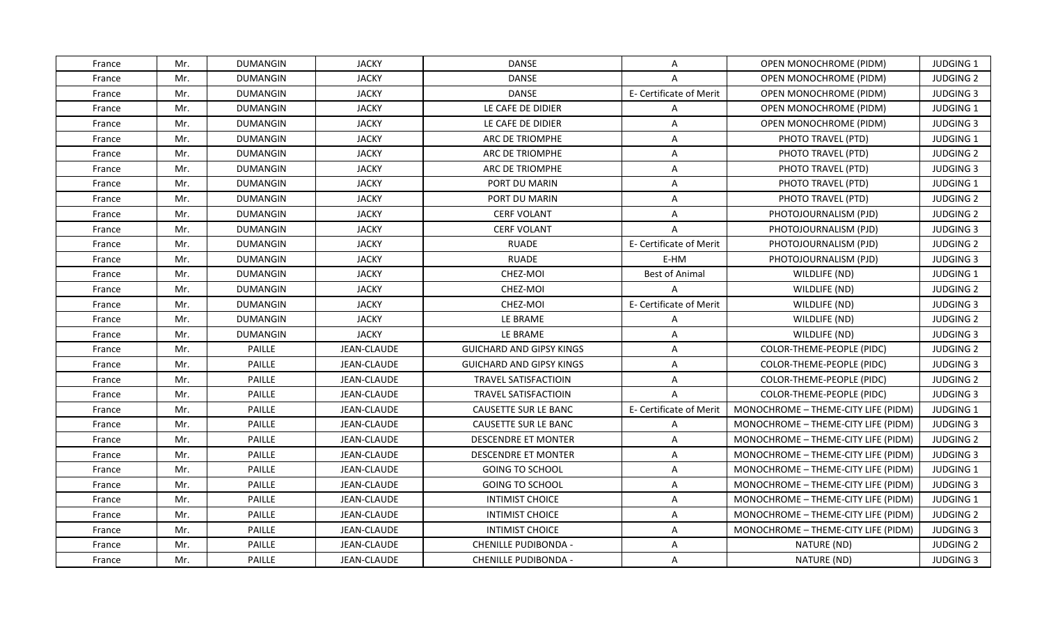| France | Mr. | DUMANGIN | JACKY | DANSE | A | OPEN MONOCHROME (PIDM) | JUDGING 1 |
|---|---|---|---|---|---|---|---|
| France | Mr. | DUMANGIN | JACKY | DANSE | A | OPEN MONOCHROME (PIDM) | JUDGING 2 |
| France | Mr. | DUMANGIN | JACKY | DANSE | E- Certificate of Merit | OPEN MONOCHROME (PIDM) | JUDGING 3 |
| France | Mr. | DUMANGIN | JACKY | LE CAFE DE DIDIER | A | OPEN MONOCHROME (PIDM) | JUDGING 1 |
| France | Mr. | DUMANGIN | JACKY | LE CAFE DE DIDIER | A | OPEN MONOCHROME (PIDM) | JUDGING 3 |
| France | Mr. | DUMANGIN | JACKY | ARC DE TRIOMPHE | A | PHOTO TRAVEL (PTD) | JUDGING 1 |
| France | Mr. | DUMANGIN | JACKY | ARC DE TRIOMPHE | A | PHOTO TRAVEL (PTD) | JUDGING 2 |
| France | Mr. | DUMANGIN | JACKY | ARC DE TRIOMPHE | A | PHOTO TRAVEL (PTD) | JUDGING 3 |
| France | Mr. | DUMANGIN | JACKY | PORT DU MARIN | A | PHOTO TRAVEL (PTD) | JUDGING 1 |
| France | Mr. | DUMANGIN | JACKY | PORT DU MARIN | A | PHOTO TRAVEL (PTD) | JUDGING 2 |
| France | Mr. | DUMANGIN | JACKY | CERF VOLANT | A | PHOTOJOURNALISM (PJD) | JUDGING 2 |
| France | Mr. | DUMANGIN | JACKY | CERF VOLANT | A | PHOTOJOURNALISM (PJD) | JUDGING 3 |
| France | Mr. | DUMANGIN | JACKY | RUADE | E- Certificate of Merit | PHOTOJOURNALISM (PJD) | JUDGING 2 |
| France | Mr. | DUMANGIN | JACKY | RUADE | E-HM | PHOTOJOURNALISM (PJD) | JUDGING 3 |
| France | Mr. | DUMANGIN | JACKY | CHEZ-MOI | Best of Animal | WILDLIFE (ND) | JUDGING 1 |
| France | Mr. | DUMANGIN | JACKY | CHEZ-MOI | A | WILDLIFE (ND) | JUDGING 2 |
| France | Mr. | DUMANGIN | JACKY | CHEZ-MOI | E- Certificate of Merit | WILDLIFE (ND) | JUDGING 3 |
| France | Mr. | DUMANGIN | JACKY | LE BRAME | A | WILDLIFE (ND) | JUDGING 2 |
| France | Mr. | DUMANGIN | JACKY | LE BRAME | A | WILDLIFE (ND) | JUDGING 3 |
| France | Mr. | PAILLE | JEAN-CLAUDE | GUICHARD AND GIPSY KINGS | A | COLOR-THEME-PEOPLE (PIDC) | JUDGING 2 |
| France | Mr. | PAILLE | JEAN-CLAUDE | GUICHARD AND GIPSY KINGS | A | COLOR-THEME-PEOPLE (PIDC) | JUDGING 3 |
| France | Mr. | PAILLE | JEAN-CLAUDE | TRAVEL SATISFACTIOIN | A | COLOR-THEME-PEOPLE (PIDC) | JUDGING 2 |
| France | Mr. | PAILLE | JEAN-CLAUDE | TRAVEL SATISFACTIOIN | A | COLOR-THEME-PEOPLE (PIDC) | JUDGING 3 |
| France | Mr. | PAILLE | JEAN-CLAUDE | CAUSETTE SUR LE BANC | E- Certificate of Merit | MONOCHROME – THEME-CITY LIFE (PIDM) | JUDGING 1 |
| France | Mr. | PAILLE | JEAN-CLAUDE | CAUSETTE SUR LE BANC | A | MONOCHROME – THEME-CITY LIFE (PIDM) | JUDGING 3 |
| France | Mr. | PAILLE | JEAN-CLAUDE | DESCENDRE ET MONTER | A | MONOCHROME – THEME-CITY LIFE (PIDM) | JUDGING 2 |
| France | Mr. | PAILLE | JEAN-CLAUDE | DESCENDRE ET MONTER | A | MONOCHROME – THEME-CITY LIFE (PIDM) | JUDGING 3 |
| France | Mr. | PAILLE | JEAN-CLAUDE | GOING TO SCHOOL | A | MONOCHROME – THEME-CITY LIFE (PIDM) | JUDGING 1 |
| France | Mr. | PAILLE | JEAN-CLAUDE | GOING TO SCHOOL | A | MONOCHROME – THEME-CITY LIFE (PIDM) | JUDGING 3 |
| France | Mr. | PAILLE | JEAN-CLAUDE | INTIMIST CHOICE | A | MONOCHROME – THEME-CITY LIFE (PIDM) | JUDGING 1 |
| France | Mr. | PAILLE | JEAN-CLAUDE | INTIMIST CHOICE | A | MONOCHROME – THEME-CITY LIFE (PIDM) | JUDGING 2 |
| France | Mr. | PAILLE | JEAN-CLAUDE | INTIMIST CHOICE | A | MONOCHROME – THEME-CITY LIFE (PIDM) | JUDGING 3 |
| France | Mr. | PAILLE | JEAN-CLAUDE | CHENILLE PUDIBONDA - | A | NATURE (ND) | JUDGING 2 |
| France | Mr. | PAILLE | JEAN-CLAUDE | CHENILLE PUDIBONDA - | A | NATURE (ND) | JUDGING 3 |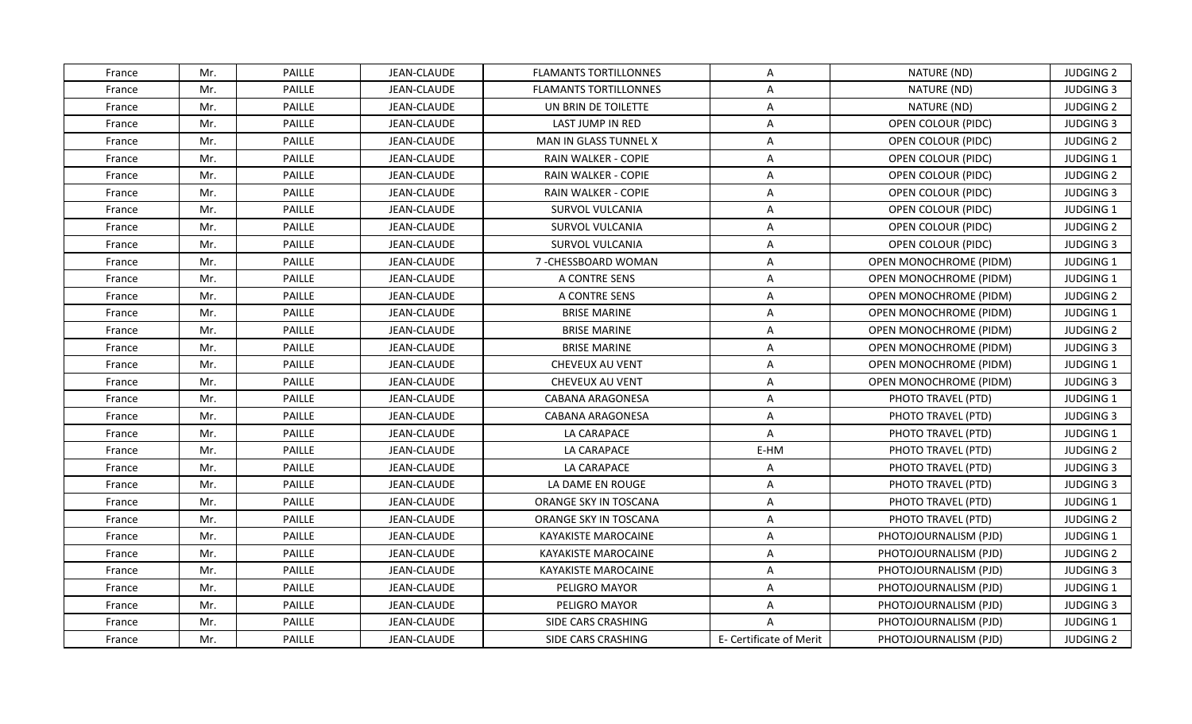| France | Mr. | PAILLE | JEAN-CLAUDE | FLAMANTS TORTILLONNES | A | NATURE (ND) | JUDGING 2 |
|---|---|---|---|---|---|---|---|
| France | Mr. | PAILLE | JEAN-CLAUDE | FLAMANTS TORTILLONNES | A | NATURE (ND) | JUDGING 3 |
| France | Mr. | PAILLE | JEAN-CLAUDE | UN BRIN DE TOILETTE | A | NATURE (ND) | JUDGING 2 |
| France | Mr. | PAILLE | JEAN-CLAUDE | LAST JUMP IN RED | A | OPEN COLOUR (PIDC) | JUDGING 3 |
| France | Mr. | PAILLE | JEAN-CLAUDE | MAN IN GLASS TUNNEL X | A | OPEN COLOUR (PIDC) | JUDGING 2 |
| France | Mr. | PAILLE | JEAN-CLAUDE | RAIN WALKER - COPIE | A | OPEN COLOUR (PIDC) | JUDGING 1 |
| France | Mr. | PAILLE | JEAN-CLAUDE | RAIN WALKER - COPIE | A | OPEN COLOUR (PIDC) | JUDGING 2 |
| France | Mr. | PAILLE | JEAN-CLAUDE | RAIN WALKER - COPIE | A | OPEN COLOUR (PIDC) | JUDGING 3 |
| France | Mr. | PAILLE | JEAN-CLAUDE | SURVOL VULCANIA | A | OPEN COLOUR (PIDC) | JUDGING 1 |
| France | Mr. | PAILLE | JEAN-CLAUDE | SURVOL VULCANIA | A | OPEN COLOUR (PIDC) | JUDGING 2 |
| France | Mr. | PAILLE | JEAN-CLAUDE | SURVOL VULCANIA | A | OPEN COLOUR (PIDC) | JUDGING 3 |
| France | Mr. | PAILLE | JEAN-CLAUDE | 7 -CHESSBOARD WOMAN | A | OPEN MONOCHROME (PIDM) | JUDGING 1 |
| France | Mr. | PAILLE | JEAN-CLAUDE | A CONTRE SENS | A | OPEN MONOCHROME (PIDM) | JUDGING 1 |
| France | Mr. | PAILLE | JEAN-CLAUDE | A CONTRE SENS | A | OPEN MONOCHROME (PIDM) | JUDGING 2 |
| France | Mr. | PAILLE | JEAN-CLAUDE | BRISE MARINE | A | OPEN MONOCHROME (PIDM) | JUDGING 1 |
| France | Mr. | PAILLE | JEAN-CLAUDE | BRISE MARINE | A | OPEN MONOCHROME (PIDM) | JUDGING 2 |
| France | Mr. | PAILLE | JEAN-CLAUDE | BRISE MARINE | A | OPEN MONOCHROME (PIDM) | JUDGING 3 |
| France | Mr. | PAILLE | JEAN-CLAUDE | CHEVEUX AU VENT | A | OPEN MONOCHROME (PIDM) | JUDGING 1 |
| France | Mr. | PAILLE | JEAN-CLAUDE | CHEVEUX AU VENT | A | OPEN MONOCHROME (PIDM) | JUDGING 3 |
| France | Mr. | PAILLE | JEAN-CLAUDE | CABANA ARAGONESA | A | PHOTO TRAVEL (PTD) | JUDGING 1 |
| France | Mr. | PAILLE | JEAN-CLAUDE | CABANA ARAGONESA | A | PHOTO TRAVEL (PTD) | JUDGING 3 |
| France | Mr. | PAILLE | JEAN-CLAUDE | LA CARAPACE | A | PHOTO TRAVEL (PTD) | JUDGING 1 |
| France | Mr. | PAILLE | JEAN-CLAUDE | LA CARAPACE | E-HM | PHOTO TRAVEL (PTD) | JUDGING 2 |
| France | Mr. | PAILLE | JEAN-CLAUDE | LA CARAPACE | A | PHOTO TRAVEL (PTD) | JUDGING 3 |
| France | Mr. | PAILLE | JEAN-CLAUDE | LA DAME EN ROUGE | A | PHOTO TRAVEL (PTD) | JUDGING 3 |
| France | Mr. | PAILLE | JEAN-CLAUDE | ORANGE SKY IN TOSCANA | A | PHOTO TRAVEL (PTD) | JUDGING 1 |
| France | Mr. | PAILLE | JEAN-CLAUDE | ORANGE SKY IN TOSCANA | A | PHOTO TRAVEL (PTD) | JUDGING 2 |
| France | Mr. | PAILLE | JEAN-CLAUDE | KAYAKISTE MAROCAINE | A | PHOTOJOURNALISM (PJD) | JUDGING 1 |
| France | Mr. | PAILLE | JEAN-CLAUDE | KAYAKISTE MAROCAINE | A | PHOTOJOURNALISM (PJD) | JUDGING 2 |
| France | Mr. | PAILLE | JEAN-CLAUDE | KAYAKISTE MAROCAINE | A | PHOTOJOURNALISM (PJD) | JUDGING 3 |
| France | Mr. | PAILLE | JEAN-CLAUDE | PELIGRO MAYOR | A | PHOTOJOURNALISM (PJD) | JUDGING 1 |
| France | Mr. | PAILLE | JEAN-CLAUDE | PELIGRO MAYOR | A | PHOTOJOURNALISM (PJD) | JUDGING 3 |
| France | Mr. | PAILLE | JEAN-CLAUDE | SIDE CARS CRASHING | A | PHOTOJOURNALISM (PJD) | JUDGING 1 |
| France | Mr. | PAILLE | JEAN-CLAUDE | SIDE CARS CRASHING | E- Certificate of Merit | PHOTOJOURNALISM (PJD) | JUDGING 2 |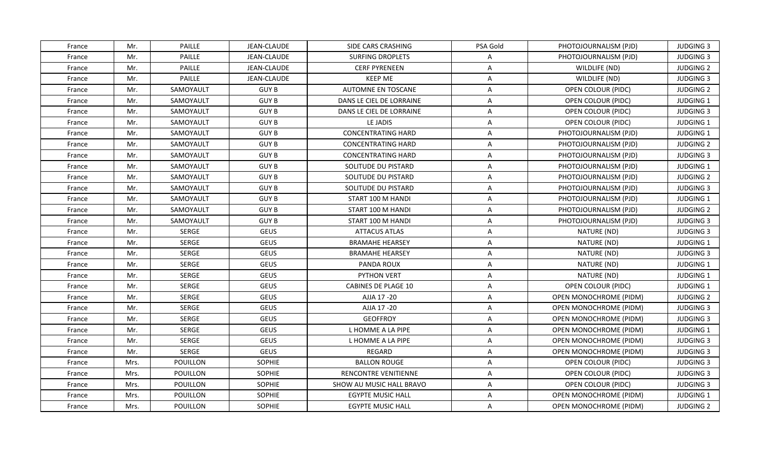| France | Mr. | PAILLE | JEAN-CLAUDE | SIDE CARS CRASHING | PSA Gold | PHOTOJOURNALISM (PJD) | JUDGING 3 |
|---|---|---|---|---|---|---|---|
| France | Mr. | PAILLE | JEAN-CLAUDE | SURFING DROPLETS | A | PHOTOJOURNALISM (PJD) | JUDGING 3 |
| France | Mr. | PAILLE | JEAN-CLAUDE | CERF PYRENEEN | A | WILDLIFE (ND) | JUDGING 2 |
| France | Mr. | PAILLE | JEAN-CLAUDE | KEEP ME | A | WILDLIFE (ND) | JUDGING 3 |
| France | Mr. | SAMOYAULT | GUY B | AUTOMNE EN TOSCANE | A | OPEN COLOUR (PIDC) | JUDGING 2 |
| France | Mr. | SAMOYAULT | GUY B | DANS LE CIEL DE LORRAINE | A | OPEN COLOUR (PIDC) | JUDGING 1 |
| France | Mr. | SAMOYAULT | GUY B | DANS LE CIEL DE LORRAINE | A | OPEN COLOUR (PIDC) | JUDGING 3 |
| France | Mr. | SAMOYAULT | GUY B | LE JADIS | A | OPEN COLOUR (PIDC) | JUDGING 1 |
| France | Mr. | SAMOYAULT | GUY B | CONCENTRATING HARD | A | PHOTOJOURNALISM (PJD) | JUDGING 1 |
| France | Mr. | SAMOYAULT | GUY B | CONCENTRATING HARD | A | PHOTOJOURNALISM (PJD) | JUDGING 2 |
| France | Mr. | SAMOYAULT | GUY B | CONCENTRATING HARD | A | PHOTOJOURNALISM (PJD) | JUDGING 3 |
| France | Mr. | SAMOYAULT | GUY B | SOLITUDE DU PISTARD | A | PHOTOJOURNALISM (PJD) | JUDGING 1 |
| France | Mr. | SAMOYAULT | GUY B | SOLITUDE DU PISTARD | A | PHOTOJOURNALISM (PJD) | JUDGING 2 |
| France | Mr. | SAMOYAULT | GUY B | SOLITUDE DU PISTARD | A | PHOTOJOURNALISM (PJD) | JUDGING 3 |
| France | Mr. | SAMOYAULT | GUY B | START 100 M HANDI | A | PHOTOJOURNALISM (PJD) | JUDGING 1 |
| France | Mr. | SAMOYAULT | GUY B | START 100 M HANDI | A | PHOTOJOURNALISM (PJD) | JUDGING 2 |
| France | Mr. | SAMOYAULT | GUY B | START 100 M HANDI | A | PHOTOJOURNALISM (PJD) | JUDGING 3 |
| France | Mr. | SERGE | GEUS | ATTACUS ATLAS | A | NATURE (ND) | JUDGING 3 |
| France | Mr. | SERGE | GEUS | BRAMAHE HEARSEY | A | NATURE (ND) | JUDGING 1 |
| France | Mr. | SERGE | GEUS | BRAMAHE HEARSEY | A | NATURE (ND) | JUDGING 3 |
| France | Mr. | SERGE | GEUS | PANDA ROUX | A | NATURE (ND) | JUDGING 1 |
| France | Mr. | SERGE | GEUS | PYTHON VERT | A | NATURE (ND) | JUDGING 1 |
| France | Mr. | SERGE | GEUS | CABINES DE PLAGE 10 | A | OPEN COLOUR (PIDC) | JUDGING 1 |
| France | Mr. | SERGE | GEUS | AJJA 17 -20 | A | OPEN MONOCHROME (PIDM) | JUDGING 2 |
| France | Mr. | SERGE | GEUS | AJJA 17 -20 | A | OPEN MONOCHROME (PIDM) | JUDGING 3 |
| France | Mr. | SERGE | GEUS | GEOFFROY | A | OPEN MONOCHROME (PIDM) | JUDGING 3 |
| France | Mr. | SERGE | GEUS | L HOMME A LA PIPE | A | OPEN MONOCHROME (PIDM) | JUDGING 1 |
| France | Mr. | SERGE | GEUS | L HOMME A LA PIPE | A | OPEN MONOCHROME (PIDM) | JUDGING 3 |
| France | Mr. | SERGE | GEUS | REGARD | A | OPEN MONOCHROME (PIDM) | JUDGING 3 |
| France | Mrs. | POUILLON | SOPHIE | BALLON ROUGE | A | OPEN COLOUR (PIDC) | JUDGING 3 |
| France | Mrs. | POUILLON | SOPHIE | RENCONTRE VENITIENNE | A | OPEN COLOUR (PIDC) | JUDGING 3 |
| France | Mrs. | POUILLON | SOPHIE | SHOW AU MUSIC HALL BRAVO | A | OPEN COLOUR (PIDC) | JUDGING 3 |
| France | Mrs. | POUILLON | SOPHIE | EGYPTE MUSIC HALL | A | OPEN MONOCHROME (PIDM) | JUDGING 1 |
| France | Mrs. | POUILLON | SOPHIE | EGYPTE MUSIC HALL | A | OPEN MONOCHROME (PIDM) | JUDGING 2 |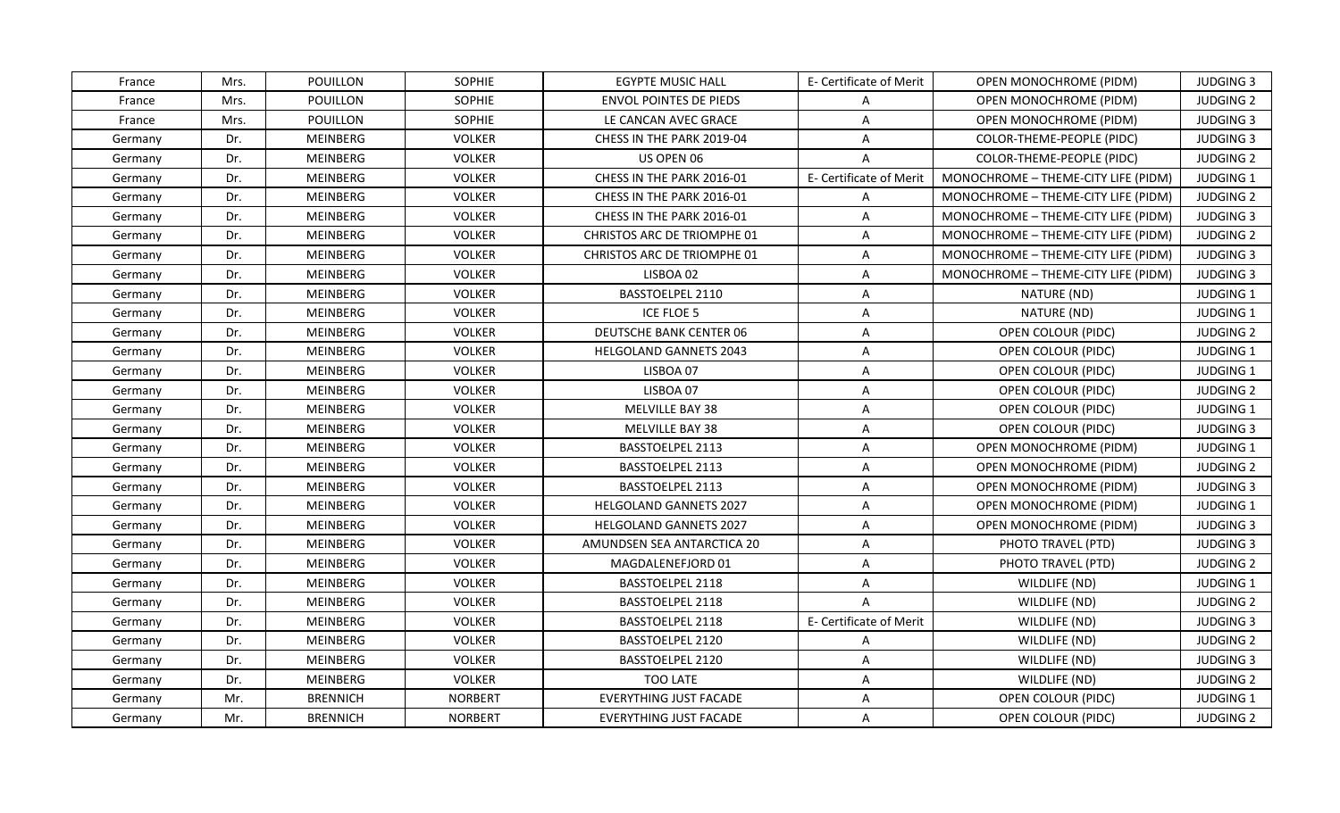| France | Mrs. | POUILLON | SOPHIE | EGYPTE MUSIC HALL | E- Certificate of Merit | OPEN MONOCHROME (PIDM) | JUDGING 3 |
|---|---|---|---|---|---|---|---|
| France | Mrs. | POUILLON | SOPHIE | ENVOL POINTES DE PIEDS | A | OPEN MONOCHROME (PIDM) | JUDGING 2 |
| France | Mrs. | POUILLON | SOPHIE | LE CANCAN AVEC GRACE | A | OPEN MONOCHROME (PIDM) | JUDGING 3 |
| Germany | Dr. | MEINBERG | VOLKER | CHESS IN THE PARK 2019-04 | A | COLOR-THEME-PEOPLE (PIDC) | JUDGING 3 |
| Germany | Dr. | MEINBERG | VOLKER | US OPEN 06 | A | COLOR-THEME-PEOPLE (PIDC) | JUDGING 2 |
| Germany | Dr. | MEINBERG | VOLKER | CHESS IN THE PARK 2016-01 | E- Certificate of Merit | MONOCHROME – THEME-CITY LIFE (PIDM) | JUDGING 1 |
| Germany | Dr. | MEINBERG | VOLKER | CHESS IN THE PARK 2016-01 | A | MONOCHROME – THEME-CITY LIFE (PIDM) | JUDGING 2 |
| Germany | Dr. | MEINBERG | VOLKER | CHESS IN THE PARK 2016-01 | A | MONOCHROME – THEME-CITY LIFE (PIDM) | JUDGING 3 |
| Germany | Dr. | MEINBERG | VOLKER | CHRISTOS ARC DE TRIOMPHE 01 | A | MONOCHROME – THEME-CITY LIFE (PIDM) | JUDGING 2 |
| Germany | Dr. | MEINBERG | VOLKER | CHRISTOS ARC DE TRIOMPHE 01 | A | MONOCHROME – THEME-CITY LIFE (PIDM) | JUDGING 3 |
| Germany | Dr. | MEINBERG | VOLKER | LISBOA 02 | A | MONOCHROME – THEME-CITY LIFE (PIDM) | JUDGING 3 |
| Germany | Dr. | MEINBERG | VOLKER | BASSTOELPEL 2110 | A | NATURE (ND) | JUDGING 1 |
| Germany | Dr. | MEINBERG | VOLKER | ICE FLOE 5 | A | NATURE (ND) | JUDGING 1 |
| Germany | Dr. | MEINBERG | VOLKER | DEUTSCHE BANK CENTER 06 | A | OPEN COLOUR (PIDC) | JUDGING 2 |
| Germany | Dr. | MEINBERG | VOLKER | HELGOLAND GANNETS 2043 | A | OPEN COLOUR (PIDC) | JUDGING 1 |
| Germany | Dr. | MEINBERG | VOLKER | LISBOA 07 | A | OPEN COLOUR (PIDC) | JUDGING 1 |
| Germany | Dr. | MEINBERG | VOLKER | LISBOA 07 | A | OPEN COLOUR (PIDC) | JUDGING 2 |
| Germany | Dr. | MEINBERG | VOLKER | MELVILLE BAY 38 | A | OPEN COLOUR (PIDC) | JUDGING 1 |
| Germany | Dr. | MEINBERG | VOLKER | MELVILLE BAY 38 | A | OPEN COLOUR (PIDC) | JUDGING 3 |
| Germany | Dr. | MEINBERG | VOLKER | BASSTOELPEL 2113 | A | OPEN MONOCHROME (PIDM) | JUDGING 1 |
| Germany | Dr. | MEINBERG | VOLKER | BASSTOELPEL 2113 | A | OPEN MONOCHROME (PIDM) | JUDGING 2 |
| Germany | Dr. | MEINBERG | VOLKER | BASSTOELPEL 2113 | A | OPEN MONOCHROME (PIDM) | JUDGING 3 |
| Germany | Dr. | MEINBERG | VOLKER | HELGOLAND GANNETS 2027 | A | OPEN MONOCHROME (PIDM) | JUDGING 1 |
| Germany | Dr. | MEINBERG | VOLKER | HELGOLAND GANNETS 2027 | A | OPEN MONOCHROME (PIDM) | JUDGING 3 |
| Germany | Dr. | MEINBERG | VOLKER | AMUNDSEN SEA ANTARCTICA 20 | A | PHOTO TRAVEL (PTD) | JUDGING 3 |
| Germany | Dr. | MEINBERG | VOLKER | MAGDALENEFJORD 01 | A | PHOTO TRAVEL (PTD) | JUDGING 2 |
| Germany | Dr. | MEINBERG | VOLKER | BASSTOELPEL 2118 | A | WILDLIFE (ND) | JUDGING 1 |
| Germany | Dr. | MEINBERG | VOLKER | BASSTOELPEL 2118 | A | WILDLIFE (ND) | JUDGING 2 |
| Germany | Dr. | MEINBERG | VOLKER | BASSTOELPEL 2118 | E- Certificate of Merit | WILDLIFE (ND) | JUDGING 3 |
| Germany | Dr. | MEINBERG | VOLKER | BASSTOELPEL 2120 | A | WILDLIFE (ND) | JUDGING 2 |
| Germany | Dr. | MEINBERG | VOLKER | BASSTOELPEL 2120 | A | WILDLIFE (ND) | JUDGING 3 |
| Germany | Dr. | MEINBERG | VOLKER | TOO LATE | A | WILDLIFE (ND) | JUDGING 2 |
| Germany | Mr. | BRENNICH | NORBERT | EVERYTHING JUST FACADE | A | OPEN COLOUR (PIDC) | JUDGING 1 |
| Germany | Mr. | BRENNICH | NORBERT | EVERYTHING JUST FACADE | A | OPEN COLOUR (PIDC) | JUDGING 2 |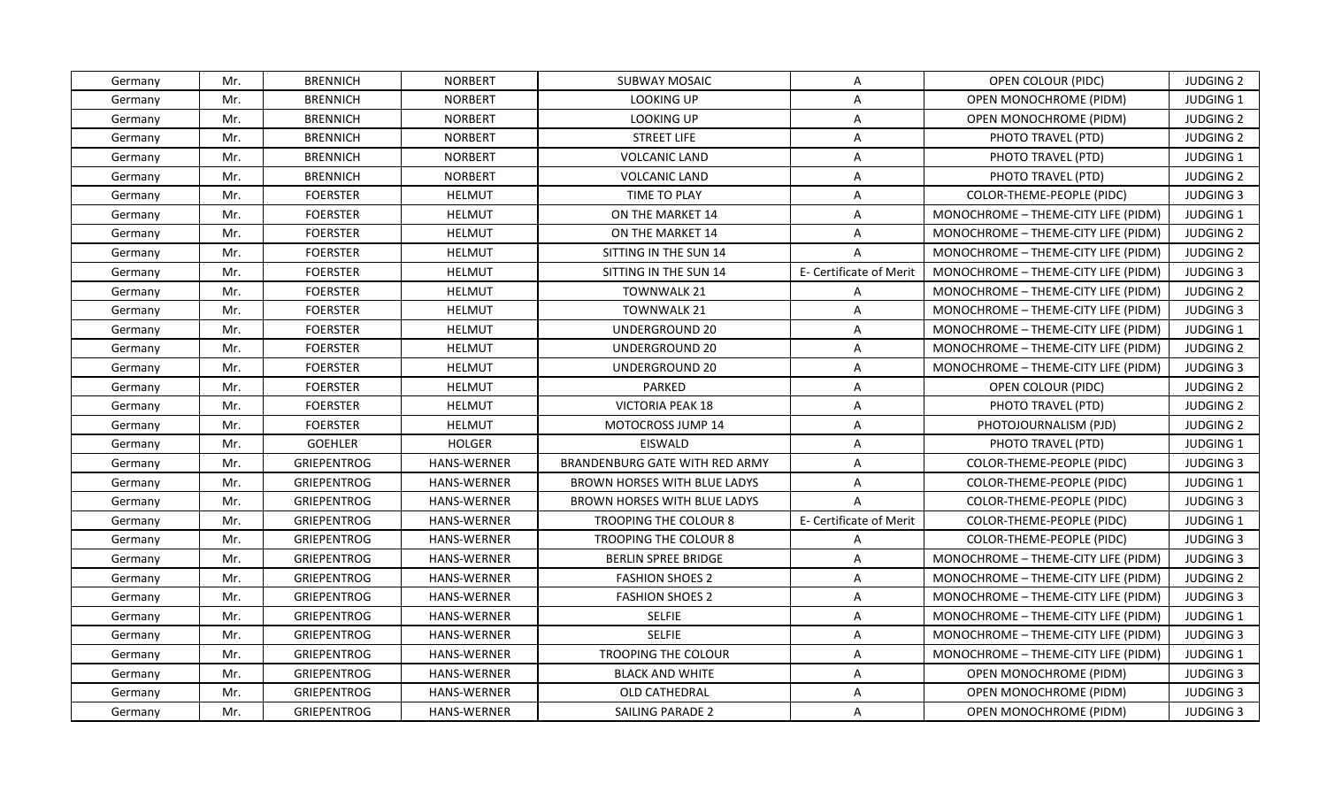| Germany | Mr. | BRENNICH | NORBERT | SUBWAY MOSAIC | A | OPEN COLOUR (PIDC) | JUDGING 2 |
|---|---|---|---|---|---|---|---|
| Germany | Mr. | BRENNICH | NORBERT | LOOKING UP | A | OPEN MONOCHROME (PIDM) | JUDGING 1 |
| Germany | Mr. | BRENNICH | NORBERT | LOOKING UP | A | OPEN MONOCHROME (PIDM) | JUDGING 2 |
| Germany | Mr. | BRENNICH | NORBERT | STREET LIFE | A | PHOTO TRAVEL (PTD) | JUDGING 2 |
| Germany | Mr. | BRENNICH | NORBERT | VOLCANIC LAND | A | PHOTO TRAVEL (PTD) | JUDGING 1 |
| Germany | Mr. | BRENNICH | NORBERT | VOLCANIC LAND | A | PHOTO TRAVEL (PTD) | JUDGING 2 |
| Germany | Mr. | FOERSTER | HELMUT | TIME TO PLAY | A | COLOR-THEME-PEOPLE (PIDC) | JUDGING 3 |
| Germany | Mr. | FOERSTER | HELMUT | ON THE MARKET 14 | A | MONOCHROME – THEME-CITY LIFE (PIDM) | JUDGING 1 |
| Germany | Mr. | FOERSTER | HELMUT | ON THE MARKET 14 | A | MONOCHROME – THEME-CITY LIFE (PIDM) | JUDGING 2 |
| Germany | Mr. | FOERSTER | HELMUT | SITTING IN THE SUN 14 | A | MONOCHROME – THEME-CITY LIFE (PIDM) | JUDGING 2 |
| Germany | Mr. | FOERSTER | HELMUT | SITTING IN THE SUN 14 | E- Certificate of Merit | MONOCHROME – THEME-CITY LIFE (PIDM) | JUDGING 3 |
| Germany | Mr. | FOERSTER | HELMUT | TOWNWALK 21 | A | MONOCHROME – THEME-CITY LIFE (PIDM) | JUDGING 2 |
| Germany | Mr. | FOERSTER | HELMUT | TOWNWALK 21 | A | MONOCHROME – THEME-CITY LIFE (PIDM) | JUDGING 3 |
| Germany | Mr. | FOERSTER | HELMUT | UNDERGROUND 20 | A | MONOCHROME – THEME-CITY LIFE (PIDM) | JUDGING 1 |
| Germany | Mr. | FOERSTER | HELMUT | UNDERGROUND 20 | A | MONOCHROME – THEME-CITY LIFE (PIDM) | JUDGING 2 |
| Germany | Mr. | FOERSTER | HELMUT | UNDERGROUND 20 | A | MONOCHROME – THEME-CITY LIFE (PIDM) | JUDGING 3 |
| Germany | Mr. | FOERSTER | HELMUT | PARKED | A | OPEN COLOUR (PIDC) | JUDGING 2 |
| Germany | Mr. | FOERSTER | HELMUT | VICTORIA PEAK 18 | A | PHOTO TRAVEL (PTD) | JUDGING 2 |
| Germany | Mr. | FOERSTER | HELMUT | MOTOCROSS JUMP 14 | A | PHOTOJOURNALISM (PJD) | JUDGING 2 |
| Germany | Mr. | GOEHLER | HOLGER | EISWALD | A | PHOTO TRAVEL (PTD) | JUDGING 1 |
| Germany | Mr. | GRIEPENTROG | HANS-WERNER | BRANDENBURG GATE WITH RED ARMY | A | COLOR-THEME-PEOPLE (PIDC) | JUDGING 3 |
| Germany | Mr. | GRIEPENTROG | HANS-WERNER | BROWN HORSES WITH BLUE LADYS | A | COLOR-THEME-PEOPLE (PIDC) | JUDGING 1 |
| Germany | Mr. | GRIEPENTROG | HANS-WERNER | BROWN HORSES WITH BLUE LADYS | A | COLOR-THEME-PEOPLE (PIDC) | JUDGING 3 |
| Germany | Mr. | GRIEPENTROG | HANS-WERNER | TROOPING THE COLOUR 8 | E- Certificate of Merit | COLOR-THEME-PEOPLE (PIDC) | JUDGING 1 |
| Germany | Mr. | GRIEPENTROG | HANS-WERNER | TROOPING THE COLOUR 8 | A | COLOR-THEME-PEOPLE (PIDC) | JUDGING 3 |
| Germany | Mr. | GRIEPENTROG | HANS-WERNER | BERLIN SPREE BRIDGE | A | MONOCHROME – THEME-CITY LIFE (PIDM) | JUDGING 3 |
| Germany | Mr. | GRIEPENTROG | HANS-WERNER | FASHION SHOES 2 | A | MONOCHROME – THEME-CITY LIFE (PIDM) | JUDGING 2 |
| Germany | Mr. | GRIEPENTROG | HANS-WERNER | FASHION SHOES 2 | A | MONOCHROME – THEME-CITY LIFE (PIDM) | JUDGING 3 |
| Germany | Mr. | GRIEPENTROG | HANS-WERNER | SELFIE | A | MONOCHROME – THEME-CITY LIFE (PIDM) | JUDGING 1 |
| Germany | Mr. | GRIEPENTROG | HANS-WERNER | SELFIE | A | MONOCHROME – THEME-CITY LIFE (PIDM) | JUDGING 3 |
| Germany | Mr. | GRIEPENTROG | HANS-WERNER | TROOPING THE COLOUR | A | MONOCHROME – THEME-CITY LIFE (PIDM) | JUDGING 1 |
| Germany | Mr. | GRIEPENTROG | HANS-WERNER | BLACK AND WHITE | A | OPEN MONOCHROME (PIDM) | JUDGING 3 |
| Germany | Mr. | GRIEPENTROG | HANS-WERNER | OLD CATHEDRAL | A | OPEN MONOCHROME (PIDM) | JUDGING 3 |
| Germany | Mr. | GRIEPENTROG | HANS-WERNER | SAILING PARADE 2 | A | OPEN MONOCHROME (PIDM) | JUDGING 3 |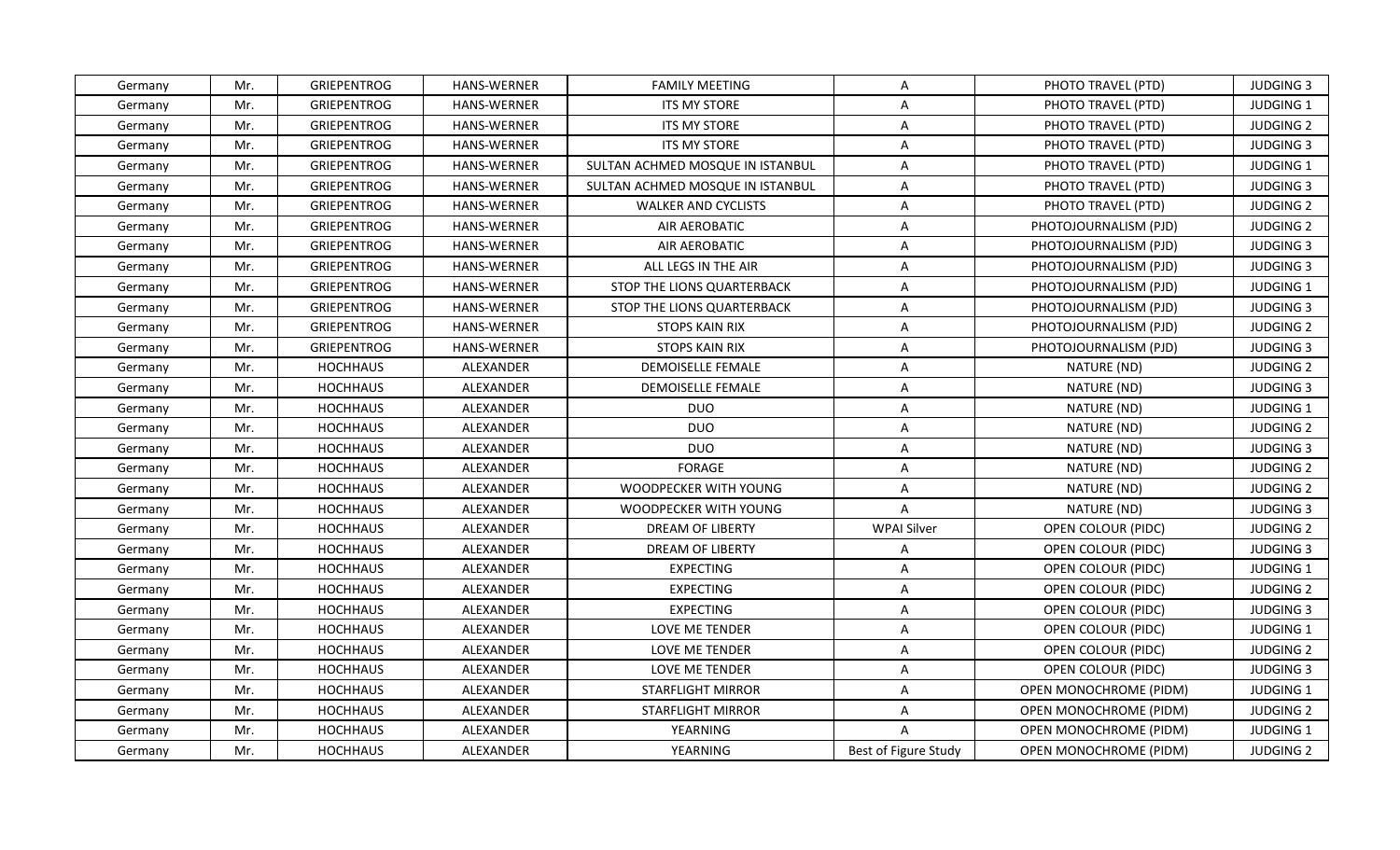| | | | | | | | |
|---|---|---|---|---|---|---|---|
| Germany | Mr. | GRIEPENTROG | HANS-WERNER | FAMILY MEETING | A | PHOTO TRAVEL (PTD) | JUDGING 3 |
| Germany | Mr. | GRIEPENTROG | HANS-WERNER | ITS MY STORE | A | PHOTO TRAVEL (PTD) | JUDGING 1 |
| Germany | Mr. | GRIEPENTROG | HANS-WERNER | ITS MY STORE | A | PHOTO TRAVEL (PTD) | JUDGING 2 |
| Germany | Mr. | GRIEPENTROG | HANS-WERNER | ITS MY STORE | A | PHOTO TRAVEL (PTD) | JUDGING 3 |
| Germany | Mr. | GRIEPENTROG | HANS-WERNER | SULTAN ACHMED MOSQUE IN ISTANBUL | A | PHOTO TRAVEL (PTD) | JUDGING 1 |
| Germany | Mr. | GRIEPENTROG | HANS-WERNER | SULTAN ACHMED MOSQUE IN ISTANBUL | A | PHOTO TRAVEL (PTD) | JUDGING 3 |
| Germany | Mr. | GRIEPENTROG | HANS-WERNER | WALKER AND CYCLISTS | A | PHOTO TRAVEL (PTD) | JUDGING 2 |
| Germany | Mr. | GRIEPENTROG | HANS-WERNER | AIR AEROBATIC | A | PHOTOJOURNALISM (PJD) | JUDGING 2 |
| Germany | Mr. | GRIEPENTROG | HANS-WERNER | AIR AEROBATIC | A | PHOTOJOURNALISM (PJD) | JUDGING 3 |
| Germany | Mr. | GRIEPENTROG | HANS-WERNER | ALL LEGS IN THE AIR | A | PHOTOJOURNALISM (PJD) | JUDGING 3 |
| Germany | Mr. | GRIEPENTROG | HANS-WERNER | STOP THE LIONS QUARTERBACK | A | PHOTOJOURNALISM (PJD) | JUDGING 1 |
| Germany | Mr. | GRIEPENTROG | HANS-WERNER | STOP THE LIONS QUARTERBACK | A | PHOTOJOURNALISM (PJD) | JUDGING 3 |
| Germany | Mr. | GRIEPENTROG | HANS-WERNER | STOPS KAIN RIX | A | PHOTOJOURNALISM (PJD) | JUDGING 2 |
| Germany | Mr. | GRIEPENTROG | HANS-WERNER | STOPS KAIN RIX | A | PHOTOJOURNALISM (PJD) | JUDGING 3 |
| Germany | Mr. | HOCHHAUS | ALEXANDER | DEMOISELLE FEMALE | A | NATURE (ND) | JUDGING 2 |
| Germany | Mr. | HOCHHAUS | ALEXANDER | DEMOISELLE FEMALE | A | NATURE (ND) | JUDGING 3 |
| Germany | Mr. | HOCHHAUS | ALEXANDER | DUO | A | NATURE (ND) | JUDGING 1 |
| Germany | Mr. | HOCHHAUS | ALEXANDER | DUO | A | NATURE (ND) | JUDGING 2 |
| Germany | Mr. | HOCHHAUS | ALEXANDER | DUO | A | NATURE (ND) | JUDGING 3 |
| Germany | Mr. | HOCHHAUS | ALEXANDER | FORAGE | A | NATURE (ND) | JUDGING 2 |
| Germany | Mr. | HOCHHAUS | ALEXANDER | WOODPECKER WITH YOUNG | A | NATURE (ND) | JUDGING 2 |
| Germany | Mr. | HOCHHAUS | ALEXANDER | WOODPECKER WITH YOUNG | A | NATURE (ND) | JUDGING 3 |
| Germany | Mr. | HOCHHAUS | ALEXANDER | DREAM OF LIBERTY | WPAI Silver | OPEN COLOUR (PIDC) | JUDGING 2 |
| Germany | Mr. | HOCHHAUS | ALEXANDER | DREAM OF LIBERTY | A | OPEN COLOUR (PIDC) | JUDGING 3 |
| Germany | Mr. | HOCHHAUS | ALEXANDER | EXPECTING | A | OPEN COLOUR (PIDC) | JUDGING 1 |
| Germany | Mr. | HOCHHAUS | ALEXANDER | EXPECTING | A | OPEN COLOUR (PIDC) | JUDGING 2 |
| Germany | Mr. | HOCHHAUS | ALEXANDER | EXPECTING | A | OPEN COLOUR (PIDC) | JUDGING 3 |
| Germany | Mr. | HOCHHAUS | ALEXANDER | LOVE ME TENDER | A | OPEN COLOUR (PIDC) | JUDGING 1 |
| Germany | Mr. | HOCHHAUS | ALEXANDER | LOVE ME TENDER | A | OPEN COLOUR (PIDC) | JUDGING 2 |
| Germany | Mr. | HOCHHAUS | ALEXANDER | LOVE ME TENDER | A | OPEN COLOUR (PIDC) | JUDGING 3 |
| Germany | Mr. | HOCHHAUS | ALEXANDER | STARFLIGHT MIRROR | A | OPEN MONOCHROME (PIDM) | JUDGING 1 |
| Germany | Mr. | HOCHHAUS | ALEXANDER | STARFLIGHT MIRROR | A | OPEN MONOCHROME (PIDM) | JUDGING 2 |
| Germany | Mr. | HOCHHAUS | ALEXANDER | YEARNING | A | OPEN MONOCHROME (PIDM) | JUDGING 1 |
| Germany | Mr. | HOCHHAUS | ALEXANDER | YEARNING | Best of Figure Study | OPEN MONOCHROME (PIDM) | JUDGING 2 |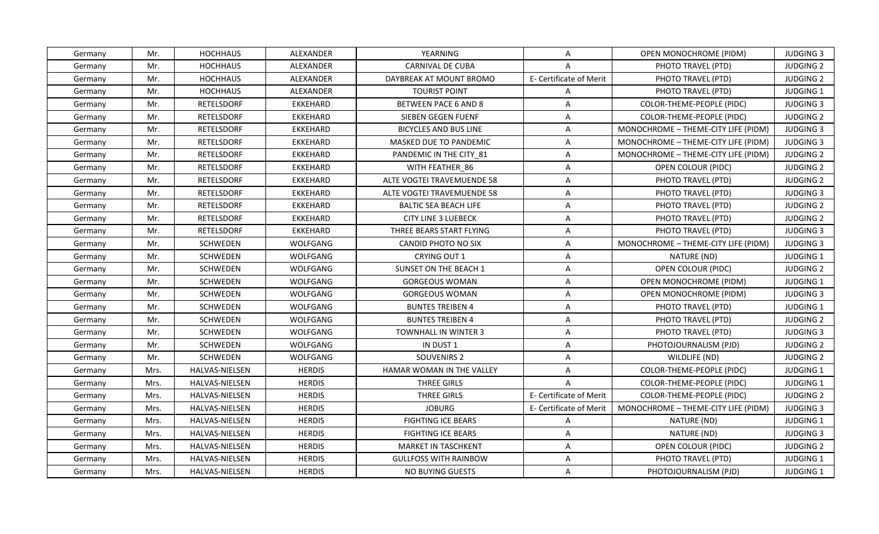| Germany | Mr. | HOCHHAUS | ALEXANDER | YEARNING | A | OPEN MONOCHROME (PIDM) | JUDGING 3 |
|---|---|---|---|---|---|---|---|
| Germany | Mr. | HOCHHAUS | ALEXANDER | CARNIVAL DE CUBA | A | PHOTO TRAVEL (PTD) | JUDGING 2 |
| Germany | Mr. | HOCHHAUS | ALEXANDER | DAYBREAK AT MOUNT BROMO | E- Certificate of Merit | PHOTO TRAVEL (PTD) | JUDGING 2 |
| Germany | Mr. | HOCHHAUS | ALEXANDER | TOURIST POINT | A | PHOTO TRAVEL (PTD) | JUDGING 1 |
| Germany | Mr. | RETELSDORF | EKKEHARD | BETWEEN PACE 6 AND 8 | A | COLOR-THEME-PEOPLE (PIDC) | JUDGING 3 |
| Germany | Mr. | RETELSDORF | EKKEHARD | SIEBEN GEGEN FUENF | A | COLOR-THEME-PEOPLE (PIDC) | JUDGING 2 |
| Germany | Mr. | RETELSDORF | EKKEHARD | BICYCLES AND BUS LINE | A | MONOCHROME – THEME-CITY LIFE (PIDM) | JUDGING 3 |
| Germany | Mr. | RETELSDORF | EKKEHARD | MASKED DUE TO PANDEMIC | A | MONOCHROME – THEME-CITY LIFE (PIDM) | JUDGING 3 |
| Germany | Mr. | RETELSDORF | EKKEHARD | PANDEMIC IN THE CITY_81 | A | MONOCHROME – THEME-CITY LIFE (PIDM) | JUDGING 2 |
| Germany | Mr. | RETELSDORF | EKKEHARD | WITH FEATHER_86 | A | OPEN COLOUR (PIDC) | JUDGING 2 |
| Germany | Mr. | RETELSDORF | EKKEHARD | ALTE VOGTEI TRAVEMUENDE 58 | A | PHOTO TRAVEL (PTD) | JUDGING 2 |
| Germany | Mr. | RETELSDORF | EKKEHARD | ALTE VOGTEI TRAVEMUENDE 58 | A | PHOTO TRAVEL (PTD) | JUDGING 3 |
| Germany | Mr. | RETELSDORF | EKKEHARD | BALTIC SEA BEACH LIFE | A | PHOTO TRAVEL (PTD) | JUDGING 2 |
| Germany | Mr. | RETELSDORF | EKKEHARD | CITY LINE 3 LUEBECK | A | PHOTO TRAVEL (PTD) | JUDGING 2 |
| Germany | Mr. | RETELSDORF | EKKEHARD | THREE BEARS START FLYING | A | PHOTO TRAVEL (PTD) | JUDGING 3 |
| Germany | Mr. | SCHWEDEN | WOLFGANG | CANDID PHOTO NO SIX | A | MONOCHROME – THEME-CITY LIFE (PIDM) | JUDGING 3 |
| Germany | Mr. | SCHWEDEN | WOLFGANG | CRYING OUT 1 | A | NATURE (ND) | JUDGING 1 |
| Germany | Mr. | SCHWEDEN | WOLFGANG | SUNSET ON THE BEACH 1 | A | OPEN COLOUR (PIDC) | JUDGING 2 |
| Germany | Mr. | SCHWEDEN | WOLFGANG | GORGEOUS WOMAN | A | OPEN MONOCHROME (PIDM) | JUDGING 1 |
| Germany | Mr. | SCHWEDEN | WOLFGANG | GORGEOUS WOMAN | A | OPEN MONOCHROME (PIDM) | JUDGING 3 |
| Germany | Mr. | SCHWEDEN | WOLFGANG | BUNTES TREIBEN 4 | A | PHOTO TRAVEL (PTD) | JUDGING 1 |
| Germany | Mr. | SCHWEDEN | WOLFGANG | BUNTES TREIBEN 4 | A | PHOTO TRAVEL (PTD) | JUDGING 2 |
| Germany | Mr. | SCHWEDEN | WOLFGANG | TOWNHALL IN WINTER 3 | A | PHOTO TRAVEL (PTD) | JUDGING 3 |
| Germany | Mr. | SCHWEDEN | WOLFGANG | IN DUST 1 | A | PHOTOJOURNALISM (PJD) | JUDGING 2 |
| Germany | Mr. | SCHWEDEN | WOLFGANG | SOUVENIRS 2 | A | WILDLIFE (ND) | JUDGING 2 |
| Germany | Mrs. | HALVAS-NIELSEN | HERDIS | HAMAR WOMAN IN THE VALLEY | A | COLOR-THEME-PEOPLE (PIDC) | JUDGING 1 |
| Germany | Mrs. | HALVAS-NIELSEN | HERDIS | THREE GIRLS | A | COLOR-THEME-PEOPLE (PIDC) | JUDGING 1 |
| Germany | Mrs. | HALVAS-NIELSEN | HERDIS | THREE GIRLS | E- Certificate of Merit | COLOR-THEME-PEOPLE (PIDC) | JUDGING 2 |
| Germany | Mrs. | HALVAS-NIELSEN | HERDIS | JOBURG | E- Certificate of Merit | MONOCHROME – THEME-CITY LIFE (PIDM) | JUDGING 3 |
| Germany | Mrs. | HALVAS-NIELSEN | HERDIS | FIGHTING ICE BEARS | A | NATURE (ND) | JUDGING 1 |
| Germany | Mrs. | HALVAS-NIELSEN | HERDIS | FIGHTING ICE BEARS | A | NATURE (ND) | JUDGING 3 |
| Germany | Mrs. | HALVAS-NIELSEN | HERDIS | MARKET IN TASCHKENT | A | OPEN COLOUR (PIDC) | JUDGING 2 |
| Germany | Mrs. | HALVAS-NIELSEN | HERDIS | GULLFOSS WITH RAINBOW | A | PHOTO TRAVEL (PTD) | JUDGING 1 |
| Germany | Mrs. | HALVAS-NIELSEN | HERDIS | NO BUYING GUESTS | A | PHOTOJOURNALISM (PJD) | JUDGING 1 |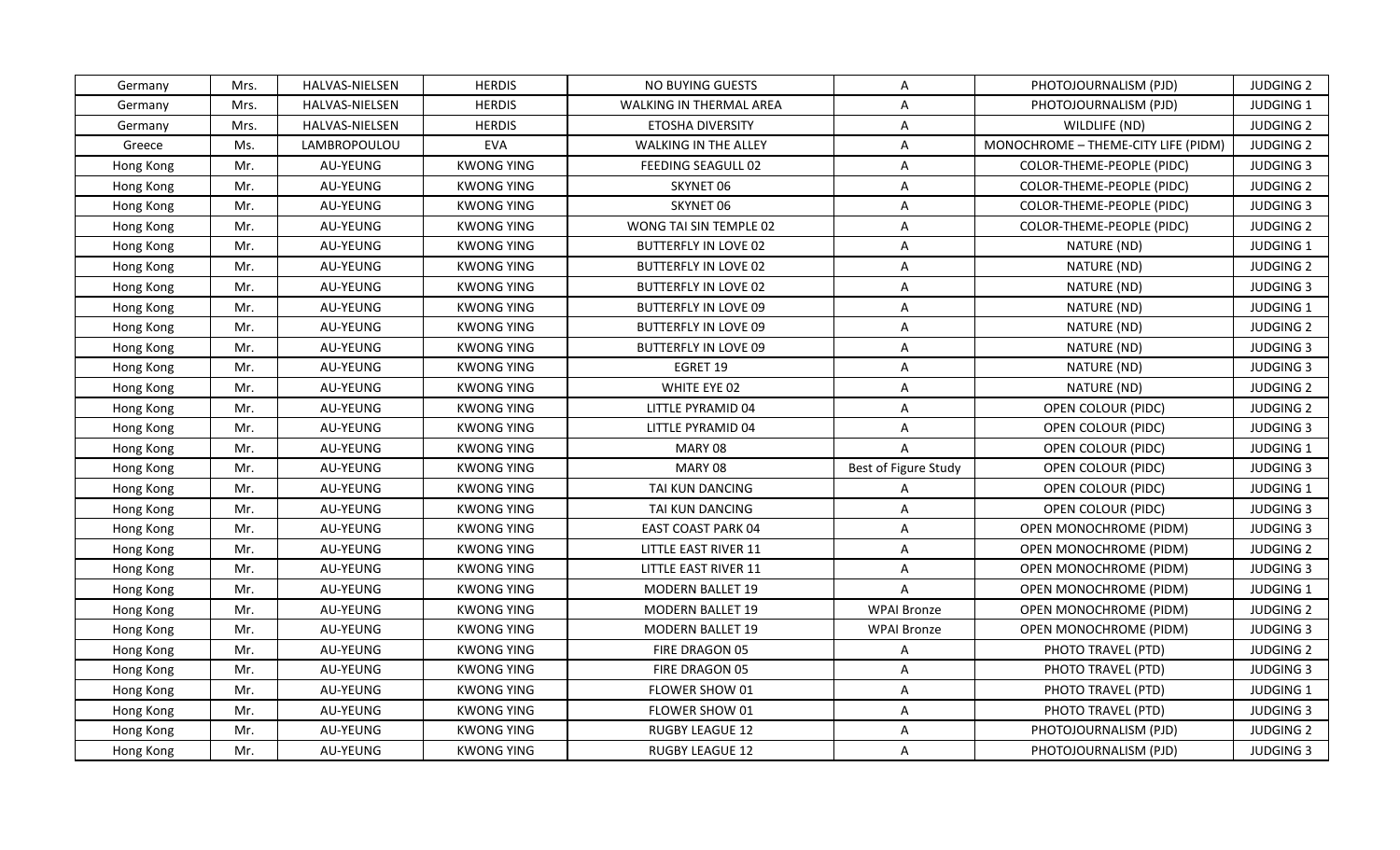| Germany | Mrs. | HALVAS-NIELSEN | HERDIS | NO BUYING GUESTS | A | PHOTOJOURNALISM (PJD) | JUDGING 2 |
|---|---|---|---|---|---|---|---|
| Germany | Mrs. | HALVAS-NIELSEN | HERDIS | WALKING IN THERMAL AREA | A | PHOTOJOURNALISM (PJD) | JUDGING 1 |
| Germany | Mrs. | HALVAS-NIELSEN | HERDIS | ETOSHA DIVERSITY | A | WILDLIFE (ND) | JUDGING 2 |
| Greece | Ms. | LAMBROPOULOU | EVA | WALKING IN THE ALLEY | A | MONOCHROME – THEME-CITY LIFE (PIDM) | JUDGING 2 |
| Hong Kong | Mr. | AU-YEUNG | KWONG YING | FEEDING SEAGULL 02 | A | COLOR-THEME-PEOPLE (PIDC) | JUDGING 3 |
| Hong Kong | Mr. | AU-YEUNG | KWONG YING | SKYNET 06 | A | COLOR-THEME-PEOPLE (PIDC) | JUDGING 2 |
| Hong Kong | Mr. | AU-YEUNG | KWONG YING | SKYNET 06 | A | COLOR-THEME-PEOPLE (PIDC) | JUDGING 3 |
| Hong Kong | Mr. | AU-YEUNG | KWONG YING | WONG TAI SIN TEMPLE 02 | A | COLOR-THEME-PEOPLE (PIDC) | JUDGING 2 |
| Hong Kong | Mr. | AU-YEUNG | KWONG YING | BUTTERFLY IN LOVE 02 | A | NATURE (ND) | JUDGING 1 |
| Hong Kong | Mr. | AU-YEUNG | KWONG YING | BUTTERFLY IN LOVE 02 | A | NATURE (ND) | JUDGING 2 |
| Hong Kong | Mr. | AU-YEUNG | KWONG YING | BUTTERFLY IN LOVE 02 | A | NATURE (ND) | JUDGING 3 |
| Hong Kong | Mr. | AU-YEUNG | KWONG YING | BUTTERFLY IN LOVE 09 | A | NATURE (ND) | JUDGING 1 |
| Hong Kong | Mr. | AU-YEUNG | KWONG YING | BUTTERFLY IN LOVE 09 | A | NATURE (ND) | JUDGING 2 |
| Hong Kong | Mr. | AU-YEUNG | KWONG YING | BUTTERFLY IN LOVE 09 | A | NATURE (ND) | JUDGING 3 |
| Hong Kong | Mr. | AU-YEUNG | KWONG YING | EGRET 19 | A | NATURE (ND) | JUDGING 3 |
| Hong Kong | Mr. | AU-YEUNG | KWONG YING | WHITE EYE 02 | A | NATURE (ND) | JUDGING 2 |
| Hong Kong | Mr. | AU-YEUNG | KWONG YING | LITTLE PYRAMID 04 | A | OPEN COLOUR (PIDC) | JUDGING 2 |
| Hong Kong | Mr. | AU-YEUNG | KWONG YING | LITTLE PYRAMID 04 | A | OPEN COLOUR (PIDC) | JUDGING 3 |
| Hong Kong | Mr. | AU-YEUNG | KWONG YING | MARY 08 | A | OPEN COLOUR (PIDC) | JUDGING 1 |
| Hong Kong | Mr. | AU-YEUNG | KWONG YING | MARY 08 | Best of Figure Study | OPEN COLOUR (PIDC) | JUDGING 3 |
| Hong Kong | Mr. | AU-YEUNG | KWONG YING | TAI KUN DANCING | A | OPEN COLOUR (PIDC) | JUDGING 1 |
| Hong Kong | Mr. | AU-YEUNG | KWONG YING | TAI KUN DANCING | A | OPEN COLOUR (PIDC) | JUDGING 3 |
| Hong Kong | Mr. | AU-YEUNG | KWONG YING | EAST COAST PARK 04 | A | OPEN MONOCHROME (PIDM) | JUDGING 3 |
| Hong Kong | Mr. | AU-YEUNG | KWONG YING | LITTLE EAST RIVER 11 | A | OPEN MONOCHROME (PIDM) | JUDGING 2 |
| Hong Kong | Mr. | AU-YEUNG | KWONG YING | LITTLE EAST RIVER 11 | A | OPEN MONOCHROME (PIDM) | JUDGING 3 |
| Hong Kong | Mr. | AU-YEUNG | KWONG YING | MODERN BALLET 19 | A | OPEN MONOCHROME (PIDM) | JUDGING 1 |
| Hong Kong | Mr. | AU-YEUNG | KWONG YING | MODERN BALLET 19 | WPAI Bronze | OPEN MONOCHROME (PIDM) | JUDGING 2 |
| Hong Kong | Mr. | AU-YEUNG | KWONG YING | MODERN BALLET 19 | WPAI Bronze | OPEN MONOCHROME (PIDM) | JUDGING 3 |
| Hong Kong | Mr. | AU-YEUNG | KWONG YING | FIRE DRAGON 05 | A | PHOTO TRAVEL (PTD) | JUDGING 2 |
| Hong Kong | Mr. | AU-YEUNG | KWONG YING | FIRE DRAGON 05 | A | PHOTO TRAVEL (PTD) | JUDGING 3 |
| Hong Kong | Mr. | AU-YEUNG | KWONG YING | FLOWER SHOW 01 | A | PHOTO TRAVEL (PTD) | JUDGING 1 |
| Hong Kong | Mr. | AU-YEUNG | KWONG YING | FLOWER SHOW 01 | A | PHOTO TRAVEL (PTD) | JUDGING 3 |
| Hong Kong | Mr. | AU-YEUNG | KWONG YING | RUGBY LEAGUE 12 | A | PHOTOJOURNALISM (PJD) | JUDGING 2 |
| Hong Kong | Mr. | AU-YEUNG | KWONG YING | RUGBY LEAGUE 12 | A | PHOTOJOURNALISM (PJD) | JUDGING 3 |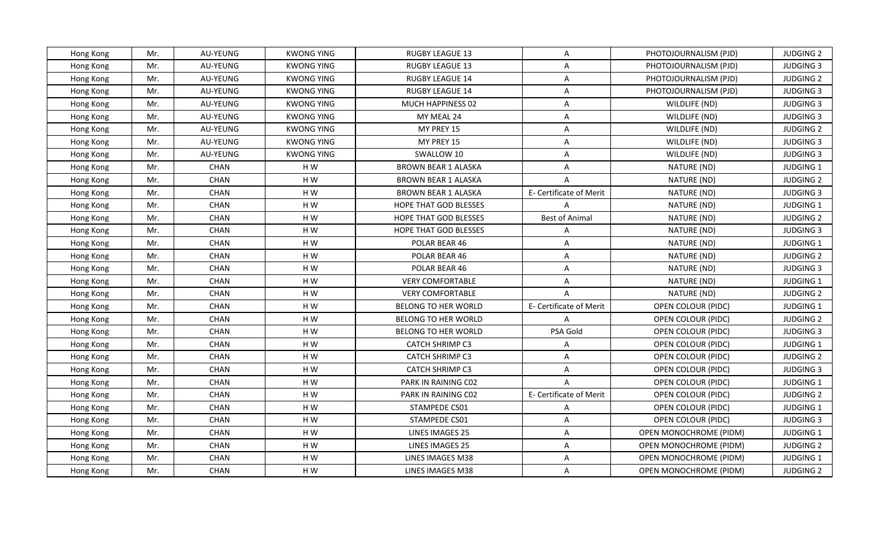| Hong Kong | Mr. | AU-YEUNG | KWONG YING | RUGBY LEAGUE 13 | A | PHOTOJOURNALISM (PJD) | JUDGING 2 |
|---|---|---|---|---|---|---|---|
| Hong Kong | Mr. | AU-YEUNG | KWONG YING | RUGBY LEAGUE 13 | A | PHOTOJOURNALISM (PJD) | JUDGING 3 |
| Hong Kong | Mr. | AU-YEUNG | KWONG YING | RUGBY LEAGUE 14 | A | PHOTOJOURNALISM (PJD) | JUDGING 2 |
| Hong Kong | Mr. | AU-YEUNG | KWONG YING | RUGBY LEAGUE 14 | A | PHOTOJOURNALISM (PJD) | JUDGING 3 |
| Hong Kong | Mr. | AU-YEUNG | KWONG YING | MUCH HAPPINESS 02 | A | WILDLIFE (ND) | JUDGING 3 |
| Hong Kong | Mr. | AU-YEUNG | KWONG YING | MY MEAL 24 | A | WILDLIFE (ND) | JUDGING 3 |
| Hong Kong | Mr. | AU-YEUNG | KWONG YING | MY PREY 15 | A | WILDLIFE (ND) | JUDGING 2 |
| Hong Kong | Mr. | AU-YEUNG | KWONG YING | MY PREY 15 | A | WILDLIFE (ND) | JUDGING 3 |
| Hong Kong | Mr. | AU-YEUNG | KWONG YING | SWALLOW 10 | A | WILDLIFE (ND) | JUDGING 3 |
| Hong Kong | Mr. | CHAN | H W | BROWN BEAR 1 ALASKA | A | NATURE (ND) | JUDGING 1 |
| Hong Kong | Mr. | CHAN | H W | BROWN BEAR 1 ALASKA | A | NATURE (ND) | JUDGING 2 |
| Hong Kong | Mr. | CHAN | H W | BROWN BEAR 1 ALASKA | E- Certificate of Merit | NATURE (ND) | JUDGING 3 |
| Hong Kong | Mr. | CHAN | H W | HOPE THAT GOD BLESSES | A | NATURE (ND) | JUDGING 1 |
| Hong Kong | Mr. | CHAN | H W | HOPE THAT GOD BLESSES | Best of Animal | NATURE (ND) | JUDGING 2 |
| Hong Kong | Mr. | CHAN | H W | HOPE THAT GOD BLESSES | A | NATURE (ND) | JUDGING 3 |
| Hong Kong | Mr. | CHAN | H W | POLAR BEAR 46 | A | NATURE (ND) | JUDGING 1 |
| Hong Kong | Mr. | CHAN | H W | POLAR BEAR 46 | A | NATURE (ND) | JUDGING 2 |
| Hong Kong | Mr. | CHAN | H W | POLAR BEAR 46 | A | NATURE (ND) | JUDGING 3 |
| Hong Kong | Mr. | CHAN | H W | VERY COMFORTABLE | A | NATURE (ND) | JUDGING 1 |
| Hong Kong | Mr. | CHAN | H W | VERY COMFORTABLE | A | NATURE (ND) | JUDGING 2 |
| Hong Kong | Mr. | CHAN | H W | BELONG TO HER WORLD | E- Certificate of Merit | OPEN COLOUR (PIDC) | JUDGING 1 |
| Hong Kong | Mr. | CHAN | H W | BELONG TO HER WORLD | A | OPEN COLOUR (PIDC) | JUDGING 2 |
| Hong Kong | Mr. | CHAN | H W | BELONG TO HER WORLD | PSA Gold | OPEN COLOUR (PIDC) | JUDGING 3 |
| Hong Kong | Mr. | CHAN | H W | CATCH SHRIMP C3 | A | OPEN COLOUR (PIDC) | JUDGING 1 |
| Hong Kong | Mr. | CHAN | H W | CATCH SHRIMP C3 | A | OPEN COLOUR (PIDC) | JUDGING 2 |
| Hong Kong | Mr. | CHAN | H W | CATCH SHRIMP C3 | A | OPEN COLOUR (PIDC) | JUDGING 3 |
| Hong Kong | Mr. | CHAN | H W | PARK IN RAINING C02 | A | OPEN COLOUR (PIDC) | JUDGING 1 |
| Hong Kong | Mr. | CHAN | H W | PARK IN RAINING C02 | E- Certificate of Merit | OPEN COLOUR (PIDC) | JUDGING 2 |
| Hong Kong | Mr. | CHAN | H W | STAMPEDE CS01 | A | OPEN COLOUR (PIDC) | JUDGING 1 |
| Hong Kong | Mr. | CHAN | H W | STAMPEDE CS01 | A | OPEN COLOUR (PIDC) | JUDGING 3 |
| Hong Kong | Mr. | CHAN | H W | LINES IMAGES 25 | A | OPEN MONOCHROME (PIDM) | JUDGING 1 |
| Hong Kong | Mr. | CHAN | H W | LINES IMAGES 25 | A | OPEN MONOCHROME (PIDM) | JUDGING 2 |
| Hong Kong | Mr. | CHAN | H W | LINES IMAGES M38 | A | OPEN MONOCHROME (PIDM) | JUDGING 1 |
| Hong Kong | Mr. | CHAN | H W | LINES IMAGES M38 | A | OPEN MONOCHROME (PIDM) | JUDGING 2 |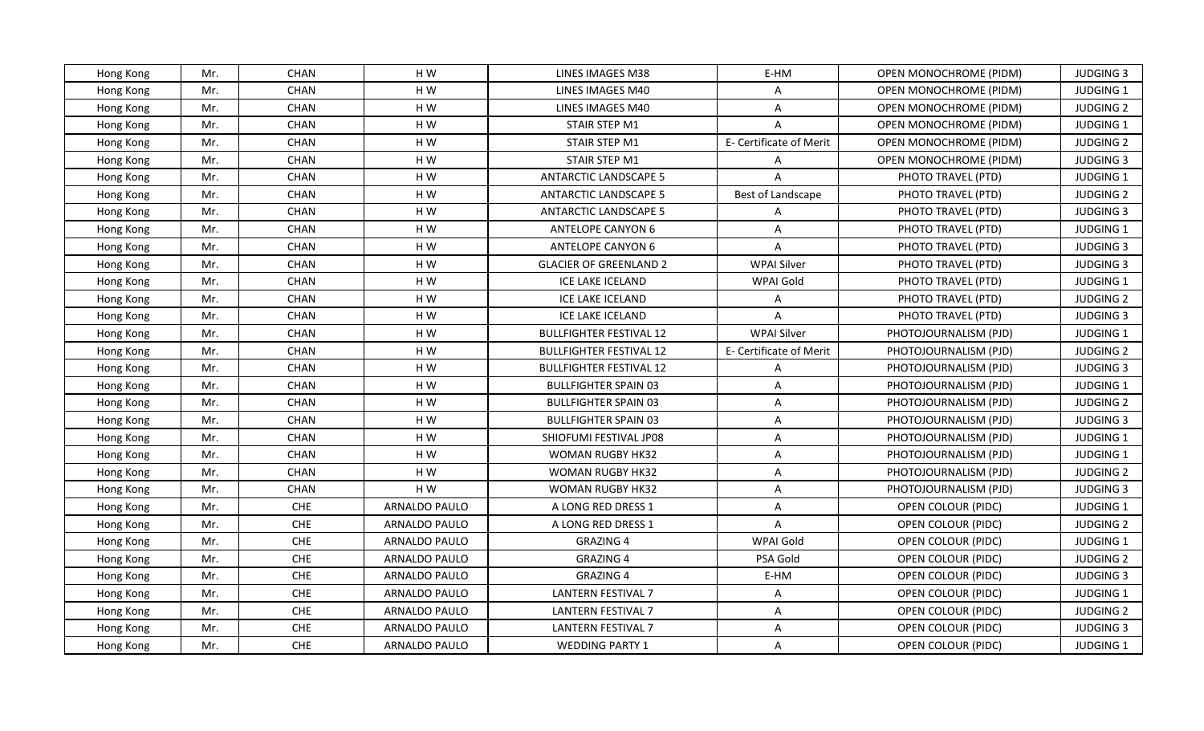| Hong Kong | Mr. | CHAN | H W | LINES IMAGES M38 | E-HM | OPEN MONOCHROME (PIDM) | JUDGING 3 |
|---|---|---|---|---|---|---|---|
| Hong Kong | Mr. | CHAN | H W | LINES IMAGES M40 | A | OPEN MONOCHROME (PIDM) | JUDGING 1 |
| Hong Kong | Mr. | CHAN | H W | LINES IMAGES M40 | A | OPEN MONOCHROME (PIDM) | JUDGING 2 |
| Hong Kong | Mr. | CHAN | H W | STAIR STEP M1 | A | OPEN MONOCHROME (PIDM) | JUDGING 1 |
| Hong Kong | Mr. | CHAN | H W | STAIR STEP M1 | E- Certificate of Merit | OPEN MONOCHROME (PIDM) | JUDGING 2 |
| Hong Kong | Mr. | CHAN | H W | STAIR STEP M1 | A | OPEN MONOCHROME (PIDM) | JUDGING 3 |
| Hong Kong | Mr. | CHAN | H W | ANTARCTIC LANDSCAPE 5 | A | PHOTO TRAVEL (PTD) | JUDGING 1 |
| Hong Kong | Mr. | CHAN | H W | ANTARCTIC LANDSCAPE 5 | Best of Landscape | PHOTO TRAVEL (PTD) | JUDGING 2 |
| Hong Kong | Mr. | CHAN | H W | ANTARCTIC LANDSCAPE 5 | A | PHOTO TRAVEL (PTD) | JUDGING 3 |
| Hong Kong | Mr. | CHAN | H W | ANTELOPE CANYON 6 | A | PHOTO TRAVEL (PTD) | JUDGING 1 |
| Hong Kong | Mr. | CHAN | H W | ANTELOPE CANYON 6 | A | PHOTO TRAVEL (PTD) | JUDGING 3 |
| Hong Kong | Mr. | CHAN | H W | GLACIER OF GREENLAND 2 | WPAI Silver | PHOTO TRAVEL (PTD) | JUDGING 3 |
| Hong Kong | Mr. | CHAN | H W | ICE LAKE ICELAND | WPAI Gold | PHOTO TRAVEL (PTD) | JUDGING 1 |
| Hong Kong | Mr. | CHAN | H W | ICE LAKE ICELAND | A | PHOTO TRAVEL (PTD) | JUDGING 2 |
| Hong Kong | Mr. | CHAN | H W | ICE LAKE ICELAND | A | PHOTO TRAVEL (PTD) | JUDGING 3 |
| Hong Kong | Mr. | CHAN | H W | BULLFIGHTER FESTIVAL 12 | WPAI Silver | PHOTOJOURNALISM (PJD) | JUDGING 1 |
| Hong Kong | Mr. | CHAN | H W | BULLFIGHTER FESTIVAL 12 | E- Certificate of Merit | PHOTOJOURNALISM (PJD) | JUDGING 2 |
| Hong Kong | Mr. | CHAN | H W | BULLFIGHTER FESTIVAL 12 | A | PHOTOJOURNALISM (PJD) | JUDGING 3 |
| Hong Kong | Mr. | CHAN | H W | BULLFIGHTER SPAIN 03 | A | PHOTOJOURNALISM (PJD) | JUDGING 1 |
| Hong Kong | Mr. | CHAN | H W | BULLFIGHTER SPAIN 03 | A | PHOTOJOURNALISM (PJD) | JUDGING 2 |
| Hong Kong | Mr. | CHAN | H W | BULLFIGHTER SPAIN 03 | A | PHOTOJOURNALISM (PJD) | JUDGING 3 |
| Hong Kong | Mr. | CHAN | H W | SHIOFUMI FESTIVAL JP08 | A | PHOTOJOURNALISM (PJD) | JUDGING 1 |
| Hong Kong | Mr. | CHAN | H W | WOMAN RUGBY HK32 | A | PHOTOJOURNALISM (PJD) | JUDGING 1 |
| Hong Kong | Mr. | CHAN | H W | WOMAN RUGBY HK32 | A | PHOTOJOURNALISM (PJD) | JUDGING 2 |
| Hong Kong | Mr. | CHAN | H W | WOMAN RUGBY HK32 | A | PHOTOJOURNALISM (PJD) | JUDGING 3 |
| Hong Kong | Mr. | CHE | ARNALDO PAULO | A LONG RED DRESS 1 | A | OPEN COLOUR (PIDC) | JUDGING 1 |
| Hong Kong | Mr. | CHE | ARNALDO PAULO | A LONG RED DRESS 1 | A | OPEN COLOUR (PIDC) | JUDGING 2 |
| Hong Kong | Mr. | CHE | ARNALDO PAULO | GRAZING 4 | WPAI Gold | OPEN COLOUR (PIDC) | JUDGING 1 |
| Hong Kong | Mr. | CHE | ARNALDO PAULO | GRAZING 4 | PSA Gold | OPEN COLOUR (PIDC) | JUDGING 2 |
| Hong Kong | Mr. | CHE | ARNALDO PAULO | GRAZING 4 | E-HM | OPEN COLOUR (PIDC) | JUDGING 3 |
| Hong Kong | Mr. | CHE | ARNALDO PAULO | LANTERN FESTIVAL 7 | A | OPEN COLOUR (PIDC) | JUDGING 1 |
| Hong Kong | Mr. | CHE | ARNALDO PAULO | LANTERN FESTIVAL 7 | A | OPEN COLOUR (PIDC) | JUDGING 2 |
| Hong Kong | Mr. | CHE | ARNALDO PAULO | LANTERN FESTIVAL 7 | A | OPEN COLOUR (PIDC) | JUDGING 3 |
| Hong Kong | Mr. | CHE | ARNALDO PAULO | WEDDING PARTY 1 | A | OPEN COLOUR (PIDC) | JUDGING 1 |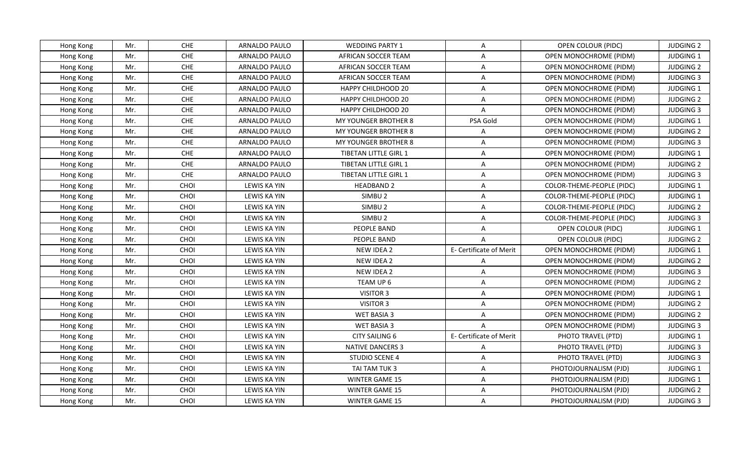| Hong Kong | Mr. | CHE | ARNALDO PAULO | WEDDING PARTY 1 | A | OPEN COLOUR (PIDC) | JUDGING 2 |
|---|---|---|---|---|---|---|---|
| Hong Kong | Mr. | CHE | ARNALDO PAULO | AFRICAN SOCCER TEAM | A | OPEN MONOCHROME (PIDM) | JUDGING 1 |
| Hong Kong | Mr. | CHE | ARNALDO PAULO | AFRICAN SOCCER TEAM | A | OPEN MONOCHROME (PIDM) | JUDGING 2 |
| Hong Kong | Mr. | CHE | ARNALDO PAULO | AFRICAN SOCCER TEAM | A | OPEN MONOCHROME (PIDM) | JUDGING 3 |
| Hong Kong | Mr. | CHE | ARNALDO PAULO | HAPPY CHILDHOOD 20 | A | OPEN MONOCHROME (PIDM) | JUDGING 1 |
| Hong Kong | Mr. | CHE | ARNALDO PAULO | HAPPY CHILDHOOD 20 | A | OPEN MONOCHROME (PIDM) | JUDGING 2 |
| Hong Kong | Mr. | CHE | ARNALDO PAULO | HAPPY CHILDHOOD 20 | A | OPEN MONOCHROME (PIDM) | JUDGING 3 |
| Hong Kong | Mr. | CHE | ARNALDO PAULO | MY YOUNGER BROTHER 8 | PSA Gold | OPEN MONOCHROME (PIDM) | JUDGING 1 |
| Hong Kong | Mr. | CHE | ARNALDO PAULO | MY YOUNGER BROTHER 8 | A | OPEN MONOCHROME (PIDM) | JUDGING 2 |
| Hong Kong | Mr. | CHE | ARNALDO PAULO | MY YOUNGER BROTHER 8 | A | OPEN MONOCHROME (PIDM) | JUDGING 3 |
| Hong Kong | Mr. | CHE | ARNALDO PAULO | TIBETAN LITTLE GIRL 1 | A | OPEN MONOCHROME (PIDM) | JUDGING 1 |
| Hong Kong | Mr. | CHE | ARNALDO PAULO | TIBETAN LITTLE GIRL 1 | A | OPEN MONOCHROME (PIDM) | JUDGING 2 |
| Hong Kong | Mr. | CHE | ARNALDO PAULO | TIBETAN LITTLE GIRL 1 | A | OPEN MONOCHROME (PIDM) | JUDGING 3 |
| Hong Kong | Mr. | CHOI | LEWIS KA YIN | HEADBAND 2 | A | COLOR-THEME-PEOPLE (PIDC) | JUDGING 1 |
| Hong Kong | Mr. | CHOI | LEWIS KA YIN | SIMBU 2 | A | COLOR-THEME-PEOPLE (PIDC) | JUDGING 1 |
| Hong Kong | Mr. | CHOI | LEWIS KA YIN | SIMBU 2 | A | COLOR-THEME-PEOPLE (PIDC) | JUDGING 2 |
| Hong Kong | Mr. | CHOI | LEWIS KA YIN | SIMBU 2 | A | COLOR-THEME-PEOPLE (PIDC) | JUDGING 3 |
| Hong Kong | Mr. | CHOI | LEWIS KA YIN | PEOPLE BAND | A | OPEN COLOUR (PIDC) | JUDGING 1 |
| Hong Kong | Mr. | CHOI | LEWIS KA YIN | PEOPLE BAND | A | OPEN COLOUR (PIDC) | JUDGING 2 |
| Hong Kong | Mr. | CHOI | LEWIS KA YIN | NEW IDEA 2 | E- Certificate of Merit | OPEN MONOCHROME (PIDM) | JUDGING 1 |
| Hong Kong | Mr. | CHOI | LEWIS KA YIN | NEW IDEA 2 | A | OPEN MONOCHROME (PIDM) | JUDGING 2 |
| Hong Kong | Mr. | CHOI | LEWIS KA YIN | NEW IDEA 2 | A | OPEN MONOCHROME (PIDM) | JUDGING 3 |
| Hong Kong | Mr. | CHOI | LEWIS KA YIN | TEAM UP 6 | A | OPEN MONOCHROME (PIDM) | JUDGING 2 |
| Hong Kong | Mr. | CHOI | LEWIS KA YIN | VISITOR 3 | A | OPEN MONOCHROME (PIDM) | JUDGING 1 |
| Hong Kong | Mr. | CHOI | LEWIS KA YIN | VISITOR 3 | A | OPEN MONOCHROME (PIDM) | JUDGING 2 |
| Hong Kong | Mr. | CHOI | LEWIS KA YIN | WET BASIA 3 | A | OPEN MONOCHROME (PIDM) | JUDGING 2 |
| Hong Kong | Mr. | CHOI | LEWIS KA YIN | WET BASIA 3 | A | OPEN MONOCHROME (PIDM) | JUDGING 3 |
| Hong Kong | Mr. | CHOI | LEWIS KA YIN | CITY SAILING 6 | E- Certificate of Merit | PHOTO TRAVEL (PTD) | JUDGING 1 |
| Hong Kong | Mr. | CHOI | LEWIS KA YIN | NATIVE DANCERS 3 | A | PHOTO TRAVEL (PTD) | JUDGING 3 |
| Hong Kong | Mr. | CHOI | LEWIS KA YIN | STUDIO SCENE 4 | A | PHOTO TRAVEL (PTD) | JUDGING 3 |
| Hong Kong | Mr. | CHOI | LEWIS KA YIN | TAI TAM TUK 3 | A | PHOTOJOURNALISM (PJD) | JUDGING 1 |
| Hong Kong | Mr. | CHOI | LEWIS KA YIN | WINTER GAME 15 | A | PHOTOJOURNALISM (PJD) | JUDGING 1 |
| Hong Kong | Mr. | CHOI | LEWIS KA YIN | WINTER GAME 15 | A | PHOTOJOURNALISM (PJD) | JUDGING 2 |
| Hong Kong | Mr. | CHOI | LEWIS KA YIN | WINTER GAME 15 | A | PHOTOJOURNALISM (PJD) | JUDGING 3 |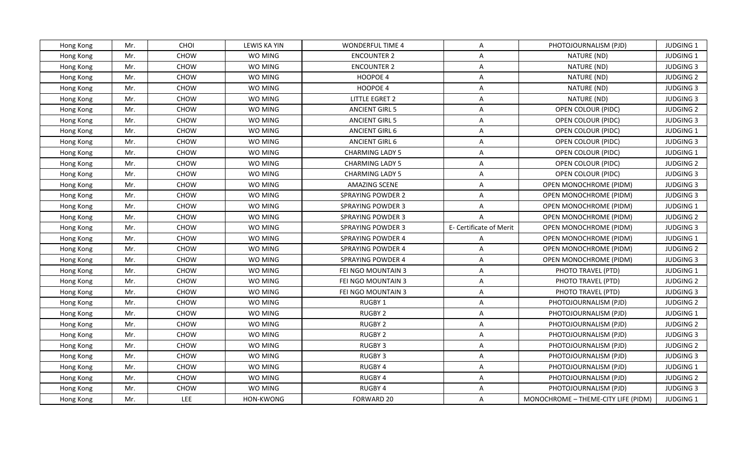| Hong Kong | Mr. | CHOI | LEWIS KA YIN | WONDERFUL TIME 4 | A | PHOTOJOURNALISM (PJD) | JUDGING 1 |
|---|---|---|---|---|---|---|---|
| Hong Kong | Mr. | CHOW | WO MING | ENCOUNTER 2 | A | NATURE (ND) | JUDGING 1 |
| Hong Kong | Mr. | CHOW | WO MING | ENCOUNTER 2 | A | NATURE (ND) | JUDGING 3 |
| Hong Kong | Mr. | CHOW | WO MING | HOOPOE 4 | A | NATURE (ND) | JUDGING 2 |
| Hong Kong | Mr. | CHOW | WO MING | HOOPOE 4 | A | NATURE (ND) | JUDGING 3 |
| Hong Kong | Mr. | CHOW | WO MING | LITTLE EGRET 2 | A | NATURE (ND) | JUDGING 3 |
| Hong Kong | Mr. | CHOW | WO MING | ANCIENT GIRL 5 | A | OPEN COLOUR (PIDC) | JUDGING 2 |
| Hong Kong | Mr. | CHOW | WO MING | ANCIENT GIRL 5 | A | OPEN COLOUR (PIDC) | JUDGING 3 |
| Hong Kong | Mr. | CHOW | WO MING | ANCIENT GIRL 6 | A | OPEN COLOUR (PIDC) | JUDGING 1 |
| Hong Kong | Mr. | CHOW | WO MING | ANCIENT GIRL 6 | A | OPEN COLOUR (PIDC) | JUDGING 3 |
| Hong Kong | Mr. | CHOW | WO MING | CHARMING LADY 5 | A | OPEN COLOUR (PIDC) | JUDGING 1 |
| Hong Kong | Mr. | CHOW | WO MING | CHARMING LADY 5 | A | OPEN COLOUR (PIDC) | JUDGING 2 |
| Hong Kong | Mr. | CHOW | WO MING | CHARMING LADY 5 | A | OPEN COLOUR (PIDC) | JUDGING 3 |
| Hong Kong | Mr. | CHOW | WO MING | AMAZING SCENE | A | OPEN MONOCHROME (PIDM) | JUDGING 3 |
| Hong Kong | Mr. | CHOW | WO MING | SPRAYING POWDER 2 | A | OPEN MONOCHROME (PIDM) | JUDGING 3 |
| Hong Kong | Mr. | CHOW | WO MING | SPRAYING POWDER 3 | A | OPEN MONOCHROME (PIDM) | JUDGING 1 |
| Hong Kong | Mr. | CHOW | WO MING | SPRAYING POWDER 3 | A | OPEN MONOCHROME (PIDM) | JUDGING 2 |
| Hong Kong | Mr. | CHOW | WO MING | SPRAYING POWDER 3 | E- Certificate of Merit | OPEN MONOCHROME (PIDM) | JUDGING 3 |
| Hong Kong | Mr. | CHOW | WO MING | SPRAYING POWDER 4 | A | OPEN MONOCHROME (PIDM) | JUDGING 1 |
| Hong Kong | Mr. | CHOW | WO MING | SPRAYING POWDER 4 | A | OPEN MONOCHROME (PIDM) | JUDGING 2 |
| Hong Kong | Mr. | CHOW | WO MING | SPRAYING POWDER 4 | A | OPEN MONOCHROME (PIDM) | JUDGING 3 |
| Hong Kong | Mr. | CHOW | WO MING | FEI NGO MOUNTAIN 3 | A | PHOTO TRAVEL (PTD) | JUDGING 1 |
| Hong Kong | Mr. | CHOW | WO MING | FEI NGO MOUNTAIN 3 | A | PHOTO TRAVEL (PTD) | JUDGING 2 |
| Hong Kong | Mr. | CHOW | WO MING | FEI NGO MOUNTAIN 3 | A | PHOTO TRAVEL (PTD) | JUDGING 3 |
| Hong Kong | Mr. | CHOW | WO MING | RUGBY 1 | A | PHOTOJOURNALISM (PJD) | JUDGING 2 |
| Hong Kong | Mr. | CHOW | WO MING | RUGBY 2 | A | PHOTOJOURNALISM (PJD) | JUDGING 1 |
| Hong Kong | Mr. | CHOW | WO MING | RUGBY 2 | A | PHOTOJOURNALISM (PJD) | JUDGING 2 |
| Hong Kong | Mr. | CHOW | WO MING | RUGBY 2 | A | PHOTOJOURNALISM (PJD) | JUDGING 3 |
| Hong Kong | Mr. | CHOW | WO MING | RUGBY 3 | A | PHOTOJOURNALISM (PJD) | JUDGING 2 |
| Hong Kong | Mr. | CHOW | WO MING | RUGBY 3 | A | PHOTOJOURNALISM (PJD) | JUDGING 3 |
| Hong Kong | Mr. | CHOW | WO MING | RUGBY 4 | A | PHOTOJOURNALISM (PJD) | JUDGING 1 |
| Hong Kong | Mr. | CHOW | WO MING | RUGBY 4 | A | PHOTOJOURNALISM (PJD) | JUDGING 2 |
| Hong Kong | Mr. | CHOW | WO MING | RUGBY 4 | A | PHOTOJOURNALISM (PJD) | JUDGING 3 |
| Hong Kong | Mr. | LEE | HON-KWONG | FORWARD 20 | A | MONOCHROME – THEME-CITY LIFE (PIDM) | JUDGING 1 |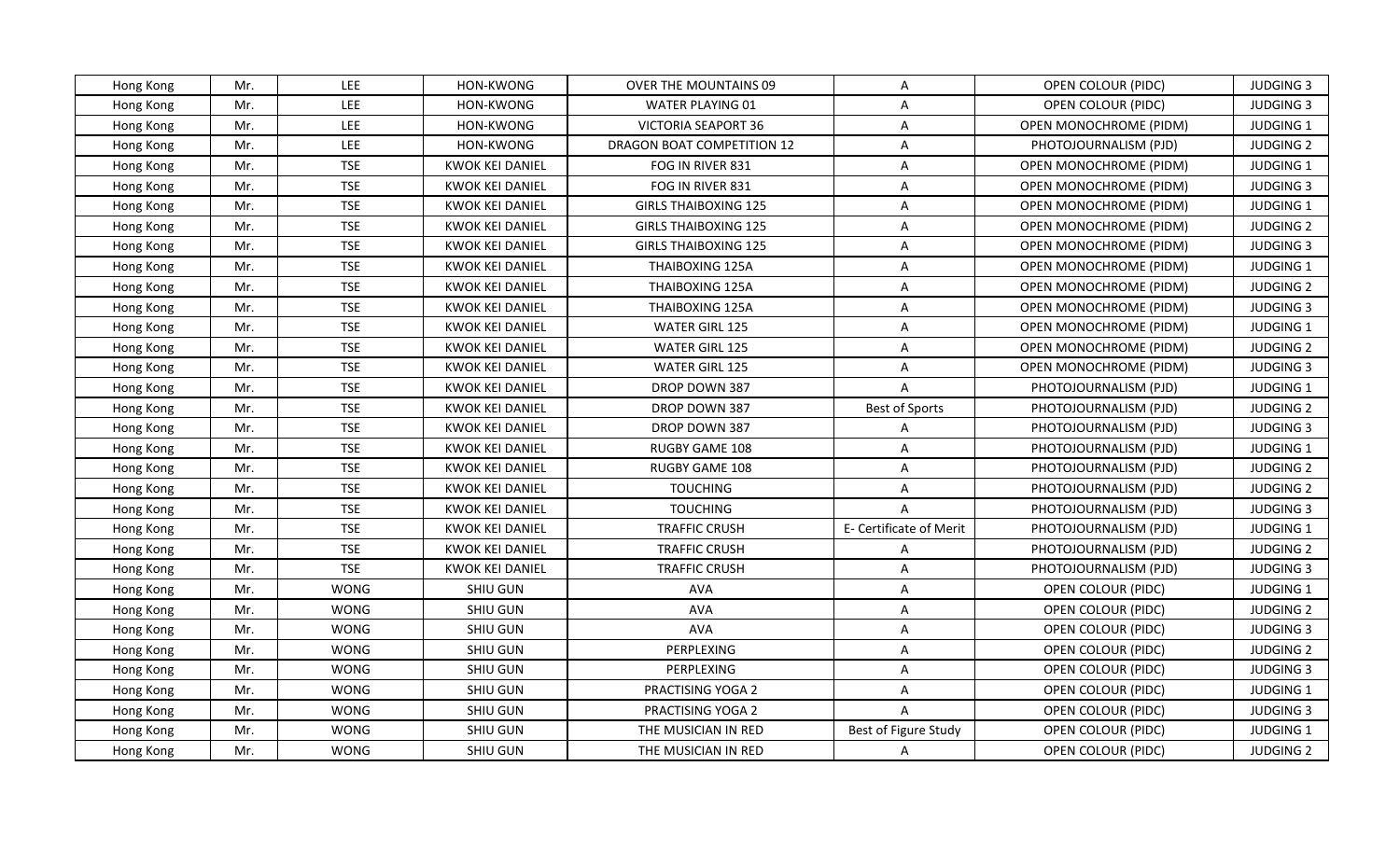| Hong Kong | Mr. | LEE | HON-KWONG | OVER THE MOUNTAINS 09 | A | OPEN COLOUR (PIDC) | JUDGING 3 |
|---|---|---|---|---|---|---|---|
| Hong Kong | Mr. | LEE | HON-KWONG | WATER PLAYING 01 | A | OPEN COLOUR (PIDC) | JUDGING 3 |
| Hong Kong | Mr. | LEE | HON-KWONG | VICTORIA SEAPORT 36 | A | OPEN MONOCHROME (PIDM) | JUDGING 1 |
| Hong Kong | Mr. | LEE | HON-KWONG | DRAGON BOAT COMPETITION 12 | A | PHOTOJOURNALISM (PJD) | JUDGING 2 |
| Hong Kong | Mr. | TSE | KWOK KEI DANIEL | FOG IN RIVER 831 | A | OPEN MONOCHROME (PIDM) | JUDGING 1 |
| Hong Kong | Mr. | TSE | KWOK KEI DANIEL | FOG IN RIVER 831 | A | OPEN MONOCHROME (PIDM) | JUDGING 3 |
| Hong Kong | Mr. | TSE | KWOK KEI DANIEL | GIRLS THAIBOXING 125 | A | OPEN MONOCHROME (PIDM) | JUDGING 1 |
| Hong Kong | Mr. | TSE | KWOK KEI DANIEL | GIRLS THAIBOXING 125 | A | OPEN MONOCHROME (PIDM) | JUDGING 2 |
| Hong Kong | Mr. | TSE | KWOK KEI DANIEL | GIRLS THAIBOXING 125 | A | OPEN MONOCHROME (PIDM) | JUDGING 3 |
| Hong Kong | Mr. | TSE | KWOK KEI DANIEL | THAIBOXING 125A | A | OPEN MONOCHROME (PIDM) | JUDGING 1 |
| Hong Kong | Mr. | TSE | KWOK KEI DANIEL | THAIBOXING 125A | A | OPEN MONOCHROME (PIDM) | JUDGING 2 |
| Hong Kong | Mr. | TSE | KWOK KEI DANIEL | THAIBOXING 125A | A | OPEN MONOCHROME (PIDM) | JUDGING 3 |
| Hong Kong | Mr. | TSE | KWOK KEI DANIEL | WATER GIRL 125 | A | OPEN MONOCHROME (PIDM) | JUDGING 1 |
| Hong Kong | Mr. | TSE | KWOK KEI DANIEL | WATER GIRL 125 | A | OPEN MONOCHROME (PIDM) | JUDGING 2 |
| Hong Kong | Mr. | TSE | KWOK KEI DANIEL | WATER GIRL 125 | A | OPEN MONOCHROME (PIDM) | JUDGING 3 |
| Hong Kong | Mr. | TSE | KWOK KEI DANIEL | DROP DOWN 387 | A | PHOTOJOURNALISM (PJD) | JUDGING 1 |
| Hong Kong | Mr. | TSE | KWOK KEI DANIEL | DROP DOWN 387 | Best of Sports | PHOTOJOURNALISM (PJD) | JUDGING 2 |
| Hong Kong | Mr. | TSE | KWOK KEI DANIEL | DROP DOWN 387 | A | PHOTOJOURNALISM (PJD) | JUDGING 3 |
| Hong Kong | Mr. | TSE | KWOK KEI DANIEL | RUGBY GAME 108 | A | PHOTOJOURNALISM (PJD) | JUDGING 1 |
| Hong Kong | Mr. | TSE | KWOK KEI DANIEL | RUGBY GAME 108 | A | PHOTOJOURNALISM (PJD) | JUDGING 2 |
| Hong Kong | Mr. | TSE | KWOK KEI DANIEL | TOUCHING | A | PHOTOJOURNALISM (PJD) | JUDGING 2 |
| Hong Kong | Mr. | TSE | KWOK KEI DANIEL | TOUCHING | A | PHOTOJOURNALISM (PJD) | JUDGING 3 |
| Hong Kong | Mr. | TSE | KWOK KEI DANIEL | TRAFFIC CRUSH | E- Certificate of Merit | PHOTOJOURNALISM (PJD) | JUDGING 1 |
| Hong Kong | Mr. | TSE | KWOK KEI DANIEL | TRAFFIC CRUSH | A | PHOTOJOURNALISM (PJD) | JUDGING 2 |
| Hong Kong | Mr. | TSE | KWOK KEI DANIEL | TRAFFIC CRUSH | A | PHOTOJOURNALISM (PJD) | JUDGING 3 |
| Hong Kong | Mr. | WONG | SHIU GUN | AVA | A | OPEN COLOUR (PIDC) | JUDGING 1 |
| Hong Kong | Mr. | WONG | SHIU GUN | AVA | A | OPEN COLOUR (PIDC) | JUDGING 2 |
| Hong Kong | Mr. | WONG | SHIU GUN | AVA | A | OPEN COLOUR (PIDC) | JUDGING 3 |
| Hong Kong | Mr. | WONG | SHIU GUN | PERPLEXING | A | OPEN COLOUR (PIDC) | JUDGING 2 |
| Hong Kong | Mr. | WONG | SHIU GUN | PERPLEXING | A | OPEN COLOUR (PIDC) | JUDGING 3 |
| Hong Kong | Mr. | WONG | SHIU GUN | PRACTISING YOGA 2 | A | OPEN COLOUR (PIDC) | JUDGING 1 |
| Hong Kong | Mr. | WONG | SHIU GUN | PRACTISING YOGA 2 | A | OPEN COLOUR (PIDC) | JUDGING 3 |
| Hong Kong | Mr. | WONG | SHIU GUN | THE MUSICIAN IN RED | Best of Figure Study | OPEN COLOUR (PIDC) | JUDGING 1 |
| Hong Kong | Mr. | WONG | SHIU GUN | THE MUSICIAN IN RED | A | OPEN COLOUR (PIDC) | JUDGING 2 |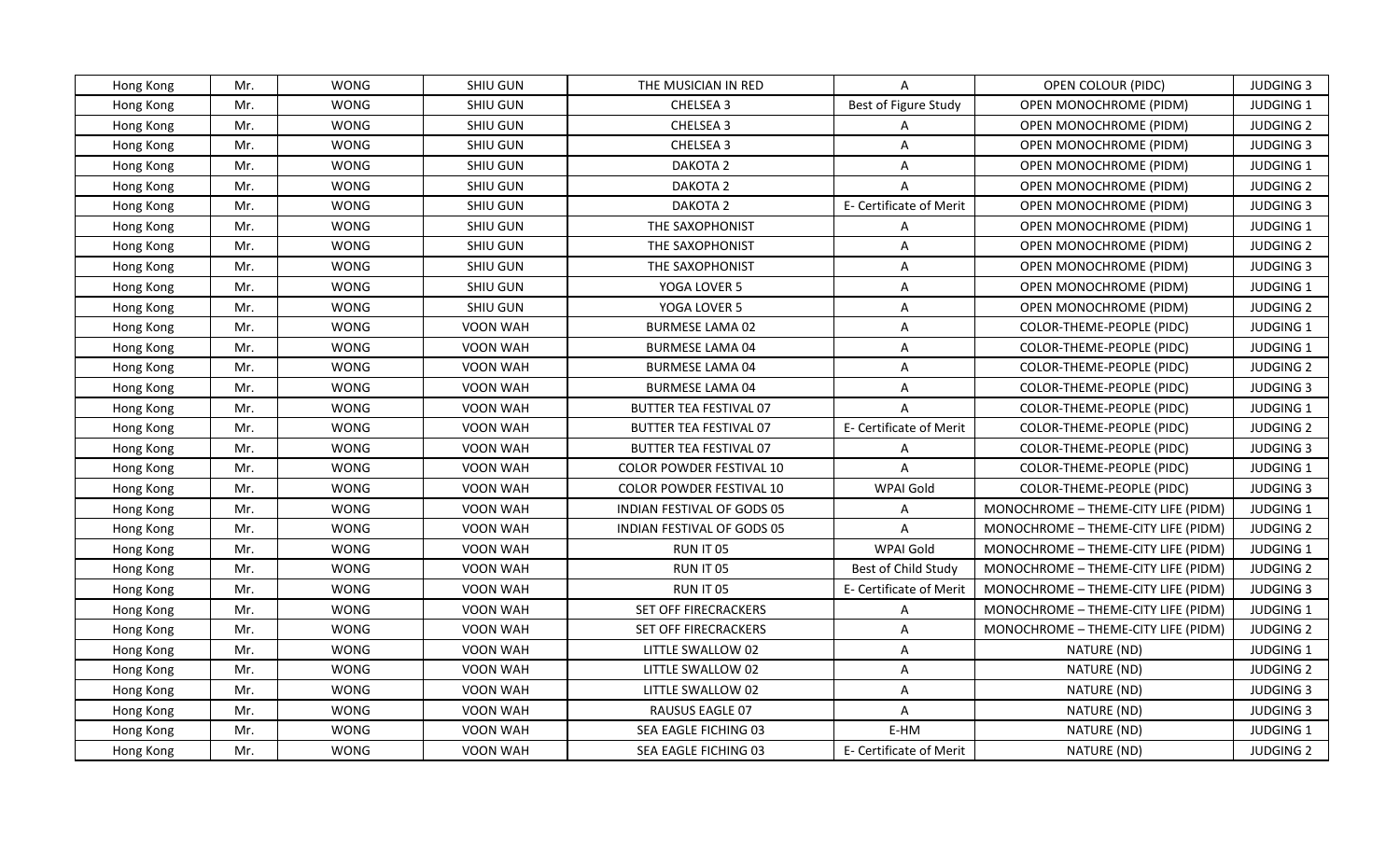| Hong Kong | Mr. | WONG | SHIU GUN | THE MUSICIAN IN RED | A | OPEN COLOUR (PIDC) | JUDGING 3 |
|---|---|---|---|---|---|---|---|
| Hong Kong | Mr. | WONG | SHIU GUN | CHELSEA 3 | Best of Figure Study | OPEN MONOCHROME (PIDM) | JUDGING 1 |
| Hong Kong | Mr. | WONG | SHIU GUN | CHELSEA 3 | A | OPEN MONOCHROME (PIDM) | JUDGING 2 |
| Hong Kong | Mr. | WONG | SHIU GUN | CHELSEA 3 | A | OPEN MONOCHROME (PIDM) | JUDGING 3 |
| Hong Kong | Mr. | WONG | SHIU GUN | DAKOTA 2 | A | OPEN MONOCHROME (PIDM) | JUDGING 1 |
| Hong Kong | Mr. | WONG | SHIU GUN | DAKOTA 2 | A | OPEN MONOCHROME (PIDM) | JUDGING 2 |
| Hong Kong | Mr. | WONG | SHIU GUN | DAKOTA 2 | E- Certificate of Merit | OPEN MONOCHROME (PIDM) | JUDGING 3 |
| Hong Kong | Mr. | WONG | SHIU GUN | THE SAXOPHONIST | A | OPEN MONOCHROME (PIDM) | JUDGING 1 |
| Hong Kong | Mr. | WONG | SHIU GUN | THE SAXOPHONIST | A | OPEN MONOCHROME (PIDM) | JUDGING 2 |
| Hong Kong | Mr. | WONG | SHIU GUN | THE SAXOPHONIST | A | OPEN MONOCHROME (PIDM) | JUDGING 3 |
| Hong Kong | Mr. | WONG | SHIU GUN | YOGA LOVER 5 | A | OPEN MONOCHROME (PIDM) | JUDGING 1 |
| Hong Kong | Mr. | WONG | SHIU GUN | YOGA LOVER 5 | A | OPEN MONOCHROME (PIDM) | JUDGING 2 |
| Hong Kong | Mr. | WONG | VOON WAH | BURMESE LAMA 02 | A | COLOR-THEME-PEOPLE (PIDC) | JUDGING 1 |
| Hong Kong | Mr. | WONG | VOON WAH | BURMESE LAMA 04 | A | COLOR-THEME-PEOPLE (PIDC) | JUDGING 1 |
| Hong Kong | Mr. | WONG | VOON WAH | BURMESE LAMA 04 | A | COLOR-THEME-PEOPLE (PIDC) | JUDGING 2 |
| Hong Kong | Mr. | WONG | VOON WAH | BURMESE LAMA 04 | A | COLOR-THEME-PEOPLE (PIDC) | JUDGING 3 |
| Hong Kong | Mr. | WONG | VOON WAH | BUTTER TEA FESTIVAL 07 | A | COLOR-THEME-PEOPLE (PIDC) | JUDGING 1 |
| Hong Kong | Mr. | WONG | VOON WAH | BUTTER TEA FESTIVAL 07 | E- Certificate of Merit | COLOR-THEME-PEOPLE (PIDC) | JUDGING 2 |
| Hong Kong | Mr. | WONG | VOON WAH | BUTTER TEA FESTIVAL 07 | A | COLOR-THEME-PEOPLE (PIDC) | JUDGING 3 |
| Hong Kong | Mr. | WONG | VOON WAH | COLOR POWDER FESTIVAL 10 | A | COLOR-THEME-PEOPLE (PIDC) | JUDGING 1 |
| Hong Kong | Mr. | WONG | VOON WAH | COLOR POWDER FESTIVAL 10 | WPAI Gold | COLOR-THEME-PEOPLE (PIDC) | JUDGING 3 |
| Hong Kong | Mr. | WONG | VOON WAH | INDIAN FESTIVAL OF GODS 05 | A | MONOCHROME – THEME-CITY LIFE (PIDM) | JUDGING 1 |
| Hong Kong | Mr. | WONG | VOON WAH | INDIAN FESTIVAL OF GODS 05 | A | MONOCHROME – THEME-CITY LIFE (PIDM) | JUDGING 2 |
| Hong Kong | Mr. | WONG | VOON WAH | RUN IT 05 | WPAI Gold | MONOCHROME – THEME-CITY LIFE (PIDM) | JUDGING 1 |
| Hong Kong | Mr. | WONG | VOON WAH | RUN IT 05 | Best of Child Study | MONOCHROME – THEME-CITY LIFE (PIDM) | JUDGING 2 |
| Hong Kong | Mr. | WONG | VOON WAH | RUN IT 05 | E- Certificate of Merit | MONOCHROME – THEME-CITY LIFE (PIDM) | JUDGING 3 |
| Hong Kong | Mr. | WONG | VOON WAH | SET OFF FIRECRACKERS | A | MONOCHROME – THEME-CITY LIFE (PIDM) | JUDGING 1 |
| Hong Kong | Mr. | WONG | VOON WAH | SET OFF FIRECRACKERS | A | MONOCHROME – THEME-CITY LIFE (PIDM) | JUDGING 2 |
| Hong Kong | Mr. | WONG | VOON WAH | LITTLE SWALLOW 02 | A | NATURE (ND) | JUDGING 1 |
| Hong Kong | Mr. | WONG | VOON WAH | LITTLE SWALLOW 02 | A | NATURE (ND) | JUDGING 2 |
| Hong Kong | Mr. | WONG | VOON WAH | LITTLE SWALLOW 02 | A | NATURE (ND) | JUDGING 3 |
| Hong Kong | Mr. | WONG | VOON WAH | RAUSUS EAGLE 07 | A | NATURE (ND) | JUDGING 3 |
| Hong Kong | Mr. | WONG | VOON WAH | SEA EAGLE FICHING 03 | E-HM | NATURE (ND) | JUDGING 1 |
| Hong Kong | Mr. | WONG | VOON WAH | SEA EAGLE FICHING 03 | E- Certificate of Merit | NATURE (ND) | JUDGING 2 |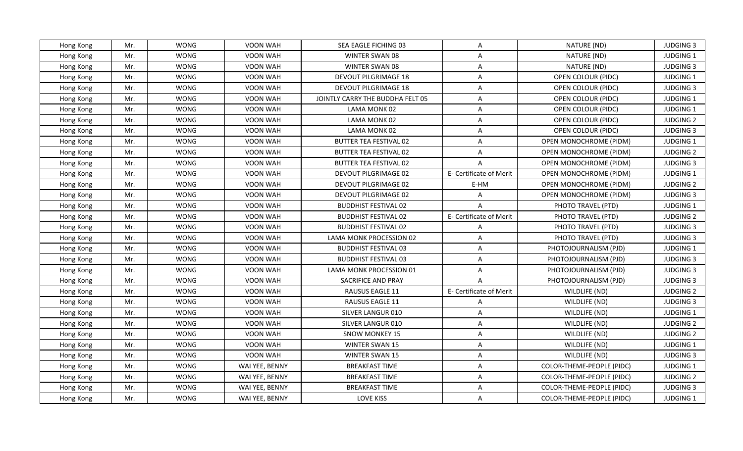| Hong Kong | Mr. | WONG | VOON WAH | SEA EAGLE FICHING 03 | A | NATURE (ND) | JUDGING 3 |
|---|---|---|---|---|---|---|---|
| Hong Kong | Mr. | WONG | VOON WAH | WINTER SWAN 08 | A | NATURE (ND) | JUDGING 1 |
| Hong Kong | Mr. | WONG | VOON WAH | WINTER SWAN 08 | A | NATURE (ND) | JUDGING 3 |
| Hong Kong | Mr. | WONG | VOON WAH | DEVOUT PILGRIMAGE 18 | A | OPEN COLOUR (PIDC) | JUDGING 1 |
| Hong Kong | Mr. | WONG | VOON WAH | DEVOUT PILGRIMAGE 18 | A | OPEN COLOUR (PIDC) | JUDGING 3 |
| Hong Kong | Mr. | WONG | VOON WAH | JOINTLY CARRY THE BUDDHA FELT 05 | A | OPEN COLOUR (PIDC) | JUDGING 1 |
| Hong Kong | Mr. | WONG | VOON WAH | LAMA MONK 02 | A | OPEN COLOUR (PIDC) | JUDGING 1 |
| Hong Kong | Mr. | WONG | VOON WAH | LAMA MONK 02 | A | OPEN COLOUR (PIDC) | JUDGING 2 |
| Hong Kong | Mr. | WONG | VOON WAH | LAMA MONK 02 | A | OPEN COLOUR (PIDC) | JUDGING 3 |
| Hong Kong | Mr. | WONG | VOON WAH | BUTTER TEA FESTIVAL 02 | A | OPEN MONOCHROME (PIDM) | JUDGING 1 |
| Hong Kong | Mr. | WONG | VOON WAH | BUTTER TEA FESTIVAL 02 | A | OPEN MONOCHROME (PIDM) | JUDGING 2 |
| Hong Kong | Mr. | WONG | VOON WAH | BUTTER TEA FESTIVAL 02 | A | OPEN MONOCHROME (PIDM) | JUDGING 3 |
| Hong Kong | Mr. | WONG | VOON WAH | DEVOUT PILGRIMAGE 02 | E- Certificate of Merit | OPEN MONOCHROME (PIDM) | JUDGING 1 |
| Hong Kong | Mr. | WONG | VOON WAH | DEVOUT PILGRIMAGE 02 | E-HM | OPEN MONOCHROME (PIDM) | JUDGING 2 |
| Hong Kong | Mr. | WONG | VOON WAH | DEVOUT PILGRIMAGE 02 | A | OPEN MONOCHROME (PIDM) | JUDGING 3 |
| Hong Kong | Mr. | WONG | VOON WAH | BUDDHIST FESTIVAL 02 | A | PHOTO TRAVEL (PTD) | JUDGING 1 |
| Hong Kong | Mr. | WONG | VOON WAH | BUDDHIST FESTIVAL 02 | E- Certificate of Merit | PHOTO TRAVEL (PTD) | JUDGING 2 |
| Hong Kong | Mr. | WONG | VOON WAH | BUDDHIST FESTIVAL 02 | A | PHOTO TRAVEL (PTD) | JUDGING 3 |
| Hong Kong | Mr. | WONG | VOON WAH | LAMA MONK PROCESSION 02 | A | PHOTO TRAVEL (PTD) | JUDGING 3 |
| Hong Kong | Mr. | WONG | VOON WAH | BUDDHIST FESTIVAL 03 | A | PHOTOJOURNALISM (PJD) | JUDGING 1 |
| Hong Kong | Mr. | WONG | VOON WAH | BUDDHIST FESTIVAL 03 | A | PHOTOJOURNALISM (PJD) | JUDGING 3 |
| Hong Kong | Mr. | WONG | VOON WAH | LAMA MONK PROCESSION 01 | A | PHOTOJOURNALISM (PJD) | JUDGING 3 |
| Hong Kong | Mr. | WONG | VOON WAH | SACRIFICE AND PRAY | A | PHOTOJOURNALISM (PJD) | JUDGING 3 |
| Hong Kong | Mr. | WONG | VOON WAH | RAUSUS EAGLE 11 | E- Certificate of Merit | WILDLIFE (ND) | JUDGING 2 |
| Hong Kong | Mr. | WONG | VOON WAH | RAUSUS EAGLE 11 | A | WILDLIFE (ND) | JUDGING 3 |
| Hong Kong | Mr. | WONG | VOON WAH | SILVER LANGUR 010 | A | WILDLIFE (ND) | JUDGING 1 |
| Hong Kong | Mr. | WONG | VOON WAH | SILVER LANGUR 010 | A | WILDLIFE (ND) | JUDGING 2 |
| Hong Kong | Mr. | WONG | VOON WAH | SNOW MONKEY 15 | A | WILDLIFE (ND) | JUDGING 2 |
| Hong Kong | Mr. | WONG | VOON WAH | WINTER SWAN 15 | A | WILDLIFE (ND) | JUDGING 1 |
| Hong Kong | Mr. | WONG | VOON WAH | WINTER SWAN 15 | A | WILDLIFE (ND) | JUDGING 3 |
| Hong Kong | Mr. | WONG | WAI YEE, BENNY | BREAKFAST TIME | A | COLOR-THEME-PEOPLE (PIDC) | JUDGING 1 |
| Hong Kong | Mr. | WONG | WAI YEE, BENNY | BREAKFAST TIME | A | COLOR-THEME-PEOPLE (PIDC) | JUDGING 2 |
| Hong Kong | Mr. | WONG | WAI YEE, BENNY | BREAKFAST TIME | A | COLOR-THEME-PEOPLE (PIDC) | JUDGING 3 |
| Hong Kong | Mr. | WONG | WAI YEE, BENNY | LOVE KISS | A | COLOR-THEME-PEOPLE (PIDC) | JUDGING 1 |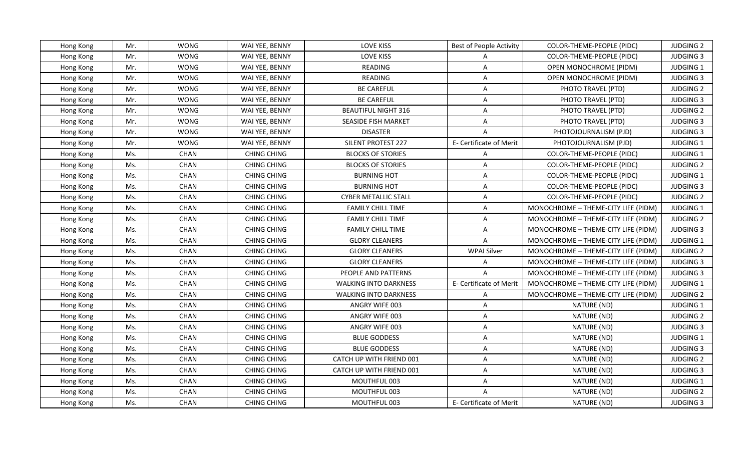| Hong Kong | Mr. | WONG | WAI YEE, BENNY | LOVE KISS | Best of People Activity | COLOR-THEME-PEOPLE (PIDC) | JUDGING 2 |
|---|---|---|---|---|---|---|---|
| Hong Kong | Mr. | WONG | WAI YEE, BENNY | LOVE KISS | A | COLOR-THEME-PEOPLE (PIDC) | JUDGING 3 |
| Hong Kong | Mr. | WONG | WAI YEE, BENNY | READING | A | OPEN MONOCHROME (PIDM) | JUDGING 1 |
| Hong Kong | Mr. | WONG | WAI YEE, BENNY | READING | A | OPEN MONOCHROME (PIDM) | JUDGING 3 |
| Hong Kong | Mr. | WONG | WAI YEE, BENNY | BE CAREFUL | A | PHOTO TRAVEL (PTD) | JUDGING 2 |
| Hong Kong | Mr. | WONG | WAI YEE, BENNY | BE CAREFUL | A | PHOTO TRAVEL (PTD) | JUDGING 3 |
| Hong Kong | Mr. | WONG | WAI YEE, BENNY | BEAUTIFUL NIGHT 316 | A | PHOTO TRAVEL (PTD) | JUDGING 2 |
| Hong Kong | Mr. | WONG | WAI YEE, BENNY | SEASIDE FISH MARKET | A | PHOTO TRAVEL (PTD) | JUDGING 3 |
| Hong Kong | Mr. | WONG | WAI YEE, BENNY | DISASTER | A | PHOTOJOURNALISM (PJD) | JUDGING 3 |
| Hong Kong | Mr. | WONG | WAI YEE, BENNY | SILENT PROTEST 227 | E- Certificate of Merit | PHOTOJOURNALISM (PJD) | JUDGING 1 |
| Hong Kong | Ms. | CHAN | CHING CHING | BLOCKS OF STORIES | A | COLOR-THEME-PEOPLE (PIDC) | JUDGING 1 |
| Hong Kong | Ms. | CHAN | CHING CHING | BLOCKS OF STORIES | A | COLOR-THEME-PEOPLE (PIDC) | JUDGING 2 |
| Hong Kong | Ms. | CHAN | CHING CHING | BURNING HOT | A | COLOR-THEME-PEOPLE (PIDC) | JUDGING 1 |
| Hong Kong | Ms. | CHAN | CHING CHING | BURNING HOT | A | COLOR-THEME-PEOPLE (PIDC) | JUDGING 3 |
| Hong Kong | Ms. | CHAN | CHING CHING | CYBER METALLIC STALL | A | COLOR-THEME-PEOPLE (PIDC) | JUDGING 2 |
| Hong Kong | Ms. | CHAN | CHING CHING | FAMILY CHILL TIME | A | MONOCHROME – THEME-CITY LIFE (PIDM) | JUDGING 1 |
| Hong Kong | Ms. | CHAN | CHING CHING | FAMILY CHILL TIME | A | MONOCHROME – THEME-CITY LIFE (PIDM) | JUDGING 2 |
| Hong Kong | Ms. | CHAN | CHING CHING | FAMILY CHILL TIME | A | MONOCHROME – THEME-CITY LIFE (PIDM) | JUDGING 3 |
| Hong Kong | Ms. | CHAN | CHING CHING | GLORY CLEANERS | A | MONOCHROME – THEME-CITY LIFE (PIDM) | JUDGING 1 |
| Hong Kong | Ms. | CHAN | CHING CHING | GLORY CLEANERS | WPAI Silver | MONOCHROME – THEME-CITY LIFE (PIDM) | JUDGING 2 |
| Hong Kong | Ms. | CHAN | CHING CHING | GLORY CLEANERS | A | MONOCHROME – THEME-CITY LIFE (PIDM) | JUDGING 3 |
| Hong Kong | Ms. | CHAN | CHING CHING | PEOPLE AND PATTERNS | A | MONOCHROME – THEME-CITY LIFE (PIDM) | JUDGING 3 |
| Hong Kong | Ms. | CHAN | CHING CHING | WALKING INTO DARKNESS | E- Certificate of Merit | MONOCHROME – THEME-CITY LIFE (PIDM) | JUDGING 1 |
| Hong Kong | Ms. | CHAN | CHING CHING | WALKING INTO DARKNESS | A | MONOCHROME – THEME-CITY LIFE (PIDM) | JUDGING 2 |
| Hong Kong | Ms. | CHAN | CHING CHING | ANGRY WIFE 003 | A | NATURE (ND) | JUDGING 1 |
| Hong Kong | Ms. | CHAN | CHING CHING | ANGRY WIFE 003 | A | NATURE (ND) | JUDGING 2 |
| Hong Kong | Ms. | CHAN | CHING CHING | ANGRY WIFE 003 | A | NATURE (ND) | JUDGING 3 |
| Hong Kong | Ms. | CHAN | CHING CHING | BLUE GODDESS | A | NATURE (ND) | JUDGING 1 |
| Hong Kong | Ms. | CHAN | CHING CHING | BLUE GODDESS | A | NATURE (ND) | JUDGING 3 |
| Hong Kong | Ms. | CHAN | CHING CHING | CATCH UP WITH FRIEND 001 | A | NATURE (ND) | JUDGING 2 |
| Hong Kong | Ms. | CHAN | CHING CHING | CATCH UP WITH FRIEND 001 | A | NATURE (ND) | JUDGING 3 |
| Hong Kong | Ms. | CHAN | CHING CHING | MOUTHFUL 003 | A | NATURE (ND) | JUDGING 1 |
| Hong Kong | Ms. | CHAN | CHING CHING | MOUTHFUL 003 | A | NATURE (ND) | JUDGING 2 |
| Hong Kong | Ms. | CHAN | CHING CHING | MOUTHFUL 003 | E- Certificate of Merit | NATURE (ND) | JUDGING 3 |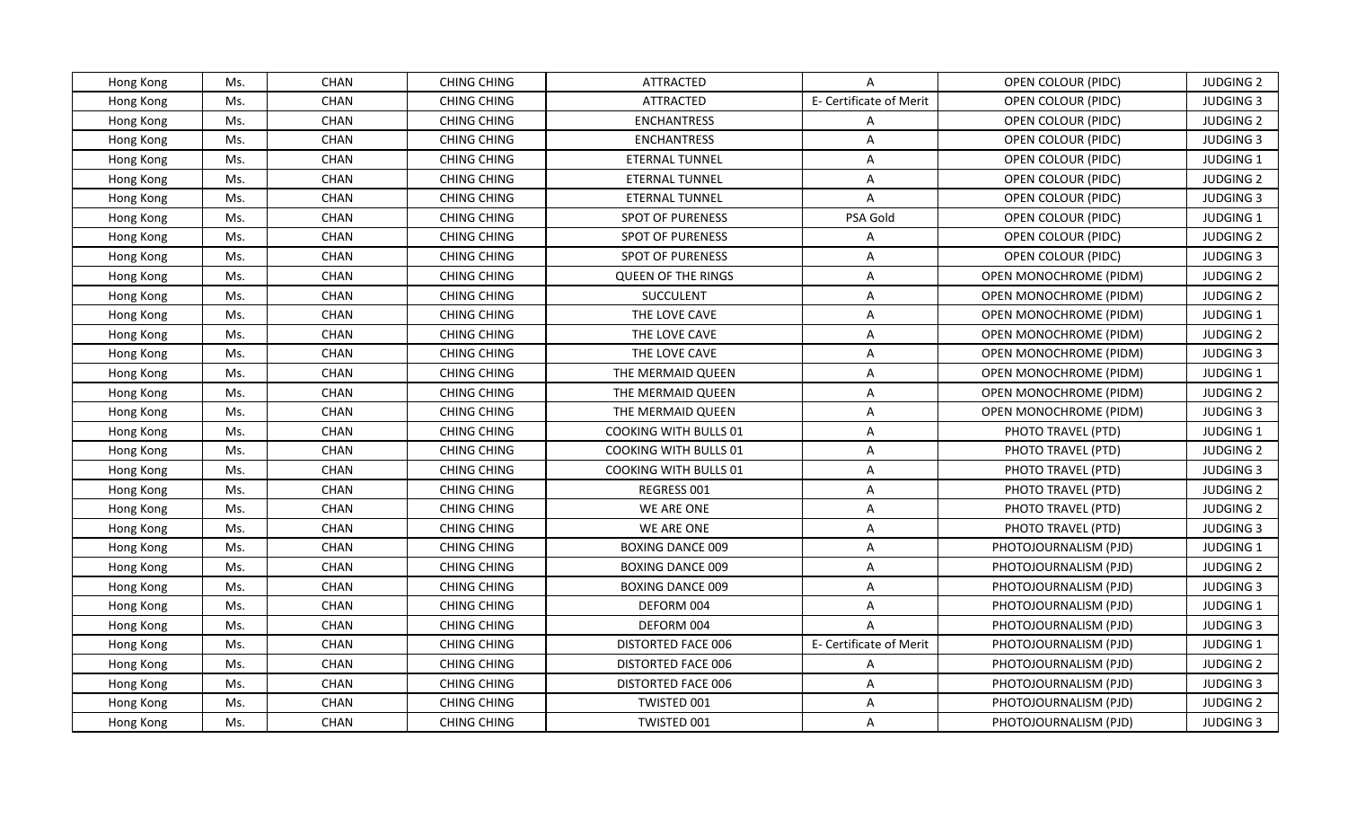| Hong Kong | Ms. | CHAN | CHING CHING | ATTRACTED | A | OPEN COLOUR (PIDC) | JUDGING 2 |
|---|---|---|---|---|---|---|---|
| Hong Kong | Ms. | CHAN | CHING CHING | ATTRACTED | E- Certificate of Merit | OPEN COLOUR (PIDC) | JUDGING 3 |
| Hong Kong | Ms. | CHAN | CHING CHING | ENCHANTRESS | A | OPEN COLOUR (PIDC) | JUDGING 2 |
| Hong Kong | Ms. | CHAN | CHING CHING | ENCHANTRESS | A | OPEN COLOUR (PIDC) | JUDGING 3 |
| Hong Kong | Ms. | CHAN | CHING CHING | ETERNAL TUNNEL | A | OPEN COLOUR (PIDC) | JUDGING 1 |
| Hong Kong | Ms. | CHAN | CHING CHING | ETERNAL TUNNEL | A | OPEN COLOUR (PIDC) | JUDGING 2 |
| Hong Kong | Ms. | CHAN | CHING CHING | ETERNAL TUNNEL | A | OPEN COLOUR (PIDC) | JUDGING 3 |
| Hong Kong | Ms. | CHAN | CHING CHING | SPOT OF PURENESS | PSA Gold | OPEN COLOUR (PIDC) | JUDGING 1 |
| Hong Kong | Ms. | CHAN | CHING CHING | SPOT OF PURENESS | A | OPEN COLOUR (PIDC) | JUDGING 2 |
| Hong Kong | Ms. | CHAN | CHING CHING | SPOT OF PURENESS | A | OPEN COLOUR (PIDC) | JUDGING 3 |
| Hong Kong | Ms. | CHAN | CHING CHING | QUEEN OF THE RINGS | A | OPEN MONOCHROME (PIDM) | JUDGING 2 |
| Hong Kong | Ms. | CHAN | CHING CHING | SUCCULENT | A | OPEN MONOCHROME (PIDM) | JUDGING 2 |
| Hong Kong | Ms. | CHAN | CHING CHING | THE LOVE CAVE | A | OPEN MONOCHROME (PIDM) | JUDGING 1 |
| Hong Kong | Ms. | CHAN | CHING CHING | THE LOVE CAVE | A | OPEN MONOCHROME (PIDM) | JUDGING 2 |
| Hong Kong | Ms. | CHAN | CHING CHING | THE LOVE CAVE | A | OPEN MONOCHROME (PIDM) | JUDGING 3 |
| Hong Kong | Ms. | CHAN | CHING CHING | THE MERMAID QUEEN | A | OPEN MONOCHROME (PIDM) | JUDGING 1 |
| Hong Kong | Ms. | CHAN | CHING CHING | THE MERMAID QUEEN | A | OPEN MONOCHROME (PIDM) | JUDGING 2 |
| Hong Kong | Ms. | CHAN | CHING CHING | THE MERMAID QUEEN | A | OPEN MONOCHROME (PIDM) | JUDGING 3 |
| Hong Kong | Ms. | CHAN | CHING CHING | COOKING WITH BULLS 01 | A | PHOTO TRAVEL (PTD) | JUDGING 1 |
| Hong Kong | Ms. | CHAN | CHING CHING | COOKING WITH BULLS 01 | A | PHOTO TRAVEL (PTD) | JUDGING 2 |
| Hong Kong | Ms. | CHAN | CHING CHING | COOKING WITH BULLS 01 | A | PHOTO TRAVEL (PTD) | JUDGING 3 |
| Hong Kong | Ms. | CHAN | CHING CHING | REGRESS 001 | A | PHOTO TRAVEL (PTD) | JUDGING 2 |
| Hong Kong | Ms. | CHAN | CHING CHING | WE ARE ONE | A | PHOTO TRAVEL (PTD) | JUDGING 2 |
| Hong Kong | Ms. | CHAN | CHING CHING | WE ARE ONE | A | PHOTO TRAVEL (PTD) | JUDGING 3 |
| Hong Kong | Ms. | CHAN | CHING CHING | BOXING DANCE 009 | A | PHOTOJOURNALISM (PJD) | JUDGING 1 |
| Hong Kong | Ms. | CHAN | CHING CHING | BOXING DANCE 009 | A | PHOTOJOURNALISM (PJD) | JUDGING 2 |
| Hong Kong | Ms. | CHAN | CHING CHING | BOXING DANCE 009 | A | PHOTOJOURNALISM (PJD) | JUDGING 3 |
| Hong Kong | Ms. | CHAN | CHING CHING | DEFORM 004 | A | PHOTOJOURNALISM (PJD) | JUDGING 1 |
| Hong Kong | Ms. | CHAN | CHING CHING | DEFORM 004 | A | PHOTOJOURNALISM (PJD) | JUDGING 3 |
| Hong Kong | Ms. | CHAN | CHING CHING | DISTORTED FACE 006 | E- Certificate of Merit | PHOTOJOURNALISM (PJD) | JUDGING 1 |
| Hong Kong | Ms. | CHAN | CHING CHING | DISTORTED FACE 006 | A | PHOTOJOURNALISM (PJD) | JUDGING 2 |
| Hong Kong | Ms. | CHAN | CHING CHING | DISTORTED FACE 006 | A | PHOTOJOURNALISM (PJD) | JUDGING 3 |
| Hong Kong | Ms. | CHAN | CHING CHING | TWISTED 001 | A | PHOTOJOURNALISM (PJD) | JUDGING 2 |
| Hong Kong | Ms. | CHAN | CHING CHING | TWISTED 001 | A | PHOTOJOURNALISM (PJD) | JUDGING 3 |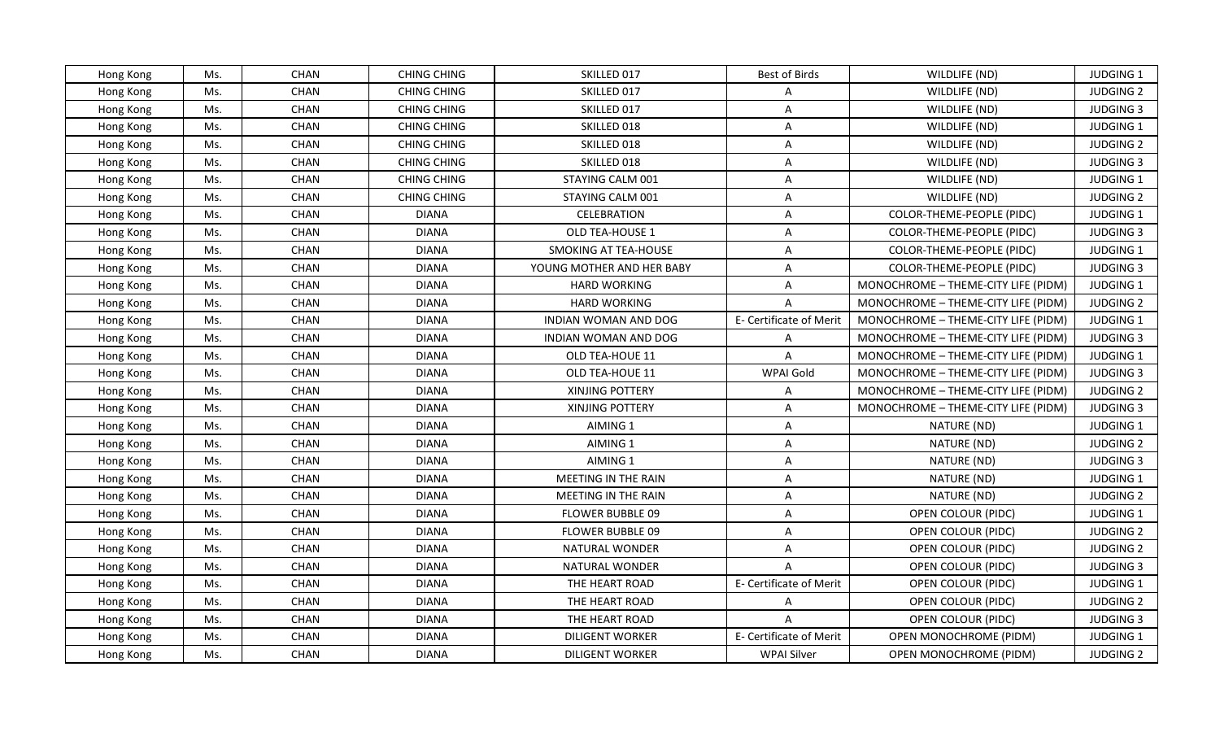| Hong Kong | Ms. | CHAN | CHING CHING | SKILLED 017 | Best of Birds | WILDLIFE (ND) | JUDGING 1 |
|---|---|---|---|---|---|---|---|
| Hong Kong | Ms. | CHAN | CHING CHING | SKILLED 017 | A | WILDLIFE (ND) | JUDGING 2 |
| Hong Kong | Ms. | CHAN | CHING CHING | SKILLED 017 | A | WILDLIFE (ND) | JUDGING 3 |
| Hong Kong | Ms. | CHAN | CHING CHING | SKILLED 018 | A | WILDLIFE (ND) | JUDGING 1 |
| Hong Kong | Ms. | CHAN | CHING CHING | SKILLED 018 | A | WILDLIFE (ND) | JUDGING 2 |
| Hong Kong | Ms. | CHAN | CHING CHING | SKILLED 018 | A | WILDLIFE (ND) | JUDGING 3 |
| Hong Kong | Ms. | CHAN | CHING CHING | STAYING CALM 001 | A | WILDLIFE (ND) | JUDGING 1 |
| Hong Kong | Ms. | CHAN | CHING CHING | STAYING CALM 001 | A | WILDLIFE (ND) | JUDGING 2 |
| Hong Kong | Ms. | CHAN | DIANA | CELEBRATION | A | COLOR-THEME-PEOPLE (PIDC) | JUDGING 1 |
| Hong Kong | Ms. | CHAN | DIANA | OLD TEA-HOUSE 1 | A | COLOR-THEME-PEOPLE (PIDC) | JUDGING 3 |
| Hong Kong | Ms. | CHAN | DIANA | SMOKING AT TEA-HOUSE | A | COLOR-THEME-PEOPLE (PIDC) | JUDGING 1 |
| Hong Kong | Ms. | CHAN | DIANA | YOUNG MOTHER AND HER BABY | A | COLOR-THEME-PEOPLE (PIDC) | JUDGING 3 |
| Hong Kong | Ms. | CHAN | DIANA | HARD WORKING | A | MONOCHROME – THEME-CITY LIFE (PIDM) | JUDGING 1 |
| Hong Kong | Ms. | CHAN | DIANA | HARD WORKING | A | MONOCHROME – THEME-CITY LIFE (PIDM) | JUDGING 2 |
| Hong Kong | Ms. | CHAN | DIANA | INDIAN WOMAN AND DOG | E- Certificate of Merit | MONOCHROME – THEME-CITY LIFE (PIDM) | JUDGING 1 |
| Hong Kong | Ms. | CHAN | DIANA | INDIAN WOMAN AND DOG | A | MONOCHROME – THEME-CITY LIFE (PIDM) | JUDGING 3 |
| Hong Kong | Ms. | CHAN | DIANA | OLD TEA-HOUE 11 | A | MONOCHROME – THEME-CITY LIFE (PIDM) | JUDGING 1 |
| Hong Kong | Ms. | CHAN | DIANA | OLD TEA-HOUE 11 | WPAI Gold | MONOCHROME – THEME-CITY LIFE (PIDM) | JUDGING 3 |
| Hong Kong | Ms. | CHAN | DIANA | XINJING POTTERY | A | MONOCHROME – THEME-CITY LIFE (PIDM) | JUDGING 2 |
| Hong Kong | Ms. | CHAN | DIANA | XINJING POTTERY | A | MONOCHROME – THEME-CITY LIFE (PIDM) | JUDGING 3 |
| Hong Kong | Ms. | CHAN | DIANA | AIMING 1 | A | NATURE (ND) | JUDGING 1 |
| Hong Kong | Ms. | CHAN | DIANA | AIMING 1 | A | NATURE (ND) | JUDGING 2 |
| Hong Kong | Ms. | CHAN | DIANA | AIMING 1 | A | NATURE (ND) | JUDGING 3 |
| Hong Kong | Ms. | CHAN | DIANA | MEETING IN THE RAIN | A | NATURE (ND) | JUDGING 1 |
| Hong Kong | Ms. | CHAN | DIANA | MEETING IN THE RAIN | A | NATURE (ND) | JUDGING 2 |
| Hong Kong | Ms. | CHAN | DIANA | FLOWER BUBBLE 09 | A | OPEN COLOUR (PIDC) | JUDGING 1 |
| Hong Kong | Ms. | CHAN | DIANA | FLOWER BUBBLE 09 | A | OPEN COLOUR (PIDC) | JUDGING 2 |
| Hong Kong | Ms. | CHAN | DIANA | NATURAL WONDER | A | OPEN COLOUR (PIDC) | JUDGING 2 |
| Hong Kong | Ms. | CHAN | DIANA | NATURAL WONDER | A | OPEN COLOUR (PIDC) | JUDGING 3 |
| Hong Kong | Ms. | CHAN | DIANA | THE HEART ROAD | E- Certificate of Merit | OPEN COLOUR (PIDC) | JUDGING 1 |
| Hong Kong | Ms. | CHAN | DIANA | THE HEART ROAD | A | OPEN COLOUR (PIDC) | JUDGING 2 |
| Hong Kong | Ms. | CHAN | DIANA | THE HEART ROAD | A | OPEN COLOUR (PIDC) | JUDGING 3 |
| Hong Kong | Ms. | CHAN | DIANA | DILIGENT WORKER | E- Certificate of Merit | OPEN MONOCHROME (PIDM) | JUDGING 1 |
| Hong Kong | Ms. | CHAN | DIANA | DILIGENT WORKER | WPAI Silver | OPEN MONOCHROME (PIDM) | JUDGING 2 |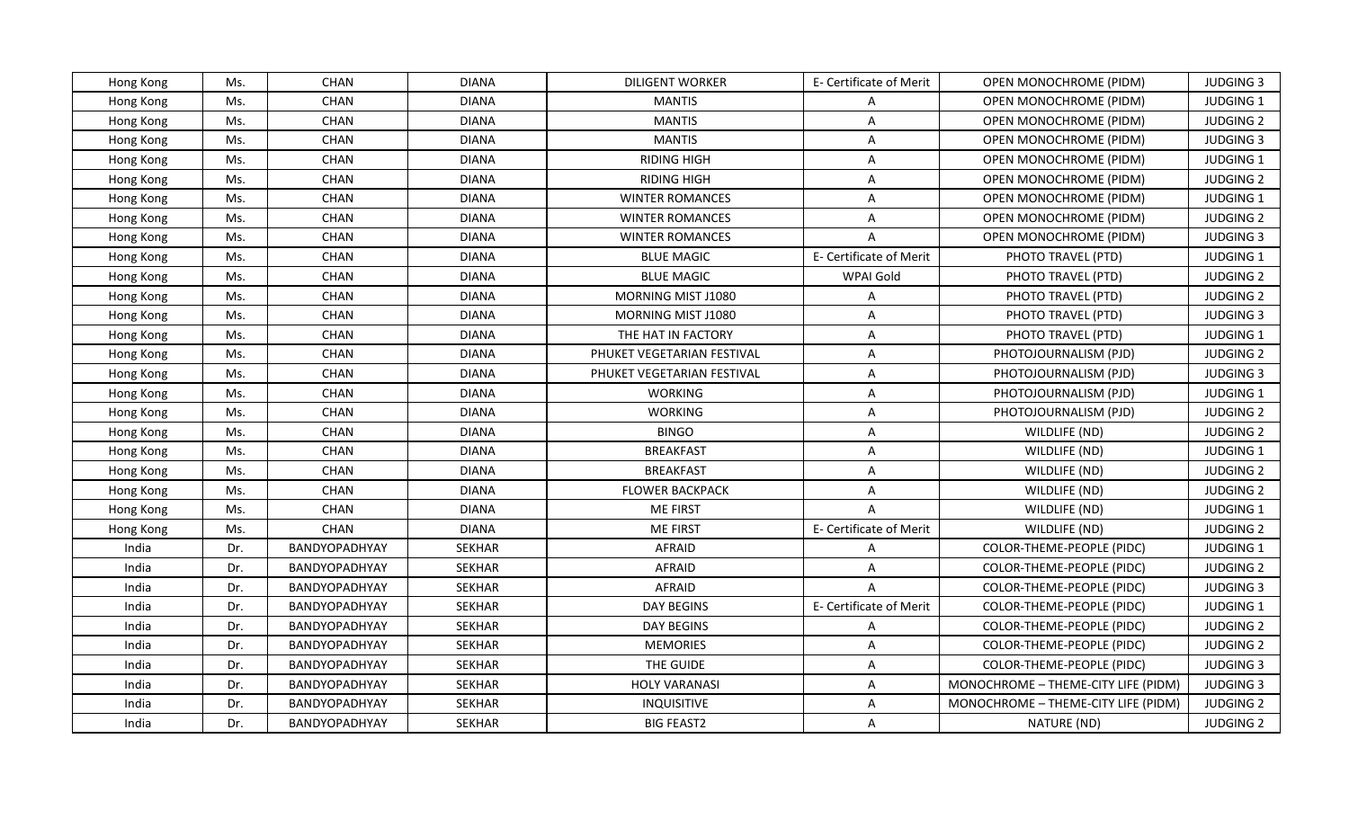| | | | | | | | |
|---|---|---|---|---|---|---|---|
| Hong Kong | Ms. | CHAN | DIANA | DILIGENT WORKER | E- Certificate of Merit | OPEN MONOCHROME (PIDM) | JUDGING 3 |
| Hong Kong | Ms. | CHAN | DIANA | MANTIS | A | OPEN MONOCHROME (PIDM) | JUDGING 1 |
| Hong Kong | Ms. | CHAN | DIANA | MANTIS | A | OPEN MONOCHROME (PIDM) | JUDGING 2 |
| Hong Kong | Ms. | CHAN | DIANA | MANTIS | A | OPEN MONOCHROME (PIDM) | JUDGING 3 |
| Hong Kong | Ms. | CHAN | DIANA | RIDING HIGH | A | OPEN MONOCHROME (PIDM) | JUDGING 1 |
| Hong Kong | Ms. | CHAN | DIANA | RIDING HIGH | A | OPEN MONOCHROME (PIDM) | JUDGING 2 |
| Hong Kong | Ms. | CHAN | DIANA | WINTER ROMANCES | A | OPEN MONOCHROME (PIDM) | JUDGING 1 |
| Hong Kong | Ms. | CHAN | DIANA | WINTER ROMANCES | A | OPEN MONOCHROME (PIDM) | JUDGING 2 |
| Hong Kong | Ms. | CHAN | DIANA | WINTER ROMANCES | A | OPEN MONOCHROME (PIDM) | JUDGING 3 |
| Hong Kong | Ms. | CHAN | DIANA | BLUE MAGIC | E- Certificate of Merit | PHOTO TRAVEL (PTD) | JUDGING 1 |
| Hong Kong | Ms. | CHAN | DIANA | BLUE MAGIC | WPAI Gold | PHOTO TRAVEL (PTD) | JUDGING 2 |
| Hong Kong | Ms. | CHAN | DIANA | MORNING MIST J1080 | A | PHOTO TRAVEL (PTD) | JUDGING 2 |
| Hong Kong | Ms. | CHAN | DIANA | MORNING MIST J1080 | A | PHOTO TRAVEL (PTD) | JUDGING 3 |
| Hong Kong | Ms. | CHAN | DIANA | THE HAT IN FACTORY | A | PHOTO TRAVEL (PTD) | JUDGING 1 |
| Hong Kong | Ms. | CHAN | DIANA | PHUKET VEGETARIAN FESTIVAL | A | PHOTOJOURNALISM (PJD) | JUDGING 2 |
| Hong Kong | Ms. | CHAN | DIANA | PHUKET VEGETARIAN FESTIVAL | A | PHOTOJOURNALISM (PJD) | JUDGING 3 |
| Hong Kong | Ms. | CHAN | DIANA | WORKING | A | PHOTOJOURNALISM (PJD) | JUDGING 1 |
| Hong Kong | Ms. | CHAN | DIANA | WORKING | A | PHOTOJOURNALISM (PJD) | JUDGING 2 |
| Hong Kong | Ms. | CHAN | DIANA | BINGO | A | WILDLIFE (ND) | JUDGING 2 |
| Hong Kong | Ms. | CHAN | DIANA | BREAKFAST | A | WILDLIFE (ND) | JUDGING 1 |
| Hong Kong | Ms. | CHAN | DIANA | BREAKFAST | A | WILDLIFE (ND) | JUDGING 2 |
| Hong Kong | Ms. | CHAN | DIANA | FLOWER BACKPACK | A | WILDLIFE (ND) | JUDGING 2 |
| Hong Kong | Ms. | CHAN | DIANA | ME FIRST | A | WILDLIFE (ND) | JUDGING 1 |
| Hong Kong | Ms. | CHAN | DIANA | ME FIRST | E- Certificate of Merit | WILDLIFE (ND) | JUDGING 2 |
| India | Dr. | BANDYOPADHYAY | SEKHAR | AFRAID | A | COLOR-THEME-PEOPLE (PIDC) | JUDGING 1 |
| India | Dr. | BANDYOPADHYAY | SEKHAR | AFRAID | A | COLOR-THEME-PEOPLE (PIDC) | JUDGING 2 |
| India | Dr. | BANDYOPADHYAY | SEKHAR | AFRAID | A | COLOR-THEME-PEOPLE (PIDC) | JUDGING 3 |
| India | Dr. | BANDYOPADHYAY | SEKHAR | DAY BEGINS | E- Certificate of Merit | COLOR-THEME-PEOPLE (PIDC) | JUDGING 1 |
| India | Dr. | BANDYOPADHYAY | SEKHAR | DAY BEGINS | A | COLOR-THEME-PEOPLE (PIDC) | JUDGING 2 |
| India | Dr. | BANDYOPADHYAY | SEKHAR | MEMORIES | A | COLOR-THEME-PEOPLE (PIDC) | JUDGING 2 |
| India | Dr. | BANDYOPADHYAY | SEKHAR | THE GUIDE | A | COLOR-THEME-PEOPLE (PIDC) | JUDGING 3 |
| India | Dr. | BANDYOPADHYAY | SEKHAR | HOLY VARANASI | A | MONOCHROME – THEME-CITY LIFE (PIDM) | JUDGING 3 |
| India | Dr. | BANDYOPADHYAY | SEKHAR | INQUISITIVE | A | MONOCHROME – THEME-CITY LIFE (PIDM) | JUDGING 2 |
| India | Dr. | BANDYOPADHYAY | SEKHAR | BIG FEAST2 | A | NATURE (ND) | JUDGING 2 |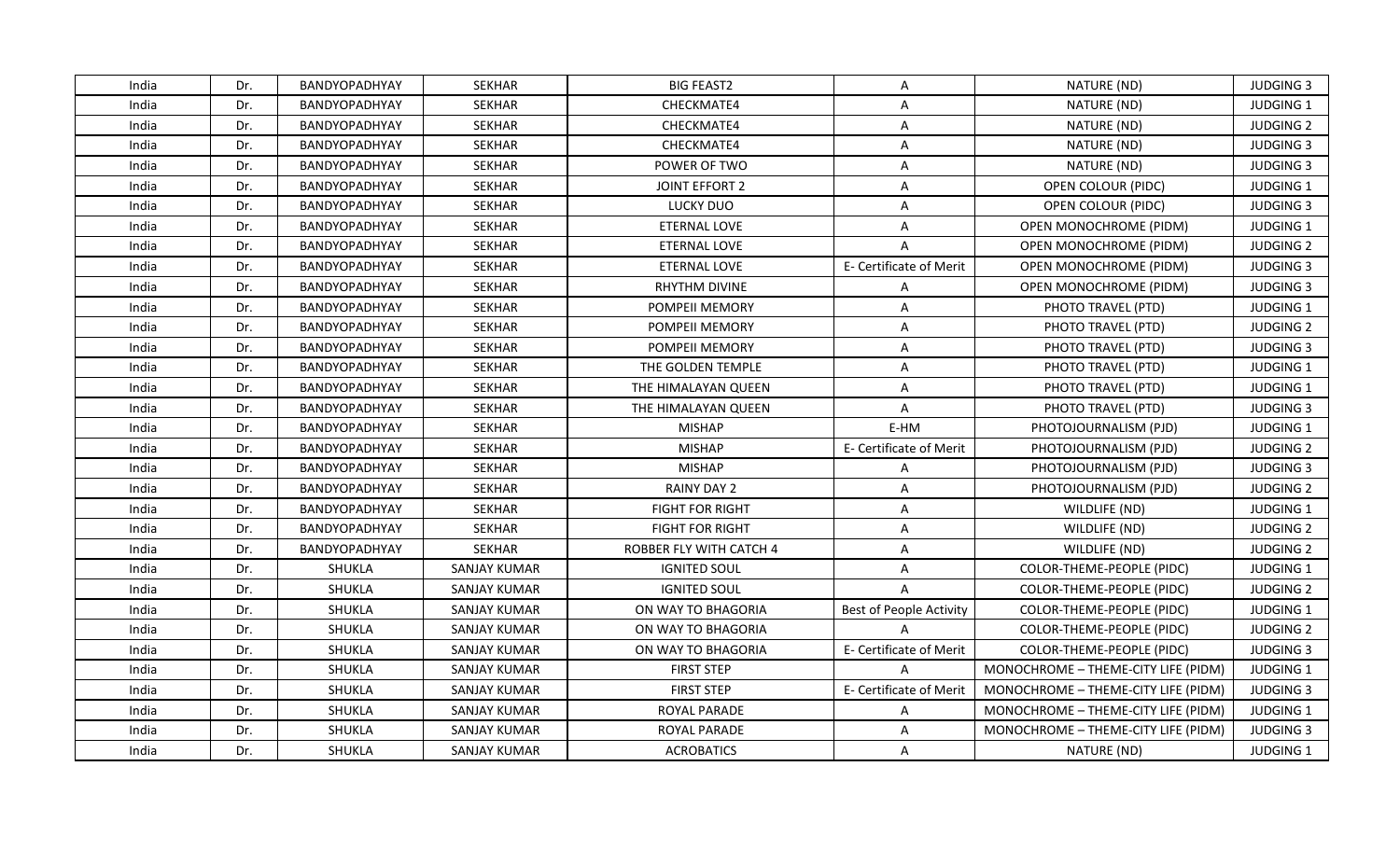| India | Dr. | BANDYOPADHYAY | SEKHAR | BIG FEAST2 | A | NATURE (ND) | JUDGING 3 |
|---|---|---|---|---|---|---|---|
| India | Dr. | BANDYOPADHYAY | SEKHAR | CHECKMATE4 | A | NATURE (ND) | JUDGING 1 |
| India | Dr. | BANDYOPADHYAY | SEKHAR | CHECKMATE4 | A | NATURE (ND) | JUDGING 2 |
| India | Dr. | BANDYOPADHYAY | SEKHAR | CHECKMATE4 | A | NATURE (ND) | JUDGING 3 |
| India | Dr. | BANDYOPADHYAY | SEKHAR | POWER OF TWO | A | NATURE (ND) | JUDGING 3 |
| India | Dr. | BANDYOPADHYAY | SEKHAR | JOINT EFFORT 2 | A | OPEN COLOUR (PIDC) | JUDGING 1 |
| India | Dr. | BANDYOPADHYAY | SEKHAR | LUCKY DUO | A | OPEN COLOUR (PIDC) | JUDGING 3 |
| India | Dr. | BANDYOPADHYAY | SEKHAR | ETERNAL LOVE | A | OPEN MONOCHROME (PIDM) | JUDGING 1 |
| India | Dr. | BANDYOPADHYAY | SEKHAR | ETERNAL LOVE | A | OPEN MONOCHROME (PIDM) | JUDGING 2 |
| India | Dr. | BANDYOPADHYAY | SEKHAR | ETERNAL LOVE | E- Certificate of Merit | OPEN MONOCHROME (PIDM) | JUDGING 3 |
| India | Dr. | BANDYOPADHYAY | SEKHAR | RHYTHM DIVINE | A | OPEN MONOCHROME (PIDM) | JUDGING 3 |
| India | Dr. | BANDYOPADHYAY | SEKHAR | POMPEII MEMORY | A | PHOTO TRAVEL (PTD) | JUDGING 1 |
| India | Dr. | BANDYOPADHYAY | SEKHAR | POMPEII MEMORY | A | PHOTO TRAVEL (PTD) | JUDGING 2 |
| India | Dr. | BANDYOPADHYAY | SEKHAR | POMPEII MEMORY | A | PHOTO TRAVEL (PTD) | JUDGING 3 |
| India | Dr. | BANDYOPADHYAY | SEKHAR | THE GOLDEN TEMPLE | A | PHOTO TRAVEL (PTD) | JUDGING 1 |
| India | Dr. | BANDYOPADHYAY | SEKHAR | THE HIMALAYAN QUEEN | A | PHOTO TRAVEL (PTD) | JUDGING 1 |
| India | Dr. | BANDYOPADHYAY | SEKHAR | THE HIMALAYAN QUEEN | A | PHOTO TRAVEL (PTD) | JUDGING 3 |
| India | Dr. | BANDYOPADHYAY | SEKHAR | MISHAP | E-HM | PHOTOJOURNALISM (PJD) | JUDGING 1 |
| India | Dr. | BANDYOPADHYAY | SEKHAR | MISHAP | E- Certificate of Merit | PHOTOJOURNALISM (PJD) | JUDGING 2 |
| India | Dr. | BANDYOPADHYAY | SEKHAR | MISHAP | A | PHOTOJOURNALISM (PJD) | JUDGING 3 |
| India | Dr. | BANDYOPADHYAY | SEKHAR | RAINY DAY 2 | A | PHOTOJOURNALISM (PJD) | JUDGING 2 |
| India | Dr. | BANDYOPADHYAY | SEKHAR | FIGHT FOR RIGHT | A | WILDLIFE (ND) | JUDGING 1 |
| India | Dr. | BANDYOPADHYAY | SEKHAR | FIGHT FOR RIGHT | A | WILDLIFE (ND) | JUDGING 2 |
| India | Dr. | BANDYOPADHYAY | SEKHAR | ROBBER FLY WITH CATCH 4 | A | WILDLIFE (ND) | JUDGING 2 |
| India | Dr. | SHUKLA | SANJAY KUMAR | IGNITED SOUL | A | COLOR-THEME-PEOPLE (PIDC) | JUDGING 1 |
| India | Dr. | SHUKLA | SANJAY KUMAR | IGNITED SOUL | A | COLOR-THEME-PEOPLE (PIDC) | JUDGING 2 |
| India | Dr. | SHUKLA | SANJAY KUMAR | ON WAY TO BHAGORIA | Best of People Activity | COLOR-THEME-PEOPLE (PIDC) | JUDGING 1 |
| India | Dr. | SHUKLA | SANJAY KUMAR | ON WAY TO BHAGORIA | A | COLOR-THEME-PEOPLE (PIDC) | JUDGING 2 |
| India | Dr. | SHUKLA | SANJAY KUMAR | ON WAY TO BHAGORIA | E- Certificate of Merit | COLOR-THEME-PEOPLE (PIDC) | JUDGING 3 |
| India | Dr. | SHUKLA | SANJAY KUMAR | FIRST STEP | A | MONOCHROME – THEME-CITY LIFE (PIDM) | JUDGING 1 |
| India | Dr. | SHUKLA | SANJAY KUMAR | FIRST STEP | E- Certificate of Merit | MONOCHROME – THEME-CITY LIFE (PIDM) | JUDGING 3 |
| India | Dr. | SHUKLA | SANJAY KUMAR | ROYAL PARADE | A | MONOCHROME – THEME-CITY LIFE (PIDM) | JUDGING 1 |
| India | Dr. | SHUKLA | SANJAY KUMAR | ROYAL PARADE | A | MONOCHROME – THEME-CITY LIFE (PIDM) | JUDGING 3 |
| India | Dr. | SHUKLA | SANJAY KUMAR | ACROBATICS | A | NATURE (ND) | JUDGING 1 |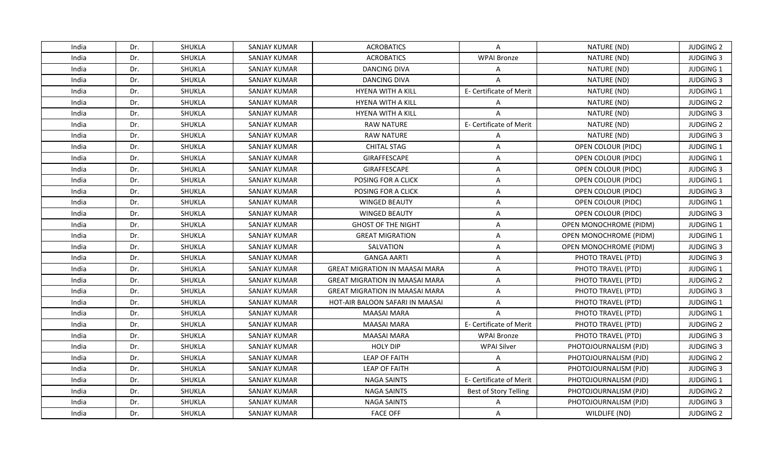| India | Dr. | SHUKLA | SANJAY KUMAR | ACROBATICS | A | NATURE (ND) | JUDGING 2 |
|---|---|---|---|---|---|---|---|
| India | Dr. | SHUKLA | SANJAY KUMAR | ACROBATICS | WPAI Bronze | NATURE (ND) | JUDGING 3 |
| India | Dr. | SHUKLA | SANJAY KUMAR | DANCING DIVA | A | NATURE (ND) | JUDGING 1 |
| India | Dr. | SHUKLA | SANJAY KUMAR | DANCING DIVA | A | NATURE (ND) | JUDGING 3 |
| India | Dr. | SHUKLA | SANJAY KUMAR | HYENA WITH A KILL | E- Certificate of Merit | NATURE (ND) | JUDGING 1 |
| India | Dr. | SHUKLA | SANJAY KUMAR | HYENA WITH A KILL | A | NATURE (ND) | JUDGING 2 |
| India | Dr. | SHUKLA | SANJAY KUMAR | HYENA WITH A KILL | A | NATURE (ND) | JUDGING 3 |
| India | Dr. | SHUKLA | SANJAY KUMAR | RAW NATURE | E- Certificate of Merit | NATURE (ND) | JUDGING 2 |
| India | Dr. | SHUKLA | SANJAY KUMAR | RAW NATURE | A | NATURE (ND) | JUDGING 3 |
| India | Dr. | SHUKLA | SANJAY KUMAR | CHITAL STAG | A | OPEN COLOUR (PIDC) | JUDGING 1 |
| India | Dr. | SHUKLA | SANJAY KUMAR | GIRAFFESCAPE | A | OPEN COLOUR (PIDC) | JUDGING 1 |
| India | Dr. | SHUKLA | SANJAY KUMAR | GIRAFFESCAPE | A | OPEN COLOUR (PIDC) | JUDGING 3 |
| India | Dr. | SHUKLA | SANJAY KUMAR | POSING FOR A CLICK | A | OPEN COLOUR (PIDC) | JUDGING 1 |
| India | Dr. | SHUKLA | SANJAY KUMAR | POSING FOR A CLICK | A | OPEN COLOUR (PIDC) | JUDGING 3 |
| India | Dr. | SHUKLA | SANJAY KUMAR | WINGED BEAUTY | A | OPEN COLOUR (PIDC) | JUDGING 1 |
| India | Dr. | SHUKLA | SANJAY KUMAR | WINGED BEAUTY | A | OPEN COLOUR (PIDC) | JUDGING 3 |
| India | Dr. | SHUKLA | SANJAY KUMAR | GHOST OF THE NIGHT | A | OPEN MONOCHROME (PIDM) | JUDGING 1 |
| India | Dr. | SHUKLA | SANJAY KUMAR | GREAT MIGRATION | A | OPEN MONOCHROME (PIDM) | JUDGING 1 |
| India | Dr. | SHUKLA | SANJAY KUMAR | SALVATION | A | OPEN MONOCHROME (PIDM) | JUDGING 3 |
| India | Dr. | SHUKLA | SANJAY KUMAR | GANGA AARTI | A | PHOTO TRAVEL (PTD) | JUDGING 3 |
| India | Dr. | SHUKLA | SANJAY KUMAR | GREAT MIGRATION IN MAASAI MARA | A | PHOTO TRAVEL (PTD) | JUDGING 1 |
| India | Dr. | SHUKLA | SANJAY KUMAR | GREAT MIGRATION IN MAASAI MARA | A | PHOTO TRAVEL (PTD) | JUDGING 2 |
| India | Dr. | SHUKLA | SANJAY KUMAR | GREAT MIGRATION IN MAASAI MARA | A | PHOTO TRAVEL (PTD) | JUDGING 3 |
| India | Dr. | SHUKLA | SANJAY KUMAR | HOT-AIR BALOON SAFARI IN MAASAI | A | PHOTO TRAVEL (PTD) | JUDGING 1 |
| India | Dr. | SHUKLA | SANJAY KUMAR | MAASAI MARA | A | PHOTO TRAVEL (PTD) | JUDGING 1 |
| India | Dr. | SHUKLA | SANJAY KUMAR | MAASAI MARA | E- Certificate of Merit | PHOTO TRAVEL (PTD) | JUDGING 2 |
| India | Dr. | SHUKLA | SANJAY KUMAR | MAASAI MARA | WPAI Bronze | PHOTO TRAVEL (PTD) | JUDGING 3 |
| India | Dr. | SHUKLA | SANJAY KUMAR | HOLY DIP | WPAI Silver | PHOTOJOURNALISM (PJD) | JUDGING 3 |
| India | Dr. | SHUKLA | SANJAY KUMAR | LEAP OF FAITH | A | PHOTOJOURNALISM (PJD) | JUDGING 2 |
| India | Dr. | SHUKLA | SANJAY KUMAR | LEAP OF FAITH | A | PHOTOJOURNALISM (PJD) | JUDGING 3 |
| India | Dr. | SHUKLA | SANJAY KUMAR | NAGA SAINTS | E- Certificate of Merit | PHOTOJOURNALISM (PJD) | JUDGING 1 |
| India | Dr. | SHUKLA | SANJAY KUMAR | NAGA SAINTS | Best of Story Telling | PHOTOJOURNALISM (PJD) | JUDGING 2 |
| India | Dr. | SHUKLA | SANJAY KUMAR | NAGA SAINTS | A | PHOTOJOURNALISM (PJD) | JUDGING 3 |
| India | Dr. | SHUKLA | SANJAY KUMAR | FACE OFF | A | WILDLIFE (ND) | JUDGING 2 |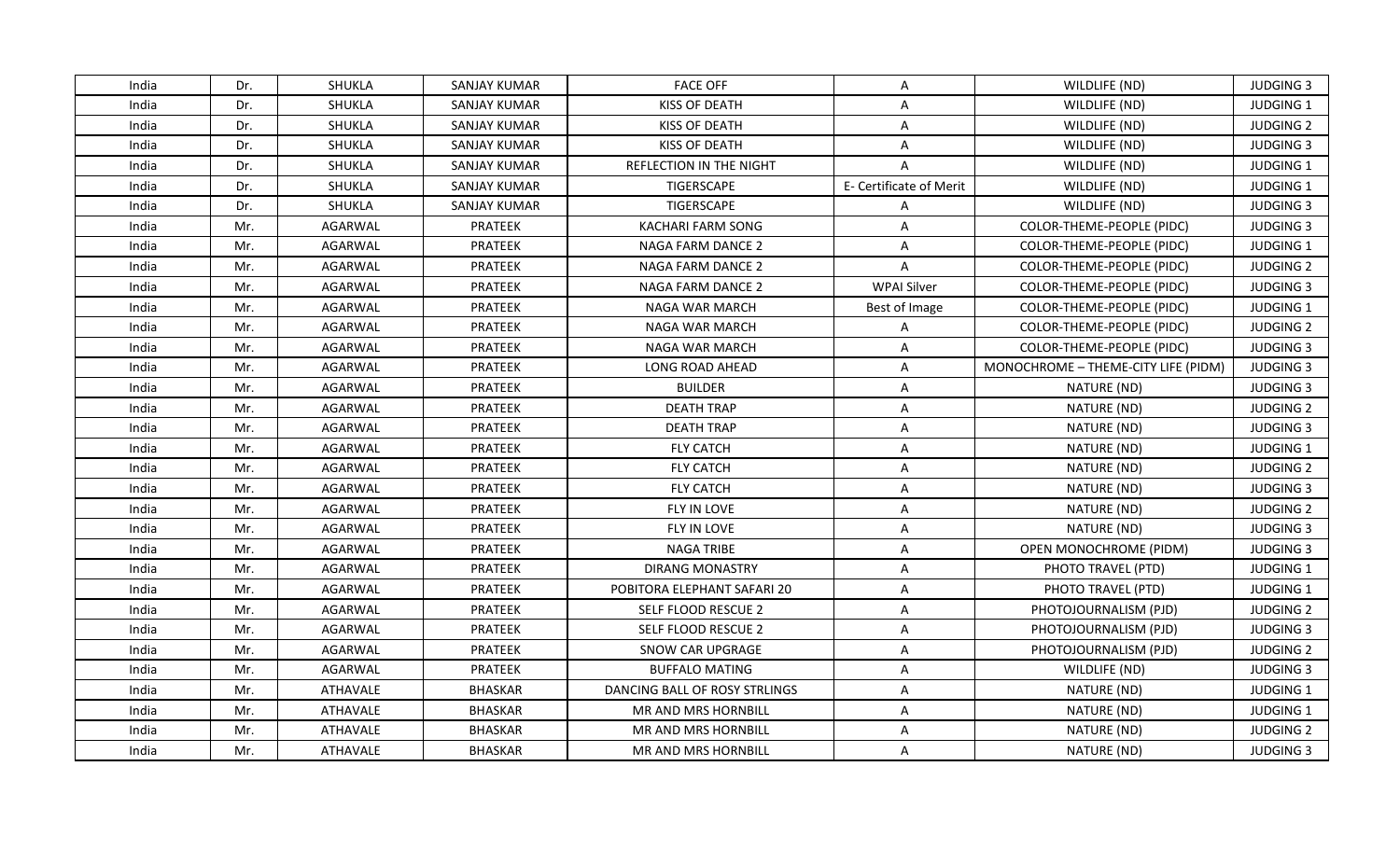| India | Dr. | SHUKLA | SANJAY KUMAR | FACE OFF | A | WILDLIFE (ND) | JUDGING 3 |
|---|---|---|---|---|---|---|---|
| India | Dr. | SHUKLA | SANJAY KUMAR | KISS OF DEATH | A | WILDLIFE (ND) | JUDGING 1 |
| India | Dr. | SHUKLA | SANJAY KUMAR | KISS OF DEATH | A | WILDLIFE (ND) | JUDGING 2 |
| India | Dr. | SHUKLA | SANJAY KUMAR | KISS OF DEATH | A | WILDLIFE (ND) | JUDGING 3 |
| India | Dr. | SHUKLA | SANJAY KUMAR | REFLECTION IN THE NIGHT | A | WILDLIFE (ND) | JUDGING 1 |
| India | Dr. | SHUKLA | SANJAY KUMAR | TIGERSCAPE | E- Certificate of Merit | WILDLIFE (ND) | JUDGING 1 |
| India | Dr. | SHUKLA | SANJAY KUMAR | TIGERSCAPE | A | WILDLIFE (ND) | JUDGING 3 |
| India | Mr. | AGARWAL | PRATEEK | KACHARI FARM SONG | A | COLOR-THEME-PEOPLE (PIDC) | JUDGING 3 |
| India | Mr. | AGARWAL | PRATEEK | NAGA FARM DANCE 2 | A | COLOR-THEME-PEOPLE (PIDC) | JUDGING 1 |
| India | Mr. | AGARWAL | PRATEEK | NAGA FARM DANCE 2 | A | COLOR-THEME-PEOPLE (PIDC) | JUDGING 2 |
| India | Mr. | AGARWAL | PRATEEK | NAGA FARM DANCE 2 | WPAI Silver | COLOR-THEME-PEOPLE (PIDC) | JUDGING 3 |
| India | Mr. | AGARWAL | PRATEEK | NAGA WAR MARCH | Best of Image | COLOR-THEME-PEOPLE (PIDC) | JUDGING 1 |
| India | Mr. | AGARWAL | PRATEEK | NAGA WAR MARCH | A | COLOR-THEME-PEOPLE (PIDC) | JUDGING 2 |
| India | Mr. | AGARWAL | PRATEEK | NAGA WAR MARCH | A | COLOR-THEME-PEOPLE (PIDC) | JUDGING 3 |
| India | Mr. | AGARWAL | PRATEEK | LONG ROAD AHEAD | A | MONOCHROME – THEME-CITY LIFE (PIDM) | JUDGING 3 |
| India | Mr. | AGARWAL | PRATEEK | BUILDER | A | NATURE (ND) | JUDGING 3 |
| India | Mr. | AGARWAL | PRATEEK | DEATH TRAP | A | NATURE (ND) | JUDGING 2 |
| India | Mr. | AGARWAL | PRATEEK | DEATH TRAP | A | NATURE (ND) | JUDGING 3 |
| India | Mr. | AGARWAL | PRATEEK | FLY CATCH | A | NATURE (ND) | JUDGING 1 |
| India | Mr. | AGARWAL | PRATEEK | FLY CATCH | A | NATURE (ND) | JUDGING 2 |
| India | Mr. | AGARWAL | PRATEEK | FLY CATCH | A | NATURE (ND) | JUDGING 3 |
| India | Mr. | AGARWAL | PRATEEK | FLY IN LOVE | A | NATURE (ND) | JUDGING 2 |
| India | Mr. | AGARWAL | PRATEEK | FLY IN LOVE | A | NATURE (ND) | JUDGING 3 |
| India | Mr. | AGARWAL | PRATEEK | NAGA TRIBE | A | OPEN MONOCHROME (PIDM) | JUDGING 3 |
| India | Mr. | AGARWAL | PRATEEK | DIRANG MONASTRY | A | PHOTO TRAVEL (PTD) | JUDGING 1 |
| India | Mr. | AGARWAL | PRATEEK | POBITORA ELEPHANT SAFARI 20 | A | PHOTO TRAVEL (PTD) | JUDGING 1 |
| India | Mr. | AGARWAL | PRATEEK | SELF FLOOD RESCUE 2 | A | PHOTOJOURNALISM (PJD) | JUDGING 2 |
| India | Mr. | AGARWAL | PRATEEK | SELF FLOOD RESCUE 2 | A | PHOTOJOURNALISM (PJD) | JUDGING 3 |
| India | Mr. | AGARWAL | PRATEEK | SNOW CAR UPGRAGE | A | PHOTOJOURNALISM (PJD) | JUDGING 2 |
| India | Mr. | AGARWAL | PRATEEK | BUFFALO MATING | A | WILDLIFE (ND) | JUDGING 3 |
| India | Mr. | ATHAVALE | BHASKAR | DANCING BALL OF ROSY STRLINGS | A | NATURE (ND) | JUDGING 1 |
| India | Mr. | ATHAVALE | BHASKAR | MR AND MRS HORNBILL | A | NATURE (ND) | JUDGING 1 |
| India | Mr. | ATHAVALE | BHASKAR | MR AND MRS HORNBILL | A | NATURE (ND) | JUDGING 2 |
| India | Mr. | ATHAVALE | BHASKAR | MR AND MRS HORNBILL | A | NATURE (ND) | JUDGING 3 |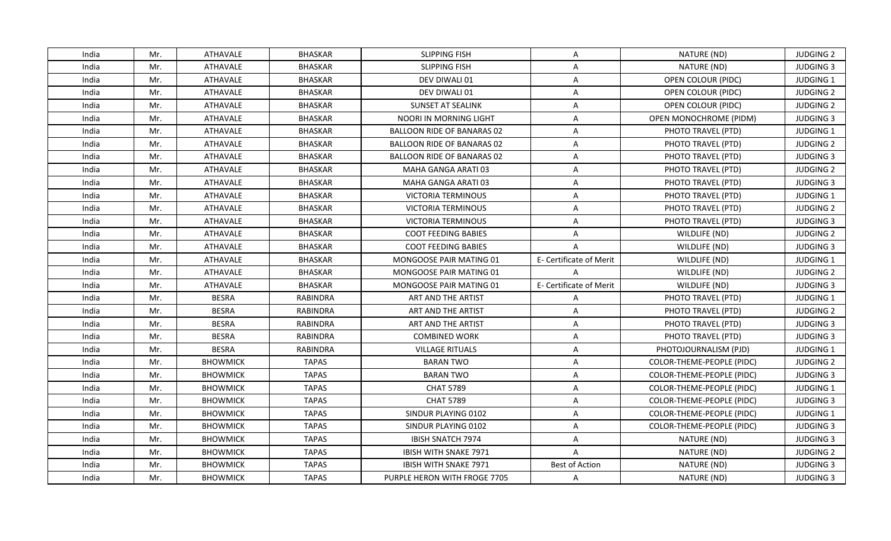| India | Mr. | ATHAVALE | BHASKAR | SLIPPING FISH | A | NATURE (ND) | JUDGING 2 |
|---|---|---|---|---|---|---|---|
| India | Mr. | ATHAVALE | BHASKAR | SLIPPING FISH | A | NATURE (ND) | JUDGING 3 |
| India | Mr. | ATHAVALE | BHASKAR | DEV DIWALI 01 | A | OPEN COLOUR (PIDC) | JUDGING 1 |
| India | Mr. | ATHAVALE | BHASKAR | DEV DIWALI 01 | A | OPEN COLOUR (PIDC) | JUDGING 2 |
| India | Mr. | ATHAVALE | BHASKAR | SUNSET AT SEALINK | A | OPEN COLOUR (PIDC) | JUDGING 2 |
| India | Mr. | ATHAVALE | BHASKAR | NOORI IN MORNING LIGHT | A | OPEN MONOCHROME (PIDM) | JUDGING 3 |
| India | Mr. | ATHAVALE | BHASKAR | BALLOON RIDE OF BANARAS 02 | A | PHOTO TRAVEL (PTD) | JUDGING 1 |
| India | Mr. | ATHAVALE | BHASKAR | BALLOON RIDE OF BANARAS 02 | A | PHOTO TRAVEL (PTD) | JUDGING 2 |
| India | Mr. | ATHAVALE | BHASKAR | BALLOON RIDE OF BANARAS 02 | A | PHOTO TRAVEL (PTD) | JUDGING 3 |
| India | Mr. | ATHAVALE | BHASKAR | MAHA GANGA ARATI 03 | A | PHOTO TRAVEL (PTD) | JUDGING 2 |
| India | Mr. | ATHAVALE | BHASKAR | MAHA GANGA ARATI 03 | A | PHOTO TRAVEL (PTD) | JUDGING 3 |
| India | Mr. | ATHAVALE | BHASKAR | VICTORIA TERMINOUS | A | PHOTO TRAVEL (PTD) | JUDGING 1 |
| India | Mr. | ATHAVALE | BHASKAR | VICTORIA TERMINOUS | A | PHOTO TRAVEL (PTD) | JUDGING 2 |
| India | Mr. | ATHAVALE | BHASKAR | VICTORIA TERMINOUS | A | PHOTO TRAVEL (PTD) | JUDGING 3 |
| India | Mr. | ATHAVALE | BHASKAR | COOT FEEDING BABIES | A | WILDLIFE (ND) | JUDGING 2 |
| India | Mr. | ATHAVALE | BHASKAR | COOT FEEDING BABIES | A | WILDLIFE (ND) | JUDGING 3 |
| India | Mr. | ATHAVALE | BHASKAR | MONGOOSE PAIR MATING 01 | E- Certificate of Merit | WILDLIFE (ND) | JUDGING 1 |
| India | Mr. | ATHAVALE | BHASKAR | MONGOOSE PAIR MATING 01 | A | WILDLIFE (ND) | JUDGING 2 |
| India | Mr. | ATHAVALE | BHASKAR | MONGOOSE PAIR MATING 01 | E- Certificate of Merit | WILDLIFE (ND) | JUDGING 3 |
| India | Mr. | BESRA | RABINDRA | ART AND THE ARTIST | A | PHOTO TRAVEL (PTD) | JUDGING 1 |
| India | Mr. | BESRA | RABINDRA | ART AND THE ARTIST | A | PHOTO TRAVEL (PTD) | JUDGING 2 |
| India | Mr. | BESRA | RABINDRA | ART AND THE ARTIST | A | PHOTO TRAVEL (PTD) | JUDGING 3 |
| India | Mr. | BESRA | RABINDRA | COMBINED WORK | A | PHOTO TRAVEL (PTD) | JUDGING 3 |
| India | Mr. | BESRA | RABINDRA | VILLAGE RITUALS | A | PHOTOJOURNALISM (PJD) | JUDGING 1 |
| India | Mr. | BHOWMICK | TAPAS | BARAN TWO | A | COLOR-THEME-PEOPLE (PIDC) | JUDGING 2 |
| India | Mr. | BHOWMICK | TAPAS | BARAN TWO | A | COLOR-THEME-PEOPLE (PIDC) | JUDGING 3 |
| India | Mr. | BHOWMICK | TAPAS | CHAT 5789 | A | COLOR-THEME-PEOPLE (PIDC) | JUDGING 1 |
| India | Mr. | BHOWMICK | TAPAS | CHAT 5789 | A | COLOR-THEME-PEOPLE (PIDC) | JUDGING 3 |
| India | Mr. | BHOWMICK | TAPAS | SINDUR PLAYING 0102 | A | COLOR-THEME-PEOPLE (PIDC) | JUDGING 1 |
| India | Mr. | BHOWMICK | TAPAS | SINDUR PLAYING 0102 | A | COLOR-THEME-PEOPLE (PIDC) | JUDGING 3 |
| India | Mr. | BHOWMICK | TAPAS | IBISH SNATCH 7974 | A | NATURE (ND) | JUDGING 3 |
| India | Mr. | BHOWMICK | TAPAS | IBISH WITH SNAKE 7971 | A | NATURE (ND) | JUDGING 2 |
| India | Mr. | BHOWMICK | TAPAS | IBISH WITH SNAKE 7971 | Best of Action | NATURE (ND) | JUDGING 3 |
| India | Mr. | BHOWMICK | TAPAS | PURPLE HERON WITH FROGE 7705 | A | NATURE (ND) | JUDGING 3 |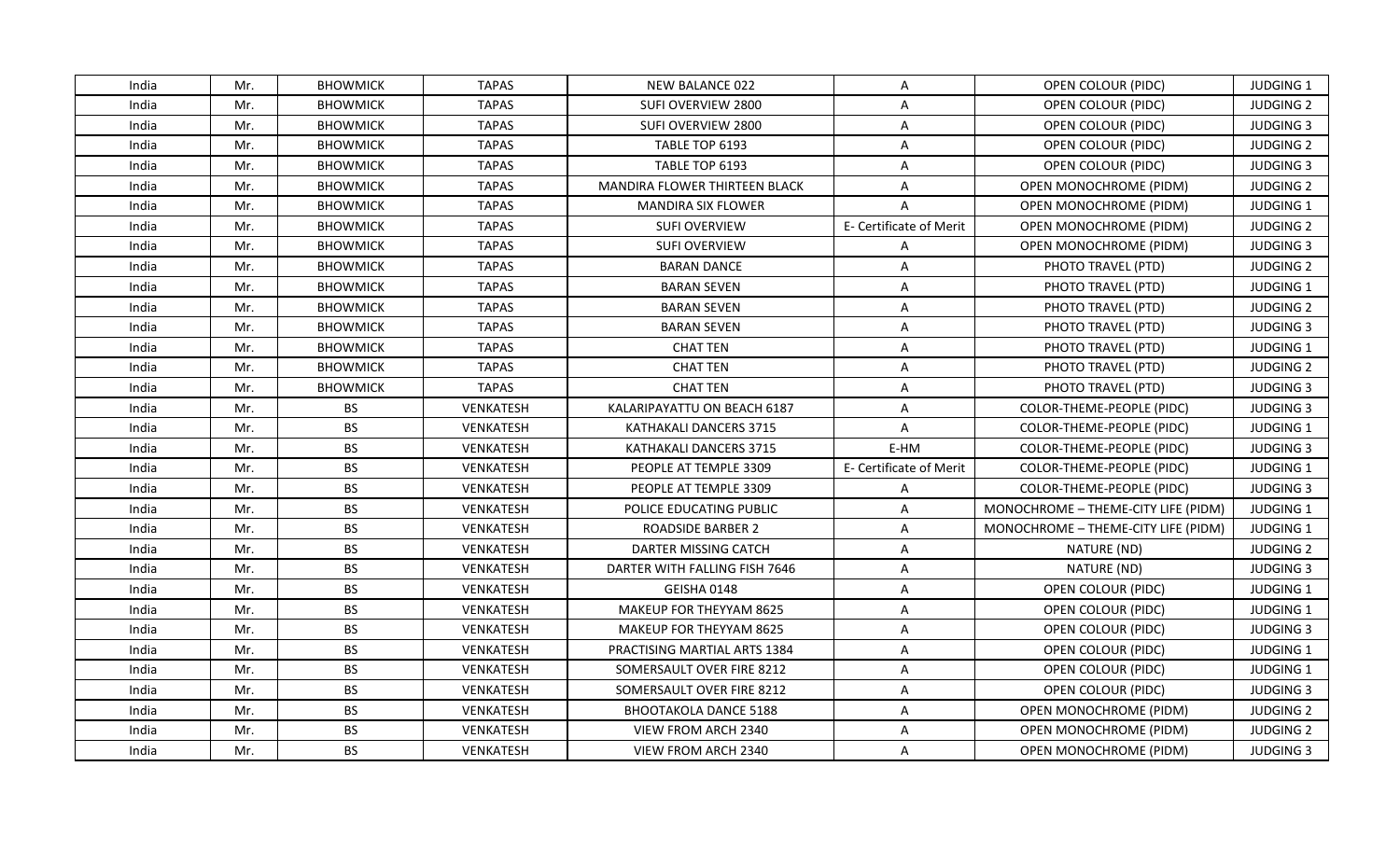| India | Mr. | BHOWMICK | TAPAS | NEW BALANCE 022 | A | OPEN COLOUR (PIDC) | JUDGING 1 |
|---|---|---|---|---|---|---|---|
| India | Mr. | BHOWMICK | TAPAS | SUFI OVERVIEW 2800 | A | OPEN COLOUR (PIDC) | JUDGING 2 |
| India | Mr. | BHOWMICK | TAPAS | SUFI OVERVIEW 2800 | A | OPEN COLOUR (PIDC) | JUDGING 3 |
| India | Mr. | BHOWMICK | TAPAS | TABLE TOP 6193 | A | OPEN COLOUR (PIDC) | JUDGING 2 |
| India | Mr. | BHOWMICK | TAPAS | TABLE TOP 6193 | A | OPEN COLOUR (PIDC) | JUDGING 3 |
| India | Mr. | BHOWMICK | TAPAS | MANDIRA FLOWER THIRTEEN BLACK | A | OPEN MONOCHROME (PIDM) | JUDGING 2 |
| India | Mr. | BHOWMICK | TAPAS | MANDIRA SIX FLOWER | A | OPEN MONOCHROME (PIDM) | JUDGING 1 |
| India | Mr. | BHOWMICK | TAPAS | SUFI OVERVIEW | E- Certificate of Merit | OPEN MONOCHROME (PIDM) | JUDGING 2 |
| India | Mr. | BHOWMICK | TAPAS | SUFI OVERVIEW | A | OPEN MONOCHROME (PIDM) | JUDGING 3 |
| India | Mr. | BHOWMICK | TAPAS | BARAN DANCE | A | PHOTO TRAVEL (PTD) | JUDGING 2 |
| India | Mr. | BHOWMICK | TAPAS | BARAN SEVEN | A | PHOTO TRAVEL (PTD) | JUDGING 1 |
| India | Mr. | BHOWMICK | TAPAS | BARAN SEVEN | A | PHOTO TRAVEL (PTD) | JUDGING 2 |
| India | Mr. | BHOWMICK | TAPAS | BARAN SEVEN | A | PHOTO TRAVEL (PTD) | JUDGING 3 |
| India | Mr. | BHOWMICK | TAPAS | CHAT TEN | A | PHOTO TRAVEL (PTD) | JUDGING 1 |
| India | Mr. | BHOWMICK | TAPAS | CHAT TEN | A | PHOTO TRAVEL (PTD) | JUDGING 2 |
| India | Mr. | BHOWMICK | TAPAS | CHAT TEN | A | PHOTO TRAVEL (PTD) | JUDGING 3 |
| India | Mr. | BS | VENKATESH | KALARIPAYATTU ON BEACH 6187 | A | COLOR-THEME-PEOPLE (PIDC) | JUDGING 3 |
| India | Mr. | BS | VENKATESH | KATHAKALI DANCERS 3715 | A | COLOR-THEME-PEOPLE (PIDC) | JUDGING 1 |
| India | Mr. | BS | VENKATESH | KATHAKALI DANCERS 3715 | E-HM | COLOR-THEME-PEOPLE (PIDC) | JUDGING 3 |
| India | Mr. | BS | VENKATESH | PEOPLE AT TEMPLE 3309 | E- Certificate of Merit | COLOR-THEME-PEOPLE (PIDC) | JUDGING 1 |
| India | Mr. | BS | VENKATESH | PEOPLE AT TEMPLE 3309 | A | COLOR-THEME-PEOPLE (PIDC) | JUDGING 3 |
| India | Mr. | BS | VENKATESH | POLICE EDUCATING PUBLIC | A | MONOCHROME – THEME-CITY LIFE (PIDM) | JUDGING 1 |
| India | Mr. | BS | VENKATESH | ROADSIDE BARBER 2 | A | MONOCHROME – THEME-CITY LIFE (PIDM) | JUDGING 1 |
| India | Mr. | BS | VENKATESH | DARTER MISSING CATCH | A | NATURE (ND) | JUDGING 2 |
| India | Mr. | BS | VENKATESH | DARTER WITH FALLING FISH 7646 | A | NATURE (ND) | JUDGING 3 |
| India | Mr. | BS | VENKATESH | GEISHA 0148 | A | OPEN COLOUR (PIDC) | JUDGING 1 |
| India | Mr. | BS | VENKATESH | MAKEUP FOR THEYYAM 8625 | A | OPEN COLOUR (PIDC) | JUDGING 1 |
| India | Mr. | BS | VENKATESH | MAKEUP FOR THEYYAM 8625 | A | OPEN COLOUR (PIDC) | JUDGING 3 |
| India | Mr. | BS | VENKATESH | PRACTISING MARTIAL ARTS 1384 | A | OPEN COLOUR (PIDC) | JUDGING 1 |
| India | Mr. | BS | VENKATESH | SOMERSAULT OVER FIRE 8212 | A | OPEN COLOUR (PIDC) | JUDGING 1 |
| India | Mr. | BS | VENKATESH | SOMERSAULT OVER FIRE 8212 | A | OPEN COLOUR (PIDC) | JUDGING 3 |
| India | Mr. | BS | VENKATESH | BHOOTAKOLA DANCE 5188 | A | OPEN MONOCHROME (PIDM) | JUDGING 2 |
| India | Mr. | BS | VENKATESH | VIEW FROM ARCH 2340 | A | OPEN MONOCHROME (PIDM) | JUDGING 2 |
| India | Mr. | BS | VENKATESH | VIEW FROM ARCH 2340 | A | OPEN MONOCHROME (PIDM) | JUDGING 3 |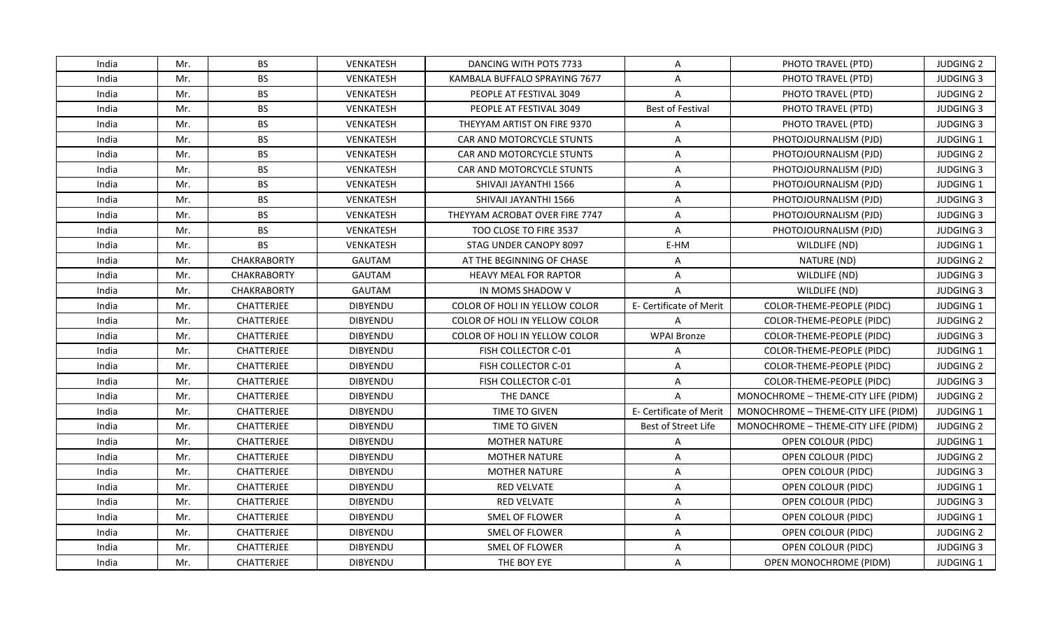| India | Mr. | BS | VENKATESH | DANCING WITH POTS 7733 | A | PHOTO TRAVEL (PTD) | JUDGING 2 |
|---|---|---|---|---|---|---|---|
| India | Mr. | BS | VENKATESH | KAMBALA BUFFALO SPRAYING 7677 | A | PHOTO TRAVEL (PTD) | JUDGING 3 |
| India | Mr. | BS | VENKATESH | PEOPLE AT FESTIVAL 3049 | A | PHOTO TRAVEL (PTD) | JUDGING 2 |
| India | Mr. | BS | VENKATESH | PEOPLE AT FESTIVAL 3049 | Best of Festival | PHOTO TRAVEL (PTD) | JUDGING 3 |
| India | Mr. | BS | VENKATESH | THEYYAM ARTIST ON FIRE 9370 | A | PHOTO TRAVEL (PTD) | JUDGING 3 |
| India | Mr. | BS | VENKATESH | CAR AND MOTORCYCLE STUNTS | A | PHOTOJOURNALISM (PJD) | JUDGING 1 |
| India | Mr. | BS | VENKATESH | CAR AND MOTORCYCLE STUNTS | A | PHOTOJOURNALISM (PJD) | JUDGING 2 |
| India | Mr. | BS | VENKATESH | CAR AND MOTORCYCLE STUNTS | A | PHOTOJOURNALISM (PJD) | JUDGING 3 |
| India | Mr. | BS | VENKATESH | SHIVAJI JAYANTHI 1566 | A | PHOTOJOURNALISM (PJD) | JUDGING 1 |
| India | Mr. | BS | VENKATESH | SHIVAJI JAYANTHI 1566 | A | PHOTOJOURNALISM (PJD) | JUDGING 3 |
| India | Mr. | BS | VENKATESH | THEYYAM ACROBAT OVER FIRE 7747 | A | PHOTOJOURNALISM (PJD) | JUDGING 3 |
| India | Mr. | BS | VENKATESH | TOO CLOSE TO FIRE 3537 | A | PHOTOJOURNALISM (PJD) | JUDGING 3 |
| India | Mr. | BS | VENKATESH | STAG UNDER CANOPY 8097 | E-HM | WILDLIFE (ND) | JUDGING 1 |
| India | Mr. | CHAKRABORTY | GAUTAM | AT THE BEGINNING OF CHASE | A | NATURE (ND) | JUDGING 2 |
| India | Mr. | CHAKRABORTY | GAUTAM | HEAVY MEAL FOR RAPTOR | A | WILDLIFE (ND) | JUDGING 3 |
| India | Mr. | CHAKRABORTY | GAUTAM | IN MOMS SHADOW V | A | WILDLIFE (ND) | JUDGING 3 |
| India | Mr. | CHATTERJEE | DIBYENDU | COLOR OF HOLI IN YELLOW COLOR | E- Certificate of Merit | COLOR-THEME-PEOPLE (PIDC) | JUDGING 1 |
| India | Mr. | CHATTERJEE | DIBYENDU | COLOR OF HOLI IN YELLOW COLOR | A | COLOR-THEME-PEOPLE (PIDC) | JUDGING 2 |
| India | Mr. | CHATTERJEE | DIBYENDU | COLOR OF HOLI IN YELLOW COLOR | WPAI Bronze | COLOR-THEME-PEOPLE (PIDC) | JUDGING 3 |
| India | Mr. | CHATTERJEE | DIBYENDU | FISH COLLECTOR C-01 | A | COLOR-THEME-PEOPLE (PIDC) | JUDGING 1 |
| India | Mr. | CHATTERJEE | DIBYENDU | FISH COLLECTOR C-01 | A | COLOR-THEME-PEOPLE (PIDC) | JUDGING 2 |
| India | Mr. | CHATTERJEE | DIBYENDU | FISH COLLECTOR C-01 | A | COLOR-THEME-PEOPLE (PIDC) | JUDGING 3 |
| India | Mr. | CHATTERJEE | DIBYENDU | THE DANCE | A | MONOCHROME – THEME-CITY LIFE (PIDM) | JUDGING 2 |
| India | Mr. | CHATTERJEE | DIBYENDU | TIME TO GIVEN | E- Certificate of Merit | MONOCHROME – THEME-CITY LIFE (PIDM) | JUDGING 1 |
| India | Mr. | CHATTERJEE | DIBYENDU | TIME TO GIVEN | Best of Street Life | MONOCHROME – THEME-CITY LIFE (PIDM) | JUDGING 2 |
| India | Mr. | CHATTERJEE | DIBYENDU | MOTHER NATURE | A | OPEN COLOUR (PIDC) | JUDGING 1 |
| India | Mr. | CHATTERJEE | DIBYENDU | MOTHER NATURE | A | OPEN COLOUR (PIDC) | JUDGING 2 |
| India | Mr. | CHATTERJEE | DIBYENDU | MOTHER NATURE | A | OPEN COLOUR (PIDC) | JUDGING 3 |
| India | Mr. | CHATTERJEE | DIBYENDU | RED VELVATE | A | OPEN COLOUR (PIDC) | JUDGING 1 |
| India | Mr. | CHATTERJEE | DIBYENDU | RED VELVATE | A | OPEN COLOUR (PIDC) | JUDGING 3 |
| India | Mr. | CHATTERJEE | DIBYENDU | SMEL OF FLOWER | A | OPEN COLOUR (PIDC) | JUDGING 1 |
| India | Mr. | CHATTERJEE | DIBYENDU | SMEL OF FLOWER | A | OPEN COLOUR (PIDC) | JUDGING 2 |
| India | Mr. | CHATTERJEE | DIBYENDU | SMEL OF FLOWER | A | OPEN COLOUR (PIDC) | JUDGING 3 |
| India | Mr. | CHATTERJEE | DIBYENDU | THE BOY EYE | A | OPEN MONOCHROME (PIDM) | JUDGING 1 |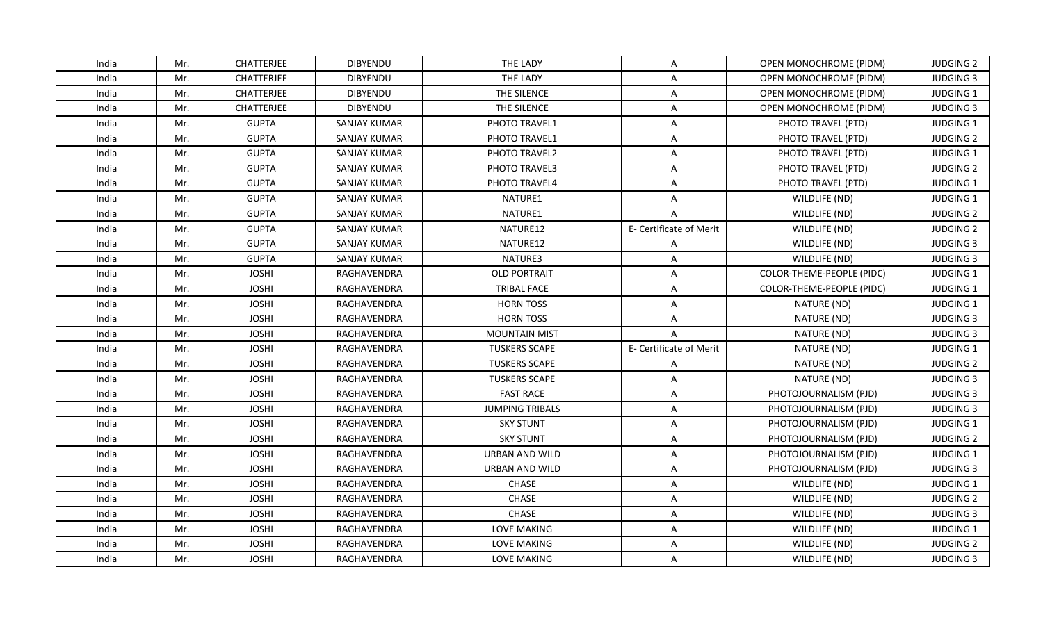| India | Mr. | CHATTERJEE | DIBYENDU | THE LADY | A | OPEN MONOCHROME (PIDM) | JUDGING 2 |
|---|---|---|---|---|---|---|---|
| India | Mr. | CHATTERJEE | DIBYENDU | THE LADY | A | OPEN MONOCHROME (PIDM) | JUDGING 3 |
| India | Mr. | CHATTERJEE | DIBYENDU | THE SILENCE | A | OPEN MONOCHROME (PIDM) | JUDGING 1 |
| India | Mr. | CHATTERJEE | DIBYENDU | THE SILENCE | A | OPEN MONOCHROME (PIDM) | JUDGING 3 |
| India | Mr. | GUPTA | SANJAY KUMAR | PHOTO TRAVEL1 | A | PHOTO TRAVEL (PTD) | JUDGING 1 |
| India | Mr. | GUPTA | SANJAY KUMAR | PHOTO TRAVEL1 | A | PHOTO TRAVEL (PTD) | JUDGING 2 |
| India | Mr. | GUPTA | SANJAY KUMAR | PHOTO TRAVEL2 | A | PHOTO TRAVEL (PTD) | JUDGING 1 |
| India | Mr. | GUPTA | SANJAY KUMAR | PHOTO TRAVEL3 | A | PHOTO TRAVEL (PTD) | JUDGING 2 |
| India | Mr. | GUPTA | SANJAY KUMAR | PHOTO TRAVEL4 | A | PHOTO TRAVEL (PTD) | JUDGING 1 |
| India | Mr. | GUPTA | SANJAY KUMAR | NATURE1 | A | WILDLIFE (ND) | JUDGING 1 |
| India | Mr. | GUPTA | SANJAY KUMAR | NATURE1 | A | WILDLIFE (ND) | JUDGING 2 |
| India | Mr. | GUPTA | SANJAY KUMAR | NATURE12 | E- Certificate of Merit | WILDLIFE (ND) | JUDGING 2 |
| India | Mr. | GUPTA | SANJAY KUMAR | NATURE12 | A | WILDLIFE (ND) | JUDGING 3 |
| India | Mr. | GUPTA | SANJAY KUMAR | NATURE3 | A | WILDLIFE (ND) | JUDGING 3 |
| India | Mr. | JOSHI | RAGHAVENDRA | OLD PORTRAIT | A | COLOR-THEME-PEOPLE (PIDC) | JUDGING 1 |
| India | Mr. | JOSHI | RAGHAVENDRA | TRIBAL FACE | A | COLOR-THEME-PEOPLE (PIDC) | JUDGING 1 |
| India | Mr. | JOSHI | RAGHAVENDRA | HORN TOSS | A | NATURE (ND) | JUDGING 1 |
| India | Mr. | JOSHI | RAGHAVENDRA | HORN TOSS | A | NATURE (ND) | JUDGING 3 |
| India | Mr. | JOSHI | RAGHAVENDRA | MOUNTAIN MIST | A | NATURE (ND) | JUDGING 3 |
| India | Mr. | JOSHI | RAGHAVENDRA | TUSKERS SCAPE | E- Certificate of Merit | NATURE (ND) | JUDGING 1 |
| India | Mr. | JOSHI | RAGHAVENDRA | TUSKERS SCAPE | A | NATURE (ND) | JUDGING 2 |
| India | Mr. | JOSHI | RAGHAVENDRA | TUSKERS SCAPE | A | NATURE (ND) | JUDGING 3 |
| India | Mr. | JOSHI | RAGHAVENDRA | FAST RACE | A | PHOTOJOURNALISM (PJD) | JUDGING 3 |
| India | Mr. | JOSHI | RAGHAVENDRA | JUMPING TRIBALS | A | PHOTOJOURNALISM (PJD) | JUDGING 3 |
| India | Mr. | JOSHI | RAGHAVENDRA | SKY STUNT | A | PHOTOJOURNALISM (PJD) | JUDGING 1 |
| India | Mr. | JOSHI | RAGHAVENDRA | SKY STUNT | A | PHOTOJOURNALISM (PJD) | JUDGING 2 |
| India | Mr. | JOSHI | RAGHAVENDRA | URBAN AND WILD | A | PHOTOJOURNALISM (PJD) | JUDGING 1 |
| India | Mr. | JOSHI | RAGHAVENDRA | URBAN AND WILD | A | PHOTOJOURNALISM (PJD) | JUDGING 3 |
| India | Mr. | JOSHI | RAGHAVENDRA | CHASE | A | WILDLIFE (ND) | JUDGING 1 |
| India | Mr. | JOSHI | RAGHAVENDRA | CHASE | A | WILDLIFE (ND) | JUDGING 2 |
| India | Mr. | JOSHI | RAGHAVENDRA | CHASE | A | WILDLIFE (ND) | JUDGING 3 |
| India | Mr. | JOSHI | RAGHAVENDRA | LOVE MAKING | A | WILDLIFE (ND) | JUDGING 1 |
| India | Mr. | JOSHI | RAGHAVENDRA | LOVE MAKING | A | WILDLIFE (ND) | JUDGING 2 |
| India | Mr. | JOSHI | RAGHAVENDRA | LOVE MAKING | A | WILDLIFE (ND) | JUDGING 3 |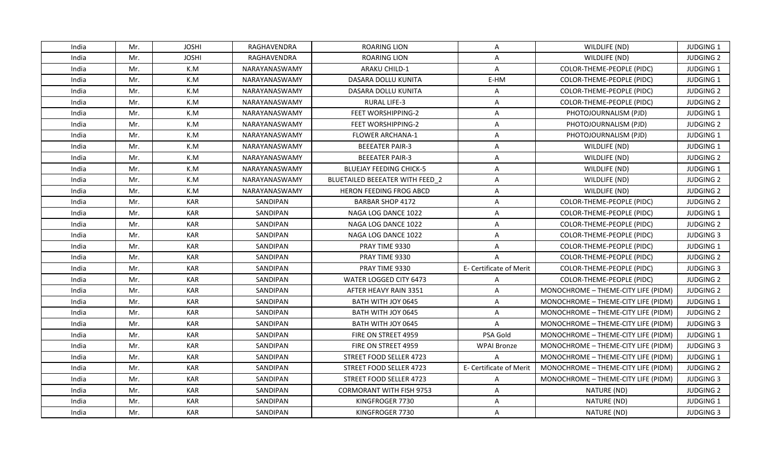| India | Mr. | JOSHI | RAGHAVENDRA | ROARING LION | A | WILDLIFE (ND) | JUDGING 1 |
|---|---|---|---|---|---|---|---|
| India | Mr. | JOSHI | RAGHAVENDRA | ROARING LION | A | WILDLIFE (ND) | JUDGING 2 |
| India | Mr. | K.M | NARAYANASWAMY | ARAKU CHILD-1 | A | COLOR-THEME-PEOPLE (PIDC) | JUDGING 1 |
| India | Mr. | K.M | NARAYANASWAMY | DASARA DOLLU KUNITA | E-HM | COLOR-THEME-PEOPLE (PIDC) | JUDGING 1 |
| India | Mr. | K.M | NARAYANASWAMY | DASARA DOLLU KUNITA | A | COLOR-THEME-PEOPLE (PIDC) | JUDGING 2 |
| India | Mr. | K.M | NARAYANASWAMY | RURAL LIFE-3 | A | COLOR-THEME-PEOPLE (PIDC) | JUDGING 2 |
| India | Mr. | K.M | NARAYANASWAMY | FEET WORSHIPPING-2 | A | PHOTOJOURNALISM (PJD) | JUDGING 1 |
| India | Mr. | K.M | NARAYANASWAMY | FEET WORSHIPPING-2 | A | PHOTOJOURNALISM (PJD) | JUDGING 2 |
| India | Mr. | K.M | NARAYANASWAMY | FLOWER ARCHANA-1 | A | PHOTOJOURNALISM (PJD) | JUDGING 1 |
| India | Mr. | K.M | NARAYANASWAMY | BEEEATER PAIR-3 | A | WILDLIFE (ND) | JUDGING 1 |
| India | Mr. | K.M | NARAYANASWAMY | BEEEATER PAIR-3 | A | WILDLIFE (ND) | JUDGING 2 |
| India | Mr. | K.M | NARAYANASWAMY | BLUEJAY FEEDING CHICK-5 | A | WILDLIFE (ND) | JUDGING 1 |
| India | Mr. | K.M | NARAYANASWAMY | BLUETAILED BEEEATER WITH FEED_2 | A | WILDLIFE (ND) | JUDGING 2 |
| India | Mr. | K.M | NARAYANASWAMY | HERON FEEDING FROG ABCD | A | WILDLIFE (ND) | JUDGING 2 |
| India | Mr. | KAR | SANDIPAN | BARBAR SHOP 4172 | A | COLOR-THEME-PEOPLE (PIDC) | JUDGING 2 |
| India | Mr. | KAR | SANDIPAN | NAGA LOG DANCE 1022 | A | COLOR-THEME-PEOPLE (PIDC) | JUDGING 1 |
| India | Mr. | KAR | SANDIPAN | NAGA LOG DANCE 1022 | A | COLOR-THEME-PEOPLE (PIDC) | JUDGING 2 |
| India | Mr. | KAR | SANDIPAN | NAGA LOG DANCE 1022 | A | COLOR-THEME-PEOPLE (PIDC) | JUDGING 3 |
| India | Mr. | KAR | SANDIPAN | PRAY TIME 9330 | A | COLOR-THEME-PEOPLE (PIDC) | JUDGING 1 |
| India | Mr. | KAR | SANDIPAN | PRAY TIME 9330 | A | COLOR-THEME-PEOPLE (PIDC) | JUDGING 2 |
| India | Mr. | KAR | SANDIPAN | PRAY TIME 9330 | E- Certificate of Merit | COLOR-THEME-PEOPLE (PIDC) | JUDGING 3 |
| India | Mr. | KAR | SANDIPAN | WATER LOGGED CITY 6473 | A | COLOR-THEME-PEOPLE (PIDC) | JUDGING 2 |
| India | Mr. | KAR | SANDIPAN | AFTER HEAVY RAIN 3351 | A | MONOCHROME – THEME-CITY LIFE (PIDM) | JUDGING 2 |
| India | Mr. | KAR | SANDIPAN | BATH WITH JOY 0645 | A | MONOCHROME – THEME-CITY LIFE (PIDM) | JUDGING 1 |
| India | Mr. | KAR | SANDIPAN | BATH WITH JOY 0645 | A | MONOCHROME – THEME-CITY LIFE (PIDM) | JUDGING 2 |
| India | Mr. | KAR | SANDIPAN | BATH WITH JOY 0645 | A | MONOCHROME – THEME-CITY LIFE (PIDM) | JUDGING 3 |
| India | Mr. | KAR | SANDIPAN | FIRE ON STREET 4959 | PSA Gold | MONOCHROME – THEME-CITY LIFE (PIDM) | JUDGING 1 |
| India | Mr. | KAR | SANDIPAN | FIRE ON STREET 4959 | WPAI Bronze | MONOCHROME – THEME-CITY LIFE (PIDM) | JUDGING 3 |
| India | Mr. | KAR | SANDIPAN | STREET FOOD SELLER 4723 | A | MONOCHROME – THEME-CITY LIFE (PIDM) | JUDGING 1 |
| India | Mr. | KAR | SANDIPAN | STREET FOOD SELLER 4723 | E- Certificate of Merit | MONOCHROME – THEME-CITY LIFE (PIDM) | JUDGING 2 |
| India | Mr. | KAR | SANDIPAN | STREET FOOD SELLER 4723 | A | MONOCHROME – THEME-CITY LIFE (PIDM) | JUDGING 3 |
| India | Mr. | KAR | SANDIPAN | CORMORANT WITH FISH 9753 | A | NATURE (ND) | JUDGING 2 |
| India | Mr. | KAR | SANDIPAN | KINGFROGER 7730 | A | NATURE (ND) | JUDGING 1 |
| India | Mr. | KAR | SANDIPAN | KINGFROGER 7730 | A | NATURE (ND) | JUDGING 3 |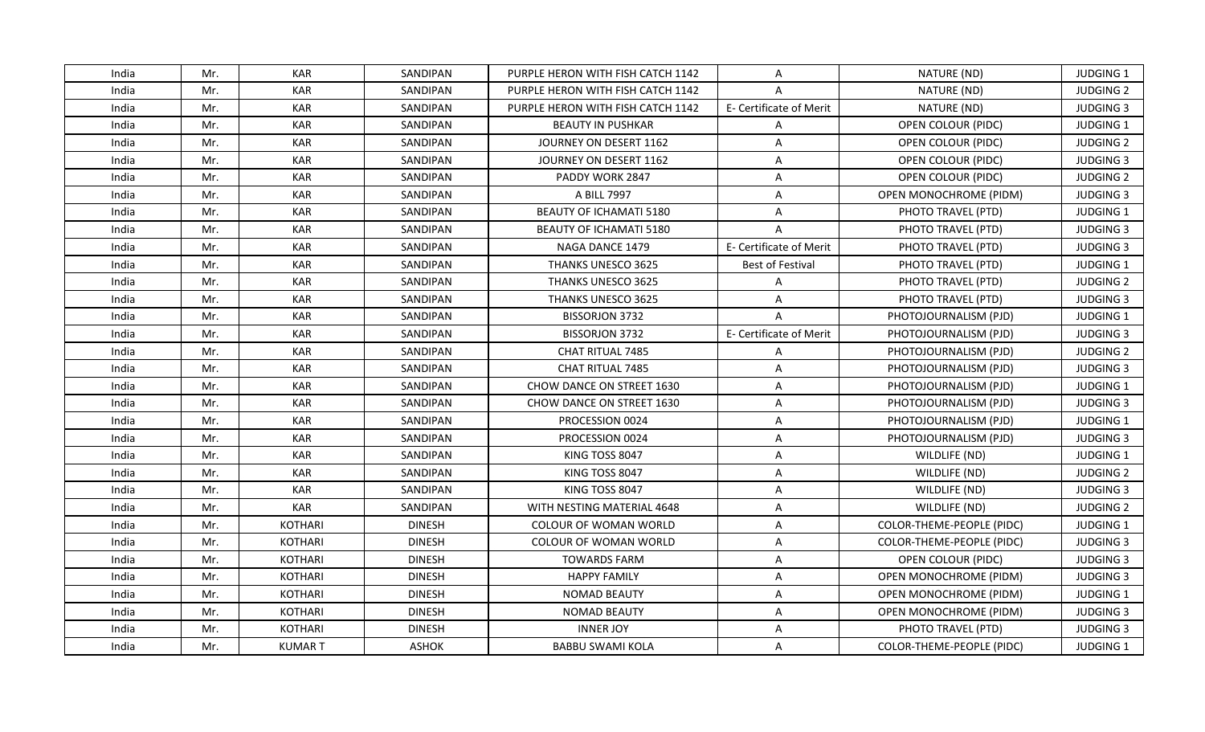| India | Mr. | KAR | SANDIPAN | PURPLE HERON WITH FISH CATCH 1142 | A | NATURE (ND) | JUDGING 1 |
|---|---|---|---|---|---|---|---|
| India | Mr. | KAR | SANDIPAN | PURPLE HERON WITH FISH CATCH 1142 | A | NATURE (ND) | JUDGING 2 |
| India | Mr. | KAR | SANDIPAN | PURPLE HERON WITH FISH CATCH 1142 | E- Certificate of Merit | NATURE (ND) | JUDGING 3 |
| India | Mr. | KAR | SANDIPAN | BEAUTY IN PUSHKAR | A | OPEN COLOUR (PIDC) | JUDGING 1 |
| India | Mr. | KAR | SANDIPAN | JOURNEY ON DESERT 1162 | A | OPEN COLOUR (PIDC) | JUDGING 2 |
| India | Mr. | KAR | SANDIPAN | JOURNEY ON DESERT 1162 | A | OPEN COLOUR (PIDC) | JUDGING 3 |
| India | Mr. | KAR | SANDIPAN | PADDY WORK 2847 | A | OPEN COLOUR (PIDC) | JUDGING 2 |
| India | Mr. | KAR | SANDIPAN | A BILL 7997 | A | OPEN MONOCHROME (PIDM) | JUDGING 3 |
| India | Mr. | KAR | SANDIPAN | BEAUTY OF ICHAMATI 5180 | A | PHOTO TRAVEL (PTD) | JUDGING 1 |
| India | Mr. | KAR | SANDIPAN | BEAUTY OF ICHAMATI 5180 | A | PHOTO TRAVEL (PTD) | JUDGING 3 |
| India | Mr. | KAR | SANDIPAN | NAGA DANCE 1479 | E- Certificate of Merit | PHOTO TRAVEL (PTD) | JUDGING 3 |
| India | Mr. | KAR | SANDIPAN | THANKS UNESCO 3625 | Best of Festival | PHOTO TRAVEL (PTD) | JUDGING 1 |
| India | Mr. | KAR | SANDIPAN | THANKS UNESCO 3625 | A | PHOTO TRAVEL (PTD) | JUDGING 2 |
| India | Mr. | KAR | SANDIPAN | THANKS UNESCO 3625 | A | PHOTO TRAVEL (PTD) | JUDGING 3 |
| India | Mr. | KAR | SANDIPAN | BISSORJON 3732 | A | PHOTOJOURNALISM (PJD) | JUDGING 1 |
| India | Mr. | KAR | SANDIPAN | BISSORJON 3732 | E- Certificate of Merit | PHOTOJOURNALISM (PJD) | JUDGING 3 |
| India | Mr. | KAR | SANDIPAN | CHAT RITUAL 7485 | A | PHOTOJOURNALISM (PJD) | JUDGING 2 |
| India | Mr. | KAR | SANDIPAN | CHAT RITUAL 7485 | A | PHOTOJOURNALISM (PJD) | JUDGING 3 |
| India | Mr. | KAR | SANDIPAN | CHOW DANCE ON STREET 1630 | A | PHOTOJOURNALISM (PJD) | JUDGING 1 |
| India | Mr. | KAR | SANDIPAN | CHOW DANCE ON STREET 1630 | A | PHOTOJOURNALISM (PJD) | JUDGING 3 |
| India | Mr. | KAR | SANDIPAN | PROCESSION 0024 | A | PHOTOJOURNALISM (PJD) | JUDGING 1 |
| India | Mr. | KAR | SANDIPAN | PROCESSION 0024 | A | PHOTOJOURNALISM (PJD) | JUDGING 3 |
| India | Mr. | KAR | SANDIPAN | KING TOSS 8047 | A | WILDLIFE (ND) | JUDGING 1 |
| India | Mr. | KAR | SANDIPAN | KING TOSS 8047 | A | WILDLIFE (ND) | JUDGING 2 |
| India | Mr. | KAR | SANDIPAN | KING TOSS 8047 | A | WILDLIFE (ND) | JUDGING 3 |
| India | Mr. | KAR | SANDIPAN | WITH NESTING MATERIAL 4648 | A | WILDLIFE (ND) | JUDGING 2 |
| India | Mr. | KOTHARI | DINESH | COLOUR OF WOMAN WORLD | A | COLOR-THEME-PEOPLE (PIDC) | JUDGING 1 |
| India | Mr. | KOTHARI | DINESH | COLOUR OF WOMAN WORLD | A | COLOR-THEME-PEOPLE (PIDC) | JUDGING 3 |
| India | Mr. | KOTHARI | DINESH | TOWARDS FARM | A | OPEN COLOUR (PIDC) | JUDGING 3 |
| India | Mr. | KOTHARI | DINESH | HAPPY FAMILY | A | OPEN MONOCHROME (PIDM) | JUDGING 3 |
| India | Mr. | KOTHARI | DINESH | NOMAD BEAUTY | A | OPEN MONOCHROME (PIDM) | JUDGING 1 |
| India | Mr. | KOTHARI | DINESH | NOMAD BEAUTY | A | OPEN MONOCHROME (PIDM) | JUDGING 3 |
| India | Mr. | KOTHARI | DINESH | INNER JOY | A | PHOTO TRAVEL (PTD) | JUDGING 3 |
| India | Mr. | KUMAR T | ASHOK | BABBU SWAMI KOLA | A | COLOR-THEME-PEOPLE (PIDC) | JUDGING 1 |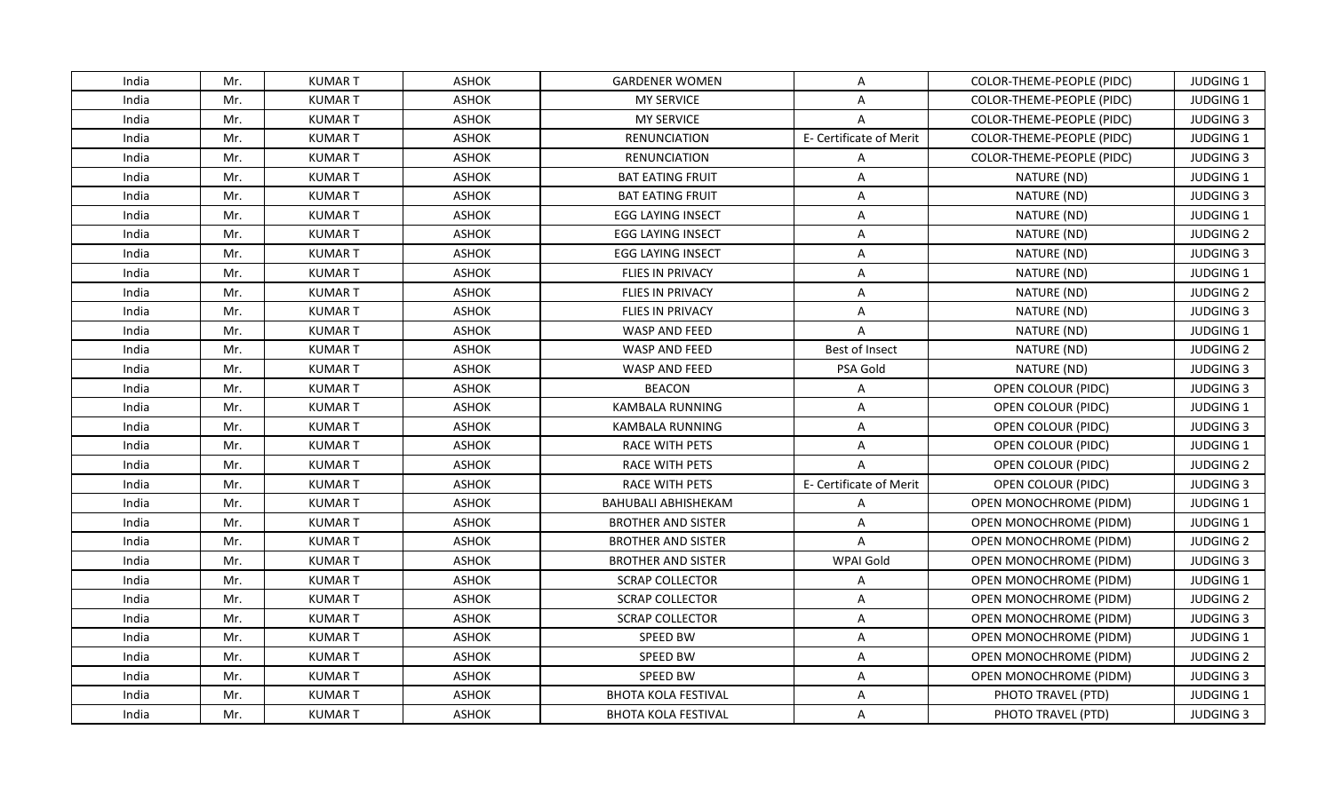| | | | | | | | |
|---|---|---|---|---|---|---|---|
| India | Mr. | KUMAR T | ASHOK | GARDENER WOMEN | A | COLOR-THEME-PEOPLE (PIDC) | JUDGING 1 |
| India | Mr. | KUMAR T | ASHOK | MY SERVICE | A | COLOR-THEME-PEOPLE (PIDC) | JUDGING 1 |
| India | Mr. | KUMAR T | ASHOK | MY SERVICE | A | COLOR-THEME-PEOPLE (PIDC) | JUDGING 3 |
| India | Mr. | KUMAR T | ASHOK | RENUNCIATION | E- Certificate of Merit | COLOR-THEME-PEOPLE (PIDC) | JUDGING 1 |
| India | Mr. | KUMAR T | ASHOK | RENUNCIATION | A | COLOR-THEME-PEOPLE (PIDC) | JUDGING 3 |
| India | Mr. | KUMAR T | ASHOK | BAT EATING FRUIT | A | NATURE (ND) | JUDGING 1 |
| India | Mr. | KUMAR T | ASHOK | BAT EATING FRUIT | A | NATURE (ND) | JUDGING 3 |
| India | Mr. | KUMAR T | ASHOK | EGG LAYING INSECT | A | NATURE (ND) | JUDGING 1 |
| India | Mr. | KUMAR T | ASHOK | EGG LAYING INSECT | A | NATURE (ND) | JUDGING 2 |
| India | Mr. | KUMAR T | ASHOK | EGG LAYING INSECT | A | NATURE (ND) | JUDGING 3 |
| India | Mr. | KUMAR T | ASHOK | FLIES IN PRIVACY | A | NATURE (ND) | JUDGING 1 |
| India | Mr. | KUMAR T | ASHOK | FLIES IN PRIVACY | A | NATURE (ND) | JUDGING 2 |
| India | Mr. | KUMAR T | ASHOK | FLIES IN PRIVACY | A | NATURE (ND) | JUDGING 3 |
| India | Mr. | KUMAR T | ASHOK | WASP AND FEED | A | NATURE (ND) | JUDGING 1 |
| India | Mr. | KUMAR T | ASHOK | WASP AND FEED | Best of Insect | NATURE (ND) | JUDGING 2 |
| India | Mr. | KUMAR T | ASHOK | WASP AND FEED | PSA Gold | NATURE (ND) | JUDGING 3 |
| India | Mr. | KUMAR T | ASHOK | BEACON | A | OPEN COLOUR (PIDC) | JUDGING 3 |
| India | Mr. | KUMAR T | ASHOK | KAMBALA RUNNING | A | OPEN COLOUR (PIDC) | JUDGING 1 |
| India | Mr. | KUMAR T | ASHOK | KAMBALA RUNNING | A | OPEN COLOUR (PIDC) | JUDGING 3 |
| India | Mr. | KUMAR T | ASHOK | RACE WITH PETS | A | OPEN COLOUR (PIDC) | JUDGING 1 |
| India | Mr. | KUMAR T | ASHOK | RACE WITH PETS | A | OPEN COLOUR (PIDC) | JUDGING 2 |
| India | Mr. | KUMAR T | ASHOK | RACE WITH PETS | E- Certificate of Merit | OPEN COLOUR (PIDC) | JUDGING 3 |
| India | Mr. | KUMAR T | ASHOK | BAHUBALI ABHISHEKAM | A | OPEN MONOCHROME (PIDM) | JUDGING 1 |
| India | Mr. | KUMAR T | ASHOK | BROTHER AND SISTER | A | OPEN MONOCHROME (PIDM) | JUDGING 1 |
| India | Mr. | KUMAR T | ASHOK | BROTHER AND SISTER | A | OPEN MONOCHROME (PIDM) | JUDGING 2 |
| India | Mr. | KUMAR T | ASHOK | BROTHER AND SISTER | WPAI Gold | OPEN MONOCHROME (PIDM) | JUDGING 3 |
| India | Mr. | KUMAR T | ASHOK | SCRAP COLLECTOR | A | OPEN MONOCHROME (PIDM) | JUDGING 1 |
| India | Mr. | KUMAR T | ASHOK | SCRAP COLLECTOR | A | OPEN MONOCHROME (PIDM) | JUDGING 2 |
| India | Mr. | KUMAR T | ASHOK | SCRAP COLLECTOR | A | OPEN MONOCHROME (PIDM) | JUDGING 3 |
| India | Mr. | KUMAR T | ASHOK | SPEED BW | A | OPEN MONOCHROME (PIDM) | JUDGING 1 |
| India | Mr. | KUMAR T | ASHOK | SPEED BW | A | OPEN MONOCHROME (PIDM) | JUDGING 2 |
| India | Mr. | KUMAR T | ASHOK | SPEED BW | A | OPEN MONOCHROME (PIDM) | JUDGING 3 |
| India | Mr. | KUMAR T | ASHOK | BHOTA KOLA FESTIVAL | A | PHOTO TRAVEL (PTD) | JUDGING 1 |
| India | Mr. | KUMAR T | ASHOK | BHOTA KOLA FESTIVAL | A | PHOTO TRAVEL (PTD) | JUDGING 3 |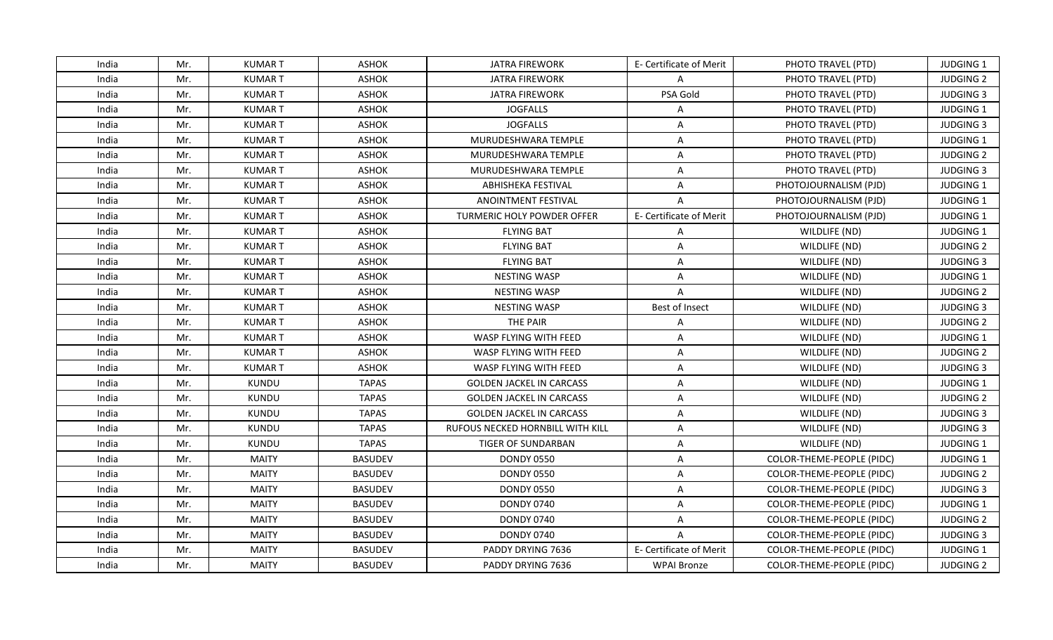| India | Mr. | KUMAR T | ASHOK | JATRA FIREWORK | E- Certificate of Merit | PHOTO TRAVEL (PTD) | JUDGING 1 |
|---|---|---|---|---|---|---|---|
| India | Mr. | KUMAR T | ASHOK | JATRA FIREWORK | A | PHOTO TRAVEL (PTD) | JUDGING 2 |
| India | Mr. | KUMAR T | ASHOK | JATRA FIREWORK | PSA Gold | PHOTO TRAVEL (PTD) | JUDGING 3 |
| India | Mr. | KUMAR T | ASHOK | JOGFALLS | A | PHOTO TRAVEL (PTD) | JUDGING 1 |
| India | Mr. | KUMAR T | ASHOK | JOGFALLS | A | PHOTO TRAVEL (PTD) | JUDGING 3 |
| India | Mr. | KUMAR T | ASHOK | MURUDESHWARA TEMPLE | A | PHOTO TRAVEL (PTD) | JUDGING 1 |
| India | Mr. | KUMAR T | ASHOK | MURUDESHWARA TEMPLE | A | PHOTO TRAVEL (PTD) | JUDGING 2 |
| India | Mr. | KUMAR T | ASHOK | MURUDESHWARA TEMPLE | A | PHOTO TRAVEL (PTD) | JUDGING 3 |
| India | Mr. | KUMAR T | ASHOK | ABHISHEKA FESTIVAL | A | PHOTOJOURNALISM (PJD) | JUDGING 1 |
| India | Mr. | KUMAR T | ASHOK | ANOINTMENT FESTIVAL | A | PHOTOJOURNALISM (PJD) | JUDGING 1 |
| India | Mr. | KUMAR T | ASHOK | TURMERIC HOLY POWDER OFFER | E- Certificate of Merit | PHOTOJOURNALISM (PJD) | JUDGING 1 |
| India | Mr. | KUMAR T | ASHOK | FLYING BAT | A | WILDLIFE (ND) | JUDGING 1 |
| India | Mr. | KUMAR T | ASHOK | FLYING BAT | A | WILDLIFE (ND) | JUDGING 2 |
| India | Mr. | KUMAR T | ASHOK | FLYING BAT | A | WILDLIFE (ND) | JUDGING 3 |
| India | Mr. | KUMAR T | ASHOK | NESTING WASP | A | WILDLIFE (ND) | JUDGING 1 |
| India | Mr. | KUMAR T | ASHOK | NESTING WASP | A | WILDLIFE (ND) | JUDGING 2 |
| India | Mr. | KUMAR T | ASHOK | NESTING WASP | Best of Insect | WILDLIFE (ND) | JUDGING 3 |
| India | Mr. | KUMAR T | ASHOK | THE PAIR | A | WILDLIFE (ND) | JUDGING 2 |
| India | Mr. | KUMAR T | ASHOK | WASP FLYING WITH FEED | A | WILDLIFE (ND) | JUDGING 1 |
| India | Mr. | KUMAR T | ASHOK | WASP FLYING WITH FEED | A | WILDLIFE (ND) | JUDGING 2 |
| India | Mr. | KUMAR T | ASHOK | WASP FLYING WITH FEED | A | WILDLIFE (ND) | JUDGING 3 |
| India | Mr. | KUNDU | TAPAS | GOLDEN JACKEL IN CARCASS | A | WILDLIFE (ND) | JUDGING 1 |
| India | Mr. | KUNDU | TAPAS | GOLDEN JACKEL IN CARCASS | A | WILDLIFE (ND) | JUDGING 2 |
| India | Mr. | KUNDU | TAPAS | GOLDEN JACKEL IN CARCASS | A | WILDLIFE (ND) | JUDGING 3 |
| India | Mr. | KUNDU | TAPAS | RUFOUS NECKED HORNBILL WITH KILL | A | WILDLIFE (ND) | JUDGING 3 |
| India | Mr. | KUNDU | TAPAS | TIGER OF SUNDARBAN | A | WILDLIFE (ND) | JUDGING 1 |
| India | Mr. | MAITY | BASUDEV | DONDY 0550 | A | COLOR-THEME-PEOPLE (PIDC) | JUDGING 1 |
| India | Mr. | MAITY | BASUDEV | DONDY 0550 | A | COLOR-THEME-PEOPLE (PIDC) | JUDGING 2 |
| India | Mr. | MAITY | BASUDEV | DONDY 0550 | A | COLOR-THEME-PEOPLE (PIDC) | JUDGING 3 |
| India | Mr. | MAITY | BASUDEV | DONDY 0740 | A | COLOR-THEME-PEOPLE (PIDC) | JUDGING 1 |
| India | Mr. | MAITY | BASUDEV | DONDY 0740 | A | COLOR-THEME-PEOPLE (PIDC) | JUDGING 2 |
| India | Mr. | MAITY | BASUDEV | DONDY 0740 | A | COLOR-THEME-PEOPLE (PIDC) | JUDGING 3 |
| India | Mr. | MAITY | BASUDEV | PADDY DRYING 7636 | E- Certificate of Merit | COLOR-THEME-PEOPLE (PIDC) | JUDGING 1 |
| India | Mr. | MAITY | BASUDEV | PADDY DRYING 7636 | WPAI Bronze | COLOR-THEME-PEOPLE (PIDC) | JUDGING 2 |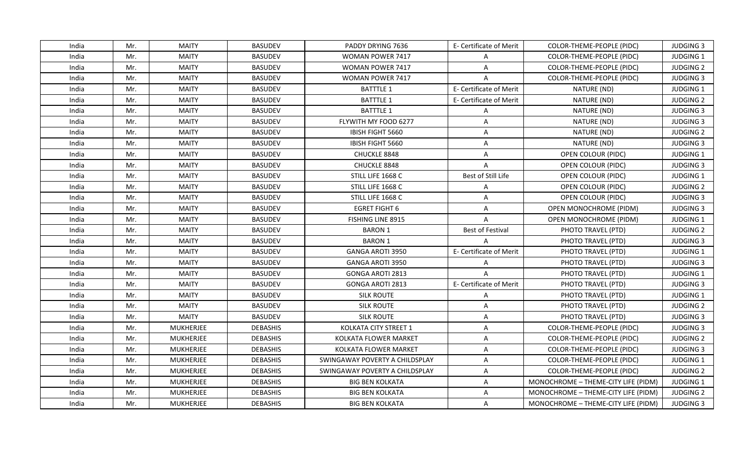| India | Mr. | MAITY | BASUDEV | PADDY DRYING 7636 | E- Certificate of Merit | COLOR-THEME-PEOPLE (PIDC) | JUDGING 3 |
|---|---|---|---|---|---|---|---|
| India | Mr. | MAITY | BASUDEV | WOMAN POWER 7417 | A | COLOR-THEME-PEOPLE (PIDC) | JUDGING 1 |
| India | Mr. | MAITY | BASUDEV | WOMAN POWER 7417 | A | COLOR-THEME-PEOPLE (PIDC) | JUDGING 2 |
| India | Mr. | MAITY | BASUDEV | WOMAN POWER 7417 | A | COLOR-THEME-PEOPLE (PIDC) | JUDGING 3 |
| India | Mr. | MAITY | BASUDEV | BATTTLE 1 | E- Certificate of Merit | NATURE (ND) | JUDGING 1 |
| India | Mr. | MAITY | BASUDEV | BATTTLE 1 | E- Certificate of Merit | NATURE (ND) | JUDGING 2 |
| India | Mr. | MAITY | BASUDEV | BATTTLE 1 | A | NATURE (ND) | JUDGING 3 |
| India | Mr. | MAITY | BASUDEV | FLYWITH MY FOOD 6277 | A | NATURE (ND) | JUDGING 3 |
| India | Mr. | MAITY | BASUDEV | IBISH FIGHT 5660 | A | NATURE (ND) | JUDGING 2 |
| India | Mr. | MAITY | BASUDEV | IBISH FIGHT 5660 | A | NATURE (ND) | JUDGING 3 |
| India | Mr. | MAITY | BASUDEV | CHUCKLE 8848 | A | OPEN COLOUR (PIDC) | JUDGING 1 |
| India | Mr. | MAITY | BASUDEV | CHUCKLE 8848 | A | OPEN COLOUR (PIDC) | JUDGING 3 |
| India | Mr. | MAITY | BASUDEV | STILL LIFE 1668 C | Best of Still Life | OPEN COLOUR (PIDC) | JUDGING 1 |
| India | Mr. | MAITY | BASUDEV | STILL LIFE 1668 C | A | OPEN COLOUR (PIDC) | JUDGING 2 |
| India | Mr. | MAITY | BASUDEV | STILL LIFE 1668 C | A | OPEN COLOUR (PIDC) | JUDGING 3 |
| India | Mr. | MAITY | BASUDEV | EGRET FIGHT 6 | A | OPEN MONOCHROME (PIDM) | JUDGING 3 |
| India | Mr. | MAITY | BASUDEV | FISHING LINE 8915 | A | OPEN MONOCHROME (PIDM) | JUDGING 1 |
| India | Mr. | MAITY | BASUDEV | BARON 1 | Best of Festival | PHOTO TRAVEL (PTD) | JUDGING 2 |
| India | Mr. | MAITY | BASUDEV | BARON 1 | A | PHOTO TRAVEL (PTD) | JUDGING 3 |
| India | Mr. | MAITY | BASUDEV | GANGA AROTI 3950 | E- Certificate of Merit | PHOTO TRAVEL (PTD) | JUDGING 1 |
| India | Mr. | MAITY | BASUDEV | GANGA AROTI 3950 | A | PHOTO TRAVEL (PTD) | JUDGING 3 |
| India | Mr. | MAITY | BASUDEV | GONGA AROTI 2813 | A | PHOTO TRAVEL (PTD) | JUDGING 1 |
| India | Mr. | MAITY | BASUDEV | GONGA AROTI 2813 | E- Certificate of Merit | PHOTO TRAVEL (PTD) | JUDGING 3 |
| India | Mr. | MAITY | BASUDEV | SILK ROUTE | A | PHOTO TRAVEL (PTD) | JUDGING 1 |
| India | Mr. | MAITY | BASUDEV | SILK ROUTE | A | PHOTO TRAVEL (PTD) | JUDGING 2 |
| India | Mr. | MAITY | BASUDEV | SILK ROUTE | A | PHOTO TRAVEL (PTD) | JUDGING 3 |
| India | Mr. | MUKHERJEE | DEBASHIS | KOLKATA CITY STREET 1 | A | COLOR-THEME-PEOPLE (PIDC) | JUDGING 3 |
| India | Mr. | MUKHERJEE | DEBASHIS | KOLKATA FLOWER MARKET | A | COLOR-THEME-PEOPLE (PIDC) | JUDGING 2 |
| India | Mr. | MUKHERJEE | DEBASHIS | KOLKATA FLOWER MARKET | A | COLOR-THEME-PEOPLE (PIDC) | JUDGING 3 |
| India | Mr. | MUKHERJEE | DEBASHIS | SWINGAWAY POVERTY A CHILDSPLAY | A | COLOR-THEME-PEOPLE (PIDC) | JUDGING 1 |
| India | Mr. | MUKHERJEE | DEBASHIS | SWINGAWAY POVERTY A CHILDSPLAY | A | COLOR-THEME-PEOPLE (PIDC) | JUDGING 2 |
| India | Mr. | MUKHERJEE | DEBASHIS | BIG BEN KOLKATA | A | MONOCHROME – THEME-CITY LIFE (PIDM) | JUDGING 1 |
| India | Mr. | MUKHERJEE | DEBASHIS | BIG BEN KOLKATA | A | MONOCHROME – THEME-CITY LIFE (PIDM) | JUDGING 2 |
| India | Mr. | MUKHERJEE | DEBASHIS | BIG BEN KOLKATA | A | MONOCHROME – THEME-CITY LIFE (PIDM) | JUDGING 3 |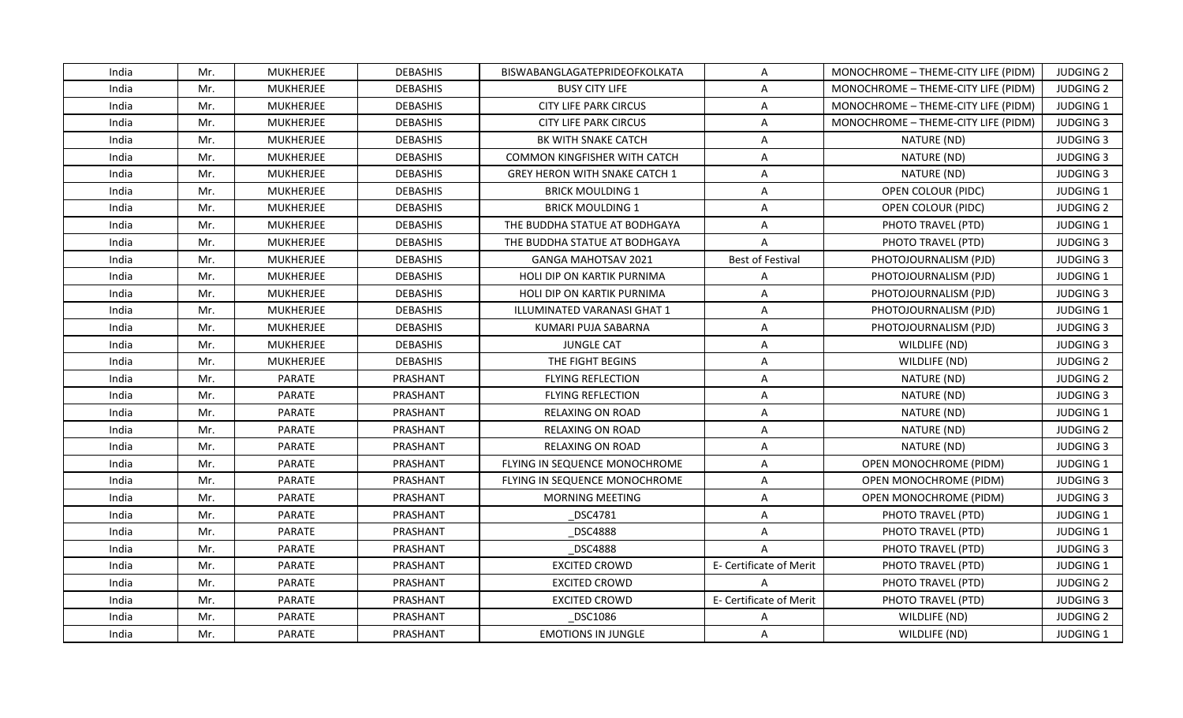| India | Mr. | MUKHERJEE | DEBASHIS | BISWABANGLAGATEPRIDEOFKOLKATA | A | MONOCHROME – THEME-CITY LIFE (PIDM) | JUDGING 2 |
|---|---|---|---|---|---|---|---|
| India | Mr. | MUKHERJEE | DEBASHIS | BUSY CITY LIFE | A | MONOCHROME – THEME-CITY LIFE (PIDM) | JUDGING 2 |
| India | Mr. | MUKHERJEE | DEBASHIS | CITY LIFE PARK CIRCUS | A | MONOCHROME – THEME-CITY LIFE (PIDM) | JUDGING 1 |
| India | Mr. | MUKHERJEE | DEBASHIS | CITY LIFE PARK CIRCUS | A | MONOCHROME – THEME-CITY LIFE (PIDM) | JUDGING 3 |
| India | Mr. | MUKHERJEE | DEBASHIS | BK WITH SNAKE CATCH | A | NATURE (ND) | JUDGING 3 |
| India | Mr. | MUKHERJEE | DEBASHIS | COMMON KINGFISHER WITH CATCH | A | NATURE (ND) | JUDGING 3 |
| India | Mr. | MUKHERJEE | DEBASHIS | GREY HERON WITH SNAKE CATCH 1 | A | NATURE (ND) | JUDGING 3 |
| India | Mr. | MUKHERJEE | DEBASHIS | BRICK MOULDING 1 | A | OPEN COLOUR (PIDC) | JUDGING 1 |
| India | Mr. | MUKHERJEE | DEBASHIS | BRICK MOULDING 1 | A | OPEN COLOUR (PIDC) | JUDGING 2 |
| India | Mr. | MUKHERJEE | DEBASHIS | THE BUDDHA STATUE AT BODHGAYA | A | PHOTO TRAVEL (PTD) | JUDGING 1 |
| India | Mr. | MUKHERJEE | DEBASHIS | THE BUDDHA STATUE AT BODHGAYA | A | PHOTO TRAVEL (PTD) | JUDGING 3 |
| India | Mr. | MUKHERJEE | DEBASHIS | GANGA MAHOTSAV 2021 | Best of Festival | PHOTOJOURNALISM (PJD) | JUDGING 3 |
| India | Mr. | MUKHERJEE | DEBASHIS | HOLI DIP ON KARTIK PURNIMA | A | PHOTOJOURNALISM (PJD) | JUDGING 1 |
| India | Mr. | MUKHERJEE | DEBASHIS | HOLI DIP ON KARTIK PURNIMA | A | PHOTOJOURNALISM (PJD) | JUDGING 3 |
| India | Mr. | MUKHERJEE | DEBASHIS | ILLUMINATED VARANASI GHAT 1 | A | PHOTOJOURNALISM (PJD) | JUDGING 1 |
| India | Mr. | MUKHERJEE | DEBASHIS | KUMARI PUJA SABARNA | A | PHOTOJOURNALISM (PJD) | JUDGING 3 |
| India | Mr. | MUKHERJEE | DEBASHIS | JUNGLE CAT | A | WILDLIFE (ND) | JUDGING 3 |
| India | Mr. | MUKHERJEE | DEBASHIS | THE FIGHT BEGINS | A | WILDLIFE (ND) | JUDGING 2 |
| India | Mr. | PARATE | PRASHANT | FLYING REFLECTION | A | NATURE (ND) | JUDGING 2 |
| India | Mr. | PARATE | PRASHANT | FLYING REFLECTION | A | NATURE (ND) | JUDGING 3 |
| India | Mr. | PARATE | PRASHANT | RELAXING ON ROAD | A | NATURE (ND) | JUDGING 1 |
| India | Mr. | PARATE | PRASHANT | RELAXING ON ROAD | A | NATURE (ND) | JUDGING 2 |
| India | Mr. | PARATE | PRASHANT | RELAXING ON ROAD | A | NATURE (ND) | JUDGING 3 |
| India | Mr. | PARATE | PRASHANT | FLYING IN SEQUENCE MONOCHROME | A | OPEN MONOCHROME (PIDM) | JUDGING 1 |
| India | Mr. | PARATE | PRASHANT | FLYING IN SEQUENCE MONOCHROME | A | OPEN MONOCHROME (PIDM) | JUDGING 3 |
| India | Mr. | PARATE | PRASHANT | MORNING MEETING | A | OPEN MONOCHROME (PIDM) | JUDGING 3 |
| India | Mr. | PARATE | PRASHANT | _DSC4781 | A | PHOTO TRAVEL (PTD) | JUDGING 1 |
| India | Mr. | PARATE | PRASHANT | _DSC4888 | A | PHOTO TRAVEL (PTD) | JUDGING 1 |
| India | Mr. | PARATE | PRASHANT | _DSC4888 | A | PHOTO TRAVEL (PTD) | JUDGING 3 |
| India | Mr. | PARATE | PRASHANT | EXCITED CROWD | E- Certificate of Merit | PHOTO TRAVEL (PTD) | JUDGING 1 |
| India | Mr. | PARATE | PRASHANT | EXCITED CROWD | A | PHOTO TRAVEL (PTD) | JUDGING 2 |
| India | Mr. | PARATE | PRASHANT | EXCITED CROWD | E- Certificate of Merit | PHOTO TRAVEL (PTD) | JUDGING 3 |
| India | Mr. | PARATE | PRASHANT | _DSC1086 | A | WILDLIFE (ND) | JUDGING 2 |
| India | Mr. | PARATE | PRASHANT | EMOTIONS IN JUNGLE | A | WILDLIFE (ND) | JUDGING 1 |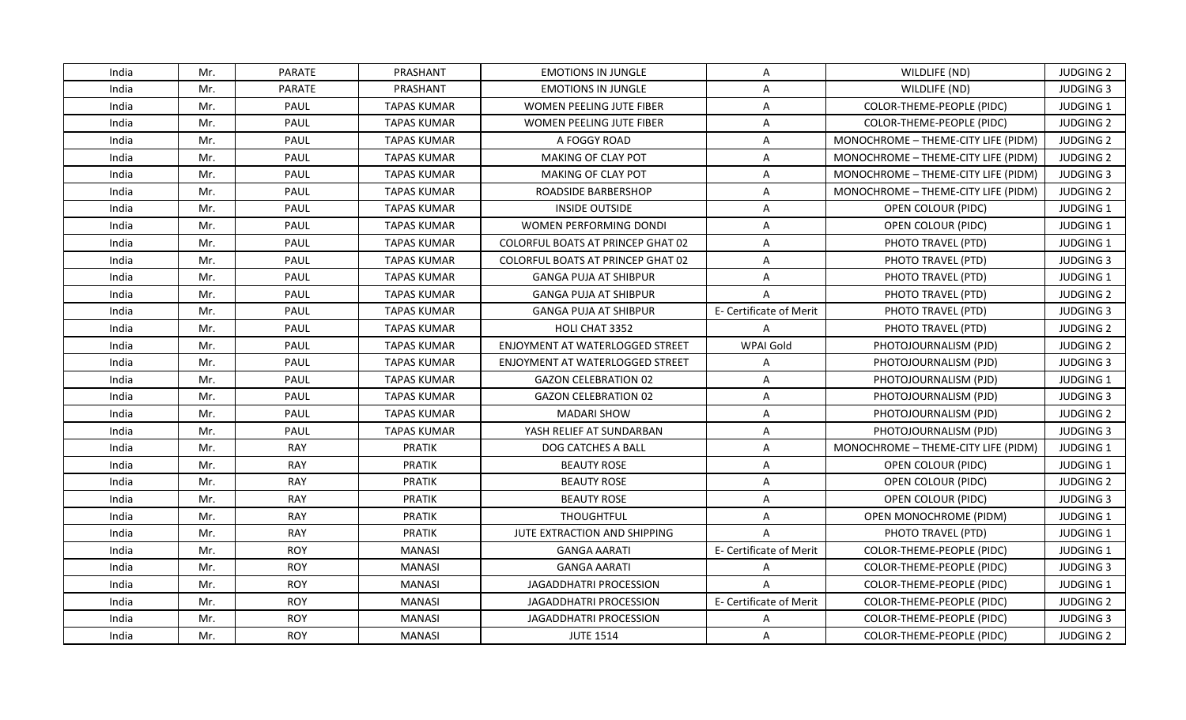| India | Mr. | PARATE | PRASHANT | EMOTIONS IN JUNGLE | A | WILDLIFE (ND) | JUDGING 2 |
|---|---|---|---|---|---|---|---|
| India | Mr. | PARATE | PRASHANT | EMOTIONS IN JUNGLE | A | WILDLIFE (ND) | JUDGING 3 |
| India | Mr. | PAUL | TAPAS KUMAR | WOMEN PEELING JUTE FIBER | A | COLOR-THEME-PEOPLE (PIDC) | JUDGING 1 |
| India | Mr. | PAUL | TAPAS KUMAR | WOMEN PEELING JUTE FIBER | A | COLOR-THEME-PEOPLE (PIDC) | JUDGING 2 |
| India | Mr. | PAUL | TAPAS KUMAR | A FOGGY ROAD | A | MONOCHROME – THEME-CITY LIFE (PIDM) | JUDGING 2 |
| India | Mr. | PAUL | TAPAS KUMAR | MAKING OF CLAY POT | A | MONOCHROME – THEME-CITY LIFE (PIDM) | JUDGING 2 |
| India | Mr. | PAUL | TAPAS KUMAR | MAKING OF CLAY POT | A | MONOCHROME – THEME-CITY LIFE (PIDM) | JUDGING 3 |
| India | Mr. | PAUL | TAPAS KUMAR | ROADSIDE BARBERSHOP | A | MONOCHROME – THEME-CITY LIFE (PIDM) | JUDGING 2 |
| India | Mr. | PAUL | TAPAS KUMAR | INSIDE OUTSIDE | A | OPEN COLOUR (PIDC) | JUDGING 1 |
| India | Mr. | PAUL | TAPAS KUMAR | WOMEN PERFORMING DONDI | A | OPEN COLOUR (PIDC) | JUDGING 1 |
| India | Mr. | PAUL | TAPAS KUMAR | COLORFUL BOATS AT PRINCEP GHAT 02 | A | PHOTO TRAVEL (PTD) | JUDGING 1 |
| India | Mr. | PAUL | TAPAS KUMAR | COLORFUL BOATS AT PRINCEP GHAT 02 | A | PHOTO TRAVEL (PTD) | JUDGING 3 |
| India | Mr. | PAUL | TAPAS KUMAR | GANGA PUJA AT SHIBPUR | A | PHOTO TRAVEL (PTD) | JUDGING 1 |
| India | Mr. | PAUL | TAPAS KUMAR | GANGA PUJA AT SHIBPUR | A | PHOTO TRAVEL (PTD) | JUDGING 2 |
| India | Mr. | PAUL | TAPAS KUMAR | GANGA PUJA AT SHIBPUR | E- Certificate of Merit | PHOTO TRAVEL (PTD) | JUDGING 3 |
| India | Mr. | PAUL | TAPAS KUMAR | HOLI CHAT 3352 | A | PHOTO TRAVEL (PTD) | JUDGING 2 |
| India | Mr. | PAUL | TAPAS KUMAR | ENJOYMENT AT WATERLOGGED STREET | WPAI Gold | PHOTOJOURNALISM (PJD) | JUDGING 2 |
| India | Mr. | PAUL | TAPAS KUMAR | ENJOYMENT AT WATERLOGGED STREET | A | PHOTOJOURNALISM (PJD) | JUDGING 3 |
| India | Mr. | PAUL | TAPAS KUMAR | GAZON CELEBRATION 02 | A | PHOTOJOURNALISM (PJD) | JUDGING 1 |
| India | Mr. | PAUL | TAPAS KUMAR | GAZON CELEBRATION 02 | A | PHOTOJOURNALISM (PJD) | JUDGING 3 |
| India | Mr. | PAUL | TAPAS KUMAR | MADARI SHOW | A | PHOTOJOURNALISM (PJD) | JUDGING 2 |
| India | Mr. | PAUL | TAPAS KUMAR | YASH RELIEF AT SUNDARBAN | A | PHOTOJOURNALISM (PJD) | JUDGING 3 |
| India | Mr. | RAY | PRATIK | DOG CATCHES A BALL | A | MONOCHROME – THEME-CITY LIFE (PIDM) | JUDGING 1 |
| India | Mr. | RAY | PRATIK | BEAUTY ROSE | A | OPEN COLOUR (PIDC) | JUDGING 1 |
| India | Mr. | RAY | PRATIK | BEAUTY ROSE | A | OPEN COLOUR (PIDC) | JUDGING 2 |
| India | Mr. | RAY | PRATIK | BEAUTY ROSE | A | OPEN COLOUR (PIDC) | JUDGING 3 |
| India | Mr. | RAY | PRATIK | THOUGHTFUL | A | OPEN MONOCHROME (PIDM) | JUDGING 1 |
| India | Mr. | RAY | PRATIK | JUTE EXTRACTION AND SHIPPING | A | PHOTO TRAVEL (PTD) | JUDGING 1 |
| India | Mr. | ROY | MANASI | GANGA AARATI | E- Certificate of Merit | COLOR-THEME-PEOPLE (PIDC) | JUDGING 1 |
| India | Mr. | ROY | MANASI | GANGA AARATI | A | COLOR-THEME-PEOPLE (PIDC) | JUDGING 3 |
| India | Mr. | ROY | MANASI | JAGADDHATRI PROCESSION | A | COLOR-THEME-PEOPLE (PIDC) | JUDGING 1 |
| India | Mr. | ROY | MANASI | JAGADDHATRI PROCESSION | E- Certificate of Merit | COLOR-THEME-PEOPLE (PIDC) | JUDGING 2 |
| India | Mr. | ROY | MANASI | JAGADDHATRI PROCESSION | A | COLOR-THEME-PEOPLE (PIDC) | JUDGING 3 |
| India | Mr. | ROY | MANASI | JUTE 1514 | A | COLOR-THEME-PEOPLE (PIDC) | JUDGING 2 |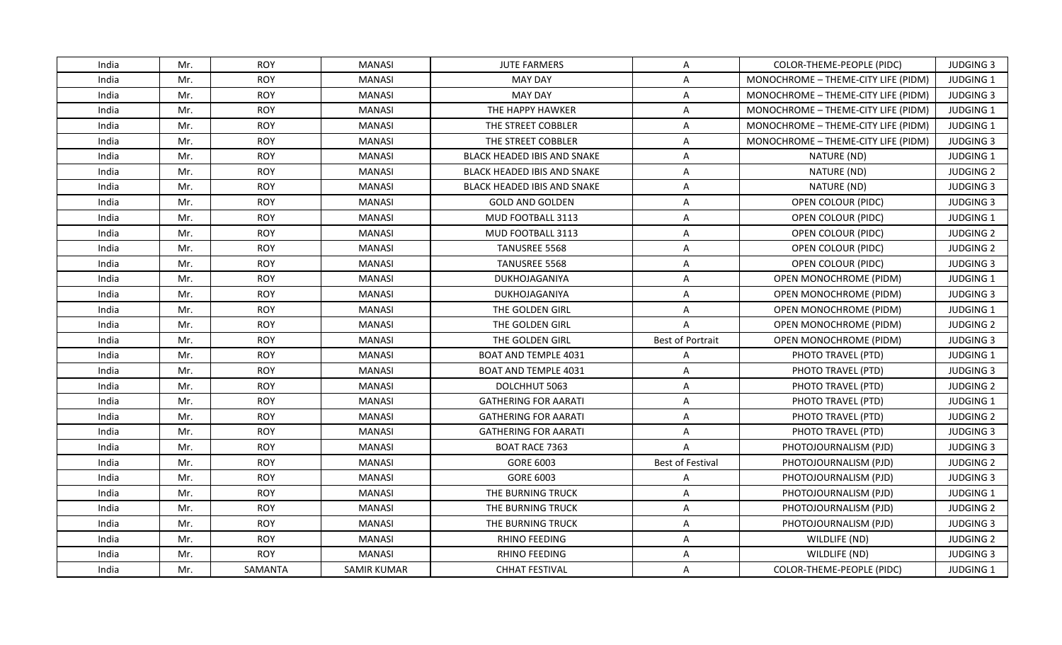| India | Mr. | ROY | MANASI | JUTE FARMERS | A | COLOR-THEME-PEOPLE (PIDC) | JUDGING 3 |
|---|---|---|---|---|---|---|---|
| India | Mr. | ROY | MANASI | MAY DAY | A | MONOCHROME – THEME-CITY LIFE (PIDM) | JUDGING 1 |
| India | Mr. | ROY | MANASI | MAY DAY | A | MONOCHROME – THEME-CITY LIFE (PIDM) | JUDGING 3 |
| India | Mr. | ROY | MANASI | THE HAPPY HAWKER | A | MONOCHROME – THEME-CITY LIFE (PIDM) | JUDGING 1 |
| India | Mr. | ROY | MANASI | THE STREET COBBLER | A | MONOCHROME – THEME-CITY LIFE (PIDM) | JUDGING 1 |
| India | Mr. | ROY | MANASI | THE STREET COBBLER | A | MONOCHROME – THEME-CITY LIFE (PIDM) | JUDGING 3 |
| India | Mr. | ROY | MANASI | BLACK HEADED IBIS AND SNAKE | A | NATURE (ND) | JUDGING 1 |
| India | Mr. | ROY | MANASI | BLACK HEADED IBIS AND SNAKE | A | NATURE (ND) | JUDGING 2 |
| India | Mr. | ROY | MANASI | BLACK HEADED IBIS AND SNAKE | A | NATURE (ND) | JUDGING 3 |
| India | Mr. | ROY | MANASI | GOLD AND GOLDEN | A | OPEN COLOUR (PIDC) | JUDGING 3 |
| India | Mr. | ROY | MANASI | MUD FOOTBALL 3113 | A | OPEN COLOUR (PIDC) | JUDGING 1 |
| India | Mr. | ROY | MANASI | MUD FOOTBALL 3113 | A | OPEN COLOUR (PIDC) | JUDGING 2 |
| India | Mr. | ROY | MANASI | TANUSREE 5568 | A | OPEN COLOUR (PIDC) | JUDGING 2 |
| India | Mr. | ROY | MANASI | TANUSREE 5568 | A | OPEN COLOUR (PIDC) | JUDGING 3 |
| India | Mr. | ROY | MANASI | DUKHOJAGANIYA | A | OPEN MONOCHROME (PIDM) | JUDGING 1 |
| India | Mr. | ROY | MANASI | DUKHOJAGANIYA | A | OPEN MONOCHROME (PIDM) | JUDGING 3 |
| India | Mr. | ROY | MANASI | THE GOLDEN GIRL | A | OPEN MONOCHROME (PIDM) | JUDGING 1 |
| India | Mr. | ROY | MANASI | THE GOLDEN GIRL | A | OPEN MONOCHROME (PIDM) | JUDGING 2 |
| India | Mr. | ROY | MANASI | THE GOLDEN GIRL | Best of Portrait | OPEN MONOCHROME (PIDM) | JUDGING 3 |
| India | Mr. | ROY | MANASI | BOAT AND TEMPLE 4031 | A | PHOTO TRAVEL (PTD) | JUDGING 1 |
| India | Mr. | ROY | MANASI | BOAT AND TEMPLE 4031 | A | PHOTO TRAVEL (PTD) | JUDGING 3 |
| India | Mr. | ROY | MANASI | DOLCHHUT 5063 | A | PHOTO TRAVEL (PTD) | JUDGING 2 |
| India | Mr. | ROY | MANASI | GATHERING FOR AARATI | A | PHOTO TRAVEL (PTD) | JUDGING 1 |
| India | Mr. | ROY | MANASI | GATHERING FOR AARATI | A | PHOTO TRAVEL (PTD) | JUDGING 2 |
| India | Mr. | ROY | MANASI | GATHERING FOR AARATI | A | PHOTO TRAVEL (PTD) | JUDGING 3 |
| India | Mr. | ROY | MANASI | BOAT RACE 7363 | A | PHOTOJOURNALISM (PJD) | JUDGING 3 |
| India | Mr. | ROY | MANASI | GORE 6003 | Best of Festival | PHOTOJOURNALISM (PJD) | JUDGING 2 |
| India | Mr. | ROY | MANASI | GORE 6003 | A | PHOTOJOURNALISM (PJD) | JUDGING 3 |
| India | Mr. | ROY | MANASI | THE BURNING TRUCK | A | PHOTOJOURNALISM (PJD) | JUDGING 1 |
| India | Mr. | ROY | MANASI | THE BURNING TRUCK | A | PHOTOJOURNALISM (PJD) | JUDGING 2 |
| India | Mr. | ROY | MANASI | THE BURNING TRUCK | A | PHOTOJOURNALISM (PJD) | JUDGING 3 |
| India | Mr. | ROY | MANASI | RHINO FEEDING | A | WILDLIFE (ND) | JUDGING 2 |
| India | Mr. | ROY | MANASI | RHINO FEEDING | A | WILDLIFE (ND) | JUDGING 3 |
| India | Mr. | SAMANTA | SAMIR KUMAR | CHHAT FESTIVAL | A | COLOR-THEME-PEOPLE (PIDC) | JUDGING 1 |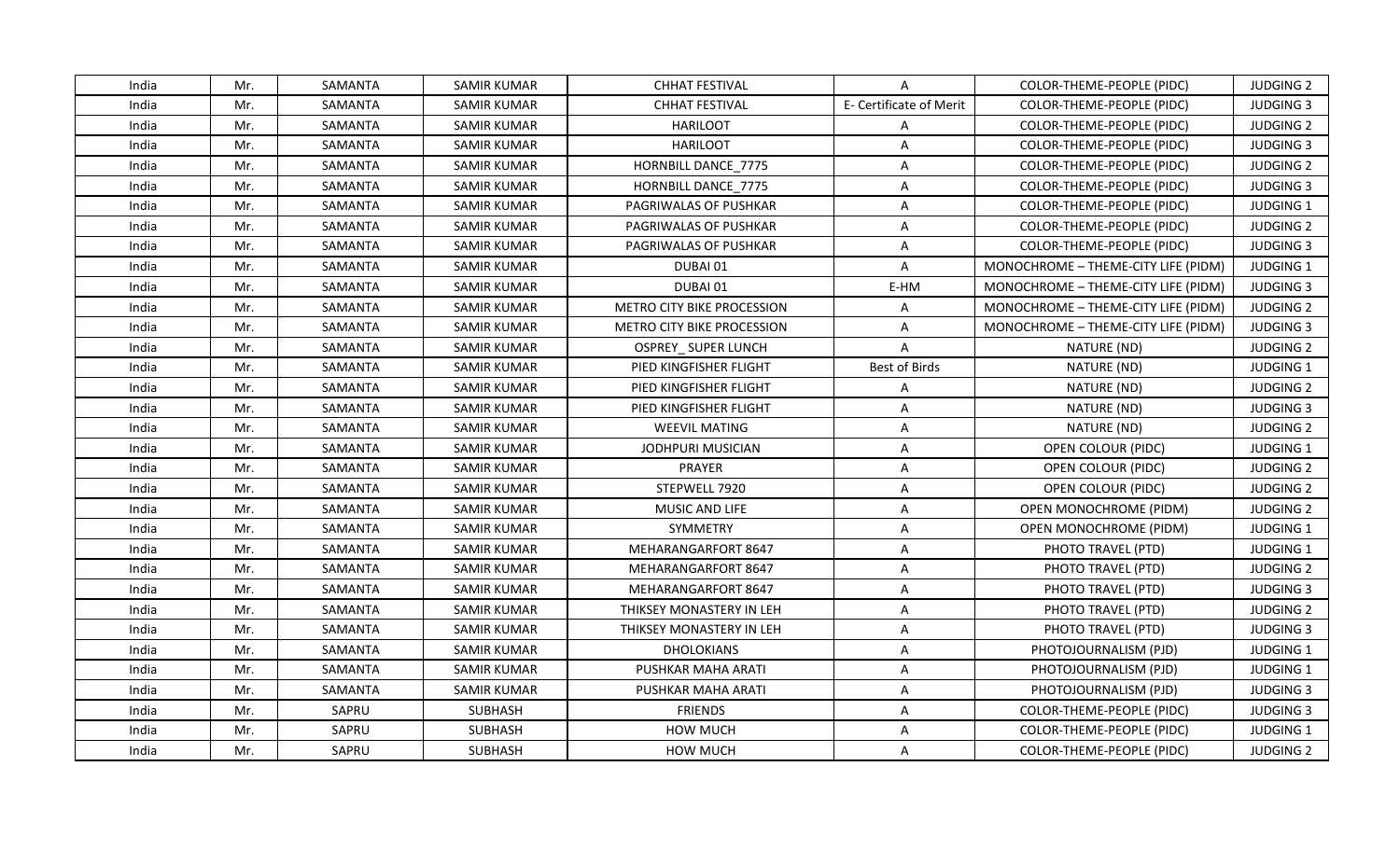| India | Mr. | SAMANTA | SAMIR KUMAR | CHHAT FESTIVAL | A | COLOR-THEME-PEOPLE (PIDC) | JUDGING 2 |
|---|---|---|---|---|---|---|---|
| India | Mr. | SAMANTA | SAMIR KUMAR | CHHAT FESTIVAL | E- Certificate of Merit | COLOR-THEME-PEOPLE (PIDC) | JUDGING 3 |
| India | Mr. | SAMANTA | SAMIR KUMAR | HARILOOT | A | COLOR-THEME-PEOPLE (PIDC) | JUDGING 2 |
| India | Mr. | SAMANTA | SAMIR KUMAR | HARILOOT | A | COLOR-THEME-PEOPLE (PIDC) | JUDGING 3 |
| India | Mr. | SAMANTA | SAMIR KUMAR | HORNBILL DANCE_7775 | A | COLOR-THEME-PEOPLE (PIDC) | JUDGING 2 |
| India | Mr. | SAMANTA | SAMIR KUMAR | HORNBILL DANCE_7775 | A | COLOR-THEME-PEOPLE (PIDC) | JUDGING 3 |
| India | Mr. | SAMANTA | SAMIR KUMAR | PAGRIWALAS OF PUSHKAR | A | COLOR-THEME-PEOPLE (PIDC) | JUDGING 1 |
| India | Mr. | SAMANTA | SAMIR KUMAR | PAGRIWALAS OF PUSHKAR | A | COLOR-THEME-PEOPLE (PIDC) | JUDGING 2 |
| India | Mr. | SAMANTA | SAMIR KUMAR | PAGRIWALAS OF PUSHKAR | A | COLOR-THEME-PEOPLE (PIDC) | JUDGING 3 |
| India | Mr. | SAMANTA | SAMIR KUMAR | DUBAI 01 | A | MONOCHROME – THEME-CITY LIFE (PIDM) | JUDGING 1 |
| India | Mr. | SAMANTA | SAMIR KUMAR | DUBAI 01 | E-HM | MONOCHROME – THEME-CITY LIFE (PIDM) | JUDGING 3 |
| India | Mr. | SAMANTA | SAMIR KUMAR | METRO CITY BIKE PROCESSION | A | MONOCHROME – THEME-CITY LIFE (PIDM) | JUDGING 2 |
| India | Mr. | SAMANTA | SAMIR KUMAR | METRO CITY BIKE PROCESSION | A | MONOCHROME – THEME-CITY LIFE (PIDM) | JUDGING 3 |
| India | Mr. | SAMANTA | SAMIR KUMAR | OSPREY_ SUPER LUNCH | A | NATURE (ND) | JUDGING 2 |
| India | Mr. | SAMANTA | SAMIR KUMAR | PIED KINGFISHER FLIGHT | Best of Birds | NATURE (ND) | JUDGING 1 |
| India | Mr. | SAMANTA | SAMIR KUMAR | PIED KINGFISHER FLIGHT | A | NATURE (ND) | JUDGING 2 |
| India | Mr. | SAMANTA | SAMIR KUMAR | PIED KINGFISHER FLIGHT | A | NATURE (ND) | JUDGING 3 |
| India | Mr. | SAMANTA | SAMIR KUMAR | WEEVIL MATING | A | NATURE (ND) | JUDGING 2 |
| India | Mr. | SAMANTA | SAMIR KUMAR | JODHPURI MUSICIAN | A | OPEN COLOUR (PIDC) | JUDGING 1 |
| India | Mr. | SAMANTA | SAMIR KUMAR | PRAYER | A | OPEN COLOUR (PIDC) | JUDGING 2 |
| India | Mr. | SAMANTA | SAMIR KUMAR | STEPWELL 7920 | A | OPEN COLOUR (PIDC) | JUDGING 2 |
| India | Mr. | SAMANTA | SAMIR KUMAR | MUSIC AND LIFE | A | OPEN MONOCHROME (PIDM) | JUDGING 2 |
| India | Mr. | SAMANTA | SAMIR KUMAR | SYMMETRY | A | OPEN MONOCHROME (PIDM) | JUDGING 1 |
| India | Mr. | SAMANTA | SAMIR KUMAR | MEHARANGARFORT 8647 | A | PHOTO TRAVEL (PTD) | JUDGING 1 |
| India | Mr. | SAMANTA | SAMIR KUMAR | MEHARANGARFORT 8647 | A | PHOTO TRAVEL (PTD) | JUDGING 2 |
| India | Mr. | SAMANTA | SAMIR KUMAR | MEHARANGARFORT 8647 | A | PHOTO TRAVEL (PTD) | JUDGING 3 |
| India | Mr. | SAMANTA | SAMIR KUMAR | THIKSEY MONASTERY IN LEH | A | PHOTO TRAVEL (PTD) | JUDGING 2 |
| India | Mr. | SAMANTA | SAMIR KUMAR | THIKSEY MONASTERY IN LEH | A | PHOTO TRAVEL (PTD) | JUDGING 3 |
| India | Mr. | SAMANTA | SAMIR KUMAR | DHOLOKIANS | A | PHOTOJOURNALISM (PJD) | JUDGING 1 |
| India | Mr. | SAMANTA | SAMIR KUMAR | PUSHKAR MAHA ARATI | A | PHOTOJOURNALISM (PJD) | JUDGING 1 |
| India | Mr. | SAMANTA | SAMIR KUMAR | PUSHKAR MAHA ARATI | A | PHOTOJOURNALISM (PJD) | JUDGING 3 |
| India | Mr. | SAPRU | SUBHASH | FRIENDS | A | COLOR-THEME-PEOPLE (PIDC) | JUDGING 3 |
| India | Mr. | SAPRU | SUBHASH | HOW MUCH | A | COLOR-THEME-PEOPLE (PIDC) | JUDGING 1 |
| India | Mr. | SAPRU | SUBHASH | HOW MUCH | A | COLOR-THEME-PEOPLE (PIDC) | JUDGING 2 |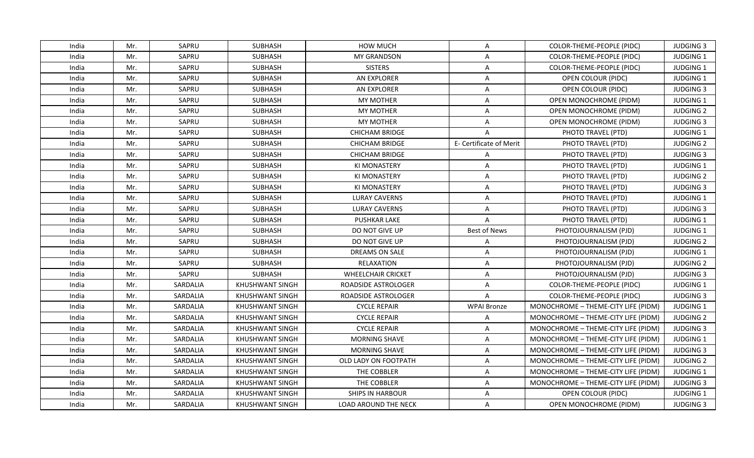| India | Mr. | SAPRU | SUBHASH | HOW MUCH | A | COLOR-THEME-PEOPLE (PIDC) | JUDGING 3 |
|---|---|---|---|---|---|---|---|
| India | Mr. | SAPRU | SUBHASH | MY GRANDSON | A | COLOR-THEME-PEOPLE (PIDC) | JUDGING 1 |
| India | Mr. | SAPRU | SUBHASH | SISTERS | A | COLOR-THEME-PEOPLE (PIDC) | JUDGING 1 |
| India | Mr. | SAPRU | SUBHASH | AN EXPLORER | A | OPEN COLOUR (PIDC) | JUDGING 1 |
| India | Mr. | SAPRU | SUBHASH | AN EXPLORER | A | OPEN COLOUR (PIDC) | JUDGING 3 |
| India | Mr. | SAPRU | SUBHASH | MY MOTHER | A | OPEN MONOCHROME (PIDM) | JUDGING 1 |
| India | Mr. | SAPRU | SUBHASH | MY MOTHER | A | OPEN MONOCHROME (PIDM) | JUDGING 2 |
| India | Mr. | SAPRU | SUBHASH | MY MOTHER | A | OPEN MONOCHROME (PIDM) | JUDGING 3 |
| India | Mr. | SAPRU | SUBHASH | CHICHAM BRIDGE | A | PHOTO TRAVEL (PTD) | JUDGING 1 |
| India | Mr. | SAPRU | SUBHASH | CHICHAM BRIDGE | E- Certificate of Merit | PHOTO TRAVEL (PTD) | JUDGING 2 |
| India | Mr. | SAPRU | SUBHASH | CHICHAM BRIDGE | A | PHOTO TRAVEL (PTD) | JUDGING 3 |
| India | Mr. | SAPRU | SUBHASH | KI MONASTERY | A | PHOTO TRAVEL (PTD) | JUDGING 1 |
| India | Mr. | SAPRU | SUBHASH | KI MONASTERY | A | PHOTO TRAVEL (PTD) | JUDGING 2 |
| India | Mr. | SAPRU | SUBHASH | KI MONASTERY | A | PHOTO TRAVEL (PTD) | JUDGING 3 |
| India | Mr. | SAPRU | SUBHASH | LURAY CAVERNS | A | PHOTO TRAVEL (PTD) | JUDGING 1 |
| India | Mr. | SAPRU | SUBHASH | LURAY CAVERNS | A | PHOTO TRAVEL (PTD) | JUDGING 3 |
| India | Mr. | SAPRU | SUBHASH | PUSHKAR LAKE | A | PHOTO TRAVEL (PTD) | JUDGING 1 |
| India | Mr. | SAPRU | SUBHASH | DO NOT GIVE UP | Best of News | PHOTOJOURNALISM (PJD) | JUDGING 1 |
| India | Mr. | SAPRU | SUBHASH | DO NOT GIVE UP | A | PHOTOJOURNALISM (PJD) | JUDGING 2 |
| India | Mr. | SAPRU | SUBHASH | DREAMS ON SALE | A | PHOTOJOURNALISM (PJD) | JUDGING 1 |
| India | Mr. | SAPRU | SUBHASH | RELAXATION | A | PHOTOJOURNALISM (PJD) | JUDGING 2 |
| India | Mr. | SAPRU | SUBHASH | WHEELCHAIR CRICKET | A | PHOTOJOURNALISM (PJD) | JUDGING 3 |
| India | Mr. | SARDALIA | KHUSHWANT SINGH | ROADSIDE ASTROLOGER | A | COLOR-THEME-PEOPLE (PIDC) | JUDGING 1 |
| India | Mr. | SARDALIA | KHUSHWANT SINGH | ROADSIDE ASTROLOGER | A | COLOR-THEME-PEOPLE (PIDC) | JUDGING 3 |
| India | Mr. | SARDALIA | KHUSHWANT SINGH | CYCLE REPAIR | WPAI Bronze | MONOCHROME – THEME-CITY LIFE (PIDM) | JUDGING 1 |
| India | Mr. | SARDALIA | KHUSHWANT SINGH | CYCLE REPAIR | A | MONOCHROME – THEME-CITY LIFE (PIDM) | JUDGING 2 |
| India | Mr. | SARDALIA | KHUSHWANT SINGH | CYCLE REPAIR | A | MONOCHROME – THEME-CITY LIFE (PIDM) | JUDGING 3 |
| India | Mr. | SARDALIA | KHUSHWANT SINGH | MORNING SHAVE | A | MONOCHROME – THEME-CITY LIFE (PIDM) | JUDGING 1 |
| India | Mr. | SARDALIA | KHUSHWANT SINGH | MORNING SHAVE | A | MONOCHROME – THEME-CITY LIFE (PIDM) | JUDGING 3 |
| India | Mr. | SARDALIA | KHUSHWANT SINGH | OLD LADY ON FOOTPATH | A | MONOCHROME – THEME-CITY LIFE (PIDM) | JUDGING 2 |
| India | Mr. | SARDALIA | KHUSHWANT SINGH | THE COBBLER | A | MONOCHROME – THEME-CITY LIFE (PIDM) | JUDGING 1 |
| India | Mr. | SARDALIA | KHUSHWANT SINGH | THE COBBLER | A | MONOCHROME – THEME-CITY LIFE (PIDM) | JUDGING 3 |
| India | Mr. | SARDALIA | KHUSHWANT SINGH | SHIPS IN HARBOUR | A | OPEN COLOUR (PIDC) | JUDGING 1 |
| India | Mr. | SARDALIA | KHUSHWANT SINGH | LOAD AROUND THE NECK | A | OPEN MONOCHROME (PIDM) | JUDGING 3 |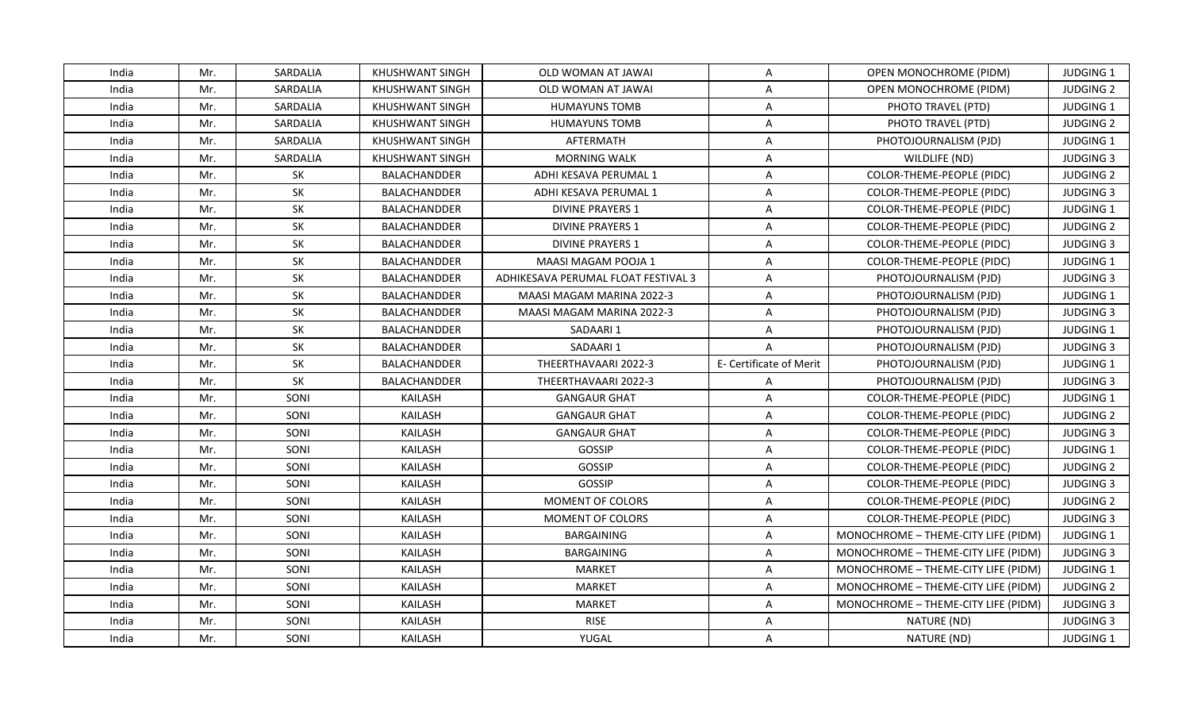| India | Mr. | SARDALIA | KHUSHWANT SINGH | OLD WOMAN AT JAWAI | A | OPEN MONOCHROME (PIDM) | JUDGING 1 |
|---|---|---|---|---|---|---|---|
| India | Mr. | SARDALIA | KHUSHWANT SINGH | OLD WOMAN AT JAWAI | A | OPEN MONOCHROME (PIDM) | JUDGING 2 |
| India | Mr. | SARDALIA | KHUSHWANT SINGH | HUMAYUNS TOMB | A | PHOTO TRAVEL (PTD) | JUDGING 1 |
| India | Mr. | SARDALIA | KHUSHWANT SINGH | HUMAYUNS TOMB | A | PHOTO TRAVEL (PTD) | JUDGING 2 |
| India | Mr. | SARDALIA | KHUSHWANT SINGH | AFTERMATH | A | PHOTOJOURNALISM (PJD) | JUDGING 1 |
| India | Mr. | SARDALIA | KHUSHWANT SINGH | MORNING WALK | A | WILDLIFE (ND) | JUDGING 3 |
| India | Mr. | SK | BALACHANDDER | ADHI KESAVA PERUMAL 1 | A | COLOR-THEME-PEOPLE (PIDC) | JUDGING 2 |
| India | Mr. | SK | BALACHANDDER | ADHI KESAVA PERUMAL 1 | A | COLOR-THEME-PEOPLE (PIDC) | JUDGING 3 |
| India | Mr. | SK | BALACHANDDER | DIVINE PRAYERS 1 | A | COLOR-THEME-PEOPLE (PIDC) | JUDGING 1 |
| India | Mr. | SK | BALACHANDDER | DIVINE PRAYERS 1 | A | COLOR-THEME-PEOPLE (PIDC) | JUDGING 2 |
| India | Mr. | SK | BALACHANDDER | DIVINE PRAYERS 1 | A | COLOR-THEME-PEOPLE (PIDC) | JUDGING 3 |
| India | Mr. | SK | BALACHANDDER | MAASI MAGAM POOJA 1 | A | COLOR-THEME-PEOPLE (PIDC) | JUDGING 1 |
| India | Mr. | SK | BALACHANDDER | ADHIKESAVA PERUMAL FLOAT FESTIVAL 3 | A | PHOTOJOURNALISM (PJD) | JUDGING 3 |
| India | Mr. | SK | BALACHANDDER | MAASI MAGAM MARINA 2022-3 | A | PHOTOJOURNALISM (PJD) | JUDGING 1 |
| India | Mr. | SK | BALACHANDDER | MAASI MAGAM MARINA 2022-3 | A | PHOTOJOURNALISM (PJD) | JUDGING 3 |
| India | Mr. | SK | BALACHANDDER | SADAARI 1 | A | PHOTOJOURNALISM (PJD) | JUDGING 1 |
| India | Mr. | SK | BALACHANDDER | SADAARI 1 | A | PHOTOJOURNALISM (PJD) | JUDGING 3 |
| India | Mr. | SK | BALACHANDDER | THEERTHAVAARI 2022-3 | E- Certificate of Merit | PHOTOJOURNALISM (PJD) | JUDGING 1 |
| India | Mr. | SK | BALACHANDDER | THEERTHAVAARI 2022-3 | A | PHOTOJOURNALISM (PJD) | JUDGING 3 |
| India | Mr. | SONI | KAILASH | GANGAUR GHAT | A | COLOR-THEME-PEOPLE (PIDC) | JUDGING 1 |
| India | Mr. | SONI | KAILASH | GANGAUR GHAT | A | COLOR-THEME-PEOPLE (PIDC) | JUDGING 2 |
| India | Mr. | SONI | KAILASH | GANGAUR GHAT | A | COLOR-THEME-PEOPLE (PIDC) | JUDGING 3 |
| India | Mr. | SONI | KAILASH | GOSSIP | A | COLOR-THEME-PEOPLE (PIDC) | JUDGING 1 |
| India | Mr. | SONI | KAILASH | GOSSIP | A | COLOR-THEME-PEOPLE (PIDC) | JUDGING 2 |
| India | Mr. | SONI | KAILASH | GOSSIP | A | COLOR-THEME-PEOPLE (PIDC) | JUDGING 3 |
| India | Mr. | SONI | KAILASH | MOMENT OF COLORS | A | COLOR-THEME-PEOPLE (PIDC) | JUDGING 2 |
| India | Mr. | SONI | KAILASH | MOMENT OF COLORS | A | COLOR-THEME-PEOPLE (PIDC) | JUDGING 3 |
| India | Mr. | SONI | KAILASH | BARGAINING | A | MONOCHROME – THEME-CITY LIFE (PIDM) | JUDGING 1 |
| India | Mr. | SONI | KAILASH | BARGAINING | A | MONOCHROME – THEME-CITY LIFE (PIDM) | JUDGING 3 |
| India | Mr. | SONI | KAILASH | MARKET | A | MONOCHROME – THEME-CITY LIFE (PIDM) | JUDGING 1 |
| India | Mr. | SONI | KAILASH | MARKET | A | MONOCHROME – THEME-CITY LIFE (PIDM) | JUDGING 2 |
| India | Mr. | SONI | KAILASH | MARKET | A | MONOCHROME – THEME-CITY LIFE (PIDM) | JUDGING 3 |
| India | Mr. | SONI | KAILASH | RISE | A | NATURE (ND) | JUDGING 3 |
| India | Mr. | SONI | KAILASH | YUGAL | A | NATURE (ND) | JUDGING 1 |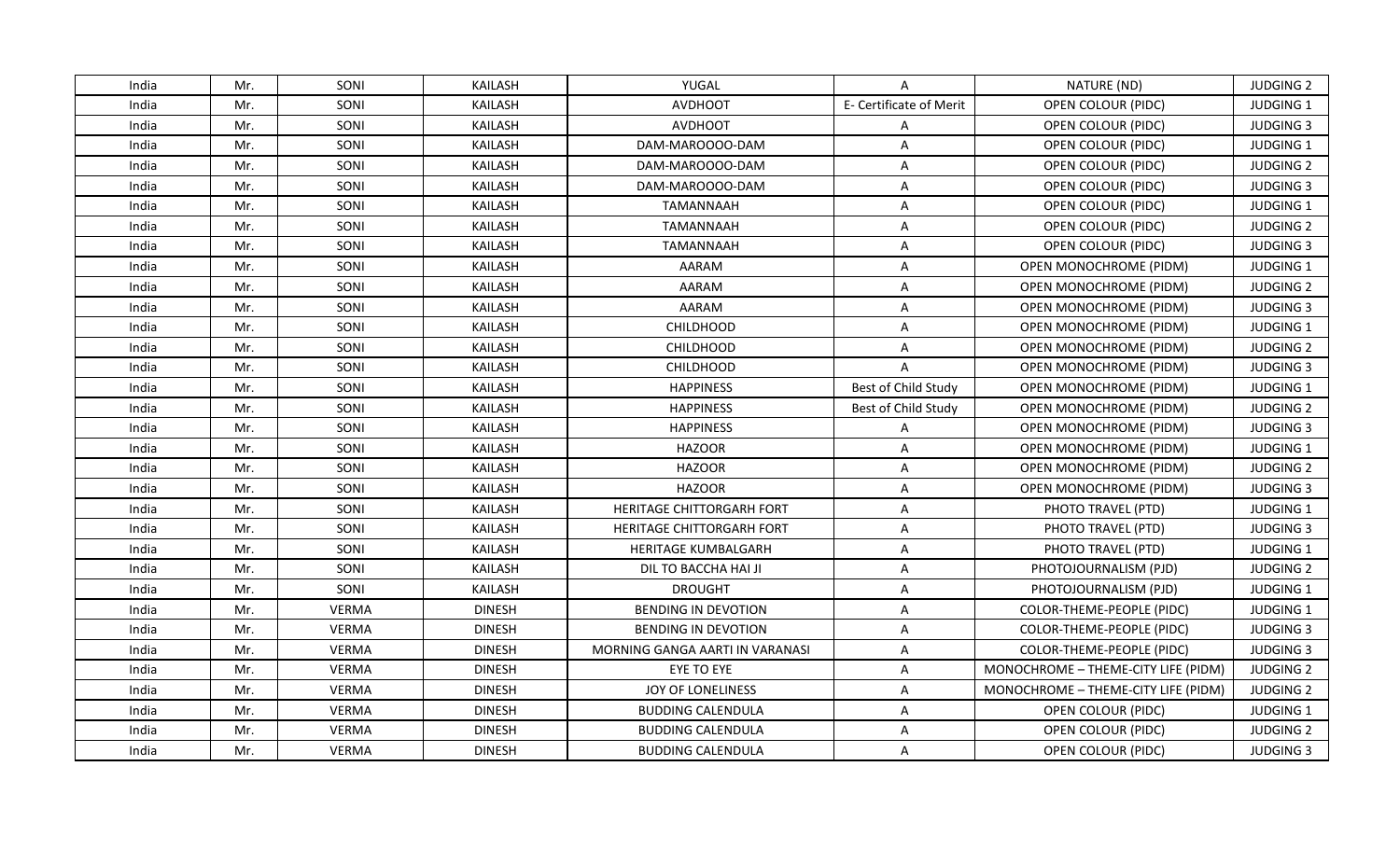| | | | | | | | |
|---|---|---|---|---|---|---|---|
| India | Mr. | SONI | KAILASH | YUGAL | A | NATURE (ND) | JUDGING 2 |
| India | Mr. | SONI | KAILASH | AVDHOOT | E- Certificate of Merit | OPEN COLOUR (PIDC) | JUDGING 1 |
| India | Mr. | SONI | KAILASH | AVDHOOT | A | OPEN COLOUR (PIDC) | JUDGING 3 |
| India | Mr. | SONI | KAILASH | DAM-MAROOOO-DAM | A | OPEN COLOUR (PIDC) | JUDGING 1 |
| India | Mr. | SONI | KAILASH | DAM-MAROOOO-DAM | A | OPEN COLOUR (PIDC) | JUDGING 2 |
| India | Mr. | SONI | KAILASH | DAM-MAROOOO-DAM | A | OPEN COLOUR (PIDC) | JUDGING 3 |
| India | Mr. | SONI | KAILASH | TAMANNAAH | A | OPEN COLOUR (PIDC) | JUDGING 1 |
| India | Mr. | SONI | KAILASH | TAMANNAAH | A | OPEN COLOUR (PIDC) | JUDGING 2 |
| India | Mr. | SONI | KAILASH | TAMANNAAH | A | OPEN COLOUR (PIDC) | JUDGING 3 |
| India | Mr. | SONI | KAILASH | AARAM | A | OPEN MONOCHROME (PIDM) | JUDGING 1 |
| India | Mr. | SONI | KAILASH | AARAM | A | OPEN MONOCHROME (PIDM) | JUDGING 2 |
| India | Mr. | SONI | KAILASH | AARAM | A | OPEN MONOCHROME (PIDM) | JUDGING 3 |
| India | Mr. | SONI | KAILASH | CHILDHOOD | A | OPEN MONOCHROME (PIDM) | JUDGING 1 |
| India | Mr. | SONI | KAILASH | CHILDHOOD | A | OPEN MONOCHROME (PIDM) | JUDGING 2 |
| India | Mr. | SONI | KAILASH | CHILDHOOD | A | OPEN MONOCHROME (PIDM) | JUDGING 3 |
| India | Mr. | SONI | KAILASH | HAPPINESS | Best of Child Study | OPEN MONOCHROME (PIDM) | JUDGING 1 |
| India | Mr. | SONI | KAILASH | HAPPINESS | Best of Child Study | OPEN MONOCHROME (PIDM) | JUDGING 2 |
| India | Mr. | SONI | KAILASH | HAPPINESS | A | OPEN MONOCHROME (PIDM) | JUDGING 3 |
| India | Mr. | SONI | KAILASH | HAZOOR | A | OPEN MONOCHROME (PIDM) | JUDGING 1 |
| India | Mr. | SONI | KAILASH | HAZOOR | A | OPEN MONOCHROME (PIDM) | JUDGING 2 |
| India | Mr. | SONI | KAILASH | HAZOOR | A | OPEN MONOCHROME (PIDM) | JUDGING 3 |
| India | Mr. | SONI | KAILASH | HERITAGE CHITTORGARH FORT | A | PHOTO TRAVEL (PTD) | JUDGING 1 |
| India | Mr. | SONI | KAILASH | HERITAGE CHITTORGARH FORT | A | PHOTO TRAVEL (PTD) | JUDGING 3 |
| India | Mr. | SONI | KAILASH | HERITAGE KUMBALGARH | A | PHOTO TRAVEL (PTD) | JUDGING 1 |
| India | Mr. | SONI | KAILASH | DIL TO BACCHA HAI JI | A | PHOTOJOURNALISM (PJD) | JUDGING 2 |
| India | Mr. | SONI | KAILASH | DROUGHT | A | PHOTOJOURNALISM (PJD) | JUDGING 1 |
| India | Mr. | VERMA | DINESH | BENDING IN DEVOTION | A | COLOR-THEME-PEOPLE (PIDC) | JUDGING 1 |
| India | Mr. | VERMA | DINESH | BENDING IN DEVOTION | A | COLOR-THEME-PEOPLE (PIDC) | JUDGING 3 |
| India | Mr. | VERMA | DINESH | MORNING GANGA AARTI IN VARANASI | A | COLOR-THEME-PEOPLE (PIDC) | JUDGING 3 |
| India | Mr. | VERMA | DINESH | EYE TO EYE | A | MONOCHROME – THEME-CITY LIFE (PIDM) | JUDGING 2 |
| India | Mr. | VERMA | DINESH | JOY OF LONELINESS | A | MONOCHROME – THEME-CITY LIFE (PIDM) | JUDGING 2 |
| India | Mr. | VERMA | DINESH | BUDDING CALENDULA | A | OPEN COLOUR (PIDC) | JUDGING 1 |
| India | Mr. | VERMA | DINESH | BUDDING CALENDULA | A | OPEN COLOUR (PIDC) | JUDGING 2 |
| India | Mr. | VERMA | DINESH | BUDDING CALENDULA | A | OPEN COLOUR (PIDC) | JUDGING 3 |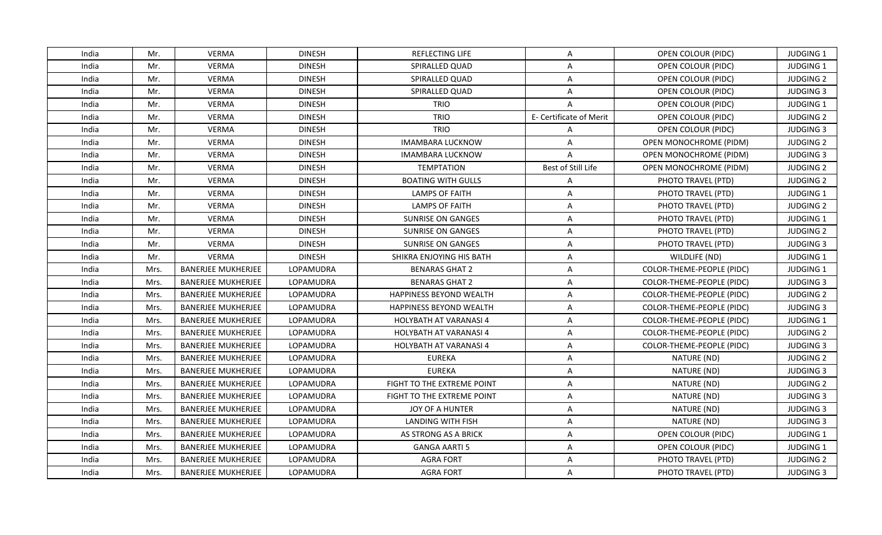| India | Mr. | VERMA | DINESH | REFLECTING LIFE | A | OPEN COLOUR (PIDC) | JUDGING 1 |
|---|---|---|---|---|---|---|---|
| India | Mr. | VERMA | DINESH | SPIRALLED QUAD | A | OPEN COLOUR (PIDC) | JUDGING 1 |
| India | Mr. | VERMA | DINESH | SPIRALLED QUAD | A | OPEN COLOUR (PIDC) | JUDGING 2 |
| India | Mr. | VERMA | DINESH | SPIRALLED QUAD | A | OPEN COLOUR (PIDC) | JUDGING 3 |
| India | Mr. | VERMA | DINESH | TRIO | A | OPEN COLOUR (PIDC) | JUDGING 1 |
| India | Mr. | VERMA | DINESH | TRIO | E- Certificate of Merit | OPEN COLOUR (PIDC) | JUDGING 2 |
| India | Mr. | VERMA | DINESH | TRIO | A | OPEN COLOUR (PIDC) | JUDGING 3 |
| India | Mr. | VERMA | DINESH | IMAMBARA LUCKNOW | A | OPEN MONOCHROME (PIDM) | JUDGING 2 |
| India | Mr. | VERMA | DINESH | IMAMBARA LUCKNOW | A | OPEN MONOCHROME (PIDM) | JUDGING 3 |
| India | Mr. | VERMA | DINESH | TEMPTATION | Best of Still Life | OPEN MONOCHROME (PIDM) | JUDGING 2 |
| India | Mr. | VERMA | DINESH | BOATING WITH GULLS | A | PHOTO TRAVEL (PTD) | JUDGING 2 |
| India | Mr. | VERMA | DINESH | LAMPS OF FAITH | A | PHOTO TRAVEL (PTD) | JUDGING 1 |
| India | Mr. | VERMA | DINESH | LAMPS OF FAITH | A | PHOTO TRAVEL (PTD) | JUDGING 2 |
| India | Mr. | VERMA | DINESH | SUNRISE ON GANGES | A | PHOTO TRAVEL (PTD) | JUDGING 1 |
| India | Mr. | VERMA | DINESH | SUNRISE ON GANGES | A | PHOTO TRAVEL (PTD) | JUDGING 2 |
| India | Mr. | VERMA | DINESH | SUNRISE ON GANGES | A | PHOTO TRAVEL (PTD) | JUDGING 3 |
| India | Mr. | VERMA | DINESH | SHIKRA ENJOYING HIS BATH | A | WILDLIFE (ND) | JUDGING 1 |
| India | Mrs. | BANERJEE MUKHERJEE | LOPAMUDRA | BENARAS GHAT 2 | A | COLOR-THEME-PEOPLE (PIDC) | JUDGING 1 |
| India | Mrs. | BANERJEE MUKHERJEE | LOPAMUDRA | BENARAS GHAT 2 | A | COLOR-THEME-PEOPLE (PIDC) | JUDGING 3 |
| India | Mrs. | BANERJEE MUKHERJEE | LOPAMUDRA | HAPPINESS BEYOND WEALTH | A | COLOR-THEME-PEOPLE (PIDC) | JUDGING 2 |
| India | Mrs. | BANERJEE MUKHERJEE | LOPAMUDRA | HAPPINESS BEYOND WEALTH | A | COLOR-THEME-PEOPLE (PIDC) | JUDGING 3 |
| India | Mrs. | BANERJEE MUKHERJEE | LOPAMUDRA | HOLYBATH AT VARANASI 4 | A | COLOR-THEME-PEOPLE (PIDC) | JUDGING 1 |
| India | Mrs. | BANERJEE MUKHERJEE | LOPAMUDRA | HOLYBATH AT VARANASI 4 | A | COLOR-THEME-PEOPLE (PIDC) | JUDGING 2 |
| India | Mrs. | BANERJEE MUKHERJEE | LOPAMUDRA | HOLYBATH AT VARANASI 4 | A | COLOR-THEME-PEOPLE (PIDC) | JUDGING 3 |
| India | Mrs. | BANERJEE MUKHERJEE | LOPAMUDRA | EUREKA | A | NATURE (ND) | JUDGING 2 |
| India | Mrs. | BANERJEE MUKHERJEE | LOPAMUDRA | EUREKA | A | NATURE (ND) | JUDGING 3 |
| India | Mrs. | BANERJEE MUKHERJEE | LOPAMUDRA | FIGHT TO THE EXTREME POINT | A | NATURE (ND) | JUDGING 2 |
| India | Mrs. | BANERJEE MUKHERJEE | LOPAMUDRA | FIGHT TO THE EXTREME POINT | A | NATURE (ND) | JUDGING 3 |
| India | Mrs. | BANERJEE MUKHERJEE | LOPAMUDRA | JOY OF A HUNTER | A | NATURE (ND) | JUDGING 3 |
| India | Mrs. | BANERJEE MUKHERJEE | LOPAMUDRA | LANDING WITH FISH | A | NATURE (ND) | JUDGING 3 |
| India | Mrs. | BANERJEE MUKHERJEE | LOPAMUDRA | AS STRONG AS A BRICK | A | OPEN COLOUR (PIDC) | JUDGING 1 |
| India | Mrs. | BANERJEE MUKHERJEE | LOPAMUDRA | GANGA AARTI 5 | A | OPEN COLOUR (PIDC) | JUDGING 1 |
| India | Mrs. | BANERJEE MUKHERJEE | LOPAMUDRA | AGRA FORT | A | PHOTO TRAVEL (PTD) | JUDGING 2 |
| India | Mrs. | BANERJEE MUKHERJEE | LOPAMUDRA | AGRA FORT | A | PHOTO TRAVEL (PTD) | JUDGING 3 |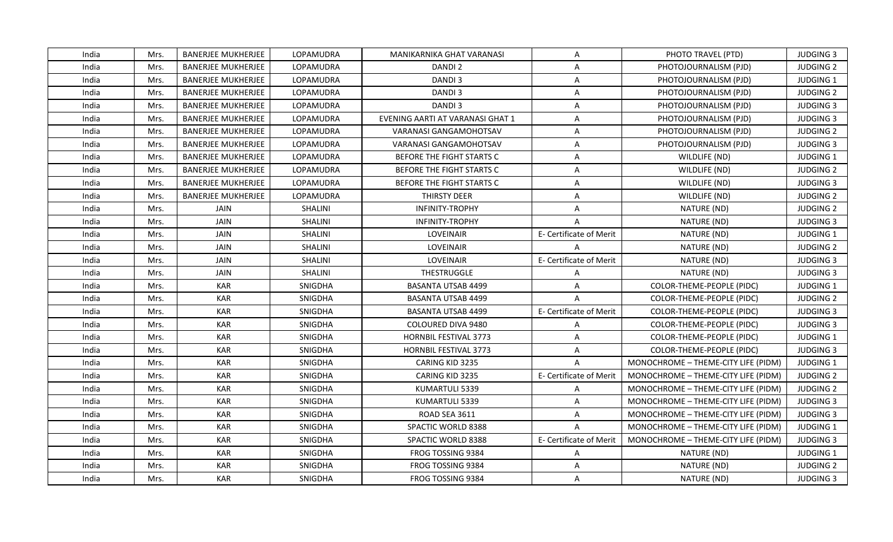| India | Mrs. | BANERJEE MUKHERJEE | LOPAMUDRA | MANIKARNIKA GHAT VARANASI | A | PHOTO TRAVEL (PTD) | JUDGING 3 |
|---|---|---|---|---|---|---|---|
| India | Mrs. | BANERJEE MUKHERJEE | LOPAMUDRA | DANDI 2 | A | PHOTOJOURNALISM (PJD) | JUDGING 2 |
| India | Mrs. | BANERJEE MUKHERJEE | LOPAMUDRA | DANDI 3 | A | PHOTOJOURNALISM (PJD) | JUDGING 1 |
| India | Mrs. | BANERJEE MUKHERJEE | LOPAMUDRA | DANDI 3 | A | PHOTOJOURNALISM (PJD) | JUDGING 2 |
| India | Mrs. | BANERJEE MUKHERJEE | LOPAMUDRA | DANDI 3 | A | PHOTOJOURNALISM (PJD) | JUDGING 3 |
| India | Mrs. | BANERJEE MUKHERJEE | LOPAMUDRA | EVENING AARTI AT VARANASI GHAT 1 | A | PHOTOJOURNALISM (PJD) | JUDGING 3 |
| India | Mrs. | BANERJEE MUKHERJEE | LOPAMUDRA | VARANASI GANGAMOHOTSAV | A | PHOTOJOURNALISM (PJD) | JUDGING 2 |
| India | Mrs. | BANERJEE MUKHERJEE | LOPAMUDRA | VARANASI GANGAMOHOTSAV | A | PHOTOJOURNALISM (PJD) | JUDGING 3 |
| India | Mrs. | BANERJEE MUKHERJEE | LOPAMUDRA | BEFORE THE FIGHT STARTS C | A | WILDLIFE (ND) | JUDGING 1 |
| India | Mrs. | BANERJEE MUKHERJEE | LOPAMUDRA | BEFORE THE FIGHT STARTS C | A | WILDLIFE (ND) | JUDGING 2 |
| India | Mrs. | BANERJEE MUKHERJEE | LOPAMUDRA | BEFORE THE FIGHT STARTS C | A | WILDLIFE (ND) | JUDGING 3 |
| India | Mrs. | BANERJEE MUKHERJEE | LOPAMUDRA | THIRSTY DEER | A | WILDLIFE (ND) | JUDGING 2 |
| India | Mrs. | JAIN | SHALINI | INFINITY-TROPHY | A | NATURE (ND) | JUDGING 2 |
| India | Mrs. | JAIN | SHALINI | INFINITY-TROPHY | A | NATURE (ND) | JUDGING 3 |
| India | Mrs. | JAIN | SHALINI | LOVEINAIR | E- Certificate of Merit | NATURE (ND) | JUDGING 1 |
| India | Mrs. | JAIN | SHALINI | LOVEINAIR | A | NATURE (ND) | JUDGING 2 |
| India | Mrs. | JAIN | SHALINI | LOVEINAIR | E- Certificate of Merit | NATURE (ND) | JUDGING 3 |
| India | Mrs. | JAIN | SHALINI | THESTRUGGLE | A | NATURE (ND) | JUDGING 3 |
| India | Mrs. | KAR | SNIGDHA | BASANTA UTSAB 4499 | A | COLOR-THEME-PEOPLE (PIDC) | JUDGING 1 |
| India | Mrs. | KAR | SNIGDHA | BASANTA UTSAB 4499 | A | COLOR-THEME-PEOPLE (PIDC) | JUDGING 2 |
| India | Mrs. | KAR | SNIGDHA | BASANTA UTSAB 4499 | E- Certificate of Merit | COLOR-THEME-PEOPLE (PIDC) | JUDGING 3 |
| India | Mrs. | KAR | SNIGDHA | COLOURED DIVA 9480 | A | COLOR-THEME-PEOPLE (PIDC) | JUDGING 3 |
| India | Mrs. | KAR | SNIGDHA | HORNBIL FESTIVAL 3773 | A | COLOR-THEME-PEOPLE (PIDC) | JUDGING 1 |
| India | Mrs. | KAR | SNIGDHA | HORNBIL FESTIVAL 3773 | A | COLOR-THEME-PEOPLE (PIDC) | JUDGING 3 |
| India | Mrs. | KAR | SNIGDHA | CARING KID 3235 | A | MONOCHROME – THEME-CITY LIFE (PIDM) | JUDGING 1 |
| India | Mrs. | KAR | SNIGDHA | CARING KID 3235 | E- Certificate of Merit | MONOCHROME – THEME-CITY LIFE (PIDM) | JUDGING 2 |
| India | Mrs. | KAR | SNIGDHA | KUMARTULI 5339 | A | MONOCHROME – THEME-CITY LIFE (PIDM) | JUDGING 2 |
| India | Mrs. | KAR | SNIGDHA | KUMARTULI 5339 | A | MONOCHROME – THEME-CITY LIFE (PIDM) | JUDGING 3 |
| India | Mrs. | KAR | SNIGDHA | ROAD SEA 3611 | A | MONOCHROME – THEME-CITY LIFE (PIDM) | JUDGING 3 |
| India | Mrs. | KAR | SNIGDHA | SPACTIC WORLD 8388 | A | MONOCHROME – THEME-CITY LIFE (PIDM) | JUDGING 1 |
| India | Mrs. | KAR | SNIGDHA | SPACTIC WORLD 8388 | E- Certificate of Merit | MONOCHROME – THEME-CITY LIFE (PIDM) | JUDGING 3 |
| India | Mrs. | KAR | SNIGDHA | FROG TOSSING 9384 | A | NATURE (ND) | JUDGING 1 |
| India | Mrs. | KAR | SNIGDHA | FROG TOSSING 9384 | A | NATURE (ND) | JUDGING 2 |
| India | Mrs. | KAR | SNIGDHA | FROG TOSSING 9384 | A | NATURE (ND) | JUDGING 3 |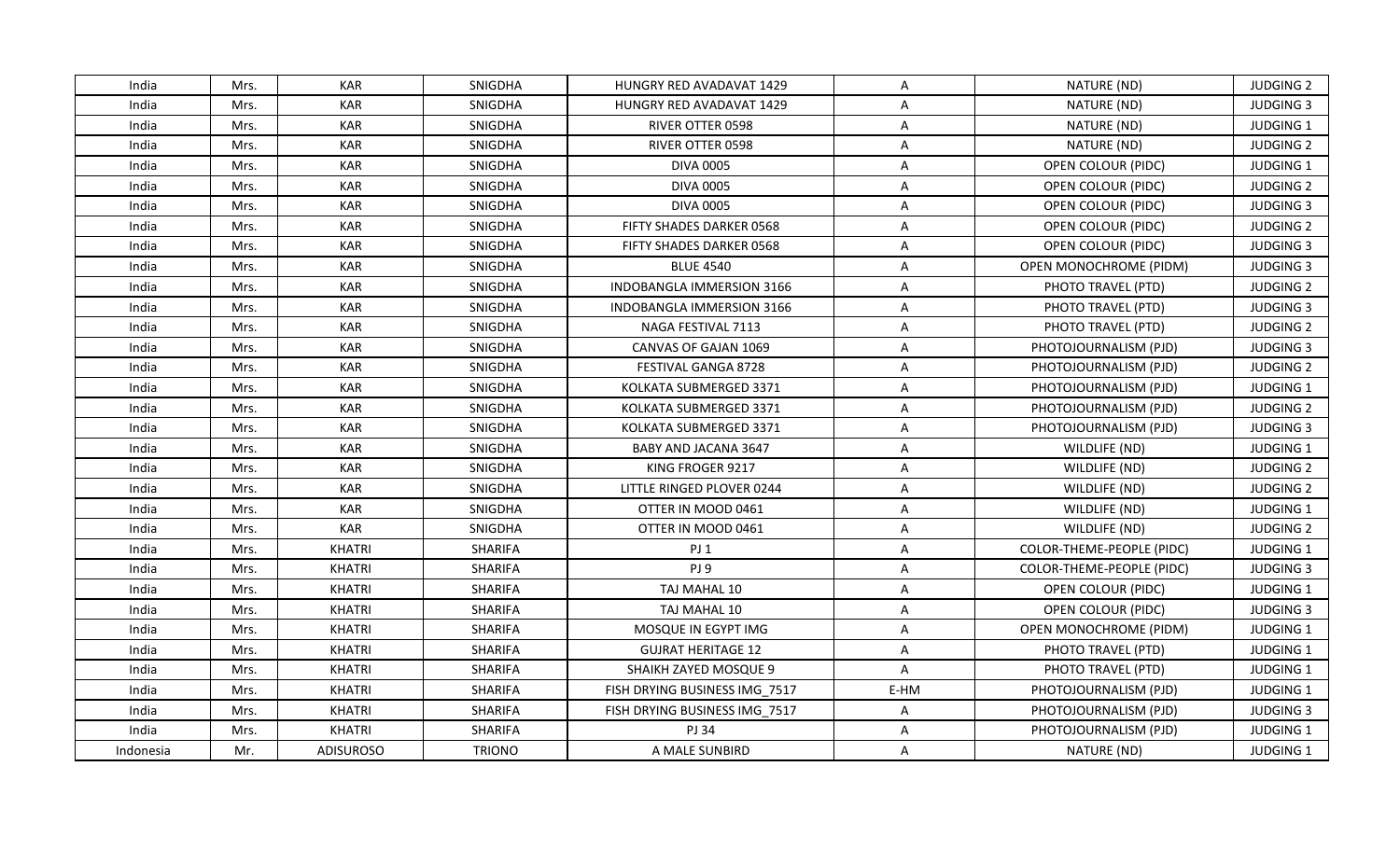| India | Mrs. | KAR | SNIGDHA | HUNGRY RED AVADAVAT 1429 | A | NATURE (ND) | JUDGING 2 |
|---|---|---|---|---|---|---|---|
| India | Mrs. | KAR | SNIGDHA | HUNGRY RED AVADAVAT 1429 | A | NATURE (ND) | JUDGING 3 |
| India | Mrs. | KAR | SNIGDHA | RIVER OTTER 0598 | A | NATURE (ND) | JUDGING 1 |
| India | Mrs. | KAR | SNIGDHA | RIVER OTTER 0598 | A | NATURE (ND) | JUDGING 2 |
| India | Mrs. | KAR | SNIGDHA | DIVA 0005 | A | OPEN COLOUR (PIDC) | JUDGING 1 |
| India | Mrs. | KAR | SNIGDHA | DIVA 0005 | A | OPEN COLOUR (PIDC) | JUDGING 2 |
| India | Mrs. | KAR | SNIGDHA | DIVA 0005 | A | OPEN COLOUR (PIDC) | JUDGING 3 |
| India | Mrs. | KAR | SNIGDHA | FIFTY SHADES DARKER 0568 | A | OPEN COLOUR (PIDC) | JUDGING 2 |
| India | Mrs. | KAR | SNIGDHA | FIFTY SHADES DARKER 0568 | A | OPEN COLOUR (PIDC) | JUDGING 3 |
| India | Mrs. | KAR | SNIGDHA | BLUE 4540 | A | OPEN MONOCHROME (PIDM) | JUDGING 3 |
| India | Mrs. | KAR | SNIGDHA | INDOBANGLA IMMERSION 3166 | A | PHOTO TRAVEL (PTD) | JUDGING 2 |
| India | Mrs. | KAR | SNIGDHA | INDOBANGLA IMMERSION 3166 | A | PHOTO TRAVEL (PTD) | JUDGING 3 |
| India | Mrs. | KAR | SNIGDHA | NAGA FESTIVAL 7113 | A | PHOTO TRAVEL (PTD) | JUDGING 2 |
| India | Mrs. | KAR | SNIGDHA | CANVAS OF GAJAN 1069 | A | PHOTOJOURNALISM (PJD) | JUDGING 3 |
| India | Mrs. | KAR | SNIGDHA | FESTIVAL GANGA 8728 | A | PHOTOJOURNALISM (PJD) | JUDGING 2 |
| India | Mrs. | KAR | SNIGDHA | KOLKATA SUBMERGED 3371 | A | PHOTOJOURNALISM (PJD) | JUDGING 1 |
| India | Mrs. | KAR | SNIGDHA | KOLKATA SUBMERGED 3371 | A | PHOTOJOURNALISM (PJD) | JUDGING 2 |
| India | Mrs. | KAR | SNIGDHA | KOLKATA SUBMERGED 3371 | A | PHOTOJOURNALISM (PJD) | JUDGING 3 |
| India | Mrs. | KAR | SNIGDHA | BABY AND JACANA 3647 | A | WILDLIFE (ND) | JUDGING 1 |
| India | Mrs. | KAR | SNIGDHA | KING FROGER 9217 | A | WILDLIFE (ND) | JUDGING 2 |
| India | Mrs. | KAR | SNIGDHA | LITTLE RINGED PLOVER 0244 | A | WILDLIFE (ND) | JUDGING 2 |
| India | Mrs. | KAR | SNIGDHA | OTTER IN MOOD 0461 | A | WILDLIFE (ND) | JUDGING 1 |
| India | Mrs. | KAR | SNIGDHA | OTTER IN MOOD 0461 | A | WILDLIFE (ND) | JUDGING 2 |
| India | Mrs. | KHATRI | SHARIFA | PJ 1 | A | COLOR-THEME-PEOPLE (PIDC) | JUDGING 1 |
| India | Mrs. | KHATRI | SHARIFA | PJ 9 | A | COLOR-THEME-PEOPLE (PIDC) | JUDGING 3 |
| India | Mrs. | KHATRI | SHARIFA | TAJ MAHAL 10 | A | OPEN COLOUR (PIDC) | JUDGING 1 |
| India | Mrs. | KHATRI | SHARIFA | TAJ MAHAL 10 | A | OPEN COLOUR (PIDC) | JUDGING 3 |
| India | Mrs. | KHATRI | SHARIFA | MOSQUE IN EGYPT IMG | A | OPEN MONOCHROME (PIDM) | JUDGING 1 |
| India | Mrs. | KHATRI | SHARIFA | GUJRAT HERITAGE 12 | A | PHOTO TRAVEL (PTD) | JUDGING 1 |
| India | Mrs. | KHATRI | SHARIFA | SHAIKH ZAYED MOSQUE 9 | A | PHOTO TRAVEL (PTD) | JUDGING 1 |
| India | Mrs. | KHATRI | SHARIFA | FISH DRYING BUSINESS IMG_7517 | E-HM | PHOTOJOURNALISM (PJD) | JUDGING 1 |
| India | Mrs. | KHATRI | SHARIFA | FISH DRYING BUSINESS IMG_7517 | A | PHOTOJOURNALISM (PJD) | JUDGING 3 |
| India | Mrs. | KHATRI | SHARIFA | PJ 34 | A | PHOTOJOURNALISM (PJD) | JUDGING 1 |
| Indonesia | Mr. | ADISUROSO | TRIONO | A MALE SUNBIRD | A | NATURE (ND) | JUDGING 1 |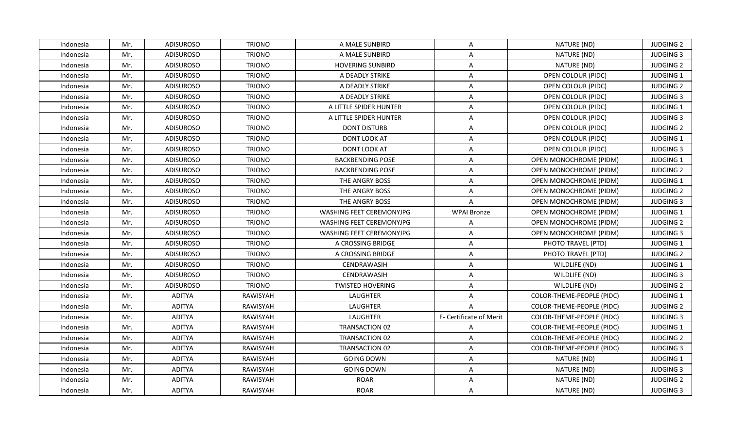| Indonesia | Mr. | ADISUROSO | TRIONO | A MALE SUNBIRD | A | NATURE (ND) | JUDGING 2 |
|---|---|---|---|---|---|---|---|
| Indonesia | Mr. | ADISUROSO | TRIONO | A MALE SUNBIRD | A | NATURE (ND) | JUDGING 3 |
| Indonesia | Mr. | ADISUROSO | TRIONO | HOVERING SUNBIRD | A | NATURE (ND) | JUDGING 2 |
| Indonesia | Mr. | ADISUROSO | TRIONO | A DEADLY STRIKE | A | OPEN COLOUR (PIDC) | JUDGING 1 |
| Indonesia | Mr. | ADISUROSO | TRIONO | A DEADLY STRIKE | A | OPEN COLOUR (PIDC) | JUDGING 2 |
| Indonesia | Mr. | ADISUROSO | TRIONO | A DEADLY STRIKE | A | OPEN COLOUR (PIDC) | JUDGING 3 |
| Indonesia | Mr. | ADISUROSO | TRIONO | A LITTLE SPIDER HUNTER | A | OPEN COLOUR (PIDC) | JUDGING 1 |
| Indonesia | Mr. | ADISUROSO | TRIONO | A LITTLE SPIDER HUNTER | A | OPEN COLOUR (PIDC) | JUDGING 3 |
| Indonesia | Mr. | ADISUROSO | TRIONO | DONT DISTURB | A | OPEN COLOUR (PIDC) | JUDGING 2 |
| Indonesia | Mr. | ADISUROSO | TRIONO | DONT LOOK AT | A | OPEN COLOUR (PIDC) | JUDGING 1 |
| Indonesia | Mr. | ADISUROSO | TRIONO | DONT LOOK AT | A | OPEN COLOUR (PIDC) | JUDGING 3 |
| Indonesia | Mr. | ADISUROSO | TRIONO | BACKBENDING POSE | A | OPEN MONOCHROME (PIDM) | JUDGING 1 |
| Indonesia | Mr. | ADISUROSO | TRIONO | BACKBENDING POSE | A | OPEN MONOCHROME (PIDM) | JUDGING 2 |
| Indonesia | Mr. | ADISUROSO | TRIONO | THE ANGRY BOSS | A | OPEN MONOCHROME (PIDM) | JUDGING 1 |
| Indonesia | Mr. | ADISUROSO | TRIONO | THE ANGRY BOSS | A | OPEN MONOCHROME (PIDM) | JUDGING 2 |
| Indonesia | Mr. | ADISUROSO | TRIONO | THE ANGRY BOSS | A | OPEN MONOCHROME (PIDM) | JUDGING 3 |
| Indonesia | Mr. | ADISUROSO | TRIONO | WASHING FEET CEREMONYJPG | WPAI Bronze | OPEN MONOCHROME (PIDM) | JUDGING 1 |
| Indonesia | Mr. | ADISUROSO | TRIONO | WASHING FEET CEREMONYJPG | A | OPEN MONOCHROME (PIDM) | JUDGING 2 |
| Indonesia | Mr. | ADISUROSO | TRIONO | WASHING FEET CEREMONYJPG | A | OPEN MONOCHROME (PIDM) | JUDGING 3 |
| Indonesia | Mr. | ADISUROSO | TRIONO | A CROSSING BRIDGE | A | PHOTO TRAVEL (PTD) | JUDGING 1 |
| Indonesia | Mr. | ADISUROSO | TRIONO | A CROSSING BRIDGE | A | PHOTO TRAVEL (PTD) | JUDGING 2 |
| Indonesia | Mr. | ADISUROSO | TRIONO | CENDRAWASIH | A | WILDLIFE (ND) | JUDGING 1 |
| Indonesia | Mr. | ADISUROSO | TRIONO | CENDRAWASIH | A | WILDLIFE (ND) | JUDGING 3 |
| Indonesia | Mr. | ADISUROSO | TRIONO | TWISTED HOVERING | A | WILDLIFE (ND) | JUDGING 2 |
| Indonesia | Mr. | ADITYA | RAWISYAH | LAUGHTER | A | COLOR-THEME-PEOPLE (PIDC) | JUDGING 1 |
| Indonesia | Mr. | ADITYA | RAWISYAH | LAUGHTER | A | COLOR-THEME-PEOPLE (PIDC) | JUDGING 2 |
| Indonesia | Mr. | ADITYA | RAWISYAH | LAUGHTER | E- Certificate of Merit | COLOR-THEME-PEOPLE (PIDC) | JUDGING 3 |
| Indonesia | Mr. | ADITYA | RAWISYAH | TRANSACTION 02 | A | COLOR-THEME-PEOPLE (PIDC) | JUDGING 1 |
| Indonesia | Mr. | ADITYA | RAWISYAH | TRANSACTION 02 | A | COLOR-THEME-PEOPLE (PIDC) | JUDGING 2 |
| Indonesia | Mr. | ADITYA | RAWISYAH | TRANSACTION 02 | A | COLOR-THEME-PEOPLE (PIDC) | JUDGING 3 |
| Indonesia | Mr. | ADITYA | RAWISYAH | GOING DOWN | A | NATURE (ND) | JUDGING 1 |
| Indonesia | Mr. | ADITYA | RAWISYAH | GOING DOWN | A | NATURE (ND) | JUDGING 3 |
| Indonesia | Mr. | ADITYA | RAWISYAH | ROAR | A | NATURE (ND) | JUDGING 2 |
| Indonesia | Mr. | ADITYA | RAWISYAH | ROAR | A | NATURE (ND) | JUDGING 3 |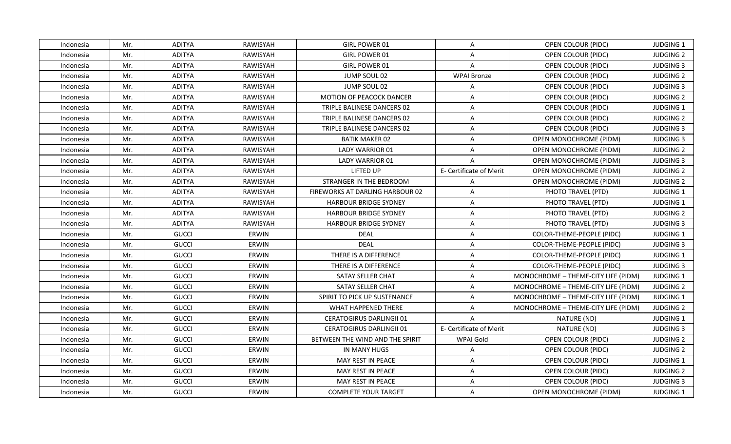| Indonesia | Mr. | ADITYA | RAWISYAH | GIRL POWER 01 | A | OPEN COLOUR (PIDC) | JUDGING 1 |
|---|---|---|---|---|---|---|---|
| Indonesia | Mr. | ADITYA | RAWISYAH | GIRL POWER 01 | A | OPEN COLOUR (PIDC) | JUDGING 2 |
| Indonesia | Mr. | ADITYA | RAWISYAH | GIRL POWER 01 | A | OPEN COLOUR (PIDC) | JUDGING 3 |
| Indonesia | Mr. | ADITYA | RAWISYAH | JUMP SOUL 02 | WPAI Bronze | OPEN COLOUR (PIDC) | JUDGING 2 |
| Indonesia | Mr. | ADITYA | RAWISYAH | JUMP SOUL 02 | A | OPEN COLOUR (PIDC) | JUDGING 3 |
| Indonesia | Mr. | ADITYA | RAWISYAH | MOTION OF PEACOCK DANCER | A | OPEN COLOUR (PIDC) | JUDGING 2 |
| Indonesia | Mr. | ADITYA | RAWISYAH | TRIPLE BALINESE DANCERS 02 | A | OPEN COLOUR (PIDC) | JUDGING 1 |
| Indonesia | Mr. | ADITYA | RAWISYAH | TRIPLE BALINESE DANCERS 02 | A | OPEN COLOUR (PIDC) | JUDGING 2 |
| Indonesia | Mr. | ADITYA | RAWISYAH | TRIPLE BALINESE DANCERS 02 | A | OPEN COLOUR (PIDC) | JUDGING 3 |
| Indonesia | Mr. | ADITYA | RAWISYAH | BATIK MAKER 02 | A | OPEN MONOCHROME (PIDM) | JUDGING 3 |
| Indonesia | Mr. | ADITYA | RAWISYAH | LADY WARRIOR 01 | A | OPEN MONOCHROME (PIDM) | JUDGING 2 |
| Indonesia | Mr. | ADITYA | RAWISYAH | LADY WARRIOR 01 | A | OPEN MONOCHROME (PIDM) | JUDGING 3 |
| Indonesia | Mr. | ADITYA | RAWISYAH | LIFTED UP | E- Certificate of Merit | OPEN MONOCHROME (PIDM) | JUDGING 2 |
| Indonesia | Mr. | ADITYA | RAWISYAH | STRANGER IN THE BEDROOM | A | OPEN MONOCHROME (PIDM) | JUDGING 2 |
| Indonesia | Mr. | ADITYA | RAWISYAH | FIREWORKS AT DARLING HARBOUR 02 | A | PHOTO TRAVEL (PTD) | JUDGING 1 |
| Indonesia | Mr. | ADITYA | RAWISYAH | HARBOUR BRIDGE SYDNEY | A | PHOTO TRAVEL (PTD) | JUDGING 1 |
| Indonesia | Mr. | ADITYA | RAWISYAH | HARBOUR BRIDGE SYDNEY | A | PHOTO TRAVEL (PTD) | JUDGING 2 |
| Indonesia | Mr. | ADITYA | RAWISYAH | HARBOUR BRIDGE SYDNEY | A | PHOTO TRAVEL (PTD) | JUDGING 3 |
| Indonesia | Mr. | GUCCI | ERWIN | DEAL | A | COLOR-THEME-PEOPLE (PIDC) | JUDGING 1 |
| Indonesia | Mr. | GUCCI | ERWIN | DEAL | A | COLOR-THEME-PEOPLE (PIDC) | JUDGING 3 |
| Indonesia | Mr. | GUCCI | ERWIN | THERE IS A DIFFERENCE | A | COLOR-THEME-PEOPLE (PIDC) | JUDGING 1 |
| Indonesia | Mr. | GUCCI | ERWIN | THERE IS A DIFFERENCE | A | COLOR-THEME-PEOPLE (PIDC) | JUDGING 3 |
| Indonesia | Mr. | GUCCI | ERWIN | SATAY SELLER CHAT | A | MONOCHROME – THEME-CITY LIFE (PIDM) | JUDGING 1 |
| Indonesia | Mr. | GUCCI | ERWIN | SATAY SELLER CHAT | A | MONOCHROME – THEME-CITY LIFE (PIDM) | JUDGING 2 |
| Indonesia | Mr. | GUCCI | ERWIN | SPIRIT TO PICK UP SUSTENANCE | A | MONOCHROME – THEME-CITY LIFE (PIDM) | JUDGING 1 |
| Indonesia | Mr. | GUCCI | ERWIN | WHAT HAPPENED THERE | A | MONOCHROME – THEME-CITY LIFE (PIDM) | JUDGING 2 |
| Indonesia | Mr. | GUCCI | ERWIN | CERATOGIRUS DARLINGII 01 | A | NATURE (ND) | JUDGING 1 |
| Indonesia | Mr. | GUCCI | ERWIN | CERATOGIRUS DARLINGII 01 | E- Certificate of Merit | NATURE (ND) | JUDGING 3 |
| Indonesia | Mr. | GUCCI | ERWIN | BETWEEN THE WIND AND THE SPIRIT | WPAI Gold | OPEN COLOUR (PIDC) | JUDGING 2 |
| Indonesia | Mr. | GUCCI | ERWIN | IN MANY HUGS | A | OPEN COLOUR (PIDC) | JUDGING 2 |
| Indonesia | Mr. | GUCCI | ERWIN | MAY REST IN PEACE | A | OPEN COLOUR (PIDC) | JUDGING 1 |
| Indonesia | Mr. | GUCCI | ERWIN | MAY REST IN PEACE | A | OPEN COLOUR (PIDC) | JUDGING 2 |
| Indonesia | Mr. | GUCCI | ERWIN | MAY REST IN PEACE | A | OPEN COLOUR (PIDC) | JUDGING 3 |
| Indonesia | Mr. | GUCCI | ERWIN | COMPLETE YOUR TARGET | A | OPEN MONOCHROME (PIDM) | JUDGING 1 |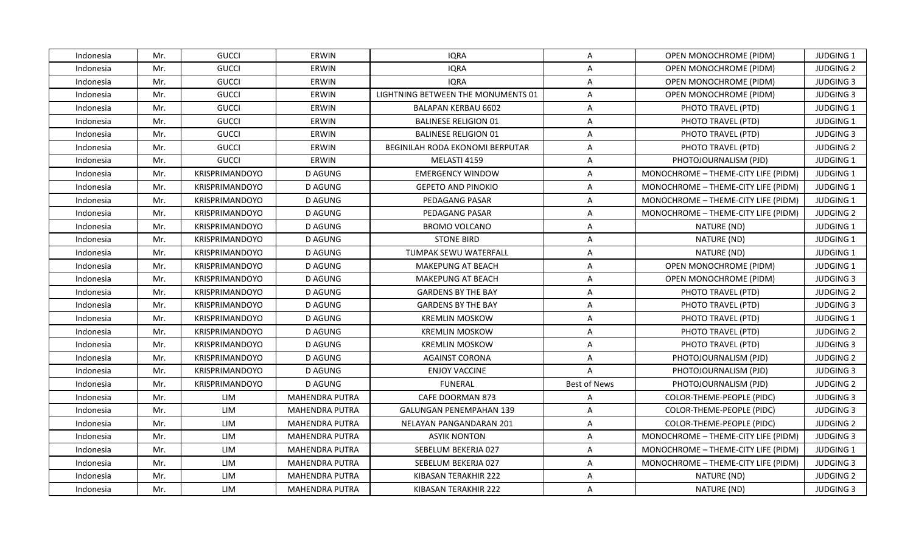| Indonesia | Mr. | GUCCI | ERWIN | IQRA | A | OPEN MONOCHROME (PIDM) | JUDGING 1 |
|---|---|---|---|---|---|---|---|
| Indonesia | Mr. | GUCCI | ERWIN | IQRA | A | OPEN MONOCHROME (PIDM) | JUDGING 2 |
| Indonesia | Mr. | GUCCI | ERWIN | IQRA | A | OPEN MONOCHROME (PIDM) | JUDGING 3 |
| Indonesia | Mr. | GUCCI | ERWIN | LIGHTNING BETWEEN THE MONUMENTS 01 | A | OPEN MONOCHROME (PIDM) | JUDGING 3 |
| Indonesia | Mr. | GUCCI | ERWIN | BALAPAN KERBAU 6602 | A | PHOTO TRAVEL (PTD) | JUDGING 1 |
| Indonesia | Mr. | GUCCI | ERWIN | BALINESE RELIGION 01 | A | PHOTO TRAVEL (PTD) | JUDGING 1 |
| Indonesia | Mr. | GUCCI | ERWIN | BALINESE RELIGION 01 | A | PHOTO TRAVEL (PTD) | JUDGING 3 |
| Indonesia | Mr. | GUCCI | ERWIN | BEGINILAH RODA EKONOMI BERPUTAR | A | PHOTO TRAVEL (PTD) | JUDGING 2 |
| Indonesia | Mr. | GUCCI | ERWIN | MELASTI 4159 | A | PHOTOJOURNALISM (PJD) | JUDGING 1 |
| Indonesia | Mr. | KRISPRIMANDOYO | D AGUNG | EMERGENCY WINDOW | A | MONOCHROME – THEME-CITY LIFE (PIDM) | JUDGING 1 |
| Indonesia | Mr. | KRISPRIMANDOYO | D AGUNG | GEPETO AND PINOKIO | A | MONOCHROME – THEME-CITY LIFE (PIDM) | JUDGING 1 |
| Indonesia | Mr. | KRISPRIMANDOYO | D AGUNG | PEDAGANG PASAR | A | MONOCHROME – THEME-CITY LIFE (PIDM) | JUDGING 1 |
| Indonesia | Mr. | KRISPRIMANDOYO | D AGUNG | PEDAGANG PASAR | A | MONOCHROME – THEME-CITY LIFE (PIDM) | JUDGING 2 |
| Indonesia | Mr. | KRISPRIMANDOYO | D AGUNG | BROMO VOLCANO | A | NATURE (ND) | JUDGING 1 |
| Indonesia | Mr. | KRISPRIMANDOYO | D AGUNG | STONE BIRD | A | NATURE (ND) | JUDGING 1 |
| Indonesia | Mr. | KRISPRIMANDOYO | D AGUNG | TUMPAK SEWU WATERFALL | A | NATURE (ND) | JUDGING 1 |
| Indonesia | Mr. | KRISPRIMANDOYO | D AGUNG | MAKEPUNG AT BEACH | A | OPEN MONOCHROME (PIDM) | JUDGING 1 |
| Indonesia | Mr. | KRISPRIMANDOYO | D AGUNG | MAKEPUNG AT BEACH | A | OPEN MONOCHROME (PIDM) | JUDGING 3 |
| Indonesia | Mr. | KRISPRIMANDOYO | D AGUNG | GARDENS BY THE BAY | A | PHOTO TRAVEL (PTD) | JUDGING 2 |
| Indonesia | Mr. | KRISPRIMANDOYO | D AGUNG | GARDENS BY THE BAY | A | PHOTO TRAVEL (PTD) | JUDGING 3 |
| Indonesia | Mr. | KRISPRIMANDOYO | D AGUNG | KREMLIN MOSKOW | A | PHOTO TRAVEL (PTD) | JUDGING 1 |
| Indonesia | Mr. | KRISPRIMANDOYO | D AGUNG | KREMLIN MOSKOW | A | PHOTO TRAVEL (PTD) | JUDGING 2 |
| Indonesia | Mr. | KRISPRIMANDOYO | D AGUNG | KREMLIN MOSKOW | A | PHOTO TRAVEL (PTD) | JUDGING 3 |
| Indonesia | Mr. | KRISPRIMANDOYO | D AGUNG | AGAINST CORONA | A | PHOTOJOURNALISM (PJD) | JUDGING 2 |
| Indonesia | Mr. | KRISPRIMANDOYO | D AGUNG | ENJOY VACCINE | A | PHOTOJOURNALISM (PJD) | JUDGING 3 |
| Indonesia | Mr. | KRISPRIMANDOYO | D AGUNG | FUNERAL | Best of News | PHOTOJOURNALISM (PJD) | JUDGING 2 |
| Indonesia | Mr. | LIM | MAHENDRA PUTRA | CAFE DOORMAN 873 | A | COLOR-THEME-PEOPLE (PIDC) | JUDGING 3 |
| Indonesia | Mr. | LIM | MAHENDRA PUTRA | GALUNGAN PENEMPAHAN 139 | A | COLOR-THEME-PEOPLE (PIDC) | JUDGING 3 |
| Indonesia | Mr. | LIM | MAHENDRA PUTRA | NELAYAN PANGANDARAN 201 | A | COLOR-THEME-PEOPLE (PIDC) | JUDGING 2 |
| Indonesia | Mr. | LIM | MAHENDRA PUTRA | ASYIK NONTON | A | MONOCHROME – THEME-CITY LIFE (PIDM) | JUDGING 3 |
| Indonesia | Mr. | LIM | MAHENDRA PUTRA | SEBELUM BEKERJA 027 | A | MONOCHROME – THEME-CITY LIFE (PIDM) | JUDGING 1 |
| Indonesia | Mr. | LIM | MAHENDRA PUTRA | SEBELUM BEKERJA 027 | A | MONOCHROME – THEME-CITY LIFE (PIDM) | JUDGING 3 |
| Indonesia | Mr. | LIM | MAHENDRA PUTRA | KIBASAN TERAKHIR 222 | A | NATURE (ND) | JUDGING 2 |
| Indonesia | Mr. | LIM | MAHENDRA PUTRA | KIBASAN TERAKHIR 222 | A | NATURE (ND) | JUDGING 3 |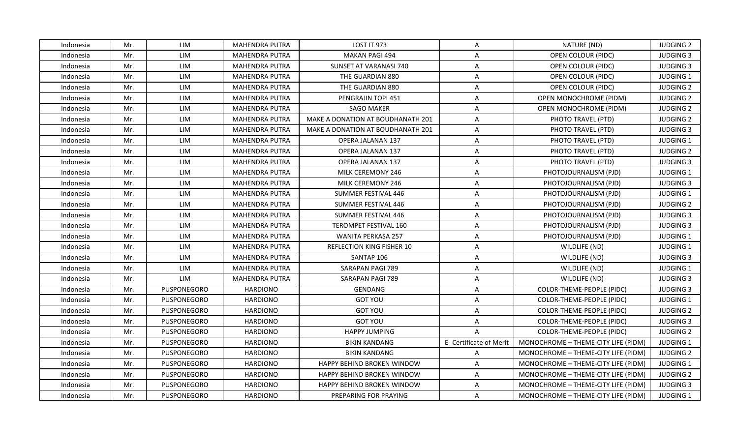| Indonesia | Mr. | LIM | MAHENDRA PUTRA | LOST IT 973 | A | NATURE (ND) | JUDGING 2 |
|---|---|---|---|---|---|---|---|
| Indonesia | Mr. | LIM | MAHENDRA PUTRA | MAKAN PAGI 494 | A | OPEN COLOUR (PIDC) | JUDGING 3 |
| Indonesia | Mr. | LIM | MAHENDRA PUTRA | SUNSET AT VARANASI 740 | A | OPEN COLOUR (PIDC) | JUDGING 3 |
| Indonesia | Mr. | LIM | MAHENDRA PUTRA | THE GUARDIAN 880 | A | OPEN COLOUR (PIDC) | JUDGING 1 |
| Indonesia | Mr. | LIM | MAHENDRA PUTRA | THE GUARDIAN 880 | A | OPEN COLOUR (PIDC) | JUDGING 2 |
| Indonesia | Mr. | LIM | MAHENDRA PUTRA | PENGRAJIN TOPI 451 | A | OPEN MONOCHROME (PIDM) | JUDGING 2 |
| Indonesia | Mr. | LIM | MAHENDRA PUTRA | SAGO MAKER | A | OPEN MONOCHROME (PIDM) | JUDGING 2 |
| Indonesia | Mr. | LIM | MAHENDRA PUTRA | MAKE A DONATION AT BOUDHANATH 201 | A | PHOTO TRAVEL (PTD) | JUDGING 2 |
| Indonesia | Mr. | LIM | MAHENDRA PUTRA | MAKE A DONATION AT BOUDHANATH 201 | A | PHOTO TRAVEL (PTD) | JUDGING 3 |
| Indonesia | Mr. | LIM | MAHENDRA PUTRA | OPERA JALANAN 137 | A | PHOTO TRAVEL (PTD) | JUDGING 1 |
| Indonesia | Mr. | LIM | MAHENDRA PUTRA | OPERA JALANAN 137 | A | PHOTO TRAVEL (PTD) | JUDGING 2 |
| Indonesia | Mr. | LIM | MAHENDRA PUTRA | OPERA JALANAN 137 | A | PHOTO TRAVEL (PTD) | JUDGING 3 |
| Indonesia | Mr. | LIM | MAHENDRA PUTRA | MILK CEREMONY 246 | A | PHOTOJOURNALISM (PJD) | JUDGING 1 |
| Indonesia | Mr. | LIM | MAHENDRA PUTRA | MILK CEREMONY 246 | A | PHOTOJOURNALISM (PJD) | JUDGING 3 |
| Indonesia | Mr. | LIM | MAHENDRA PUTRA | SUMMER FESTIVAL 446 | A | PHOTOJOURNALISM (PJD) | JUDGING 1 |
| Indonesia | Mr. | LIM | MAHENDRA PUTRA | SUMMER FESTIVAL 446 | A | PHOTOJOURNALISM (PJD) | JUDGING 2 |
| Indonesia | Mr. | LIM | MAHENDRA PUTRA | SUMMER FESTIVAL 446 | A | PHOTOJOURNALISM (PJD) | JUDGING 3 |
| Indonesia | Mr. | LIM | MAHENDRA PUTRA | TEROMPET FESTIVAL 160 | A | PHOTOJOURNALISM (PJD) | JUDGING 3 |
| Indonesia | Mr. | LIM | MAHENDRA PUTRA | WANITA PERKASA 257 | A | PHOTOJOURNALISM (PJD) | JUDGING 1 |
| Indonesia | Mr. | LIM | MAHENDRA PUTRA | REFLECTION KING FISHER 10 | A | WILDLIFE (ND) | JUDGING 1 |
| Indonesia | Mr. | LIM | MAHENDRA PUTRA | SANTAP 106 | A | WILDLIFE (ND) | JUDGING 3 |
| Indonesia | Mr. | LIM | MAHENDRA PUTRA | SARAPAN PAGI 789 | A | WILDLIFE (ND) | JUDGING 1 |
| Indonesia | Mr. | LIM | MAHENDRA PUTRA | SARAPAN PAGI 789 | A | WILDLIFE (ND) | JUDGING 3 |
| Indonesia | Mr. | PUSPONEGORO | HARDIONO | GENDANG | A | COLOR-THEME-PEOPLE (PIDC) | JUDGING 3 |
| Indonesia | Mr. | PUSPONEGORO | HARDIONO | GOT YOU | A | COLOR-THEME-PEOPLE (PIDC) | JUDGING 1 |
| Indonesia | Mr. | PUSPONEGORO | HARDIONO | GOT YOU | A | COLOR-THEME-PEOPLE (PIDC) | JUDGING 2 |
| Indonesia | Mr. | PUSPONEGORO | HARDIONO | GOT YOU | A | COLOR-THEME-PEOPLE (PIDC) | JUDGING 3 |
| Indonesia | Mr. | PUSPONEGORO | HARDIONO | HAPPY JUMPING | A | COLOR-THEME-PEOPLE (PIDC) | JUDGING 2 |
| Indonesia | Mr. | PUSPONEGORO | HARDIONO | BIKIN KANDANG | E- Certificate of Merit | MONOCHROME – THEME-CITY LIFE (PIDM) | JUDGING 1 |
| Indonesia | Mr. | PUSPONEGORO | HARDIONO | BIKIN KANDANG | A | MONOCHROME – THEME-CITY LIFE (PIDM) | JUDGING 2 |
| Indonesia | Mr. | PUSPONEGORO | HARDIONO | HAPPY BEHIND BROKEN WINDOW | A | MONOCHROME – THEME-CITY LIFE (PIDM) | JUDGING 1 |
| Indonesia | Mr. | PUSPONEGORO | HARDIONO | HAPPY BEHIND BROKEN WINDOW | A | MONOCHROME – THEME-CITY LIFE (PIDM) | JUDGING 2 |
| Indonesia | Mr. | PUSPONEGORO | HARDIONO | HAPPY BEHIND BROKEN WINDOW | A | MONOCHROME – THEME-CITY LIFE (PIDM) | JUDGING 3 |
| Indonesia | Mr. | PUSPONEGORO | HARDIONO | PREPARING FOR PRAYING | A | MONOCHROME – THEME-CITY LIFE (PIDM) | JUDGING 1 |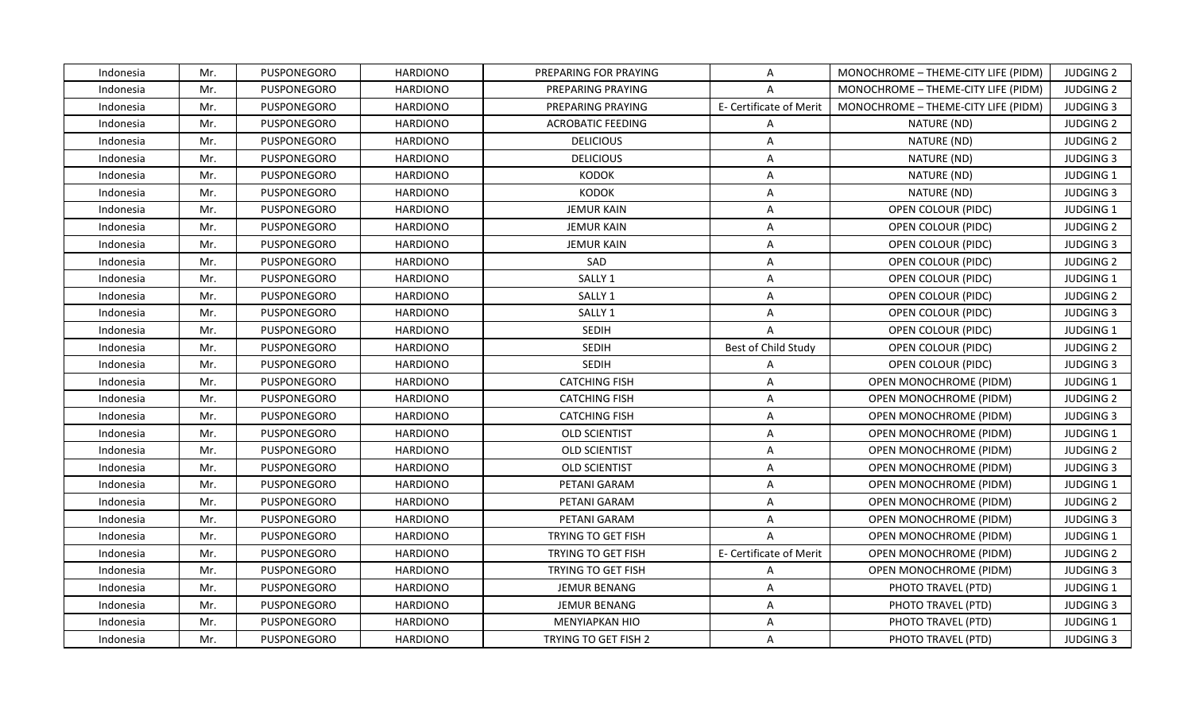| Indonesia | Mr. | PUSPONEGORO | HARDIONO | PREPARING FOR PRAYING | A | MONOCHROME – THEME-CITY LIFE (PIDM) | JUDGING 2 |
|---|---|---|---|---|---|---|---|
| Indonesia | Mr. | PUSPONEGORO | HARDIONO | PREPARING PRAYING | A | MONOCHROME – THEME-CITY LIFE (PIDM) | JUDGING 2 |
| Indonesia | Mr. | PUSPONEGORO | HARDIONO | PREPARING PRAYING | E- Certificate of Merit | MONOCHROME – THEME-CITY LIFE (PIDM) | JUDGING 3 |
| Indonesia | Mr. | PUSPONEGORO | HARDIONO | ACROBATIC FEEDING | A | NATURE (ND) | JUDGING 2 |
| Indonesia | Mr. | PUSPONEGORO | HARDIONO | DELICIOUS | A | NATURE (ND) | JUDGING 2 |
| Indonesia | Mr. | PUSPONEGORO | HARDIONO | DELICIOUS | A | NATURE (ND) | JUDGING 3 |
| Indonesia | Mr. | PUSPONEGORO | HARDIONO | KODOK | A | NATURE (ND) | JUDGING 1 |
| Indonesia | Mr. | PUSPONEGORO | HARDIONO | KODOK | A | NATURE (ND) | JUDGING 3 |
| Indonesia | Mr. | PUSPONEGORO | HARDIONO | JEMUR KAIN | A | OPEN COLOUR (PIDC) | JUDGING 1 |
| Indonesia | Mr. | PUSPONEGORO | HARDIONO | JEMUR KAIN | A | OPEN COLOUR (PIDC) | JUDGING 2 |
| Indonesia | Mr. | PUSPONEGORO | HARDIONO | JEMUR KAIN | A | OPEN COLOUR (PIDC) | JUDGING 3 |
| Indonesia | Mr. | PUSPONEGORO | HARDIONO | SAD | A | OPEN COLOUR (PIDC) | JUDGING 2 |
| Indonesia | Mr. | PUSPONEGORO | HARDIONO | SALLY 1 | A | OPEN COLOUR (PIDC) | JUDGING 1 |
| Indonesia | Mr. | PUSPONEGORO | HARDIONO | SALLY 1 | A | OPEN COLOUR (PIDC) | JUDGING 2 |
| Indonesia | Mr. | PUSPONEGORO | HARDIONO | SALLY 1 | A | OPEN COLOUR (PIDC) | JUDGING 3 |
| Indonesia | Mr. | PUSPONEGORO | HARDIONO | SEDIH | A | OPEN COLOUR (PIDC) | JUDGING 1 |
| Indonesia | Mr. | PUSPONEGORO | HARDIONO | SEDIH | Best of Child Study | OPEN COLOUR (PIDC) | JUDGING 2 |
| Indonesia | Mr. | PUSPONEGORO | HARDIONO | SEDIH | A | OPEN COLOUR (PIDC) | JUDGING 3 |
| Indonesia | Mr. | PUSPONEGORO | HARDIONO | CATCHING FISH | A | OPEN MONOCHROME (PIDM) | JUDGING 1 |
| Indonesia | Mr. | PUSPONEGORO | HARDIONO | CATCHING FISH | A | OPEN MONOCHROME (PIDM) | JUDGING 2 |
| Indonesia | Mr. | PUSPONEGORO | HARDIONO | CATCHING FISH | A | OPEN MONOCHROME (PIDM) | JUDGING 3 |
| Indonesia | Mr. | PUSPONEGORO | HARDIONO | OLD SCIENTIST | A | OPEN MONOCHROME (PIDM) | JUDGING 1 |
| Indonesia | Mr. | PUSPONEGORO | HARDIONO | OLD SCIENTIST | A | OPEN MONOCHROME (PIDM) | JUDGING 2 |
| Indonesia | Mr. | PUSPONEGORO | HARDIONO | OLD SCIENTIST | A | OPEN MONOCHROME (PIDM) | JUDGING 3 |
| Indonesia | Mr. | PUSPONEGORO | HARDIONO | PETANI GARAM | A | OPEN MONOCHROME (PIDM) | JUDGING 1 |
| Indonesia | Mr. | PUSPONEGORO | HARDIONO | PETANI GARAM | A | OPEN MONOCHROME (PIDM) | JUDGING 2 |
| Indonesia | Mr. | PUSPONEGORO | HARDIONO | PETANI GARAM | A | OPEN MONOCHROME (PIDM) | JUDGING 3 |
| Indonesia | Mr. | PUSPONEGORO | HARDIONO | TRYING TO GET FISH | A | OPEN MONOCHROME (PIDM) | JUDGING 1 |
| Indonesia | Mr. | PUSPONEGORO | HARDIONO | TRYING TO GET FISH | E- Certificate of Merit | OPEN MONOCHROME (PIDM) | JUDGING 2 |
| Indonesia | Mr. | PUSPONEGORO | HARDIONO | TRYING TO GET FISH | A | OPEN MONOCHROME (PIDM) | JUDGING 3 |
| Indonesia | Mr. | PUSPONEGORO | HARDIONO | JEMUR BENANG | A | PHOTO TRAVEL (PTD) | JUDGING 1 |
| Indonesia | Mr. | PUSPONEGORO | HARDIONO | JEMUR BENANG | A | PHOTO TRAVEL (PTD) | JUDGING 3 |
| Indonesia | Mr. | PUSPONEGORO | HARDIONO | MENYIAPKAN HIO | A | PHOTO TRAVEL (PTD) | JUDGING 1 |
| Indonesia | Mr. | PUSPONEGORO | HARDIONO | TRYING TO GET FISH 2 | A | PHOTO TRAVEL (PTD) | JUDGING 3 |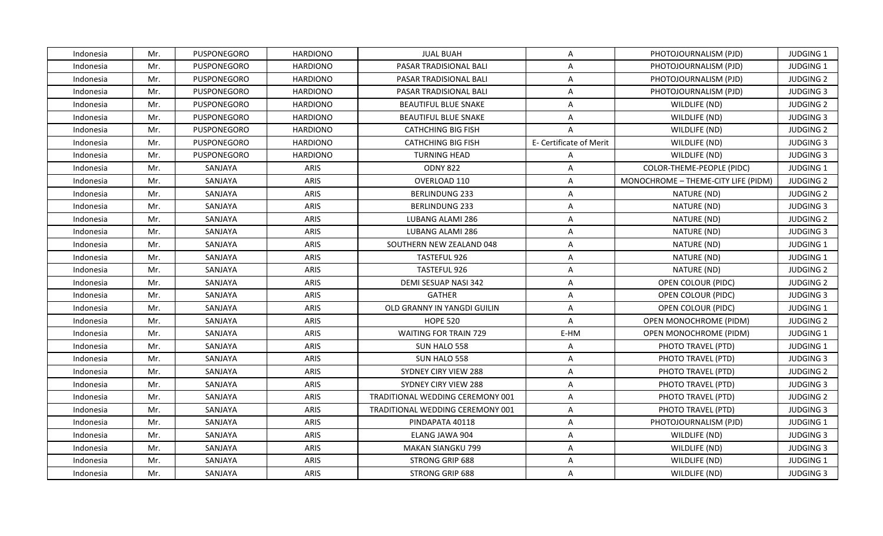| Indonesia | Mr. | PUSPONEGORO | HARDIONO | JUAL BUAH | A | PHOTOJOURNALISM (PJD) | JUDGING 1 |
|---|---|---|---|---|---|---|---|
| Indonesia | Mr. | PUSPONEGORO | HARDIONO | PASAR TRADISIONAL BALI | A | PHOTOJOURNALISM (PJD) | JUDGING 1 |
| Indonesia | Mr. | PUSPONEGORO | HARDIONO | PASAR TRADISIONAL BALI | A | PHOTOJOURNALISM (PJD) | JUDGING 2 |
| Indonesia | Mr. | PUSPONEGORO | HARDIONO | PASAR TRADISIONAL BALI | A | PHOTOJOURNALISM (PJD) | JUDGING 3 |
| Indonesia | Mr. | PUSPONEGORO | HARDIONO | BEAUTIFUL BLUE SNAKE | A | WILDLIFE (ND) | JUDGING 2 |
| Indonesia | Mr. | PUSPONEGORO | HARDIONO | BEAUTIFUL BLUE SNAKE | A | WILDLIFE (ND) | JUDGING 3 |
| Indonesia | Mr. | PUSPONEGORO | HARDIONO | CATHCHING BIG FISH | A | WILDLIFE (ND) | JUDGING 2 |
| Indonesia | Mr. | PUSPONEGORO | HARDIONO | CATHCHING BIG FISH | E- Certificate of Merit | WILDLIFE (ND) | JUDGING 3 |
| Indonesia | Mr. | PUSPONEGORO | HARDIONO | TURNING HEAD | A | WILDLIFE (ND) | JUDGING 3 |
| Indonesia | Mr. | SANJAYA | ARIS | ODNY 822 | A | COLOR-THEME-PEOPLE (PIDC) | JUDGING 1 |
| Indonesia | Mr. | SANJAYA | ARIS | OVERLOAD 110 | A | MONOCHROME – THEME-CITY LIFE (PIDM) | JUDGING 2 |
| Indonesia | Mr. | SANJAYA | ARIS | BERLINDUNG 233 | A | NATURE (ND) | JUDGING 2 |
| Indonesia | Mr. | SANJAYA | ARIS | BERLINDUNG 233 | A | NATURE (ND) | JUDGING 3 |
| Indonesia | Mr. | SANJAYA | ARIS | LUBANG ALAMI 286 | A | NATURE (ND) | JUDGING 2 |
| Indonesia | Mr. | SANJAYA | ARIS | LUBANG ALAMI 286 | A | NATURE (ND) | JUDGING 3 |
| Indonesia | Mr. | SANJAYA | ARIS | SOUTHERN NEW ZEALAND 048 | A | NATURE (ND) | JUDGING 1 |
| Indonesia | Mr. | SANJAYA | ARIS | TASTEFUL 926 | A | NATURE (ND) | JUDGING 1 |
| Indonesia | Mr. | SANJAYA | ARIS | TASTEFUL 926 | A | NATURE (ND) | JUDGING 2 |
| Indonesia | Mr. | SANJAYA | ARIS | DEMI SESUAP NASI 342 | A | OPEN COLOUR (PIDC) | JUDGING 2 |
| Indonesia | Mr. | SANJAYA | ARIS | GATHER | A | OPEN COLOUR (PIDC) | JUDGING 3 |
| Indonesia | Mr. | SANJAYA | ARIS | OLD GRANNY IN YANGDI GUILIN | A | OPEN COLOUR (PIDC) | JUDGING 1 |
| Indonesia | Mr. | SANJAYA | ARIS | HOPE 520 | A | OPEN MONOCHROME (PIDM) | JUDGING 2 |
| Indonesia | Mr. | SANJAYA | ARIS | WAITING FOR TRAIN 729 | E-HM | OPEN MONOCHROME (PIDM) | JUDGING 1 |
| Indonesia | Mr. | SANJAYA | ARIS | SUN HALO 558 | A | PHOTO TRAVEL (PTD) | JUDGING 1 |
| Indonesia | Mr. | SANJAYA | ARIS | SUN HALO 558 | A | PHOTO TRAVEL (PTD) | JUDGING 3 |
| Indonesia | Mr. | SANJAYA | ARIS | SYDNEY CIRY VIEW 288 | A | PHOTO TRAVEL (PTD) | JUDGING 2 |
| Indonesia | Mr. | SANJAYA | ARIS | SYDNEY CIRY VIEW 288 | A | PHOTO TRAVEL (PTD) | JUDGING 3 |
| Indonesia | Mr. | SANJAYA | ARIS | TRADITIONAL WEDDING CEREMONY 001 | A | PHOTO TRAVEL (PTD) | JUDGING 2 |
| Indonesia | Mr. | SANJAYA | ARIS | TRADITIONAL WEDDING CEREMONY 001 | A | PHOTO TRAVEL (PTD) | JUDGING 3 |
| Indonesia | Mr. | SANJAYA | ARIS | PINDAPATA 40118 | A | PHOTOJOURNALISM (PJD) | JUDGING 1 |
| Indonesia | Mr. | SANJAYA | ARIS | ELANG JAWA 904 | A | WILDLIFE (ND) | JUDGING 3 |
| Indonesia | Mr. | SANJAYA | ARIS | MAKAN SIANGKU 799 | A | WILDLIFE (ND) | JUDGING 3 |
| Indonesia | Mr. | SANJAYA | ARIS | STRONG GRIP 688 | A | WILDLIFE (ND) | JUDGING 1 |
| Indonesia | Mr. | SANJAYA | ARIS | STRONG GRIP 688 | A | WILDLIFE (ND) | JUDGING 3 |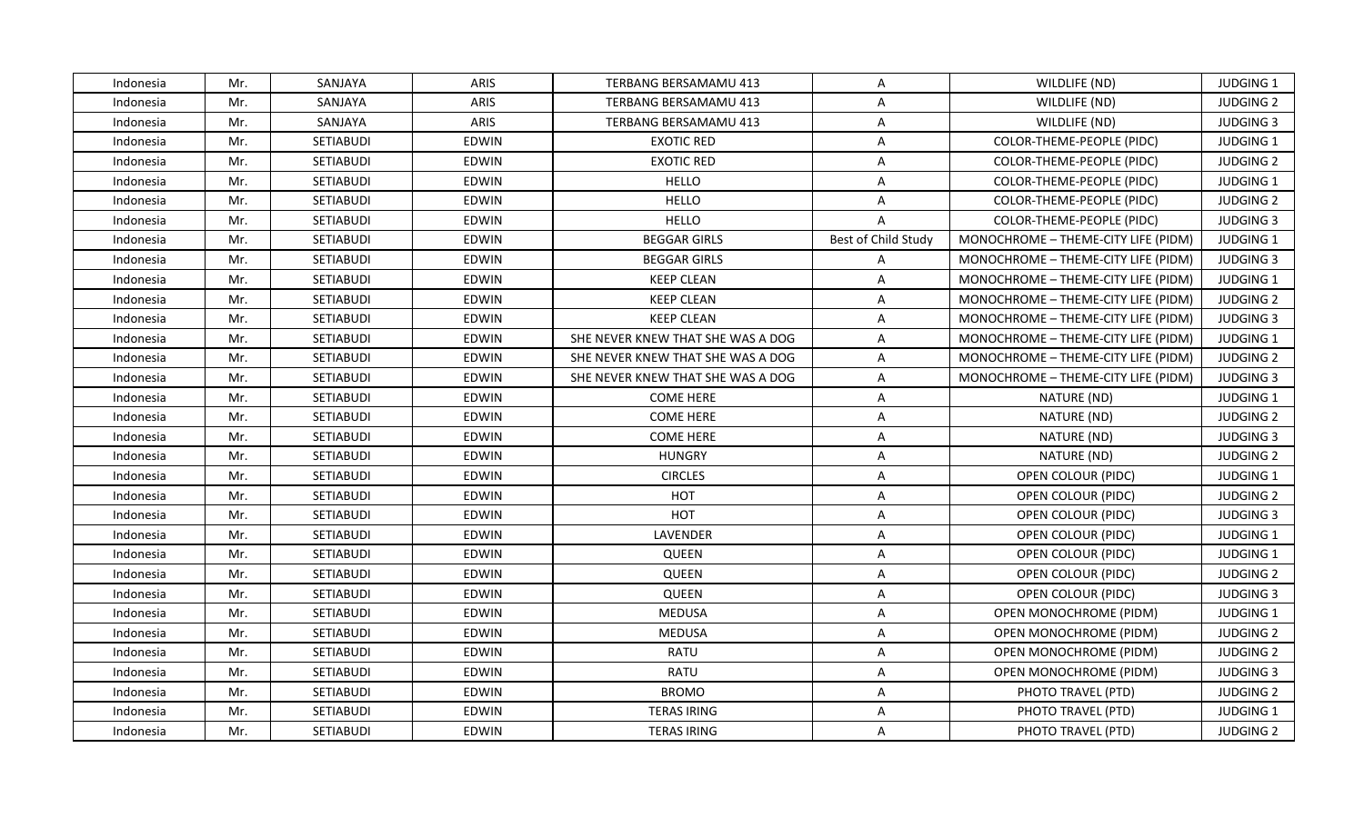| Indonesia | Mr. | SANJAYA | ARIS | TERBANG BERSAMAMU 413 | A | WILDLIFE (ND) | JUDGING 1 |
|---|---|---|---|---|---|---|---|
| Indonesia | Mr. | SANJAYA | ARIS | TERBANG BERSAMAMU 413 | A | WILDLIFE (ND) | JUDGING 2 |
| Indonesia | Mr. | SANJAYA | ARIS | TERBANG BERSAMAMU 413 | A | WILDLIFE (ND) | JUDGING 3 |
| Indonesia | Mr. | SETIABUDI | EDWIN | EXOTIC RED | A | COLOR-THEME-PEOPLE (PIDC) | JUDGING 1 |
| Indonesia | Mr. | SETIABUDI | EDWIN | EXOTIC RED | A | COLOR-THEME-PEOPLE (PIDC) | JUDGING 2 |
| Indonesia | Mr. | SETIABUDI | EDWIN | HELLO | A | COLOR-THEME-PEOPLE (PIDC) | JUDGING 1 |
| Indonesia | Mr. | SETIABUDI | EDWIN | HELLO | A | COLOR-THEME-PEOPLE (PIDC) | JUDGING 2 |
| Indonesia | Mr. | SETIABUDI | EDWIN | HELLO | A | COLOR-THEME-PEOPLE (PIDC) | JUDGING 3 |
| Indonesia | Mr. | SETIABUDI | EDWIN | BEGGAR GIRLS | Best of Child Study | MONOCHROME – THEME-CITY LIFE (PIDM) | JUDGING 1 |
| Indonesia | Mr. | SETIABUDI | EDWIN | BEGGAR GIRLS | A | MONOCHROME – THEME-CITY LIFE (PIDM) | JUDGING 3 |
| Indonesia | Mr. | SETIABUDI | EDWIN | KEEP CLEAN | A | MONOCHROME – THEME-CITY LIFE (PIDM) | JUDGING 1 |
| Indonesia | Mr. | SETIABUDI | EDWIN | KEEP CLEAN | A | MONOCHROME – THEME-CITY LIFE (PIDM) | JUDGING 2 |
| Indonesia | Mr. | SETIABUDI | EDWIN | KEEP CLEAN | A | MONOCHROME – THEME-CITY LIFE (PIDM) | JUDGING 3 |
| Indonesia | Mr. | SETIABUDI | EDWIN | SHE NEVER KNEW THAT SHE WAS A DOG | A | MONOCHROME – THEME-CITY LIFE (PIDM) | JUDGING 1 |
| Indonesia | Mr. | SETIABUDI | EDWIN | SHE NEVER KNEW THAT SHE WAS A DOG | A | MONOCHROME – THEME-CITY LIFE (PIDM) | JUDGING 2 |
| Indonesia | Mr. | SETIABUDI | EDWIN | SHE NEVER KNEW THAT SHE WAS A DOG | A | MONOCHROME – THEME-CITY LIFE (PIDM) | JUDGING 3 |
| Indonesia | Mr. | SETIABUDI | EDWIN | COME HERE | A | NATURE (ND) | JUDGING 1 |
| Indonesia | Mr. | SETIABUDI | EDWIN | COME HERE | A | NATURE (ND) | JUDGING 2 |
| Indonesia | Mr. | SETIABUDI | EDWIN | COME HERE | A | NATURE (ND) | JUDGING 3 |
| Indonesia | Mr. | SETIABUDI | EDWIN | HUNGRY | A | NATURE (ND) | JUDGING 2 |
| Indonesia | Mr. | SETIABUDI | EDWIN | CIRCLES | A | OPEN COLOUR (PIDC) | JUDGING 1 |
| Indonesia | Mr. | SETIABUDI | EDWIN | HOT | A | OPEN COLOUR (PIDC) | JUDGING 2 |
| Indonesia | Mr. | SETIABUDI | EDWIN | HOT | A | OPEN COLOUR (PIDC) | JUDGING 3 |
| Indonesia | Mr. | SETIABUDI | EDWIN | LAVENDER | A | OPEN COLOUR (PIDC) | JUDGING 1 |
| Indonesia | Mr. | SETIABUDI | EDWIN | QUEEN | A | OPEN COLOUR (PIDC) | JUDGING 1 |
| Indonesia | Mr. | SETIABUDI | EDWIN | QUEEN | A | OPEN COLOUR (PIDC) | JUDGING 2 |
| Indonesia | Mr. | SETIABUDI | EDWIN | QUEEN | A | OPEN COLOUR (PIDC) | JUDGING 3 |
| Indonesia | Mr. | SETIABUDI | EDWIN | MEDUSA | A | OPEN MONOCHROME (PIDM) | JUDGING 1 |
| Indonesia | Mr. | SETIABUDI | EDWIN | MEDUSA | A | OPEN MONOCHROME (PIDM) | JUDGING 2 |
| Indonesia | Mr. | SETIABUDI | EDWIN | RATU | A | OPEN MONOCHROME (PIDM) | JUDGING 2 |
| Indonesia | Mr. | SETIABUDI | EDWIN | RATU | A | OPEN MONOCHROME (PIDM) | JUDGING 3 |
| Indonesia | Mr. | SETIABUDI | EDWIN | BROMO | A | PHOTO TRAVEL (PTD) | JUDGING 2 |
| Indonesia | Mr. | SETIABUDI | EDWIN | TERAS IRING | A | PHOTO TRAVEL (PTD) | JUDGING 1 |
| Indonesia | Mr. | SETIABUDI | EDWIN | TERAS IRING | A | PHOTO TRAVEL (PTD) | JUDGING 2 |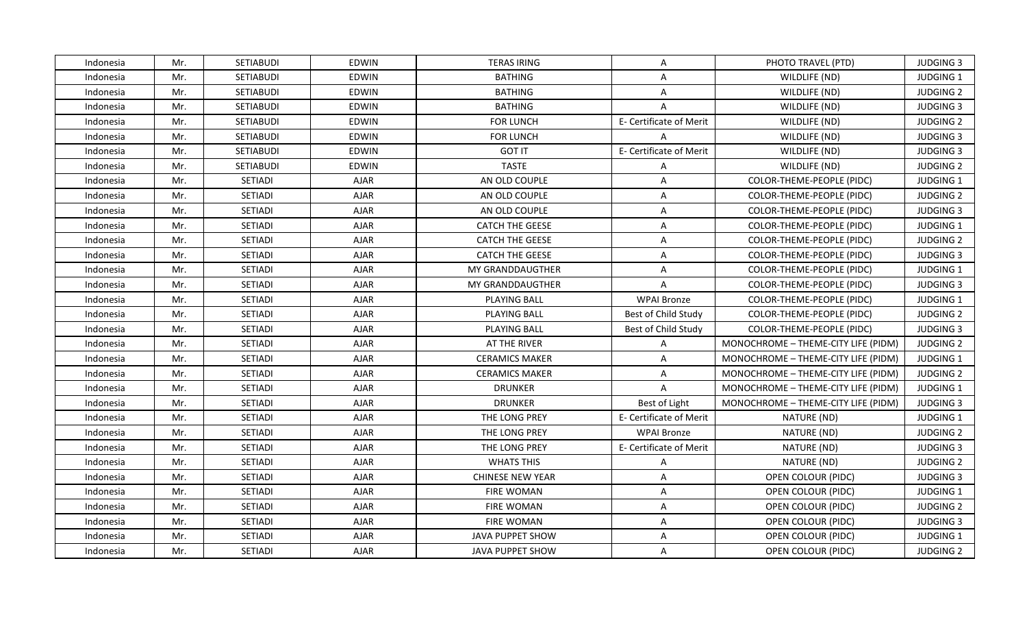| Indonesia | Mr. | SETIABUDI | EDWIN | TERAS IRING | A | PHOTO TRAVEL (PTD) | JUDGING 3 |
|---|---|---|---|---|---|---|---|
| Indonesia | Mr. | SETIABUDI | EDWIN | BATHING | A | WILDLIFE (ND) | JUDGING 1 |
| Indonesia | Mr. | SETIABUDI | EDWIN | BATHING | A | WILDLIFE (ND) | JUDGING 2 |
| Indonesia | Mr. | SETIABUDI | EDWIN | BATHING | A | WILDLIFE (ND) | JUDGING 3 |
| Indonesia | Mr. | SETIABUDI | EDWIN | FOR LUNCH | E- Certificate of Merit | WILDLIFE (ND) | JUDGING 2 |
| Indonesia | Mr. | SETIABUDI | EDWIN | FOR LUNCH | A | WILDLIFE (ND) | JUDGING 3 |
| Indonesia | Mr. | SETIABUDI | EDWIN | GOT IT | E- Certificate of Merit | WILDLIFE (ND) | JUDGING 3 |
| Indonesia | Mr. | SETIABUDI | EDWIN | TASTE | A | WILDLIFE (ND) | JUDGING 2 |
| Indonesia | Mr. | SETIADI | AJAR | AN OLD COUPLE | A | COLOR-THEME-PEOPLE (PIDC) | JUDGING 1 |
| Indonesia | Mr. | SETIADI | AJAR | AN OLD COUPLE | A | COLOR-THEME-PEOPLE (PIDC) | JUDGING 2 |
| Indonesia | Mr. | SETIADI | AJAR | AN OLD COUPLE | A | COLOR-THEME-PEOPLE (PIDC) | JUDGING 3 |
| Indonesia | Mr. | SETIADI | AJAR | CATCH THE GEESE | A | COLOR-THEME-PEOPLE (PIDC) | JUDGING 1 |
| Indonesia | Mr. | SETIADI | AJAR | CATCH THE GEESE | A | COLOR-THEME-PEOPLE (PIDC) | JUDGING 2 |
| Indonesia | Mr. | SETIADI | AJAR | CATCH THE GEESE | A | COLOR-THEME-PEOPLE (PIDC) | JUDGING 3 |
| Indonesia | Mr. | SETIADI | AJAR | MY GRANDDAUGTHER | A | COLOR-THEME-PEOPLE (PIDC) | JUDGING 1 |
| Indonesia | Mr. | SETIADI | AJAR | MY GRANDDAUGTHER | A | COLOR-THEME-PEOPLE (PIDC) | JUDGING 3 |
| Indonesia | Mr. | SETIADI | AJAR | PLAYING BALL | WPAI Bronze | COLOR-THEME-PEOPLE (PIDC) | JUDGING 1 |
| Indonesia | Mr. | SETIADI | AJAR | PLAYING BALL | Best of Child Study | COLOR-THEME-PEOPLE (PIDC) | JUDGING 2 |
| Indonesia | Mr. | SETIADI | AJAR | PLAYING BALL | Best of Child Study | COLOR-THEME-PEOPLE (PIDC) | JUDGING 3 |
| Indonesia | Mr. | SETIADI | AJAR | AT THE RIVER | A | MONOCHROME – THEME-CITY LIFE (PIDM) | JUDGING 2 |
| Indonesia | Mr. | SETIADI | AJAR | CERAMICS MAKER | A | MONOCHROME – THEME-CITY LIFE (PIDM) | JUDGING 1 |
| Indonesia | Mr. | SETIADI | AJAR | CERAMICS MAKER | A | MONOCHROME – THEME-CITY LIFE (PIDM) | JUDGING 2 |
| Indonesia | Mr. | SETIADI | AJAR | DRUNKER | A | MONOCHROME – THEME-CITY LIFE (PIDM) | JUDGING 1 |
| Indonesia | Mr. | SETIADI | AJAR | DRUNKER | Best of Light | MONOCHROME – THEME-CITY LIFE (PIDM) | JUDGING 3 |
| Indonesia | Mr. | SETIADI | AJAR | THE LONG PREY | E- Certificate of Merit | NATURE (ND) | JUDGING 1 |
| Indonesia | Mr. | SETIADI | AJAR | THE LONG PREY | WPAI Bronze | NATURE (ND) | JUDGING 2 |
| Indonesia | Mr. | SETIADI | AJAR | THE LONG PREY | E- Certificate of Merit | NATURE (ND) | JUDGING 3 |
| Indonesia | Mr. | SETIADI | AJAR | WHATS THIS | A | NATURE (ND) | JUDGING 2 |
| Indonesia | Mr. | SETIADI | AJAR | CHINESE NEW YEAR | A | OPEN COLOUR (PIDC) | JUDGING 3 |
| Indonesia | Mr. | SETIADI | AJAR | FIRE WOMAN | A | OPEN COLOUR (PIDC) | JUDGING 1 |
| Indonesia | Mr. | SETIADI | AJAR | FIRE WOMAN | A | OPEN COLOUR (PIDC) | JUDGING 2 |
| Indonesia | Mr. | SETIADI | AJAR | FIRE WOMAN | A | OPEN COLOUR (PIDC) | JUDGING 3 |
| Indonesia | Mr. | SETIADI | AJAR | JAVA PUPPET SHOW | A | OPEN COLOUR (PIDC) | JUDGING 1 |
| Indonesia | Mr. | SETIADI | AJAR | JAVA PUPPET SHOW | A | OPEN COLOUR (PIDC) | JUDGING 2 |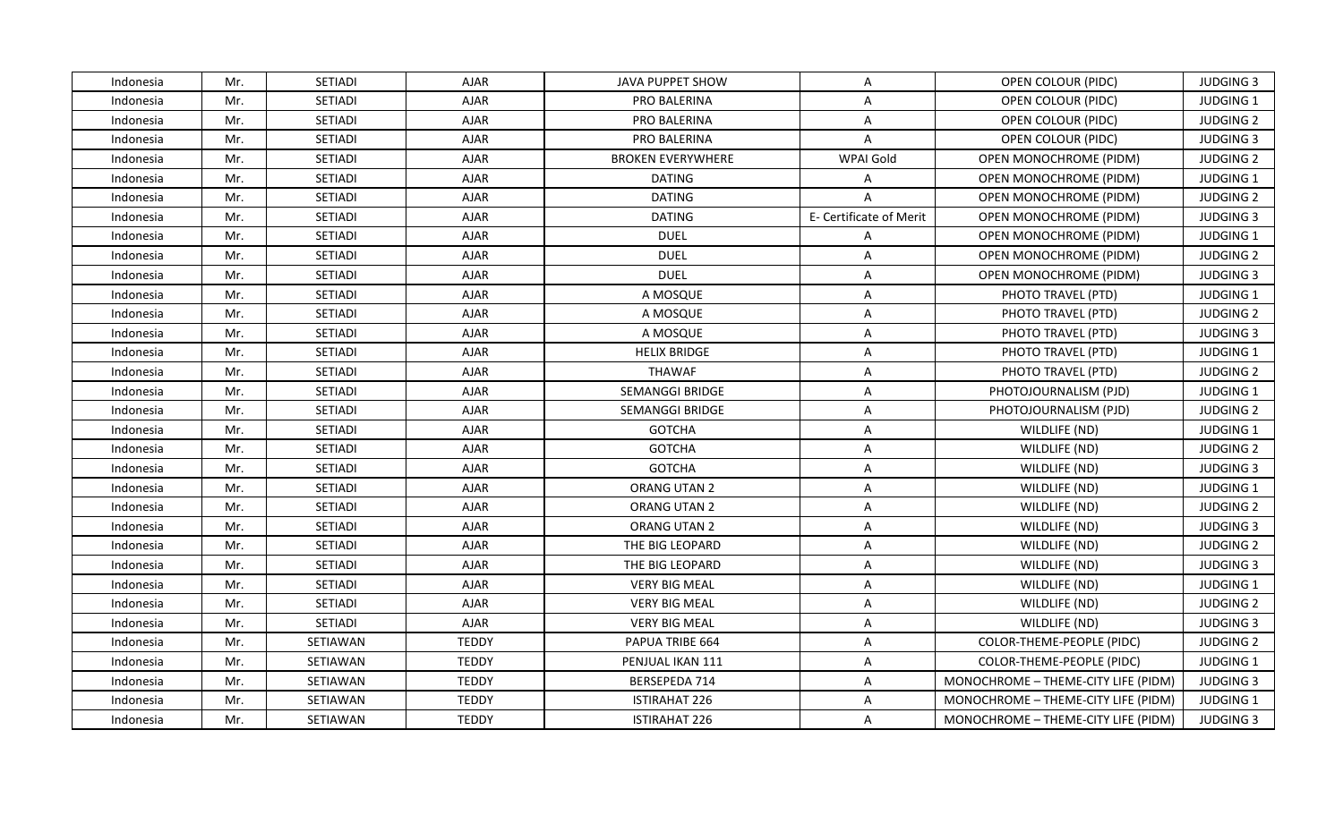| | | | | | | | |
|---|---|---|---|---|---|---|---|
| Indonesia | Mr. | SETIADI | AJAR | JAVA PUPPET SHOW | A | OPEN COLOUR (PIDC) | JUDGING 3 |
| Indonesia | Mr. | SETIADI | AJAR | PRO BALERINA | A | OPEN COLOUR (PIDC) | JUDGING 1 |
| Indonesia | Mr. | SETIADI | AJAR | PRO BALERINA | A | OPEN COLOUR (PIDC) | JUDGING 2 |
| Indonesia | Mr. | SETIADI | AJAR | PRO BALERINA | A | OPEN COLOUR (PIDC) | JUDGING 3 |
| Indonesia | Mr. | SETIADI | AJAR | BROKEN EVERYWHERE | WPAI Gold | OPEN MONOCHROME (PIDM) | JUDGING 2 |
| Indonesia | Mr. | SETIADI | AJAR | DATING | A | OPEN MONOCHROME (PIDM) | JUDGING 1 |
| Indonesia | Mr. | SETIADI | AJAR | DATING | A | OPEN MONOCHROME (PIDM) | JUDGING 2 |
| Indonesia | Mr. | SETIADI | AJAR | DATING | E- Certificate of Merit | OPEN MONOCHROME (PIDM) | JUDGING 3 |
| Indonesia | Mr. | SETIADI | AJAR | DUEL | A | OPEN MONOCHROME (PIDM) | JUDGING 1 |
| Indonesia | Mr. | SETIADI | AJAR | DUEL | A | OPEN MONOCHROME (PIDM) | JUDGING 2 |
| Indonesia | Mr. | SETIADI | AJAR | DUEL | A | OPEN MONOCHROME (PIDM) | JUDGING 3 |
| Indonesia | Mr. | SETIADI | AJAR | A MOSQUE | A | PHOTO TRAVEL (PTD) | JUDGING 1 |
| Indonesia | Mr. | SETIADI | AJAR | A MOSQUE | A | PHOTO TRAVEL (PTD) | JUDGING 2 |
| Indonesia | Mr. | SETIADI | AJAR | A MOSQUE | A | PHOTO TRAVEL (PTD) | JUDGING 3 |
| Indonesia | Mr. | SETIADI | AJAR | HELIX BRIDGE | A | PHOTO TRAVEL (PTD) | JUDGING 1 |
| Indonesia | Mr. | SETIADI | AJAR | THAWAF | A | PHOTO TRAVEL (PTD) | JUDGING 2 |
| Indonesia | Mr. | SETIADI | AJAR | SEMANGGI BRIDGE | A | PHOTOJOURNALISM (PJD) | JUDGING 1 |
| Indonesia | Mr. | SETIADI | AJAR | SEMANGGI BRIDGE | A | PHOTOJOURNALISM (PJD) | JUDGING 2 |
| Indonesia | Mr. | SETIADI | AJAR | GOTCHA | A | WILDLIFE (ND) | JUDGING 1 |
| Indonesia | Mr. | SETIADI | AJAR | GOTCHA | A | WILDLIFE (ND) | JUDGING 2 |
| Indonesia | Mr. | SETIADI | AJAR | GOTCHA | A | WILDLIFE (ND) | JUDGING 3 |
| Indonesia | Mr. | SETIADI | AJAR | ORANG UTAN 2 | A | WILDLIFE (ND) | JUDGING 1 |
| Indonesia | Mr. | SETIADI | AJAR | ORANG UTAN 2 | A | WILDLIFE (ND) | JUDGING 2 |
| Indonesia | Mr. | SETIADI | AJAR | ORANG UTAN 2 | A | WILDLIFE (ND) | JUDGING 3 |
| Indonesia | Mr. | SETIADI | AJAR | THE BIG LEOPARD | A | WILDLIFE (ND) | JUDGING 2 |
| Indonesia | Mr. | SETIADI | AJAR | THE BIG LEOPARD | A | WILDLIFE (ND) | JUDGING 3 |
| Indonesia | Mr. | SETIADI | AJAR | VERY BIG MEAL | A | WILDLIFE (ND) | JUDGING 1 |
| Indonesia | Mr. | SETIADI | AJAR | VERY BIG MEAL | A | WILDLIFE (ND) | JUDGING 2 |
| Indonesia | Mr. | SETIADI | AJAR | VERY BIG MEAL | A | WILDLIFE (ND) | JUDGING 3 |
| Indonesia | Mr. | SETIAWAN | TEDDY | PAPUA TRIBE 664 | A | COLOR-THEME-PEOPLE (PIDC) | JUDGING 2 |
| Indonesia | Mr. | SETIAWAN | TEDDY | PENJUAL IKAN 111 | A | COLOR-THEME-PEOPLE (PIDC) | JUDGING 1 |
| Indonesia | Mr. | SETIAWAN | TEDDY | BERSEPEDA 714 | A | MONOCHROME – THEME-CITY LIFE (PIDM) | JUDGING 3 |
| Indonesia | Mr. | SETIAWAN | TEDDY | ISTIRAHAT 226 | A | MONOCHROME – THEME-CITY LIFE (PIDM) | JUDGING 1 |
| Indonesia | Mr. | SETIAWAN | TEDDY | ISTIRAHAT 226 | A | MONOCHROME – THEME-CITY LIFE (PIDM) | JUDGING 3 |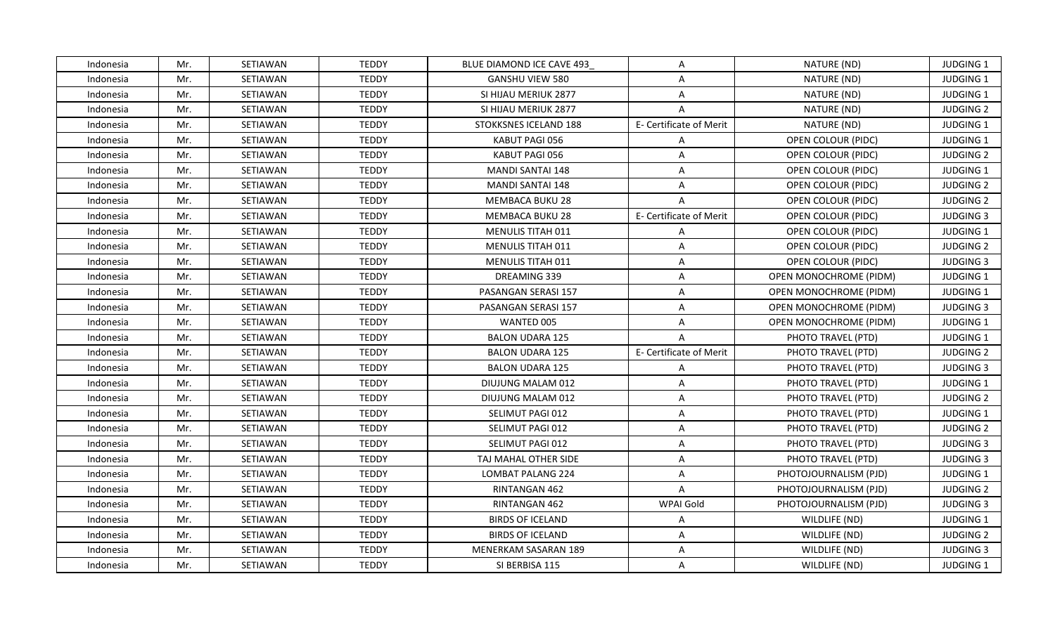| Indonesia | Mr. | SETIAWAN | TEDDY | BLUE DIAMOND ICE CAVE 493_ | A | NATURE (ND) | JUDGING 1 |
|---|---|---|---|---|---|---|---|
| Indonesia | Mr. | SETIAWAN | TEDDY | GANSHU VIEW 580 | A | NATURE (ND) | JUDGING 1 |
| Indonesia | Mr. | SETIAWAN | TEDDY | SI HIJAU MERIUK 2877 | A | NATURE (ND) | JUDGING 1 |
| Indonesia | Mr. | SETIAWAN | TEDDY | SI HIJAU MERIUK 2877 | A | NATURE (ND) | JUDGING 2 |
| Indonesia | Mr. | SETIAWAN | TEDDY | STOKKSNES ICELAND 188 | E- Certificate of Merit | NATURE (ND) | JUDGING 1 |
| Indonesia | Mr. | SETIAWAN | TEDDY | KABUT PAGI 056 | A | OPEN COLOUR (PIDC) | JUDGING 1 |
| Indonesia | Mr. | SETIAWAN | TEDDY | KABUT PAGI 056 | A | OPEN COLOUR (PIDC) | JUDGING 2 |
| Indonesia | Mr. | SETIAWAN | TEDDY | MANDI SANTAI 148 | A | OPEN COLOUR (PIDC) | JUDGING 1 |
| Indonesia | Mr. | SETIAWAN | TEDDY | MANDI SANTAI 148 | A | OPEN COLOUR (PIDC) | JUDGING 2 |
| Indonesia | Mr. | SETIAWAN | TEDDY | MEMBACA BUKU 28 | A | OPEN COLOUR (PIDC) | JUDGING 2 |
| Indonesia | Mr. | SETIAWAN | TEDDY | MEMBACA BUKU 28 | E- Certificate of Merit | OPEN COLOUR (PIDC) | JUDGING 3 |
| Indonesia | Mr. | SETIAWAN | TEDDY | MENULIS TITAH 011 | A | OPEN COLOUR (PIDC) | JUDGING 1 |
| Indonesia | Mr. | SETIAWAN | TEDDY | MENULIS TITAH 011 | A | OPEN COLOUR (PIDC) | JUDGING 2 |
| Indonesia | Mr. | SETIAWAN | TEDDY | MENULIS TITAH 011 | A | OPEN COLOUR (PIDC) | JUDGING 3 |
| Indonesia | Mr. | SETIAWAN | TEDDY | DREAMING 339 | A | OPEN MONOCHROME (PIDM) | JUDGING 1 |
| Indonesia | Mr. | SETIAWAN | TEDDY | PASANGAN SERASI 157 | A | OPEN MONOCHROME (PIDM) | JUDGING 1 |
| Indonesia | Mr. | SETIAWAN | TEDDY | PASANGAN SERASI 157 | A | OPEN MONOCHROME (PIDM) | JUDGING 3 |
| Indonesia | Mr. | SETIAWAN | TEDDY | WANTED 005 | A | OPEN MONOCHROME (PIDM) | JUDGING 1 |
| Indonesia | Mr. | SETIAWAN | TEDDY | BALON UDARA 125 | A | PHOTO TRAVEL (PTD) | JUDGING 1 |
| Indonesia | Mr. | SETIAWAN | TEDDY | BALON UDARA 125 | E- Certificate of Merit | PHOTO TRAVEL (PTD) | JUDGING 2 |
| Indonesia | Mr. | SETIAWAN | TEDDY | BALON UDARA 125 | A | PHOTO TRAVEL (PTD) | JUDGING 3 |
| Indonesia | Mr. | SETIAWAN | TEDDY | DIUJUNG MALAM 012 | A | PHOTO TRAVEL (PTD) | JUDGING 1 |
| Indonesia | Mr. | SETIAWAN | TEDDY | DIUJUNG MALAM 012 | A | PHOTO TRAVEL (PTD) | JUDGING 2 |
| Indonesia | Mr. | SETIAWAN | TEDDY | SELIMUT PAGI 012 | A | PHOTO TRAVEL (PTD) | JUDGING 1 |
| Indonesia | Mr. | SETIAWAN | TEDDY | SELIMUT PAGI 012 | A | PHOTO TRAVEL (PTD) | JUDGING 2 |
| Indonesia | Mr. | SETIAWAN | TEDDY | SELIMUT PAGI 012 | A | PHOTO TRAVEL (PTD) | JUDGING 3 |
| Indonesia | Mr. | SETIAWAN | TEDDY | TAJ MAHAL OTHER SIDE | A | PHOTO TRAVEL (PTD) | JUDGING 3 |
| Indonesia | Mr. | SETIAWAN | TEDDY | LOMBAT PALANG 224 | A | PHOTOJOURNALISM (PJD) | JUDGING 1 |
| Indonesia | Mr. | SETIAWAN | TEDDY | RINTANGAN 462 | A | PHOTOJOURNALISM (PJD) | JUDGING 2 |
| Indonesia | Mr. | SETIAWAN | TEDDY | RINTANGAN 462 | WPAI Gold | PHOTOJOURNALISM (PJD) | JUDGING 3 |
| Indonesia | Mr. | SETIAWAN | TEDDY | BIRDS OF ICELAND | A | WILDLIFE (ND) | JUDGING 1 |
| Indonesia | Mr. | SETIAWAN | TEDDY | BIRDS OF ICELAND | A | WILDLIFE (ND) | JUDGING 2 |
| Indonesia | Mr. | SETIAWAN | TEDDY | MENERKAM SASARAN 189 | A | WILDLIFE (ND) | JUDGING 3 |
| Indonesia | Mr. | SETIAWAN | TEDDY | SI BERBISA 115 | A | WILDLIFE (ND) | JUDGING 1 |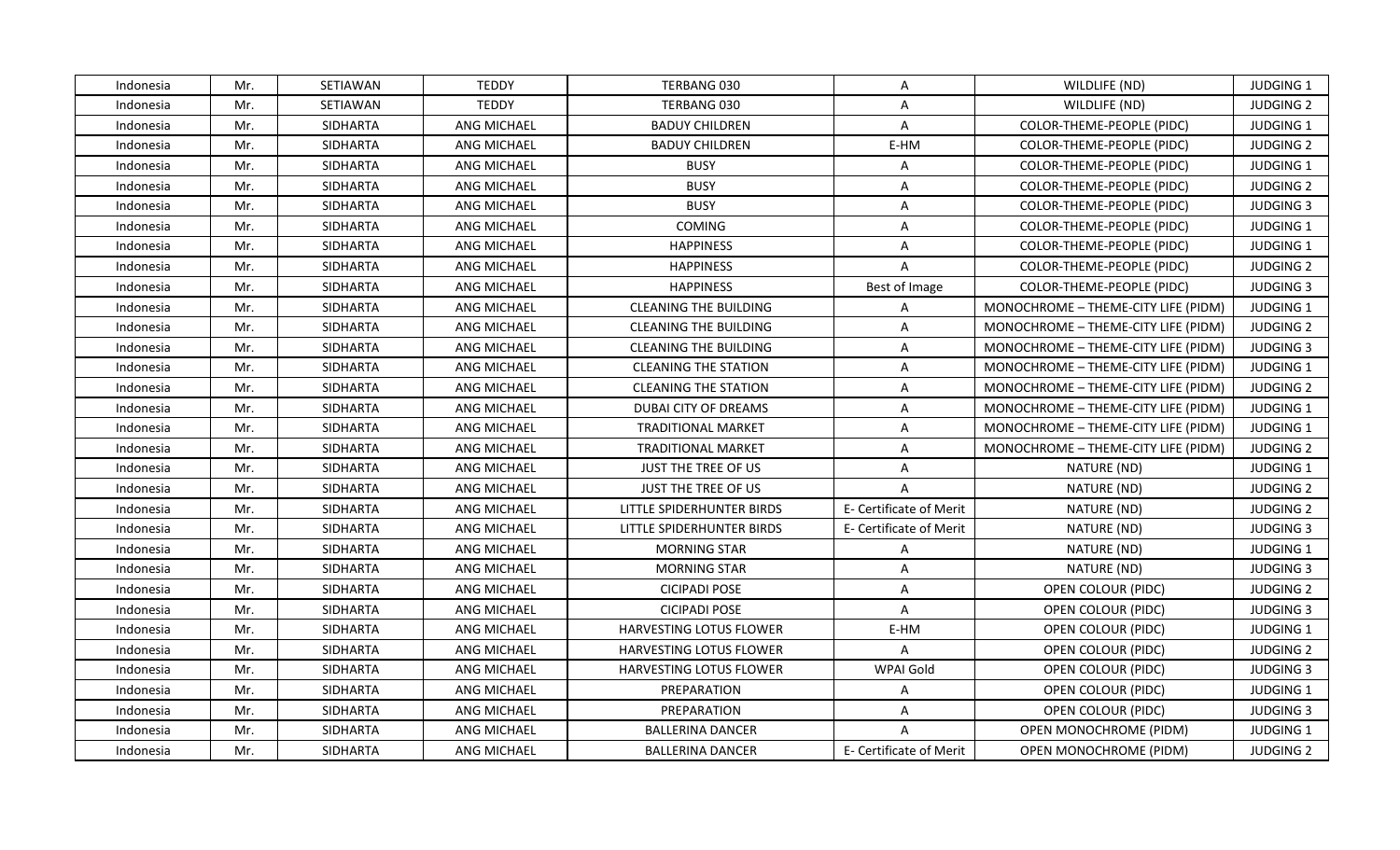| Indonesia | Mr. | SETIAWAN | TEDDY | TERBANG 030 | A | WILDLIFE (ND) | JUDGING 1 |
|---|---|---|---|---|---|---|---|
| Indonesia | Mr. | SETIAWAN | TEDDY | TERBANG 030 | A | WILDLIFE (ND) | JUDGING 2 |
| Indonesia | Mr. | SIDHARTA | ANG MICHAEL | BADUY CHILDREN | A | COLOR-THEME-PEOPLE (PIDC) | JUDGING 1 |
| Indonesia | Mr. | SIDHARTA | ANG MICHAEL | BADUY CHILDREN | E-HM | COLOR-THEME-PEOPLE (PIDC) | JUDGING 2 |
| Indonesia | Mr. | SIDHARTA | ANG MICHAEL | BUSY | A | COLOR-THEME-PEOPLE (PIDC) | JUDGING 1 |
| Indonesia | Mr. | SIDHARTA | ANG MICHAEL | BUSY | A | COLOR-THEME-PEOPLE (PIDC) | JUDGING 2 |
| Indonesia | Mr. | SIDHARTA | ANG MICHAEL | BUSY | A | COLOR-THEME-PEOPLE (PIDC) | JUDGING 3 |
| Indonesia | Mr. | SIDHARTA | ANG MICHAEL | COMING | A | COLOR-THEME-PEOPLE (PIDC) | JUDGING 1 |
| Indonesia | Mr. | SIDHARTA | ANG MICHAEL | HAPPINESS | A | COLOR-THEME-PEOPLE (PIDC) | JUDGING 1 |
| Indonesia | Mr. | SIDHARTA | ANG MICHAEL | HAPPINESS | A | COLOR-THEME-PEOPLE (PIDC) | JUDGING 2 |
| Indonesia | Mr. | SIDHARTA | ANG MICHAEL | HAPPINESS | Best of Image | COLOR-THEME-PEOPLE (PIDC) | JUDGING 3 |
| Indonesia | Mr. | SIDHARTA | ANG MICHAEL | CLEANING THE BUILDING | A | MONOCHROME – THEME-CITY LIFE (PIDM) | JUDGING 1 |
| Indonesia | Mr. | SIDHARTA | ANG MICHAEL | CLEANING THE BUILDING | A | MONOCHROME – THEME-CITY LIFE (PIDM) | JUDGING 2 |
| Indonesia | Mr. | SIDHARTA | ANG MICHAEL | CLEANING THE BUILDING | A | MONOCHROME – THEME-CITY LIFE (PIDM) | JUDGING 3 |
| Indonesia | Mr. | SIDHARTA | ANG MICHAEL | CLEANING THE STATION | A | MONOCHROME – THEME-CITY LIFE (PIDM) | JUDGING 1 |
| Indonesia | Mr. | SIDHARTA | ANG MICHAEL | CLEANING THE STATION | A | MONOCHROME – THEME-CITY LIFE (PIDM) | JUDGING 2 |
| Indonesia | Mr. | SIDHARTA | ANG MICHAEL | DUBAI CITY OF DREAMS | A | MONOCHROME – THEME-CITY LIFE (PIDM) | JUDGING 1 |
| Indonesia | Mr. | SIDHARTA | ANG MICHAEL | TRADITIONAL MARKET | A | MONOCHROME – THEME-CITY LIFE (PIDM) | JUDGING 1 |
| Indonesia | Mr. | SIDHARTA | ANG MICHAEL | TRADITIONAL MARKET | A | MONOCHROME – THEME-CITY LIFE (PIDM) | JUDGING 2 |
| Indonesia | Mr. | SIDHARTA | ANG MICHAEL | JUST THE TREE OF US | A | NATURE (ND) | JUDGING 1 |
| Indonesia | Mr. | SIDHARTA | ANG MICHAEL | JUST THE TREE OF US | A | NATURE (ND) | JUDGING 2 |
| Indonesia | Mr. | SIDHARTA | ANG MICHAEL | LITTLE SPIDERHUNTER BIRDS | E- Certificate of Merit | NATURE (ND) | JUDGING 2 |
| Indonesia | Mr. | SIDHARTA | ANG MICHAEL | LITTLE SPIDERHUNTER BIRDS | E- Certificate of Merit | NATURE (ND) | JUDGING 3 |
| Indonesia | Mr. | SIDHARTA | ANG MICHAEL | MORNING STAR | A | NATURE (ND) | JUDGING 1 |
| Indonesia | Mr. | SIDHARTA | ANG MICHAEL | MORNING STAR | A | NATURE (ND) | JUDGING 3 |
| Indonesia | Mr. | SIDHARTA | ANG MICHAEL | CICIPADI POSE | A | OPEN COLOUR (PIDC) | JUDGING 2 |
| Indonesia | Mr. | SIDHARTA | ANG MICHAEL | CICIPADI POSE | A | OPEN COLOUR (PIDC) | JUDGING 3 |
| Indonesia | Mr. | SIDHARTA | ANG MICHAEL | HARVESTING LOTUS FLOWER | E-HM | OPEN COLOUR (PIDC) | JUDGING 1 |
| Indonesia | Mr. | SIDHARTA | ANG MICHAEL | HARVESTING LOTUS FLOWER | A | OPEN COLOUR (PIDC) | JUDGING 2 |
| Indonesia | Mr. | SIDHARTA | ANG MICHAEL | HARVESTING LOTUS FLOWER | WPAI Gold | OPEN COLOUR (PIDC) | JUDGING 3 |
| Indonesia | Mr. | SIDHARTA | ANG MICHAEL | PREPARATION | A | OPEN COLOUR (PIDC) | JUDGING 1 |
| Indonesia | Mr. | SIDHARTA | ANG MICHAEL | PREPARATION | A | OPEN COLOUR (PIDC) | JUDGING 3 |
| Indonesia | Mr. | SIDHARTA | ANG MICHAEL | BALLERINA DANCER | A | OPEN MONOCHROME (PIDM) | JUDGING 1 |
| Indonesia | Mr. | SIDHARTA | ANG MICHAEL | BALLERINA DANCER | E- Certificate of Merit | OPEN MONOCHROME (PIDM) | JUDGING 2 |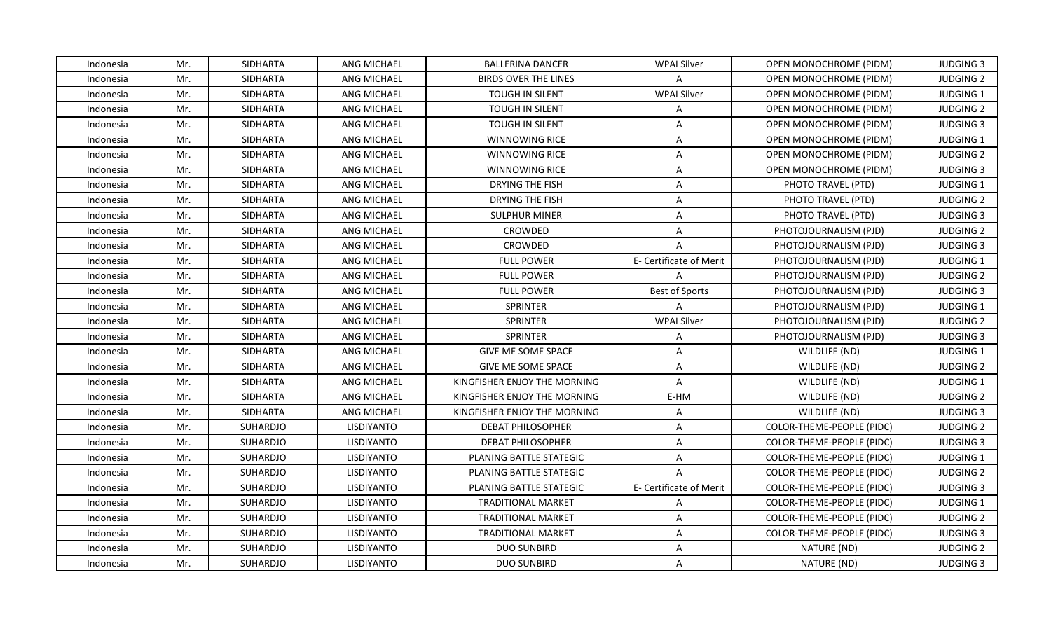| Indonesia | Mr. | SIDHARTA | ANG MICHAEL | BALLERINA DANCER | WPAI Silver | OPEN MONOCHROME (PIDM) | JUDGING 3 |
|---|---|---|---|---|---|---|---|
| Indonesia | Mr. | SIDHARTA | ANG MICHAEL | BIRDS OVER THE LINES | A | OPEN MONOCHROME (PIDM) | JUDGING 2 |
| Indonesia | Mr. | SIDHARTA | ANG MICHAEL | TOUGH IN SILENT | WPAI Silver | OPEN MONOCHROME (PIDM) | JUDGING 1 |
| Indonesia | Mr. | SIDHARTA | ANG MICHAEL | TOUGH IN SILENT | A | OPEN MONOCHROME (PIDM) | JUDGING 2 |
| Indonesia | Mr. | SIDHARTA | ANG MICHAEL | TOUGH IN SILENT | A | OPEN MONOCHROME (PIDM) | JUDGING 3 |
| Indonesia | Mr. | SIDHARTA | ANG MICHAEL | WINNOWING RICE | A | OPEN MONOCHROME (PIDM) | JUDGING 1 |
| Indonesia | Mr. | SIDHARTA | ANG MICHAEL | WINNOWING RICE | A | OPEN MONOCHROME (PIDM) | JUDGING 2 |
| Indonesia | Mr. | SIDHARTA | ANG MICHAEL | WINNOWING RICE | A | OPEN MONOCHROME (PIDM) | JUDGING 3 |
| Indonesia | Mr. | SIDHARTA | ANG MICHAEL | DRYING THE FISH | A | PHOTO TRAVEL (PTD) | JUDGING 1 |
| Indonesia | Mr. | SIDHARTA | ANG MICHAEL | DRYING THE FISH | A | PHOTO TRAVEL (PTD) | JUDGING 2 |
| Indonesia | Mr. | SIDHARTA | ANG MICHAEL | SULPHUR MINER | A | PHOTO TRAVEL (PTD) | JUDGING 3 |
| Indonesia | Mr. | SIDHARTA | ANG MICHAEL | CROWDED | A | PHOTOJOURNALISM (PJD) | JUDGING 2 |
| Indonesia | Mr. | SIDHARTA | ANG MICHAEL | CROWDED | A | PHOTOJOURNALISM (PJD) | JUDGING 3 |
| Indonesia | Mr. | SIDHARTA | ANG MICHAEL | FULL POWER | E- Certificate of Merit | PHOTOJOURNALISM (PJD) | JUDGING 1 |
| Indonesia | Mr. | SIDHARTA | ANG MICHAEL | FULL POWER | A | PHOTOJOURNALISM (PJD) | JUDGING 2 |
| Indonesia | Mr. | SIDHARTA | ANG MICHAEL | FULL POWER | Best of Sports | PHOTOJOURNALISM (PJD) | JUDGING 3 |
| Indonesia | Mr. | SIDHARTA | ANG MICHAEL | SPRINTER | A | PHOTOJOURNALISM (PJD) | JUDGING 1 |
| Indonesia | Mr. | SIDHARTA | ANG MICHAEL | SPRINTER | WPAI Silver | PHOTOJOURNALISM (PJD) | JUDGING 2 |
| Indonesia | Mr. | SIDHARTA | ANG MICHAEL | SPRINTER | A | PHOTOJOURNALISM (PJD) | JUDGING 3 |
| Indonesia | Mr. | SIDHARTA | ANG MICHAEL | GIVE ME SOME SPACE | A | WILDLIFE (ND) | JUDGING 1 |
| Indonesia | Mr. | SIDHARTA | ANG MICHAEL | GIVE ME SOME SPACE | A | WILDLIFE (ND) | JUDGING 2 |
| Indonesia | Mr. | SIDHARTA | ANG MICHAEL | KINGFISHER ENJOY THE MORNING | A | WILDLIFE (ND) | JUDGING 1 |
| Indonesia | Mr. | SIDHARTA | ANG MICHAEL | KINGFISHER ENJOY THE MORNING | E-HM | WILDLIFE (ND) | JUDGING 2 |
| Indonesia | Mr. | SIDHARTA | ANG MICHAEL | KINGFISHER ENJOY THE MORNING | A | WILDLIFE (ND) | JUDGING 3 |
| Indonesia | Mr. | SUHARDJO | LISDIYANTO | DEBAT PHILOSOPHER | A | COLOR-THEME-PEOPLE (PIDC) | JUDGING 2 |
| Indonesia | Mr. | SUHARDJO | LISDIYANTO | DEBAT PHILOSOPHER | A | COLOR-THEME-PEOPLE (PIDC) | JUDGING 3 |
| Indonesia | Mr. | SUHARDJO | LISDIYANTO | PLANING BATTLE STATEGIC | A | COLOR-THEME-PEOPLE (PIDC) | JUDGING 1 |
| Indonesia | Mr. | SUHARDJO | LISDIYANTO | PLANING BATTLE STATEGIC | A | COLOR-THEME-PEOPLE (PIDC) | JUDGING 2 |
| Indonesia | Mr. | SUHARDJO | LISDIYANTO | PLANING BATTLE STATEGIC | E- Certificate of Merit | COLOR-THEME-PEOPLE (PIDC) | JUDGING 3 |
| Indonesia | Mr. | SUHARDJO | LISDIYANTO | TRADITIONAL MARKET | A | COLOR-THEME-PEOPLE (PIDC) | JUDGING 1 |
| Indonesia | Mr. | SUHARDJO | LISDIYANTO | TRADITIONAL MARKET | A | COLOR-THEME-PEOPLE (PIDC) | JUDGING 2 |
| Indonesia | Mr. | SUHARDJO | LISDIYANTO | TRADITIONAL MARKET | A | COLOR-THEME-PEOPLE (PIDC) | JUDGING 3 |
| Indonesia | Mr. | SUHARDJO | LISDIYANTO | DUO SUNBIRD | A | NATURE (ND) | JUDGING 2 |
| Indonesia | Mr. | SUHARDJO | LISDIYANTO | DUO SUNBIRD | A | NATURE (ND) | JUDGING 3 |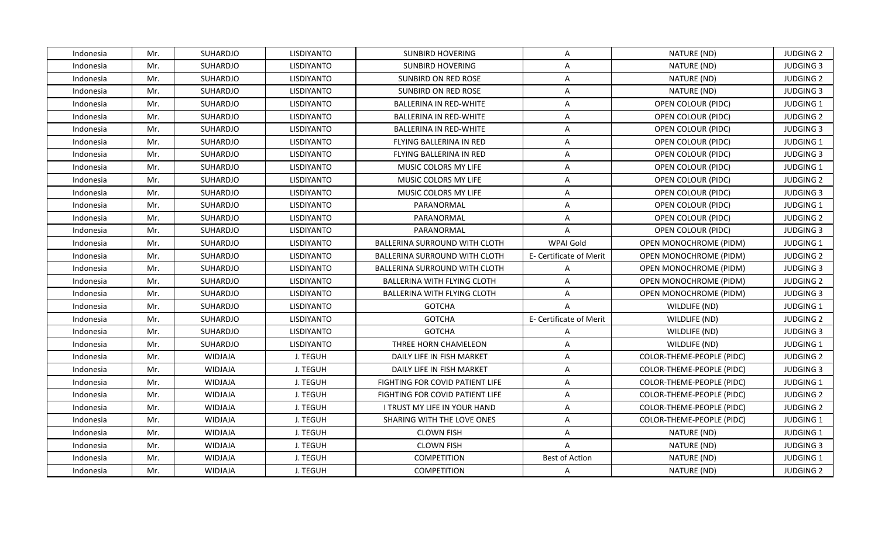| Indonesia | Mr. | SUHARDJO | LISDIYANTO | SUNBIRD HOVERING | A | NATURE (ND) | JUDGING 2 |
|---|---|---|---|---|---|---|---|
| Indonesia | Mr. | SUHARDJO | LISDIYANTO | SUNBIRD HOVERING | A | NATURE (ND) | JUDGING 3 |
| Indonesia | Mr. | SUHARDJO | LISDIYANTO | SUNBIRD ON RED ROSE | A | NATURE (ND) | JUDGING 2 |
| Indonesia | Mr. | SUHARDJO | LISDIYANTO | SUNBIRD ON RED ROSE | A | NATURE (ND) | JUDGING 3 |
| Indonesia | Mr. | SUHARDJO | LISDIYANTO | BALLERINA IN RED-WHITE | A | OPEN COLOUR (PIDC) | JUDGING 1 |
| Indonesia | Mr. | SUHARDJO | LISDIYANTO | BALLERINA IN RED-WHITE | A | OPEN COLOUR (PIDC) | JUDGING 2 |
| Indonesia | Mr. | SUHARDJO | LISDIYANTO | BALLERINA IN RED-WHITE | A | OPEN COLOUR (PIDC) | JUDGING 3 |
| Indonesia | Mr. | SUHARDJO | LISDIYANTO | FLYING BALLERINA IN RED | A | OPEN COLOUR (PIDC) | JUDGING 1 |
| Indonesia | Mr. | SUHARDJO | LISDIYANTO | FLYING BALLERINA IN RED | A | OPEN COLOUR (PIDC) | JUDGING 3 |
| Indonesia | Mr. | SUHARDJO | LISDIYANTO | MUSIC COLORS MY LIFE | A | OPEN COLOUR (PIDC) | JUDGING 1 |
| Indonesia | Mr. | SUHARDJO | LISDIYANTO | MUSIC COLORS MY LIFE | A | OPEN COLOUR (PIDC) | JUDGING 2 |
| Indonesia | Mr. | SUHARDJO | LISDIYANTO | MUSIC COLORS MY LIFE | A | OPEN COLOUR (PIDC) | JUDGING 3 |
| Indonesia | Mr. | SUHARDJO | LISDIYANTO | PARANORMAL | A | OPEN COLOUR (PIDC) | JUDGING 1 |
| Indonesia | Mr. | SUHARDJO | LISDIYANTO | PARANORMAL | A | OPEN COLOUR (PIDC) | JUDGING 2 |
| Indonesia | Mr. | SUHARDJO | LISDIYANTO | PARANORMAL | A | OPEN COLOUR (PIDC) | JUDGING 3 |
| Indonesia | Mr. | SUHARDJO | LISDIYANTO | BALLERINA SURROUND WITH CLOTH | WPAI Gold | OPEN MONOCHROME (PIDM) | JUDGING 1 |
| Indonesia | Mr. | SUHARDJO | LISDIYANTO | BALLERINA SURROUND WITH CLOTH | E- Certificate of Merit | OPEN MONOCHROME (PIDM) | JUDGING 2 |
| Indonesia | Mr. | SUHARDJO | LISDIYANTO | BALLERINA SURROUND WITH CLOTH | A | OPEN MONOCHROME (PIDM) | JUDGING 3 |
| Indonesia | Mr. | SUHARDJO | LISDIYANTO | BALLERINA WITH FLYING CLOTH | A | OPEN MONOCHROME (PIDM) | JUDGING 2 |
| Indonesia | Mr. | SUHARDJO | LISDIYANTO | BALLERINA WITH FLYING CLOTH | A | OPEN MONOCHROME (PIDM) | JUDGING 3 |
| Indonesia | Mr. | SUHARDJO | LISDIYANTO | GOTCHA | A | WILDLIFE (ND) | JUDGING 1 |
| Indonesia | Mr. | SUHARDJO | LISDIYANTO | GOTCHA | E- Certificate of Merit | WILDLIFE (ND) | JUDGING 2 |
| Indonesia | Mr. | SUHARDJO | LISDIYANTO | GOTCHA | A | WILDLIFE (ND) | JUDGING 3 |
| Indonesia | Mr. | SUHARDJO | LISDIYANTO | THREE HORN CHAMELEON | A | WILDLIFE (ND) | JUDGING 1 |
| Indonesia | Mr. | WIDJAJA | J. TEGUH | DAILY LIFE IN FISH MARKET | A | COLOR-THEME-PEOPLE (PIDC) | JUDGING 2 |
| Indonesia | Mr. | WIDJAJA | J. TEGUH | DAILY LIFE IN FISH MARKET | A | COLOR-THEME-PEOPLE (PIDC) | JUDGING 3 |
| Indonesia | Mr. | WIDJAJA | J. TEGUH | FIGHTING FOR COVID PATIENT LIFE | A | COLOR-THEME-PEOPLE (PIDC) | JUDGING 1 |
| Indonesia | Mr. | WIDJAJA | J. TEGUH | FIGHTING FOR COVID PATIENT LIFE | A | COLOR-THEME-PEOPLE (PIDC) | JUDGING 2 |
| Indonesia | Mr. | WIDJAJA | J. TEGUH | I TRUST MY LIFE IN YOUR HAND | A | COLOR-THEME-PEOPLE (PIDC) | JUDGING 2 |
| Indonesia | Mr. | WIDJAJA | J. TEGUH | SHARING WITH THE LOVE ONES | A | COLOR-THEME-PEOPLE (PIDC) | JUDGING 1 |
| Indonesia | Mr. | WIDJAJA | J. TEGUH | CLOWN FISH | A | NATURE (ND) | JUDGING 1 |
| Indonesia | Mr. | WIDJAJA | J. TEGUH | CLOWN FISH | A | NATURE (ND) | JUDGING 3 |
| Indonesia | Mr. | WIDJAJA | J. TEGUH | COMPETITION | Best of Action | NATURE (ND) | JUDGING 1 |
| Indonesia | Mr. | WIDJAJA | J. TEGUH | COMPETITION | A | NATURE (ND) | JUDGING 2 |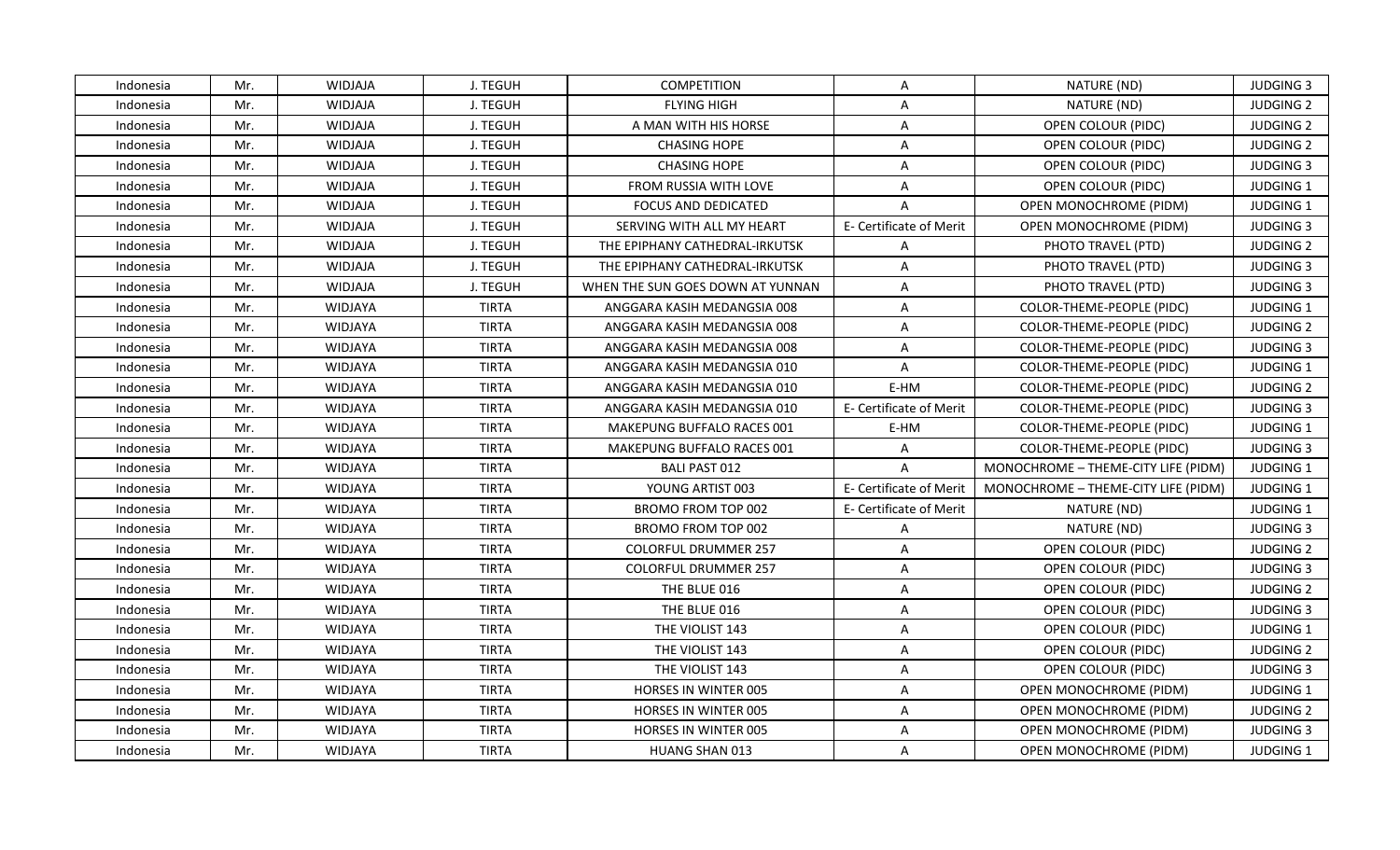| Indonesia | Mr. | WIDJAJA | J. TEGUH | COMPETITION | A | NATURE (ND) | JUDGING 3 |
|---|---|---|---|---|---|---|---|
| Indonesia | Mr. | WIDJAJA | J. TEGUH | FLYING HIGH | A | NATURE (ND) | JUDGING 2 |
| Indonesia | Mr. | WIDJAJA | J. TEGUH | A MAN WITH HIS HORSE | A | OPEN COLOUR (PIDC) | JUDGING 2 |
| Indonesia | Mr. | WIDJAJA | J. TEGUH | CHASING HOPE | A | OPEN COLOUR (PIDC) | JUDGING 2 |
| Indonesia | Mr. | WIDJAJA | J. TEGUH | CHASING HOPE | A | OPEN COLOUR (PIDC) | JUDGING 3 |
| Indonesia | Mr. | WIDJAJA | J. TEGUH | FROM RUSSIA WITH LOVE | A | OPEN COLOUR (PIDC) | JUDGING 1 |
| Indonesia | Mr. | WIDJAJA | J. TEGUH | FOCUS AND DEDICATED | A | OPEN MONOCHROME (PIDM) | JUDGING 1 |
| Indonesia | Mr. | WIDJAJA | J. TEGUH | SERVING WITH ALL MY HEART | E- Certificate of Merit | OPEN MONOCHROME (PIDM) | JUDGING 3 |
| Indonesia | Mr. | WIDJAJA | J. TEGUH | THE EPIPHANY CATHEDRAL-IRKUTSK | A | PHOTO TRAVEL (PTD) | JUDGING 2 |
| Indonesia | Mr. | WIDJAJA | J. TEGUH | THE EPIPHANY CATHEDRAL-IRKUTSK | A | PHOTO TRAVEL (PTD) | JUDGING 3 |
| Indonesia | Mr. | WIDJAJA | J. TEGUH | WHEN THE SUN GOES DOWN AT YUNNAN | A | PHOTO TRAVEL (PTD) | JUDGING 3 |
| Indonesia | Mr. | WIDJAYA | TIRTA | ANGGARA KASIH MEDANGSIA 008 | A | COLOR-THEME-PEOPLE (PIDC) | JUDGING 1 |
| Indonesia | Mr. | WIDJAYA | TIRTA | ANGGARA KASIH MEDANGSIA 008 | A | COLOR-THEME-PEOPLE (PIDC) | JUDGING 2 |
| Indonesia | Mr. | WIDJAYA | TIRTA | ANGGARA KASIH MEDANGSIA 008 | A | COLOR-THEME-PEOPLE (PIDC) | JUDGING 3 |
| Indonesia | Mr. | WIDJAYA | TIRTA | ANGGARA KASIH MEDANGSIA 010 | A | COLOR-THEME-PEOPLE (PIDC) | JUDGING 1 |
| Indonesia | Mr. | WIDJAYA | TIRTA | ANGGARA KASIH MEDANGSIA 010 | E-HM | COLOR-THEME-PEOPLE (PIDC) | JUDGING 2 |
| Indonesia | Mr. | WIDJAYA | TIRTA | ANGGARA KASIH MEDANGSIA 010 | E- Certificate of Merit | COLOR-THEME-PEOPLE (PIDC) | JUDGING 3 |
| Indonesia | Mr. | WIDJAYA | TIRTA | MAKEPUNG BUFFALO RACES 001 | E-HM | COLOR-THEME-PEOPLE (PIDC) | JUDGING 1 |
| Indonesia | Mr. | WIDJAYA | TIRTA | MAKEPUNG BUFFALO RACES 001 | A | COLOR-THEME-PEOPLE (PIDC) | JUDGING 3 |
| Indonesia | Mr. | WIDJAYA | TIRTA | BALI PAST 012 | A | MONOCHROME – THEME-CITY LIFE (PIDM) | JUDGING 1 |
| Indonesia | Mr. | WIDJAYA | TIRTA | YOUNG ARTIST 003 | E- Certificate of Merit | MONOCHROME – THEME-CITY LIFE (PIDM) | JUDGING 1 |
| Indonesia | Mr. | WIDJAYA | TIRTA | BROMO FROM TOP 002 | E- Certificate of Merit | NATURE (ND) | JUDGING 1 |
| Indonesia | Mr. | WIDJAYA | TIRTA | BROMO FROM TOP 002 | A | NATURE (ND) | JUDGING 3 |
| Indonesia | Mr. | WIDJAYA | TIRTA | COLORFUL DRUMMER 257 | A | OPEN COLOUR (PIDC) | JUDGING 2 |
| Indonesia | Mr. | WIDJAYA | TIRTA | COLORFUL DRUMMER 257 | A | OPEN COLOUR (PIDC) | JUDGING 3 |
| Indonesia | Mr. | WIDJAYA | TIRTA | THE BLUE 016 | A | OPEN COLOUR (PIDC) | JUDGING 2 |
| Indonesia | Mr. | WIDJAYA | TIRTA | THE BLUE 016 | A | OPEN COLOUR (PIDC) | JUDGING 3 |
| Indonesia | Mr. | WIDJAYA | TIRTA | THE VIOLIST 143 | A | OPEN COLOUR (PIDC) | JUDGING 1 |
| Indonesia | Mr. | WIDJAYA | TIRTA | THE VIOLIST 143 | A | OPEN COLOUR (PIDC) | JUDGING 2 |
| Indonesia | Mr. | WIDJAYA | TIRTA | THE VIOLIST 143 | A | OPEN COLOUR (PIDC) | JUDGING 3 |
| Indonesia | Mr. | WIDJAYA | TIRTA | HORSES IN WINTER 005 | A | OPEN MONOCHROME (PIDM) | JUDGING 1 |
| Indonesia | Mr. | WIDJAYA | TIRTA | HORSES IN WINTER 005 | A | OPEN MONOCHROME (PIDM) | JUDGING 2 |
| Indonesia | Mr. | WIDJAYA | TIRTA | HORSES IN WINTER 005 | A | OPEN MONOCHROME (PIDM) | JUDGING 3 |
| Indonesia | Mr. | WIDJAYA | TIRTA | HUANG SHAN 013 | A | OPEN MONOCHROME (PIDM) | JUDGING 1 |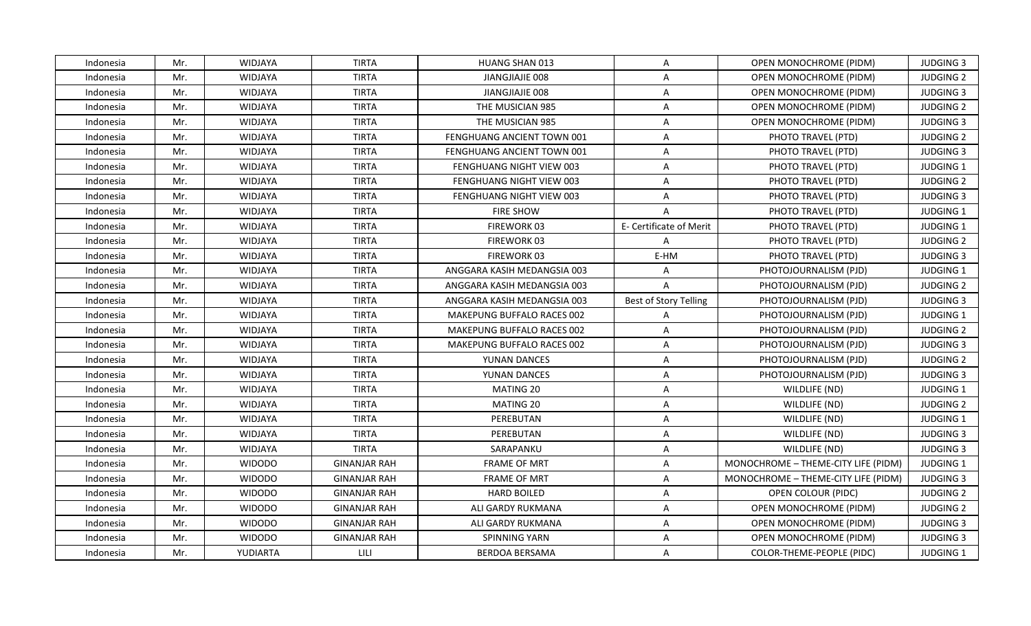| Indonesia | Mr. | WIDJAYA | TIRTA | HUANG SHAN 013 | A | OPEN MONOCHROME (PIDM) | JUDGING 3 |
|---|---|---|---|---|---|---|---|
| Indonesia | Mr. | WIDJAYA | TIRTA | JIANGJIAJIE 008 | A | OPEN MONOCHROME (PIDM) | JUDGING 2 |
| Indonesia | Mr. | WIDJAYA | TIRTA | JIANGJIAJIE 008 | A | OPEN MONOCHROME (PIDM) | JUDGING 3 |
| Indonesia | Mr. | WIDJAYA | TIRTA | THE MUSICIAN 985 | A | OPEN MONOCHROME (PIDM) | JUDGING 2 |
| Indonesia | Mr. | WIDJAYA | TIRTA | THE MUSICIAN 985 | A | OPEN MONOCHROME (PIDM) | JUDGING 3 |
| Indonesia | Mr. | WIDJAYA | TIRTA | FENGHUANG ANCIENT TOWN 001 | A | PHOTO TRAVEL (PTD) | JUDGING 2 |
| Indonesia | Mr. | WIDJAYA | TIRTA | FENGHUANG ANCIENT TOWN 001 | A | PHOTO TRAVEL (PTD) | JUDGING 3 |
| Indonesia | Mr. | WIDJAYA | TIRTA | FENGHUANG NIGHT VIEW 003 | A | PHOTO TRAVEL (PTD) | JUDGING 1 |
| Indonesia | Mr. | WIDJAYA | TIRTA | FENGHUANG NIGHT VIEW 003 | A | PHOTO TRAVEL (PTD) | JUDGING 2 |
| Indonesia | Mr. | WIDJAYA | TIRTA | FENGHUANG NIGHT VIEW 003 | A | PHOTO TRAVEL (PTD) | JUDGING 3 |
| Indonesia | Mr. | WIDJAYA | TIRTA | FIRE SHOW | A | PHOTO TRAVEL (PTD) | JUDGING 1 |
| Indonesia | Mr. | WIDJAYA | TIRTA | FIREWORK 03 | E- Certificate of Merit | PHOTO TRAVEL (PTD) | JUDGING 1 |
| Indonesia | Mr. | WIDJAYA | TIRTA | FIREWORK 03 | A | PHOTO TRAVEL (PTD) | JUDGING 2 |
| Indonesia | Mr. | WIDJAYA | TIRTA | FIREWORK 03 | E-HM | PHOTO TRAVEL (PTD) | JUDGING 3 |
| Indonesia | Mr. | WIDJAYA | TIRTA | ANGGARA KASIH MEDANGSIA 003 | A | PHOTOJOURNALISM (PJD) | JUDGING 1 |
| Indonesia | Mr. | WIDJAYA | TIRTA | ANGGARA KASIH MEDANGSIA 003 | A | PHOTOJOURNALISM (PJD) | JUDGING 2 |
| Indonesia | Mr. | WIDJAYA | TIRTA | ANGGARA KASIH MEDANGSIA 003 | Best of Story Telling | PHOTOJOURNALISM (PJD) | JUDGING 3 |
| Indonesia | Mr. | WIDJAYA | TIRTA | MAKEPUNG BUFFALO RACES 002 | A | PHOTOJOURNALISM (PJD) | JUDGING 1 |
| Indonesia | Mr. | WIDJAYA | TIRTA | MAKEPUNG BUFFALO RACES 002 | A | PHOTOJOURNALISM (PJD) | JUDGING 2 |
| Indonesia | Mr. | WIDJAYA | TIRTA | MAKEPUNG BUFFALO RACES 002 | A | PHOTOJOURNALISM (PJD) | JUDGING 3 |
| Indonesia | Mr. | WIDJAYA | TIRTA | YUNAN DANCES | A | PHOTOJOURNALISM (PJD) | JUDGING 2 |
| Indonesia | Mr. | WIDJAYA | TIRTA | YUNAN DANCES | A | PHOTOJOURNALISM (PJD) | JUDGING 3 |
| Indonesia | Mr. | WIDJAYA | TIRTA | MATING 20 | A | WILDLIFE (ND) | JUDGING 1 |
| Indonesia | Mr. | WIDJAYA | TIRTA | MATING 20 | A | WILDLIFE (ND) | JUDGING 2 |
| Indonesia | Mr. | WIDJAYA | TIRTA | PEREBUTAN | A | WILDLIFE (ND) | JUDGING 1 |
| Indonesia | Mr. | WIDJAYA | TIRTA | PEREBUTAN | A | WILDLIFE (ND) | JUDGING 3 |
| Indonesia | Mr. | WIDJAYA | TIRTA | SARAPANKU | A | WILDLIFE (ND) | JUDGING 3 |
| Indonesia | Mr. | WIDODO | GINANJAR RAH | FRAME OF MRT | A | MONOCHROME – THEME-CITY LIFE (PIDM) | JUDGING 1 |
| Indonesia | Mr. | WIDODO | GINANJAR RAH | FRAME OF MRT | A | MONOCHROME – THEME-CITY LIFE (PIDM) | JUDGING 3 |
| Indonesia | Mr. | WIDODO | GINANJAR RAH | HARD BOILED | A | OPEN COLOUR (PIDC) | JUDGING 2 |
| Indonesia | Mr. | WIDODO | GINANJAR RAH | ALI GARDY RUKMANA | A | OPEN MONOCHROME (PIDM) | JUDGING 2 |
| Indonesia | Mr. | WIDODO | GINANJAR RAH | ALI GARDY RUKMANA | A | OPEN MONOCHROME (PIDM) | JUDGING 3 |
| Indonesia | Mr. | WIDODO | GINANJAR RAH | SPINNING YARN | A | OPEN MONOCHROME (PIDM) | JUDGING 3 |
| Indonesia | Mr. | YUDIARTA | LILI | BERDOA BERSAMA | A | COLOR-THEME-PEOPLE (PIDC) | JUDGING 1 |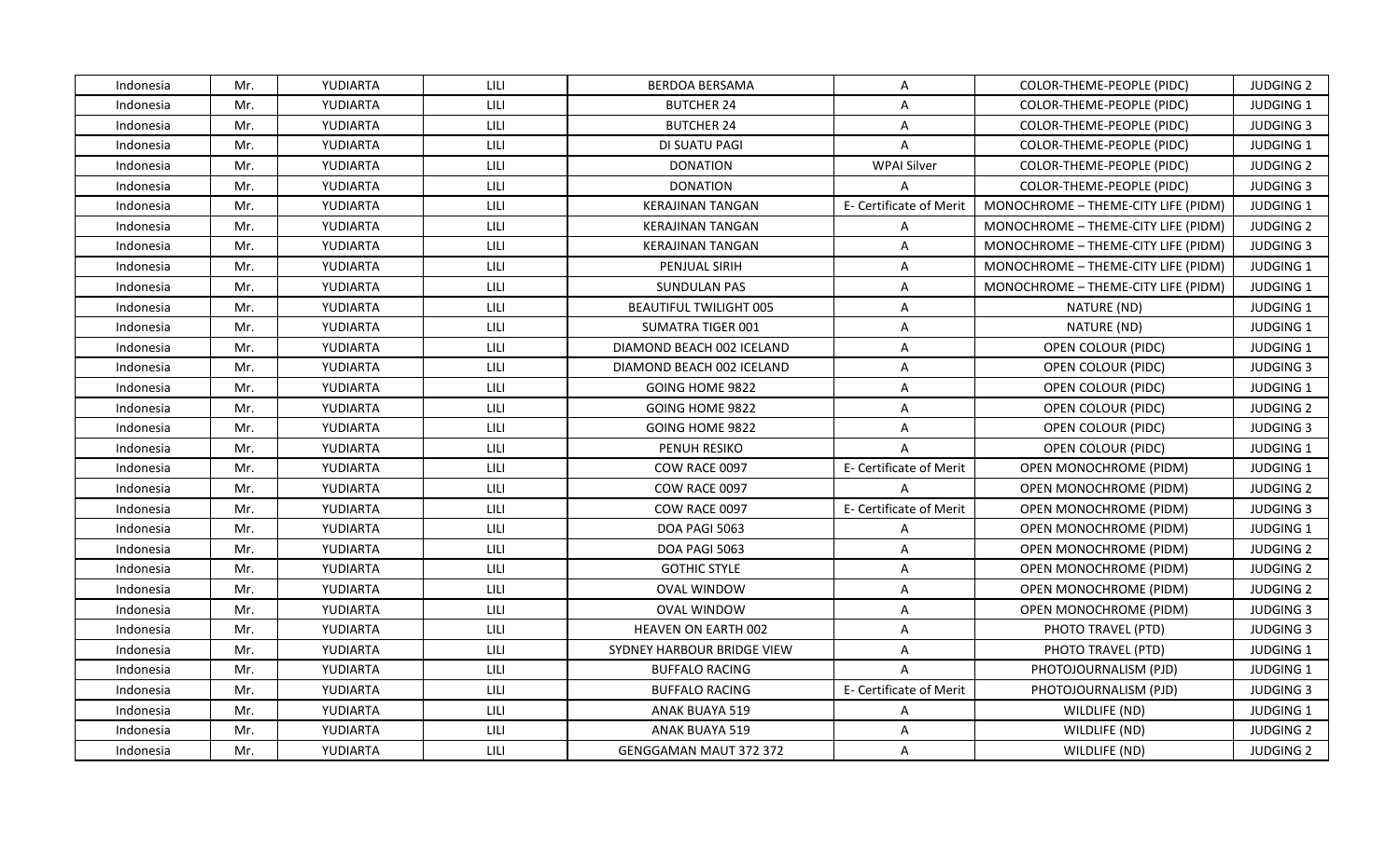| Indonesia | Mr. | YUDIARTA | LILI | BERDOA BERSAMA | A | COLOR-THEME-PEOPLE (PIDC) | JUDGING 2 |
|---|---|---|---|---|---|---|---|
| Indonesia | Mr. | YUDIARTA | LILI | BUTCHER 24 | A | COLOR-THEME-PEOPLE (PIDC) | JUDGING 1 |
| Indonesia | Mr. | YUDIARTA | LILI | BUTCHER 24 | A | COLOR-THEME-PEOPLE (PIDC) | JUDGING 3 |
| Indonesia | Mr. | YUDIARTA | LILI | DI SUATU PAGI | A | COLOR-THEME-PEOPLE (PIDC) | JUDGING 1 |
| Indonesia | Mr. | YUDIARTA | LILI | DONATION | WPAI Silver | COLOR-THEME-PEOPLE (PIDC) | JUDGING 2 |
| Indonesia | Mr. | YUDIARTA | LILI | DONATION | A | COLOR-THEME-PEOPLE (PIDC) | JUDGING 3 |
| Indonesia | Mr. | YUDIARTA | LILI | KERAJINAN TANGAN | E- Certificate of Merit | MONOCHROME – THEME-CITY LIFE (PIDM) | JUDGING 1 |
| Indonesia | Mr. | YUDIARTA | LILI | KERAJINAN TANGAN | A | MONOCHROME – THEME-CITY LIFE (PIDM) | JUDGING 2 |
| Indonesia | Mr. | YUDIARTA | LILI | KERAJINAN TANGAN | A | MONOCHROME – THEME-CITY LIFE (PIDM) | JUDGING 3 |
| Indonesia | Mr. | YUDIARTA | LILI | PENJUAL SIRIH | A | MONOCHROME – THEME-CITY LIFE (PIDM) | JUDGING 1 |
| Indonesia | Mr. | YUDIARTA | LILI | SUNDULAN PAS | A | MONOCHROME – THEME-CITY LIFE (PIDM) | JUDGING 1 |
| Indonesia | Mr. | YUDIARTA | LILI | BEAUTIFUL TWILIGHT 005 | A | NATURE (ND) | JUDGING 1 |
| Indonesia | Mr. | YUDIARTA | LILI | SUMATRA TIGER 001 | A | NATURE (ND) | JUDGING 1 |
| Indonesia | Mr. | YUDIARTA | LILI | DIAMOND BEACH 002 ICELAND | A | OPEN COLOUR (PIDC) | JUDGING 1 |
| Indonesia | Mr. | YUDIARTA | LILI | DIAMOND BEACH 002 ICELAND | A | OPEN COLOUR (PIDC) | JUDGING 3 |
| Indonesia | Mr. | YUDIARTA | LILI | GOING HOME 9822 | A | OPEN COLOUR (PIDC) | JUDGING 1 |
| Indonesia | Mr. | YUDIARTA | LILI | GOING HOME 9822 | A | OPEN COLOUR (PIDC) | JUDGING 2 |
| Indonesia | Mr. | YUDIARTA | LILI | GOING HOME 9822 | A | OPEN COLOUR (PIDC) | JUDGING 3 |
| Indonesia | Mr. | YUDIARTA | LILI | PENUH RESIKO | A | OPEN COLOUR (PIDC) | JUDGING 1 |
| Indonesia | Mr. | YUDIARTA | LILI | COW RACE 0097 | E- Certificate of Merit | OPEN MONOCHROME (PIDM) | JUDGING 1 |
| Indonesia | Mr. | YUDIARTA | LILI | COW RACE 0097 | A | OPEN MONOCHROME (PIDM) | JUDGING 2 |
| Indonesia | Mr. | YUDIARTA | LILI | COW RACE 0097 | E- Certificate of Merit | OPEN MONOCHROME (PIDM) | JUDGING 3 |
| Indonesia | Mr. | YUDIARTA | LILI | DOA PAGI 5063 | A | OPEN MONOCHROME (PIDM) | JUDGING 1 |
| Indonesia | Mr. | YUDIARTA | LILI | DOA PAGI 5063 | A | OPEN MONOCHROME (PIDM) | JUDGING 2 |
| Indonesia | Mr. | YUDIARTA | LILI | GOTHIC STYLE | A | OPEN MONOCHROME (PIDM) | JUDGING 2 |
| Indonesia | Mr. | YUDIARTA | LILI | OVAL WINDOW | A | OPEN MONOCHROME (PIDM) | JUDGING 2 |
| Indonesia | Mr. | YUDIARTA | LILI | OVAL WINDOW | A | OPEN MONOCHROME (PIDM) | JUDGING 3 |
| Indonesia | Mr. | YUDIARTA | LILI | HEAVEN ON EARTH 002 | A | PHOTO TRAVEL (PTD) | JUDGING 3 |
| Indonesia | Mr. | YUDIARTA | LILI | SYDNEY HARBOUR BRIDGE VIEW | A | PHOTO TRAVEL (PTD) | JUDGING 1 |
| Indonesia | Mr. | YUDIARTA | LILI | BUFFALO RACING | A | PHOTOJOURNALISM (PJD) | JUDGING 1 |
| Indonesia | Mr. | YUDIARTA | LILI | BUFFALO RACING | E- Certificate of Merit | PHOTOJOURNALISM (PJD) | JUDGING 3 |
| Indonesia | Mr. | YUDIARTA | LILI | ANAK BUAYA 519 | A | WILDLIFE (ND) | JUDGING 1 |
| Indonesia | Mr. | YUDIARTA | LILI | ANAK BUAYA 519 | A | WILDLIFE (ND) | JUDGING 2 |
| Indonesia | Mr. | YUDIARTA | LILI | GENGGAMAN MAUT 372 372 | A | WILDLIFE (ND) | JUDGING 2 |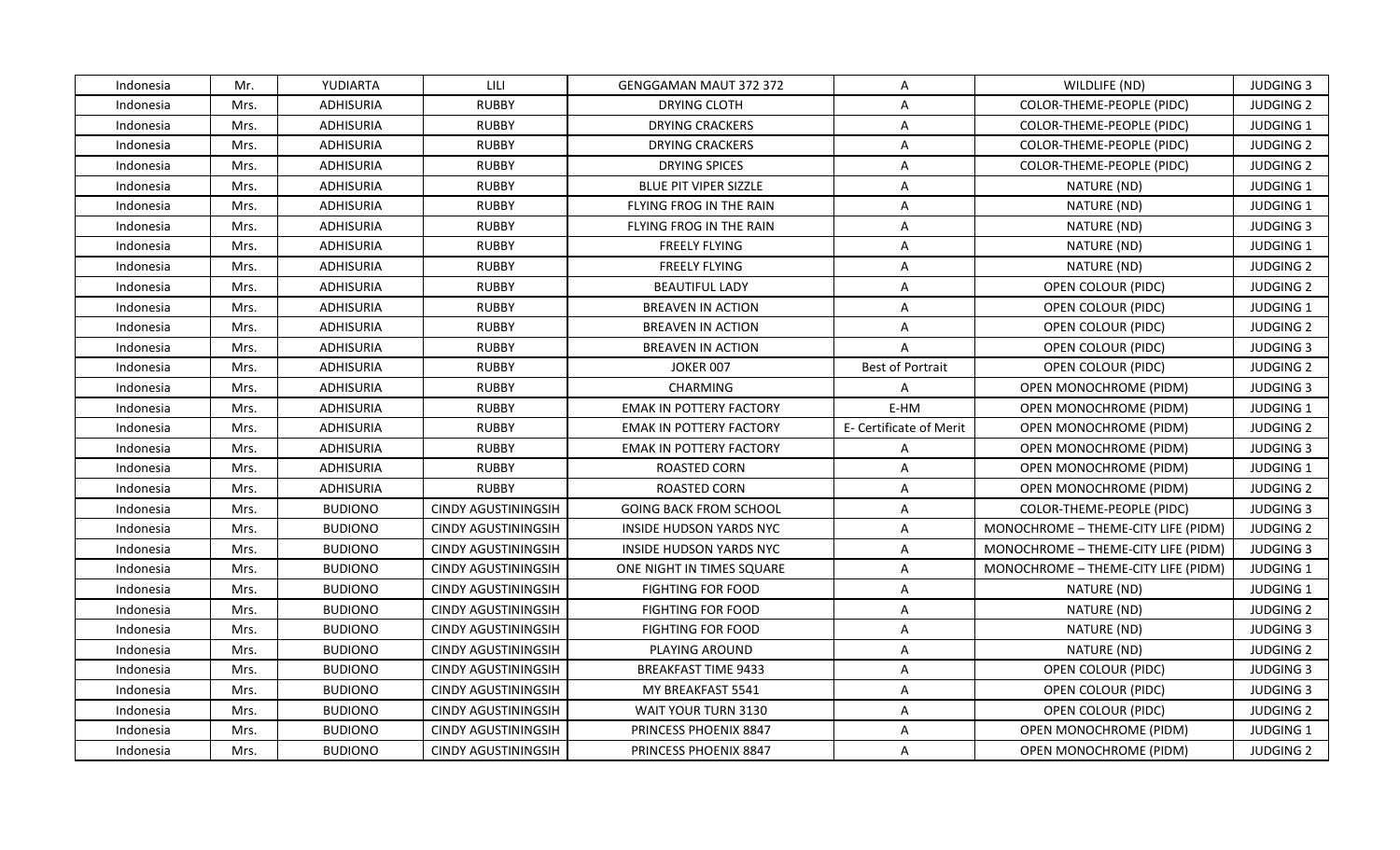| Indonesia | Mr. | YUDIARTA | LILI | GENGGAMAN MAUT 372 372 | A | WILDLIFE (ND) | JUDGING 3 |
|---|---|---|---|---|---|---|---|
| Indonesia | Mrs. | ADHISURIA | RUBBY | DRYING CLOTH | A | COLOR-THEME-PEOPLE (PIDC) | JUDGING 2 |
| Indonesia | Mrs. | ADHISURIA | RUBBY | DRYING CRACKERS | A | COLOR-THEME-PEOPLE (PIDC) | JUDGING 1 |
| Indonesia | Mrs. | ADHISURIA | RUBBY | DRYING CRACKERS | A | COLOR-THEME-PEOPLE (PIDC) | JUDGING 2 |
| Indonesia | Mrs. | ADHISURIA | RUBBY | DRYING SPICES | A | COLOR-THEME-PEOPLE (PIDC) | JUDGING 2 |
| Indonesia | Mrs. | ADHISURIA | RUBBY | BLUE PIT VIPER SIZZLE | A | NATURE (ND) | JUDGING 1 |
| Indonesia | Mrs. | ADHISURIA | RUBBY | FLYING FROG IN THE RAIN | A | NATURE (ND) | JUDGING 1 |
| Indonesia | Mrs. | ADHISURIA | RUBBY | FLYING FROG IN THE RAIN | A | NATURE (ND) | JUDGING 3 |
| Indonesia | Mrs. | ADHISURIA | RUBBY | FREELY FLYING | A | NATURE (ND) | JUDGING 1 |
| Indonesia | Mrs. | ADHISURIA | RUBBY | FREELY FLYING | A | NATURE (ND) | JUDGING 2 |
| Indonesia | Mrs. | ADHISURIA | RUBBY | BEAUTIFUL LADY | A | OPEN COLOUR (PIDC) | JUDGING 2 |
| Indonesia | Mrs. | ADHISURIA | RUBBY | BREAVEN IN ACTION | A | OPEN COLOUR (PIDC) | JUDGING 1 |
| Indonesia | Mrs. | ADHISURIA | RUBBY | BREAVEN IN ACTION | A | OPEN COLOUR (PIDC) | JUDGING 2 |
| Indonesia | Mrs. | ADHISURIA | RUBBY | BREAVEN IN ACTION | A | OPEN COLOUR (PIDC) | JUDGING 3 |
| Indonesia | Mrs. | ADHISURIA | RUBBY | JOKER 007 | Best of Portrait | OPEN COLOUR (PIDC) | JUDGING 2 |
| Indonesia | Mrs. | ADHISURIA | RUBBY | CHARMING | A | OPEN MONOCHROME (PIDM) | JUDGING 3 |
| Indonesia | Mrs. | ADHISURIA | RUBBY | EMAK IN POTTERY FACTORY | E-HM | OPEN MONOCHROME (PIDM) | JUDGING 1 |
| Indonesia | Mrs. | ADHISURIA | RUBBY | EMAK IN POTTERY FACTORY | E- Certificate of Merit | OPEN MONOCHROME (PIDM) | JUDGING 2 |
| Indonesia | Mrs. | ADHISURIA | RUBBY | EMAK IN POTTERY FACTORY | A | OPEN MONOCHROME (PIDM) | JUDGING 3 |
| Indonesia | Mrs. | ADHISURIA | RUBBY | ROASTED CORN | A | OPEN MONOCHROME (PIDM) | JUDGING 1 |
| Indonesia | Mrs. | ADHISURIA | RUBBY | ROASTED CORN | A | OPEN MONOCHROME (PIDM) | JUDGING 2 |
| Indonesia | Mrs. | BUDIONO | CINDY AGUSTININGSIH | GOING BACK FROM SCHOOL | A | COLOR-THEME-PEOPLE (PIDC) | JUDGING 3 |
| Indonesia | Mrs. | BUDIONO | CINDY AGUSTININGSIH | INSIDE HUDSON YARDS NYC | A | MONOCHROME – THEME-CITY LIFE (PIDM) | JUDGING 2 |
| Indonesia | Mrs. | BUDIONO | CINDY AGUSTININGSIH | INSIDE HUDSON YARDS NYC | A | MONOCHROME – THEME-CITY LIFE (PIDM) | JUDGING 3 |
| Indonesia | Mrs. | BUDIONO | CINDY AGUSTININGSIH | ONE NIGHT IN TIMES SQUARE | A | MONOCHROME – THEME-CITY LIFE (PIDM) | JUDGING 1 |
| Indonesia | Mrs. | BUDIONO | CINDY AGUSTININGSIH | FIGHTING FOR FOOD | A | NATURE (ND) | JUDGING 1 |
| Indonesia | Mrs. | BUDIONO | CINDY AGUSTININGSIH | FIGHTING FOR FOOD | A | NATURE (ND) | JUDGING 2 |
| Indonesia | Mrs. | BUDIONO | CINDY AGUSTININGSIH | FIGHTING FOR FOOD | A | NATURE (ND) | JUDGING 3 |
| Indonesia | Mrs. | BUDIONO | CINDY AGUSTININGSIH | PLAYING AROUND | A | NATURE (ND) | JUDGING 2 |
| Indonesia | Mrs. | BUDIONO | CINDY AGUSTININGSIH | BREAKFAST TIME 9433 | A | OPEN COLOUR (PIDC) | JUDGING 3 |
| Indonesia | Mrs. | BUDIONO | CINDY AGUSTININGSIH | MY BREAKFAST 5541 | A | OPEN COLOUR (PIDC) | JUDGING 3 |
| Indonesia | Mrs. | BUDIONO | CINDY AGUSTININGSIH | WAIT YOUR TURN 3130 | A | OPEN COLOUR (PIDC) | JUDGING 2 |
| Indonesia | Mrs. | BUDIONO | CINDY AGUSTININGSIH | PRINCESS PHOENIX 8847 | A | OPEN MONOCHROME (PIDM) | JUDGING 1 |
| Indonesia | Mrs. | BUDIONO | CINDY AGUSTININGSIH | PRINCESS PHOENIX 8847 | A | OPEN MONOCHROME (PIDM) | JUDGING 2 |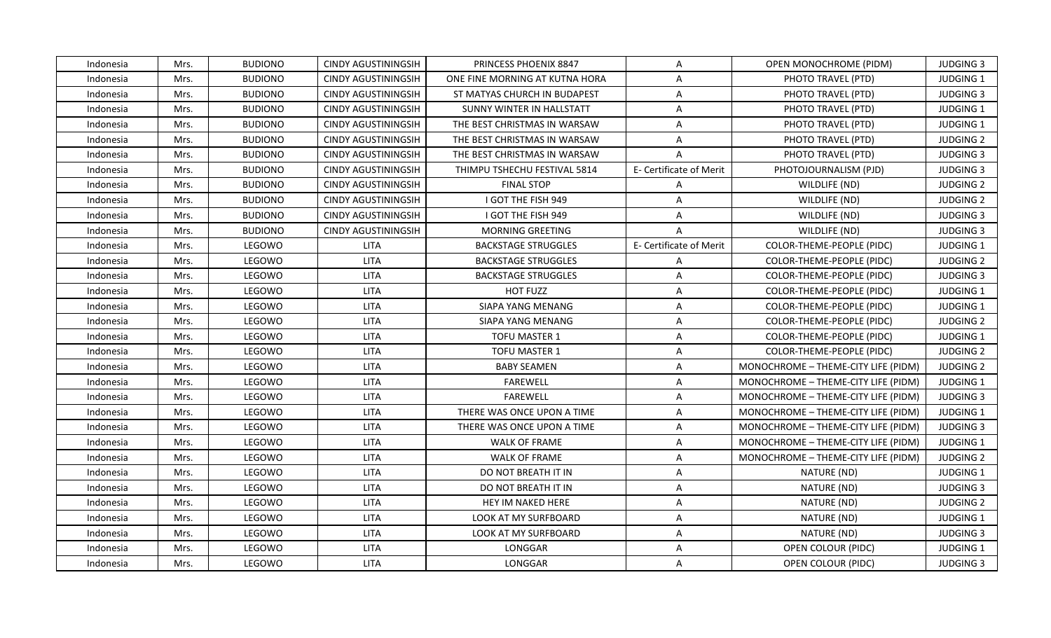| Indonesia | Mrs. | BUDIONO | CINDY AGUSTININGSIH | PRINCESS PHOENIX 8847 | A | OPEN MONOCHROME (PIDM) | JUDGING 3 |
|---|---|---|---|---|---|---|---|
| Indonesia | Mrs. | BUDIONO | CINDY AGUSTININGSIH | ONE FINE MORNING AT KUTNA HORA | A | PHOTO TRAVEL (PTD) | JUDGING 1 |
| Indonesia | Mrs. | BUDIONO | CINDY AGUSTININGSIH | ST MATYAS CHURCH IN BUDAPEST | A | PHOTO TRAVEL (PTD) | JUDGING 3 |
| Indonesia | Mrs. | BUDIONO | CINDY AGUSTININGSIH | SUNNY WINTER IN HALLSTATT | A | PHOTO TRAVEL (PTD) | JUDGING 1 |
| Indonesia | Mrs. | BUDIONO | CINDY AGUSTININGSIH | THE BEST CHRISTMAS IN WARSAW | A | PHOTO TRAVEL (PTD) | JUDGING 1 |
| Indonesia | Mrs. | BUDIONO | CINDY AGUSTININGSIH | THE BEST CHRISTMAS IN WARSAW | A | PHOTO TRAVEL (PTD) | JUDGING 2 |
| Indonesia | Mrs. | BUDIONO | CINDY AGUSTININGSIH | THE BEST CHRISTMAS IN WARSAW | A | PHOTO TRAVEL (PTD) | JUDGING 3 |
| Indonesia | Mrs. | BUDIONO | CINDY AGUSTININGSIH | THIMPU TSHECHU FESTIVAL 5814 | E- Certificate of Merit | PHOTOJOURNALISM (PJD) | JUDGING 3 |
| Indonesia | Mrs. | BUDIONO | CINDY AGUSTININGSIH | FINAL STOP | A | WILDLIFE (ND) | JUDGING 2 |
| Indonesia | Mrs. | BUDIONO | CINDY AGUSTININGSIH | I GOT THE FISH 949 | A | WILDLIFE (ND) | JUDGING 2 |
| Indonesia | Mrs. | BUDIONO | CINDY AGUSTININGSIH | I GOT THE FISH 949 | A | WILDLIFE (ND) | JUDGING 3 |
| Indonesia | Mrs. | BUDIONO | CINDY AGUSTININGSIH | MORNING GREETING | A | WILDLIFE (ND) | JUDGING 3 |
| Indonesia | Mrs. | LEGOWO | LITA | BACKSTAGE STRUGGLES | E- Certificate of Merit | COLOR-THEME-PEOPLE (PIDC) | JUDGING 1 |
| Indonesia | Mrs. | LEGOWO | LITA | BACKSTAGE STRUGGLES | A | COLOR-THEME-PEOPLE (PIDC) | JUDGING 2 |
| Indonesia | Mrs. | LEGOWO | LITA | BACKSTAGE STRUGGLES | A | COLOR-THEME-PEOPLE (PIDC) | JUDGING 3 |
| Indonesia | Mrs. | LEGOWO | LITA | HOT FUZZ | A | COLOR-THEME-PEOPLE (PIDC) | JUDGING 1 |
| Indonesia | Mrs. | LEGOWO | LITA | SIAPA YANG MENANG | A | COLOR-THEME-PEOPLE (PIDC) | JUDGING 1 |
| Indonesia | Mrs. | LEGOWO | LITA | SIAPA YANG MENANG | A | COLOR-THEME-PEOPLE (PIDC) | JUDGING 2 |
| Indonesia | Mrs. | LEGOWO | LITA | TOFU MASTER 1 | A | COLOR-THEME-PEOPLE (PIDC) | JUDGING 1 |
| Indonesia | Mrs. | LEGOWO | LITA | TOFU MASTER 1 | A | COLOR-THEME-PEOPLE (PIDC) | JUDGING 2 |
| Indonesia | Mrs. | LEGOWO | LITA | BABY SEAMEN | A | MONOCHROME – THEME-CITY LIFE (PIDM) | JUDGING 2 |
| Indonesia | Mrs. | LEGOWO | LITA | FAREWELL | A | MONOCHROME – THEME-CITY LIFE (PIDM) | JUDGING 1 |
| Indonesia | Mrs. | LEGOWO | LITA | FAREWELL | A | MONOCHROME – THEME-CITY LIFE (PIDM) | JUDGING 3 |
| Indonesia | Mrs. | LEGOWO | LITA | THERE WAS ONCE UPON A TIME | A | MONOCHROME – THEME-CITY LIFE (PIDM) | JUDGING 1 |
| Indonesia | Mrs. | LEGOWO | LITA | THERE WAS ONCE UPON A TIME | A | MONOCHROME – THEME-CITY LIFE (PIDM) | JUDGING 3 |
| Indonesia | Mrs. | LEGOWO | LITA | WALK OF FRAME | A | MONOCHROME – THEME-CITY LIFE (PIDM) | JUDGING 1 |
| Indonesia | Mrs. | LEGOWO | LITA | WALK OF FRAME | A | MONOCHROME – THEME-CITY LIFE (PIDM) | JUDGING 2 |
| Indonesia | Mrs. | LEGOWO | LITA | DO NOT BREATH IT IN | A | NATURE (ND) | JUDGING 1 |
| Indonesia | Mrs. | LEGOWO | LITA | DO NOT BREATH IT IN | A | NATURE (ND) | JUDGING 3 |
| Indonesia | Mrs. | LEGOWO | LITA | HEY IM NAKED HERE | A | NATURE (ND) | JUDGING 2 |
| Indonesia | Mrs. | LEGOWO | LITA | LOOK AT MY SURFBOARD | A | NATURE (ND) | JUDGING 1 |
| Indonesia | Mrs. | LEGOWO | LITA | LOOK AT MY SURFBOARD | A | NATURE (ND) | JUDGING 3 |
| Indonesia | Mrs. | LEGOWO | LITA | LONGGAR | A | OPEN COLOUR (PIDC) | JUDGING 1 |
| Indonesia | Mrs. | LEGOWO | LITA | LONGGAR | A | OPEN COLOUR (PIDC) | JUDGING 3 |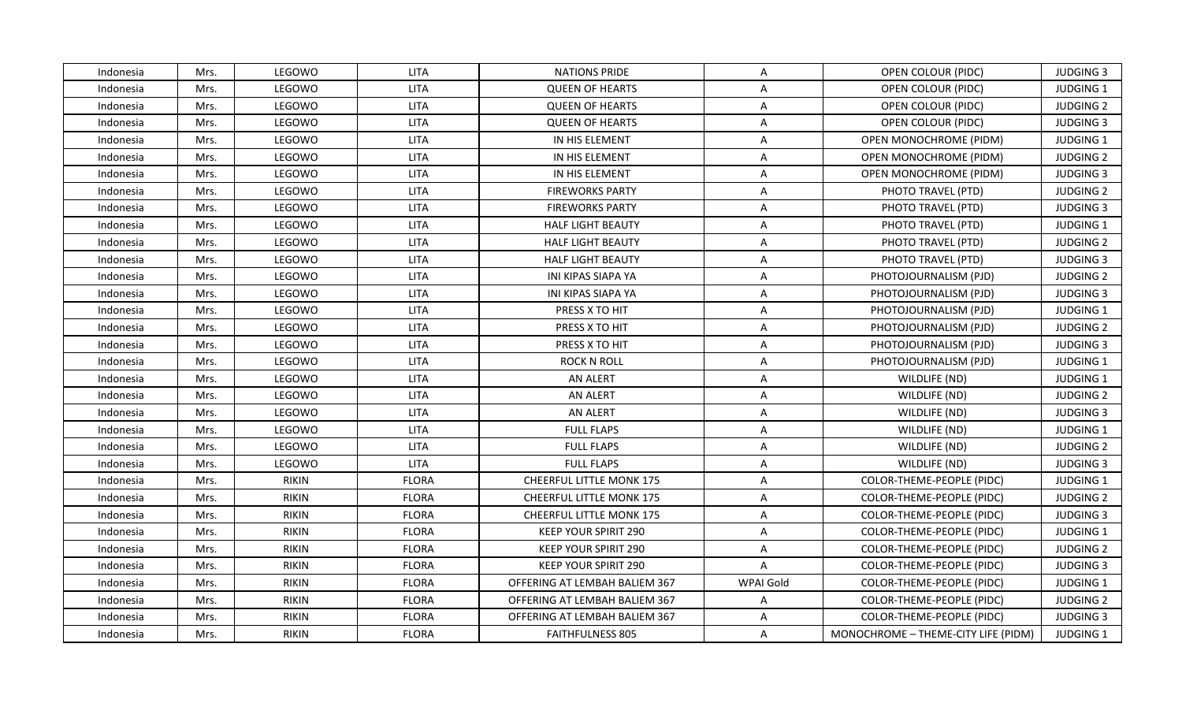| Indonesia | Mrs. | LEGOWO | LITA | NATIONS PRIDE | A | OPEN COLOUR (PIDC) | JUDGING 3 |
|---|---|---|---|---|---|---|---|
| Indonesia | Mrs. | LEGOWO | LITA | QUEEN OF HEARTS | A | OPEN COLOUR (PIDC) | JUDGING 1 |
| Indonesia | Mrs. | LEGOWO | LITA | QUEEN OF HEARTS | A | OPEN COLOUR (PIDC) | JUDGING 2 |
| Indonesia | Mrs. | LEGOWO | LITA | QUEEN OF HEARTS | A | OPEN COLOUR (PIDC) | JUDGING 3 |
| Indonesia | Mrs. | LEGOWO | LITA | IN HIS ELEMENT | A | OPEN MONOCHROME (PIDM) | JUDGING 1 |
| Indonesia | Mrs. | LEGOWO | LITA | IN HIS ELEMENT | A | OPEN MONOCHROME (PIDM) | JUDGING 2 |
| Indonesia | Mrs. | LEGOWO | LITA | IN HIS ELEMENT | A | OPEN MONOCHROME (PIDM) | JUDGING 3 |
| Indonesia | Mrs. | LEGOWO | LITA | FIREWORKS PARTY | A | PHOTO TRAVEL (PTD) | JUDGING 2 |
| Indonesia | Mrs. | LEGOWO | LITA | FIREWORKS PARTY | A | PHOTO TRAVEL (PTD) | JUDGING 3 |
| Indonesia | Mrs. | LEGOWO | LITA | HALF LIGHT BEAUTY | A | PHOTO TRAVEL (PTD) | JUDGING 1 |
| Indonesia | Mrs. | LEGOWO | LITA | HALF LIGHT BEAUTY | A | PHOTO TRAVEL (PTD) | JUDGING 2 |
| Indonesia | Mrs. | LEGOWO | LITA | HALF LIGHT BEAUTY | A | PHOTO TRAVEL (PTD) | JUDGING 3 |
| Indonesia | Mrs. | LEGOWO | LITA | INI KIPAS SIAPA YA | A | PHOTOJOURNALISM (PJD) | JUDGING 2 |
| Indonesia | Mrs. | LEGOWO | LITA | INI KIPAS SIAPA YA | A | PHOTOJOURNALISM (PJD) | JUDGING 3 |
| Indonesia | Mrs. | LEGOWO | LITA | PRESS X TO HIT | A | PHOTOJOURNALISM (PJD) | JUDGING 1 |
| Indonesia | Mrs. | LEGOWO | LITA | PRESS X TO HIT | A | PHOTOJOURNALISM (PJD) | JUDGING 2 |
| Indonesia | Mrs. | LEGOWO | LITA | PRESS X TO HIT | A | PHOTOJOURNALISM (PJD) | JUDGING 3 |
| Indonesia | Mrs. | LEGOWO | LITA | ROCK N ROLL | A | PHOTOJOURNALISM (PJD) | JUDGING 1 |
| Indonesia | Mrs. | LEGOWO | LITA | AN ALERT | A | WILDLIFE (ND) | JUDGING 1 |
| Indonesia | Mrs. | LEGOWO | LITA | AN ALERT | A | WILDLIFE (ND) | JUDGING 2 |
| Indonesia | Mrs. | LEGOWO | LITA | AN ALERT | A | WILDLIFE (ND) | JUDGING 3 |
| Indonesia | Mrs. | LEGOWO | LITA | FULL FLAPS | A | WILDLIFE (ND) | JUDGING 1 |
| Indonesia | Mrs. | LEGOWO | LITA | FULL FLAPS | A | WILDLIFE (ND) | JUDGING 2 |
| Indonesia | Mrs. | LEGOWO | LITA | FULL FLAPS | A | WILDLIFE (ND) | JUDGING 3 |
| Indonesia | Mrs. | RIKIN | FLORA | CHEERFUL LITTLE MONK 175 | A | COLOR-THEME-PEOPLE (PIDC) | JUDGING 1 |
| Indonesia | Mrs. | RIKIN | FLORA | CHEERFUL LITTLE MONK 175 | A | COLOR-THEME-PEOPLE (PIDC) | JUDGING 2 |
| Indonesia | Mrs. | RIKIN | FLORA | CHEERFUL LITTLE MONK 175 | A | COLOR-THEME-PEOPLE (PIDC) | JUDGING 3 |
| Indonesia | Mrs. | RIKIN | FLORA | KEEP YOUR SPIRIT 290 | A | COLOR-THEME-PEOPLE (PIDC) | JUDGING 1 |
| Indonesia | Mrs. | RIKIN | FLORA | KEEP YOUR SPIRIT 290 | A | COLOR-THEME-PEOPLE (PIDC) | JUDGING 2 |
| Indonesia | Mrs. | RIKIN | FLORA | KEEP YOUR SPIRIT 290 | A | COLOR-THEME-PEOPLE (PIDC) | JUDGING 3 |
| Indonesia | Mrs. | RIKIN | FLORA | OFFERING AT LEMBAH BALIEM 367 | WPAI Gold | COLOR-THEME-PEOPLE (PIDC) | JUDGING 1 |
| Indonesia | Mrs. | RIKIN | FLORA | OFFERING AT LEMBAH BALIEM 367 | A | COLOR-THEME-PEOPLE (PIDC) | JUDGING 2 |
| Indonesia | Mrs. | RIKIN | FLORA | OFFERING AT LEMBAH BALIEM 367 | A | COLOR-THEME-PEOPLE (PIDC) | JUDGING 3 |
| Indonesia | Mrs. | RIKIN | FLORA | FAITHFULNESS 805 | A | MONOCHROME – THEME-CITY LIFE (PIDM) | JUDGING 1 |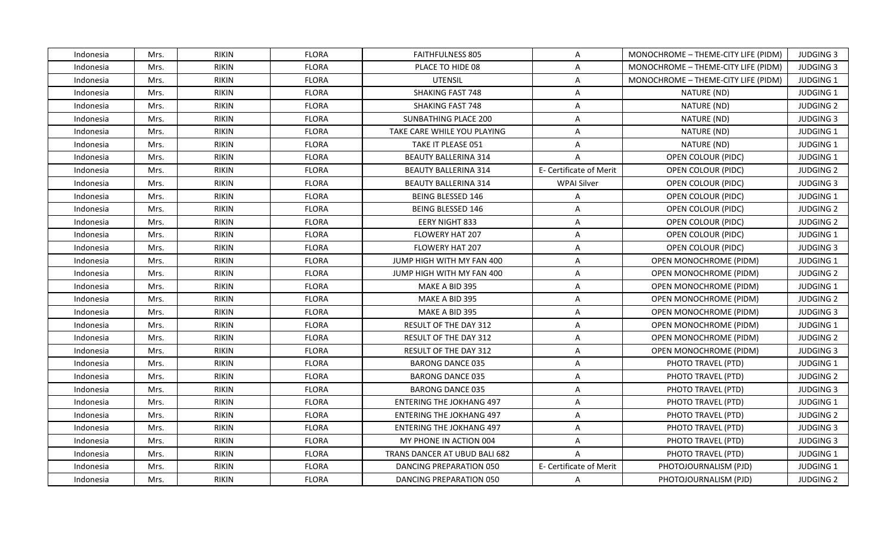| Indonesia | Mrs. | RIKIN | FLORA | FAITHFULNESS 805 | A | MONOCHROME – THEME-CITY LIFE (PIDM) | JUDGING 3 |
|---|---|---|---|---|---|---|---|
| Indonesia | Mrs. | RIKIN | FLORA | PLACE TO HIDE 08 | A | MONOCHROME – THEME-CITY LIFE (PIDM) | JUDGING 3 |
| Indonesia | Mrs. | RIKIN | FLORA | UTENSIL | A | MONOCHROME – THEME-CITY LIFE (PIDM) | JUDGING 1 |
| Indonesia | Mrs. | RIKIN | FLORA | SHAKING FAST 748 | A | NATURE (ND) | JUDGING 1 |
| Indonesia | Mrs. | RIKIN | FLORA | SHAKING FAST 748 | A | NATURE (ND) | JUDGING 2 |
| Indonesia | Mrs. | RIKIN | FLORA | SUNBATHING PLACE 200 | A | NATURE (ND) | JUDGING 3 |
| Indonesia | Mrs. | RIKIN | FLORA | TAKE CARE WHILE YOU PLAYING | A | NATURE (ND) | JUDGING 1 |
| Indonesia | Mrs. | RIKIN | FLORA | TAKE IT PLEASE 051 | A | NATURE (ND) | JUDGING 1 |
| Indonesia | Mrs. | RIKIN | FLORA | BEAUTY BALLERINA 314 | A | OPEN COLOUR (PIDC) | JUDGING 1 |
| Indonesia | Mrs. | RIKIN | FLORA | BEAUTY BALLERINA 314 | E- Certificate of Merit | OPEN COLOUR (PIDC) | JUDGING 2 |
| Indonesia | Mrs. | RIKIN | FLORA | BEAUTY BALLERINA 314 | WPAI Silver | OPEN COLOUR (PIDC) | JUDGING 3 |
| Indonesia | Mrs. | RIKIN | FLORA | BEING BLESSED 146 | A | OPEN COLOUR (PIDC) | JUDGING 1 |
| Indonesia | Mrs. | RIKIN | FLORA | BEING BLESSED 146 | A | OPEN COLOUR (PIDC) | JUDGING 2 |
| Indonesia | Mrs. | RIKIN | FLORA | EERY NIGHT 833 | A | OPEN COLOUR (PIDC) | JUDGING 2 |
| Indonesia | Mrs. | RIKIN | FLORA | FLOWERY HAT 207 | A | OPEN COLOUR (PIDC) | JUDGING 1 |
| Indonesia | Mrs. | RIKIN | FLORA | FLOWERY HAT 207 | A | OPEN COLOUR (PIDC) | JUDGING 3 |
| Indonesia | Mrs. | RIKIN | FLORA | JUMP HIGH WITH MY FAN 400 | A | OPEN MONOCHROME (PIDM) | JUDGING 1 |
| Indonesia | Mrs. | RIKIN | FLORA | JUMP HIGH WITH MY FAN 400 | A | OPEN MONOCHROME (PIDM) | JUDGING 2 |
| Indonesia | Mrs. | RIKIN | FLORA | MAKE A BID 395 | A | OPEN MONOCHROME (PIDM) | JUDGING 1 |
| Indonesia | Mrs. | RIKIN | FLORA | MAKE A BID 395 | A | OPEN MONOCHROME (PIDM) | JUDGING 2 |
| Indonesia | Mrs. | RIKIN | FLORA | MAKE A BID 395 | A | OPEN MONOCHROME (PIDM) | JUDGING 3 |
| Indonesia | Mrs. | RIKIN | FLORA | RESULT OF THE DAY 312 | A | OPEN MONOCHROME (PIDM) | JUDGING 1 |
| Indonesia | Mrs. | RIKIN | FLORA | RESULT OF THE DAY 312 | A | OPEN MONOCHROME (PIDM) | JUDGING 2 |
| Indonesia | Mrs. | RIKIN | FLORA | RESULT OF THE DAY 312 | A | OPEN MONOCHROME (PIDM) | JUDGING 3 |
| Indonesia | Mrs. | RIKIN | FLORA | BARONG DANCE 035 | A | PHOTO TRAVEL (PTD) | JUDGING 1 |
| Indonesia | Mrs. | RIKIN | FLORA | BARONG DANCE 035 | A | PHOTO TRAVEL (PTD) | JUDGING 2 |
| Indonesia | Mrs. | RIKIN | FLORA | BARONG DANCE 035 | A | PHOTO TRAVEL (PTD) | JUDGING 3 |
| Indonesia | Mrs. | RIKIN | FLORA | ENTERING THE JOKHANG 497 | A | PHOTO TRAVEL (PTD) | JUDGING 1 |
| Indonesia | Mrs. | RIKIN | FLORA | ENTERING THE JOKHANG 497 | A | PHOTO TRAVEL (PTD) | JUDGING 2 |
| Indonesia | Mrs. | RIKIN | FLORA | ENTERING THE JOKHANG 497 | A | PHOTO TRAVEL (PTD) | JUDGING 3 |
| Indonesia | Mrs. | RIKIN | FLORA | MY PHONE IN ACTION 004 | A | PHOTO TRAVEL (PTD) | JUDGING 3 |
| Indonesia | Mrs. | RIKIN | FLORA | TRANS DANCER AT UBUD BALI 682 | A | PHOTO TRAVEL (PTD) | JUDGING 1 |
| Indonesia | Mrs. | RIKIN | FLORA | DANCING PREPARATION 050 | E- Certificate of Merit | PHOTOJOURNALISM (PJD) | JUDGING 1 |
| Indonesia | Mrs. | RIKIN | FLORA | DANCING PREPARATION 050 | A | PHOTOJOURNALISM (PJD) | JUDGING 2 |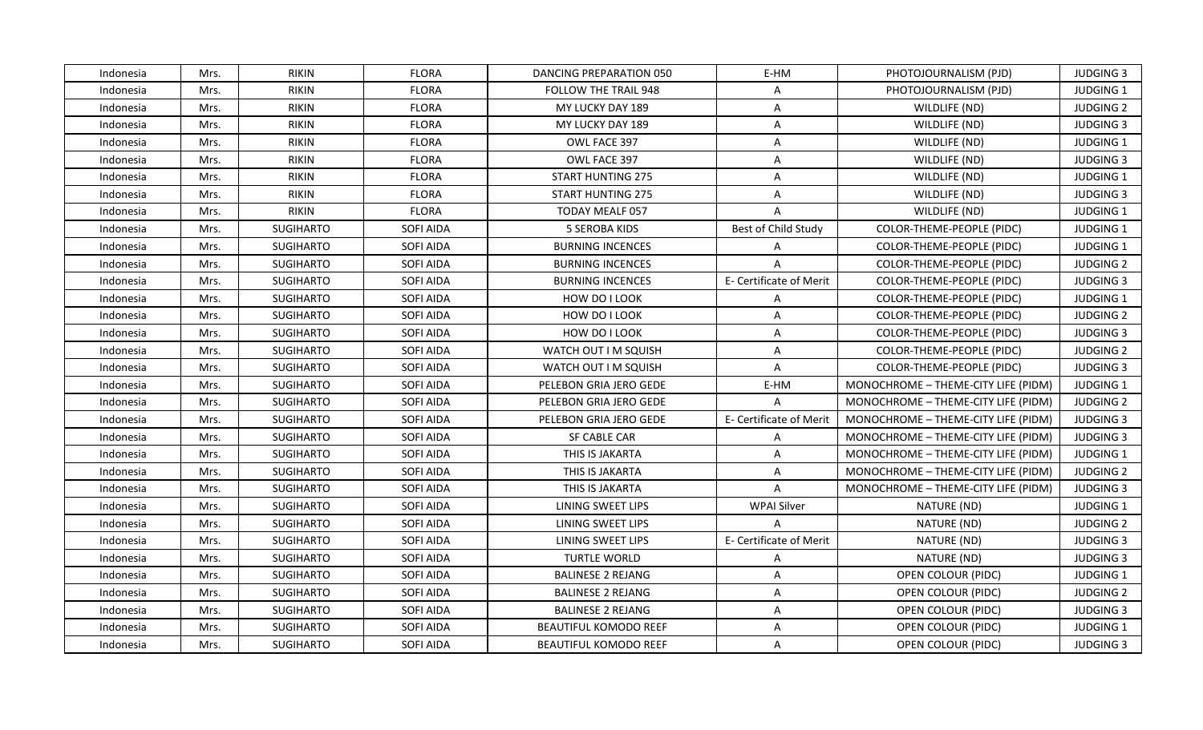| Indonesia | Mrs. | RIKIN | FLORA | DANCING PREPARATION 050 | E-HM | PHOTOJOURNALISM (PJD) | JUDGING 3 |
|---|---|---|---|---|---|---|---|
| Indonesia | Mrs. | RIKIN | FLORA | FOLLOW THE TRAIL 948 | A | PHOTOJOURNALISM (PJD) | JUDGING 1 |
| Indonesia | Mrs. | RIKIN | FLORA | MY LUCKY DAY 189 | A | WILDLIFE (ND) | JUDGING 2 |
| Indonesia | Mrs. | RIKIN | FLORA | MY LUCKY DAY 189 | A | WILDLIFE (ND) | JUDGING 3 |
| Indonesia | Mrs. | RIKIN | FLORA | OWL FACE 397 | A | WILDLIFE (ND) | JUDGING 1 |
| Indonesia | Mrs. | RIKIN | FLORA | OWL FACE 397 | A | WILDLIFE (ND) | JUDGING 3 |
| Indonesia | Mrs. | RIKIN | FLORA | START HUNTING 275 | A | WILDLIFE (ND) | JUDGING 1 |
| Indonesia | Mrs. | RIKIN | FLORA | START HUNTING 275 | A | WILDLIFE (ND) | JUDGING 3 |
| Indonesia | Mrs. | RIKIN | FLORA | TODAY MEALF 057 | A | WILDLIFE (ND) | JUDGING 1 |
| Indonesia | Mrs. | SUGIHARTO | SOFI AIDA | 5 SEROBA KIDS | Best of Child Study | COLOR-THEME-PEOPLE (PIDC) | JUDGING 1 |
| Indonesia | Mrs. | SUGIHARTO | SOFI AIDA | BURNING INCENCES | A | COLOR-THEME-PEOPLE (PIDC) | JUDGING 1 |
| Indonesia | Mrs. | SUGIHARTO | SOFI AIDA | BURNING INCENCES | A | COLOR-THEME-PEOPLE (PIDC) | JUDGING 2 |
| Indonesia | Mrs. | SUGIHARTO | SOFI AIDA | BURNING INCENCES | E- Certificate of Merit | COLOR-THEME-PEOPLE (PIDC) | JUDGING 3 |
| Indonesia | Mrs. | SUGIHARTO | SOFI AIDA | HOW DO I LOOK | A | COLOR-THEME-PEOPLE (PIDC) | JUDGING 1 |
| Indonesia | Mrs. | SUGIHARTO | SOFI AIDA | HOW DO I LOOK | A | COLOR-THEME-PEOPLE (PIDC) | JUDGING 2 |
| Indonesia | Mrs. | SUGIHARTO | SOFI AIDA | HOW DO I LOOK | A | COLOR-THEME-PEOPLE (PIDC) | JUDGING 3 |
| Indonesia | Mrs. | SUGIHARTO | SOFI AIDA | WATCH OUT I M SQUISH | A | COLOR-THEME-PEOPLE (PIDC) | JUDGING 2 |
| Indonesia | Mrs. | SUGIHARTO | SOFI AIDA | WATCH OUT I M SQUISH | A | COLOR-THEME-PEOPLE (PIDC) | JUDGING 3 |
| Indonesia | Mrs. | SUGIHARTO | SOFI AIDA | PELEBON GRIA JERO GEDE | E-HM | MONOCHROME – THEME-CITY LIFE (PIDM) | JUDGING 1 |
| Indonesia | Mrs. | SUGIHARTO | SOFI AIDA | PELEBON GRIA JERO GEDE | A | MONOCHROME – THEME-CITY LIFE (PIDM) | JUDGING 2 |
| Indonesia | Mrs. | SUGIHARTO | SOFI AIDA | PELEBON GRIA JERO GEDE | E- Certificate of Merit | MONOCHROME – THEME-CITY LIFE (PIDM) | JUDGING 3 |
| Indonesia | Mrs. | SUGIHARTO | SOFI AIDA | SF CABLE CAR | A | MONOCHROME – THEME-CITY LIFE (PIDM) | JUDGING 3 |
| Indonesia | Mrs. | SUGIHARTO | SOFI AIDA | THIS IS JAKARTA | A | MONOCHROME – THEME-CITY LIFE (PIDM) | JUDGING 1 |
| Indonesia | Mrs. | SUGIHARTO | SOFI AIDA | THIS IS JAKARTA | A | MONOCHROME – THEME-CITY LIFE (PIDM) | JUDGING 2 |
| Indonesia | Mrs. | SUGIHARTO | SOFI AIDA | THIS IS JAKARTA | A | MONOCHROME – THEME-CITY LIFE (PIDM) | JUDGING 3 |
| Indonesia | Mrs. | SUGIHARTO | SOFI AIDA | LINING SWEET LIPS | WPAI Silver | NATURE (ND) | JUDGING 1 |
| Indonesia | Mrs. | SUGIHARTO | SOFI AIDA | LINING SWEET LIPS | A | NATURE (ND) | JUDGING 2 |
| Indonesia | Mrs. | SUGIHARTO | SOFI AIDA | LINING SWEET LIPS | E- Certificate of Merit | NATURE (ND) | JUDGING 3 |
| Indonesia | Mrs. | SUGIHARTO | SOFI AIDA | TURTLE WORLD | A | NATURE (ND) | JUDGING 3 |
| Indonesia | Mrs. | SUGIHARTO | SOFI AIDA | BALINESE 2 REJANG | A | OPEN COLOUR (PIDC) | JUDGING 1 |
| Indonesia | Mrs. | SUGIHARTO | SOFI AIDA | BALINESE 2 REJANG | A | OPEN COLOUR (PIDC) | JUDGING 2 |
| Indonesia | Mrs. | SUGIHARTO | SOFI AIDA | BALINESE 2 REJANG | A | OPEN COLOUR (PIDC) | JUDGING 3 |
| Indonesia | Mrs. | SUGIHARTO | SOFI AIDA | BEAUTIFUL KOMODO REEF | A | OPEN COLOUR (PIDC) | JUDGING 1 |
| Indonesia | Mrs. | SUGIHARTO | SOFI AIDA | BEAUTIFUL KOMODO REEF | A | OPEN COLOUR (PIDC) | JUDGING 3 |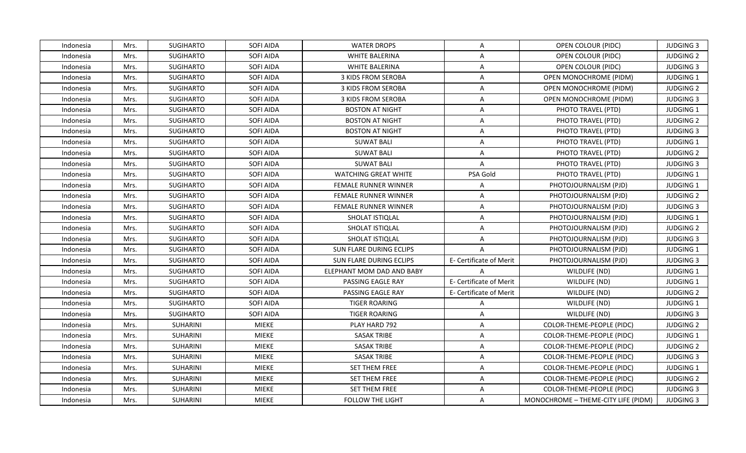| Indonesia | Mrs. | SUGIHARTO | SOFI AIDA | WATER DROPS | A | OPEN COLOUR (PIDC) | JUDGING 3 |
|---|---|---|---|---|---|---|---|
| Indonesia | Mrs. | SUGIHARTO | SOFI AIDA | WHITE BALERINA | A | OPEN COLOUR (PIDC) | JUDGING 2 |
| Indonesia | Mrs. | SUGIHARTO | SOFI AIDA | WHITE BALERINA | A | OPEN COLOUR (PIDC) | JUDGING 3 |
| Indonesia | Mrs. | SUGIHARTO | SOFI AIDA | 3 KIDS FROM SEROBA | A | OPEN MONOCHROME (PIDM) | JUDGING 1 |
| Indonesia | Mrs. | SUGIHARTO | SOFI AIDA | 3 KIDS FROM SEROBA | A | OPEN MONOCHROME (PIDM) | JUDGING 2 |
| Indonesia | Mrs. | SUGIHARTO | SOFI AIDA | 3 KIDS FROM SEROBA | A | OPEN MONOCHROME (PIDM) | JUDGING 3 |
| Indonesia | Mrs. | SUGIHARTO | SOFI AIDA | BOSTON AT NIGHT | A | PHOTO TRAVEL (PTD) | JUDGING 1 |
| Indonesia | Mrs. | SUGIHARTO | SOFI AIDA | BOSTON AT NIGHT | A | PHOTO TRAVEL (PTD) | JUDGING 2 |
| Indonesia | Mrs. | SUGIHARTO | SOFI AIDA | BOSTON AT NIGHT | A | PHOTO TRAVEL (PTD) | JUDGING 3 |
| Indonesia | Mrs. | SUGIHARTO | SOFI AIDA | SUWAT BALI | A | PHOTO TRAVEL (PTD) | JUDGING 1 |
| Indonesia | Mrs. | SUGIHARTO | SOFI AIDA | SUWAT BALI | A | PHOTO TRAVEL (PTD) | JUDGING 2 |
| Indonesia | Mrs. | SUGIHARTO | SOFI AIDA | SUWAT BALI | A | PHOTO TRAVEL (PTD) | JUDGING 3 |
| Indonesia | Mrs. | SUGIHARTO | SOFI AIDA | WATCHING GREAT WHITE | PSA Gold | PHOTO TRAVEL (PTD) | JUDGING 1 |
| Indonesia | Mrs. | SUGIHARTO | SOFI AIDA | FEMALE RUNNER WINNER | A | PHOTOJOURNALISM (PJD) | JUDGING 1 |
| Indonesia | Mrs. | SUGIHARTO | SOFI AIDA | FEMALE RUNNER WINNER | A | PHOTOJOURNALISM (PJD) | JUDGING 2 |
| Indonesia | Mrs. | SUGIHARTO | SOFI AIDA | FEMALE RUNNER WINNER | A | PHOTOJOURNALISM (PJD) | JUDGING 3 |
| Indonesia | Mrs. | SUGIHARTO | SOFI AIDA | SHOLAT ISTIQLAL | A | PHOTOJOURNALISM (PJD) | JUDGING 1 |
| Indonesia | Mrs. | SUGIHARTO | SOFI AIDA | SHOLAT ISTIQLAL | A | PHOTOJOURNALISM (PJD) | JUDGING 2 |
| Indonesia | Mrs. | SUGIHARTO | SOFI AIDA | SHOLAT ISTIQLAL | A | PHOTOJOURNALISM (PJD) | JUDGING 3 |
| Indonesia | Mrs. | SUGIHARTO | SOFI AIDA | SUN FLARE DURING ECLIPS | A | PHOTOJOURNALISM (PJD) | JUDGING 1 |
| Indonesia | Mrs. | SUGIHARTO | SOFI AIDA | SUN FLARE DURING ECLIPS | E- Certificate of Merit | PHOTOJOURNALISM (PJD) | JUDGING 3 |
| Indonesia | Mrs. | SUGIHARTO | SOFI AIDA | ELEPHANT MOM DAD AND BABY | A | WILDLIFE (ND) | JUDGING 1 |
| Indonesia | Mrs. | SUGIHARTO | SOFI AIDA | PASSING EAGLE RAY | E- Certificate of Merit | WILDLIFE (ND) | JUDGING 1 |
| Indonesia | Mrs. | SUGIHARTO | SOFI AIDA | PASSING EAGLE RAY | E- Certificate of Merit | WILDLIFE (ND) | JUDGING 2 |
| Indonesia | Mrs. | SUGIHARTO | SOFI AIDA | TIGER ROARING | A | WILDLIFE (ND) | JUDGING 1 |
| Indonesia | Mrs. | SUGIHARTO | SOFI AIDA | TIGER ROARING | A | WILDLIFE (ND) | JUDGING 3 |
| Indonesia | Mrs. | SUHARINI | MIEKE | PLAY HARD 792 | A | COLOR-THEME-PEOPLE (PIDC) | JUDGING 2 |
| Indonesia | Mrs. | SUHARINI | MIEKE | SASAK TRIBE | A | COLOR-THEME-PEOPLE (PIDC) | JUDGING 1 |
| Indonesia | Mrs. | SUHARINI | MIEKE | SASAK TRIBE | A | COLOR-THEME-PEOPLE (PIDC) | JUDGING 2 |
| Indonesia | Mrs. | SUHARINI | MIEKE | SASAK TRIBE | A | COLOR-THEME-PEOPLE (PIDC) | JUDGING 3 |
| Indonesia | Mrs. | SUHARINI | MIEKE | SET THEM FREE | A | COLOR-THEME-PEOPLE (PIDC) | JUDGING 1 |
| Indonesia | Mrs. | SUHARINI | MIEKE | SET THEM FREE | A | COLOR-THEME-PEOPLE (PIDC) | JUDGING 2 |
| Indonesia | Mrs. | SUHARINI | MIEKE | SET THEM FREE | A | COLOR-THEME-PEOPLE (PIDC) | JUDGING 3 |
| Indonesia | Mrs. | SUHARINI | MIEKE | FOLLOW THE LIGHT | A | MONOCHROME – THEME-CITY LIFE (PIDM) | JUDGING 3 |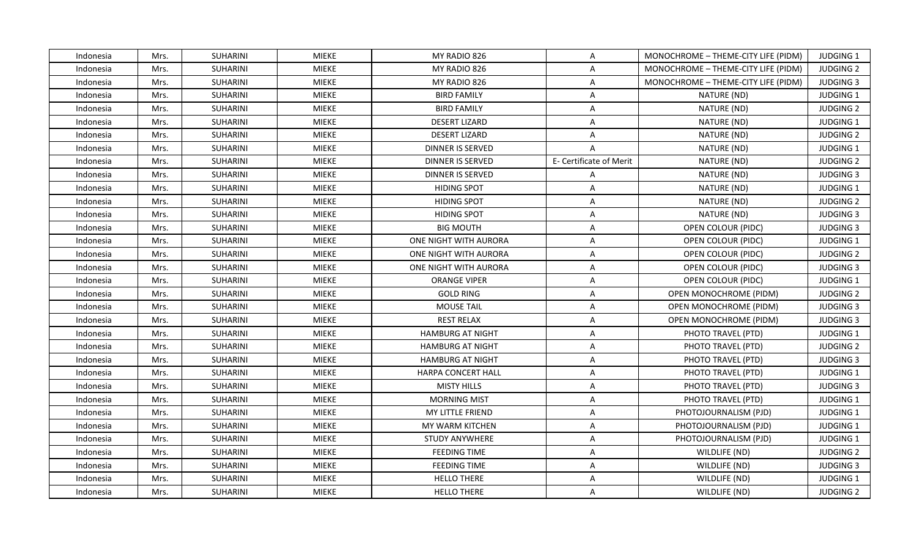| Indonesia | Mrs. | SUHARINI | MIEKE | MY RADIO 826 | A | MONOCHROME – THEME-CITY LIFE (PIDM) | JUDGING 1 |
|---|---|---|---|---|---|---|---|
| Indonesia | Mrs. | SUHARINI | MIEKE | MY RADIO 826 | A | MONOCHROME – THEME-CITY LIFE (PIDM) | JUDGING 2 |
| Indonesia | Mrs. | SUHARINI | MIEKE | MY RADIO 826 | A | MONOCHROME – THEME-CITY LIFE (PIDM) | JUDGING 3 |
| Indonesia | Mrs. | SUHARINI | MIEKE | BIRD FAMILY | A | NATURE (ND) | JUDGING 1 |
| Indonesia | Mrs. | SUHARINI | MIEKE | BIRD FAMILY | A | NATURE (ND) | JUDGING 2 |
| Indonesia | Mrs. | SUHARINI | MIEKE | DESERT LIZARD | A | NATURE (ND) | JUDGING 1 |
| Indonesia | Mrs. | SUHARINI | MIEKE | DESERT LIZARD | A | NATURE (ND) | JUDGING 2 |
| Indonesia | Mrs. | SUHARINI | MIEKE | DINNER IS SERVED | A | NATURE (ND) | JUDGING 1 |
| Indonesia | Mrs. | SUHARINI | MIEKE | DINNER IS SERVED | E- Certificate of Merit | NATURE (ND) | JUDGING 2 |
| Indonesia | Mrs. | SUHARINI | MIEKE | DINNER IS SERVED | A | NATURE (ND) | JUDGING 3 |
| Indonesia | Mrs. | SUHARINI | MIEKE | HIDING SPOT | A | NATURE (ND) | JUDGING 1 |
| Indonesia | Mrs. | SUHARINI | MIEKE | HIDING SPOT | A | NATURE (ND) | JUDGING 2 |
| Indonesia | Mrs. | SUHARINI | MIEKE | HIDING SPOT | A | NATURE (ND) | JUDGING 3 |
| Indonesia | Mrs. | SUHARINI | MIEKE | BIG MOUTH | A | OPEN COLOUR (PIDC) | JUDGING 3 |
| Indonesia | Mrs. | SUHARINI | MIEKE | ONE NIGHT WITH AURORA | A | OPEN COLOUR (PIDC) | JUDGING 1 |
| Indonesia | Mrs. | SUHARINI | MIEKE | ONE NIGHT WITH AURORA | A | OPEN COLOUR (PIDC) | JUDGING 2 |
| Indonesia | Mrs. | SUHARINI | MIEKE | ONE NIGHT WITH AURORA | A | OPEN COLOUR (PIDC) | JUDGING 3 |
| Indonesia | Mrs. | SUHARINI | MIEKE | ORANGE VIPER | A | OPEN COLOUR (PIDC) | JUDGING 1 |
| Indonesia | Mrs. | SUHARINI | MIEKE | GOLD RING | A | OPEN MONOCHROME (PIDM) | JUDGING 2 |
| Indonesia | Mrs. | SUHARINI | MIEKE | MOUSE TAIL | A | OPEN MONOCHROME (PIDM) | JUDGING 3 |
| Indonesia | Mrs. | SUHARINI | MIEKE | REST RELAX | A | OPEN MONOCHROME (PIDM) | JUDGING 3 |
| Indonesia | Mrs. | SUHARINI | MIEKE | HAMBURG AT NIGHT | A | PHOTO TRAVEL (PTD) | JUDGING 1 |
| Indonesia | Mrs. | SUHARINI | MIEKE | HAMBURG AT NIGHT | A | PHOTO TRAVEL (PTD) | JUDGING 2 |
| Indonesia | Mrs. | SUHARINI | MIEKE | HAMBURG AT NIGHT | A | PHOTO TRAVEL (PTD) | JUDGING 3 |
| Indonesia | Mrs. | SUHARINI | MIEKE | HARPA CONCERT HALL | A | PHOTO TRAVEL (PTD) | JUDGING 1 |
| Indonesia | Mrs. | SUHARINI | MIEKE | MISTY HILLS | A | PHOTO TRAVEL (PTD) | JUDGING 3 |
| Indonesia | Mrs. | SUHARINI | MIEKE | MORNING MIST | A | PHOTO TRAVEL (PTD) | JUDGING 1 |
| Indonesia | Mrs. | SUHARINI | MIEKE | MY LITTLE FRIEND | A | PHOTOJOURNALISM (PJD) | JUDGING 1 |
| Indonesia | Mrs. | SUHARINI | MIEKE | MY WARM KITCHEN | A | PHOTOJOURNALISM (PJD) | JUDGING 1 |
| Indonesia | Mrs. | SUHARINI | MIEKE | STUDY ANYWHERE | A | PHOTOJOURNALISM (PJD) | JUDGING 1 |
| Indonesia | Mrs. | SUHARINI | MIEKE | FEEDING TIME | A | WILDLIFE (ND) | JUDGING 2 |
| Indonesia | Mrs. | SUHARINI | MIEKE | FEEDING TIME | A | WILDLIFE (ND) | JUDGING 3 |
| Indonesia | Mrs. | SUHARINI | MIEKE | HELLO THERE | A | WILDLIFE (ND) | JUDGING 1 |
| Indonesia | Mrs. | SUHARINI | MIEKE | HELLO THERE | A | WILDLIFE (ND) | JUDGING 2 |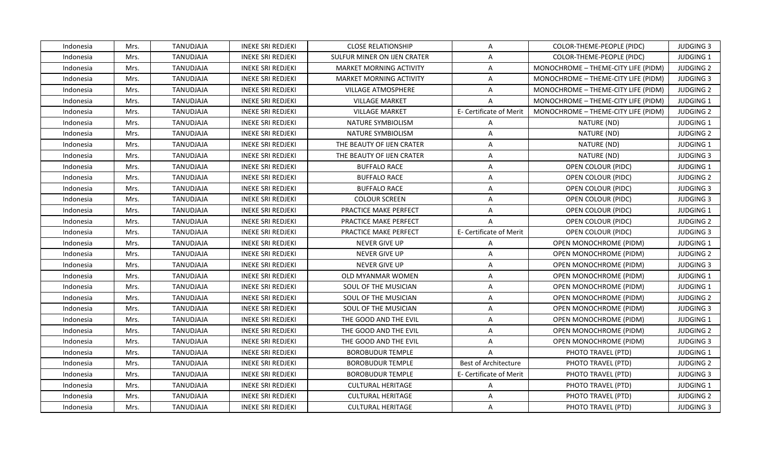| Indonesia | Mrs. | TANUDJAJA | INEKE SRI REDJEKI | CLOSE RELATIONSHIP | A | COLOR-THEME-PEOPLE (PIDC) | JUDGING 3 |
|---|---|---|---|---|---|---|---|
| Indonesia | Mrs. | TANUDJAJA | INEKE SRI REDJEKI | SULFUR MINER ON IJEN CRATER | A | COLOR-THEME-PEOPLE (PIDC) | JUDGING 1 |
| Indonesia | Mrs. | TANUDJAJA | INEKE SRI REDJEKI | MARKET MORNING ACTIVITY | A | MONOCHROME – THEME-CITY LIFE (PIDM) | JUDGING 2 |
| Indonesia | Mrs. | TANUDJAJA | INEKE SRI REDJEKI | MARKET MORNING ACTIVITY | A | MONOCHROME – THEME-CITY LIFE (PIDM) | JUDGING 3 |
| Indonesia | Mrs. | TANUDJAJA | INEKE SRI REDJEKI | VILLAGE ATMOSPHERE | A | MONOCHROME – THEME-CITY LIFE (PIDM) | JUDGING 2 |
| Indonesia | Mrs. | TANUDJAJA | INEKE SRI REDJEKI | VILLAGE MARKET | A | MONOCHROME – THEME-CITY LIFE (PIDM) | JUDGING 1 |
| Indonesia | Mrs. | TANUDJAJA | INEKE SRI REDJEKI | VILLAGE MARKET | E- Certificate of Merit | MONOCHROME – THEME-CITY LIFE (PIDM) | JUDGING 2 |
| Indonesia | Mrs. | TANUDJAJA | INEKE SRI REDJEKI | NATURE SYMBIOLISM | A | NATURE (ND) | JUDGING 1 |
| Indonesia | Mrs. | TANUDJAJA | INEKE SRI REDJEKI | NATURE SYMBIOLISM | A | NATURE (ND) | JUDGING 2 |
| Indonesia | Mrs. | TANUDJAJA | INEKE SRI REDJEKI | THE BEAUTY OF IJEN CRATER | A | NATURE (ND) | JUDGING 1 |
| Indonesia | Mrs. | TANUDJAJA | INEKE SRI REDJEKI | THE BEAUTY OF IJEN CRATER | A | NATURE (ND) | JUDGING 3 |
| Indonesia | Mrs. | TANUDJAJA | INEKE SRI REDJEKI | BUFFALO RACE | A | OPEN COLOUR (PIDC) | JUDGING 1 |
| Indonesia | Mrs. | TANUDJAJA | INEKE SRI REDJEKI | BUFFALO RACE | A | OPEN COLOUR (PIDC) | JUDGING 2 |
| Indonesia | Mrs. | TANUDJAJA | INEKE SRI REDJEKI | BUFFALO RACE | A | OPEN COLOUR (PIDC) | JUDGING 3 |
| Indonesia | Mrs. | TANUDJAJA | INEKE SRI REDJEKI | COLOUR SCREEN | A | OPEN COLOUR (PIDC) | JUDGING 3 |
| Indonesia | Mrs. | TANUDJAJA | INEKE SRI REDJEKI | PRACTICE MAKE PERFECT | A | OPEN COLOUR (PIDC) | JUDGING 1 |
| Indonesia | Mrs. | TANUDJAJA | INEKE SRI REDJEKI | PRACTICE MAKE PERFECT | A | OPEN COLOUR (PIDC) | JUDGING 2 |
| Indonesia | Mrs. | TANUDJAJA | INEKE SRI REDJEKI | PRACTICE MAKE PERFECT | E- Certificate of Merit | OPEN COLOUR (PIDC) | JUDGING 3 |
| Indonesia | Mrs. | TANUDJAJA | INEKE SRI REDJEKI | NEVER GIVE UP | A | OPEN MONOCHROME (PIDM) | JUDGING 1 |
| Indonesia | Mrs. | TANUDJAJA | INEKE SRI REDJEKI | NEVER GIVE UP | A | OPEN MONOCHROME (PIDM) | JUDGING 2 |
| Indonesia | Mrs. | TANUDJAJA | INEKE SRI REDJEKI | NEVER GIVE UP | A | OPEN MONOCHROME (PIDM) | JUDGING 3 |
| Indonesia | Mrs. | TANUDJAJA | INEKE SRI REDJEKI | OLD MYANMAR WOMEN | A | OPEN MONOCHROME (PIDM) | JUDGING 1 |
| Indonesia | Mrs. | TANUDJAJA | INEKE SRI REDJEKI | SOUL OF THE MUSICIAN | A | OPEN MONOCHROME (PIDM) | JUDGING 1 |
| Indonesia | Mrs. | TANUDJAJA | INEKE SRI REDJEKI | SOUL OF THE MUSICIAN | A | OPEN MONOCHROME (PIDM) | JUDGING 2 |
| Indonesia | Mrs. | TANUDJAJA | INEKE SRI REDJEKI | SOUL OF THE MUSICIAN | A | OPEN MONOCHROME (PIDM) | JUDGING 3 |
| Indonesia | Mrs. | TANUDJAJA | INEKE SRI REDJEKI | THE GOOD AND THE EVIL | A | OPEN MONOCHROME (PIDM) | JUDGING 1 |
| Indonesia | Mrs. | TANUDJAJA | INEKE SRI REDJEKI | THE GOOD AND THE EVIL | A | OPEN MONOCHROME (PIDM) | JUDGING 2 |
| Indonesia | Mrs. | TANUDJAJA | INEKE SRI REDJEKI | THE GOOD AND THE EVIL | A | OPEN MONOCHROME (PIDM) | JUDGING 3 |
| Indonesia | Mrs. | TANUDJAJA | INEKE SRI REDJEKI | BOROBUDUR TEMPLE | A | PHOTO TRAVEL (PTD) | JUDGING 1 |
| Indonesia | Mrs. | TANUDJAJA | INEKE SRI REDJEKI | BOROBUDUR TEMPLE | Best of Architecture | PHOTO TRAVEL (PTD) | JUDGING 2 |
| Indonesia | Mrs. | TANUDJAJA | INEKE SRI REDJEKI | BOROBUDUR TEMPLE | E- Certificate of Merit | PHOTO TRAVEL (PTD) | JUDGING 3 |
| Indonesia | Mrs. | TANUDJAJA | INEKE SRI REDJEKI | CULTURAL HERITAGE | A | PHOTO TRAVEL (PTD) | JUDGING 1 |
| Indonesia | Mrs. | TANUDJAJA | INEKE SRI REDJEKI | CULTURAL HERITAGE | A | PHOTO TRAVEL (PTD) | JUDGING 2 |
| Indonesia | Mrs. | TANUDJAJA | INEKE SRI REDJEKI | CULTURAL HERITAGE | A | PHOTO TRAVEL (PTD) | JUDGING 3 |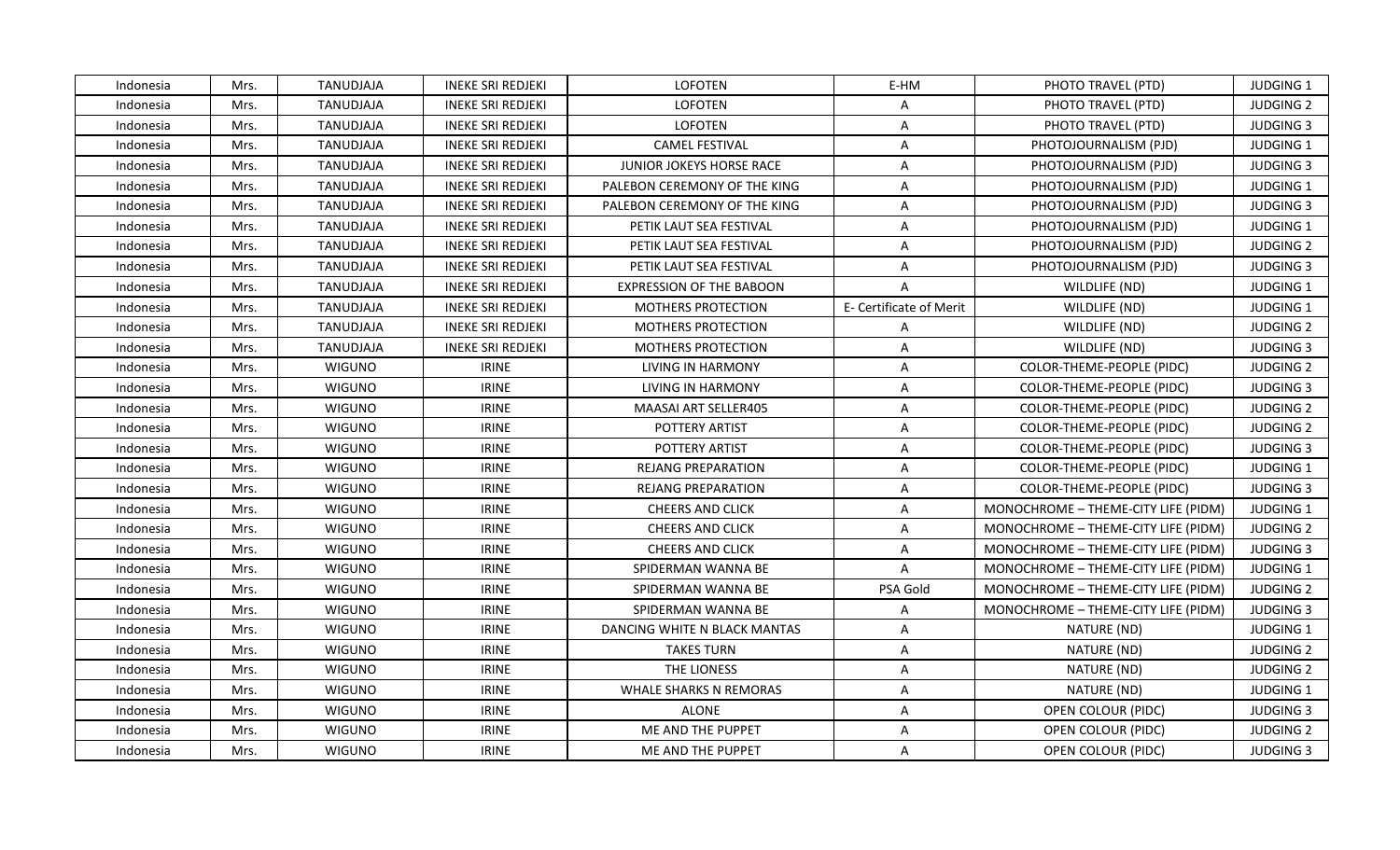| Indonesia | Mrs. | TANUDJAJA | INEKE SRI REDJEKI | LOFOTEN | E-HM | PHOTO TRAVEL (PTD) | JUDGING 1 |
|---|---|---|---|---|---|---|---|
| Indonesia | Mrs. | TANUDJAJA | INEKE SRI REDJEKI | LOFOTEN | A | PHOTO TRAVEL (PTD) | JUDGING 2 |
| Indonesia | Mrs. | TANUDJAJA | INEKE SRI REDJEKI | LOFOTEN | A | PHOTO TRAVEL (PTD) | JUDGING 3 |
| Indonesia | Mrs. | TANUDJAJA | INEKE SRI REDJEKI | CAMEL FESTIVAL | A | PHOTOJOURNALISM (PJD) | JUDGING 1 |
| Indonesia | Mrs. | TANUDJAJA | INEKE SRI REDJEKI | JUNIOR JOKEYS HORSE RACE | A | PHOTOJOURNALISM (PJD) | JUDGING 3 |
| Indonesia | Mrs. | TANUDJAJA | INEKE SRI REDJEKI | PALEBON CEREMONY OF THE KING | A | PHOTOJOURNALISM (PJD) | JUDGING 1 |
| Indonesia | Mrs. | TANUDJAJA | INEKE SRI REDJEKI | PALEBON CEREMONY OF THE KING | A | PHOTOJOURNALISM (PJD) | JUDGING 3 |
| Indonesia | Mrs. | TANUDJAJA | INEKE SRI REDJEKI | PETIK LAUT SEA FESTIVAL | A | PHOTOJOURNALISM (PJD) | JUDGING 1 |
| Indonesia | Mrs. | TANUDJAJA | INEKE SRI REDJEKI | PETIK LAUT SEA FESTIVAL | A | PHOTOJOURNALISM (PJD) | JUDGING 2 |
| Indonesia | Mrs. | TANUDJAJA | INEKE SRI REDJEKI | PETIK LAUT SEA FESTIVAL | A | PHOTOJOURNALISM (PJD) | JUDGING 3 |
| Indonesia | Mrs. | TANUDJAJA | INEKE SRI REDJEKI | EXPRESSION OF THE BABOON | A | WILDLIFE (ND) | JUDGING 1 |
| Indonesia | Mrs. | TANUDJAJA | INEKE SRI REDJEKI | MOTHERS PROTECTION | E- Certificate of Merit | WILDLIFE (ND) | JUDGING 1 |
| Indonesia | Mrs. | TANUDJAJA | INEKE SRI REDJEKI | MOTHERS PROTECTION | A | WILDLIFE (ND) | JUDGING 2 |
| Indonesia | Mrs. | TANUDJAJA | INEKE SRI REDJEKI | MOTHERS PROTECTION | A | WILDLIFE (ND) | JUDGING 3 |
| Indonesia | Mrs. | WIGUNO | IRINE | LIVING IN HARMONY | A | COLOR-THEME-PEOPLE (PIDC) | JUDGING 2 |
| Indonesia | Mrs. | WIGUNO | IRINE | LIVING IN HARMONY | A | COLOR-THEME-PEOPLE (PIDC) | JUDGING 3 |
| Indonesia | Mrs. | WIGUNO | IRINE | MAASAI ART SELLER405 | A | COLOR-THEME-PEOPLE (PIDC) | JUDGING 2 |
| Indonesia | Mrs. | WIGUNO | IRINE | POTTERY ARTIST | A | COLOR-THEME-PEOPLE (PIDC) | JUDGING 2 |
| Indonesia | Mrs. | WIGUNO | IRINE | POTTERY ARTIST | A | COLOR-THEME-PEOPLE (PIDC) | JUDGING 3 |
| Indonesia | Mrs. | WIGUNO | IRINE | REJANG PREPARATION | A | COLOR-THEME-PEOPLE (PIDC) | JUDGING 1 |
| Indonesia | Mrs. | WIGUNO | IRINE | REJANG PREPARATION | A | COLOR-THEME-PEOPLE (PIDC) | JUDGING 3 |
| Indonesia | Mrs. | WIGUNO | IRINE | CHEERS AND CLICK | A | MONOCHROME – THEME-CITY LIFE (PIDM) | JUDGING 1 |
| Indonesia | Mrs. | WIGUNO | IRINE | CHEERS AND CLICK | A | MONOCHROME – THEME-CITY LIFE (PIDM) | JUDGING 2 |
| Indonesia | Mrs. | WIGUNO | IRINE | CHEERS AND CLICK | A | MONOCHROME – THEME-CITY LIFE (PIDM) | JUDGING 3 |
| Indonesia | Mrs. | WIGUNO | IRINE | SPIDERMAN WANNA BE | A | MONOCHROME – THEME-CITY LIFE (PIDM) | JUDGING 1 |
| Indonesia | Mrs. | WIGUNO | IRINE | SPIDERMAN WANNA BE | PSA Gold | MONOCHROME – THEME-CITY LIFE (PIDM) | JUDGING 2 |
| Indonesia | Mrs. | WIGUNO | IRINE | SPIDERMAN WANNA BE | A | MONOCHROME – THEME-CITY LIFE (PIDM) | JUDGING 3 |
| Indonesia | Mrs. | WIGUNO | IRINE | DANCING WHITE N BLACK MANTAS | A | NATURE (ND) | JUDGING 1 |
| Indonesia | Mrs. | WIGUNO | IRINE | TAKES TURN | A | NATURE (ND) | JUDGING 2 |
| Indonesia | Mrs. | WIGUNO | IRINE | THE LIONESS | A | NATURE (ND) | JUDGING 2 |
| Indonesia | Mrs. | WIGUNO | IRINE | WHALE SHARKS N REMORAS | A | NATURE (ND) | JUDGING 1 |
| Indonesia | Mrs. | WIGUNO | IRINE | ALONE | A | OPEN COLOUR (PIDC) | JUDGING 3 |
| Indonesia | Mrs. | WIGUNO | IRINE | ME AND THE PUPPET | A | OPEN COLOUR (PIDC) | JUDGING 2 |
| Indonesia | Mrs. | WIGUNO | IRINE | ME AND THE PUPPET | A | OPEN COLOUR (PIDC) | JUDGING 3 |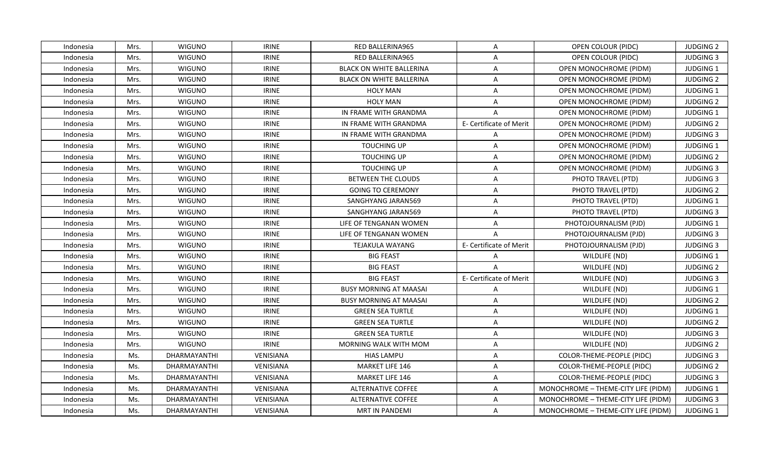| Indonesia | Mrs. | WIGUNO | IRINE | RED BALLERINA965 | A | OPEN COLOUR (PIDC) | JUDGING 2 |
|---|---|---|---|---|---|---|---|
| Indonesia | Mrs. | WIGUNO | IRINE | RED BALLERINA965 | A | OPEN COLOUR (PIDC) | JUDGING 3 |
| Indonesia | Mrs. | WIGUNO | IRINE | BLACK ON WHITE BALLERINA | A | OPEN MONOCHROME (PIDM) | JUDGING 1 |
| Indonesia | Mrs. | WIGUNO | IRINE | BLACK ON WHITE BALLERINA | A | OPEN MONOCHROME (PIDM) | JUDGING 2 |
| Indonesia | Mrs. | WIGUNO | IRINE | HOLY MAN | A | OPEN MONOCHROME (PIDM) | JUDGING 1 |
| Indonesia | Mrs. | WIGUNO | IRINE | HOLY MAN | A | OPEN MONOCHROME (PIDM) | JUDGING 2 |
| Indonesia | Mrs. | WIGUNO | IRINE | IN FRAME WITH GRANDMA | A | OPEN MONOCHROME (PIDM) | JUDGING 1 |
| Indonesia | Mrs. | WIGUNO | IRINE | IN FRAME WITH GRANDMA | E- Certificate of Merit | OPEN MONOCHROME (PIDM) | JUDGING 2 |
| Indonesia | Mrs. | WIGUNO | IRINE | IN FRAME WITH GRANDMA | A | OPEN MONOCHROME (PIDM) | JUDGING 3 |
| Indonesia | Mrs. | WIGUNO | IRINE | TOUCHING UP | A | OPEN MONOCHROME (PIDM) | JUDGING 1 |
| Indonesia | Mrs. | WIGUNO | IRINE | TOUCHING UP | A | OPEN MONOCHROME (PIDM) | JUDGING 2 |
| Indonesia | Mrs. | WIGUNO | IRINE | TOUCHING UP | A | OPEN MONOCHROME (PIDM) | JUDGING 3 |
| Indonesia | Mrs. | WIGUNO | IRINE | BETWEEN THE CLOUDS | A | PHOTO TRAVEL (PTD) | JUDGING 3 |
| Indonesia | Mrs. | WIGUNO | IRINE | GOING TO CEREMONY | A | PHOTO TRAVEL (PTD) | JUDGING 2 |
| Indonesia | Mrs. | WIGUNO | IRINE | SANGHYANG JARAN569 | A | PHOTO TRAVEL (PTD) | JUDGING 1 |
| Indonesia | Mrs. | WIGUNO | IRINE | SANGHYANG JARAN569 | A | PHOTO TRAVEL (PTD) | JUDGING 3 |
| Indonesia | Mrs. | WIGUNO | IRINE | LIFE OF TENGANAN WOMEN | A | PHOTOJOURNALISM (PJD) | JUDGING 1 |
| Indonesia | Mrs. | WIGUNO | IRINE | LIFE OF TENGANAN WOMEN | A | PHOTOJOURNALISM (PJD) | JUDGING 3 |
| Indonesia | Mrs. | WIGUNO | IRINE | TEJAKULA WAYANG | E- Certificate of Merit | PHOTOJOURNALISM (PJD) | JUDGING 3 |
| Indonesia | Mrs. | WIGUNO | IRINE | BIG FEAST | A | WILDLIFE (ND) | JUDGING 1 |
| Indonesia | Mrs. | WIGUNO | IRINE | BIG FEAST | A | WILDLIFE (ND) | JUDGING 2 |
| Indonesia | Mrs. | WIGUNO | IRINE | BIG FEAST | E- Certificate of Merit | WILDLIFE (ND) | JUDGING 3 |
| Indonesia | Mrs. | WIGUNO | IRINE | BUSY MORNING AT MAASAI | A | WILDLIFE (ND) | JUDGING 1 |
| Indonesia | Mrs. | WIGUNO | IRINE | BUSY MORNING AT MAASAI | A | WILDLIFE (ND) | JUDGING 2 |
| Indonesia | Mrs. | WIGUNO | IRINE | GREEN SEA TURTLE | A | WILDLIFE (ND) | JUDGING 1 |
| Indonesia | Mrs. | WIGUNO | IRINE | GREEN SEA TURTLE | A | WILDLIFE (ND) | JUDGING 2 |
| Indonesia | Mrs. | WIGUNO | IRINE | GREEN SEA TURTLE | A | WILDLIFE (ND) | JUDGING 3 |
| Indonesia | Mrs. | WIGUNO | IRINE | MORNING WALK WITH MOM | A | WILDLIFE (ND) | JUDGING 2 |
| Indonesia | Ms. | DHARMAYANTHI | VENISIANA | HIAS LAMPU | A | COLOR-THEME-PEOPLE (PIDC) | JUDGING 3 |
| Indonesia | Ms. | DHARMAYANTHI | VENISIANA | MARKET LIFE 146 | A | COLOR-THEME-PEOPLE (PIDC) | JUDGING 2 |
| Indonesia | Ms. | DHARMAYANTHI | VENISIANA | MARKET LIFE 146 | A | COLOR-THEME-PEOPLE (PIDC) | JUDGING 3 |
| Indonesia | Ms. | DHARMAYANTHI | VENISIANA | ALTERNATIVE COFFEE | A | MONOCHROME – THEME-CITY LIFE (PIDM) | JUDGING 1 |
| Indonesia | Ms. | DHARMAYANTHI | VENISIANA | ALTERNATIVE COFFEE | A | MONOCHROME – THEME-CITY LIFE (PIDM) | JUDGING 3 |
| Indonesia | Ms. | DHARMAYANTHI | VENISIANA | MRT IN PANDEMI | A | MONOCHROME – THEME-CITY LIFE (PIDM) | JUDGING 1 |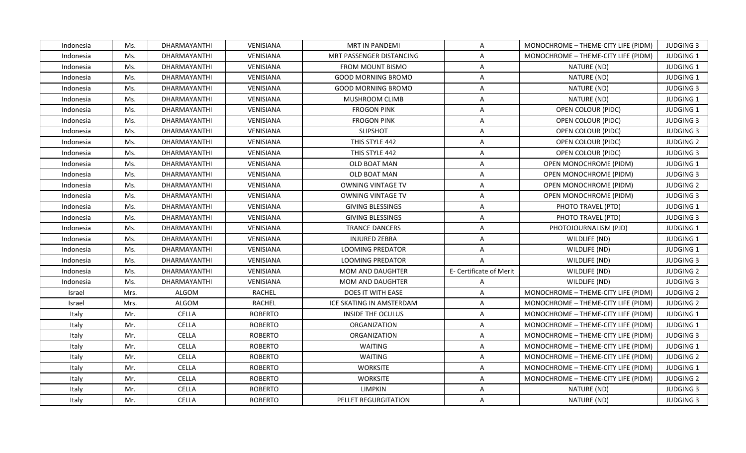| Indonesia | Ms. | DHARMAYANTHI | VENISIANA | MRT IN PANDEMI | A | MONOCHROME – THEME-CITY LIFE (PIDM) | JUDGING 3 |
|---|---|---|---|---|---|---|---|
| Indonesia | Ms. | DHARMAYANTHI | VENISIANA | MRT PASSENGER DISTANCING | A | MONOCHROME – THEME-CITY LIFE (PIDM) | JUDGING 1 |
| Indonesia | Ms. | DHARMAYANTHI | VENISIANA | FROM MOUNT BISMO | A | NATURE (ND) | JUDGING 1 |
| Indonesia | Ms. | DHARMAYANTHI | VENISIANA | GOOD MORNING BROMO | A | NATURE (ND) | JUDGING 1 |
| Indonesia | Ms. | DHARMAYANTHI | VENISIANA | GOOD MORNING BROMO | A | NATURE (ND) | JUDGING 3 |
| Indonesia | Ms. | DHARMAYANTHI | VENISIANA | MUSHROOM CLIMB | A | NATURE (ND) | JUDGING 1 |
| Indonesia | Ms. | DHARMAYANTHI | VENISIANA | FROGON PINK | A | OPEN COLOUR (PIDC) | JUDGING 1 |
| Indonesia | Ms. | DHARMAYANTHI | VENISIANA | FROGON PINK | A | OPEN COLOUR (PIDC) | JUDGING 3 |
| Indonesia | Ms. | DHARMAYANTHI | VENISIANA | SLIPSHOT | A | OPEN COLOUR (PIDC) | JUDGING 3 |
| Indonesia | Ms. | DHARMAYANTHI | VENISIANA | THIS STYLE 442 | A | OPEN COLOUR (PIDC) | JUDGING 2 |
| Indonesia | Ms. | DHARMAYANTHI | VENISIANA | THIS STYLE 442 | A | OPEN COLOUR (PIDC) | JUDGING 3 |
| Indonesia | Ms. | DHARMAYANTHI | VENISIANA | OLD BOAT MAN | A | OPEN MONOCHROME (PIDM) | JUDGING 1 |
| Indonesia | Ms. | DHARMAYANTHI | VENISIANA | OLD BOAT MAN | A | OPEN MONOCHROME (PIDM) | JUDGING 3 |
| Indonesia | Ms. | DHARMAYANTHI | VENISIANA | OWNING VINTAGE TV | A | OPEN MONOCHROME (PIDM) | JUDGING 2 |
| Indonesia | Ms. | DHARMAYANTHI | VENISIANA | OWNING VINTAGE TV | A | OPEN MONOCHROME (PIDM) | JUDGING 3 |
| Indonesia | Ms. | DHARMAYANTHI | VENISIANA | GIVING BLESSINGS | A | PHOTO TRAVEL (PTD) | JUDGING 1 |
| Indonesia | Ms. | DHARMAYANTHI | VENISIANA | GIVING BLESSINGS | A | PHOTO TRAVEL (PTD) | JUDGING 3 |
| Indonesia | Ms. | DHARMAYANTHI | VENISIANA | TRANCE DANCERS | A | PHOTOJOURNALISM (PJD) | JUDGING 1 |
| Indonesia | Ms. | DHARMAYANTHI | VENISIANA | INJURED ZEBRA | A | WILDLIFE (ND) | JUDGING 1 |
| Indonesia | Ms. | DHARMAYANTHI | VENISIANA | LOOMING PREDATOR | A | WILDLIFE (ND) | JUDGING 1 |
| Indonesia | Ms. | DHARMAYANTHI | VENISIANA | LOOMING PREDATOR | A | WILDLIFE (ND) | JUDGING 3 |
| Indonesia | Ms. | DHARMAYANTHI | VENISIANA | MOM AND DAUGHTER | E- Certificate of Merit | WILDLIFE (ND) | JUDGING 2 |
| Indonesia | Ms. | DHARMAYANTHI | VENISIANA | MOM AND DAUGHTER | A | WILDLIFE (ND) | JUDGING 3 |
| Israel | Mrs. | ALGOM | RACHEL | DOES IT WITH EASE | A | MONOCHROME – THEME-CITY LIFE (PIDM) | JUDGING 2 |
| Israel | Mrs. | ALGOM | RACHEL | ICE SKATING IN AMSTERDAM | A | MONOCHROME – THEME-CITY LIFE (PIDM) | JUDGING 2 |
| Italy | Mr. | CELLA | ROBERTO | INSIDE THE OCULUS | A | MONOCHROME – THEME-CITY LIFE (PIDM) | JUDGING 1 |
| Italy | Mr. | CELLA | ROBERTO | ORGANIZATION | A | MONOCHROME – THEME-CITY LIFE (PIDM) | JUDGING 1 |
| Italy | Mr. | CELLA | ROBERTO | ORGANIZATION | A | MONOCHROME – THEME-CITY LIFE (PIDM) | JUDGING 3 |
| Italy | Mr. | CELLA | ROBERTO | WAITING | A | MONOCHROME – THEME-CITY LIFE (PIDM) | JUDGING 1 |
| Italy | Mr. | CELLA | ROBERTO | WAITING | A | MONOCHROME – THEME-CITY LIFE (PIDM) | JUDGING 2 |
| Italy | Mr. | CELLA | ROBERTO | WORKSITE | A | MONOCHROME – THEME-CITY LIFE (PIDM) | JUDGING 1 |
| Italy | Mr. | CELLA | ROBERTO | WORKSITE | A | MONOCHROME – THEME-CITY LIFE (PIDM) | JUDGING 2 |
| Italy | Mr. | CELLA | ROBERTO | LIMPKIN | A | NATURE (ND) | JUDGING 3 |
| Italy | Mr. | CELLA | ROBERTO | PELLET REGURGITATION | A | NATURE (ND) | JUDGING 3 |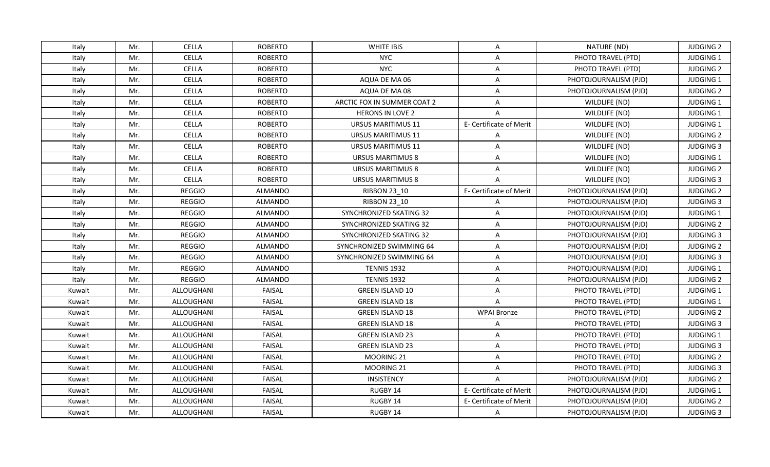| Italy | Mr. | CELLA | ROBERTO | WHITE IBIS | A | NATURE (ND) | JUDGING 2 |
|---|---|---|---|---|---|---|---|
| Italy | Mr. | CELLA | ROBERTO | NYC | A | PHOTO TRAVEL (PTD) | JUDGING 1 |
| Italy | Mr. | CELLA | ROBERTO | NYC | A | PHOTO TRAVEL (PTD) | JUDGING 2 |
| Italy | Mr. | CELLA | ROBERTO | AQUA DE MA 06 | A | PHOTOJOURNALISM (PJD) | JUDGING 1 |
| Italy | Mr. | CELLA | ROBERTO | AQUA DE MA 08 | A | PHOTOJOURNALISM (PJD) | JUDGING 2 |
| Italy | Mr. | CELLA | ROBERTO | ARCTIC FOX IN SUMMER COAT 2 | A | WILDLIFE (ND) | JUDGING 1 |
| Italy | Mr. | CELLA | ROBERTO | HERONS IN LOVE 2 | A | WILDLIFE (ND) | JUDGING 1 |
| Italy | Mr. | CELLA | ROBERTO | URSUS MARITIMUS 11 | E- Certificate of Merit | WILDLIFE (ND) | JUDGING 1 |
| Italy | Mr. | CELLA | ROBERTO | URSUS MARITIMUS 11 | A | WILDLIFE (ND) | JUDGING 2 |
| Italy | Mr. | CELLA | ROBERTO | URSUS MARITIMUS 11 | A | WILDLIFE (ND) | JUDGING 3 |
| Italy | Mr. | CELLA | ROBERTO | URSUS MARITIMUS 8 | A | WILDLIFE (ND) | JUDGING 1 |
| Italy | Mr. | CELLA | ROBERTO | URSUS MARITIMUS 8 | A | WILDLIFE (ND) | JUDGING 2 |
| Italy | Mr. | CELLA | ROBERTO | URSUS MARITIMUS 8 | A | WILDLIFE (ND) | JUDGING 3 |
| Italy | Mr. | REGGIO | ALMANDO | RIBBON 23_10 | E- Certificate of Merit | PHOTOJOURNALISM (PJD) | JUDGING 2 |
| Italy | Mr. | REGGIO | ALMANDO | RIBBON 23_10 | A | PHOTOJOURNALISM (PJD) | JUDGING 3 |
| Italy | Mr. | REGGIO | ALMANDO | SYNCHRONIZED SKATING 32 | A | PHOTOJOURNALISM (PJD) | JUDGING 1 |
| Italy | Mr. | REGGIO | ALMANDO | SYNCHRONIZED SKATING 32 | A | PHOTOJOURNALISM (PJD) | JUDGING 2 |
| Italy | Mr. | REGGIO | ALMANDO | SYNCHRONIZED SKATING 32 | A | PHOTOJOURNALISM (PJD) | JUDGING 3 |
| Italy | Mr. | REGGIO | ALMANDO | SYNCHRONIZED SWIMMING 64 | A | PHOTOJOURNALISM (PJD) | JUDGING 2 |
| Italy | Mr. | REGGIO | ALMANDO | SYNCHRONIZED SWIMMING 64 | A | PHOTOJOURNALISM (PJD) | JUDGING 3 |
| Italy | Mr. | REGGIO | ALMANDO | TENNIS 1932 | A | PHOTOJOURNALISM (PJD) | JUDGING 1 |
| Italy | Mr. | REGGIO | ALMANDO | TENNIS 1932 | A | PHOTOJOURNALISM (PJD) | JUDGING 2 |
| Kuwait | Mr. | ALLOUGHANI | FAISAL | GREEN ISLAND 10 | A | PHOTO TRAVEL (PTD) | JUDGING 1 |
| Kuwait | Mr. | ALLOUGHANI | FAISAL | GREEN ISLAND 18 | A | PHOTO TRAVEL (PTD) | JUDGING 1 |
| Kuwait | Mr. | ALLOUGHANI | FAISAL | GREEN ISLAND 18 | WPAI Bronze | PHOTO TRAVEL (PTD) | JUDGING 2 |
| Kuwait | Mr. | ALLOUGHANI | FAISAL | GREEN ISLAND 18 | A | PHOTO TRAVEL (PTD) | JUDGING 3 |
| Kuwait | Mr. | ALLOUGHANI | FAISAL | GREEN ISLAND 23 | A | PHOTO TRAVEL (PTD) | JUDGING 1 |
| Kuwait | Mr. | ALLOUGHANI | FAISAL | GREEN ISLAND 23 | A | PHOTO TRAVEL (PTD) | JUDGING 3 |
| Kuwait | Mr. | ALLOUGHANI | FAISAL | MOORING 21 | A | PHOTO TRAVEL (PTD) | JUDGING 2 |
| Kuwait | Mr. | ALLOUGHANI | FAISAL | MOORING 21 | A | PHOTO TRAVEL (PTD) | JUDGING 3 |
| Kuwait | Mr. | ALLOUGHANI | FAISAL | INSISTENCY | A | PHOTOJOURNALISM (PJD) | JUDGING 2 |
| Kuwait | Mr. | ALLOUGHANI | FAISAL | RUGBY 14 | E- Certificate of Merit | PHOTOJOURNALISM (PJD) | JUDGING 1 |
| Kuwait | Mr. | ALLOUGHANI | FAISAL | RUGBY 14 | E- Certificate of Merit | PHOTOJOURNALISM (PJD) | JUDGING 2 |
| Kuwait | Mr. | ALLOUGHANI | FAISAL | RUGBY 14 | A | PHOTOJOURNALISM (PJD) | JUDGING 3 |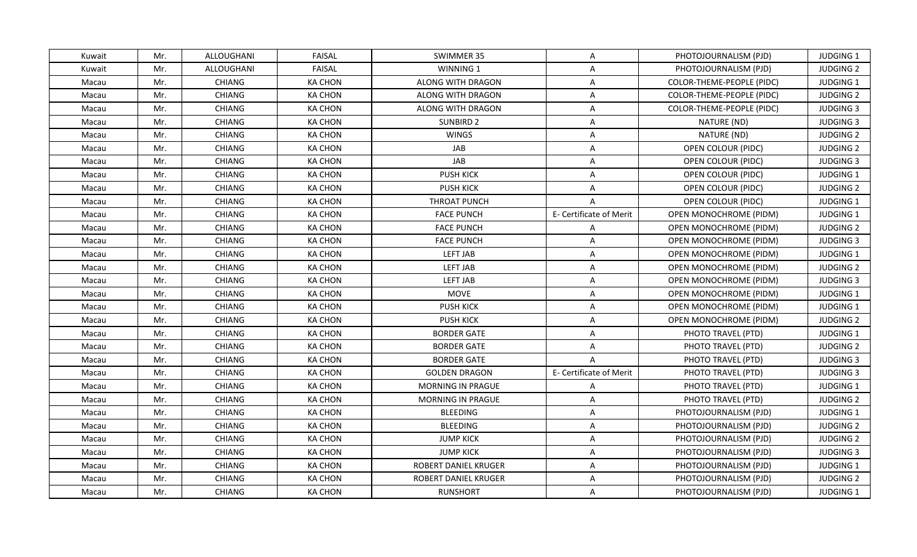| Kuwait | Mr. | ALLOUGHANI | FAISAL | SWIMMER 35 | A | PHOTOJOURNALISM (PJD) | JUDGING 1 |
|---|---|---|---|---|---|---|---|
| Kuwait | Mr. | ALLOUGHANI | FAISAL | WINNING 1 | A | PHOTOJOURNALISM (PJD) | JUDGING 2 |
| Macau | Mr. | CHIANG | KA CHON | ALONG WITH DRAGON | A | COLOR-THEME-PEOPLE (PIDC) | JUDGING 1 |
| Macau | Mr. | CHIANG | KA CHON | ALONG WITH DRAGON | A | COLOR-THEME-PEOPLE (PIDC) | JUDGING 2 |
| Macau | Mr. | CHIANG | KA CHON | ALONG WITH DRAGON | A | COLOR-THEME-PEOPLE (PIDC) | JUDGING 3 |
| Macau | Mr. | CHIANG | KA CHON | SUNBIRD 2 | A | NATURE (ND) | JUDGING 3 |
| Macau | Mr. | CHIANG | KA CHON | WINGS | A | NATURE (ND) | JUDGING 2 |
| Macau | Mr. | CHIANG | KA CHON | JAB | A | OPEN COLOUR (PIDC) | JUDGING 2 |
| Macau | Mr. | CHIANG | KA CHON | JAB | A | OPEN COLOUR (PIDC) | JUDGING 3 |
| Macau | Mr. | CHIANG | KA CHON | PUSH KICK | A | OPEN COLOUR (PIDC) | JUDGING 1 |
| Macau | Mr. | CHIANG | KA CHON | PUSH KICK | A | OPEN COLOUR (PIDC) | JUDGING 2 |
| Macau | Mr. | CHIANG | KA CHON | THROAT PUNCH | A | OPEN COLOUR (PIDC) | JUDGING 1 |
| Macau | Mr. | CHIANG | KA CHON | FACE PUNCH | E- Certificate of Merit | OPEN MONOCHROME (PIDM) | JUDGING 1 |
| Macau | Mr. | CHIANG | KA CHON | FACE PUNCH | A | OPEN MONOCHROME (PIDM) | JUDGING 2 |
| Macau | Mr. | CHIANG | KA CHON | FACE PUNCH | A | OPEN MONOCHROME (PIDM) | JUDGING 3 |
| Macau | Mr. | CHIANG | KA CHON | LEFT JAB | A | OPEN MONOCHROME (PIDM) | JUDGING 1 |
| Macau | Mr. | CHIANG | KA CHON | LEFT JAB | A | OPEN MONOCHROME (PIDM) | JUDGING 2 |
| Macau | Mr. | CHIANG | KA CHON | LEFT JAB | A | OPEN MONOCHROME (PIDM) | JUDGING 3 |
| Macau | Mr. | CHIANG | KA CHON | MOVE | A | OPEN MONOCHROME (PIDM) | JUDGING 1 |
| Macau | Mr. | CHIANG | KA CHON | PUSH KICK | A | OPEN MONOCHROME (PIDM) | JUDGING 1 |
| Macau | Mr. | CHIANG | KA CHON | PUSH KICK | A | OPEN MONOCHROME (PIDM) | JUDGING 2 |
| Macau | Mr. | CHIANG | KA CHON | BORDER GATE | A | PHOTO TRAVEL (PTD) | JUDGING 1 |
| Macau | Mr. | CHIANG | KA CHON | BORDER GATE | A | PHOTO TRAVEL (PTD) | JUDGING 2 |
| Macau | Mr. | CHIANG | KA CHON | BORDER GATE | A | PHOTO TRAVEL (PTD) | JUDGING 3 |
| Macau | Mr. | CHIANG | KA CHON | GOLDEN DRAGON | E- Certificate of Merit | PHOTO TRAVEL (PTD) | JUDGING 3 |
| Macau | Mr. | CHIANG | KA CHON | MORNING IN PRAGUE | A | PHOTO TRAVEL (PTD) | JUDGING 1 |
| Macau | Mr. | CHIANG | KA CHON | MORNING IN PRAGUE | A | PHOTO TRAVEL (PTD) | JUDGING 2 |
| Macau | Mr. | CHIANG | KA CHON | BLEEDING | A | PHOTOJOURNALISM (PJD) | JUDGING 1 |
| Macau | Mr. | CHIANG | KA CHON | BLEEDING | A | PHOTOJOURNALISM (PJD) | JUDGING 2 |
| Macau | Mr. | CHIANG | KA CHON | JUMP KICK | A | PHOTOJOURNALISM (PJD) | JUDGING 2 |
| Macau | Mr. | CHIANG | KA CHON | JUMP KICK | A | PHOTOJOURNALISM (PJD) | JUDGING 3 |
| Macau | Mr. | CHIANG | KA CHON | ROBERT DANIEL KRUGER | A | PHOTOJOURNALISM (PJD) | JUDGING 1 |
| Macau | Mr. | CHIANG | KA CHON | ROBERT DANIEL KRUGER | A | PHOTOJOURNALISM (PJD) | JUDGING 2 |
| Macau | Mr. | CHIANG | KA CHON | RUNSHORT | A | PHOTOJOURNALISM (PJD) | JUDGING 1 |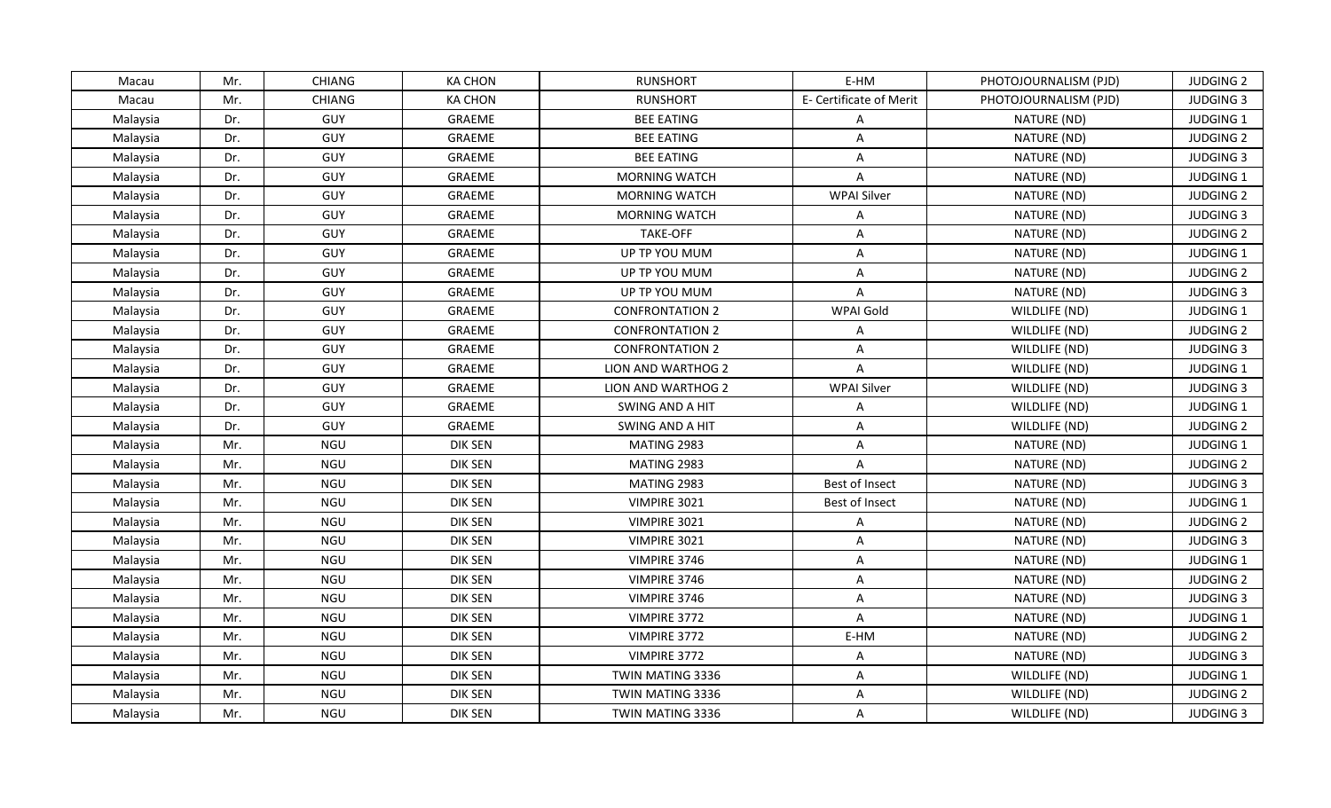| | | | | | | | |
|---|---|---|---|---|---|---|---|
| Macau | Mr. | CHIANG | KA CHON | RUNSHORT | E-HM | PHOTOJOURNALISM (PJD) | JUDGING 2 |
| Macau | Mr. | CHIANG | KA CHON | RUNSHORT | E- Certificate of Merit | PHOTOJOURNALISM (PJD) | JUDGING 3 |
| Malaysia | Dr. | GUY | GRAEME | BEE EATING | A | NATURE (ND) | JUDGING 1 |
| Malaysia | Dr. | GUY | GRAEME | BEE EATING | A | NATURE (ND) | JUDGING 2 |
| Malaysia | Dr. | GUY | GRAEME | BEE EATING | A | NATURE (ND) | JUDGING 3 |
| Malaysia | Dr. | GUY | GRAEME | MORNING WATCH | A | NATURE (ND) | JUDGING 1 |
| Malaysia | Dr. | GUY | GRAEME | MORNING WATCH | WPAI Silver | NATURE (ND) | JUDGING 2 |
| Malaysia | Dr. | GUY | GRAEME | MORNING WATCH | A | NATURE (ND) | JUDGING 3 |
| Malaysia | Dr. | GUY | GRAEME | TAKE-OFF | A | NATURE (ND) | JUDGING 2 |
| Malaysia | Dr. | GUY | GRAEME | UP TP YOU MUM | A | NATURE (ND) | JUDGING 1 |
| Malaysia | Dr. | GUY | GRAEME | UP TP YOU MUM | A | NATURE (ND) | JUDGING 2 |
| Malaysia | Dr. | GUY | GRAEME | UP TP YOU MUM | A | NATURE (ND) | JUDGING 3 |
| Malaysia | Dr. | GUY | GRAEME | CONFRONTATION 2 | WPAI Gold | WILDLIFE (ND) | JUDGING 1 |
| Malaysia | Dr. | GUY | GRAEME | CONFRONTATION 2 | A | WILDLIFE (ND) | JUDGING 2 |
| Malaysia | Dr. | GUY | GRAEME | CONFRONTATION 2 | A | WILDLIFE (ND) | JUDGING 3 |
| Malaysia | Dr. | GUY | GRAEME | LION AND WARTHOG 2 | A | WILDLIFE (ND) | JUDGING 1 |
| Malaysia | Dr. | GUY | GRAEME | LION AND WARTHOG 2 | WPAI Silver | WILDLIFE (ND) | JUDGING 3 |
| Malaysia | Dr. | GUY | GRAEME | SWING AND A HIT | A | WILDLIFE (ND) | JUDGING 1 |
| Malaysia | Dr. | GUY | GRAEME | SWING AND A HIT | A | WILDLIFE (ND) | JUDGING 2 |
| Malaysia | Mr. | NGU | DIK SEN | MATING 2983 | A | NATURE (ND) | JUDGING 1 |
| Malaysia | Mr. | NGU | DIK SEN | MATING 2983 | A | NATURE (ND) | JUDGING 2 |
| Malaysia | Mr. | NGU | DIK SEN | MATING 2983 | Best of Insect | NATURE (ND) | JUDGING 3 |
| Malaysia | Mr. | NGU | DIK SEN | VIMPIRE 3021 | Best of Insect | NATURE (ND) | JUDGING 1 |
| Malaysia | Mr. | NGU | DIK SEN | VIMPIRE 3021 | A | NATURE (ND) | JUDGING 2 |
| Malaysia | Mr. | NGU | DIK SEN | VIMPIRE 3021 | A | NATURE (ND) | JUDGING 3 |
| Malaysia | Mr. | NGU | DIK SEN | VIMPIRE 3746 | A | NATURE (ND) | JUDGING 1 |
| Malaysia | Mr. | NGU | DIK SEN | VIMPIRE 3746 | A | NATURE (ND) | JUDGING 2 |
| Malaysia | Mr. | NGU | DIK SEN | VIMPIRE 3746 | A | NATURE (ND) | JUDGING 3 |
| Malaysia | Mr. | NGU | DIK SEN | VIMPIRE 3772 | A | NATURE (ND) | JUDGING 1 |
| Malaysia | Mr. | NGU | DIK SEN | VIMPIRE 3772 | E-HM | NATURE (ND) | JUDGING 2 |
| Malaysia | Mr. | NGU | DIK SEN | VIMPIRE 3772 | A | NATURE (ND) | JUDGING 3 |
| Malaysia | Mr. | NGU | DIK SEN | TWIN MATING 3336 | A | WILDLIFE (ND) | JUDGING 1 |
| Malaysia | Mr. | NGU | DIK SEN | TWIN MATING 3336 | A | WILDLIFE (ND) | JUDGING 2 |
| Malaysia | Mr. | NGU | DIK SEN | TWIN MATING 3336 | A | WILDLIFE (ND) | JUDGING 3 |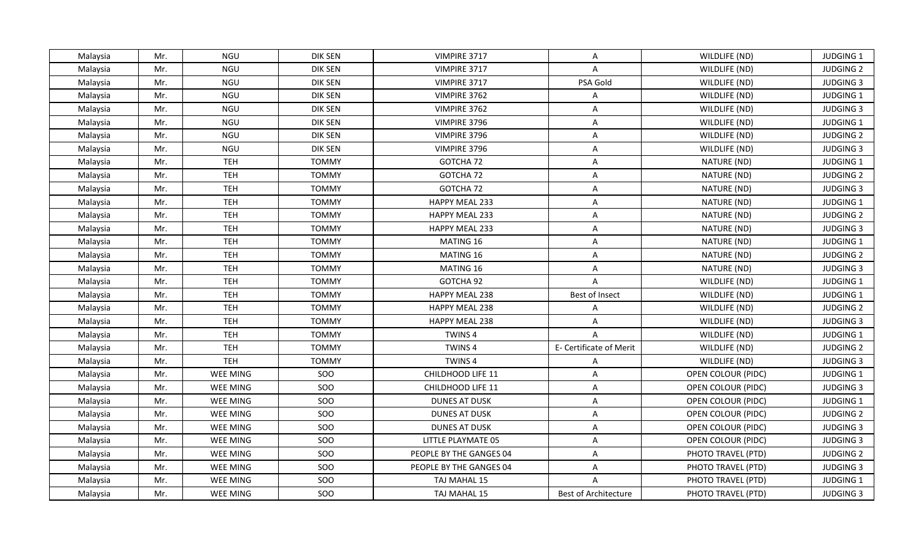| Malaysia | Mr. | NGU | DIK SEN | VIMPIRE 3717 | A | WILDLIFE (ND) | JUDGING 1 |
|---|---|---|---|---|---|---|---|
| Malaysia | Mr. | NGU | DIK SEN | VIMPIRE 3717 | A | WILDLIFE (ND) | JUDGING 2 |
| Malaysia | Mr. | NGU | DIK SEN | VIMPIRE 3717 | PSA Gold | WILDLIFE (ND) | JUDGING 3 |
| Malaysia | Mr. | NGU | DIK SEN | VIMPIRE 3762 | A | WILDLIFE (ND) | JUDGING 1 |
| Malaysia | Mr. | NGU | DIK SEN | VIMPIRE 3762 | A | WILDLIFE (ND) | JUDGING 3 |
| Malaysia | Mr. | NGU | DIK SEN | VIMPIRE 3796 | A | WILDLIFE (ND) | JUDGING 1 |
| Malaysia | Mr. | NGU | DIK SEN | VIMPIRE 3796 | A | WILDLIFE (ND) | JUDGING 2 |
| Malaysia | Mr. | NGU | DIK SEN | VIMPIRE 3796 | A | WILDLIFE (ND) | JUDGING 3 |
| Malaysia | Mr. | TEH | TOMMY | GOTCHA 72 | A | NATURE (ND) | JUDGING 1 |
| Malaysia | Mr. | TEH | TOMMY | GOTCHA 72 | A | NATURE (ND) | JUDGING 2 |
| Malaysia | Mr. | TEH | TOMMY | GOTCHA 72 | A | NATURE (ND) | JUDGING 3 |
| Malaysia | Mr. | TEH | TOMMY | HAPPY MEAL 233 | A | NATURE (ND) | JUDGING 1 |
| Malaysia | Mr. | TEH | TOMMY | HAPPY MEAL 233 | A | NATURE (ND) | JUDGING 2 |
| Malaysia | Mr. | TEH | TOMMY | HAPPY MEAL 233 | A | NATURE (ND) | JUDGING 3 |
| Malaysia | Mr. | TEH | TOMMY | MATING 16 | A | NATURE (ND) | JUDGING 1 |
| Malaysia | Mr. | TEH | TOMMY | MATING 16 | A | NATURE (ND) | JUDGING 2 |
| Malaysia | Mr. | TEH | TOMMY | MATING 16 | A | NATURE (ND) | JUDGING 3 |
| Malaysia | Mr. | TEH | TOMMY | GOTCHA 92 | A | WILDLIFE (ND) | JUDGING 1 |
| Malaysia | Mr. | TEH | TOMMY | HAPPY MEAL 238 | Best of Insect | WILDLIFE (ND) | JUDGING 1 |
| Malaysia | Mr. | TEH | TOMMY | HAPPY MEAL 238 | A | WILDLIFE (ND) | JUDGING 2 |
| Malaysia | Mr. | TEH | TOMMY | HAPPY MEAL 238 | A | WILDLIFE (ND) | JUDGING 3 |
| Malaysia | Mr. | TEH | TOMMY | TWINS 4 | A | WILDLIFE (ND) | JUDGING 1 |
| Malaysia | Mr. | TEH | TOMMY | TWINS 4 | E- Certificate of Merit | WILDLIFE (ND) | JUDGING 2 |
| Malaysia | Mr. | TEH | TOMMY | TWINS 4 | A | WILDLIFE (ND) | JUDGING 3 |
| Malaysia | Mr. | WEE MING | SOO | CHILDHOOD LIFE 11 | A | OPEN COLOUR (PIDC) | JUDGING 1 |
| Malaysia | Mr. | WEE MING | SOO | CHILDHOOD LIFE 11 | A | OPEN COLOUR (PIDC) | JUDGING 3 |
| Malaysia | Mr. | WEE MING | SOO | DUNES AT DUSK | A | OPEN COLOUR (PIDC) | JUDGING 1 |
| Malaysia | Mr. | WEE MING | SOO | DUNES AT DUSK | A | OPEN COLOUR (PIDC) | JUDGING 2 |
| Malaysia | Mr. | WEE MING | SOO | DUNES AT DUSK | A | OPEN COLOUR (PIDC) | JUDGING 3 |
| Malaysia | Mr. | WEE MING | SOO | LITTLE PLAYMATE 05 | A | OPEN COLOUR (PIDC) | JUDGING 3 |
| Malaysia | Mr. | WEE MING | SOO | PEOPLE BY THE GANGES 04 | A | PHOTO TRAVEL (PTD) | JUDGING 2 |
| Malaysia | Mr. | WEE MING | SOO | PEOPLE BY THE GANGES 04 | A | PHOTO TRAVEL (PTD) | JUDGING 3 |
| Malaysia | Mr. | WEE MING | SOO | TAJ MAHAL 15 | A | PHOTO TRAVEL (PTD) | JUDGING 1 |
| Malaysia | Mr. | WEE MING | SOO | TAJ MAHAL 15 | Best of Architecture | PHOTO TRAVEL (PTD) | JUDGING 3 |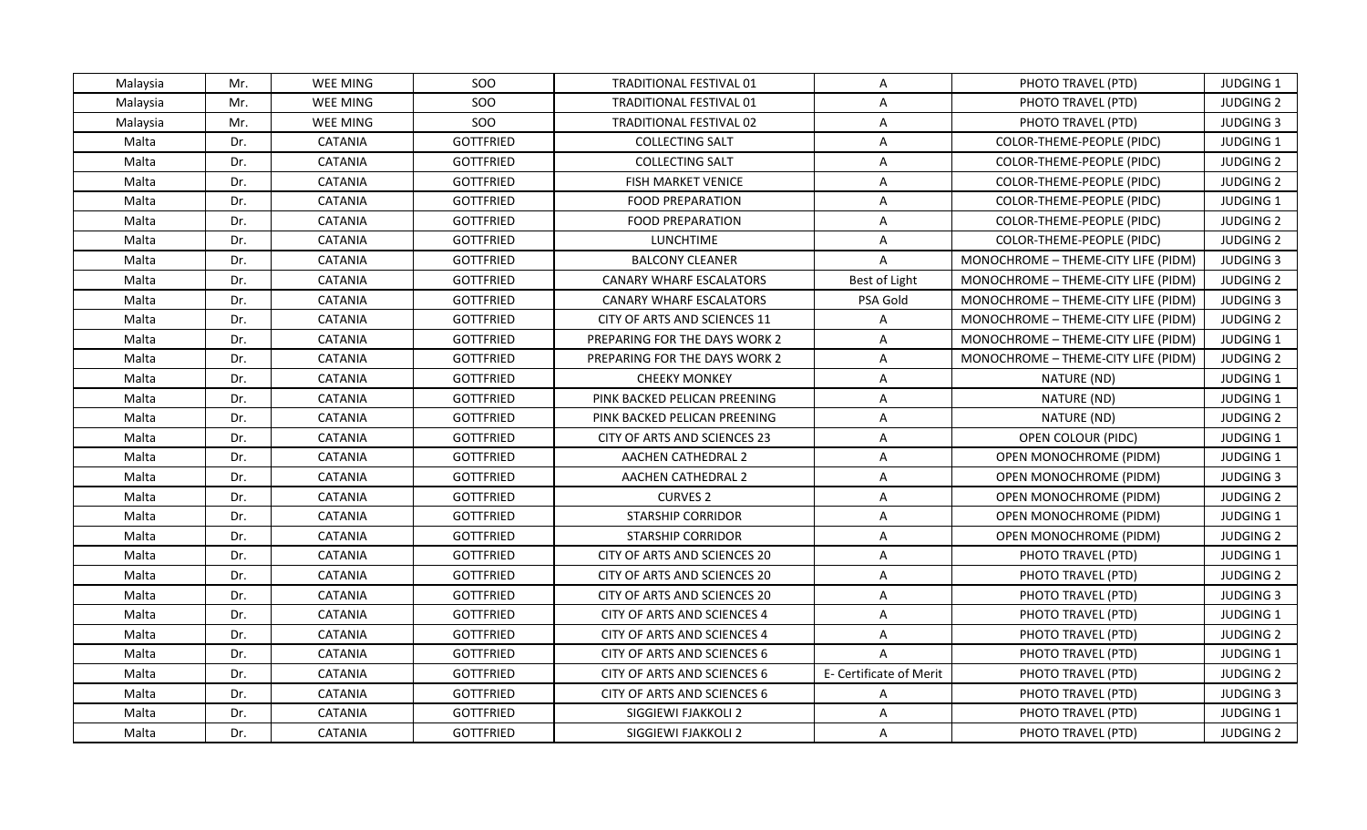| Malaysia | Mr. | WEE MING | SOO | TRADITIONAL FESTIVAL 01 | A | PHOTO TRAVEL (PTD) | JUDGING 1 |
|---|---|---|---|---|---|---|---|
| Malaysia | Mr. | WEE MING | SOO | TRADITIONAL FESTIVAL 01 | A | PHOTO TRAVEL (PTD) | JUDGING 2 |
| Malaysia | Mr. | WEE MING | SOO | TRADITIONAL FESTIVAL 02 | A | PHOTO TRAVEL (PTD) | JUDGING 3 |
| Malta | Dr. | CATANIA | GOTTFRIED | COLLECTING SALT | A | COLOR-THEME-PEOPLE (PIDC) | JUDGING 1 |
| Malta | Dr. | CATANIA | GOTTFRIED | COLLECTING SALT | A | COLOR-THEME-PEOPLE (PIDC) | JUDGING 2 |
| Malta | Dr. | CATANIA | GOTTFRIED | FISH MARKET VENICE | A | COLOR-THEME-PEOPLE (PIDC) | JUDGING 2 |
| Malta | Dr. | CATANIA | GOTTFRIED | FOOD PREPARATION | A | COLOR-THEME-PEOPLE (PIDC) | JUDGING 1 |
| Malta | Dr. | CATANIA | GOTTFRIED | FOOD PREPARATION | A | COLOR-THEME-PEOPLE (PIDC) | JUDGING 2 |
| Malta | Dr. | CATANIA | GOTTFRIED | LUNCHTIME | A | COLOR-THEME-PEOPLE (PIDC) | JUDGING 2 |
| Malta | Dr. | CATANIA | GOTTFRIED | BALCONY CLEANER | A | MONOCHROME – THEME-CITY LIFE (PIDM) | JUDGING 3 |
| Malta | Dr. | CATANIA | GOTTFRIED | CANARY WHARF ESCALATORS | Best of Light | MONOCHROME – THEME-CITY LIFE (PIDM) | JUDGING 2 |
| Malta | Dr. | CATANIA | GOTTFRIED | CANARY WHARF ESCALATORS | PSA Gold | MONOCHROME – THEME-CITY LIFE (PIDM) | JUDGING 3 |
| Malta | Dr. | CATANIA | GOTTFRIED | CITY OF ARTS AND SCIENCES 11 | A | MONOCHROME – THEME-CITY LIFE (PIDM) | JUDGING 2 |
| Malta | Dr. | CATANIA | GOTTFRIED | PREPARING FOR THE DAYS WORK 2 | A | MONOCHROME – THEME-CITY LIFE (PIDM) | JUDGING 1 |
| Malta | Dr. | CATANIA | GOTTFRIED | PREPARING FOR THE DAYS WORK 2 | A | MONOCHROME – THEME-CITY LIFE (PIDM) | JUDGING 2 |
| Malta | Dr. | CATANIA | GOTTFRIED | CHEEKY MONKEY | A | NATURE (ND) | JUDGING 1 |
| Malta | Dr. | CATANIA | GOTTFRIED | PINK BACKED PELICAN PREENING | A | NATURE (ND) | JUDGING 1 |
| Malta | Dr. | CATANIA | GOTTFRIED | PINK BACKED PELICAN PREENING | A | NATURE (ND) | JUDGING 2 |
| Malta | Dr. | CATANIA | GOTTFRIED | CITY OF ARTS AND SCIENCES 23 | A | OPEN COLOUR (PIDC) | JUDGING 1 |
| Malta | Dr. | CATANIA | GOTTFRIED | AACHEN CATHEDRAL 2 | A | OPEN MONOCHROME (PIDM) | JUDGING 1 |
| Malta | Dr. | CATANIA | GOTTFRIED | AACHEN CATHEDRAL 2 | A | OPEN MONOCHROME (PIDM) | JUDGING 3 |
| Malta | Dr. | CATANIA | GOTTFRIED | CURVES 2 | A | OPEN MONOCHROME (PIDM) | JUDGING 2 |
| Malta | Dr. | CATANIA | GOTTFRIED | STARSHIP CORRIDOR | A | OPEN MONOCHROME (PIDM) | JUDGING 1 |
| Malta | Dr. | CATANIA | GOTTFRIED | STARSHIP CORRIDOR | A | OPEN MONOCHROME (PIDM) | JUDGING 2 |
| Malta | Dr. | CATANIA | GOTTFRIED | CITY OF ARTS AND SCIENCES 20 | A | PHOTO TRAVEL (PTD) | JUDGING 1 |
| Malta | Dr. | CATANIA | GOTTFRIED | CITY OF ARTS AND SCIENCES 20 | A | PHOTO TRAVEL (PTD) | JUDGING 2 |
| Malta | Dr. | CATANIA | GOTTFRIED | CITY OF ARTS AND SCIENCES 20 | A | PHOTO TRAVEL (PTD) | JUDGING 3 |
| Malta | Dr. | CATANIA | GOTTFRIED | CITY OF ARTS AND SCIENCES 4 | A | PHOTO TRAVEL (PTD) | JUDGING 1 |
| Malta | Dr. | CATANIA | GOTTFRIED | CITY OF ARTS AND SCIENCES 4 | A | PHOTO TRAVEL (PTD) | JUDGING 2 |
| Malta | Dr. | CATANIA | GOTTFRIED | CITY OF ARTS AND SCIENCES 6 | A | PHOTO TRAVEL (PTD) | JUDGING 1 |
| Malta | Dr. | CATANIA | GOTTFRIED | CITY OF ARTS AND SCIENCES 6 | E- Certificate of Merit | PHOTO TRAVEL (PTD) | JUDGING 2 |
| Malta | Dr. | CATANIA | GOTTFRIED | CITY OF ARTS AND SCIENCES 6 | A | PHOTO TRAVEL (PTD) | JUDGING 3 |
| Malta | Dr. | CATANIA | GOTTFRIED | SIGGIEWI FJAKKOLI 2 | A | PHOTO TRAVEL (PTD) | JUDGING 1 |
| Malta | Dr. | CATANIA | GOTTFRIED | SIGGIEWI FJAKKOLI 2 | A | PHOTO TRAVEL (PTD) | JUDGING 2 |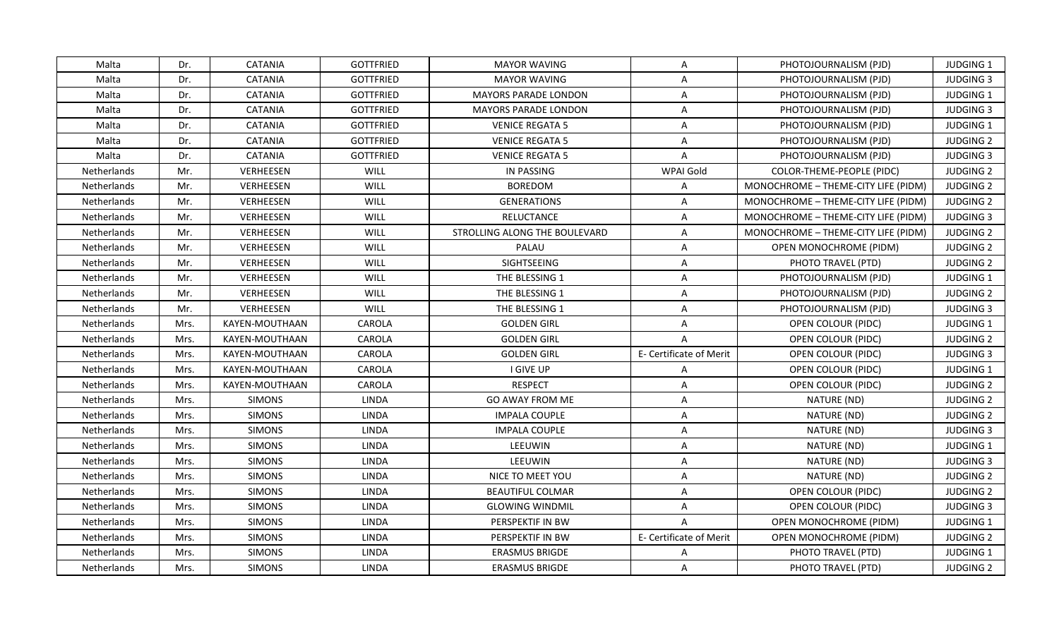| Malta | Dr. | CATANIA | GOTTFRIED | MAYOR WAVING | A | PHOTOJOURNALISM (PJD) | JUDGING 1 |
|---|---|---|---|---|---|---|---|
| Malta | Dr. | CATANIA | GOTTFRIED | MAYOR WAVING | A | PHOTOJOURNALISM (PJD) | JUDGING 3 |
| Malta | Dr. | CATANIA | GOTTFRIED | MAYORS PARADE LONDON | A | PHOTOJOURNALISM (PJD) | JUDGING 1 |
| Malta | Dr. | CATANIA | GOTTFRIED | MAYORS PARADE LONDON | A | PHOTOJOURNALISM (PJD) | JUDGING 3 |
| Malta | Dr. | CATANIA | GOTTFRIED | VENICE REGATA 5 | A | PHOTOJOURNALISM (PJD) | JUDGING 1 |
| Malta | Dr. | CATANIA | GOTTFRIED | VENICE REGATA 5 | A | PHOTOJOURNALISM (PJD) | JUDGING 2 |
| Malta | Dr. | CATANIA | GOTTFRIED | VENICE REGATA 5 | A | PHOTOJOURNALISM (PJD) | JUDGING 3 |
| Netherlands | Mr. | VERHEESEN | WILL | IN PASSING | WPAI Gold | COLOR-THEME-PEOPLE (PIDC) | JUDGING 2 |
| Netherlands | Mr. | VERHEESEN | WILL | BOREDOM | A | MONOCHROME – THEME-CITY LIFE (PIDM) | JUDGING 2 |
| Netherlands | Mr. | VERHEESEN | WILL | GENERATIONS | A | MONOCHROME – THEME-CITY LIFE (PIDM) | JUDGING 2 |
| Netherlands | Mr. | VERHEESEN | WILL | RELUCTANCE | A | MONOCHROME – THEME-CITY LIFE (PIDM) | JUDGING 3 |
| Netherlands | Mr. | VERHEESEN | WILL | STROLLING ALONG THE BOULEVARD | A | MONOCHROME – THEME-CITY LIFE (PIDM) | JUDGING 2 |
| Netherlands | Mr. | VERHEESEN | WILL | PALAU | A | OPEN MONOCHROME (PIDM) | JUDGING 2 |
| Netherlands | Mr. | VERHEESEN | WILL | SIGHTSEEING | A | PHOTO TRAVEL (PTD) | JUDGING 2 |
| Netherlands | Mr. | VERHEESEN | WILL | THE BLESSING 1 | A | PHOTOJOURNALISM (PJD) | JUDGING 1 |
| Netherlands | Mr. | VERHEESEN | WILL | THE BLESSING 1 | A | PHOTOJOURNALISM (PJD) | JUDGING 2 |
| Netherlands | Mr. | VERHEESEN | WILL | THE BLESSING 1 | A | PHOTOJOURNALISM (PJD) | JUDGING 3 |
| Netherlands | Mrs. | KAYEN-MOUTHAAN | CAROLA | GOLDEN GIRL | A | OPEN COLOUR (PIDC) | JUDGING 1 |
| Netherlands | Mrs. | KAYEN-MOUTHAAN | CAROLA | GOLDEN GIRL | A | OPEN COLOUR (PIDC) | JUDGING 2 |
| Netherlands | Mrs. | KAYEN-MOUTHAAN | CAROLA | GOLDEN GIRL | E- Certificate of Merit | OPEN COLOUR (PIDC) | JUDGING 3 |
| Netherlands | Mrs. | KAYEN-MOUTHAAN | CAROLA | I GIVE UP | A | OPEN COLOUR (PIDC) | JUDGING 1 |
| Netherlands | Mrs. | KAYEN-MOUTHAAN | CAROLA | RESPECT | A | OPEN COLOUR (PIDC) | JUDGING 2 |
| Netherlands | Mrs. | SIMONS | LINDA | GO AWAY FROM ME | A | NATURE (ND) | JUDGING 2 |
| Netherlands | Mrs. | SIMONS | LINDA | IMPALA COUPLE | A | NATURE (ND) | JUDGING 2 |
| Netherlands | Mrs. | SIMONS | LINDA | IMPALA COUPLE | A | NATURE (ND) | JUDGING 3 |
| Netherlands | Mrs. | SIMONS | LINDA | LEEUWIN | A | NATURE (ND) | JUDGING 1 |
| Netherlands | Mrs. | SIMONS | LINDA | LEEUWIN | A | NATURE (ND) | JUDGING 3 |
| Netherlands | Mrs. | SIMONS | LINDA | NICE TO MEET YOU | A | NATURE (ND) | JUDGING 2 |
| Netherlands | Mrs. | SIMONS | LINDA | BEAUTIFUL COLMAR | A | OPEN COLOUR (PIDC) | JUDGING 2 |
| Netherlands | Mrs. | SIMONS | LINDA | GLOWING WINDMIL | A | OPEN COLOUR (PIDC) | JUDGING 3 |
| Netherlands | Mrs. | SIMONS | LINDA | PERSPEKTIF IN BW | A | OPEN MONOCHROME (PIDM) | JUDGING 1 |
| Netherlands | Mrs. | SIMONS | LINDA | PERSPEKTIF IN BW | E- Certificate of Merit | OPEN MONOCHROME (PIDM) | JUDGING 2 |
| Netherlands | Mrs. | SIMONS | LINDA | ERASMUS BRIGDE | A | PHOTO TRAVEL (PTD) | JUDGING 1 |
| Netherlands | Mrs. | SIMONS | LINDA | ERASMUS BRIGDE | A | PHOTO TRAVEL (PTD) | JUDGING 2 |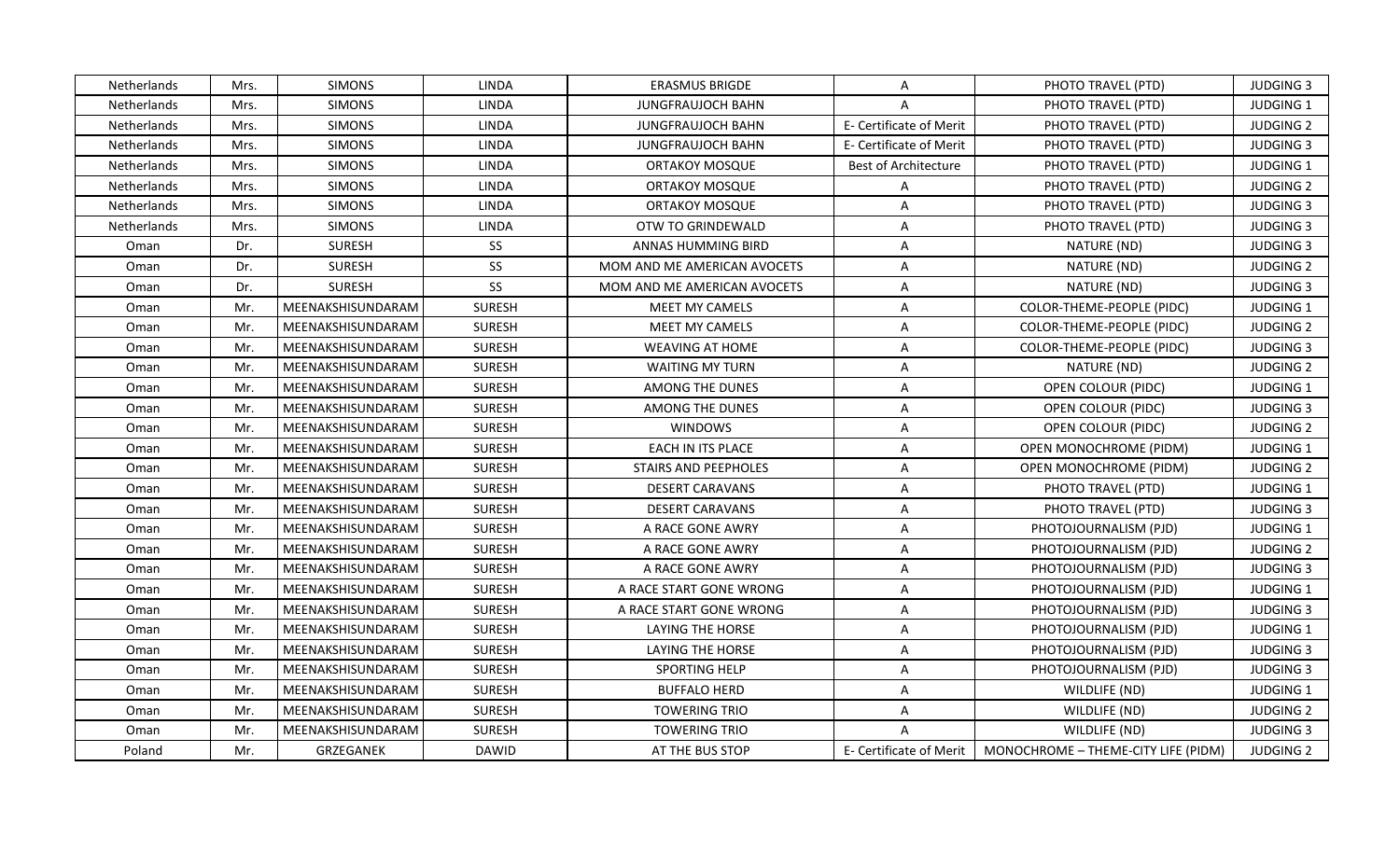| Netherlands | Mrs. | SIMONS | LINDA | ERASMUS BRIGDE | A | PHOTO TRAVEL (PTD) | JUDGING 3 |
|---|---|---|---|---|---|---|---|
| Netherlands | Mrs. | SIMONS | LINDA | JUNGFRAUJOCH BAHN | A | PHOTO TRAVEL (PTD) | JUDGING 1 |
| Netherlands | Mrs. | SIMONS | LINDA | JUNGFRAUJOCH BAHN | E- Certificate of Merit | PHOTO TRAVEL (PTD) | JUDGING 2 |
| Netherlands | Mrs. | SIMONS | LINDA | JUNGFRAUJOCH BAHN | E- Certificate of Merit | PHOTO TRAVEL (PTD) | JUDGING 3 |
| Netherlands | Mrs. | SIMONS | LINDA | ORTAKOY MOSQUE | Best of Architecture | PHOTO TRAVEL (PTD) | JUDGING 1 |
| Netherlands | Mrs. | SIMONS | LINDA | ORTAKOY MOSQUE | A | PHOTO TRAVEL (PTD) | JUDGING 2 |
| Netherlands | Mrs. | SIMONS | LINDA | ORTAKOY MOSQUE | A | PHOTO TRAVEL (PTD) | JUDGING 3 |
| Netherlands | Mrs. | SIMONS | LINDA | OTW TO GRINDEWALD | A | PHOTO TRAVEL (PTD) | JUDGING 3 |
| Oman | Dr. | SURESH | SS | ANNAS HUMMING BIRD | A | NATURE (ND) | JUDGING 3 |
| Oman | Dr. | SURESH | SS | MOM AND ME AMERICAN AVOCETS | A | NATURE (ND) | JUDGING 2 |
| Oman | Dr. | SURESH | SS | MOM AND ME AMERICAN AVOCETS | A | NATURE (ND) | JUDGING 3 |
| Oman | Mr. | MEENAKSHISUNDARAM | SURESH | MEET MY CAMELS | A | COLOR-THEME-PEOPLE (PIDC) | JUDGING 1 |
| Oman | Mr. | MEENAKSHISUNDARAM | SURESH | MEET MY CAMELS | A | COLOR-THEME-PEOPLE (PIDC) | JUDGING 2 |
| Oman | Mr. | MEENAKSHISUNDARAM | SURESH | WEAVING AT HOME | A | COLOR-THEME-PEOPLE (PIDC) | JUDGING 3 |
| Oman | Mr. | MEENAKSHISUNDARAM | SURESH | WAITING MY TURN | A | NATURE (ND) | JUDGING 2 |
| Oman | Mr. | MEENAKSHISUNDARAM | SURESH | AMONG THE DUNES | A | OPEN COLOUR (PIDC) | JUDGING 1 |
| Oman | Mr. | MEENAKSHISUNDARAM | SURESH | AMONG THE DUNES | A | OPEN COLOUR (PIDC) | JUDGING 3 |
| Oman | Mr. | MEENAKSHISUNDARAM | SURESH | WINDOWS | A | OPEN COLOUR (PIDC) | JUDGING 2 |
| Oman | Mr. | MEENAKSHISUNDARAM | SURESH | EACH IN ITS PLACE | A | OPEN MONOCHROME (PIDM) | JUDGING 1 |
| Oman | Mr. | MEENAKSHISUNDARAM | SURESH | STAIRS AND PEEPHOLES | A | OPEN MONOCHROME (PIDM) | JUDGING 2 |
| Oman | Mr. | MEENAKSHISUNDARAM | SURESH | DESERT CARAVANS | A | PHOTO TRAVEL (PTD) | JUDGING 1 |
| Oman | Mr. | MEENAKSHISUNDARAM | SURESH | DESERT CARAVANS | A | PHOTO TRAVEL (PTD) | JUDGING 3 |
| Oman | Mr. | MEENAKSHISUNDARAM | SURESH | A RACE GONE AWRY | A | PHOTOJOURNALISM (PJD) | JUDGING 1 |
| Oman | Mr. | MEENAKSHISUNDARAM | SURESH | A RACE GONE AWRY | A | PHOTOJOURNALISM (PJD) | JUDGING 2 |
| Oman | Mr. | MEENAKSHISUNDARAM | SURESH | A RACE GONE AWRY | A | PHOTOJOURNALISM (PJD) | JUDGING 3 |
| Oman | Mr. | MEENAKSHISUNDARAM | SURESH | A RACE START GONE WRONG | A | PHOTOJOURNALISM (PJD) | JUDGING 1 |
| Oman | Mr. | MEENAKSHISUNDARAM | SURESH | A RACE START GONE WRONG | A | PHOTOJOURNALISM (PJD) | JUDGING 3 |
| Oman | Mr. | MEENAKSHISUNDARAM | SURESH | LAYING THE HORSE | A | PHOTOJOURNALISM (PJD) | JUDGING 1 |
| Oman | Mr. | MEENAKSHISUNDARAM | SURESH | LAYING THE HORSE | A | PHOTOJOURNALISM (PJD) | JUDGING 3 |
| Oman | Mr. | MEENAKSHISUNDARAM | SURESH | SPORTING HELP | A | PHOTOJOURNALISM (PJD) | JUDGING 3 |
| Oman | Mr. | MEENAKSHISUNDARAM | SURESH | BUFFALO HERD | A | WILDLIFE (ND) | JUDGING 1 |
| Oman | Mr. | MEENAKSHISUNDARAM | SURESH | TOWERING TRIO | A | WILDLIFE (ND) | JUDGING 2 |
| Oman | Mr. | MEENAKSHISUNDARAM | SURESH | TOWERING TRIO | A | WILDLIFE (ND) | JUDGING 3 |
| Poland | Mr. | GRZEGANEK | DAWID | AT THE BUS STOP | E- Certificate of Merit | MONOCHROME – THEME-CITY LIFE (PIDM) | JUDGING 2 |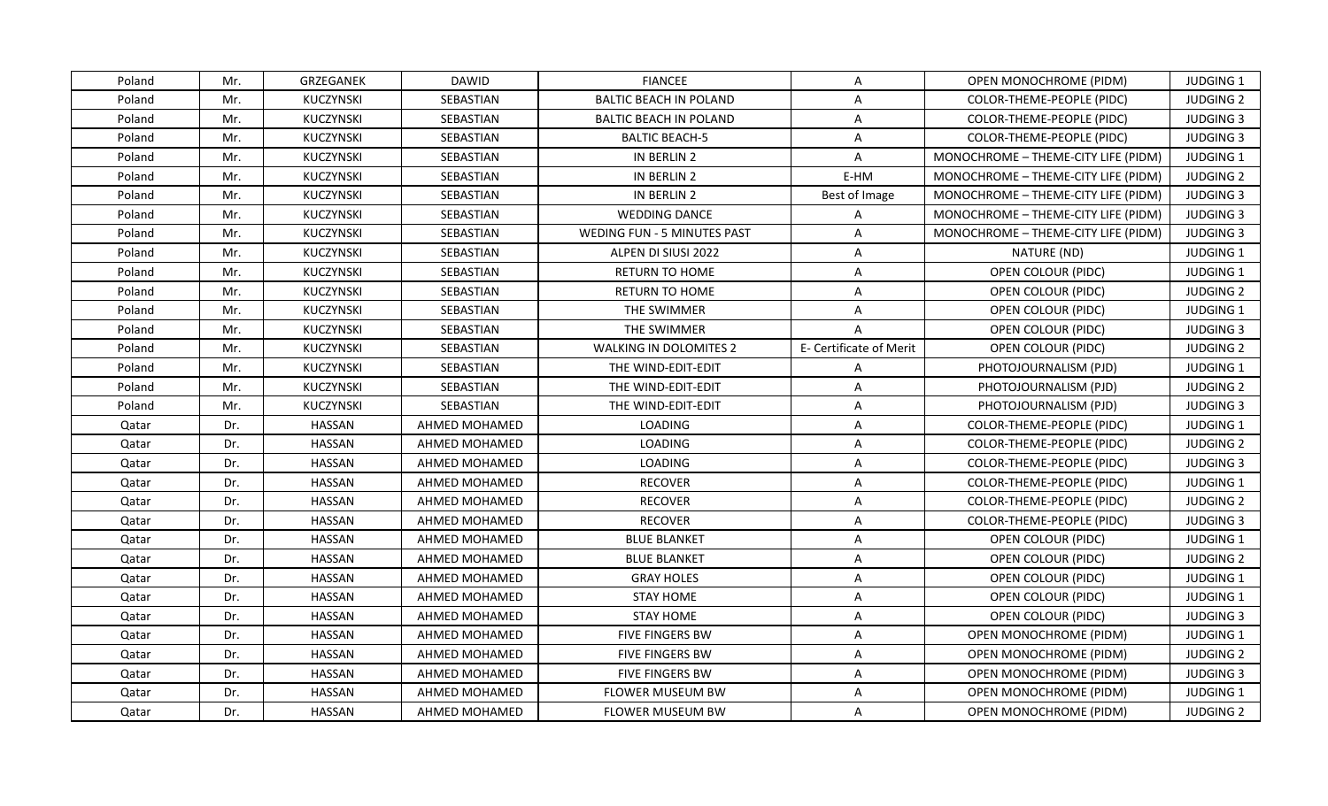| Poland | Mr. | GRZEGANEK | DAWID | FIANCEE | A | OPEN MONOCHROME (PIDM) | JUDGING 1 |
|---|---|---|---|---|---|---|---|
| Poland | Mr. | KUCZYNSKI | SEBASTIAN | BALTIC BEACH IN POLAND | A | COLOR-THEME-PEOPLE (PIDC) | JUDGING 2 |
| Poland | Mr. | KUCZYNSKI | SEBASTIAN | BALTIC BEACH IN POLAND | A | COLOR-THEME-PEOPLE (PIDC) | JUDGING 3 |
| Poland | Mr. | KUCZYNSKI | SEBASTIAN | BALTIC BEACH-5 | A | COLOR-THEME-PEOPLE (PIDC) | JUDGING 3 |
| Poland | Mr. | KUCZYNSKI | SEBASTIAN | IN BERLIN 2 | A | MONOCHROME – THEME-CITY LIFE (PIDM) | JUDGING 1 |
| Poland | Mr. | KUCZYNSKI | SEBASTIAN | IN BERLIN 2 | E-HM | MONOCHROME – THEME-CITY LIFE (PIDM) | JUDGING 2 |
| Poland | Mr. | KUCZYNSKI | SEBASTIAN | IN BERLIN 2 | Best of Image | MONOCHROME – THEME-CITY LIFE (PIDM) | JUDGING 3 |
| Poland | Mr. | KUCZYNSKI | SEBASTIAN | WEDDING DANCE | A | MONOCHROME – THEME-CITY LIFE (PIDM) | JUDGING 3 |
| Poland | Mr. | KUCZYNSKI | SEBASTIAN | WEDING FUN - 5 MINUTES PAST | A | MONOCHROME – THEME-CITY LIFE (PIDM) | JUDGING 3 |
| Poland | Mr. | KUCZYNSKI | SEBASTIAN | ALPEN DI SIUSI 2022 | A | NATURE (ND) | JUDGING 1 |
| Poland | Mr. | KUCZYNSKI | SEBASTIAN | RETURN TO HOME | A | OPEN COLOUR (PIDC) | JUDGING 1 |
| Poland | Mr. | KUCZYNSKI | SEBASTIAN | RETURN TO HOME | A | OPEN COLOUR (PIDC) | JUDGING 2 |
| Poland | Mr. | KUCZYNSKI | SEBASTIAN | THE SWIMMER | A | OPEN COLOUR (PIDC) | JUDGING 1 |
| Poland | Mr. | KUCZYNSKI | SEBASTIAN | THE SWIMMER | A | OPEN COLOUR (PIDC) | JUDGING 3 |
| Poland | Mr. | KUCZYNSKI | SEBASTIAN | WALKING IN DOLOMITES 2 | E- Certificate of Merit | OPEN COLOUR (PIDC) | JUDGING 2 |
| Poland | Mr. | KUCZYNSKI | SEBASTIAN | THE WIND-EDIT-EDIT | A | PHOTOJOURNALISM (PJD) | JUDGING 1 |
| Poland | Mr. | KUCZYNSKI | SEBASTIAN | THE WIND-EDIT-EDIT | A | PHOTOJOURNALISM (PJD) | JUDGING 2 |
| Poland | Mr. | KUCZYNSKI | SEBASTIAN | THE WIND-EDIT-EDIT | A | PHOTOJOURNALISM (PJD) | JUDGING 3 |
| Qatar | Dr. | HASSAN | AHMED MOHAMED | LOADING | A | COLOR-THEME-PEOPLE (PIDC) | JUDGING 1 |
| Qatar | Dr. | HASSAN | AHMED MOHAMED | LOADING | A | COLOR-THEME-PEOPLE (PIDC) | JUDGING 2 |
| Qatar | Dr. | HASSAN | AHMED MOHAMED | LOADING | A | COLOR-THEME-PEOPLE (PIDC) | JUDGING 3 |
| Qatar | Dr. | HASSAN | AHMED MOHAMED | RECOVER | A | COLOR-THEME-PEOPLE (PIDC) | JUDGING 1 |
| Qatar | Dr. | HASSAN | AHMED MOHAMED | RECOVER | A | COLOR-THEME-PEOPLE (PIDC) | JUDGING 2 |
| Qatar | Dr. | HASSAN | AHMED MOHAMED | RECOVER | A | COLOR-THEME-PEOPLE (PIDC) | JUDGING 3 |
| Qatar | Dr. | HASSAN | AHMED MOHAMED | BLUE BLANKET | A | OPEN COLOUR (PIDC) | JUDGING 1 |
| Qatar | Dr. | HASSAN | AHMED MOHAMED | BLUE BLANKET | A | OPEN COLOUR (PIDC) | JUDGING 2 |
| Qatar | Dr. | HASSAN | AHMED MOHAMED | GRAY HOLES | A | OPEN COLOUR (PIDC) | JUDGING 1 |
| Qatar | Dr. | HASSAN | AHMED MOHAMED | STAY HOME | A | OPEN COLOUR (PIDC) | JUDGING 1 |
| Qatar | Dr. | HASSAN | AHMED MOHAMED | STAY HOME | A | OPEN COLOUR (PIDC) | JUDGING 3 |
| Qatar | Dr. | HASSAN | AHMED MOHAMED | FIVE FINGERS BW | A | OPEN MONOCHROME (PIDM) | JUDGING 1 |
| Qatar | Dr. | HASSAN | AHMED MOHAMED | FIVE FINGERS BW | A | OPEN MONOCHROME (PIDM) | JUDGING 2 |
| Qatar | Dr. | HASSAN | AHMED MOHAMED | FIVE FINGERS BW | A | OPEN MONOCHROME (PIDM) | JUDGING 3 |
| Qatar | Dr. | HASSAN | AHMED MOHAMED | FLOWER MUSEUM BW | A | OPEN MONOCHROME (PIDM) | JUDGING 1 |
| Qatar | Dr. | HASSAN | AHMED MOHAMED | FLOWER MUSEUM BW | A | OPEN MONOCHROME (PIDM) | JUDGING 2 |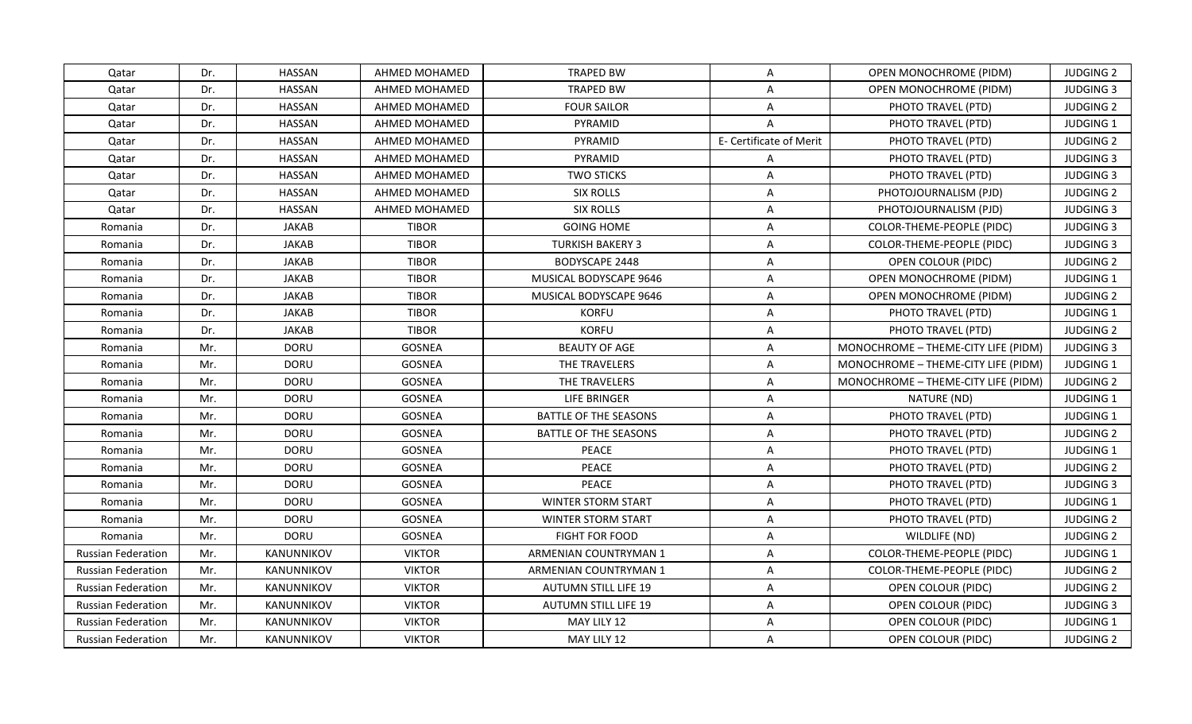| Qatar | Dr. | HASSAN | AHMED MOHAMED | TRAPED BW | A | OPEN MONOCHROME (PIDM) | JUDGING 2 |
|---|---|---|---|---|---|---|---|
| Qatar | Dr. | HASSAN | AHMED MOHAMED | TRAPED BW | A | OPEN MONOCHROME (PIDM) | JUDGING 3 |
| Qatar | Dr. | HASSAN | AHMED MOHAMED | FOUR SAILOR | A | PHOTO TRAVEL (PTD) | JUDGING 2 |
| Qatar | Dr. | HASSAN | AHMED MOHAMED | PYRAMID | A | PHOTO TRAVEL (PTD) | JUDGING 1 |
| Qatar | Dr. | HASSAN | AHMED MOHAMED | PYRAMID | E- Certificate of Merit | PHOTO TRAVEL (PTD) | JUDGING 2 |
| Qatar | Dr. | HASSAN | AHMED MOHAMED | PYRAMID | A | PHOTO TRAVEL (PTD) | JUDGING 3 |
| Qatar | Dr. | HASSAN | AHMED MOHAMED | TWO STICKS | A | PHOTO TRAVEL (PTD) | JUDGING 3 |
| Qatar | Dr. | HASSAN | AHMED MOHAMED | SIX ROLLS | A | PHOTOJOURNALISM (PJD) | JUDGING 2 |
| Qatar | Dr. | HASSAN | AHMED MOHAMED | SIX ROLLS | A | PHOTOJOURNALISM (PJD) | JUDGING 3 |
| Romania | Dr. | JAKAB | TIBOR | GOING HOME | A | COLOR-THEME-PEOPLE (PIDC) | JUDGING 3 |
| Romania | Dr. | JAKAB | TIBOR | TURKISH BAKERY 3 | A | COLOR-THEME-PEOPLE (PIDC) | JUDGING 3 |
| Romania | Dr. | JAKAB | TIBOR | BODYSCAPE 2448 | A | OPEN COLOUR (PIDC) | JUDGING 2 |
| Romania | Dr. | JAKAB | TIBOR | MUSICAL BODYSCAPE 9646 | A | OPEN MONOCHROME (PIDM) | JUDGING 1 |
| Romania | Dr. | JAKAB | TIBOR | MUSICAL BODYSCAPE 9646 | A | OPEN MONOCHROME (PIDM) | JUDGING 2 |
| Romania | Dr. | JAKAB | TIBOR | KORFU | A | PHOTO TRAVEL (PTD) | JUDGING 1 |
| Romania | Dr. | JAKAB | TIBOR | KORFU | A | PHOTO TRAVEL (PTD) | JUDGING 2 |
| Romania | Mr. | DORU | GOSNEA | BEAUTY OF AGE | A | MONOCHROME – THEME-CITY LIFE (PIDM) | JUDGING 3 |
| Romania | Mr. | DORU | GOSNEA | THE TRAVELERS | A | MONOCHROME – THEME-CITY LIFE (PIDM) | JUDGING 1 |
| Romania | Mr. | DORU | GOSNEA | THE TRAVELERS | A | MONOCHROME – THEME-CITY LIFE (PIDM) | JUDGING 2 |
| Romania | Mr. | DORU | GOSNEA | LIFE BRINGER | A | NATURE (ND) | JUDGING 1 |
| Romania | Mr. | DORU | GOSNEA | BATTLE OF THE SEASONS | A | PHOTO TRAVEL (PTD) | JUDGING 1 |
| Romania | Mr. | DORU | GOSNEA | BATTLE OF THE SEASONS | A | PHOTO TRAVEL (PTD) | JUDGING 2 |
| Romania | Mr. | DORU | GOSNEA | PEACE | A | PHOTO TRAVEL (PTD) | JUDGING 1 |
| Romania | Mr. | DORU | GOSNEA | PEACE | A | PHOTO TRAVEL (PTD) | JUDGING 2 |
| Romania | Mr. | DORU | GOSNEA | PEACE | A | PHOTO TRAVEL (PTD) | JUDGING 3 |
| Romania | Mr. | DORU | GOSNEA | WINTER STORM START | A | PHOTO TRAVEL (PTD) | JUDGING 1 |
| Romania | Mr. | DORU | GOSNEA | WINTER STORM START | A | PHOTO TRAVEL (PTD) | JUDGING 2 |
| Romania | Mr. | DORU | GOSNEA | FIGHT FOR FOOD | A | WILDLIFE (ND) | JUDGING 2 |
| Russian Federation | Mr. | KANUNNIKOV | VIKTOR | ARMENIAN COUNTRYMAN 1 | A | COLOR-THEME-PEOPLE (PIDC) | JUDGING 1 |
| Russian Federation | Mr. | KANUNNIKOV | VIKTOR | ARMENIAN COUNTRYMAN 1 | A | COLOR-THEME-PEOPLE (PIDC) | JUDGING 2 |
| Russian Federation | Mr. | KANUNNIKOV | VIKTOR | AUTUMN STILL LIFE 19 | A | OPEN COLOUR (PIDC) | JUDGING 2 |
| Russian Federation | Mr. | KANUNNIKOV | VIKTOR | AUTUMN STILL LIFE 19 | A | OPEN COLOUR (PIDC) | JUDGING 3 |
| Russian Federation | Mr. | KANUNNIKOV | VIKTOR | MAY LILY 12 | A | OPEN COLOUR (PIDC) | JUDGING 1 |
| Russian Federation | Mr. | KANUNNIKOV | VIKTOR | MAY LILY 12 | A | OPEN COLOUR (PIDC) | JUDGING 2 |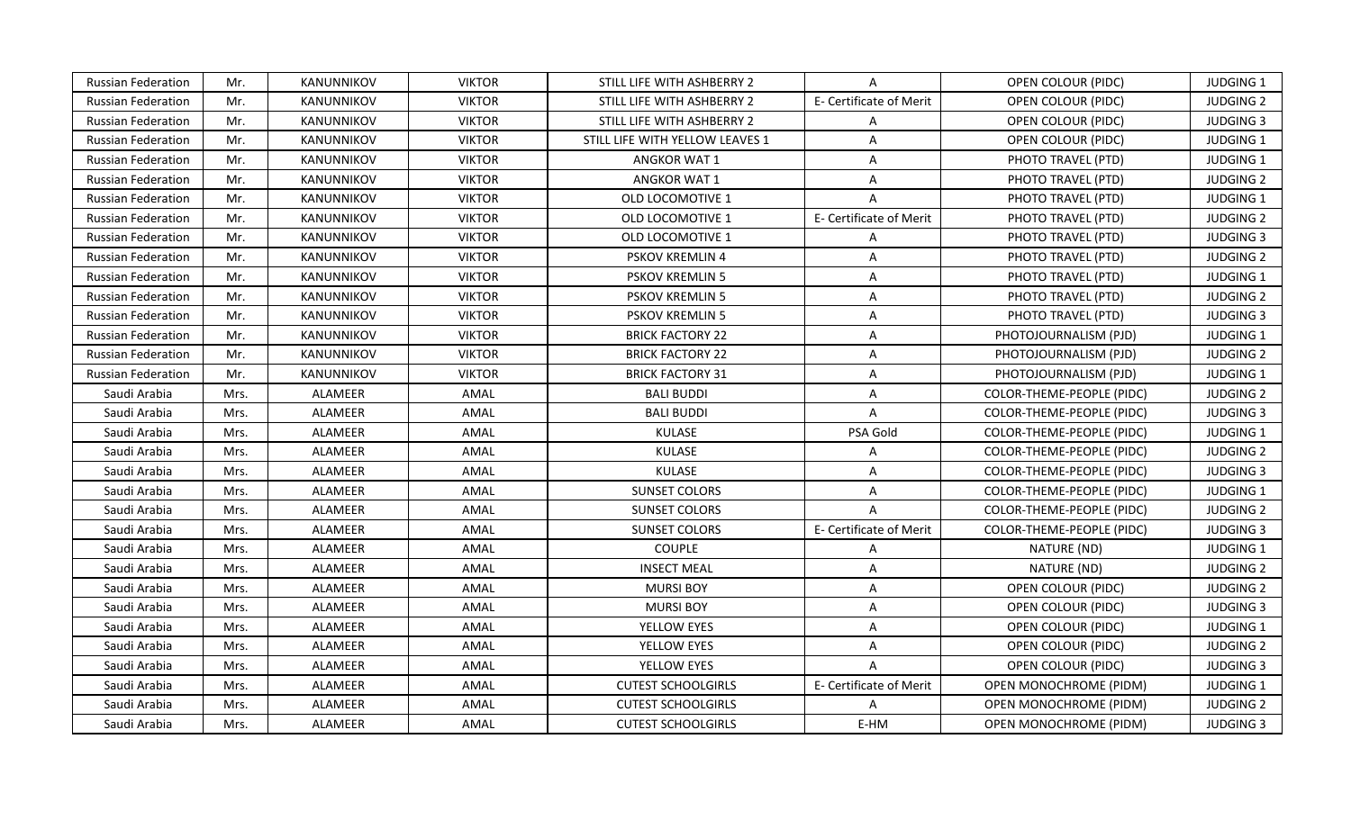| Russian Federation | Mr. | KANUNNIKOV | VIKTOR | STILL LIFE WITH ASHBERRY 2 | A | OPEN COLOUR (PIDC) | JUDGING 1 |
|---|---|---|---|---|---|---|---|
| Russian Federation | Mr. | KANUNNIKOV | VIKTOR | STILL LIFE WITH ASHBERRY 2 | E- Certificate of Merit | OPEN COLOUR (PIDC) | JUDGING 2 |
| Russian Federation | Mr. | KANUNNIKOV | VIKTOR | STILL LIFE WITH ASHBERRY 2 | A | OPEN COLOUR (PIDC) | JUDGING 3 |
| Russian Federation | Mr. | KANUNNIKOV | VIKTOR | STILL LIFE WITH YELLOW LEAVES 1 | A | OPEN COLOUR (PIDC) | JUDGING 1 |
| Russian Federation | Mr. | KANUNNIKOV | VIKTOR | ANGKOR WAT 1 | A | PHOTO TRAVEL (PTD) | JUDGING 1 |
| Russian Federation | Mr. | KANUNNIKOV | VIKTOR | ANGKOR WAT 1 | A | PHOTO TRAVEL (PTD) | JUDGING 2 |
| Russian Federation | Mr. | KANUNNIKOV | VIKTOR | OLD LOCOMOTIVE 1 | A | PHOTO TRAVEL (PTD) | JUDGING 1 |
| Russian Federation | Mr. | KANUNNIKOV | VIKTOR | OLD LOCOMOTIVE 1 | E- Certificate of Merit | PHOTO TRAVEL (PTD) | JUDGING 2 |
| Russian Federation | Mr. | KANUNNIKOV | VIKTOR | OLD LOCOMOTIVE 1 | A | PHOTO TRAVEL (PTD) | JUDGING 3 |
| Russian Federation | Mr. | KANUNNIKOV | VIKTOR | PSKOV KREMLIN 4 | A | PHOTO TRAVEL (PTD) | JUDGING 2 |
| Russian Federation | Mr. | KANUNNIKOV | VIKTOR | PSKOV KREMLIN 5 | A | PHOTO TRAVEL (PTD) | JUDGING 1 |
| Russian Federation | Mr. | KANUNNIKOV | VIKTOR | PSKOV KREMLIN 5 | A | PHOTO TRAVEL (PTD) | JUDGING 2 |
| Russian Federation | Mr. | KANUNNIKOV | VIKTOR | PSKOV KREMLIN 5 | A | PHOTO TRAVEL (PTD) | JUDGING 3 |
| Russian Federation | Mr. | KANUNNIKOV | VIKTOR | BRICK FACTORY 22 | A | PHOTOJOURNALISM (PJD) | JUDGING 1 |
| Russian Federation | Mr. | KANUNNIKOV | VIKTOR | BRICK FACTORY 22 | A | PHOTOJOURNALISM (PJD) | JUDGING 2 |
| Russian Federation | Mr. | KANUNNIKOV | VIKTOR | BRICK FACTORY 31 | A | PHOTOJOURNALISM (PJD) | JUDGING 1 |
| Saudi Arabia | Mrs. | ALAMEER | AMAL | BALI BUDDI | A | COLOR-THEME-PEOPLE (PIDC) | JUDGING 2 |
| Saudi Arabia | Mrs. | ALAMEER | AMAL | BALI BUDDI | A | COLOR-THEME-PEOPLE (PIDC) | JUDGING 3 |
| Saudi Arabia | Mrs. | ALAMEER | AMAL | KULASE | PSA Gold | COLOR-THEME-PEOPLE (PIDC) | JUDGING 1 |
| Saudi Arabia | Mrs. | ALAMEER | AMAL | KULASE | A | COLOR-THEME-PEOPLE (PIDC) | JUDGING 2 |
| Saudi Arabia | Mrs. | ALAMEER | AMAL | KULASE | A | COLOR-THEME-PEOPLE (PIDC) | JUDGING 3 |
| Saudi Arabia | Mrs. | ALAMEER | AMAL | SUNSET COLORS | A | COLOR-THEME-PEOPLE (PIDC) | JUDGING 1 |
| Saudi Arabia | Mrs. | ALAMEER | AMAL | SUNSET COLORS | A | COLOR-THEME-PEOPLE (PIDC) | JUDGING 2 |
| Saudi Arabia | Mrs. | ALAMEER | AMAL | SUNSET COLORS | E- Certificate of Merit | COLOR-THEME-PEOPLE (PIDC) | JUDGING 3 |
| Saudi Arabia | Mrs. | ALAMEER | AMAL | COUPLE | A | NATURE (ND) | JUDGING 1 |
| Saudi Arabia | Mrs. | ALAMEER | AMAL | INSECT MEAL | A | NATURE (ND) | JUDGING 2 |
| Saudi Arabia | Mrs. | ALAMEER | AMAL | MURSI BOY | A | OPEN COLOUR (PIDC) | JUDGING 2 |
| Saudi Arabia | Mrs. | ALAMEER | AMAL | MURSI BOY | A | OPEN COLOUR (PIDC) | JUDGING 3 |
| Saudi Arabia | Mrs. | ALAMEER | AMAL | YELLOW EYES | A | OPEN COLOUR (PIDC) | JUDGING 1 |
| Saudi Arabia | Mrs. | ALAMEER | AMAL | YELLOW EYES | A | OPEN COLOUR (PIDC) | JUDGING 2 |
| Saudi Arabia | Mrs. | ALAMEER | AMAL | YELLOW EYES | A | OPEN COLOUR (PIDC) | JUDGING 3 |
| Saudi Arabia | Mrs. | ALAMEER | AMAL | CUTEST SCHOOLGIRLS | E- Certificate of Merit | OPEN MONOCHROME (PIDM) | JUDGING 1 |
| Saudi Arabia | Mrs. | ALAMEER | AMAL | CUTEST SCHOOLGIRLS | A | OPEN MONOCHROME (PIDM) | JUDGING 2 |
| Saudi Arabia | Mrs. | ALAMEER | AMAL | CUTEST SCHOOLGIRLS | E-HM | OPEN MONOCHROME (PIDM) | JUDGING 3 |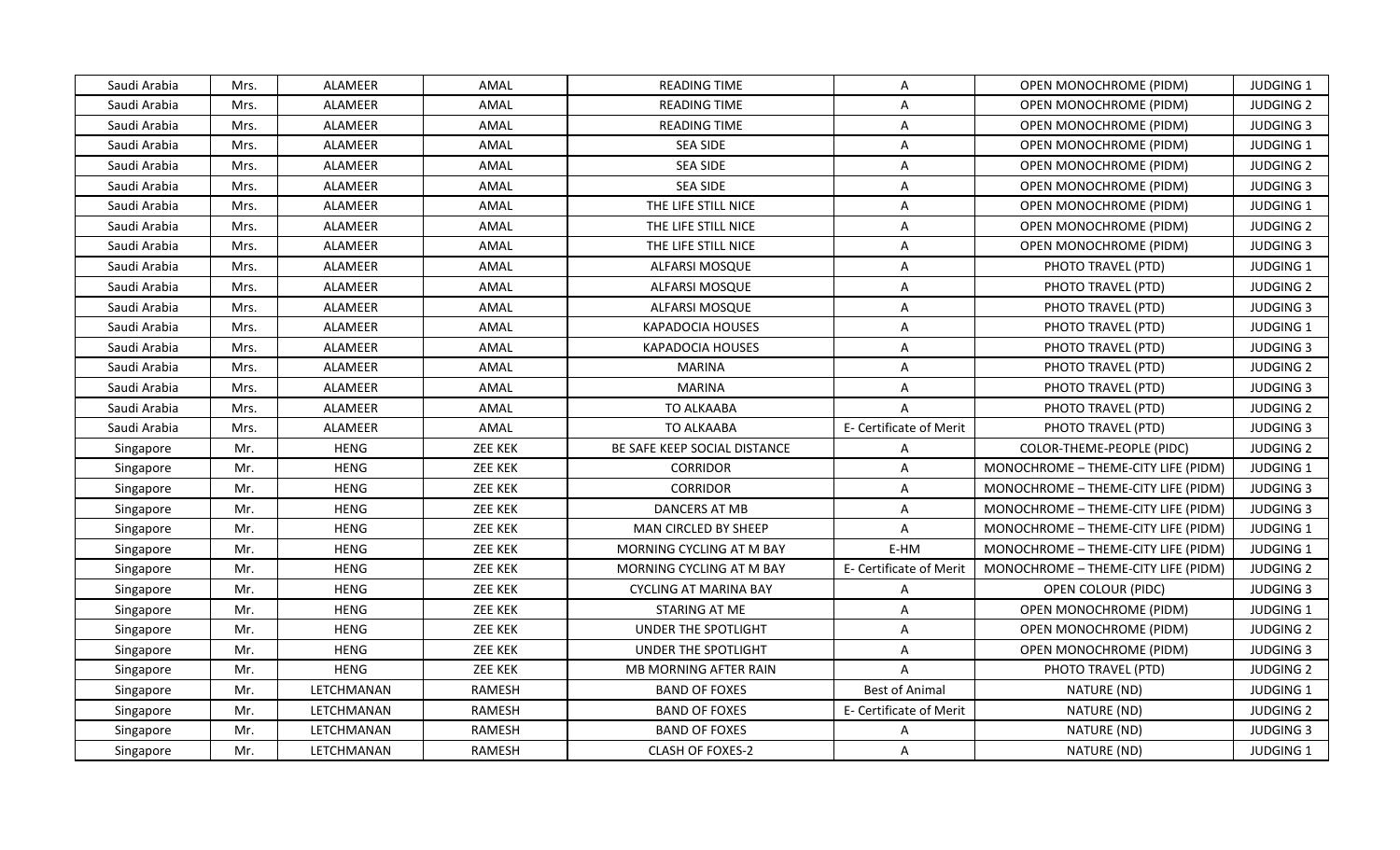| Saudi Arabia | Mrs. | ALAMEER | AMAL | READING TIME | A | OPEN MONOCHROME (PIDM) | JUDGING 1 |
|---|---|---|---|---|---|---|---|
| Saudi Arabia | Mrs. | ALAMEER | AMAL | READING TIME | A | OPEN MONOCHROME (PIDM) | JUDGING 2 |
| Saudi Arabia | Mrs. | ALAMEER | AMAL | READING TIME | A | OPEN MONOCHROME (PIDM) | JUDGING 3 |
| Saudi Arabia | Mrs. | ALAMEER | AMAL | SEA SIDE | A | OPEN MONOCHROME (PIDM) | JUDGING 1 |
| Saudi Arabia | Mrs. | ALAMEER | AMAL | SEA SIDE | A | OPEN MONOCHROME (PIDM) | JUDGING 2 |
| Saudi Arabia | Mrs. | ALAMEER | AMAL | SEA SIDE | A | OPEN MONOCHROME (PIDM) | JUDGING 3 |
| Saudi Arabia | Mrs. | ALAMEER | AMAL | THE LIFE STILL NICE | A | OPEN MONOCHROME (PIDM) | JUDGING 1 |
| Saudi Arabia | Mrs. | ALAMEER | AMAL | THE LIFE STILL NICE | A | OPEN MONOCHROME (PIDM) | JUDGING 2 |
| Saudi Arabia | Mrs. | ALAMEER | AMAL | THE LIFE STILL NICE | A | OPEN MONOCHROME (PIDM) | JUDGING 3 |
| Saudi Arabia | Mrs. | ALAMEER | AMAL | ALFARSI MOSQUE | A | PHOTO TRAVEL (PTD) | JUDGING 1 |
| Saudi Arabia | Mrs. | ALAMEER | AMAL | ALFARSI MOSQUE | A | PHOTO TRAVEL (PTD) | JUDGING 2 |
| Saudi Arabia | Mrs. | ALAMEER | AMAL | ALFARSI MOSQUE | A | PHOTO TRAVEL (PTD) | JUDGING 3 |
| Saudi Arabia | Mrs. | ALAMEER | AMAL | KAPADOCIA HOUSES | A | PHOTO TRAVEL (PTD) | JUDGING 1 |
| Saudi Arabia | Mrs. | ALAMEER | AMAL | KAPADOCIA HOUSES | A | PHOTO TRAVEL (PTD) | JUDGING 3 |
| Saudi Arabia | Mrs. | ALAMEER | AMAL | MARINA | A | PHOTO TRAVEL (PTD) | JUDGING 2 |
| Saudi Arabia | Mrs. | ALAMEER | AMAL | MARINA | A | PHOTO TRAVEL (PTD) | JUDGING 3 |
| Saudi Arabia | Mrs. | ALAMEER | AMAL | TO ALKAABA | A | PHOTO TRAVEL (PTD) | JUDGING 2 |
| Saudi Arabia | Mrs. | ALAMEER | AMAL | TO ALKAABA | E- Certificate of Merit | PHOTO TRAVEL (PTD) | JUDGING 3 |
| Singapore | Mr. | HENG | ZEE KEK | BE SAFE KEEP SOCIAL DISTANCE | A | COLOR-THEME-PEOPLE (PIDC) | JUDGING 2 |
| Singapore | Mr. | HENG | ZEE KEK | CORRIDOR | A | MONOCHROME – THEME-CITY LIFE (PIDM) | JUDGING 1 |
| Singapore | Mr. | HENG | ZEE KEK | CORRIDOR | A | MONOCHROME – THEME-CITY LIFE (PIDM) | JUDGING 3 |
| Singapore | Mr. | HENG | ZEE KEK | DANCERS AT MB | A | MONOCHROME – THEME-CITY LIFE (PIDM) | JUDGING 3 |
| Singapore | Mr. | HENG | ZEE KEK | MAN CIRCLED BY SHEEP | A | MONOCHROME – THEME-CITY LIFE (PIDM) | JUDGING 1 |
| Singapore | Mr. | HENG | ZEE KEK | MORNING CYCLING AT M BAY | E-HM | MONOCHROME – THEME-CITY LIFE (PIDM) | JUDGING 1 |
| Singapore | Mr. | HENG | ZEE KEK | MORNING CYCLING AT M BAY | E- Certificate of Merit | MONOCHROME – THEME-CITY LIFE (PIDM) | JUDGING 2 |
| Singapore | Mr. | HENG | ZEE KEK | CYCLING AT MARINA BAY | A | OPEN COLOUR (PIDC) | JUDGING 3 |
| Singapore | Mr. | HENG | ZEE KEK | STARING AT ME | A | OPEN MONOCHROME (PIDM) | JUDGING 1 |
| Singapore | Mr. | HENG | ZEE KEK | UNDER THE SPOTLIGHT | A | OPEN MONOCHROME (PIDM) | JUDGING 2 |
| Singapore | Mr. | HENG | ZEE KEK | UNDER THE SPOTLIGHT | A | OPEN MONOCHROME (PIDM) | JUDGING 3 |
| Singapore | Mr. | HENG | ZEE KEK | MB MORNING AFTER RAIN | A | PHOTO TRAVEL (PTD) | JUDGING 2 |
| Singapore | Mr. | LETCHMANAN | RAMESH | BAND OF FOXES | Best of Animal | NATURE (ND) | JUDGING 1 |
| Singapore | Mr. | LETCHMANAN | RAMESH | BAND OF FOXES | E- Certificate of Merit | NATURE (ND) | JUDGING 2 |
| Singapore | Mr. | LETCHMANAN | RAMESH | BAND OF FOXES | A | NATURE (ND) | JUDGING 3 |
| Singapore | Mr. | LETCHMANAN | RAMESH | CLASH OF FOXES-2 | A | NATURE (ND) | JUDGING 1 |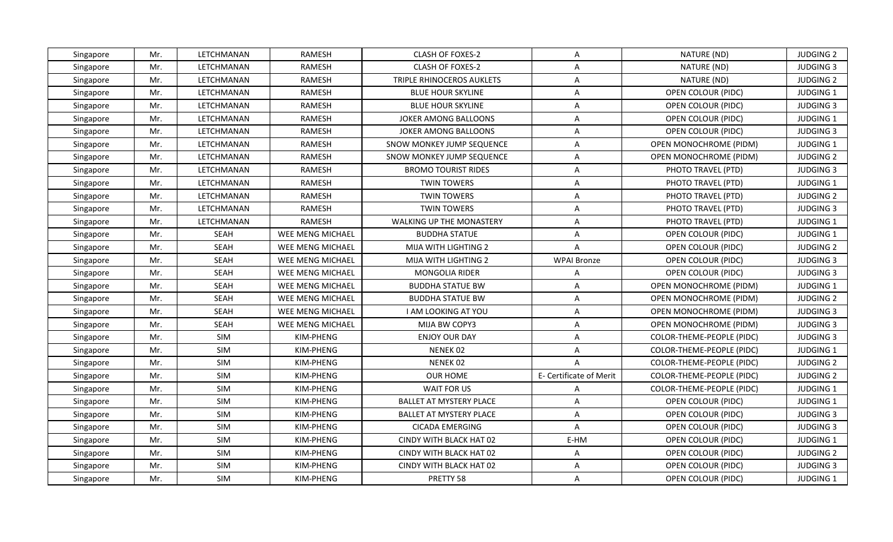| Singapore | Mr. | LETCHMANAN | RAMESH | CLASH OF FOXES-2 | A | NATURE (ND) | JUDGING 2 |
|---|---|---|---|---|---|---|---|
| Singapore | Mr. | LETCHMANAN | RAMESH | CLASH OF FOXES-2 | A | NATURE (ND) | JUDGING 3 |
| Singapore | Mr. | LETCHMANAN | RAMESH | TRIPLE RHINOCEROS AUKLETS | A | NATURE (ND) | JUDGING 2 |
| Singapore | Mr. | LETCHMANAN | RAMESH | BLUE HOUR SKYLINE | A | OPEN COLOUR (PIDC) | JUDGING 1 |
| Singapore | Mr. | LETCHMANAN | RAMESH | BLUE HOUR SKYLINE | A | OPEN COLOUR (PIDC) | JUDGING 3 |
| Singapore | Mr. | LETCHMANAN | RAMESH | JOKER AMONG BALLOONS | A | OPEN COLOUR (PIDC) | JUDGING 1 |
| Singapore | Mr. | LETCHMANAN | RAMESH | JOKER AMONG BALLOONS | A | OPEN COLOUR (PIDC) | JUDGING 3 |
| Singapore | Mr. | LETCHMANAN | RAMESH | SNOW MONKEY JUMP SEQUENCE | A | OPEN MONOCHROME (PIDM) | JUDGING 1 |
| Singapore | Mr. | LETCHMANAN | RAMESH | SNOW MONKEY JUMP SEQUENCE | A | OPEN MONOCHROME (PIDM) | JUDGING 2 |
| Singapore | Mr. | LETCHMANAN | RAMESH | BROMO TOURIST RIDES | A | PHOTO TRAVEL (PTD) | JUDGING 3 |
| Singapore | Mr. | LETCHMANAN | RAMESH | TWIN TOWERS | A | PHOTO TRAVEL (PTD) | JUDGING 1 |
| Singapore | Mr. | LETCHMANAN | RAMESH | TWIN TOWERS | A | PHOTO TRAVEL (PTD) | JUDGING 2 |
| Singapore | Mr. | LETCHMANAN | RAMESH | TWIN TOWERS | A | PHOTO TRAVEL (PTD) | JUDGING 3 |
| Singapore | Mr. | LETCHMANAN | RAMESH | WALKING UP THE MONASTERY | A | PHOTO TRAVEL (PTD) | JUDGING 1 |
| Singapore | Mr. | SEAH | WEE MENG MICHAEL | BUDDHA STATUE | A | OPEN COLOUR (PIDC) | JUDGING 1 |
| Singapore | Mr. | SEAH | WEE MENG MICHAEL | MIJA WITH LIGHTING 2 | A | OPEN COLOUR (PIDC) | JUDGING 2 |
| Singapore | Mr. | SEAH | WEE MENG MICHAEL | MIJA WITH LIGHTING 2 | WPAI Bronze | OPEN COLOUR (PIDC) | JUDGING 3 |
| Singapore | Mr. | SEAH | WEE MENG MICHAEL | MONGOLIA RIDER | A | OPEN COLOUR (PIDC) | JUDGING 3 |
| Singapore | Mr. | SEAH | WEE MENG MICHAEL | BUDDHA STATUE BW | A | OPEN MONOCHROME (PIDM) | JUDGING 1 |
| Singapore | Mr. | SEAH | WEE MENG MICHAEL | BUDDHA STATUE BW | A | OPEN MONOCHROME (PIDM) | JUDGING 2 |
| Singapore | Mr. | SEAH | WEE MENG MICHAEL | I AM LOOKING AT YOU | A | OPEN MONOCHROME (PIDM) | JUDGING 3 |
| Singapore | Mr. | SEAH | WEE MENG MICHAEL | MIJA BW COPY3 | A | OPEN MONOCHROME (PIDM) | JUDGING 3 |
| Singapore | Mr. | SIM | KIM-PHENG | ENJOY OUR DAY | A | COLOR-THEME-PEOPLE (PIDC) | JUDGING 3 |
| Singapore | Mr. | SIM | KIM-PHENG | NENEK 02 | A | COLOR-THEME-PEOPLE (PIDC) | JUDGING 1 |
| Singapore | Mr. | SIM | KIM-PHENG | NENEK 02 | A | COLOR-THEME-PEOPLE (PIDC) | JUDGING 2 |
| Singapore | Mr. | SIM | KIM-PHENG | OUR HOME | E- Certificate of Merit | COLOR-THEME-PEOPLE (PIDC) | JUDGING 2 |
| Singapore | Mr. | SIM | KIM-PHENG | WAIT FOR US | A | COLOR-THEME-PEOPLE (PIDC) | JUDGING 1 |
| Singapore | Mr. | SIM | KIM-PHENG | BALLET AT MYSTERY PLACE | A | OPEN COLOUR (PIDC) | JUDGING 1 |
| Singapore | Mr. | SIM | KIM-PHENG | BALLET AT MYSTERY PLACE | A | OPEN COLOUR (PIDC) | JUDGING 3 |
| Singapore | Mr. | SIM | KIM-PHENG | CICADA EMERGING | A | OPEN COLOUR (PIDC) | JUDGING 3 |
| Singapore | Mr. | SIM | KIM-PHENG | CINDY WITH BLACK HAT 02 | E-HM | OPEN COLOUR (PIDC) | JUDGING 1 |
| Singapore | Mr. | SIM | KIM-PHENG | CINDY WITH BLACK HAT 02 | A | OPEN COLOUR (PIDC) | JUDGING 2 |
| Singapore | Mr. | SIM | KIM-PHENG | CINDY WITH BLACK HAT 02 | A | OPEN COLOUR (PIDC) | JUDGING 3 |
| Singapore | Mr. | SIM | KIM-PHENG | PRETTY 58 | A | OPEN COLOUR (PIDC) | JUDGING 1 |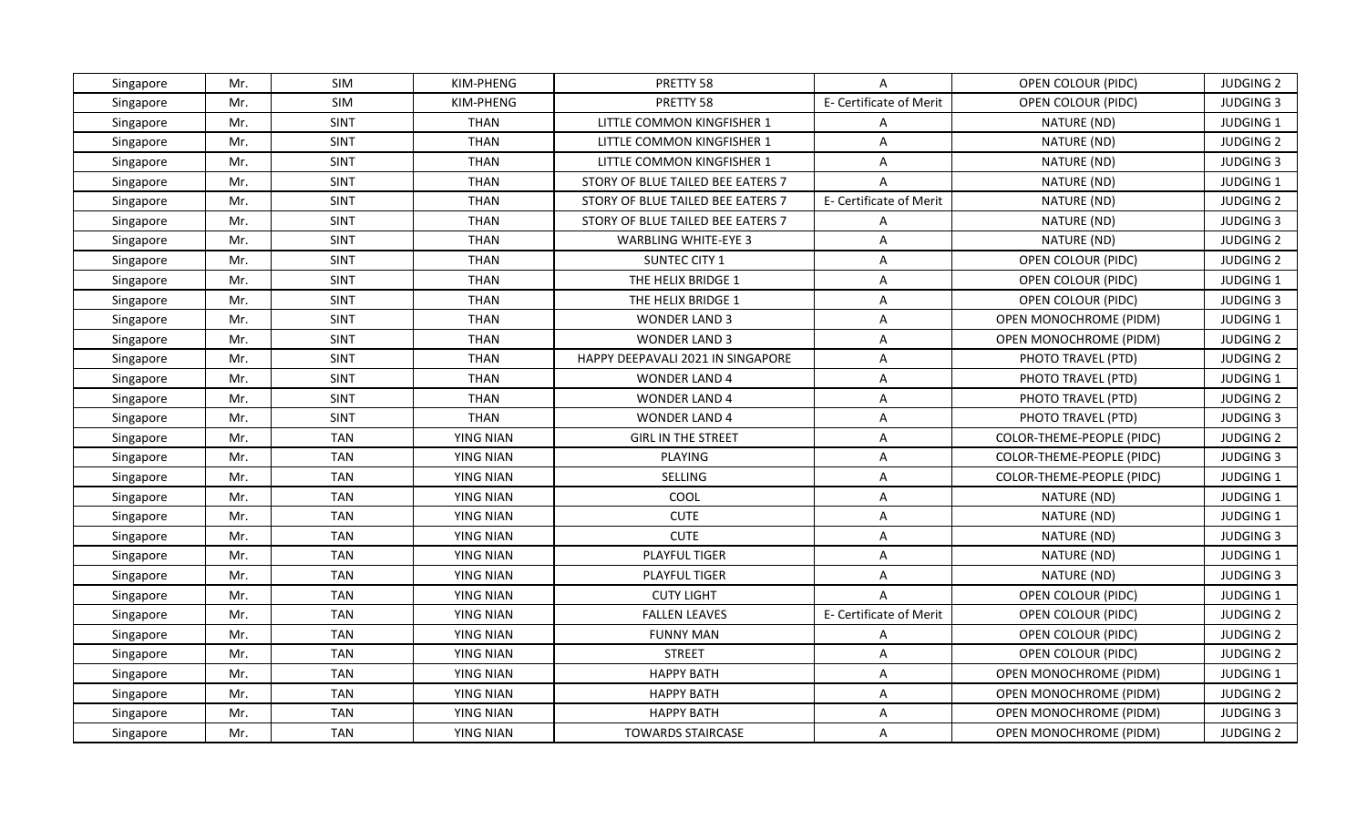| Singapore | Mr. | SIM | KIM-PHENG | PRETTY 58 | A | OPEN COLOUR (PIDC) | JUDGING 2 |
|---|---|---|---|---|---|---|---|
| Singapore | Mr. | SIM | KIM-PHENG | PRETTY 58 | E- Certificate of Merit | OPEN COLOUR (PIDC) | JUDGING 3 |
| Singapore | Mr. | SINT | THAN | LITTLE COMMON KINGFISHER 1 | A | NATURE (ND) | JUDGING 1 |
| Singapore | Mr. | SINT | THAN | LITTLE COMMON KINGFISHER 1 | A | NATURE (ND) | JUDGING 2 |
| Singapore | Mr. | SINT | THAN | LITTLE COMMON KINGFISHER 1 | A | NATURE (ND) | JUDGING 3 |
| Singapore | Mr. | SINT | THAN | STORY OF BLUE TAILED BEE EATERS 7 | A | NATURE (ND) | JUDGING 1 |
| Singapore | Mr. | SINT | THAN | STORY OF BLUE TAILED BEE EATERS 7 | E- Certificate of Merit | NATURE (ND) | JUDGING 2 |
| Singapore | Mr. | SINT | THAN | STORY OF BLUE TAILED BEE EATERS 7 | A | NATURE (ND) | JUDGING 3 |
| Singapore | Mr. | SINT | THAN | WARBLING WHITE-EYE 3 | A | NATURE (ND) | JUDGING 2 |
| Singapore | Mr. | SINT | THAN | SUNTEC CITY 1 | A | OPEN COLOUR (PIDC) | JUDGING 2 |
| Singapore | Mr. | SINT | THAN | THE HELIX BRIDGE 1 | A | OPEN COLOUR (PIDC) | JUDGING 1 |
| Singapore | Mr. | SINT | THAN | THE HELIX BRIDGE 1 | A | OPEN COLOUR (PIDC) | JUDGING 3 |
| Singapore | Mr. | SINT | THAN | WONDER LAND 3 | A | OPEN MONOCHROME (PIDM) | JUDGING 1 |
| Singapore | Mr. | SINT | THAN | WONDER LAND 3 | A | OPEN MONOCHROME (PIDM) | JUDGING 2 |
| Singapore | Mr. | SINT | THAN | HAPPY DEEPAVALI 2021 IN SINGAPORE | A | PHOTO TRAVEL (PTD) | JUDGING 2 |
| Singapore | Mr. | SINT | THAN | WONDER LAND 4 | A | PHOTO TRAVEL (PTD) | JUDGING 1 |
| Singapore | Mr. | SINT | THAN | WONDER LAND 4 | A | PHOTO TRAVEL (PTD) | JUDGING 2 |
| Singapore | Mr. | SINT | THAN | WONDER LAND 4 | A | PHOTO TRAVEL (PTD) | JUDGING 3 |
| Singapore | Mr. | TAN | YING NIAN | GIRL IN THE STREET | A | COLOR-THEME-PEOPLE (PIDC) | JUDGING 2 |
| Singapore | Mr. | TAN | YING NIAN | PLAYING | A | COLOR-THEME-PEOPLE (PIDC) | JUDGING 3 |
| Singapore | Mr. | TAN | YING NIAN | SELLING | A | COLOR-THEME-PEOPLE (PIDC) | JUDGING 1 |
| Singapore | Mr. | TAN | YING NIAN | COOL | A | NATURE (ND) | JUDGING 1 |
| Singapore | Mr. | TAN | YING NIAN | CUTE | A | NATURE (ND) | JUDGING 1 |
| Singapore | Mr. | TAN | YING NIAN | CUTE | A | NATURE (ND) | JUDGING 3 |
| Singapore | Mr. | TAN | YING NIAN | PLAYFUL TIGER | A | NATURE (ND) | JUDGING 1 |
| Singapore | Mr. | TAN | YING NIAN | PLAYFUL TIGER | A | NATURE (ND) | JUDGING 3 |
| Singapore | Mr. | TAN | YING NIAN | CUTY LIGHT | A | OPEN COLOUR (PIDC) | JUDGING 1 |
| Singapore | Mr. | TAN | YING NIAN | FALLEN LEAVES | E- Certificate of Merit | OPEN COLOUR (PIDC) | JUDGING 2 |
| Singapore | Mr. | TAN | YING NIAN | FUNNY MAN | A | OPEN COLOUR (PIDC) | JUDGING 2 |
| Singapore | Mr. | TAN | YING NIAN | STREET | A | OPEN COLOUR (PIDC) | JUDGING 2 |
| Singapore | Mr. | TAN | YING NIAN | HAPPY BATH | A | OPEN MONOCHROME (PIDM) | JUDGING 1 |
| Singapore | Mr. | TAN | YING NIAN | HAPPY BATH | A | OPEN MONOCHROME (PIDM) | JUDGING 2 |
| Singapore | Mr. | TAN | YING NIAN | HAPPY BATH | A | OPEN MONOCHROME (PIDM) | JUDGING 3 |
| Singapore | Mr. | TAN | YING NIAN | TOWARDS STAIRCASE | A | OPEN MONOCHROME (PIDM) | JUDGING 2 |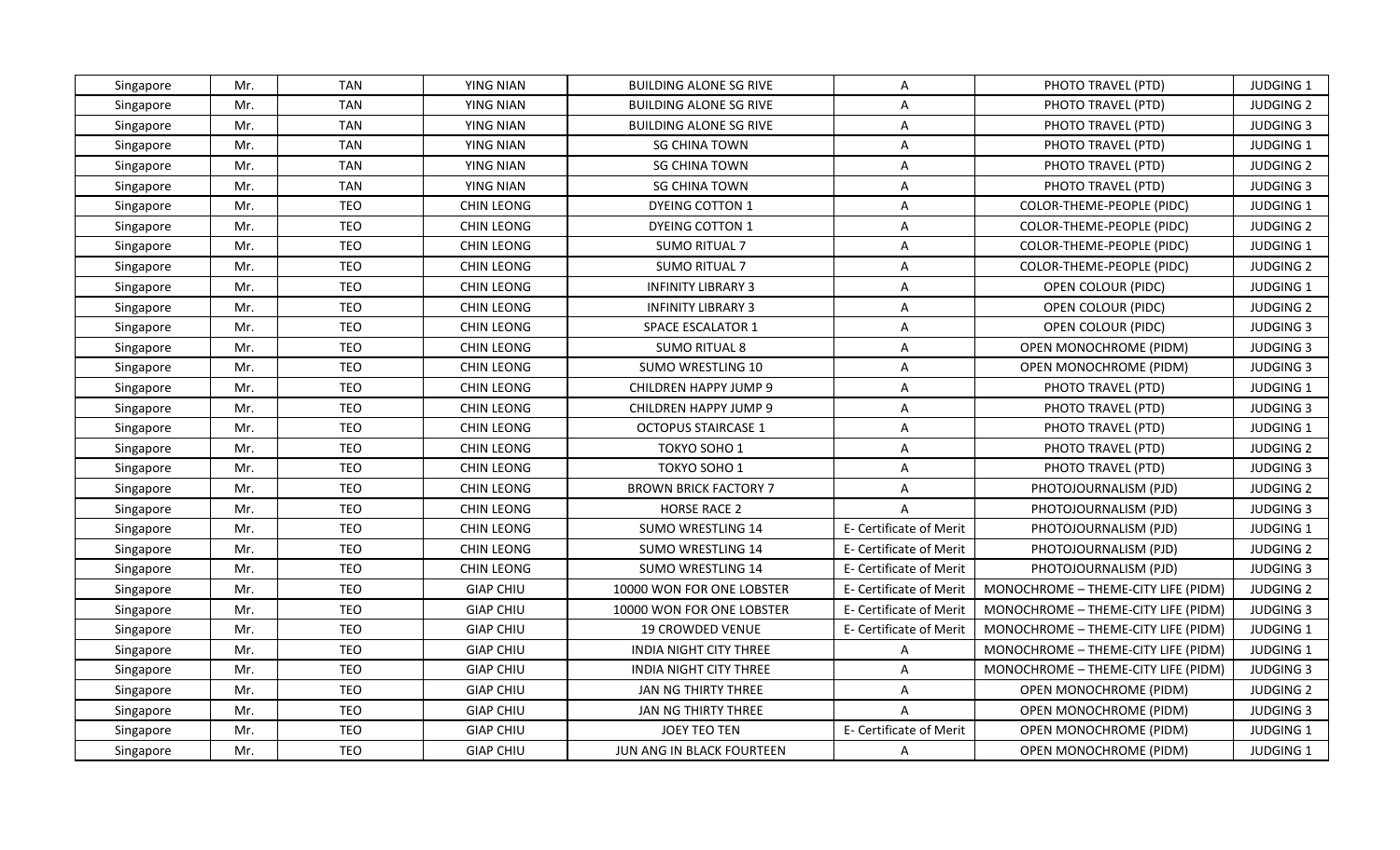| Singapore | Mr. | TAN | YING NIAN | BUILDING ALONE SG RIVE | A | PHOTO TRAVEL (PTD) | JUDGING 1 |
|---|---|---|---|---|---|---|---|
| Singapore | Mr. | TAN | YING NIAN | BUILDING ALONE SG RIVE | A | PHOTO TRAVEL (PTD) | JUDGING 2 |
| Singapore | Mr. | TAN | YING NIAN | BUILDING ALONE SG RIVE | A | PHOTO TRAVEL (PTD) | JUDGING 3 |
| Singapore | Mr. | TAN | YING NIAN | SG CHINA TOWN | A | PHOTO TRAVEL (PTD) | JUDGING 1 |
| Singapore | Mr. | TAN | YING NIAN | SG CHINA TOWN | A | PHOTO TRAVEL (PTD) | JUDGING 2 |
| Singapore | Mr. | TAN | YING NIAN | SG CHINA TOWN | A | PHOTO TRAVEL (PTD) | JUDGING 3 |
| Singapore | Mr. | TEO | CHIN LEONG | DYEING COTTON 1 | A | COLOR-THEME-PEOPLE (PIDC) | JUDGING 1 |
| Singapore | Mr. | TEO | CHIN LEONG | DYEING COTTON 1 | A | COLOR-THEME-PEOPLE (PIDC) | JUDGING 2 |
| Singapore | Mr. | TEO | CHIN LEONG | SUMO RITUAL 7 | A | COLOR-THEME-PEOPLE (PIDC) | JUDGING 1 |
| Singapore | Mr. | TEO | CHIN LEONG | SUMO RITUAL 7 | A | COLOR-THEME-PEOPLE (PIDC) | JUDGING 2 |
| Singapore | Mr. | TEO | CHIN LEONG | INFINITY LIBRARY 3 | A | OPEN COLOUR (PIDC) | JUDGING 1 |
| Singapore | Mr. | TEO | CHIN LEONG | INFINITY LIBRARY 3 | A | OPEN COLOUR (PIDC) | JUDGING 2 |
| Singapore | Mr. | TEO | CHIN LEONG | SPACE ESCALATOR 1 | A | OPEN COLOUR (PIDC) | JUDGING 3 |
| Singapore | Mr. | TEO | CHIN LEONG | SUMO RITUAL 8 | A | OPEN MONOCHROME (PIDM) | JUDGING 3 |
| Singapore | Mr. | TEO | CHIN LEONG | SUMO WRESTLING 10 | A | OPEN MONOCHROME (PIDM) | JUDGING 3 |
| Singapore | Mr. | TEO | CHIN LEONG | CHILDREN HAPPY JUMP 9 | A | PHOTO TRAVEL (PTD) | JUDGING 1 |
| Singapore | Mr. | TEO | CHIN LEONG | CHILDREN HAPPY JUMP 9 | A | PHOTO TRAVEL (PTD) | JUDGING 3 |
| Singapore | Mr. | TEO | CHIN LEONG | OCTOPUS STAIRCASE 1 | A | PHOTO TRAVEL (PTD) | JUDGING 1 |
| Singapore | Mr. | TEO | CHIN LEONG | TOKYO SOHO 1 | A | PHOTO TRAVEL (PTD) | JUDGING 2 |
| Singapore | Mr. | TEO | CHIN LEONG | TOKYO SOHO 1 | A | PHOTO TRAVEL (PTD) | JUDGING 3 |
| Singapore | Mr. | TEO | CHIN LEONG | BROWN BRICK FACTORY 7 | A | PHOTOJOURNALISM (PJD) | JUDGING 2 |
| Singapore | Mr. | TEO | CHIN LEONG | HORSE RACE 2 | A | PHOTOJOURNALISM (PJD) | JUDGING 3 |
| Singapore | Mr. | TEO | CHIN LEONG | SUMO WRESTLING 14 | E- Certificate of Merit | PHOTOJOURNALISM (PJD) | JUDGING 1 |
| Singapore | Mr. | TEO | CHIN LEONG | SUMO WRESTLING 14 | E- Certificate of Merit | PHOTOJOURNALISM (PJD) | JUDGING 2 |
| Singapore | Mr. | TEO | CHIN LEONG | SUMO WRESTLING 14 | E- Certificate of Merit | PHOTOJOURNALISM (PJD) | JUDGING 3 |
| Singapore | Mr. | TEO | GIAP CHIU | 10000 WON FOR ONE LOBSTER | E- Certificate of Merit | MONOCHROME – THEME-CITY LIFE (PIDM) | JUDGING 2 |
| Singapore | Mr. | TEO | GIAP CHIU | 10000 WON FOR ONE LOBSTER | E- Certificate of Merit | MONOCHROME – THEME-CITY LIFE (PIDM) | JUDGING 3 |
| Singapore | Mr. | TEO | GIAP CHIU | 19 CROWDED VENUE | E- Certificate of Merit | MONOCHROME – THEME-CITY LIFE (PIDM) | JUDGING 1 |
| Singapore | Mr. | TEO | GIAP CHIU | INDIA NIGHT CITY THREE | A | MONOCHROME – THEME-CITY LIFE (PIDM) | JUDGING 1 |
| Singapore | Mr. | TEO | GIAP CHIU | INDIA NIGHT CITY THREE | A | MONOCHROME – THEME-CITY LIFE (PIDM) | JUDGING 3 |
| Singapore | Mr. | TEO | GIAP CHIU | JAN NG THIRTY THREE | A | OPEN MONOCHROME (PIDM) | JUDGING 2 |
| Singapore | Mr. | TEO | GIAP CHIU | JAN NG THIRTY THREE | A | OPEN MONOCHROME (PIDM) | JUDGING 3 |
| Singapore | Mr. | TEO | GIAP CHIU | JOEY TEO TEN | E- Certificate of Merit | OPEN MONOCHROME (PIDM) | JUDGING 1 |
| Singapore | Mr. | TEO | GIAP CHIU | JUN ANG IN BLACK FOURTEEN | A | OPEN MONOCHROME (PIDM) | JUDGING 1 |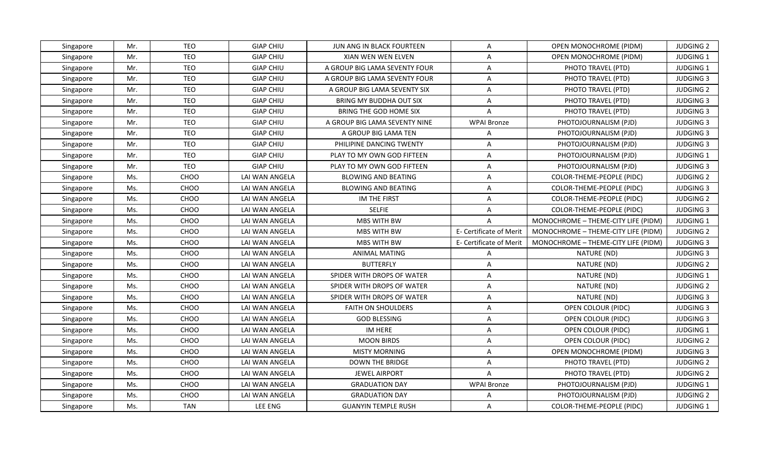| Singapore | Mr. | TEO | GIAP CHIU | JUN ANG IN BLACK FOURTEEN | A | OPEN MONOCHROME (PIDM) | JUDGING 2 |
|---|---|---|---|---|---|---|---|
| Singapore | Mr. | TEO | GIAP CHIU | XIAN WEN WEN ELVEN | A | OPEN MONOCHROME (PIDM) | JUDGING 1 |
| Singapore | Mr. | TEO | GIAP CHIU | A GROUP BIG LAMA SEVENTY FOUR | A | PHOTO TRAVEL (PTD) | JUDGING 1 |
| Singapore | Mr. | TEO | GIAP CHIU | A GROUP BIG LAMA SEVENTY FOUR | A | PHOTO TRAVEL (PTD) | JUDGING 3 |
| Singapore | Mr. | TEO | GIAP CHIU | A GROUP BIG LAMA SEVENTY SIX | A | PHOTO TRAVEL (PTD) | JUDGING 2 |
| Singapore | Mr. | TEO | GIAP CHIU | BRING MY BUDDHA OUT SIX | A | PHOTO TRAVEL (PTD) | JUDGING 3 |
| Singapore | Mr. | TEO | GIAP CHIU | BRING THE GOD HOME SIX | A | PHOTO TRAVEL (PTD) | JUDGING 3 |
| Singapore | Mr. | TEO | GIAP CHIU | A GROUP BIG LAMA SEVENTY NINE | WPAI Bronze | PHOTOJOURNALISM (PJD) | JUDGING 3 |
| Singapore | Mr. | TEO | GIAP CHIU | A GROUP BIG LAMA TEN | A | PHOTOJOURNALISM (PJD) | JUDGING 3 |
| Singapore | Mr. | TEO | GIAP CHIU | PHILIPINE DANCING TWENTY | A | PHOTOJOURNALISM (PJD) | JUDGING 3 |
| Singapore | Mr. | TEO | GIAP CHIU | PLAY TO MY OWN GOD FIFTEEN | A | PHOTOJOURNALISM (PJD) | JUDGING 1 |
| Singapore | Mr. | TEO | GIAP CHIU | PLAY TO MY OWN GOD FIFTEEN | A | PHOTOJOURNALISM (PJD) | JUDGING 3 |
| Singapore | Ms. | CHOO | LAI WAN ANGELA | BLOWING AND BEATING | A | COLOR-THEME-PEOPLE (PIDC) | JUDGING 2 |
| Singapore | Ms. | CHOO | LAI WAN ANGELA | BLOWING AND BEATING | A | COLOR-THEME-PEOPLE (PIDC) | JUDGING 3 |
| Singapore | Ms. | CHOO | LAI WAN ANGELA | IM THE FIRST | A | COLOR-THEME-PEOPLE (PIDC) | JUDGING 2 |
| Singapore | Ms. | CHOO | LAI WAN ANGELA | SELFIE | A | COLOR-THEME-PEOPLE (PIDC) | JUDGING 3 |
| Singapore | Ms. | CHOO | LAI WAN ANGELA | MBS WITH BW | A | MONOCHROME – THEME-CITY LIFE (PIDM) | JUDGING 1 |
| Singapore | Ms. | CHOO | LAI WAN ANGELA | MBS WITH BW | E- Certificate of Merit | MONOCHROME – THEME-CITY LIFE (PIDM) | JUDGING 2 |
| Singapore | Ms. | CHOO | LAI WAN ANGELA | MBS WITH BW | E- Certificate of Merit | MONOCHROME – THEME-CITY LIFE (PIDM) | JUDGING 3 |
| Singapore | Ms. | CHOO | LAI WAN ANGELA | ANIMAL MATING | A | NATURE (ND) | JUDGING 3 |
| Singapore | Ms. | CHOO | LAI WAN ANGELA | BUTTERFLY | A | NATURE (ND) | JUDGING 2 |
| Singapore | Ms. | CHOO | LAI WAN ANGELA | SPIDER WITH DROPS OF WATER | A | NATURE (ND) | JUDGING 1 |
| Singapore | Ms. | CHOO | LAI WAN ANGELA | SPIDER WITH DROPS OF WATER | A | NATURE (ND) | JUDGING 2 |
| Singapore | Ms. | CHOO | LAI WAN ANGELA | SPIDER WITH DROPS OF WATER | A | NATURE (ND) | JUDGING 3 |
| Singapore | Ms. | CHOO | LAI WAN ANGELA | FAITH ON SHOULDERS | A | OPEN COLOUR (PIDC) | JUDGING 3 |
| Singapore | Ms. | CHOO | LAI WAN ANGELA | GOD BLESSING | A | OPEN COLOUR (PIDC) | JUDGING 3 |
| Singapore | Ms. | CHOO | LAI WAN ANGELA | IM HERE | A | OPEN COLOUR (PIDC) | JUDGING 1 |
| Singapore | Ms. | CHOO | LAI WAN ANGELA | MOON BIRDS | A | OPEN COLOUR (PIDC) | JUDGING 2 |
| Singapore | Ms. | CHOO | LAI WAN ANGELA | MISTY MORNING | A | OPEN MONOCHROME (PIDM) | JUDGING 3 |
| Singapore | Ms. | CHOO | LAI WAN ANGELA | DOWN THE BRIDGE | A | PHOTO TRAVEL (PTD) | JUDGING 2 |
| Singapore | Ms. | CHOO | LAI WAN ANGELA | JEWEL AIRPORT | A | PHOTO TRAVEL (PTD) | JUDGING 2 |
| Singapore | Ms. | CHOO | LAI WAN ANGELA | GRADUATION DAY | WPAI Bronze | PHOTOJOURNALISM (PJD) | JUDGING 1 |
| Singapore | Ms. | CHOO | LAI WAN ANGELA | GRADUATION DAY | A | PHOTOJOURNALISM (PJD) | JUDGING 2 |
| Singapore | Ms. | TAN | LEE ENG | GUANYIN TEMPLE RUSH | A | COLOR-THEME-PEOPLE (PIDC) | JUDGING 1 |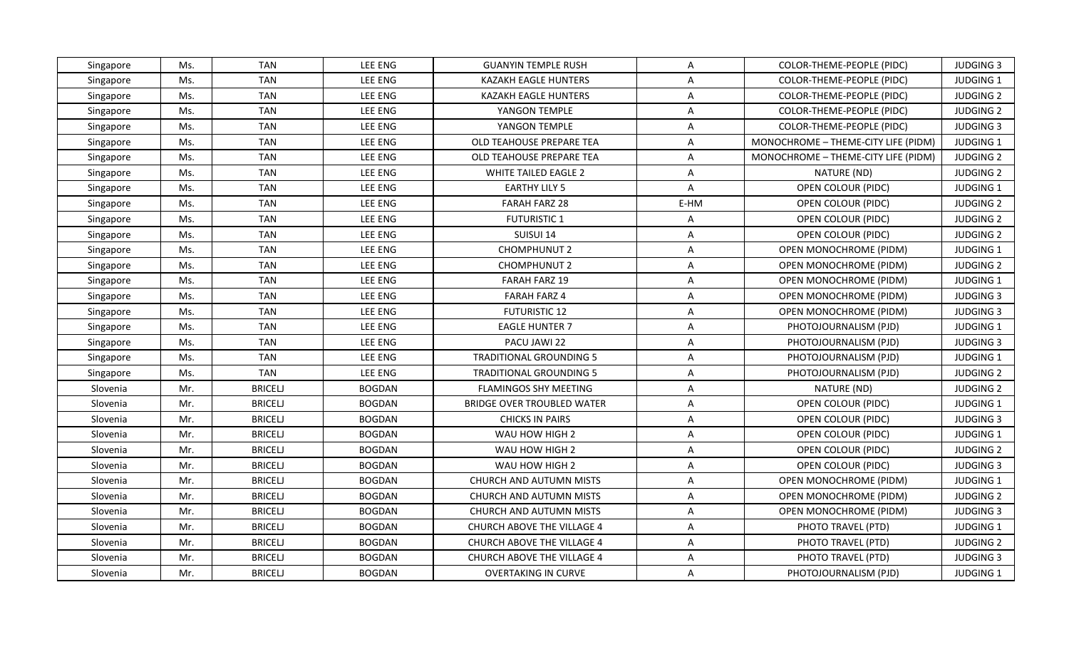| Singapore | Ms. | TAN | LEE ENG | GUANYIN TEMPLE RUSH | A | COLOR-THEME-PEOPLE (PIDC) | JUDGING 3 |
|---|---|---|---|---|---|---|---|
| Singapore | Ms. | TAN | LEE ENG | KAZAKH EAGLE HUNTERS | A | COLOR-THEME-PEOPLE (PIDC) | JUDGING 1 |
| Singapore | Ms. | TAN | LEE ENG | KAZAKH EAGLE HUNTERS | A | COLOR-THEME-PEOPLE (PIDC) | JUDGING 2 |
| Singapore | Ms. | TAN | LEE ENG | YANGON TEMPLE | A | COLOR-THEME-PEOPLE (PIDC) | JUDGING 2 |
| Singapore | Ms. | TAN | LEE ENG | YANGON TEMPLE | A | COLOR-THEME-PEOPLE (PIDC) | JUDGING 3 |
| Singapore | Ms. | TAN | LEE ENG | OLD TEAHOUSE PREPARE TEA | A | MONOCHROME – THEME-CITY LIFE (PIDM) | JUDGING 1 |
| Singapore | Ms. | TAN | LEE ENG | OLD TEAHOUSE PREPARE TEA | A | MONOCHROME – THEME-CITY LIFE (PIDM) | JUDGING 2 |
| Singapore | Ms. | TAN | LEE ENG | WHITE TAILED EAGLE 2 | A | NATURE (ND) | JUDGING 2 |
| Singapore | Ms. | TAN | LEE ENG | EARTHY LILY 5 | A | OPEN COLOUR (PIDC) | JUDGING 1 |
| Singapore | Ms. | TAN | LEE ENG | FARAH FARZ 28 | E-HM | OPEN COLOUR (PIDC) | JUDGING 2 |
| Singapore | Ms. | TAN | LEE ENG | FUTURISTIC 1 | A | OPEN COLOUR (PIDC) | JUDGING 2 |
| Singapore | Ms. | TAN | LEE ENG | SUISUI 14 | A | OPEN COLOUR (PIDC) | JUDGING 2 |
| Singapore | Ms. | TAN | LEE ENG | CHOMPHUNUT 2 | A | OPEN MONOCHROME (PIDM) | JUDGING 1 |
| Singapore | Ms. | TAN | LEE ENG | CHOMPHUNUT 2 | A | OPEN MONOCHROME (PIDM) | JUDGING 2 |
| Singapore | Ms. | TAN | LEE ENG | FARAH FARZ 19 | A | OPEN MONOCHROME (PIDM) | JUDGING 1 |
| Singapore | Ms. | TAN | LEE ENG | FARAH FARZ 4 | A | OPEN MONOCHROME (PIDM) | JUDGING 3 |
| Singapore | Ms. | TAN | LEE ENG | FUTURISTIC 12 | A | OPEN MONOCHROME (PIDM) | JUDGING 3 |
| Singapore | Ms. | TAN | LEE ENG | EAGLE HUNTER 7 | A | PHOTOJOURNALISM (PJD) | JUDGING 1 |
| Singapore | Ms. | TAN | LEE ENG | PACU JAWI 22 | A | PHOTOJOURNALISM (PJD) | JUDGING 3 |
| Singapore | Ms. | TAN | LEE ENG | TRADITIONAL GROUNDING 5 | A | PHOTOJOURNALISM (PJD) | JUDGING 1 |
| Singapore | Ms. | TAN | LEE ENG | TRADITIONAL GROUNDING 5 | A | PHOTOJOURNALISM (PJD) | JUDGING 2 |
| Slovenia | Mr. | BRICELJ | BOGDAN | FLAMINGOS SHY MEETING | A | NATURE (ND) | JUDGING 2 |
| Slovenia | Mr. | BRICELJ | BOGDAN | BRIDGE OVER TROUBLED WATER | A | OPEN COLOUR (PIDC) | JUDGING 1 |
| Slovenia | Mr. | BRICELJ | BOGDAN | CHICKS IN PAIRS | A | OPEN COLOUR (PIDC) | JUDGING 3 |
| Slovenia | Mr. | BRICELJ | BOGDAN | WAU HOW HIGH 2 | A | OPEN COLOUR (PIDC) | JUDGING 1 |
| Slovenia | Mr. | BRICELJ | BOGDAN | WAU HOW HIGH 2 | A | OPEN COLOUR (PIDC) | JUDGING 2 |
| Slovenia | Mr. | BRICELJ | BOGDAN | WAU HOW HIGH 2 | A | OPEN COLOUR (PIDC) | JUDGING 3 |
| Slovenia | Mr. | BRICELJ | BOGDAN | CHURCH AND AUTUMN MISTS | A | OPEN MONOCHROME (PIDM) | JUDGING 1 |
| Slovenia | Mr. | BRICELJ | BOGDAN | CHURCH AND AUTUMN MISTS | A | OPEN MONOCHROME (PIDM) | JUDGING 2 |
| Slovenia | Mr. | BRICELJ | BOGDAN | CHURCH AND AUTUMN MISTS | A | OPEN MONOCHROME (PIDM) | JUDGING 3 |
| Slovenia | Mr. | BRICELJ | BOGDAN | CHURCH ABOVE THE VILLAGE 4 | A | PHOTO TRAVEL (PTD) | JUDGING 1 |
| Slovenia | Mr. | BRICELJ | BOGDAN | CHURCH ABOVE THE VILLAGE 4 | A | PHOTO TRAVEL (PTD) | JUDGING 2 |
| Slovenia | Mr. | BRICELJ | BOGDAN | CHURCH ABOVE THE VILLAGE 4 | A | PHOTO TRAVEL (PTD) | JUDGING 3 |
| Slovenia | Mr. | BRICELJ | BOGDAN | OVERTAKING IN CURVE | A | PHOTOJOURNALISM (PJD) | JUDGING 1 |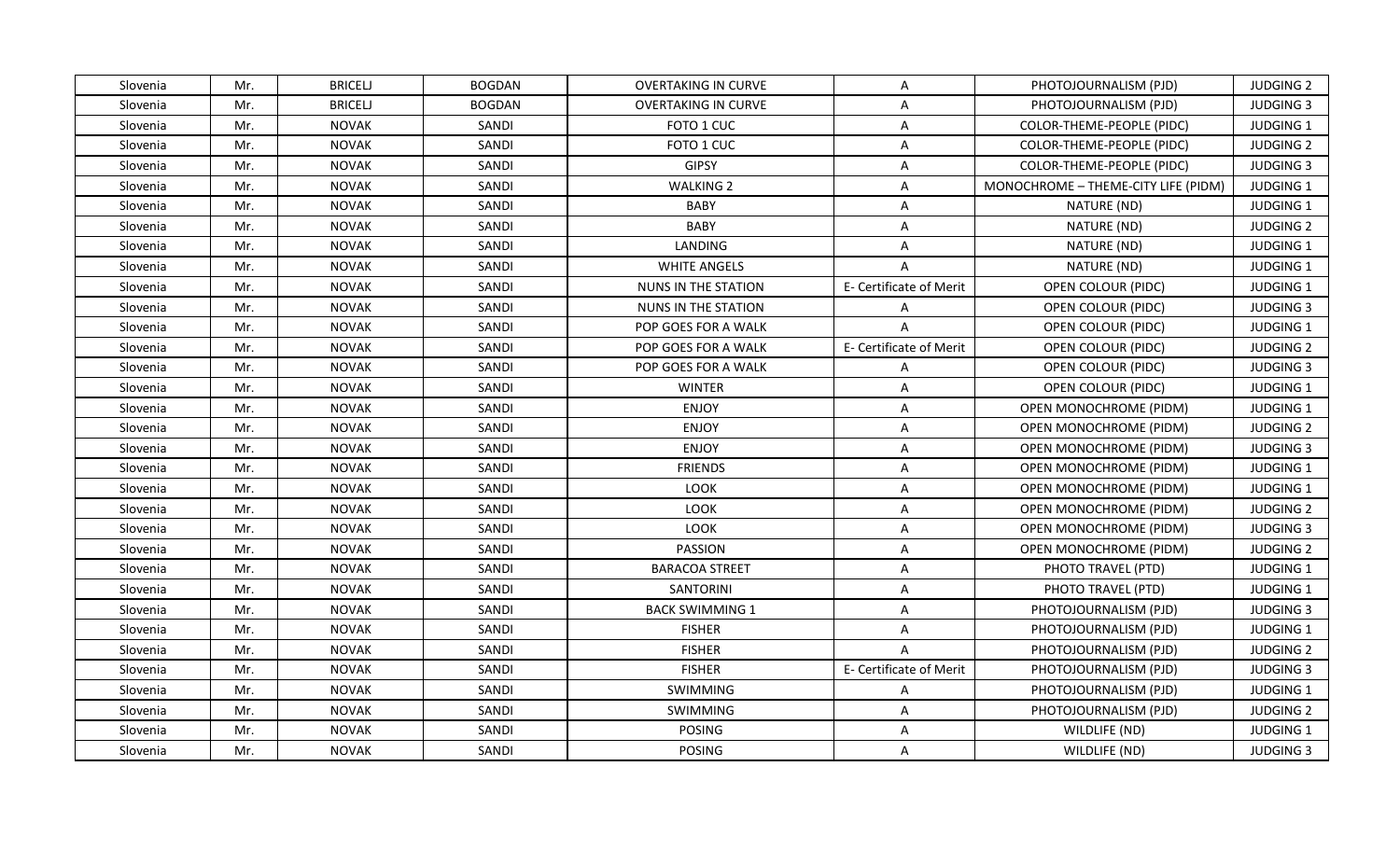| Slovenia | Mr. | BRICELJ | BOGDAN | OVERTAKING IN CURVE | A | PHOTOJOURNALISM (PJD) | JUDGING 2 |
|---|---|---|---|---|---|---|---|
| Slovenia | Mr. | BRICELJ | BOGDAN | OVERTAKING IN CURVE | A | PHOTOJOURNALISM (PJD) | JUDGING 3 |
| Slovenia | Mr. | NOVAK | SANDI | FOTO 1 CUC | A | COLOR-THEME-PEOPLE (PIDC) | JUDGING 1 |
| Slovenia | Mr. | NOVAK | SANDI | FOTO 1 CUC | A | COLOR-THEME-PEOPLE (PIDC) | JUDGING 2 |
| Slovenia | Mr. | NOVAK | SANDI | GIPSY | A | COLOR-THEME-PEOPLE (PIDC) | JUDGING 3 |
| Slovenia | Mr. | NOVAK | SANDI | WALKING 2 | A | MONOCHROME – THEME-CITY LIFE (PIDM) | JUDGING 1 |
| Slovenia | Mr. | NOVAK | SANDI | BABY | A | NATURE (ND) | JUDGING 1 |
| Slovenia | Mr. | NOVAK | SANDI | BABY | A | NATURE (ND) | JUDGING 2 |
| Slovenia | Mr. | NOVAK | SANDI | LANDING | A | NATURE (ND) | JUDGING 1 |
| Slovenia | Mr. | NOVAK | SANDI | WHITE ANGELS | A | NATURE (ND) | JUDGING 1 |
| Slovenia | Mr. | NOVAK | SANDI | NUNS IN THE STATION | E- Certificate of Merit | OPEN COLOUR (PIDC) | JUDGING 1 |
| Slovenia | Mr. | NOVAK | SANDI | NUNS IN THE STATION | A | OPEN COLOUR (PIDC) | JUDGING 3 |
| Slovenia | Mr. | NOVAK | SANDI | POP GOES FOR A WALK | A | OPEN COLOUR (PIDC) | JUDGING 1 |
| Slovenia | Mr. | NOVAK | SANDI | POP GOES FOR A WALK | E- Certificate of Merit | OPEN COLOUR (PIDC) | JUDGING 2 |
| Slovenia | Mr. | NOVAK | SANDI | POP GOES FOR A WALK | A | OPEN COLOUR (PIDC) | JUDGING 3 |
| Slovenia | Mr. | NOVAK | SANDI | WINTER | A | OPEN COLOUR (PIDC) | JUDGING 1 |
| Slovenia | Mr. | NOVAK | SANDI | ENJOY | A | OPEN MONOCHROME (PIDM) | JUDGING 1 |
| Slovenia | Mr. | NOVAK | SANDI | ENJOY | A | OPEN MONOCHROME (PIDM) | JUDGING 2 |
| Slovenia | Mr. | NOVAK | SANDI | ENJOY | A | OPEN MONOCHROME (PIDM) | JUDGING 3 |
| Slovenia | Mr. | NOVAK | SANDI | FRIENDS | A | OPEN MONOCHROME (PIDM) | JUDGING 1 |
| Slovenia | Mr. | NOVAK | SANDI | LOOK | A | OPEN MONOCHROME (PIDM) | JUDGING 1 |
| Slovenia | Mr. | NOVAK | SANDI | LOOK | A | OPEN MONOCHROME (PIDM) | JUDGING 2 |
| Slovenia | Mr. | NOVAK | SANDI | LOOK | A | OPEN MONOCHROME (PIDM) | JUDGING 3 |
| Slovenia | Mr. | NOVAK | SANDI | PASSION | A | OPEN MONOCHROME (PIDM) | JUDGING 2 |
| Slovenia | Mr. | NOVAK | SANDI | BARACOA STREET | A | PHOTO TRAVEL (PTD) | JUDGING 1 |
| Slovenia | Mr. | NOVAK | SANDI | SANTORINI | A | PHOTO TRAVEL (PTD) | JUDGING 1 |
| Slovenia | Mr. | NOVAK | SANDI | BACK SWIMMING 1 | A | PHOTOJOURNALISM (PJD) | JUDGING 3 |
| Slovenia | Mr. | NOVAK | SANDI | FISHER | A | PHOTOJOURNALISM (PJD) | JUDGING 1 |
| Slovenia | Mr. | NOVAK | SANDI | FISHER | A | PHOTOJOURNALISM (PJD) | JUDGING 2 |
| Slovenia | Mr. | NOVAK | SANDI | FISHER | E- Certificate of Merit | PHOTOJOURNALISM (PJD) | JUDGING 3 |
| Slovenia | Mr. | NOVAK | SANDI | SWIMMING | A | PHOTOJOURNALISM (PJD) | JUDGING 1 |
| Slovenia | Mr. | NOVAK | SANDI | SWIMMING | A | PHOTOJOURNALISM (PJD) | JUDGING 2 |
| Slovenia | Mr. | NOVAK | SANDI | POSING | A | WILDLIFE (ND) | JUDGING 1 |
| Slovenia | Mr. | NOVAK | SANDI | POSING | A | WILDLIFE (ND) | JUDGING 3 |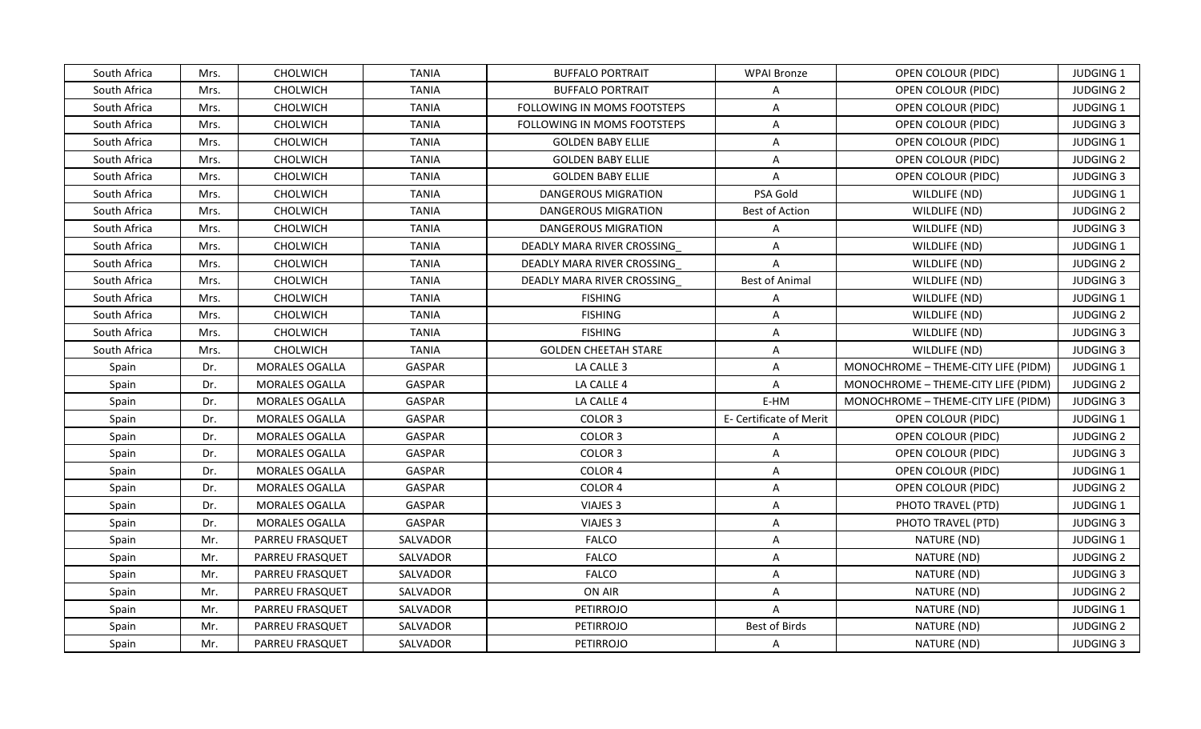| South Africa | Mrs. | CHOLWICH | TANIA | BUFFALO PORTRAIT | WPAI Bronze | OPEN COLOUR (PIDC) | JUDGING 1 |
|---|---|---|---|---|---|---|---|
| South Africa | Mrs. | CHOLWICH | TANIA | BUFFALO PORTRAIT | A | OPEN COLOUR (PIDC) | JUDGING 2 |
| South Africa | Mrs. | CHOLWICH | TANIA | FOLLOWING IN MOMS FOOTSTEPS | A | OPEN COLOUR (PIDC) | JUDGING 1 |
| South Africa | Mrs. | CHOLWICH | TANIA | FOLLOWING IN MOMS FOOTSTEPS | A | OPEN COLOUR (PIDC) | JUDGING 3 |
| South Africa | Mrs. | CHOLWICH | TANIA | GOLDEN BABY ELLIE | A | OPEN COLOUR (PIDC) | JUDGING 1 |
| South Africa | Mrs. | CHOLWICH | TANIA | GOLDEN BABY ELLIE | A | OPEN COLOUR (PIDC) | JUDGING 2 |
| South Africa | Mrs. | CHOLWICH | TANIA | GOLDEN BABY ELLIE | A | OPEN COLOUR (PIDC) | JUDGING 3 |
| South Africa | Mrs. | CHOLWICH | TANIA | DANGEROUS MIGRATION | PSA Gold | WILDLIFE (ND) | JUDGING 1 |
| South Africa | Mrs. | CHOLWICH | TANIA | DANGEROUS MIGRATION | Best of Action | WILDLIFE (ND) | JUDGING 2 |
| South Africa | Mrs. | CHOLWICH | TANIA | DANGEROUS MIGRATION | A | WILDLIFE (ND) | JUDGING 3 |
| South Africa | Mrs. | CHOLWICH | TANIA | DEADLY MARA RIVER CROSSING_ | A | WILDLIFE (ND) | JUDGING 1 |
| South Africa | Mrs. | CHOLWICH | TANIA | DEADLY MARA RIVER CROSSING_ | A | WILDLIFE (ND) | JUDGING 2 |
| South Africa | Mrs. | CHOLWICH | TANIA | DEADLY MARA RIVER CROSSING_ | Best of Animal | WILDLIFE (ND) | JUDGING 3 |
| South Africa | Mrs. | CHOLWICH | TANIA | FISHING | A | WILDLIFE (ND) | JUDGING 1 |
| South Africa | Mrs. | CHOLWICH | TANIA | FISHING | A | WILDLIFE (ND) | JUDGING 2 |
| South Africa | Mrs. | CHOLWICH | TANIA | FISHING | A | WILDLIFE (ND) | JUDGING 3 |
| South Africa | Mrs. | CHOLWICH | TANIA | GOLDEN CHEETAH STARE | A | WILDLIFE (ND) | JUDGING 3 |
| Spain | Dr. | MORALES OGALLA | GASPAR | LA CALLE 3 | A | MONOCHROME – THEME-CITY LIFE (PIDM) | JUDGING 1 |
| Spain | Dr. | MORALES OGALLA | GASPAR | LA CALLE 4 | A | MONOCHROME – THEME-CITY LIFE (PIDM) | JUDGING 2 |
| Spain | Dr. | MORALES OGALLA | GASPAR | LA CALLE 4 | E-HM | MONOCHROME – THEME-CITY LIFE (PIDM) | JUDGING 3 |
| Spain | Dr. | MORALES OGALLA | GASPAR | COLOR 3 | E- Certificate of Merit | OPEN COLOUR (PIDC) | JUDGING 1 |
| Spain | Dr. | MORALES OGALLA | GASPAR | COLOR 3 | A | OPEN COLOUR (PIDC) | JUDGING 2 |
| Spain | Dr. | MORALES OGALLA | GASPAR | COLOR 3 | A | OPEN COLOUR (PIDC) | JUDGING 3 |
| Spain | Dr. | MORALES OGALLA | GASPAR | COLOR 4 | A | OPEN COLOUR (PIDC) | JUDGING 1 |
| Spain | Dr. | MORALES OGALLA | GASPAR | COLOR 4 | A | OPEN COLOUR (PIDC) | JUDGING 2 |
| Spain | Dr. | MORALES OGALLA | GASPAR | VIAJES 3 | A | PHOTO TRAVEL (PTD) | JUDGING 1 |
| Spain | Dr. | MORALES OGALLA | GASPAR | VIAJES 3 | A | PHOTO TRAVEL (PTD) | JUDGING 3 |
| Spain | Mr. | PARREU FRASQUET | SALVADOR | FALCO | A | NATURE (ND) | JUDGING 1 |
| Spain | Mr. | PARREU FRASQUET | SALVADOR | FALCO | A | NATURE (ND) | JUDGING 2 |
| Spain | Mr. | PARREU FRASQUET | SALVADOR | FALCO | A | NATURE (ND) | JUDGING 3 |
| Spain | Mr. | PARREU FRASQUET | SALVADOR | ON AIR | A | NATURE (ND) | JUDGING 2 |
| Spain | Mr. | PARREU FRASQUET | SALVADOR | PETIRROJO | A | NATURE (ND) | JUDGING 1 |
| Spain | Mr. | PARREU FRASQUET | SALVADOR | PETIRROJO | Best of Birds | NATURE (ND) | JUDGING 2 |
| Spain | Mr. | PARREU FRASQUET | SALVADOR | PETIRROJO | A | NATURE (ND) | JUDGING 3 |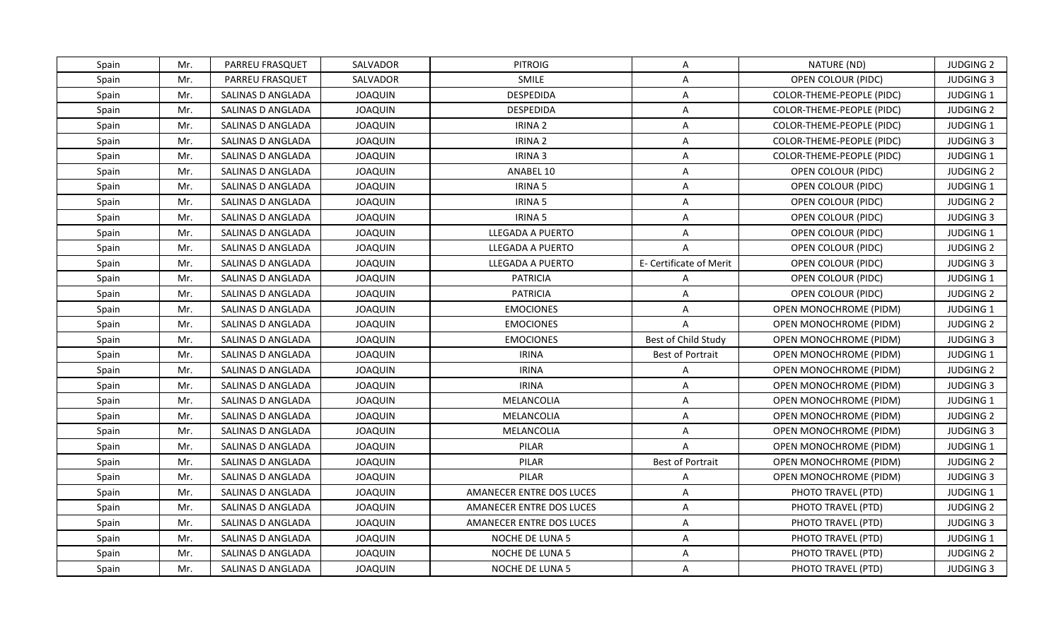| Spain | Mr. | PARREU FRASQUET | SALVADOR | PITROIG | A | NATURE (ND) | JUDGING 2 |
|---|---|---|---|---|---|---|---|
| Spain | Mr. | PARREU FRASQUET | SALVADOR | SMILE | A | OPEN COLOUR (PIDC) | JUDGING 3 |
| Spain | Mr. | SALINAS D ANGLADA | JOAQUIN | DESPEDIDA | A | COLOR-THEME-PEOPLE (PIDC) | JUDGING 1 |
| Spain | Mr. | SALINAS D ANGLADA | JOAQUIN | DESPEDIDA | A | COLOR-THEME-PEOPLE (PIDC) | JUDGING 2 |
| Spain | Mr. | SALINAS D ANGLADA | JOAQUIN | IRINA 2 | A | COLOR-THEME-PEOPLE (PIDC) | JUDGING 1 |
| Spain | Mr. | SALINAS D ANGLADA | JOAQUIN | IRINA 2 | A | COLOR-THEME-PEOPLE (PIDC) | JUDGING 3 |
| Spain | Mr. | SALINAS D ANGLADA | JOAQUIN | IRINA 3 | A | COLOR-THEME-PEOPLE (PIDC) | JUDGING 1 |
| Spain | Mr. | SALINAS D ANGLADA | JOAQUIN | ANABEL 10 | A | OPEN COLOUR (PIDC) | JUDGING 2 |
| Spain | Mr. | SALINAS D ANGLADA | JOAQUIN | IRINA 5 | A | OPEN COLOUR (PIDC) | JUDGING 1 |
| Spain | Mr. | SALINAS D ANGLADA | JOAQUIN | IRINA 5 | A | OPEN COLOUR (PIDC) | JUDGING 2 |
| Spain | Mr. | SALINAS D ANGLADA | JOAQUIN | IRINA 5 | A | OPEN COLOUR (PIDC) | JUDGING 3 |
| Spain | Mr. | SALINAS D ANGLADA | JOAQUIN | LLEGADA A PUERTO | A | OPEN COLOUR (PIDC) | JUDGING 1 |
| Spain | Mr. | SALINAS D ANGLADA | JOAQUIN | LLEGADA A PUERTO | A | OPEN COLOUR (PIDC) | JUDGING 2 |
| Spain | Mr. | SALINAS D ANGLADA | JOAQUIN | LLEGADA A PUERTO | E- Certificate of Merit | OPEN COLOUR (PIDC) | JUDGING 3 |
| Spain | Mr. | SALINAS D ANGLADA | JOAQUIN | PATRICIA | A | OPEN COLOUR (PIDC) | JUDGING 1 |
| Spain | Mr. | SALINAS D ANGLADA | JOAQUIN | PATRICIA | A | OPEN COLOUR (PIDC) | JUDGING 2 |
| Spain | Mr. | SALINAS D ANGLADA | JOAQUIN | EMOCIONES | A | OPEN MONOCHROME (PIDM) | JUDGING 1 |
| Spain | Mr. | SALINAS D ANGLADA | JOAQUIN | EMOCIONES | A | OPEN MONOCHROME (PIDM) | JUDGING 2 |
| Spain | Mr. | SALINAS D ANGLADA | JOAQUIN | EMOCIONES | Best of Child Study | OPEN MONOCHROME (PIDM) | JUDGING 3 |
| Spain | Mr. | SALINAS D ANGLADA | JOAQUIN | IRINA | Best of Portrait | OPEN MONOCHROME (PIDM) | JUDGING 1 |
| Spain | Mr. | SALINAS D ANGLADA | JOAQUIN | IRINA | A | OPEN MONOCHROME (PIDM) | JUDGING 2 |
| Spain | Mr. | SALINAS D ANGLADA | JOAQUIN | IRINA | A | OPEN MONOCHROME (PIDM) | JUDGING 3 |
| Spain | Mr. | SALINAS D ANGLADA | JOAQUIN | MELANCOLIA | A | OPEN MONOCHROME (PIDM) | JUDGING 1 |
| Spain | Mr. | SALINAS D ANGLADA | JOAQUIN | MELANCOLIA | A | OPEN MONOCHROME (PIDM) | JUDGING 2 |
| Spain | Mr. | SALINAS D ANGLADA | JOAQUIN | MELANCOLIA | A | OPEN MONOCHROME (PIDM) | JUDGING 3 |
| Spain | Mr. | SALINAS D ANGLADA | JOAQUIN | PILAR | A | OPEN MONOCHROME (PIDM) | JUDGING 1 |
| Spain | Mr. | SALINAS D ANGLADA | JOAQUIN | PILAR | Best of Portrait | OPEN MONOCHROME (PIDM) | JUDGING 2 |
| Spain | Mr. | SALINAS D ANGLADA | JOAQUIN | PILAR | A | OPEN MONOCHROME (PIDM) | JUDGING 3 |
| Spain | Mr. | SALINAS D ANGLADA | JOAQUIN | AMANECER ENTRE DOS LUCES | A | PHOTO TRAVEL (PTD) | JUDGING 1 |
| Spain | Mr. | SALINAS D ANGLADA | JOAQUIN | AMANECER ENTRE DOS LUCES | A | PHOTO TRAVEL (PTD) | JUDGING 2 |
| Spain | Mr. | SALINAS D ANGLADA | JOAQUIN | AMANECER ENTRE DOS LUCES | A | PHOTO TRAVEL (PTD) | JUDGING 3 |
| Spain | Mr. | SALINAS D ANGLADA | JOAQUIN | NOCHE DE LUNA 5 | A | PHOTO TRAVEL (PTD) | JUDGING 1 |
| Spain | Mr. | SALINAS D ANGLADA | JOAQUIN | NOCHE DE LUNA 5 | A | PHOTO TRAVEL (PTD) | JUDGING 2 |
| Spain | Mr. | SALINAS D ANGLADA | JOAQUIN | NOCHE DE LUNA 5 | A | PHOTO TRAVEL (PTD) | JUDGING 3 |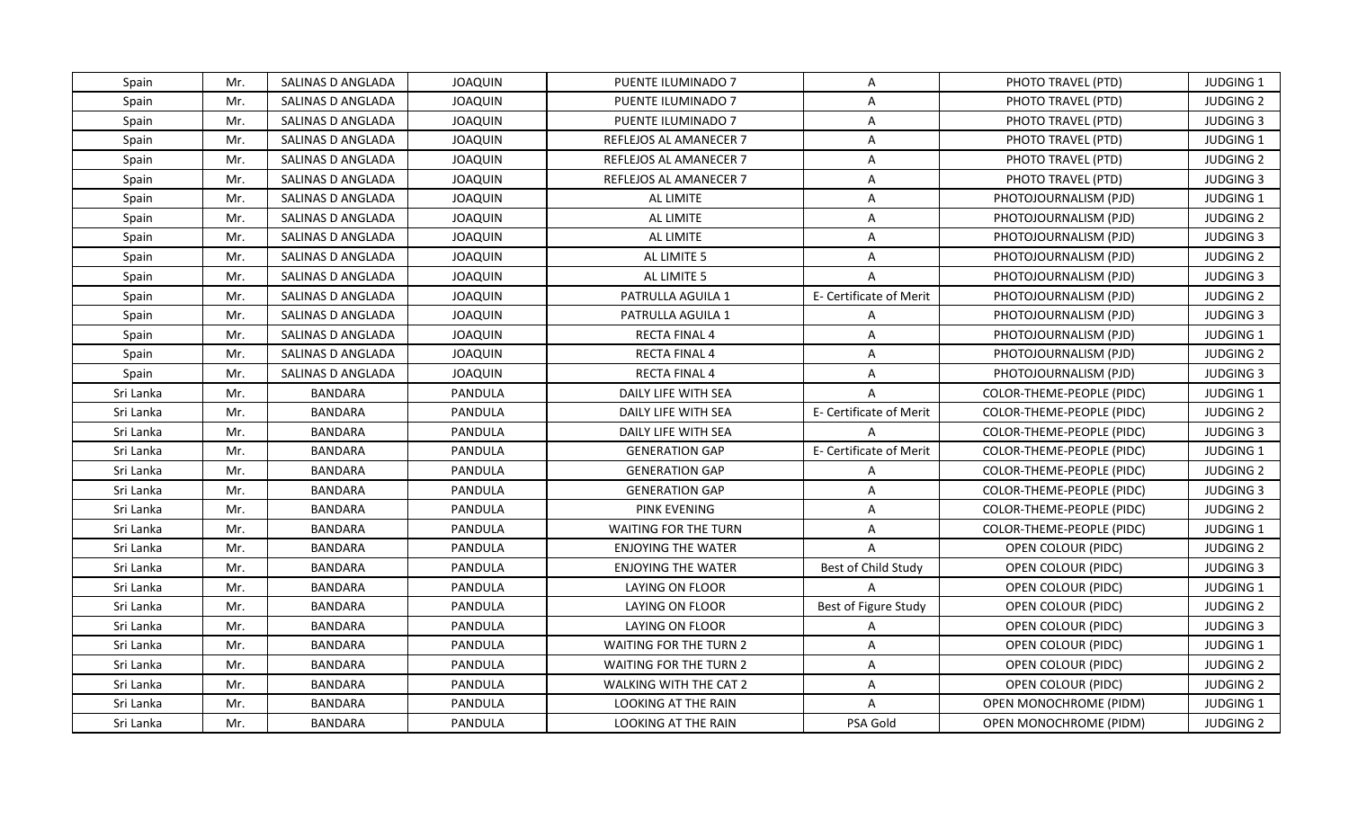| Spain | Mr. | SALINAS D ANGLADA | JOAQUIN | PUENTE ILUMINADO 7 | A | PHOTO TRAVEL (PTD) | JUDGING 1 |
|---|---|---|---|---|---|---|---|
| Spain | Mr. | SALINAS D ANGLADA | JOAQUIN | PUENTE ILUMINADO 7 | A | PHOTO TRAVEL (PTD) | JUDGING 2 |
| Spain | Mr. | SALINAS D ANGLADA | JOAQUIN | PUENTE ILUMINADO 7 | A | PHOTO TRAVEL (PTD) | JUDGING 3 |
| Spain | Mr. | SALINAS D ANGLADA | JOAQUIN | REFLEJOS AL AMANECER 7 | A | PHOTO TRAVEL (PTD) | JUDGING 1 |
| Spain | Mr. | SALINAS D ANGLADA | JOAQUIN | REFLEJOS AL AMANECER 7 | A | PHOTO TRAVEL (PTD) | JUDGING 2 |
| Spain | Mr. | SALINAS D ANGLADA | JOAQUIN | REFLEJOS AL AMANECER 7 | A | PHOTO TRAVEL (PTD) | JUDGING 3 |
| Spain | Mr. | SALINAS D ANGLADA | JOAQUIN | AL LIMITE | A | PHOTOJOURNALISM (PJD) | JUDGING 1 |
| Spain | Mr. | SALINAS D ANGLADA | JOAQUIN | AL LIMITE | A | PHOTOJOURNALISM (PJD) | JUDGING 2 |
| Spain | Mr. | SALINAS D ANGLADA | JOAQUIN | AL LIMITE | A | PHOTOJOURNALISM (PJD) | JUDGING 3 |
| Spain | Mr. | SALINAS D ANGLADA | JOAQUIN | AL LIMITE 5 | A | PHOTOJOURNALISM (PJD) | JUDGING 2 |
| Spain | Mr. | SALINAS D ANGLADA | JOAQUIN | AL LIMITE 5 | A | PHOTOJOURNALISM (PJD) | JUDGING 3 |
| Spain | Mr. | SALINAS D ANGLADA | JOAQUIN | PATRULLA AGUILA 1 | E- Certificate of Merit | PHOTOJOURNALISM (PJD) | JUDGING 2 |
| Spain | Mr. | SALINAS D ANGLADA | JOAQUIN | PATRULLA AGUILA 1 | A | PHOTOJOURNALISM (PJD) | JUDGING 3 |
| Spain | Mr. | SALINAS D ANGLADA | JOAQUIN | RECTA FINAL 4 | A | PHOTOJOURNALISM (PJD) | JUDGING 1 |
| Spain | Mr. | SALINAS D ANGLADA | JOAQUIN | RECTA FINAL 4 | A | PHOTOJOURNALISM (PJD) | JUDGING 2 |
| Spain | Mr. | SALINAS D ANGLADA | JOAQUIN | RECTA FINAL 4 | A | PHOTOJOURNALISM (PJD) | JUDGING 3 |
| Sri Lanka | Mr. | BANDARA | PANDULA | DAILY LIFE WITH SEA | A | COLOR-THEME-PEOPLE (PIDC) | JUDGING 1 |
| Sri Lanka | Mr. | BANDARA | PANDULA | DAILY LIFE WITH SEA | E- Certificate of Merit | COLOR-THEME-PEOPLE (PIDC) | JUDGING 2 |
| Sri Lanka | Mr. | BANDARA | PANDULA | DAILY LIFE WITH SEA | A | COLOR-THEME-PEOPLE (PIDC) | JUDGING 3 |
| Sri Lanka | Mr. | BANDARA | PANDULA | GENERATION GAP | E- Certificate of Merit | COLOR-THEME-PEOPLE (PIDC) | JUDGING 1 |
| Sri Lanka | Mr. | BANDARA | PANDULA | GENERATION GAP | A | COLOR-THEME-PEOPLE (PIDC) | JUDGING 2 |
| Sri Lanka | Mr. | BANDARA | PANDULA | GENERATION GAP | A | COLOR-THEME-PEOPLE (PIDC) | JUDGING 3 |
| Sri Lanka | Mr. | BANDARA | PANDULA | PINK EVENING | A | COLOR-THEME-PEOPLE (PIDC) | JUDGING 2 |
| Sri Lanka | Mr. | BANDARA | PANDULA | WAITING FOR THE TURN | A | COLOR-THEME-PEOPLE (PIDC) | JUDGING 1 |
| Sri Lanka | Mr. | BANDARA | PANDULA | ENJOYING THE WATER | A | OPEN COLOUR (PIDC) | JUDGING 2 |
| Sri Lanka | Mr. | BANDARA | PANDULA | ENJOYING THE WATER | Best of Child Study | OPEN COLOUR (PIDC) | JUDGING 3 |
| Sri Lanka | Mr. | BANDARA | PANDULA | LAYING ON FLOOR | A | OPEN COLOUR (PIDC) | JUDGING 1 |
| Sri Lanka | Mr. | BANDARA | PANDULA | LAYING ON FLOOR | Best of Figure Study | OPEN COLOUR (PIDC) | JUDGING 2 |
| Sri Lanka | Mr. | BANDARA | PANDULA | LAYING ON FLOOR | A | OPEN COLOUR (PIDC) | JUDGING 3 |
| Sri Lanka | Mr. | BANDARA | PANDULA | WAITING FOR THE TURN 2 | A | OPEN COLOUR (PIDC) | JUDGING 1 |
| Sri Lanka | Mr. | BANDARA | PANDULA | WAITING FOR THE TURN 2 | A | OPEN COLOUR (PIDC) | JUDGING 2 |
| Sri Lanka | Mr. | BANDARA | PANDULA | WALKING WITH THE CAT 2 | A | OPEN COLOUR (PIDC) | JUDGING 2 |
| Sri Lanka | Mr. | BANDARA | PANDULA | LOOKING AT THE RAIN | A | OPEN MONOCHROME (PIDM) | JUDGING 1 |
| Sri Lanka | Mr. | BANDARA | PANDULA | LOOKING AT THE RAIN | PSA Gold | OPEN MONOCHROME (PIDM) | JUDGING 2 |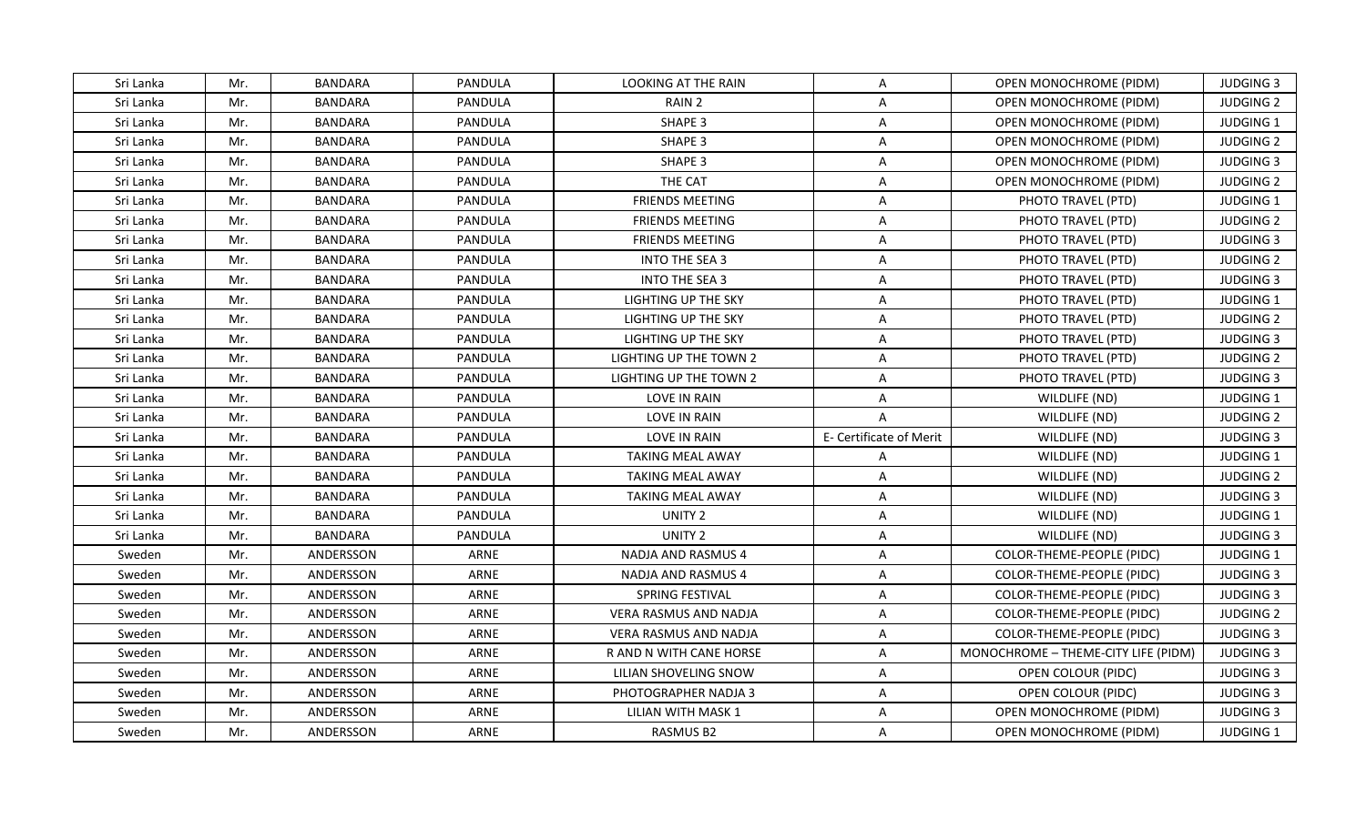| Sri Lanka | Mr. | BANDARA | PANDULA | LOOKING AT THE RAIN | A | OPEN MONOCHROME (PIDM) | JUDGING 3 |
|---|---|---|---|---|---|---|---|
| Sri Lanka | Mr. | BANDARA | PANDULA | RAIN 2 | A | OPEN MONOCHROME (PIDM) | JUDGING 2 |
| Sri Lanka | Mr. | BANDARA | PANDULA | SHAPE 3 | A | OPEN MONOCHROME (PIDM) | JUDGING 1 |
| Sri Lanka | Mr. | BANDARA | PANDULA | SHAPE 3 | A | OPEN MONOCHROME (PIDM) | JUDGING 2 |
| Sri Lanka | Mr. | BANDARA | PANDULA | SHAPE 3 | A | OPEN MONOCHROME (PIDM) | JUDGING 3 |
| Sri Lanka | Mr. | BANDARA | PANDULA | THE CAT | A | OPEN MONOCHROME (PIDM) | JUDGING 2 |
| Sri Lanka | Mr. | BANDARA | PANDULA | FRIENDS MEETING | A | PHOTO TRAVEL (PTD) | JUDGING 1 |
| Sri Lanka | Mr. | BANDARA | PANDULA | FRIENDS MEETING | A | PHOTO TRAVEL (PTD) | JUDGING 2 |
| Sri Lanka | Mr. | BANDARA | PANDULA | FRIENDS MEETING | A | PHOTO TRAVEL (PTD) | JUDGING 3 |
| Sri Lanka | Mr. | BANDARA | PANDULA | INTO THE SEA 3 | A | PHOTO TRAVEL (PTD) | JUDGING 2 |
| Sri Lanka | Mr. | BANDARA | PANDULA | INTO THE SEA 3 | A | PHOTO TRAVEL (PTD) | JUDGING 3 |
| Sri Lanka | Mr. | BANDARA | PANDULA | LIGHTING UP THE SKY | A | PHOTO TRAVEL (PTD) | JUDGING 1 |
| Sri Lanka | Mr. | BANDARA | PANDULA | LIGHTING UP THE SKY | A | PHOTO TRAVEL (PTD) | JUDGING 2 |
| Sri Lanka | Mr. | BANDARA | PANDULA | LIGHTING UP THE SKY | A | PHOTO TRAVEL (PTD) | JUDGING 3 |
| Sri Lanka | Mr. | BANDARA | PANDULA | LIGHTING UP THE TOWN 2 | A | PHOTO TRAVEL (PTD) | JUDGING 2 |
| Sri Lanka | Mr. | BANDARA | PANDULA | LIGHTING UP THE TOWN 2 | A | PHOTO TRAVEL (PTD) | JUDGING 3 |
| Sri Lanka | Mr. | BANDARA | PANDULA | LOVE IN RAIN | A | WILDLIFE (ND) | JUDGING 1 |
| Sri Lanka | Mr. | BANDARA | PANDULA | LOVE IN RAIN | A | WILDLIFE (ND) | JUDGING 2 |
| Sri Lanka | Mr. | BANDARA | PANDULA | LOVE IN RAIN | E- Certificate of Merit | WILDLIFE (ND) | JUDGING 3 |
| Sri Lanka | Mr. | BANDARA | PANDULA | TAKING MEAL AWAY | A | WILDLIFE (ND) | JUDGING 1 |
| Sri Lanka | Mr. | BANDARA | PANDULA | TAKING MEAL AWAY | A | WILDLIFE (ND) | JUDGING 2 |
| Sri Lanka | Mr. | BANDARA | PANDULA | TAKING MEAL AWAY | A | WILDLIFE (ND) | JUDGING 3 |
| Sri Lanka | Mr. | BANDARA | PANDULA | UNITY 2 | A | WILDLIFE (ND) | JUDGING 1 |
| Sri Lanka | Mr. | BANDARA | PANDULA | UNITY 2 | A | WILDLIFE (ND) | JUDGING 3 |
| Sweden | Mr. | ANDERSSON | ARNE | NADJA AND RASMUS 4 | A | COLOR-THEME-PEOPLE (PIDC) | JUDGING 1 |
| Sweden | Mr. | ANDERSSON | ARNE | NADJA AND RASMUS 4 | A | COLOR-THEME-PEOPLE (PIDC) | JUDGING 3 |
| Sweden | Mr. | ANDERSSON | ARNE | SPRING FESTIVAL | A | COLOR-THEME-PEOPLE (PIDC) | JUDGING 3 |
| Sweden | Mr. | ANDERSSON | ARNE | VERA RASMUS AND NADJA | A | COLOR-THEME-PEOPLE (PIDC) | JUDGING 2 |
| Sweden | Mr. | ANDERSSON | ARNE | VERA RASMUS AND NADJA | A | COLOR-THEME-PEOPLE (PIDC) | JUDGING 3 |
| Sweden | Mr. | ANDERSSON | ARNE | R AND N WITH CANE HORSE | A | MONOCHROME – THEME-CITY LIFE (PIDM) | JUDGING 3 |
| Sweden | Mr. | ANDERSSON | ARNE | LILIAN SHOVELING SNOW | A | OPEN COLOUR (PIDC) | JUDGING 3 |
| Sweden | Mr. | ANDERSSON | ARNE | PHOTOGRAPHER NADJA 3 | A | OPEN COLOUR (PIDC) | JUDGING 3 |
| Sweden | Mr. | ANDERSSON | ARNE | LILIAN WITH MASK 1 | A | OPEN MONOCHROME (PIDM) | JUDGING 3 |
| Sweden | Mr. | ANDERSSON | ARNE | RASMUS B2 | A | OPEN MONOCHROME (PIDM) | JUDGING 1 |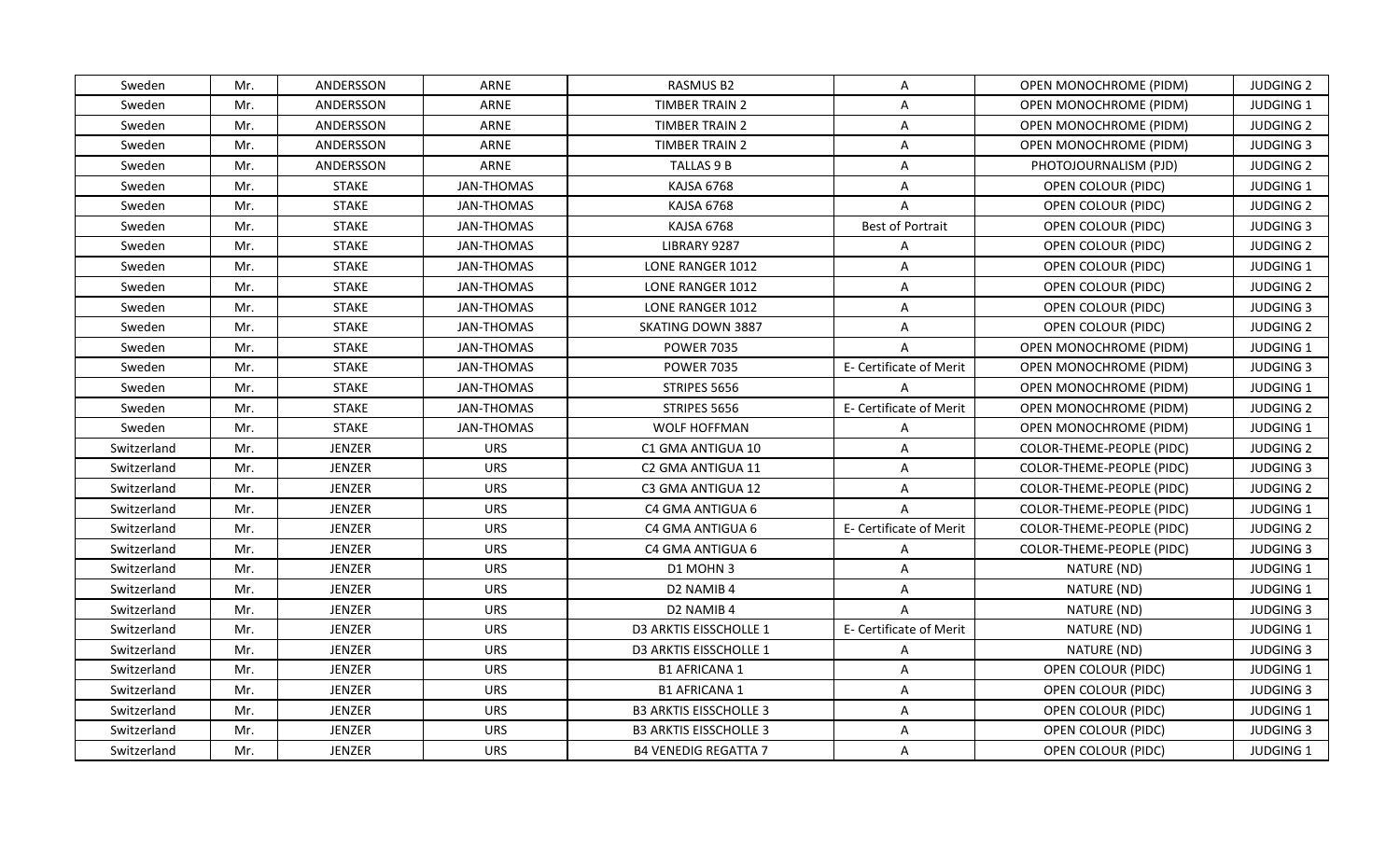| Sweden | Mr. | ANDERSSON | ARNE | RASMUS B2 | A | OPEN MONOCHROME (PIDM) | JUDGING 2 |
|---|---|---|---|---|---|---|---|
| Sweden | Mr. | ANDERSSON | ARNE | TIMBER TRAIN 2 | A | OPEN MONOCHROME (PIDM) | JUDGING 1 |
| Sweden | Mr. | ANDERSSON | ARNE | TIMBER TRAIN 2 | A | OPEN MONOCHROME (PIDM) | JUDGING 2 |
| Sweden | Mr. | ANDERSSON | ARNE | TIMBER TRAIN 2 | A | OPEN MONOCHROME (PIDM) | JUDGING 3 |
| Sweden | Mr. | ANDERSSON | ARNE | TALLAS 9 B | A | PHOTOJOURNALISM (PJD) | JUDGING 2 |
| Sweden | Mr. | STAKE | JAN-THOMAS | KAJSA 6768 | A | OPEN COLOUR (PIDC) | JUDGING 1 |
| Sweden | Mr. | STAKE | JAN-THOMAS | KAJSA 6768 | A | OPEN COLOUR (PIDC) | JUDGING 2 |
| Sweden | Mr. | STAKE | JAN-THOMAS | KAJSA 6768 | Best of Portrait | OPEN COLOUR (PIDC) | JUDGING 3 |
| Sweden | Mr. | STAKE | JAN-THOMAS | LIBRARY 9287 | A | OPEN COLOUR (PIDC) | JUDGING 2 |
| Sweden | Mr. | STAKE | JAN-THOMAS | LONE RANGER 1012 | A | OPEN COLOUR (PIDC) | JUDGING 1 |
| Sweden | Mr. | STAKE | JAN-THOMAS | LONE RANGER 1012 | A | OPEN COLOUR (PIDC) | JUDGING 2 |
| Sweden | Mr. | STAKE | JAN-THOMAS | LONE RANGER 1012 | A | OPEN COLOUR (PIDC) | JUDGING 3 |
| Sweden | Mr. | STAKE | JAN-THOMAS | SKATING DOWN 3887 | A | OPEN COLOUR (PIDC) | JUDGING 2 |
| Sweden | Mr. | STAKE | JAN-THOMAS | POWER 7035 | A | OPEN MONOCHROME (PIDM) | JUDGING 1 |
| Sweden | Mr. | STAKE | JAN-THOMAS | POWER 7035 | E- Certificate of Merit | OPEN MONOCHROME (PIDM) | JUDGING 3 |
| Sweden | Mr. | STAKE | JAN-THOMAS | STRIPES 5656 | A | OPEN MONOCHROME (PIDM) | JUDGING 1 |
| Sweden | Mr. | STAKE | JAN-THOMAS | STRIPES 5656 | E- Certificate of Merit | OPEN MONOCHROME (PIDM) | JUDGING 2 |
| Sweden | Mr. | STAKE | JAN-THOMAS | WOLF HOFFMAN | A | OPEN MONOCHROME (PIDM) | JUDGING 1 |
| Switzerland | Mr. | JENZER | URS | C1 GMA ANTIGUA 10 | A | COLOR-THEME-PEOPLE (PIDC) | JUDGING 2 |
| Switzerland | Mr. | JENZER | URS | C2 GMA ANTIGUA 11 | A | COLOR-THEME-PEOPLE (PIDC) | JUDGING 3 |
| Switzerland | Mr. | JENZER | URS | C3 GMA ANTIGUA 12 | A | COLOR-THEME-PEOPLE (PIDC) | JUDGING 2 |
| Switzerland | Mr. | JENZER | URS | C4 GMA ANTIGUA 6 | A | COLOR-THEME-PEOPLE (PIDC) | JUDGING 1 |
| Switzerland | Mr. | JENZER | URS | C4 GMA ANTIGUA 6 | E- Certificate of Merit | COLOR-THEME-PEOPLE (PIDC) | JUDGING 2 |
| Switzerland | Mr. | JENZER | URS | C4 GMA ANTIGUA 6 | A | COLOR-THEME-PEOPLE (PIDC) | JUDGING 3 |
| Switzerland | Mr. | JENZER | URS | D1 MOHN 3 | A | NATURE (ND) | JUDGING 1 |
| Switzerland | Mr. | JENZER | URS | D2 NAMIB 4 | A | NATURE (ND) | JUDGING 1 |
| Switzerland | Mr. | JENZER | URS | D2 NAMIB 4 | A | NATURE (ND) | JUDGING 3 |
| Switzerland | Mr. | JENZER | URS | D3 ARKTIS EISSCHOLLE 1 | E- Certificate of Merit | NATURE (ND) | JUDGING 1 |
| Switzerland | Mr. | JENZER | URS | D3 ARKTIS EISSCHOLLE 1 | A | NATURE (ND) | JUDGING 3 |
| Switzerland | Mr. | JENZER | URS | B1 AFRICANA 1 | A | OPEN COLOUR (PIDC) | JUDGING 1 |
| Switzerland | Mr. | JENZER | URS | B1 AFRICANA 1 | A | OPEN COLOUR (PIDC) | JUDGING 3 |
| Switzerland | Mr. | JENZER | URS | B3 ARKTIS EISSCHOLLE 3 | A | OPEN COLOUR (PIDC) | JUDGING 1 |
| Switzerland | Mr. | JENZER | URS | B3 ARKTIS EISSCHOLLE 3 | A | OPEN COLOUR (PIDC) | JUDGING 3 |
| Switzerland | Mr. | JENZER | URS | B4 VENEDIG REGATTA 7 | A | OPEN COLOUR (PIDC) | JUDGING 1 |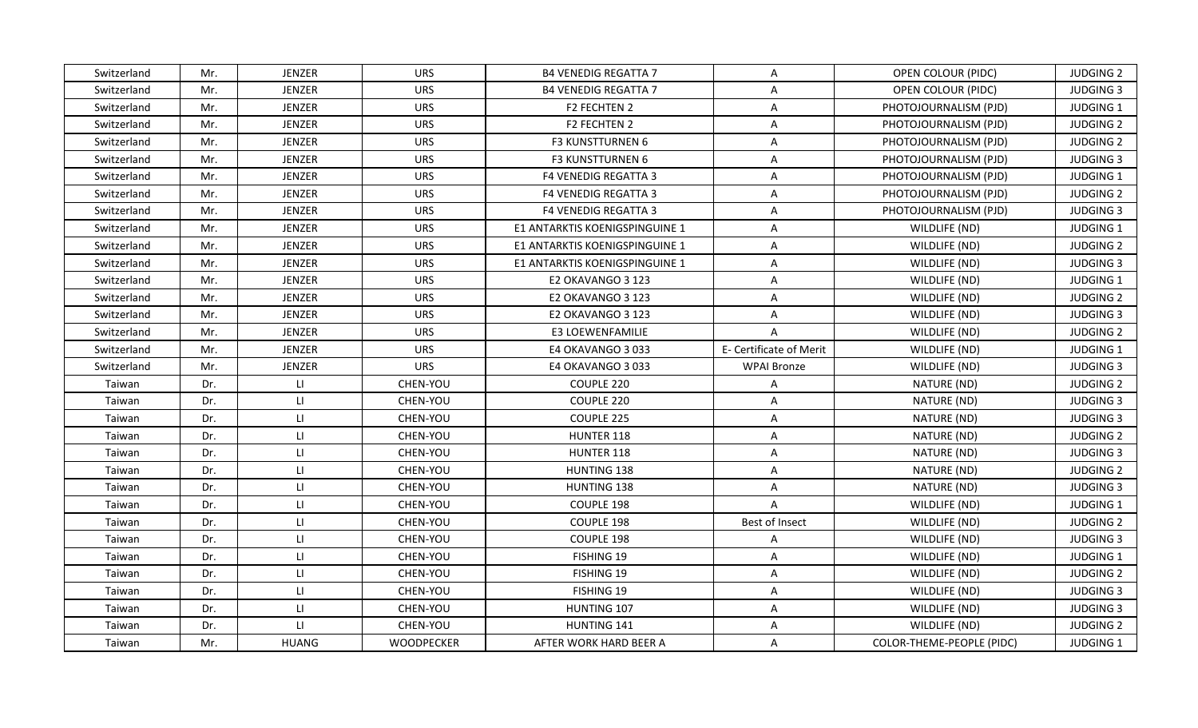| Switzerland | Mr. | JENZER | URS | B4 VENEDIG REGATTA 7 | A | OPEN COLOUR (PIDC) | JUDGING 2 |
|---|---|---|---|---|---|---|---|
| Switzerland | Mr. | JENZER | URS | B4 VENEDIG REGATTA 7 | A | OPEN COLOUR (PIDC) | JUDGING 3 |
| Switzerland | Mr. | JENZER | URS | F2 FECHTEN 2 | A | PHOTOJOURNALISM (PJD) | JUDGING 1 |
| Switzerland | Mr. | JENZER | URS | F2 FECHTEN 2 | A | PHOTOJOURNALISM (PJD) | JUDGING 2 |
| Switzerland | Mr. | JENZER | URS | F3 KUNSTTURNEN 6 | A | PHOTOJOURNALISM (PJD) | JUDGING 2 |
| Switzerland | Mr. | JENZER | URS | F3 KUNSTTURNEN 6 | A | PHOTOJOURNALISM (PJD) | JUDGING 3 |
| Switzerland | Mr. | JENZER | URS | F4 VENEDIG REGATTA 3 | A | PHOTOJOURNALISM (PJD) | JUDGING 1 |
| Switzerland | Mr. | JENZER | URS | F4 VENEDIG REGATTA 3 | A | PHOTOJOURNALISM (PJD) | JUDGING 2 |
| Switzerland | Mr. | JENZER | URS | F4 VENEDIG REGATTA 3 | A | PHOTOJOURNALISM (PJD) | JUDGING 3 |
| Switzerland | Mr. | JENZER | URS | E1 ANTARKTIS KOENIGSPINGUINE 1 | A | WILDLIFE (ND) | JUDGING 1 |
| Switzerland | Mr. | JENZER | URS | E1 ANTARKTIS KOENIGSPINGUINE 1 | A | WILDLIFE (ND) | JUDGING 2 |
| Switzerland | Mr. | JENZER | URS | E1 ANTARKTIS KOENIGSPINGUINE 1 | A | WILDLIFE (ND) | JUDGING 3 |
| Switzerland | Mr. | JENZER | URS | E2 OKAVANGO 3 123 | A | WILDLIFE (ND) | JUDGING 1 |
| Switzerland | Mr. | JENZER | URS | E2 OKAVANGO 3 123 | A | WILDLIFE (ND) | JUDGING 2 |
| Switzerland | Mr. | JENZER | URS | E2 OKAVANGO 3 123 | A | WILDLIFE (ND) | JUDGING 3 |
| Switzerland | Mr. | JENZER | URS | E3 LOEWENFAMILIE | A | WILDLIFE (ND) | JUDGING 2 |
| Switzerland | Mr. | JENZER | URS | E4 OKAVANGO 3 033 | E- Certificate of Merit | WILDLIFE (ND) | JUDGING 1 |
| Switzerland | Mr. | JENZER | URS | E4 OKAVANGO 3 033 | WPAI Bronze | WILDLIFE (ND) | JUDGING 3 |
| Taiwan | Dr. | LI | CHEN-YOU | COUPLE 220 | A | NATURE (ND) | JUDGING 2 |
| Taiwan | Dr. | LI | CHEN-YOU | COUPLE 220 | A | NATURE (ND) | JUDGING 3 |
| Taiwan | Dr. | LI | CHEN-YOU | COUPLE 225 | A | NATURE (ND) | JUDGING 3 |
| Taiwan | Dr. | LI | CHEN-YOU | HUNTER 118 | A | NATURE (ND) | JUDGING 2 |
| Taiwan | Dr. | LI | CHEN-YOU | HUNTER 118 | A | NATURE (ND) | JUDGING 3 |
| Taiwan | Dr. | LI | CHEN-YOU | HUNTING 138 | A | NATURE (ND) | JUDGING 2 |
| Taiwan | Dr. | LI | CHEN-YOU | HUNTING 138 | A | NATURE (ND) | JUDGING 3 |
| Taiwan | Dr. | LI | CHEN-YOU | COUPLE 198 | A | WILDLIFE (ND) | JUDGING 1 |
| Taiwan | Dr. | LI | CHEN-YOU | COUPLE 198 | Best of Insect | WILDLIFE (ND) | JUDGING 2 |
| Taiwan | Dr. | LI | CHEN-YOU | COUPLE 198 | A | WILDLIFE (ND) | JUDGING 3 |
| Taiwan | Dr. | LI | CHEN-YOU | FISHING 19 | A | WILDLIFE (ND) | JUDGING 1 |
| Taiwan | Dr. | LI | CHEN-YOU | FISHING 19 | A | WILDLIFE (ND) | JUDGING 2 |
| Taiwan | Dr. | LI | CHEN-YOU | FISHING 19 | A | WILDLIFE (ND) | JUDGING 3 |
| Taiwan | Dr. | LI | CHEN-YOU | HUNTING 107 | A | WILDLIFE (ND) | JUDGING 3 |
| Taiwan | Dr. | LI | CHEN-YOU | HUNTING 141 | A | WILDLIFE (ND) | JUDGING 2 |
| Taiwan | Mr. | HUANG | WOODPECKER | AFTER WORK HARD BEER A | A | COLOR-THEME-PEOPLE (PIDC) | JUDGING 1 |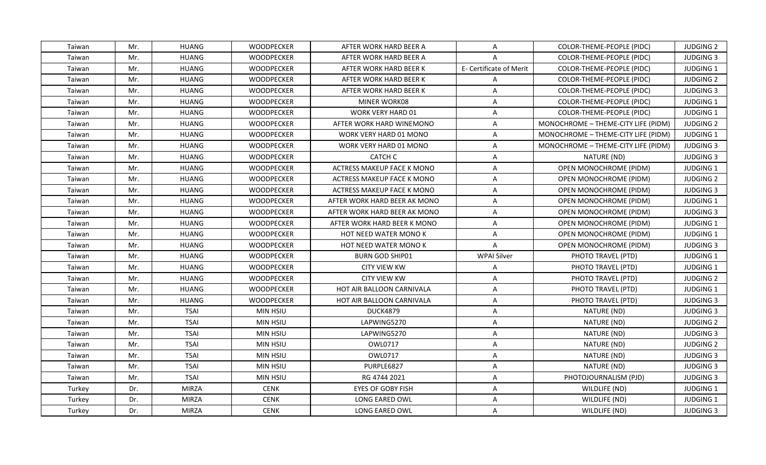| Taiwan | Mr. | HUANG | WOODPECKER | AFTER WORK HARD BEER A | A | COLOR-THEME-PEOPLE (PIDC) | JUDGING 2 |
|---|---|---|---|---|---|---|---|
| Taiwan | Mr. | HUANG | WOODPECKER | AFTER WORK HARD BEER A | A | COLOR-THEME-PEOPLE (PIDC) | JUDGING 3 |
| Taiwan | Mr. | HUANG | WOODPECKER | AFTER WORK HARD BEER K | E- Certificate of Merit | COLOR-THEME-PEOPLE (PIDC) | JUDGING 1 |
| Taiwan | Mr. | HUANG | WOODPECKER | AFTER WORK HARD BEER K | A | COLOR-THEME-PEOPLE (PIDC) | JUDGING 2 |
| Taiwan | Mr. | HUANG | WOODPECKER | AFTER WORK HARD BEER K | A | COLOR-THEME-PEOPLE (PIDC) | JUDGING 3 |
| Taiwan | Mr. | HUANG | WOODPECKER | MINER WORK08 | A | COLOR-THEME-PEOPLE (PIDC) | JUDGING 1 |
| Taiwan | Mr. | HUANG | WOODPECKER | WORK VERY HARD 01 | A | COLOR-THEME-PEOPLE (PIDC) | JUDGING 1 |
| Taiwan | Mr. | HUANG | WOODPECKER | AFTER WORK HARD WINEMONO | A | MONOCHROME – THEME-CITY LIFE (PIDM) | JUDGING 2 |
| Taiwan | Mr. | HUANG | WOODPECKER | WORK VERY HARD 01 MONO | A | MONOCHROME – THEME-CITY LIFE (PIDM) | JUDGING 1 |
| Taiwan | Mr. | HUANG | WOODPECKER | WORK VERY HARD 01 MONO | A | MONOCHROME – THEME-CITY LIFE (PIDM) | JUDGING 3 |
| Taiwan | Mr. | HUANG | WOODPECKER | CATCH C | A | NATURE (ND) | JUDGING 3 |
| Taiwan | Mr. | HUANG | WOODPECKER | ACTRESS MAKEUP FACE K MONO | A | OPEN MONOCHROME (PIDM) | JUDGING 1 |
| Taiwan | Mr. | HUANG | WOODPECKER | ACTRESS MAKEUP FACE K MONO | A | OPEN MONOCHROME (PIDM) | JUDGING 2 |
| Taiwan | Mr. | HUANG | WOODPECKER | ACTRESS MAKEUP FACE K MONO | A | OPEN MONOCHROME (PIDM) | JUDGING 3 |
| Taiwan | Mr. | HUANG | WOODPECKER | AFTER WORK HARD BEER AK MONO | A | OPEN MONOCHROME (PIDM) | JUDGING 1 |
| Taiwan | Mr. | HUANG | WOODPECKER | AFTER WORK HARD BEER AK MONO | A | OPEN MONOCHROME (PIDM) | JUDGING 3 |
| Taiwan | Mr. | HUANG | WOODPECKER | AFTER WORK HARD BEER K MONO | A | OPEN MONOCHROME (PIDM) | JUDGING 1 |
| Taiwan | Mr. | HUANG | WOODPECKER | HOT NEED WATER MONO K | A | OPEN MONOCHROME (PIDM) | JUDGING 1 |
| Taiwan | Mr. | HUANG | WOODPECKER | HOT NEED WATER MONO K | A | OPEN MONOCHROME (PIDM) | JUDGING 3 |
| Taiwan | Mr. | HUANG | WOODPECKER | BURN GOD SHIP01 | WPAI Silver | PHOTO TRAVEL (PTD) | JUDGING 1 |
| Taiwan | Mr. | HUANG | WOODPECKER | CITY VIEW KW | A | PHOTO TRAVEL (PTD) | JUDGING 1 |
| Taiwan | Mr. | HUANG | WOODPECKER | CITY VIEW KW | A | PHOTO TRAVEL (PTD) | JUDGING 2 |
| Taiwan | Mr. | HUANG | WOODPECKER | HOT AIR BALLOON CARNIVALA | A | PHOTO TRAVEL (PTD) | JUDGING 1 |
| Taiwan | Mr. | HUANG | WOODPECKER | HOT AIR BALLOON CARNIVALA | A | PHOTO TRAVEL (PTD) | JUDGING 3 |
| Taiwan | Mr. | TSAI | MIN HSIU | DUCK4879 | A | NATURE (ND) | JUDGING 3 |
| Taiwan | Mr. | TSAI | MIN HSIU | LAPWING5270 | A | NATURE (ND) | JUDGING 2 |
| Taiwan | Mr. | TSAI | MIN HSIU | LAPWING5270 | A | NATURE (ND) | JUDGING 3 |
| Taiwan | Mr. | TSAI | MIN HSIU | OWL0717 | A | NATURE (ND) | JUDGING 2 |
| Taiwan | Mr. | TSAI | MIN HSIU | OWL0717 | A | NATURE (ND) | JUDGING 3 |
| Taiwan | Mr. | TSAI | MIN HSIU | PURPLE6827 | A | NATURE (ND) | JUDGING 3 |
| Taiwan | Mr. | TSAI | MIN HSIU | RG 4744 2021 | A | PHOTOJOURNALISM (PJD) | JUDGING 3 |
| Turkey | Dr. | MIRZA | CENK | EYES OF GOBY FISH | A | WILDLIFE (ND) | JUDGING 1 |
| Turkey | Dr. | MIRZA | CENK | LONG EARED OWL | A | WILDLIFE (ND) | JUDGING 1 |
| Turkey | Dr. | MIRZA | CENK | LONG EARED OWL | A | WILDLIFE (ND) | JUDGING 3 |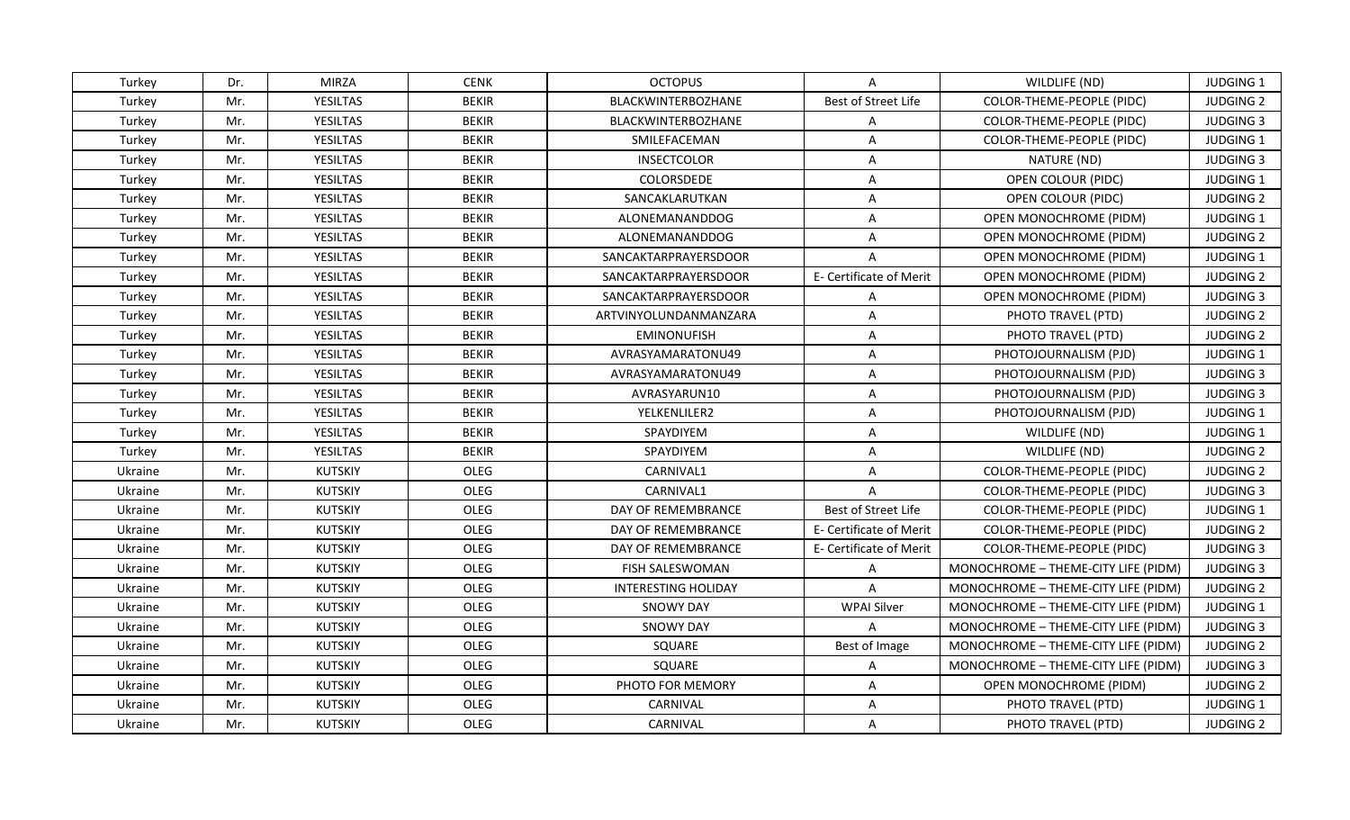| Turkey | Dr. | MIRZA | CENK | OCTOPUS | A | WILDLIFE (ND) | JUDGING 1 |
|---|---|---|---|---|---|---|---|
| Turkey | Mr. | YESILTAS | BEKIR | BLACKWINTERBOZHANE | Best of Street Life | COLOR-THEME-PEOPLE (PIDC) | JUDGING 2 |
| Turkey | Mr. | YESILTAS | BEKIR | BLACKWINTERBOZHANE | A | COLOR-THEME-PEOPLE (PIDC) | JUDGING 3 |
| Turkey | Mr. | YESILTAS | BEKIR | SMILEFACEMAN | A | COLOR-THEME-PEOPLE (PIDC) | JUDGING 1 |
| Turkey | Mr. | YESILTAS | BEKIR | INSECTCOLOR | A | NATURE (ND) | JUDGING 3 |
| Turkey | Mr. | YESILTAS | BEKIR | COLORSDEDE | A | OPEN COLOUR (PIDC) | JUDGING 1 |
| Turkey | Mr. | YESILTAS | BEKIR | SANCAKLARUTKAN | A | OPEN COLOUR (PIDC) | JUDGING 2 |
| Turkey | Mr. | YESILTAS | BEKIR | ALONEMANANDDOG | A | OPEN MONOCHROME (PIDM) | JUDGING 1 |
| Turkey | Mr. | YESILTAS | BEKIR | ALONEMANANDDOG | A | OPEN MONOCHROME (PIDM) | JUDGING 2 |
| Turkey | Mr. | YESILTAS | BEKIR | SANCAKTARPRAYERSDOOR | A | OPEN MONOCHROME (PIDM) | JUDGING 1 |
| Turkey | Mr. | YESILTAS | BEKIR | SANCAKTARPRAYERSDOOR | E- Certificate of Merit | OPEN MONOCHROME (PIDM) | JUDGING 2 |
| Turkey | Mr. | YESILTAS | BEKIR | SANCAKTARPRAYERSDOOR | A | OPEN MONOCHROME (PIDM) | JUDGING 3 |
| Turkey | Mr. | YESILTAS | BEKIR | ARTVINYOLUNDANMANZARA | A | PHOTO TRAVEL (PTD) | JUDGING 2 |
| Turkey | Mr. | YESILTAS | BEKIR | EMINONUFISH | A | PHOTO TRAVEL (PTD) | JUDGING 2 |
| Turkey | Mr. | YESILTAS | BEKIR | AVRASYAMARATONU49 | A | PHOTOJOURNALISM (PJD) | JUDGING 1 |
| Turkey | Mr. | YESILTAS | BEKIR | AVRASYAMARATONU49 | A | PHOTOJOURNALISM (PJD) | JUDGING 3 |
| Turkey | Mr. | YESILTAS | BEKIR | AVRASYARUN10 | A | PHOTOJOURNALISM (PJD) | JUDGING 3 |
| Turkey | Mr. | YESILTAS | BEKIR | YELKENLILER2 | A | PHOTOJOURNALISM (PJD) | JUDGING 1 |
| Turkey | Mr. | YESILTAS | BEKIR | SPAYDIYEM | A | WILDLIFE (ND) | JUDGING 1 |
| Turkey | Mr. | YESILTAS | BEKIR | SPAYDIYEM | A | WILDLIFE (ND) | JUDGING 2 |
| Ukraine | Mr. | KUTSKIY | OLEG | CARNIVAL1 | A | COLOR-THEME-PEOPLE (PIDC) | JUDGING 2 |
| Ukraine | Mr. | KUTSKIY | OLEG | CARNIVAL1 | A | COLOR-THEME-PEOPLE (PIDC) | JUDGING 3 |
| Ukraine | Mr. | KUTSKIY | OLEG | DAY OF REMEMBRANCE | Best of Street Life | COLOR-THEME-PEOPLE (PIDC) | JUDGING 1 |
| Ukraine | Mr. | KUTSKIY | OLEG | DAY OF REMEMBRANCE | E- Certificate of Merit | COLOR-THEME-PEOPLE (PIDC) | JUDGING 2 |
| Ukraine | Mr. | KUTSKIY | OLEG | DAY OF REMEMBRANCE | E- Certificate of Merit | COLOR-THEME-PEOPLE (PIDC) | JUDGING 3 |
| Ukraine | Mr. | KUTSKIY | OLEG | FISH SALESWOMAN | A | MONOCHROME – THEME-CITY LIFE (PIDM) | JUDGING 3 |
| Ukraine | Mr. | KUTSKIY | OLEG | INTERESTING HOLIDAY | A | MONOCHROME – THEME-CITY LIFE (PIDM) | JUDGING 2 |
| Ukraine | Mr. | KUTSKIY | OLEG | SNOWY DAY | WPAI Silver | MONOCHROME – THEME-CITY LIFE (PIDM) | JUDGING 1 |
| Ukraine | Mr. | KUTSKIY | OLEG | SNOWY DAY | A | MONOCHROME – THEME-CITY LIFE (PIDM) | JUDGING 3 |
| Ukraine | Mr. | KUTSKIY | OLEG | SQUARE | Best of Image | MONOCHROME – THEME-CITY LIFE (PIDM) | JUDGING 2 |
| Ukraine | Mr. | KUTSKIY | OLEG | SQUARE | A | MONOCHROME – THEME-CITY LIFE (PIDM) | JUDGING 3 |
| Ukraine | Mr. | KUTSKIY | OLEG | PHOTO FOR MEMORY | A | OPEN MONOCHROME (PIDM) | JUDGING 2 |
| Ukraine | Mr. | KUTSKIY | OLEG | CARNIVAL | A | PHOTO TRAVEL (PTD) | JUDGING 1 |
| Ukraine | Mr. | KUTSKIY | OLEG | CARNIVAL | A | PHOTO TRAVEL (PTD) | JUDGING 2 |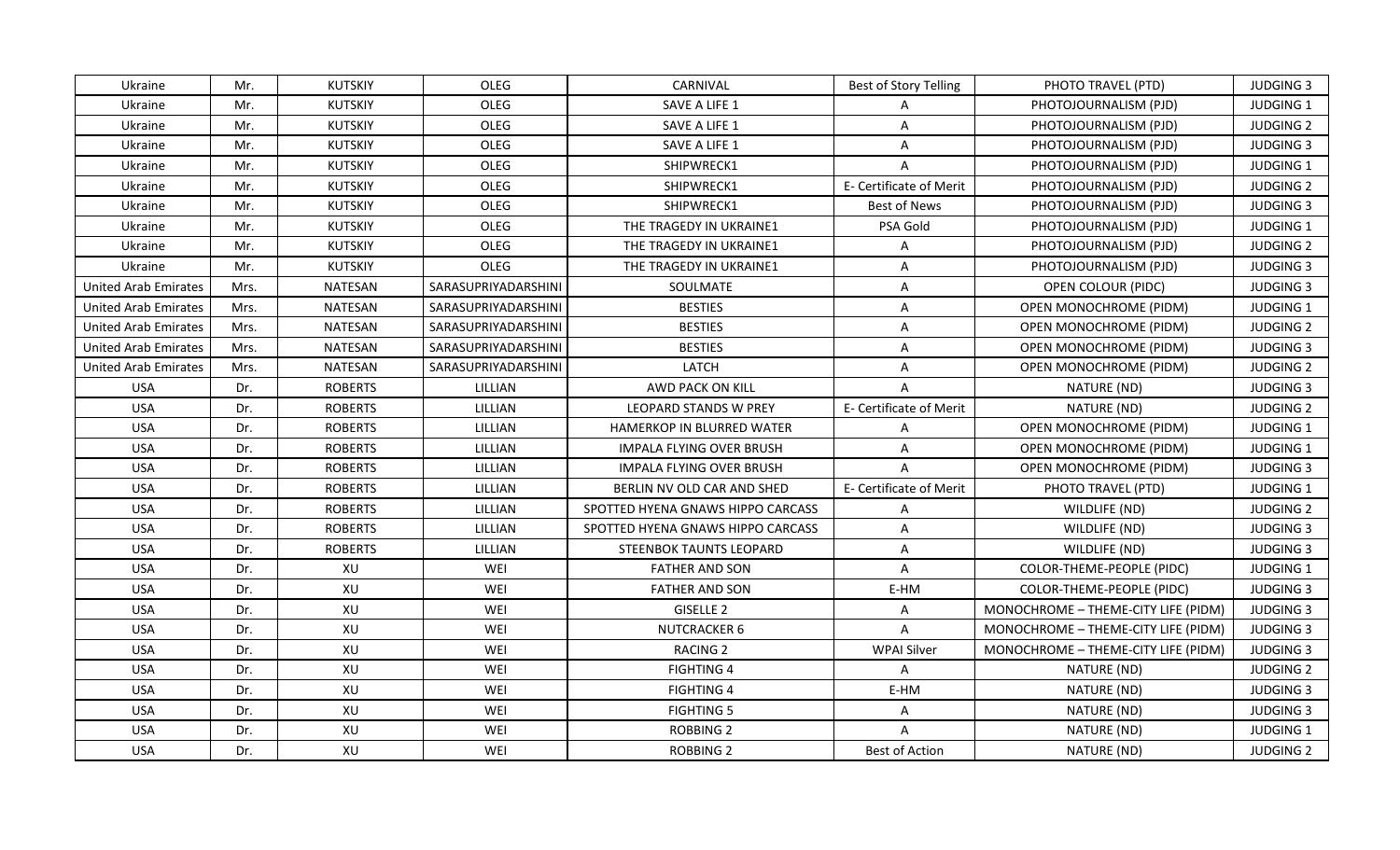| Ukraine | Mr. | KUTSKIY | OLEG | CARNIVAL | Best of Story Telling | PHOTO TRAVEL (PTD) | JUDGING 3 |
|---|---|---|---|---|---|---|---|
| Ukraine | Mr. | KUTSKIY | OLEG | SAVE A LIFE 1 | A | PHOTOJOURNALISM (PJD) | JUDGING 1 |
| Ukraine | Mr. | KUTSKIY | OLEG | SAVE A LIFE 1 | A | PHOTOJOURNALISM (PJD) | JUDGING 2 |
| Ukraine | Mr. | KUTSKIY | OLEG | SAVE A LIFE 1 | A | PHOTOJOURNALISM (PJD) | JUDGING 3 |
| Ukraine | Mr. | KUTSKIY | OLEG | SHIPWRECK1 | A | PHOTOJOURNALISM (PJD) | JUDGING 1 |
| Ukraine | Mr. | KUTSKIY | OLEG | SHIPWRECK1 | E- Certificate of Merit | PHOTOJOURNALISM (PJD) | JUDGING 2 |
| Ukraine | Mr. | KUTSKIY | OLEG | SHIPWRECK1 | Best of News | PHOTOJOURNALISM (PJD) | JUDGING 3 |
| Ukraine | Mr. | KUTSKIY | OLEG | THE TRAGEDY IN UKRAINE1 | PSA Gold | PHOTOJOURNALISM (PJD) | JUDGING 1 |
| Ukraine | Mr. | KUTSKIY | OLEG | THE TRAGEDY IN UKRAINE1 | A | PHOTOJOURNALISM (PJD) | JUDGING 2 |
| Ukraine | Mr. | KUTSKIY | OLEG | THE TRAGEDY IN UKRAINE1 | A | PHOTOJOURNALISM (PJD) | JUDGING 3 |
| United Arab Emirates | Mrs. | NATESAN | SARASUPRIYADARSHINI | SOULMATE | A | OPEN COLOUR (PIDC) | JUDGING 3 |
| United Arab Emirates | Mrs. | NATESAN | SARASUPRIYADARSHINI | BESTIES | A | OPEN MONOCHROME (PIDM) | JUDGING 1 |
| United Arab Emirates | Mrs. | NATESAN | SARASUPRIYADARSHINI | BESTIES | A | OPEN MONOCHROME (PIDM) | JUDGING 2 |
| United Arab Emirates | Mrs. | NATESAN | SARASUPRIYADARSHINI | BESTIES | A | OPEN MONOCHROME (PIDM) | JUDGING 3 |
| United Arab Emirates | Mrs. | NATESAN | SARASUPRIYADARSHINI | LATCH | A | OPEN MONOCHROME (PIDM) | JUDGING 2 |
| USA | Dr. | ROBERTS | LILLIAN | AWD PACK ON KILL | A | NATURE (ND) | JUDGING 3 |
| USA | Dr. | ROBERTS | LILLIAN | LEOPARD STANDS W PREY | E- Certificate of Merit | NATURE (ND) | JUDGING 2 |
| USA | Dr. | ROBERTS | LILLIAN | HAMERKOP IN BLURRED WATER | A | OPEN MONOCHROME (PIDM) | JUDGING 1 |
| USA | Dr. | ROBERTS | LILLIAN | IMPALA FLYING OVER BRUSH | A | OPEN MONOCHROME (PIDM) | JUDGING 1 |
| USA | Dr. | ROBERTS | LILLIAN | IMPALA FLYING OVER BRUSH | A | OPEN MONOCHROME (PIDM) | JUDGING 3 |
| USA | Dr. | ROBERTS | LILLIAN | BERLIN NV OLD CAR AND SHED | E- Certificate of Merit | PHOTO TRAVEL (PTD) | JUDGING 1 |
| USA | Dr. | ROBERTS | LILLIAN | SPOTTED HYENA GNAWS HIPPO CARCASS | A | WILDLIFE (ND) | JUDGING 2 |
| USA | Dr. | ROBERTS | LILLIAN | SPOTTED HYENA GNAWS HIPPO CARCASS | A | WILDLIFE (ND) | JUDGING 3 |
| USA | Dr. | ROBERTS | LILLIAN | STEENBOK TAUNTS LEOPARD | A | WILDLIFE (ND) | JUDGING 3 |
| USA | Dr. | XU | WEI | FATHER AND SON | A | COLOR-THEME-PEOPLE (PIDC) | JUDGING 1 |
| USA | Dr. | XU | WEI | FATHER AND SON | E-HM | COLOR-THEME-PEOPLE (PIDC) | JUDGING 3 |
| USA | Dr. | XU | WEI | GISELLE 2 | A | MONOCHROME – THEME-CITY LIFE (PIDM) | JUDGING 3 |
| USA | Dr. | XU | WEI | NUTCRACKER 6 | A | MONOCHROME – THEME-CITY LIFE (PIDM) | JUDGING 3 |
| USA | Dr. | XU | WEI | RACING 2 | WPAI Silver | MONOCHROME – THEME-CITY LIFE (PIDM) | JUDGING 3 |
| USA | Dr. | XU | WEI | FIGHTING 4 | A | NATURE (ND) | JUDGING 2 |
| USA | Dr. | XU | WEI | FIGHTING 4 | E-HM | NATURE (ND) | JUDGING 3 |
| USA | Dr. | XU | WEI | FIGHTING 5 | A | NATURE (ND) | JUDGING 3 |
| USA | Dr. | XU | WEI | ROBBING 2 | A | NATURE (ND) | JUDGING 1 |
| USA | Dr. | XU | WEI | ROBBING 2 | Best of Action | NATURE (ND) | JUDGING 2 |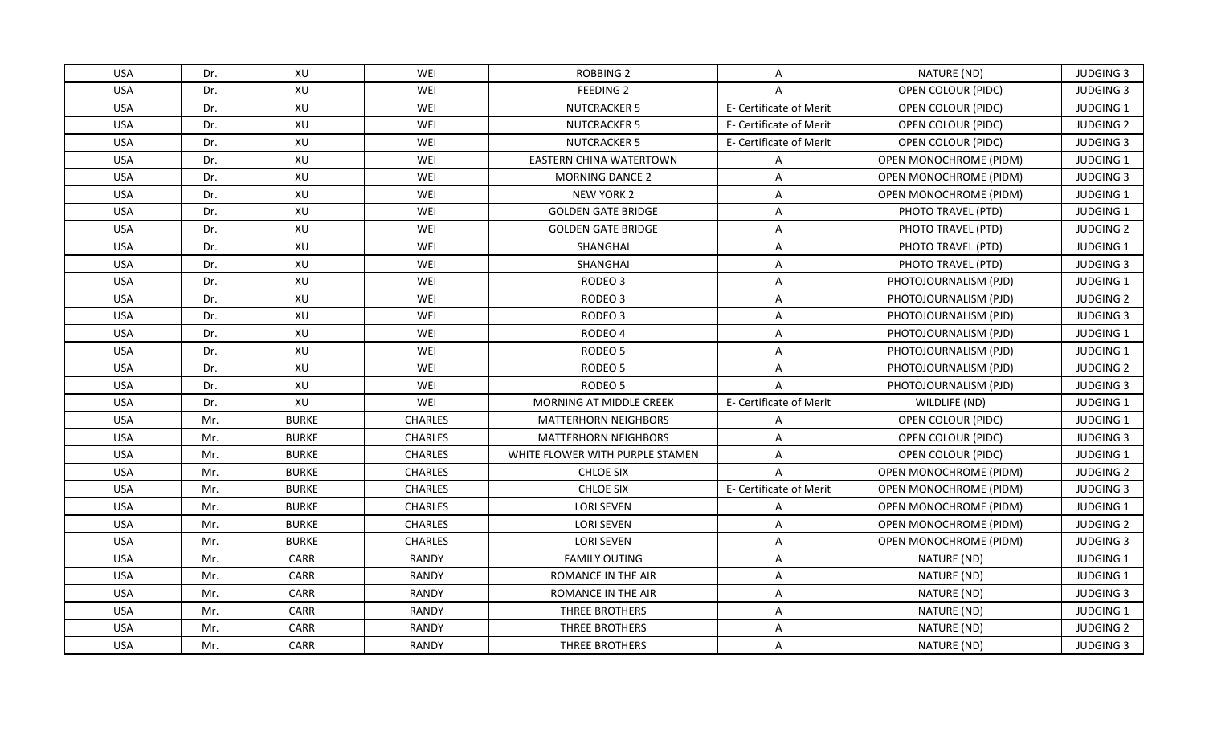| USA | Dr. | XU | WEI | ROBBING 2 | A | NATURE (ND) | JUDGING 3 |
|---|---|---|---|---|---|---|---|
| USA | Dr. | XU | WEI | FEEDING 2 | A | OPEN COLOUR (PIDC) | JUDGING 3 |
| USA | Dr. | XU | WEI | NUTCRACKER 5 | E- Certificate of Merit | OPEN COLOUR (PIDC) | JUDGING 1 |
| USA | Dr. | XU | WEI | NUTCRACKER 5 | E- Certificate of Merit | OPEN COLOUR (PIDC) | JUDGING 2 |
| USA | Dr. | XU | WEI | NUTCRACKER 5 | E- Certificate of Merit | OPEN COLOUR (PIDC) | JUDGING 3 |
| USA | Dr. | XU | WEI | EASTERN CHINA WATERTOWN | A | OPEN MONOCHROME (PIDM) | JUDGING 1 |
| USA | Dr. | XU | WEI | MORNING DANCE 2 | A | OPEN MONOCHROME (PIDM) | JUDGING 3 |
| USA | Dr. | XU | WEI | NEW YORK 2 | A | OPEN MONOCHROME (PIDM) | JUDGING 1 |
| USA | Dr. | XU | WEI | GOLDEN GATE BRIDGE | A | PHOTO TRAVEL (PTD) | JUDGING 1 |
| USA | Dr. | XU | WEI | GOLDEN GATE BRIDGE | A | PHOTO TRAVEL (PTD) | JUDGING 2 |
| USA | Dr. | XU | WEI | SHANGHAI | A | PHOTO TRAVEL (PTD) | JUDGING 1 |
| USA | Dr. | XU | WEI | SHANGHAI | A | PHOTO TRAVEL (PTD) | JUDGING 3 |
| USA | Dr. | XU | WEI | RODEO 3 | A | PHOTOJOURNALISM (PJD) | JUDGING 1 |
| USA | Dr. | XU | WEI | RODEO 3 | A | PHOTOJOURNALISM (PJD) | JUDGING 2 |
| USA | Dr. | XU | WEI | RODEO 3 | A | PHOTOJOURNALISM (PJD) | JUDGING 3 |
| USA | Dr. | XU | WEI | RODEO 4 | A | PHOTOJOURNALISM (PJD) | JUDGING 1 |
| USA | Dr. | XU | WEI | RODEO 5 | A | PHOTOJOURNALISM (PJD) | JUDGING 1 |
| USA | Dr. | XU | WEI | RODEO 5 | A | PHOTOJOURNALISM (PJD) | JUDGING 2 |
| USA | Dr. | XU | WEI | RODEO 5 | A | PHOTOJOURNALISM (PJD) | JUDGING 3 |
| USA | Dr. | XU | WEI | MORNING AT MIDDLE CREEK | E- Certificate of Merit | WILDLIFE (ND) | JUDGING 1 |
| USA | Mr. | BURKE | CHARLES | MATTERHORN NEIGHBORS | A | OPEN COLOUR (PIDC) | JUDGING 1 |
| USA | Mr. | BURKE | CHARLES | MATTERHORN NEIGHBORS | A | OPEN COLOUR (PIDC) | JUDGING 3 |
| USA | Mr. | BURKE | CHARLES | WHITE FLOWER WITH PURPLE STAMEN | A | OPEN COLOUR (PIDC) | JUDGING 1 |
| USA | Mr. | BURKE | CHARLES | CHLOE SIX | A | OPEN MONOCHROME (PIDM) | JUDGING 2 |
| USA | Mr. | BURKE | CHARLES | CHLOE SIX | E- Certificate of Merit | OPEN MONOCHROME (PIDM) | JUDGING 3 |
| USA | Mr. | BURKE | CHARLES | LORI SEVEN | A | OPEN MONOCHROME (PIDM) | JUDGING 1 |
| USA | Mr. | BURKE | CHARLES | LORI SEVEN | A | OPEN MONOCHROME (PIDM) | JUDGING 2 |
| USA | Mr. | BURKE | CHARLES | LORI SEVEN | A | OPEN MONOCHROME (PIDM) | JUDGING 3 |
| USA | Mr. | CARR | RANDY | FAMILY OUTING | A | NATURE (ND) | JUDGING 1 |
| USA | Mr. | CARR | RANDY | ROMANCE IN THE AIR | A | NATURE (ND) | JUDGING 1 |
| USA | Mr. | CARR | RANDY | ROMANCE IN THE AIR | A | NATURE (ND) | JUDGING 3 |
| USA | Mr. | CARR | RANDY | THREE BROTHERS | A | NATURE (ND) | JUDGING 1 |
| USA | Mr. | CARR | RANDY | THREE BROTHERS | A | NATURE (ND) | JUDGING 2 |
| USA | Mr. | CARR | RANDY | THREE BROTHERS | A | NATURE (ND) | JUDGING 3 |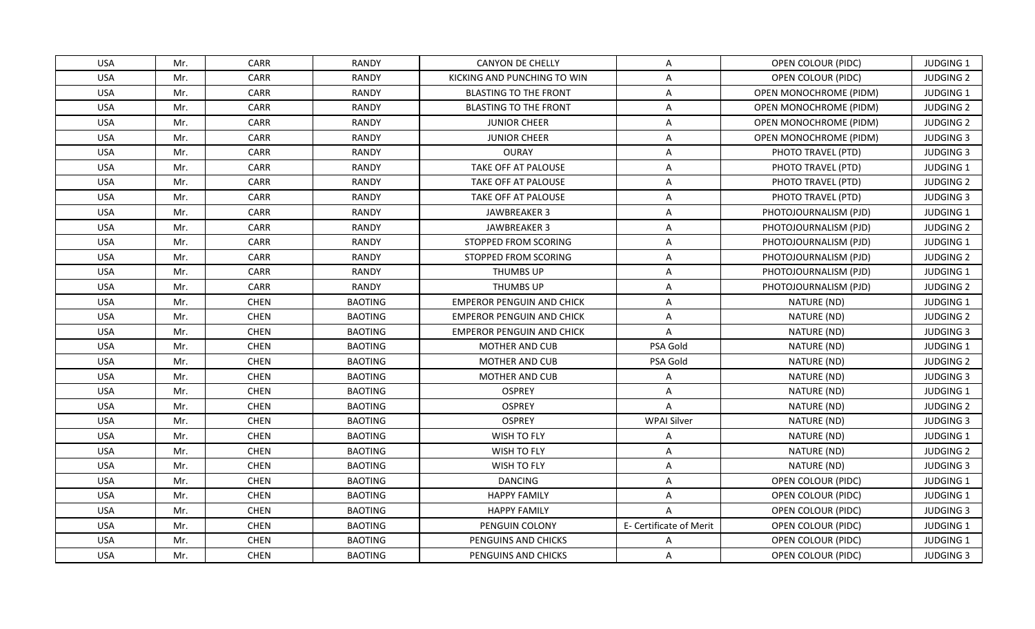| USA | Mr. | CARR | RANDY | CANYON DE CHELLY | A | OPEN COLOUR (PIDC) | JUDGING 1 |
|---|---|---|---|---|---|---|---|
| USA | Mr. | CARR | RANDY | KICKING AND PUNCHING TO WIN | A | OPEN COLOUR (PIDC) | JUDGING 2 |
| USA | Mr. | CARR | RANDY | BLASTING TO THE FRONT | A | OPEN MONOCHROME (PIDM) | JUDGING 1 |
| USA | Mr. | CARR | RANDY | BLASTING TO THE FRONT | A | OPEN MONOCHROME (PIDM) | JUDGING 2 |
| USA | Mr. | CARR | RANDY | JUNIOR CHEER | A | OPEN MONOCHROME (PIDM) | JUDGING 2 |
| USA | Mr. | CARR | RANDY | JUNIOR CHEER | A | OPEN MONOCHROME (PIDM) | JUDGING 3 |
| USA | Mr. | CARR | RANDY | OURAY | A | PHOTO TRAVEL (PTD) | JUDGING 3 |
| USA | Mr. | CARR | RANDY | TAKE OFF AT PALOUSE | A | PHOTO TRAVEL (PTD) | JUDGING 1 |
| USA | Mr. | CARR | RANDY | TAKE OFF AT PALOUSE | A | PHOTO TRAVEL (PTD) | JUDGING 2 |
| USA | Mr. | CARR | RANDY | TAKE OFF AT PALOUSE | A | PHOTO TRAVEL (PTD) | JUDGING 3 |
| USA | Mr. | CARR | RANDY | JAWBREAKER 3 | A | PHOTOJOURNALISM (PJD) | JUDGING 1 |
| USA | Mr. | CARR | RANDY | JAWBREAKER 3 | A | PHOTOJOURNALISM (PJD) | JUDGING 2 |
| USA | Mr. | CARR | RANDY | STOPPED FROM SCORING | A | PHOTOJOURNALISM (PJD) | JUDGING 1 |
| USA | Mr. | CARR | RANDY | STOPPED FROM SCORING | A | PHOTOJOURNALISM (PJD) | JUDGING 2 |
| USA | Mr. | CARR | RANDY | THUMBS UP | A | PHOTOJOURNALISM (PJD) | JUDGING 1 |
| USA | Mr. | CARR | RANDY | THUMBS UP | A | PHOTOJOURNALISM (PJD) | JUDGING 2 |
| USA | Mr. | CHEN | BAOTING | EMPEROR PENGUIN AND CHICK | A | NATURE (ND) | JUDGING 1 |
| USA | Mr. | CHEN | BAOTING | EMPEROR PENGUIN AND CHICK | A | NATURE (ND) | JUDGING 2 |
| USA | Mr. | CHEN | BAOTING | EMPEROR PENGUIN AND CHICK | A | NATURE (ND) | JUDGING 3 |
| USA | Mr. | CHEN | BAOTING | MOTHER AND CUB | PSA Gold | NATURE (ND) | JUDGING 1 |
| USA | Mr. | CHEN | BAOTING | MOTHER AND CUB | PSA Gold | NATURE (ND) | JUDGING 2 |
| USA | Mr. | CHEN | BAOTING | MOTHER AND CUB | A | NATURE (ND) | JUDGING 3 |
| USA | Mr. | CHEN | BAOTING | OSPREY | A | NATURE (ND) | JUDGING 1 |
| USA | Mr. | CHEN | BAOTING | OSPREY | A | NATURE (ND) | JUDGING 2 |
| USA | Mr. | CHEN | BAOTING | OSPREY | WPAI Silver | NATURE (ND) | JUDGING 3 |
| USA | Mr. | CHEN | BAOTING | WISH TO FLY | A | NATURE (ND) | JUDGING 1 |
| USA | Mr. | CHEN | BAOTING | WISH TO FLY | A | NATURE (ND) | JUDGING 2 |
| USA | Mr. | CHEN | BAOTING | WISH TO FLY | A | NATURE (ND) | JUDGING 3 |
| USA | Mr. | CHEN | BAOTING | DANCING | A | OPEN COLOUR (PIDC) | JUDGING 1 |
| USA | Mr. | CHEN | BAOTING | HAPPY FAMILY | A | OPEN COLOUR (PIDC) | JUDGING 1 |
| USA | Mr. | CHEN | BAOTING | HAPPY FAMILY | A | OPEN COLOUR (PIDC) | JUDGING 3 |
| USA | Mr. | CHEN | BAOTING | PENGUIN COLONY | E- Certificate of Merit | OPEN COLOUR (PIDC) | JUDGING 1 |
| USA | Mr. | CHEN | BAOTING | PENGUINS AND CHICKS | A | OPEN COLOUR (PIDC) | JUDGING 1 |
| USA | Mr. | CHEN | BAOTING | PENGUINS AND CHICKS | A | OPEN COLOUR (PIDC) | JUDGING 3 |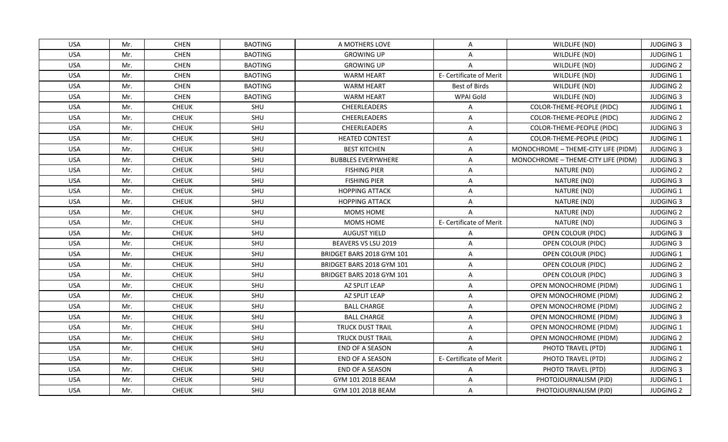| USA | Mr. | CHEN | BAOTING | A MOTHERS LOVE | A | WILDLIFE (ND) | JUDGING 3 |
|---|---|---|---|---|---|---|---|
| USA | Mr. | CHEN | BAOTING | GROWING UP | A | WILDLIFE (ND) | JUDGING 1 |
| USA | Mr. | CHEN | BAOTING | GROWING UP | A | WILDLIFE (ND) | JUDGING 2 |
| USA | Mr. | CHEN | BAOTING | WARM HEART | E- Certificate of Merit | WILDLIFE (ND) | JUDGING 1 |
| USA | Mr. | CHEN | BAOTING | WARM HEART | Best of Birds | WILDLIFE (ND) | JUDGING 2 |
| USA | Mr. | CHEN | BAOTING | WARM HEART | WPAI Gold | WILDLIFE (ND) | JUDGING 3 |
| USA | Mr. | CHEUK | SHU | CHEERLEADERS | A | COLOR-THEME-PEOPLE (PIDC) | JUDGING 1 |
| USA | Mr. | CHEUK | SHU | CHEERLEADERS | A | COLOR-THEME-PEOPLE (PIDC) | JUDGING 2 |
| USA | Mr. | CHEUK | SHU | CHEERLEADERS | A | COLOR-THEME-PEOPLE (PIDC) | JUDGING 3 |
| USA | Mr. | CHEUK | SHU | HEATED CONTEST | A | COLOR-THEME-PEOPLE (PIDC) | JUDGING 1 |
| USA | Mr. | CHEUK | SHU | BEST KITCHEN | A | MONOCHROME – THEME-CITY LIFE (PIDM) | JUDGING 3 |
| USA | Mr. | CHEUK | SHU | BUBBLES EVERYWHERE | A | MONOCHROME – THEME-CITY LIFE (PIDM) | JUDGING 3 |
| USA | Mr. | CHEUK | SHU | FISHING PIER | A | NATURE (ND) | JUDGING 2 |
| USA | Mr. | CHEUK | SHU | FISHING PIER | A | NATURE (ND) | JUDGING 3 |
| USA | Mr. | CHEUK | SHU | HOPPING ATTACK | A | NATURE (ND) | JUDGING 1 |
| USA | Mr. | CHEUK | SHU | HOPPING ATTACK | A | NATURE (ND) | JUDGING 3 |
| USA | Mr. | CHEUK | SHU | MOMS HOME | A | NATURE (ND) | JUDGING 2 |
| USA | Mr. | CHEUK | SHU | MOMS HOME | E- Certificate of Merit | NATURE (ND) | JUDGING 3 |
| USA | Mr. | CHEUK | SHU | AUGUST YIELD | A | OPEN COLOUR (PIDC) | JUDGING 3 |
| USA | Mr. | CHEUK | SHU | BEAVERS VS LSU 2019 | A | OPEN COLOUR (PIDC) | JUDGING 3 |
| USA | Mr. | CHEUK | SHU | BRIDGET BARS 2018 GYM 101 | A | OPEN COLOUR (PIDC) | JUDGING 1 |
| USA | Mr. | CHEUK | SHU | BRIDGET BARS 2018 GYM 101 | A | OPEN COLOUR (PIDC) | JUDGING 2 |
| USA | Mr. | CHEUK | SHU | BRIDGET BARS 2018 GYM 101 | A | OPEN COLOUR (PIDC) | JUDGING 3 |
| USA | Mr. | CHEUK | SHU | AZ SPLIT LEAP | A | OPEN MONOCHROME (PIDM) | JUDGING 1 |
| USA | Mr. | CHEUK | SHU | AZ SPLIT LEAP | A | OPEN MONOCHROME (PIDM) | JUDGING 2 |
| USA | Mr. | CHEUK | SHU | BALL CHARGE | A | OPEN MONOCHROME (PIDM) | JUDGING 2 |
| USA | Mr. | CHEUK | SHU | BALL CHARGE | A | OPEN MONOCHROME (PIDM) | JUDGING 3 |
| USA | Mr. | CHEUK | SHU | TRUCK DUST TRAIL | A | OPEN MONOCHROME (PIDM) | JUDGING 1 |
| USA | Mr. | CHEUK | SHU | TRUCK DUST TRAIL | A | OPEN MONOCHROME (PIDM) | JUDGING 2 |
| USA | Mr. | CHEUK | SHU | END OF A SEASON | A | PHOTO TRAVEL (PTD) | JUDGING 1 |
| USA | Mr. | CHEUK | SHU | END OF A SEASON | E- Certificate of Merit | PHOTO TRAVEL (PTD) | JUDGING 2 |
| USA | Mr. | CHEUK | SHU | END OF A SEASON | A | PHOTO TRAVEL (PTD) | JUDGING 3 |
| USA | Mr. | CHEUK | SHU | GYM 101 2018 BEAM | A | PHOTOJOURNALISM (PJD) | JUDGING 1 |
| USA | Mr. | CHEUK | SHU | GYM 101 2018 BEAM | A | PHOTOJOURNALISM (PJD) | JUDGING 2 |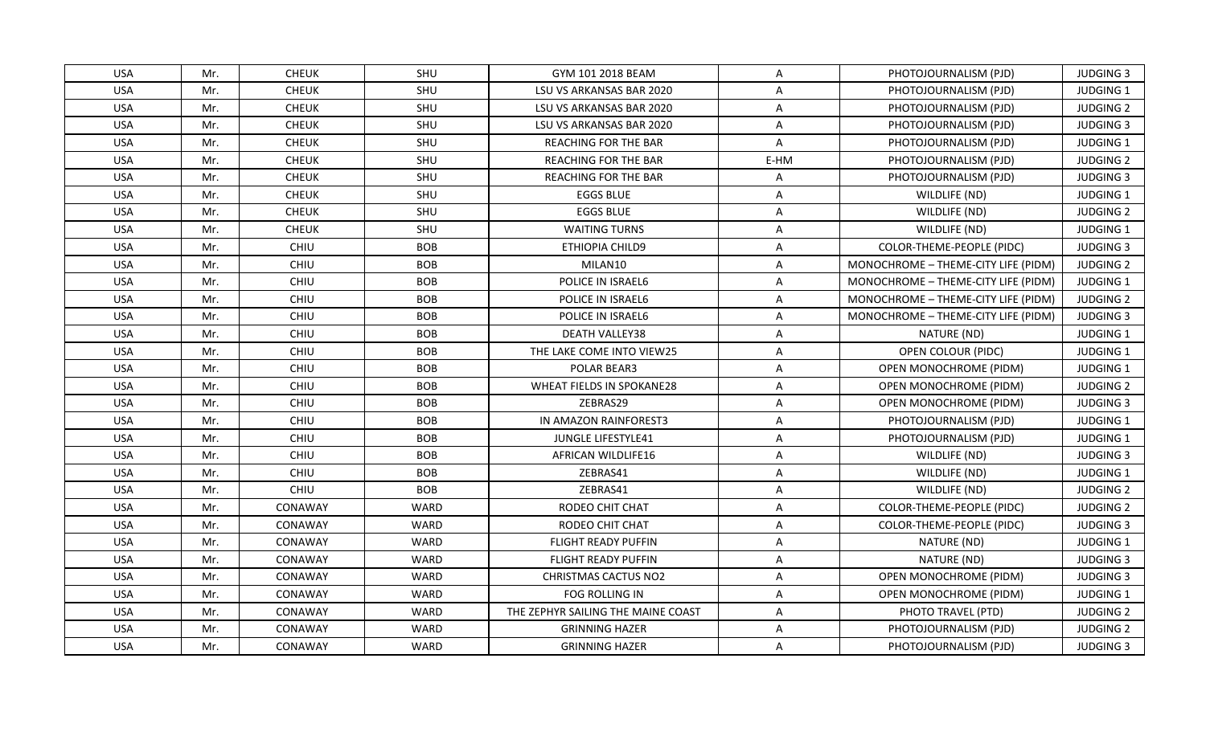| USA | Mr. | CHEUK | SHU | GYM 101 2018 BEAM | A | PHOTOJOURNALISM (PJD) | JUDGING 3 |
|---|---|---|---|---|---|---|---|
| USA | Mr. | CHEUK | SHU | LSU VS ARKANSAS BAR 2020 | A | PHOTOJOURNALISM (PJD) | JUDGING 1 |
| USA | Mr. | CHEUK | SHU | LSU VS ARKANSAS BAR 2020 | A | PHOTOJOURNALISM (PJD) | JUDGING 2 |
| USA | Mr. | CHEUK | SHU | LSU VS ARKANSAS BAR 2020 | A | PHOTOJOURNALISM (PJD) | JUDGING 3 |
| USA | Mr. | CHEUK | SHU | REACHING FOR THE BAR | A | PHOTOJOURNALISM (PJD) | JUDGING 1 |
| USA | Mr. | CHEUK | SHU | REACHING FOR THE BAR | E-HM | PHOTOJOURNALISM (PJD) | JUDGING 2 |
| USA | Mr. | CHEUK | SHU | REACHING FOR THE BAR | A | PHOTOJOURNALISM (PJD) | JUDGING 3 |
| USA | Mr. | CHEUK | SHU | EGGS BLUE | A | WILDLIFE (ND) | JUDGING 1 |
| USA | Mr. | CHEUK | SHU | EGGS BLUE | A | WILDLIFE (ND) | JUDGING 2 |
| USA | Mr. | CHEUK | SHU | WAITING TURNS | A | WILDLIFE (ND) | JUDGING 1 |
| USA | Mr. | CHIU | BOB | ETHIOPIA CHILD9 | A | COLOR-THEME-PEOPLE (PIDC) | JUDGING 3 |
| USA | Mr. | CHIU | BOB | MILAN10 | A | MONOCHROME – THEME-CITY LIFE (PIDM) | JUDGING 2 |
| USA | Mr. | CHIU | BOB | POLICE IN ISRAEL6 | A | MONOCHROME – THEME-CITY LIFE (PIDM) | JUDGING 1 |
| USA | Mr. | CHIU | BOB | POLICE IN ISRAEL6 | A | MONOCHROME – THEME-CITY LIFE (PIDM) | JUDGING 2 |
| USA | Mr. | CHIU | BOB | POLICE IN ISRAEL6 | A | MONOCHROME – THEME-CITY LIFE (PIDM) | JUDGING 3 |
| USA | Mr. | CHIU | BOB | DEATH VALLEY38 | A | NATURE (ND) | JUDGING 1 |
| USA | Mr. | CHIU | BOB | THE LAKE COME INTO VIEW25 | A | OPEN COLOUR (PIDC) | JUDGING 1 |
| USA | Mr. | CHIU | BOB | POLAR BEAR3 | A | OPEN MONOCHROME (PIDM) | JUDGING 1 |
| USA | Mr. | CHIU | BOB | WHEAT FIELDS IN SPOKANE28 | A | OPEN MONOCHROME (PIDM) | JUDGING 2 |
| USA | Mr. | CHIU | BOB | ZEBRAS29 | A | OPEN MONOCHROME (PIDM) | JUDGING 3 |
| USA | Mr. | CHIU | BOB | IN AMAZON RAINFOREST3 | A | PHOTOJOURNALISM (PJD) | JUDGING 1 |
| USA | Mr. | CHIU | BOB | JUNGLE LIFESTYLE41 | A | PHOTOJOURNALISM (PJD) | JUDGING 1 |
| USA | Mr. | CHIU | BOB | AFRICAN WILDLIFE16 | A | WILDLIFE (ND) | JUDGING 3 |
| USA | Mr. | CHIU | BOB | ZEBRAS41 | A | WILDLIFE (ND) | JUDGING 1 |
| USA | Mr. | CHIU | BOB | ZEBRAS41 | A | WILDLIFE (ND) | JUDGING 2 |
| USA | Mr. | CONAWAY | WARD | RODEO CHIT CHAT | A | COLOR-THEME-PEOPLE (PIDC) | JUDGING 2 |
| USA | Mr. | CONAWAY | WARD | RODEO CHIT CHAT | A | COLOR-THEME-PEOPLE (PIDC) | JUDGING 3 |
| USA | Mr. | CONAWAY | WARD | FLIGHT READY PUFFIN | A | NATURE (ND) | JUDGING 1 |
| USA | Mr. | CONAWAY | WARD | FLIGHT READY PUFFIN | A | NATURE (ND) | JUDGING 3 |
| USA | Mr. | CONAWAY | WARD | CHRISTMAS CACTUS NO2 | A | OPEN MONOCHROME (PIDM) | JUDGING 3 |
| USA | Mr. | CONAWAY | WARD | FOG ROLLING IN | A | OPEN MONOCHROME (PIDM) | JUDGING 1 |
| USA | Mr. | CONAWAY | WARD | THE ZEPHYR SAILING THE MAINE COAST | A | PHOTO TRAVEL (PTD) | JUDGING 2 |
| USA | Mr. | CONAWAY | WARD | GRINNING HAZER | A | PHOTOJOURNALISM (PJD) | JUDGING 2 |
| USA | Mr. | CONAWAY | WARD | GRINNING HAZER | A | PHOTOJOURNALISM (PJD) | JUDGING 3 |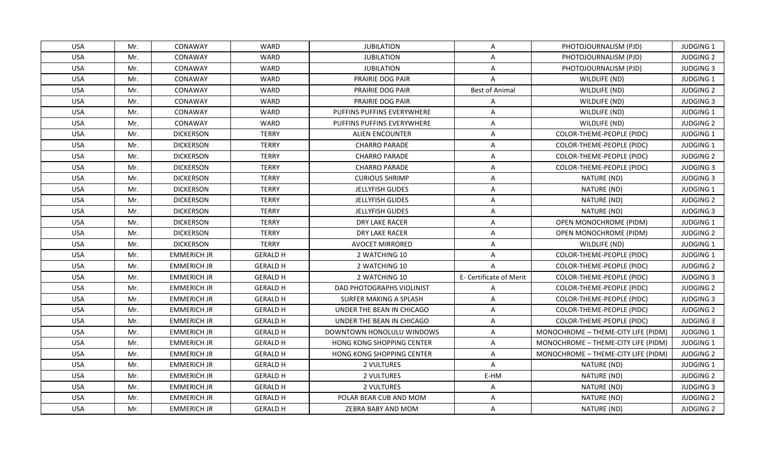| USA | Mr. | CONAWAY | WARD | JUBILATION | A | PHOTOJOURNALISM (PJD) | JUDGING 1 |
|---|---|---|---|---|---|---|---|
| USA | Mr. | CONAWAY | WARD | JUBILATION | A | PHOTOJOURNALISM (PJD) | JUDGING 2 |
| USA | Mr. | CONAWAY | WARD | JUBILATION | A | PHOTOJOURNALISM (PJD) | JUDGING 3 |
| USA | Mr. | CONAWAY | WARD | PRAIRIE DOG PAIR | A | WILDLIFE (ND) | JUDGING 1 |
| USA | Mr. | CONAWAY | WARD | PRAIRIE DOG PAIR | Best of Animal | WILDLIFE (ND) | JUDGING 2 |
| USA | Mr. | CONAWAY | WARD | PRAIRIE DOG PAIR | A | WILDLIFE (ND) | JUDGING 3 |
| USA | Mr. | CONAWAY | WARD | PUFFINS PUFFINS EVERYWHERE | A | WILDLIFE (ND) | JUDGING 1 |
| USA | Mr. | CONAWAY | WARD | PUFFINS PUFFINS EVERYWHERE | A | WILDLIFE (ND) | JUDGING 2 |
| USA | Mr. | DICKERSON | TERRY | ALIEN ENCOUNTER | A | COLOR-THEME-PEOPLE (PIDC) | JUDGING 1 |
| USA | Mr. | DICKERSON | TERRY | CHARRO PARADE | A | COLOR-THEME-PEOPLE (PIDC) | JUDGING 1 |
| USA | Mr. | DICKERSON | TERRY | CHARRO PARADE | A | COLOR-THEME-PEOPLE (PIDC) | JUDGING 2 |
| USA | Mr. | DICKERSON | TERRY | CHARRO PARADE | A | COLOR-THEME-PEOPLE (PIDC) | JUDGING 3 |
| USA | Mr. | DICKERSON | TERRY | CURIOUS SHRIMP | A | NATURE (ND) | JUDGING 3 |
| USA | Mr. | DICKERSON | TERRY | JELLYFISH GLIDES | A | NATURE (ND) | JUDGING 1 |
| USA | Mr. | DICKERSON | TERRY | JELLYFISH GLIDES | A | NATURE (ND) | JUDGING 2 |
| USA | Mr. | DICKERSON | TERRY | JELLYFISH GLIDES | A | NATURE (ND) | JUDGING 3 |
| USA | Mr. | DICKERSON | TERRY | DRY LAKE RACER | A | OPEN MONOCHROME (PIDM) | JUDGING 1 |
| USA | Mr. | DICKERSON | TERRY | DRY LAKE RACER | A | OPEN MONOCHROME (PIDM) | JUDGING 2 |
| USA | Mr. | DICKERSON | TERRY | AVOCET MIRRORED | A | WILDLIFE (ND) | JUDGING 1 |
| USA | Mr. | EMMERICH JR | GERALD H | 2 WATCHING 10 | A | COLOR-THEME-PEOPLE (PIDC) | JUDGING 1 |
| USA | Mr. | EMMERICH JR | GERALD H | 2 WATCHING 10 | A | COLOR-THEME-PEOPLE (PIDC) | JUDGING 2 |
| USA | Mr. | EMMERICH JR | GERALD H | 2 WATCHING 10 | E- Certificate of Merit | COLOR-THEME-PEOPLE (PIDC) | JUDGING 3 |
| USA | Mr. | EMMERICH JR | GERALD H | DAD PHOTOGRAPHS VIOLINIST | A | COLOR-THEME-PEOPLE (PIDC) | JUDGING 2 |
| USA | Mr. | EMMERICH JR | GERALD H | SURFER MAKING A SPLASH | A | COLOR-THEME-PEOPLE (PIDC) | JUDGING 3 |
| USA | Mr. | EMMERICH JR | GERALD H | UNDER THE BEAN IN CHICAGO | A | COLOR-THEME-PEOPLE (PIDC) | JUDGING 2 |
| USA | Mr. | EMMERICH JR | GERALD H | UNDER THE BEAN IN CHICAGO | A | COLOR-THEME-PEOPLE (PIDC) | JUDGING 3 |
| USA | Mr. | EMMERICH JR | GERALD H | DOWNTOWN HONOLULU WINDOWS | A | MONOCHROME – THEME-CITY LIFE (PIDM) | JUDGING 1 |
| USA | Mr. | EMMERICH JR | GERALD H | HONG KONG SHOPPING CENTER | A | MONOCHROME – THEME-CITY LIFE (PIDM) | JUDGING 1 |
| USA | Mr. | EMMERICH JR | GERALD H | HONG KONG SHOPPING CENTER | A | MONOCHROME – THEME-CITY LIFE (PIDM) | JUDGING 2 |
| USA | Mr. | EMMERICH JR | GERALD H | 2 VULTURES | A | NATURE (ND) | JUDGING 1 |
| USA | Mr. | EMMERICH JR | GERALD H | 2 VULTURES | E-HM | NATURE (ND) | JUDGING 2 |
| USA | Mr. | EMMERICH JR | GERALD H | 2 VULTURES | A | NATURE (ND) | JUDGING 3 |
| USA | Mr. | EMMERICH JR | GERALD H | POLAR BEAR CUB AND MOM | A | NATURE (ND) | JUDGING 2 |
| USA | Mr. | EMMERICH JR | GERALD H | ZEBRA BABY AND MOM | A | NATURE (ND) | JUDGING 2 |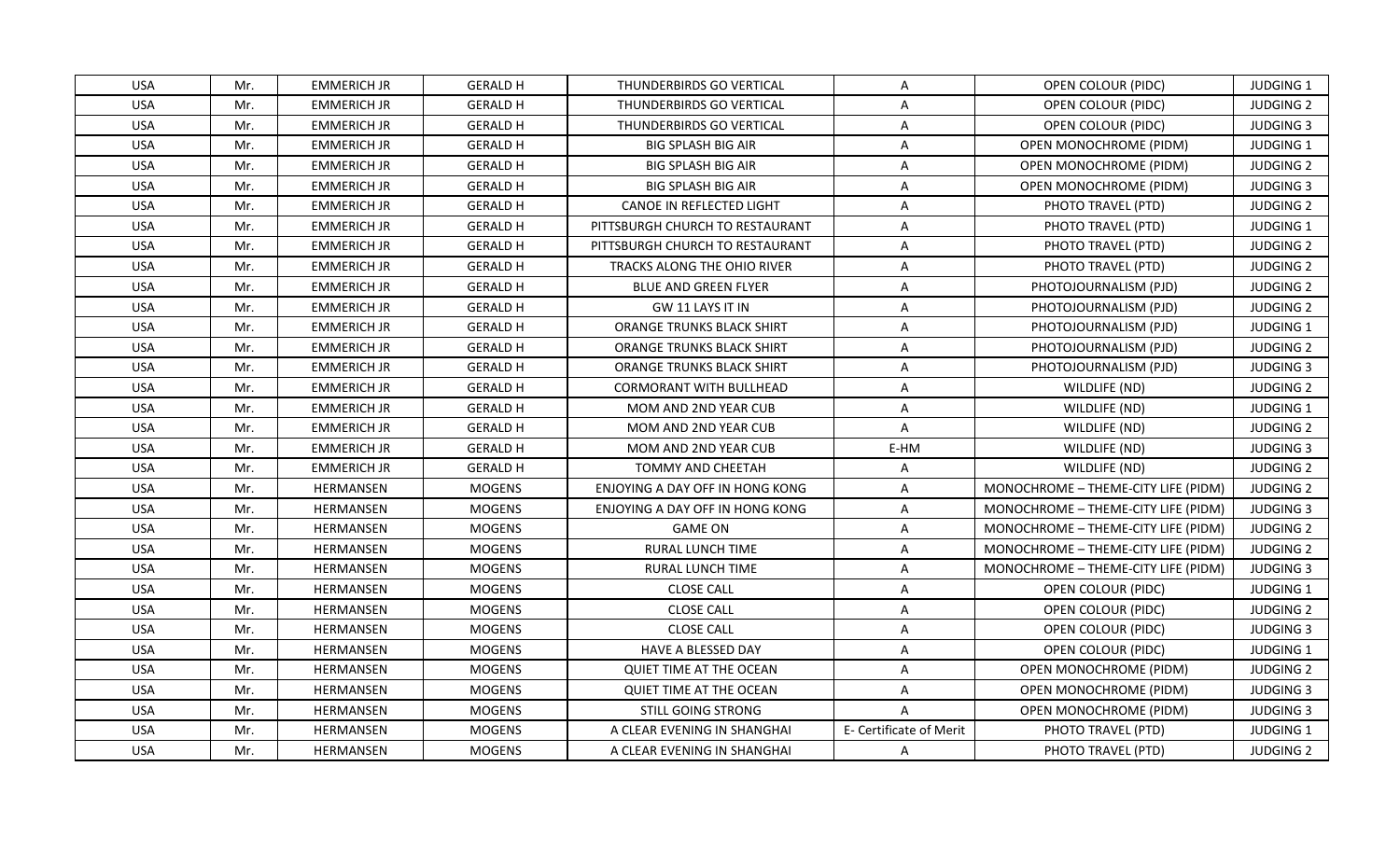| USA | Mr. | EMMERICH JR | GERALD H | THUNDERBIRDS GO VERTICAL | A | OPEN COLOUR (PIDC) | JUDGING 1 |
|---|---|---|---|---|---|---|---|
| USA | Mr. | EMMERICH JR | GERALD H | THUNDERBIRDS GO VERTICAL | A | OPEN COLOUR (PIDC) | JUDGING 2 |
| USA | Mr. | EMMERICH JR | GERALD H | THUNDERBIRDS GO VERTICAL | A | OPEN COLOUR (PIDC) | JUDGING 3 |
| USA | Mr. | EMMERICH JR | GERALD H | BIG SPLASH BIG AIR | A | OPEN MONOCHROME (PIDM) | JUDGING 1 |
| USA | Mr. | EMMERICH JR | GERALD H | BIG SPLASH BIG AIR | A | OPEN MONOCHROME (PIDM) | JUDGING 2 |
| USA | Mr. | EMMERICH JR | GERALD H | BIG SPLASH BIG AIR | A | OPEN MONOCHROME (PIDM) | JUDGING 3 |
| USA | Mr. | EMMERICH JR | GERALD H | CANOE IN REFLECTED LIGHT | A | PHOTO TRAVEL (PTD) | JUDGING 2 |
| USA | Mr. | EMMERICH JR | GERALD H | PITTSBURGH CHURCH TO RESTAURANT | A | PHOTO TRAVEL (PTD) | JUDGING 1 |
| USA | Mr. | EMMERICH JR | GERALD H | PITTSBURGH CHURCH TO RESTAURANT | A | PHOTO TRAVEL (PTD) | JUDGING 2 |
| USA | Mr. | EMMERICH JR | GERALD H | TRACKS ALONG THE OHIO RIVER | A | PHOTO TRAVEL (PTD) | JUDGING 2 |
| USA | Mr. | EMMERICH JR | GERALD H | BLUE AND GREEN FLYER | A | PHOTOJOURNALISM (PJD) | JUDGING 2 |
| USA | Mr. | EMMERICH JR | GERALD H | GW 11 LAYS IT IN | A | PHOTOJOURNALISM (PJD) | JUDGING 2 |
| USA | Mr. | EMMERICH JR | GERALD H | ORANGE TRUNKS BLACK SHIRT | A | PHOTOJOURNALISM (PJD) | JUDGING 1 |
| USA | Mr. | EMMERICH JR | GERALD H | ORANGE TRUNKS BLACK SHIRT | A | PHOTOJOURNALISM (PJD) | JUDGING 2 |
| USA | Mr. | EMMERICH JR | GERALD H | ORANGE TRUNKS BLACK SHIRT | A | PHOTOJOURNALISM (PJD) | JUDGING 3 |
| USA | Mr. | EMMERICH JR | GERALD H | CORMORANT WITH BULLHEAD | A | WILDLIFE (ND) | JUDGING 2 |
| USA | Mr. | EMMERICH JR | GERALD H | MOM AND 2ND YEAR CUB | A | WILDLIFE (ND) | JUDGING 1 |
| USA | Mr. | EMMERICH JR | GERALD H | MOM AND 2ND YEAR CUB | A | WILDLIFE (ND) | JUDGING 2 |
| USA | Mr. | EMMERICH JR | GERALD H | MOM AND 2ND YEAR CUB | E-HM | WILDLIFE (ND) | JUDGING 3 |
| USA | Mr. | EMMERICH JR | GERALD H | TOMMY AND CHEETAH | A | WILDLIFE (ND) | JUDGING 2 |
| USA | Mr. | HERMANSEN | MOGENS | ENJOYING A DAY OFF IN HONG KONG | A | MONOCHROME – THEME-CITY LIFE (PIDM) | JUDGING 2 |
| USA | Mr. | HERMANSEN | MOGENS | ENJOYING A DAY OFF IN HONG KONG | A | MONOCHROME – THEME-CITY LIFE (PIDM) | JUDGING 3 |
| USA | Mr. | HERMANSEN | MOGENS | GAME ON | A | MONOCHROME – THEME-CITY LIFE (PIDM) | JUDGING 2 |
| USA | Mr. | HERMANSEN | MOGENS | RURAL LUNCH TIME | A | MONOCHROME – THEME-CITY LIFE (PIDM) | JUDGING 2 |
| USA | Mr. | HERMANSEN | MOGENS | RURAL LUNCH TIME | A | MONOCHROME – THEME-CITY LIFE (PIDM) | JUDGING 3 |
| USA | Mr. | HERMANSEN | MOGENS | CLOSE CALL | A | OPEN COLOUR (PIDC) | JUDGING 1 |
| USA | Mr. | HERMANSEN | MOGENS | CLOSE CALL | A | OPEN COLOUR (PIDC) | JUDGING 2 |
| USA | Mr. | HERMANSEN | MOGENS | CLOSE CALL | A | OPEN COLOUR (PIDC) | JUDGING 3 |
| USA | Mr. | HERMANSEN | MOGENS | HAVE A BLESSED DAY | A | OPEN COLOUR (PIDC) | JUDGING 1 |
| USA | Mr. | HERMANSEN | MOGENS | QUIET TIME AT THE OCEAN | A | OPEN MONOCHROME (PIDM) | JUDGING 2 |
| USA | Mr. | HERMANSEN | MOGENS | QUIET TIME AT THE OCEAN | A | OPEN MONOCHROME (PIDM) | JUDGING 3 |
| USA | Mr. | HERMANSEN | MOGENS | STILL GOING STRONG | A | OPEN MONOCHROME (PIDM) | JUDGING 3 |
| USA | Mr. | HERMANSEN | MOGENS | A CLEAR EVENING IN SHANGHAI | E- Certificate of Merit | PHOTO TRAVEL (PTD) | JUDGING 1 |
| USA | Mr. | HERMANSEN | MOGENS | A CLEAR EVENING IN SHANGHAI | A | PHOTO TRAVEL (PTD) | JUDGING 2 |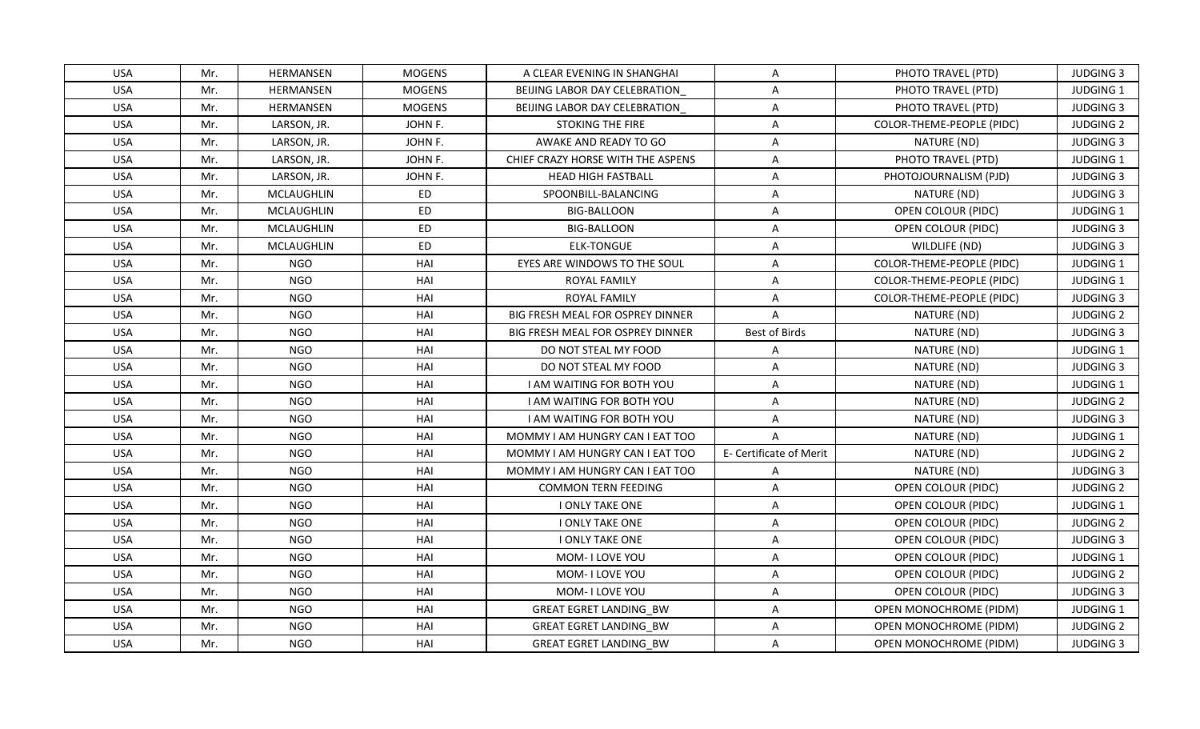| USA | Mr. | HERMANSEN | MOGENS | A CLEAR EVENING IN SHANGHAI | A | PHOTO TRAVEL (PTD) | JUDGING 3 |
|---|---|---|---|---|---|---|---|
| USA | Mr. | HERMANSEN | MOGENS | BEIJING LABOR DAY CELEBRATION_ | A | PHOTO TRAVEL (PTD) | JUDGING 1 |
| USA | Mr. | HERMANSEN | MOGENS | BEIJING LABOR DAY CELEBRATION_ | A | PHOTO TRAVEL (PTD) | JUDGING 3 |
| USA | Mr. | LARSON, JR. | JOHN F. | STOKING THE FIRE | A | COLOR-THEME-PEOPLE (PIDC) | JUDGING 2 |
| USA | Mr. | LARSON, JR. | JOHN F. | AWAKE AND READY TO GO | A | NATURE (ND) | JUDGING 3 |
| USA | Mr. | LARSON, JR. | JOHN F. | CHIEF CRAZY HORSE WITH THE ASPENS | A | PHOTO TRAVEL (PTD) | JUDGING 1 |
| USA | Mr. | LARSON, JR. | JOHN F. | HEAD HIGH FASTBALL | A | PHOTOJOURNALISM (PJD) | JUDGING 3 |
| USA | Mr. | MCLAUGHLIN | ED | SPOONBILL-BALANCING | A | NATURE (ND) | JUDGING 3 |
| USA | Mr. | MCLAUGHLIN | ED | BIG-BALLOON | A | OPEN COLOUR (PIDC) | JUDGING 1 |
| USA | Mr. | MCLAUGHLIN | ED | BIG-BALLOON | A | OPEN COLOUR (PIDC) | JUDGING 3 |
| USA | Mr. | MCLAUGHLIN | ED | ELK-TONGUE | A | WILDLIFE (ND) | JUDGING 3 |
| USA | Mr. | NGO | HAI | EYES ARE WINDOWS TO THE SOUL | A | COLOR-THEME-PEOPLE (PIDC) | JUDGING 1 |
| USA | Mr. | NGO | HAI | ROYAL FAMILY | A | COLOR-THEME-PEOPLE (PIDC) | JUDGING 1 |
| USA | Mr. | NGO | HAI | ROYAL FAMILY | A | COLOR-THEME-PEOPLE (PIDC) | JUDGING 3 |
| USA | Mr. | NGO | HAI | BIG FRESH MEAL FOR OSPREY DINNER | A | NATURE (ND) | JUDGING 2 |
| USA | Mr. | NGO | HAI | BIG FRESH MEAL FOR OSPREY DINNER | Best of Birds | NATURE (ND) | JUDGING 3 |
| USA | Mr. | NGO | HAI | DO NOT STEAL MY FOOD | A | NATURE (ND) | JUDGING 1 |
| USA | Mr. | NGO | HAI | DO NOT STEAL MY FOOD | A | NATURE (ND) | JUDGING 3 |
| USA | Mr. | NGO | HAI | I AM WAITING FOR BOTH YOU | A | NATURE (ND) | JUDGING 1 |
| USA | Mr. | NGO | HAI | I AM WAITING FOR BOTH YOU | A | NATURE (ND) | JUDGING 2 |
| USA | Mr. | NGO | HAI | I AM WAITING FOR BOTH YOU | A | NATURE (ND) | JUDGING 3 |
| USA | Mr. | NGO | HAI | MOMMY I AM HUNGRY CAN I EAT TOO | A | NATURE (ND) | JUDGING 1 |
| USA | Mr. | NGO | HAI | MOMMY I AM HUNGRY CAN I EAT TOO | E- Certificate of Merit | NATURE (ND) | JUDGING 2 |
| USA | Mr. | NGO | HAI | MOMMY I AM HUNGRY CAN I EAT TOO | A | NATURE (ND) | JUDGING 3 |
| USA | Mr. | NGO | HAI | COMMON TERN FEEDING | A | OPEN COLOUR (PIDC) | JUDGING 2 |
| USA | Mr. | NGO | HAI | I ONLY TAKE ONE | A | OPEN COLOUR (PIDC) | JUDGING 1 |
| USA | Mr. | NGO | HAI | I ONLY TAKE ONE | A | OPEN COLOUR (PIDC) | JUDGING 2 |
| USA | Mr. | NGO | HAI | I ONLY TAKE ONE | A | OPEN COLOUR (PIDC) | JUDGING 3 |
| USA | Mr. | NGO | HAI | MOM- I LOVE YOU | A | OPEN COLOUR (PIDC) | JUDGING 1 |
| USA | Mr. | NGO | HAI | MOM- I LOVE YOU | A | OPEN COLOUR (PIDC) | JUDGING 2 |
| USA | Mr. | NGO | HAI | MOM- I LOVE YOU | A | OPEN COLOUR (PIDC) | JUDGING 3 |
| USA | Mr. | NGO | HAI | GREAT EGRET LANDING_BW | A | OPEN MONOCHROME (PIDM) | JUDGING 1 |
| USA | Mr. | NGO | HAI | GREAT EGRET LANDING_BW | A | OPEN MONOCHROME (PIDM) | JUDGING 2 |
| USA | Mr. | NGO | HAI | GREAT EGRET LANDING_BW | A | OPEN MONOCHROME (PIDM) | JUDGING 3 |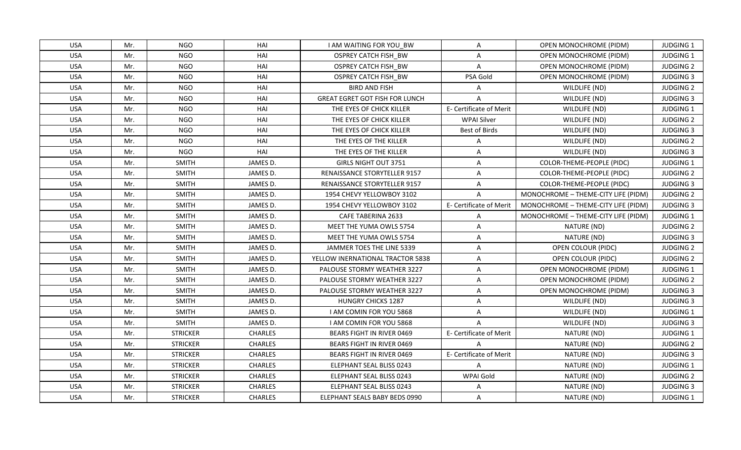| USA | Mr. | NGO | HAI | I AM WAITING FOR YOU_BW | A | OPEN MONOCHROME (PIDM) | JUDGING 1 |
|---|---|---|---|---|---|---|---|
| USA | Mr. | NGO | HAI | OSPREY CATCH FISH_BW | A | OPEN MONOCHROME (PIDM) | JUDGING 1 |
| USA | Mr. | NGO | HAI | OSPREY CATCH FISH_BW | A | OPEN MONOCHROME (PIDM) | JUDGING 2 |
| USA | Mr. | NGO | HAI | OSPREY CATCH FISH_BW | PSA Gold | OPEN MONOCHROME (PIDM) | JUDGING 3 |
| USA | Mr. | NGO | HAI | BIRD AND FISH | A | WILDLIFE (ND) | JUDGING 2 |
| USA | Mr. | NGO | HAI | GREAT EGRET GOT FISH FOR LUNCH | A | WILDLIFE (ND) | JUDGING 3 |
| USA | Mr. | NGO | HAI | THE EYES OF CHICK KILLER | E- Certificate of Merit | WILDLIFE (ND) | JUDGING 1 |
| USA | Mr. | NGO | HAI | THE EYES OF CHICK KILLER | WPAI Silver | WILDLIFE (ND) | JUDGING 2 |
| USA | Mr. | NGO | HAI | THE EYES OF CHICK KILLER | Best of Birds | WILDLIFE (ND) | JUDGING 3 |
| USA | Mr. | NGO | HAI | THE EYES OF THE KILLER | A | WILDLIFE (ND) | JUDGING 2 |
| USA | Mr. | NGO | HAI | THE EYES OF THE KILLER | A | WILDLIFE (ND) | JUDGING 3 |
| USA | Mr. | SMITH | JAMES D. | GIRLS NIGHT OUT 3751 | A | COLOR-THEME-PEOPLE (PIDC) | JUDGING 1 |
| USA | Mr. | SMITH | JAMES D. | RENAISSANCE STORYTELLER 9157 | A | COLOR-THEME-PEOPLE (PIDC) | JUDGING 2 |
| USA | Mr. | SMITH | JAMES D. | RENAISSANCE STORYTELLER 9157 | A | COLOR-THEME-PEOPLE (PIDC) | JUDGING 3 |
| USA | Mr. | SMITH | JAMES D. | 1954 CHEVY YELLOWBOY 3102 | A | MONOCHROME – THEME-CITY LIFE (PIDM) | JUDGING 2 |
| USA | Mr. | SMITH | JAMES D. | 1954 CHEVY YELLOWBOY 3102 | E- Certificate of Merit | MONOCHROME – THEME-CITY LIFE (PIDM) | JUDGING 3 |
| USA | Mr. | SMITH | JAMES D. | CAFE TABERINA 2633 | A | MONOCHROME – THEME-CITY LIFE (PIDM) | JUDGING 1 |
| USA | Mr. | SMITH | JAMES D. | MEET THE YUMA OWLS 5754 | A | NATURE (ND) | JUDGING 2 |
| USA | Mr. | SMITH | JAMES D. | MEET THE YUMA OWLS 5754 | A | NATURE (ND) | JUDGING 3 |
| USA | Mr. | SMITH | JAMES D. | JAMMER TOES THE LINE 5339 | A | OPEN COLOUR (PIDC) | JUDGING 2 |
| USA | Mr. | SMITH | JAMES D. | YELLOW INERNATIONAL TRACTOR 5838 | A | OPEN COLOUR (PIDC) | JUDGING 2 |
| USA | Mr. | SMITH | JAMES D. | PALOUSE STORMY WEATHER 3227 | A | OPEN MONOCHROME (PIDM) | JUDGING 1 |
| USA | Mr. | SMITH | JAMES D. | PALOUSE STORMY WEATHER 3227 | A | OPEN MONOCHROME (PIDM) | JUDGING 2 |
| USA | Mr. | SMITH | JAMES D. | PALOUSE STORMY WEATHER 3227 | A | OPEN MONOCHROME (PIDM) | JUDGING 3 |
| USA | Mr. | SMITH | JAMES D. | HUNGRY CHICKS 1287 | A | WILDLIFE (ND) | JUDGING 3 |
| USA | Mr. | SMITH | JAMES D. | I AM COMIN FOR YOU 5868 | A | WILDLIFE (ND) | JUDGING 1 |
| USA | Mr. | SMITH | JAMES D. | I AM COMIN FOR YOU 5868 | A | WILDLIFE (ND) | JUDGING 3 |
| USA | Mr. | STRICKER | CHARLES | BEARS FIGHT IN RIVER 0469 | E- Certificate of Merit | NATURE (ND) | JUDGING 1 |
| USA | Mr. | STRICKER | CHARLES | BEARS FIGHT IN RIVER 0469 | A | NATURE (ND) | JUDGING 2 |
| USA | Mr. | STRICKER | CHARLES | BEARS FIGHT IN RIVER 0469 | E- Certificate of Merit | NATURE (ND) | JUDGING 3 |
| USA | Mr. | STRICKER | CHARLES | ELEPHANT SEAL BLISS 0243 | A | NATURE (ND) | JUDGING 1 |
| USA | Mr. | STRICKER | CHARLES | ELEPHANT SEAL BLISS 0243 | WPAI Gold | NATURE (ND) | JUDGING 2 |
| USA | Mr. | STRICKER | CHARLES | ELEPHANT SEAL BLISS 0243 | A | NATURE (ND) | JUDGING 3 |
| USA | Mr. | STRICKER | CHARLES | ELEPHANT SEALS BABY BEDS 0990 | A | NATURE (ND) | JUDGING 1 |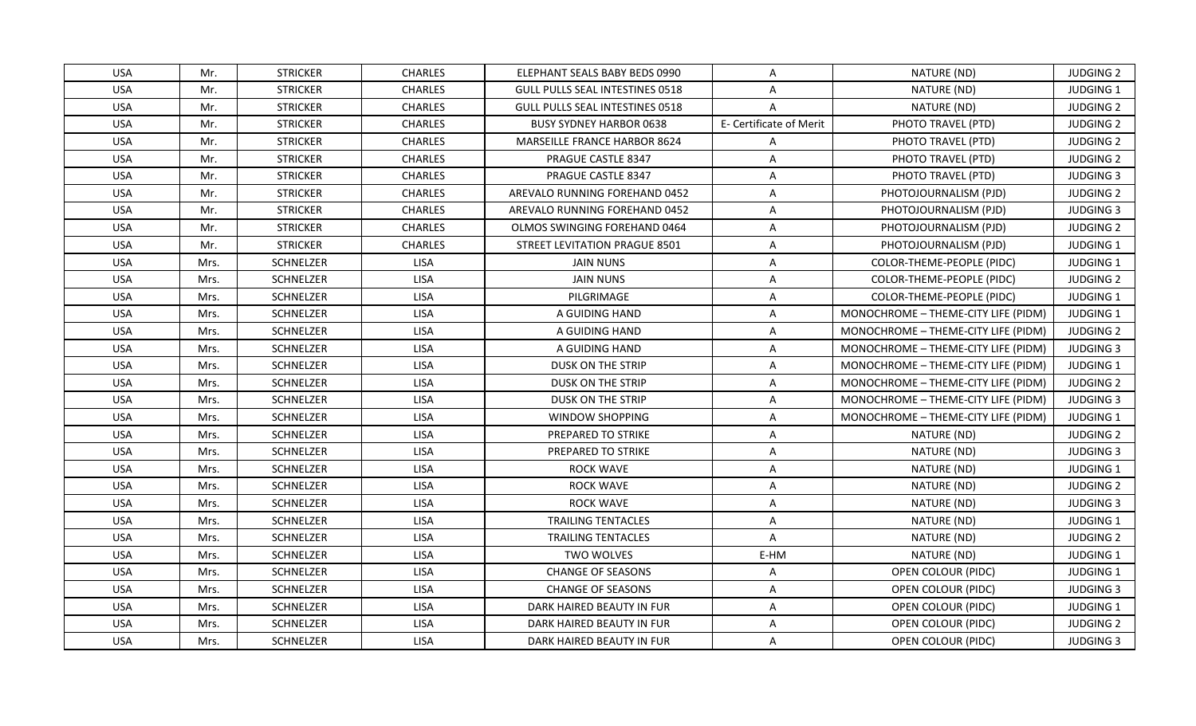| USA | Mr. | STRICKER | CHARLES | ELEPHANT SEALS BABY BEDS 0990 | A | NATURE (ND) | JUDGING 2 |
|---|---|---|---|---|---|---|---|
| USA | Mr. | STRICKER | CHARLES | GULL PULLS SEAL INTESTINES 0518 | A | NATURE (ND) | JUDGING 1 |
| USA | Mr. | STRICKER | CHARLES | GULL PULLS SEAL INTESTINES 0518 | A | NATURE (ND) | JUDGING 2 |
| USA | Mr. | STRICKER | CHARLES | BUSY SYDNEY HARBOR 0638 | E- Certificate of Merit | PHOTO TRAVEL (PTD) | JUDGING 2 |
| USA | Mr. | STRICKER | CHARLES | MARSEILLE FRANCE HARBOR 8624 | A | PHOTO TRAVEL (PTD) | JUDGING 2 |
| USA | Mr. | STRICKER | CHARLES | PRAGUE CASTLE 8347 | A | PHOTO TRAVEL (PTD) | JUDGING 2 |
| USA | Mr. | STRICKER | CHARLES | PRAGUE CASTLE 8347 | A | PHOTO TRAVEL (PTD) | JUDGING 3 |
| USA | Mr. | STRICKER | CHARLES | AREVALO RUNNING FOREHAND 0452 | A | PHOTOJOURNALISM (PJD) | JUDGING 2 |
| USA | Mr. | STRICKER | CHARLES | AREVALO RUNNING FOREHAND 0452 | A | PHOTOJOURNALISM (PJD) | JUDGING 3 |
| USA | Mr. | STRICKER | CHARLES | OLMOS SWINGING FOREHAND 0464 | A | PHOTOJOURNALISM (PJD) | JUDGING 2 |
| USA | Mr. | STRICKER | CHARLES | STREET LEVITATION PRAGUE 8501 | A | PHOTOJOURNALISM (PJD) | JUDGING 1 |
| USA | Mrs. | SCHNELZER | LISA | JAIN NUNS | A | COLOR-THEME-PEOPLE (PIDC) | JUDGING 1 |
| USA | Mrs. | SCHNELZER | LISA | JAIN NUNS | A | COLOR-THEME-PEOPLE (PIDC) | JUDGING 2 |
| USA | Mrs. | SCHNELZER | LISA | PILGRIMAGE | A | COLOR-THEME-PEOPLE (PIDC) | JUDGING 1 |
| USA | Mrs. | SCHNELZER | LISA | A GUIDING HAND | A | MONOCHROME – THEME-CITY LIFE (PIDM) | JUDGING 1 |
| USA | Mrs. | SCHNELZER | LISA | A GUIDING HAND | A | MONOCHROME – THEME-CITY LIFE (PIDM) | JUDGING 2 |
| USA | Mrs. | SCHNELZER | LISA | A GUIDING HAND | A | MONOCHROME – THEME-CITY LIFE (PIDM) | JUDGING 3 |
| USA | Mrs. | SCHNELZER | LISA | DUSK ON THE STRIP | A | MONOCHROME – THEME-CITY LIFE (PIDM) | JUDGING 1 |
| USA | Mrs. | SCHNELZER | LISA | DUSK ON THE STRIP | A | MONOCHROME – THEME-CITY LIFE (PIDM) | JUDGING 2 |
| USA | Mrs. | SCHNELZER | LISA | DUSK ON THE STRIP | A | MONOCHROME – THEME-CITY LIFE (PIDM) | JUDGING 3 |
| USA | Mrs. | SCHNELZER | LISA | WINDOW SHOPPING | A | MONOCHROME – THEME-CITY LIFE (PIDM) | JUDGING 1 |
| USA | Mrs. | SCHNELZER | LISA | PREPARED TO STRIKE | A | NATURE (ND) | JUDGING 2 |
| USA | Mrs. | SCHNELZER | LISA | PREPARED TO STRIKE | A | NATURE (ND) | JUDGING 3 |
| USA | Mrs. | SCHNELZER | LISA | ROCK WAVE | A | NATURE (ND) | JUDGING 1 |
| USA | Mrs. | SCHNELZER | LISA | ROCK WAVE | A | NATURE (ND) | JUDGING 2 |
| USA | Mrs. | SCHNELZER | LISA | ROCK WAVE | A | NATURE (ND) | JUDGING 3 |
| USA | Mrs. | SCHNELZER | LISA | TRAILING TENTACLES | A | NATURE (ND) | JUDGING 1 |
| USA | Mrs. | SCHNELZER | LISA | TRAILING TENTACLES | A | NATURE (ND) | JUDGING 2 |
| USA | Mrs. | SCHNELZER | LISA | TWO WOLVES | E-HM | NATURE (ND) | JUDGING 1 |
| USA | Mrs. | SCHNELZER | LISA | CHANGE OF SEASONS | A | OPEN COLOUR (PIDC) | JUDGING 1 |
| USA | Mrs. | SCHNELZER | LISA | CHANGE OF SEASONS | A | OPEN COLOUR (PIDC) | JUDGING 3 |
| USA | Mrs. | SCHNELZER | LISA | DARK HAIRED BEAUTY IN FUR | A | OPEN COLOUR (PIDC) | JUDGING 1 |
| USA | Mrs. | SCHNELZER | LISA | DARK HAIRED BEAUTY IN FUR | A | OPEN COLOUR (PIDC) | JUDGING 2 |
| USA | Mrs. | SCHNELZER | LISA | DARK HAIRED BEAUTY IN FUR | A | OPEN COLOUR (PIDC) | JUDGING 3 |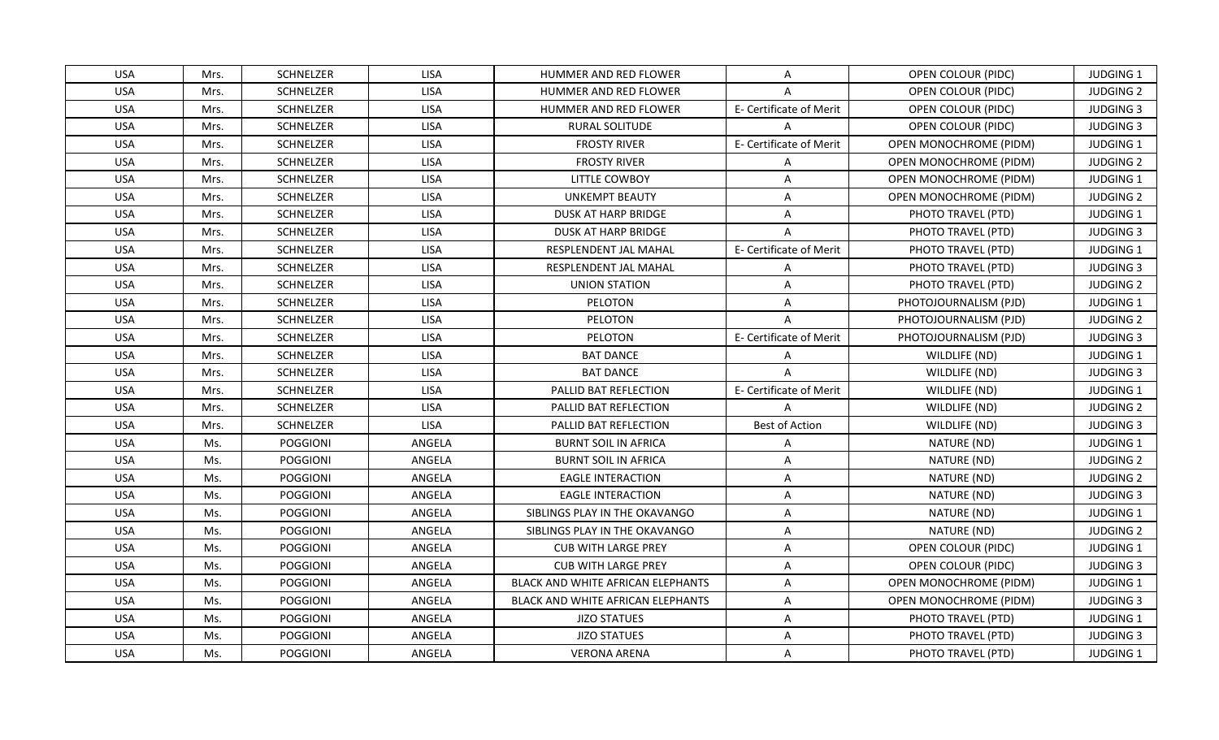| USA | Mrs. | SCHNELZER | LISA | HUMMER AND RED FLOWER | A | OPEN COLOUR (PIDC) | JUDGING 1 |
|---|---|---|---|---|---|---|---|
| USA | Mrs. | SCHNELZER | LISA | HUMMER AND RED FLOWER | A | OPEN COLOUR (PIDC) | JUDGING 2 |
| USA | Mrs. | SCHNELZER | LISA | HUMMER AND RED FLOWER | E- Certificate of Merit | OPEN COLOUR (PIDC) | JUDGING 3 |
| USA | Mrs. | SCHNELZER | LISA | RURAL SOLITUDE | A | OPEN COLOUR (PIDC) | JUDGING 3 |
| USA | Mrs. | SCHNELZER | LISA | FROSTY RIVER | E- Certificate of Merit | OPEN MONOCHROME (PIDM) | JUDGING 1 |
| USA | Mrs. | SCHNELZER | LISA | FROSTY RIVER | A | OPEN MONOCHROME (PIDM) | JUDGING 2 |
| USA | Mrs. | SCHNELZER | LISA | LITTLE COWBOY | A | OPEN MONOCHROME (PIDM) | JUDGING 1 |
| USA | Mrs. | SCHNELZER | LISA | UNKEMPT BEAUTY | A | OPEN MONOCHROME (PIDM) | JUDGING 2 |
| USA | Mrs. | SCHNELZER | LISA | DUSK AT HARP BRIDGE | A | PHOTO TRAVEL (PTD) | JUDGING 1 |
| USA | Mrs. | SCHNELZER | LISA | DUSK AT HARP BRIDGE | A | PHOTO TRAVEL (PTD) | JUDGING 3 |
| USA | Mrs. | SCHNELZER | LISA | RESPLENDENT JAL MAHAL | E- Certificate of Merit | PHOTO TRAVEL (PTD) | JUDGING 1 |
| USA | Mrs. | SCHNELZER | LISA | RESPLENDENT JAL MAHAL | A | PHOTO TRAVEL (PTD) | JUDGING 3 |
| USA | Mrs. | SCHNELZER | LISA | UNION STATION | A | PHOTO TRAVEL (PTD) | JUDGING 2 |
| USA | Mrs. | SCHNELZER | LISA | PELOTON | A | PHOTOJOURNALISM (PJD) | JUDGING 1 |
| USA | Mrs. | SCHNELZER | LISA | PELOTON | A | PHOTOJOURNALISM (PJD) | JUDGING 2 |
| USA | Mrs. | SCHNELZER | LISA | PELOTON | E- Certificate of Merit | PHOTOJOURNALISM (PJD) | JUDGING 3 |
| USA | Mrs. | SCHNELZER | LISA | BAT DANCE | A | WILDLIFE (ND) | JUDGING 1 |
| USA | Mrs. | SCHNELZER | LISA | BAT DANCE | A | WILDLIFE (ND) | JUDGING 3 |
| USA | Mrs. | SCHNELZER | LISA | PALLID BAT REFLECTION | E- Certificate of Merit | WILDLIFE (ND) | JUDGING 1 |
| USA | Mrs. | SCHNELZER | LISA | PALLID BAT REFLECTION | A | WILDLIFE (ND) | JUDGING 2 |
| USA | Mrs. | SCHNELZER | LISA | PALLID BAT REFLECTION | Best of Action | WILDLIFE (ND) | JUDGING 3 |
| USA | Ms. | POGGIONI | ANGELA | BURNT SOIL IN AFRICA | A | NATURE (ND) | JUDGING 1 |
| USA | Ms. | POGGIONI | ANGELA | BURNT SOIL IN AFRICA | A | NATURE (ND) | JUDGING 2 |
| USA | Ms. | POGGIONI | ANGELA | EAGLE INTERACTION | A | NATURE (ND) | JUDGING 2 |
| USA | Ms. | POGGIONI | ANGELA | EAGLE INTERACTION | A | NATURE (ND) | JUDGING 3 |
| USA | Ms. | POGGIONI | ANGELA | SIBLINGS PLAY IN THE OKAVANGO | A | NATURE (ND) | JUDGING 1 |
| USA | Ms. | POGGIONI | ANGELA | SIBLINGS PLAY IN THE OKAVANGO | A | NATURE (ND) | JUDGING 2 |
| USA | Ms. | POGGIONI | ANGELA | CUB WITH LARGE PREY | A | OPEN COLOUR (PIDC) | JUDGING 1 |
| USA | Ms. | POGGIONI | ANGELA | CUB WITH LARGE PREY | A | OPEN COLOUR (PIDC) | JUDGING 3 |
| USA | Ms. | POGGIONI | ANGELA | BLACK AND WHITE AFRICAN ELEPHANTS | A | OPEN MONOCHROME (PIDM) | JUDGING 1 |
| USA | Ms. | POGGIONI | ANGELA | BLACK AND WHITE AFRICAN ELEPHANTS | A | OPEN MONOCHROME (PIDM) | JUDGING 3 |
| USA | Ms. | POGGIONI | ANGELA | JIZO STATUES | A | PHOTO TRAVEL (PTD) | JUDGING 1 |
| USA | Ms. | POGGIONI | ANGELA | JIZO STATUES | A | PHOTO TRAVEL (PTD) | JUDGING 3 |
| USA | Ms. | POGGIONI | ANGELA | VERONA ARENA | A | PHOTO TRAVEL (PTD) | JUDGING 1 |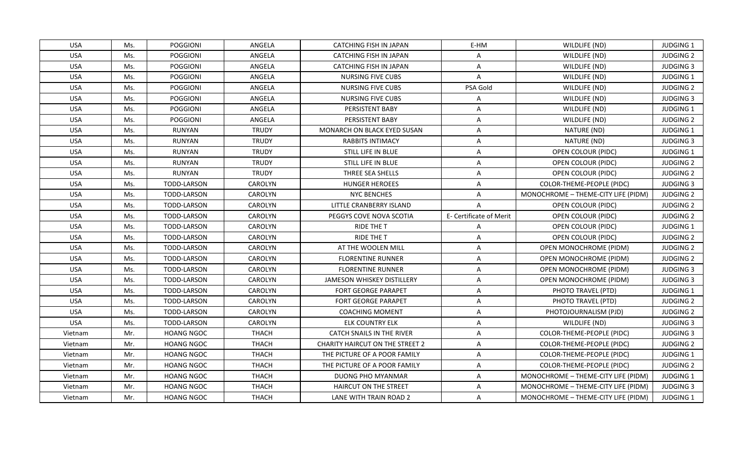| USA | Ms. | POGGIONI | ANGELA | CATCHING FISH IN JAPAN | E-HM | WILDLIFE (ND) | JUDGING 1 |
|---|---|---|---|---|---|---|---|
| USA | Ms. | POGGIONI | ANGELA | CATCHING FISH IN JAPAN | A | WILDLIFE (ND) | JUDGING 2 |
| USA | Ms. | POGGIONI | ANGELA | CATCHING FISH IN JAPAN | A | WILDLIFE (ND) | JUDGING 3 |
| USA | Ms. | POGGIONI | ANGELA | NURSING FIVE CUBS | A | WILDLIFE (ND) | JUDGING 1 |
| USA | Ms. | POGGIONI | ANGELA | NURSING FIVE CUBS | PSA Gold | WILDLIFE (ND) | JUDGING 2 |
| USA | Ms. | POGGIONI | ANGELA | NURSING FIVE CUBS | A | WILDLIFE (ND) | JUDGING 3 |
| USA | Ms. | POGGIONI | ANGELA | PERSISTENT BABY | A | WILDLIFE (ND) | JUDGING 1 |
| USA | Ms. | POGGIONI | ANGELA | PERSISTENT BABY | A | WILDLIFE (ND) | JUDGING 2 |
| USA | Ms. | RUNYAN | TRUDY | MONARCH ON BLACK EYED SUSAN | A | NATURE (ND) | JUDGING 1 |
| USA | Ms. | RUNYAN | TRUDY | RABBITS INTIMACY | A | NATURE (ND) | JUDGING 3 |
| USA | Ms. | RUNYAN | TRUDY | STILL LIFE IN BLUE | A | OPEN COLOUR (PIDC) | JUDGING 1 |
| USA | Ms. | RUNYAN | TRUDY | STILL LIFE IN BLUE | A | OPEN COLOUR (PIDC) | JUDGING 2 |
| USA | Ms. | RUNYAN | TRUDY | THREE SEA SHELLS | A | OPEN COLOUR (PIDC) | JUDGING 2 |
| USA | Ms. | TODD-LARSON | CAROLYN | HUNGER HEROEES | A | COLOR-THEME-PEOPLE (PIDC) | JUDGING 3 |
| USA | Ms. | TODD-LARSON | CAROLYN | NYC BENCHES | A | MONOCHROME – THEME-CITY LIFE (PIDM) | JUDGING 2 |
| USA | Ms. | TODD-LARSON | CAROLYN | LITTLE CRANBERRY ISLAND | A | OPEN COLOUR (PIDC) | JUDGING 2 |
| USA | Ms. | TODD-LARSON | CAROLYN | PEGGYS COVE NOVA SCOTIA | E- Certificate of Merit | OPEN COLOUR (PIDC) | JUDGING 2 |
| USA | Ms. | TODD-LARSON | CAROLYN | RIDE THE T | A | OPEN COLOUR (PIDC) | JUDGING 1 |
| USA | Ms. | TODD-LARSON | CAROLYN | RIDE THE T | A | OPEN COLOUR (PIDC) | JUDGING 2 |
| USA | Ms. | TODD-LARSON | CAROLYN | AT THE WOOLEN MILL | A | OPEN MONOCHROME (PIDM) | JUDGING 2 |
| USA | Ms. | TODD-LARSON | CAROLYN | FLORENTINE RUNNER | A | OPEN MONOCHROME (PIDM) | JUDGING 2 |
| USA | Ms. | TODD-LARSON | CAROLYN | FLORENTINE RUNNER | A | OPEN MONOCHROME (PIDM) | JUDGING 3 |
| USA | Ms. | TODD-LARSON | CAROLYN | JAMESON WHISKEY DISTILLERY | A | OPEN MONOCHROME (PIDM) | JUDGING 3 |
| USA | Ms. | TODD-LARSON | CAROLYN | FORT GEORGE PARAPET | A | PHOTO TRAVEL (PTD) | JUDGING 1 |
| USA | Ms. | TODD-LARSON | CAROLYN | FORT GEORGE PARAPET | A | PHOTO TRAVEL (PTD) | JUDGING 2 |
| USA | Ms. | TODD-LARSON | CAROLYN | COACHING MOMENT | A | PHOTOJOURNALISM (PJD) | JUDGING 2 |
| USA | Ms. | TODD-LARSON | CAROLYN | ELK COUNTRY ELK | A | WILDLIFE (ND) | JUDGING 3 |
| Vietnam | Mr. | HOANG NGOC | THACH | CATCH SNAILS IN THE RIVER | A | COLOR-THEME-PEOPLE (PIDC) | JUDGING 3 |
| Vietnam | Mr. | HOANG NGOC | THACH | CHARITY HAIRCUT ON THE STREET 2 | A | COLOR-THEME-PEOPLE (PIDC) | JUDGING 2 |
| Vietnam | Mr. | HOANG NGOC | THACH | THE PICTURE OF A POOR FAMILY | A | COLOR-THEME-PEOPLE (PIDC) | JUDGING 1 |
| Vietnam | Mr. | HOANG NGOC | THACH | THE PICTURE OF A POOR FAMILY | A | COLOR-THEME-PEOPLE (PIDC) | JUDGING 2 |
| Vietnam | Mr. | HOANG NGOC | THACH | DUONG PHO MYANMAR | A | MONOCHROME – THEME-CITY LIFE (PIDM) | JUDGING 1 |
| Vietnam | Mr. | HOANG NGOC | THACH | HAIRCUT ON THE STREET | A | MONOCHROME – THEME-CITY LIFE (PIDM) | JUDGING 3 |
| Vietnam | Mr. | HOANG NGOC | THACH | LANE WITH TRAIN ROAD 2 | A | MONOCHROME – THEME-CITY LIFE (PIDM) | JUDGING 1 |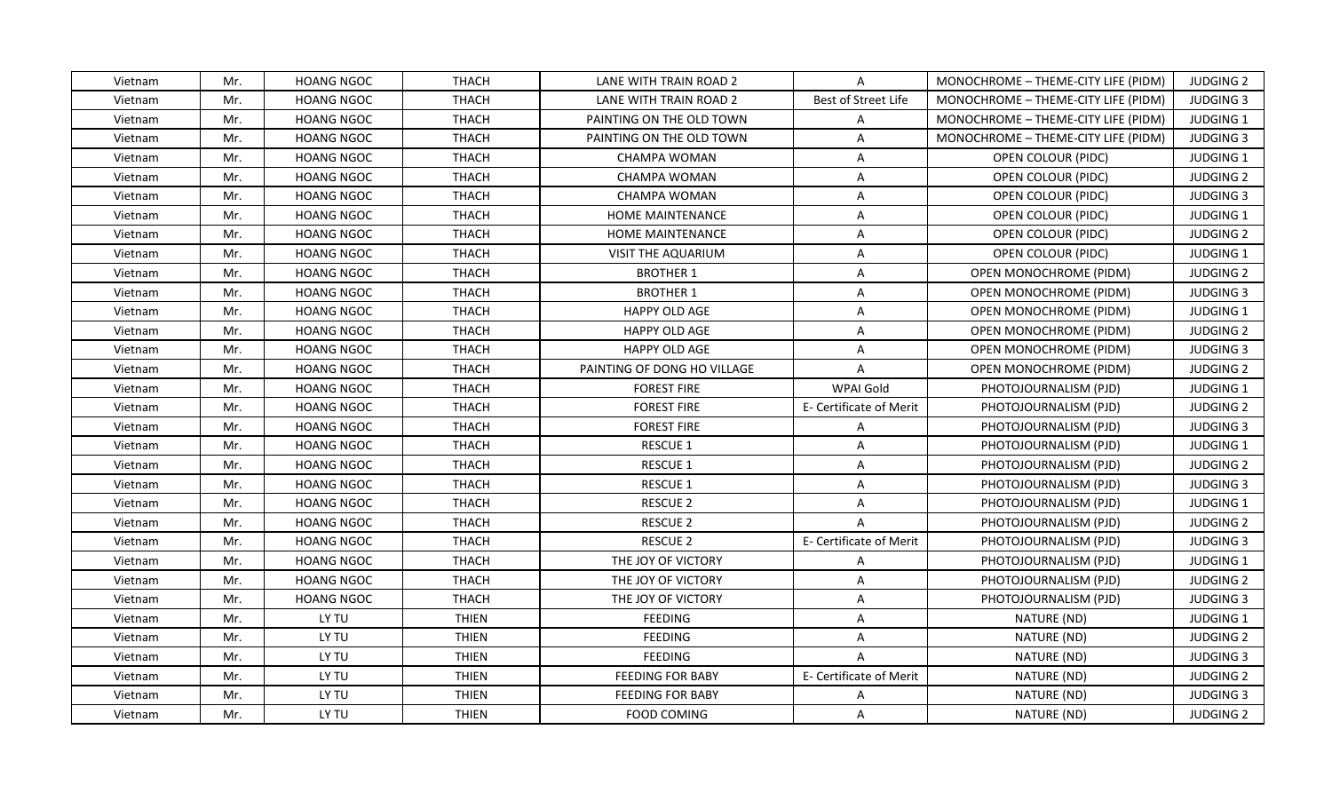| Vietnam | Mr. | HOANG NGOC | THACH | LANE WITH TRAIN ROAD 2 | A | MONOCHROME – THEME-CITY LIFE (PIDM) | JUDGING 2 |
|---|---|---|---|---|---|---|---|
| Vietnam | Mr. | HOANG NGOC | THACH | LANE WITH TRAIN ROAD 2 | Best of Street Life | MONOCHROME – THEME-CITY LIFE (PIDM) | JUDGING 3 |
| Vietnam | Mr. | HOANG NGOC | THACH | PAINTING ON THE OLD TOWN | A | MONOCHROME – THEME-CITY LIFE (PIDM) | JUDGING 1 |
| Vietnam | Mr. | HOANG NGOC | THACH | PAINTING ON THE OLD TOWN | A | MONOCHROME – THEME-CITY LIFE (PIDM) | JUDGING 3 |
| Vietnam | Mr. | HOANG NGOC | THACH | CHAMPA WOMAN | A | OPEN COLOUR (PIDC) | JUDGING 1 |
| Vietnam | Mr. | HOANG NGOC | THACH | CHAMPA WOMAN | A | OPEN COLOUR (PIDC) | JUDGING 2 |
| Vietnam | Mr. | HOANG NGOC | THACH | CHAMPA WOMAN | A | OPEN COLOUR (PIDC) | JUDGING 3 |
| Vietnam | Mr. | HOANG NGOC | THACH | HOME MAINTENANCE | A | OPEN COLOUR (PIDC) | JUDGING 1 |
| Vietnam | Mr. | HOANG NGOC | THACH | HOME MAINTENANCE | A | OPEN COLOUR (PIDC) | JUDGING 2 |
| Vietnam | Mr. | HOANG NGOC | THACH | VISIT THE AQUARIUM | A | OPEN COLOUR (PIDC) | JUDGING 1 |
| Vietnam | Mr. | HOANG NGOC | THACH | BROTHER 1 | A | OPEN MONOCHROME (PIDM) | JUDGING 2 |
| Vietnam | Mr. | HOANG NGOC | THACH | BROTHER 1 | A | OPEN MONOCHROME (PIDM) | JUDGING 3 |
| Vietnam | Mr. | HOANG NGOC | THACH | HAPPY OLD AGE | A | OPEN MONOCHROME (PIDM) | JUDGING 1 |
| Vietnam | Mr. | HOANG NGOC | THACH | HAPPY OLD AGE | A | OPEN MONOCHROME (PIDM) | JUDGING 2 |
| Vietnam | Mr. | HOANG NGOC | THACH | HAPPY OLD AGE | A | OPEN MONOCHROME (PIDM) | JUDGING 3 |
| Vietnam | Mr. | HOANG NGOC | THACH | PAINTING OF DONG HO VILLAGE | A | OPEN MONOCHROME (PIDM) | JUDGING 2 |
| Vietnam | Mr. | HOANG NGOC | THACH | FOREST FIRE | WPAI Gold | PHOTOJOURNALISM (PJD) | JUDGING 1 |
| Vietnam | Mr. | HOANG NGOC | THACH | FOREST FIRE | E- Certificate of Merit | PHOTOJOURNALISM (PJD) | JUDGING 2 |
| Vietnam | Mr. | HOANG NGOC | THACH | FOREST FIRE | A | PHOTOJOURNALISM (PJD) | JUDGING 3 |
| Vietnam | Mr. | HOANG NGOC | THACH | RESCUE 1 | A | PHOTOJOURNALISM (PJD) | JUDGING 1 |
| Vietnam | Mr. | HOANG NGOC | THACH | RESCUE 1 | A | PHOTOJOURNALISM (PJD) | JUDGING 2 |
| Vietnam | Mr. | HOANG NGOC | THACH | RESCUE 1 | A | PHOTOJOURNALISM (PJD) | JUDGING 3 |
| Vietnam | Mr. | HOANG NGOC | THACH | RESCUE 2 | A | PHOTOJOURNALISM (PJD) | JUDGING 1 |
| Vietnam | Mr. | HOANG NGOC | THACH | RESCUE 2 | A | PHOTOJOURNALISM (PJD) | JUDGING 2 |
| Vietnam | Mr. | HOANG NGOC | THACH | RESCUE 2 | E- Certificate of Merit | PHOTOJOURNALISM (PJD) | JUDGING 3 |
| Vietnam | Mr. | HOANG NGOC | THACH | THE JOY OF VICTORY | A | PHOTOJOURNALISM (PJD) | JUDGING 1 |
| Vietnam | Mr. | HOANG NGOC | THACH | THE JOY OF VICTORY | A | PHOTOJOURNALISM (PJD) | JUDGING 2 |
| Vietnam | Mr. | HOANG NGOC | THACH | THE JOY OF VICTORY | A | PHOTOJOURNALISM (PJD) | JUDGING 3 |
| Vietnam | Mr. | LY TU | THIEN | FEEDING | A | NATURE (ND) | JUDGING 1 |
| Vietnam | Mr. | LY TU | THIEN | FEEDING | A | NATURE (ND) | JUDGING 2 |
| Vietnam | Mr. | LY TU | THIEN | FEEDING | A | NATURE (ND) | JUDGING 3 |
| Vietnam | Mr. | LY TU | THIEN | FEEDING FOR BABY | E- Certificate of Merit | NATURE (ND) | JUDGING 2 |
| Vietnam | Mr. | LY TU | THIEN | FEEDING FOR BABY | A | NATURE (ND) | JUDGING 3 |
| Vietnam | Mr. | LY TU | THIEN | FOOD COMING | A | NATURE (ND) | JUDGING 2 |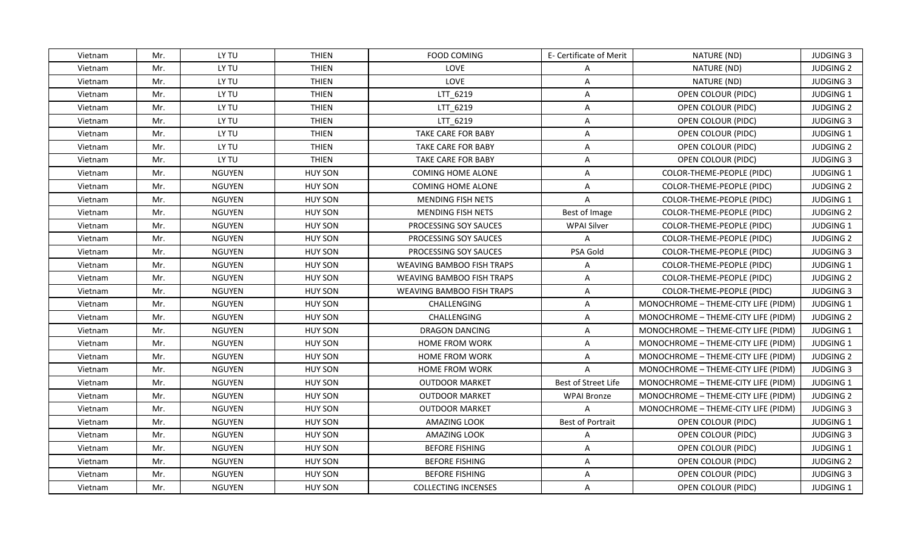| Vietnam | Mr. | LY TU | THIEN | FOOD COMING | E- Certificate of Merit | NATURE (ND) | JUDGING 3 |
|---|---|---|---|---|---|---|---|
| Vietnam | Mr. | LY TU | THIEN | LOVE | A | NATURE (ND) | JUDGING 2 |
| Vietnam | Mr. | LY TU | THIEN | LOVE | A | NATURE (ND) | JUDGING 3 |
| Vietnam | Mr. | LY TU | THIEN | LTT_6219 | A | OPEN COLOUR (PIDC) | JUDGING 1 |
| Vietnam | Mr. | LY TU | THIEN | LTT_6219 | A | OPEN COLOUR (PIDC) | JUDGING 2 |
| Vietnam | Mr. | LY TU | THIEN | LTT_6219 | A | OPEN COLOUR (PIDC) | JUDGING 3 |
| Vietnam | Mr. | LY TU | THIEN | TAKE CARE FOR BABY | A | OPEN COLOUR (PIDC) | JUDGING 1 |
| Vietnam | Mr. | LY TU | THIEN | TAKE CARE FOR BABY | A | OPEN COLOUR (PIDC) | JUDGING 2 |
| Vietnam | Mr. | LY TU | THIEN | TAKE CARE FOR BABY | A | OPEN COLOUR (PIDC) | JUDGING 3 |
| Vietnam | Mr. | NGUYEN | HUY SON | COMING HOME ALONE | A | COLOR-THEME-PEOPLE (PIDC) | JUDGING 1 |
| Vietnam | Mr. | NGUYEN | HUY SON | COMING HOME ALONE | A | COLOR-THEME-PEOPLE (PIDC) | JUDGING 2 |
| Vietnam | Mr. | NGUYEN | HUY SON | MENDING FISH NETS | A | COLOR-THEME-PEOPLE (PIDC) | JUDGING 1 |
| Vietnam | Mr. | NGUYEN | HUY SON | MENDING FISH NETS | Best of Image | COLOR-THEME-PEOPLE (PIDC) | JUDGING 2 |
| Vietnam | Mr. | NGUYEN | HUY SON | PROCESSING SOY SAUCES | WPAI Silver | COLOR-THEME-PEOPLE (PIDC) | JUDGING 1 |
| Vietnam | Mr. | NGUYEN | HUY SON | PROCESSING SOY SAUCES | A | COLOR-THEME-PEOPLE (PIDC) | JUDGING 2 |
| Vietnam | Mr. | NGUYEN | HUY SON | PROCESSING SOY SAUCES | PSA Gold | COLOR-THEME-PEOPLE (PIDC) | JUDGING 3 |
| Vietnam | Mr. | NGUYEN | HUY SON | WEAVING BAMBOO FISH TRAPS | A | COLOR-THEME-PEOPLE (PIDC) | JUDGING 1 |
| Vietnam | Mr. | NGUYEN | HUY SON | WEAVING BAMBOO FISH TRAPS | A | COLOR-THEME-PEOPLE (PIDC) | JUDGING 2 |
| Vietnam | Mr. | NGUYEN | HUY SON | WEAVING BAMBOO FISH TRAPS | A | COLOR-THEME-PEOPLE (PIDC) | JUDGING 3 |
| Vietnam | Mr. | NGUYEN | HUY SON | CHALLENGING | A | MONOCHROME – THEME-CITY LIFE (PIDM) | JUDGING 1 |
| Vietnam | Mr. | NGUYEN | HUY SON | CHALLENGING | A | MONOCHROME – THEME-CITY LIFE (PIDM) | JUDGING 2 |
| Vietnam | Mr. | NGUYEN | HUY SON | DRAGON DANCING | A | MONOCHROME – THEME-CITY LIFE (PIDM) | JUDGING 1 |
| Vietnam | Mr. | NGUYEN | HUY SON | HOME FROM WORK | A | MONOCHROME – THEME-CITY LIFE (PIDM) | JUDGING 1 |
| Vietnam | Mr. | NGUYEN | HUY SON | HOME FROM WORK | A | MONOCHROME – THEME-CITY LIFE (PIDM) | JUDGING 2 |
| Vietnam | Mr. | NGUYEN | HUY SON | HOME FROM WORK | A | MONOCHROME – THEME-CITY LIFE (PIDM) | JUDGING 3 |
| Vietnam | Mr. | NGUYEN | HUY SON | OUTDOOR MARKET | Best of Street Life | MONOCHROME – THEME-CITY LIFE (PIDM) | JUDGING 1 |
| Vietnam | Mr. | NGUYEN | HUY SON | OUTDOOR MARKET | WPAI Bronze | MONOCHROME – THEME-CITY LIFE (PIDM) | JUDGING 2 |
| Vietnam | Mr. | NGUYEN | HUY SON | OUTDOOR MARKET | A | MONOCHROME – THEME-CITY LIFE (PIDM) | JUDGING 3 |
| Vietnam | Mr. | NGUYEN | HUY SON | AMAZING LOOK | Best of Portrait | OPEN COLOUR (PIDC) | JUDGING 1 |
| Vietnam | Mr. | NGUYEN | HUY SON | AMAZING LOOK | A | OPEN COLOUR (PIDC) | JUDGING 3 |
| Vietnam | Mr. | NGUYEN | HUY SON | BEFORE FISHING | A | OPEN COLOUR (PIDC) | JUDGING 1 |
| Vietnam | Mr. | NGUYEN | HUY SON | BEFORE FISHING | A | OPEN COLOUR (PIDC) | JUDGING 2 |
| Vietnam | Mr. | NGUYEN | HUY SON | BEFORE FISHING | A | OPEN COLOUR (PIDC) | JUDGING 3 |
| Vietnam | Mr. | NGUYEN | HUY SON | COLLECTING INCENSES | A | OPEN COLOUR (PIDC) | JUDGING 1 |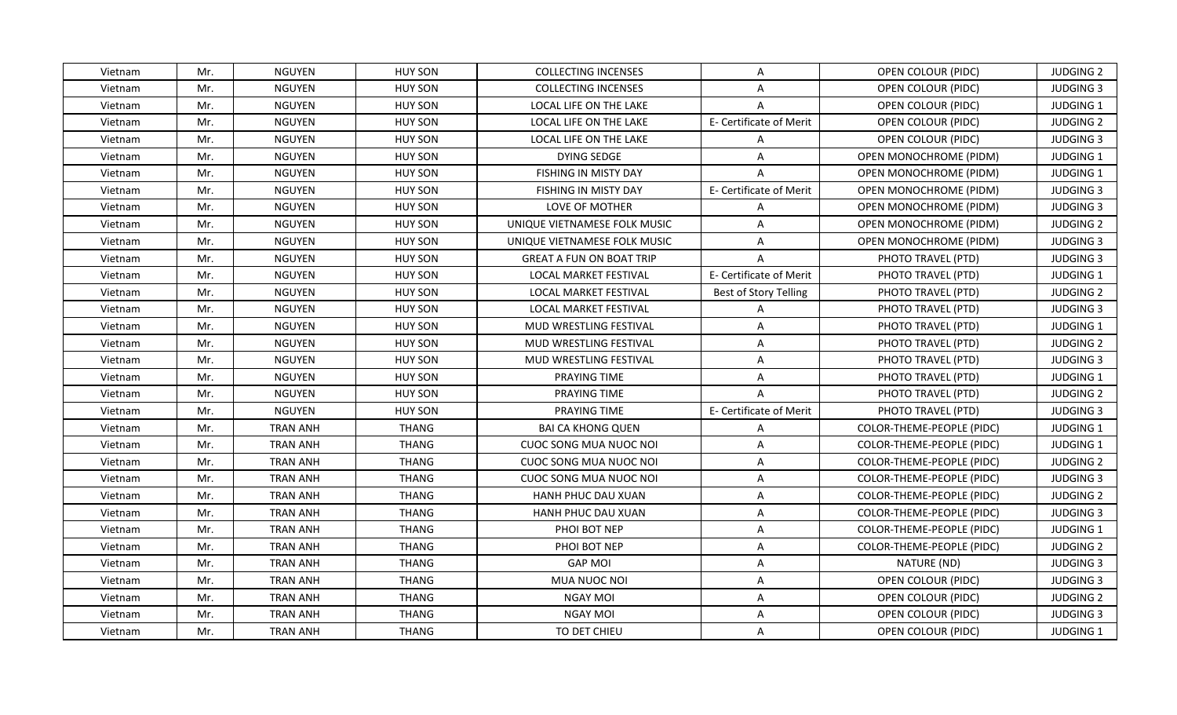| Vietnam | Mr. | NGUYEN | HUY SON | COLLECTING INCENSES | A | OPEN COLOUR (PIDC) | JUDGING 2 |
|---|---|---|---|---|---|---|---|
| Vietnam | Mr. | NGUYEN | HUY SON | COLLECTING INCENSES | A | OPEN COLOUR (PIDC) | JUDGING 3 |
| Vietnam | Mr. | NGUYEN | HUY SON | LOCAL LIFE ON THE LAKE | A | OPEN COLOUR (PIDC) | JUDGING 1 |
| Vietnam | Mr. | NGUYEN | HUY SON | LOCAL LIFE ON THE LAKE | E- Certificate of Merit | OPEN COLOUR (PIDC) | JUDGING 2 |
| Vietnam | Mr. | NGUYEN | HUY SON | LOCAL LIFE ON THE LAKE | A | OPEN COLOUR (PIDC) | JUDGING 3 |
| Vietnam | Mr. | NGUYEN | HUY SON | DYING SEDGE | A | OPEN MONOCHROME (PIDM) | JUDGING 1 |
| Vietnam | Mr. | NGUYEN | HUY SON | FISHING IN MISTY DAY | A | OPEN MONOCHROME (PIDM) | JUDGING 1 |
| Vietnam | Mr. | NGUYEN | HUY SON | FISHING IN MISTY DAY | E- Certificate of Merit | OPEN MONOCHROME (PIDM) | JUDGING 3 |
| Vietnam | Mr. | NGUYEN | HUY SON | LOVE OF MOTHER | A | OPEN MONOCHROME (PIDM) | JUDGING 3 |
| Vietnam | Mr. | NGUYEN | HUY SON | UNIQUE VIETNAMESE FOLK MUSIC | A | OPEN MONOCHROME (PIDM) | JUDGING 2 |
| Vietnam | Mr. | NGUYEN | HUY SON | UNIQUE VIETNAMESE FOLK MUSIC | A | OPEN MONOCHROME (PIDM) | JUDGING 3 |
| Vietnam | Mr. | NGUYEN | HUY SON | GREAT A FUN ON BOAT TRIP | A | PHOTO TRAVEL (PTD) | JUDGING 3 |
| Vietnam | Mr. | NGUYEN | HUY SON | LOCAL MARKET FESTIVAL | E- Certificate of Merit | PHOTO TRAVEL (PTD) | JUDGING 1 |
| Vietnam | Mr. | NGUYEN | HUY SON | LOCAL MARKET FESTIVAL | Best of Story Telling | PHOTO TRAVEL (PTD) | JUDGING 2 |
| Vietnam | Mr. | NGUYEN | HUY SON | LOCAL MARKET FESTIVAL | A | PHOTO TRAVEL (PTD) | JUDGING 3 |
| Vietnam | Mr. | NGUYEN | HUY SON | MUD WRESTLING FESTIVAL | A | PHOTO TRAVEL (PTD) | JUDGING 1 |
| Vietnam | Mr. | NGUYEN | HUY SON | MUD WRESTLING FESTIVAL | A | PHOTO TRAVEL (PTD) | JUDGING 2 |
| Vietnam | Mr. | NGUYEN | HUY SON | MUD WRESTLING FESTIVAL | A | PHOTO TRAVEL (PTD) | JUDGING 3 |
| Vietnam | Mr. | NGUYEN | HUY SON | PRAYING TIME | A | PHOTO TRAVEL (PTD) | JUDGING 1 |
| Vietnam | Mr. | NGUYEN | HUY SON | PRAYING TIME | A | PHOTO TRAVEL (PTD) | JUDGING 2 |
| Vietnam | Mr. | NGUYEN | HUY SON | PRAYING TIME | E- Certificate of Merit | PHOTO TRAVEL (PTD) | JUDGING 3 |
| Vietnam | Mr. | TRAN ANH | THANG | BAI CA KHONG QUEN | A | COLOR-THEME-PEOPLE (PIDC) | JUDGING 1 |
| Vietnam | Mr. | TRAN ANH | THANG | CUOC SONG MUA NUOC NOI | A | COLOR-THEME-PEOPLE (PIDC) | JUDGING 1 |
| Vietnam | Mr. | TRAN ANH | THANG | CUOC SONG MUA NUOC NOI | A | COLOR-THEME-PEOPLE (PIDC) | JUDGING 2 |
| Vietnam | Mr. | TRAN ANH | THANG | CUOC SONG MUA NUOC NOI | A | COLOR-THEME-PEOPLE (PIDC) | JUDGING 3 |
| Vietnam | Mr. | TRAN ANH | THANG | HANH PHUC DAU XUAN | A | COLOR-THEME-PEOPLE (PIDC) | JUDGING 2 |
| Vietnam | Mr. | TRAN ANH | THANG | HANH PHUC DAU XUAN | A | COLOR-THEME-PEOPLE (PIDC) | JUDGING 3 |
| Vietnam | Mr. | TRAN ANH | THANG | PHOI BOT NEP | A | COLOR-THEME-PEOPLE (PIDC) | JUDGING 1 |
| Vietnam | Mr. | TRAN ANH | THANG | PHOI BOT NEP | A | COLOR-THEME-PEOPLE (PIDC) | JUDGING 2 |
| Vietnam | Mr. | TRAN ANH | THANG | GAP MOI | A | NATURE (ND) | JUDGING 3 |
| Vietnam | Mr. | TRAN ANH | THANG | MUA NUOC NOI | A | OPEN COLOUR (PIDC) | JUDGING 3 |
| Vietnam | Mr. | TRAN ANH | THANG | NGAY MOI | A | OPEN COLOUR (PIDC) | JUDGING 2 |
| Vietnam | Mr. | TRAN ANH | THANG | NGAY MOI | A | OPEN COLOUR (PIDC) | JUDGING 3 |
| Vietnam | Mr. | TRAN ANH | THANG | TO DET CHIEU | A | OPEN COLOUR (PIDC) | JUDGING 1 |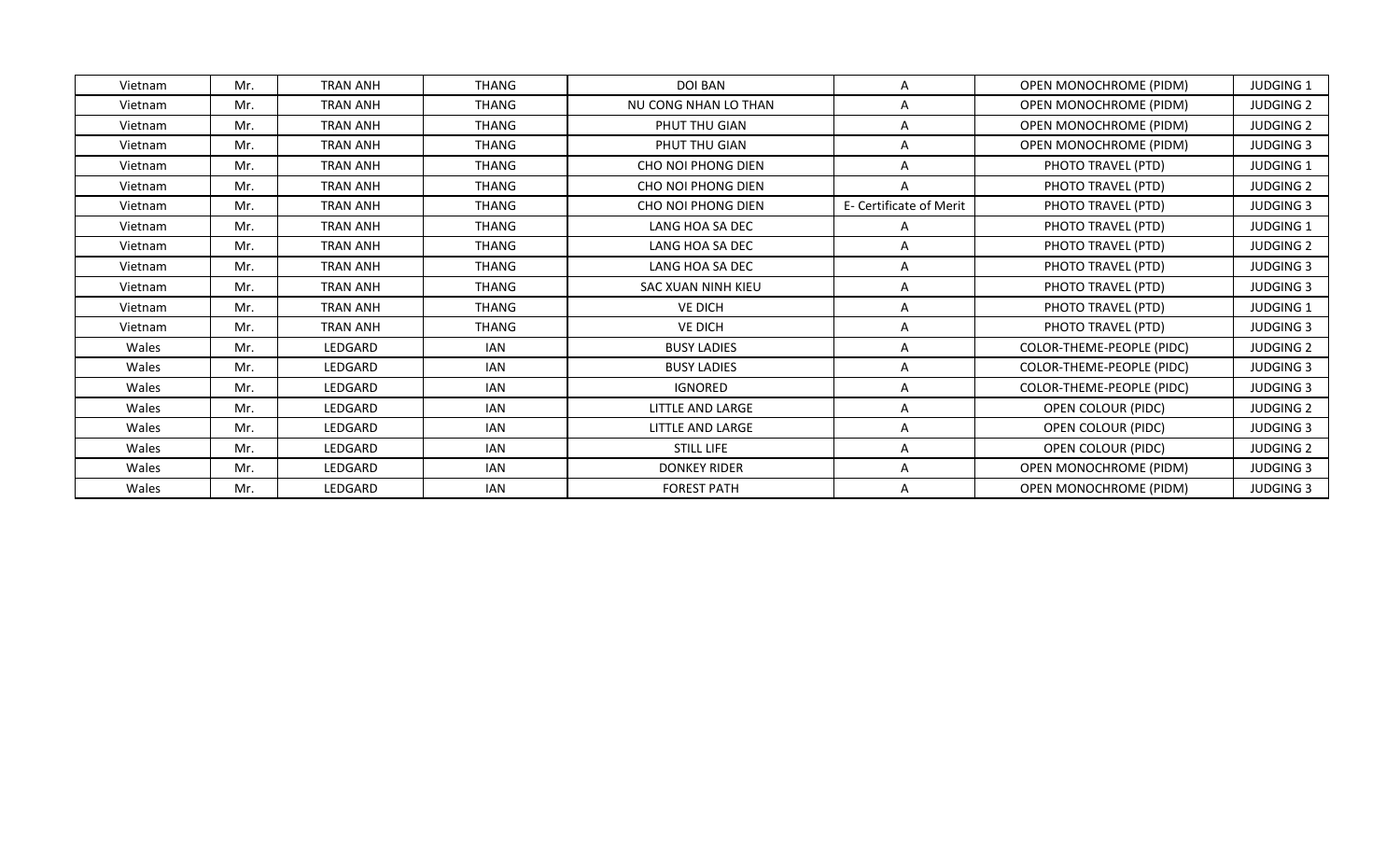| | | | | | | | |
|---|---|---|---|---|---|---|---|
| Vietnam | Mr. | TRAN ANH | THANG | DOI BAN | A | OPEN MONOCHROME (PIDM) | JUDGING 1 |
| Vietnam | Mr. | TRAN ANH | THANG | NU CONG NHAN LO THAN | A | OPEN MONOCHROME (PIDM) | JUDGING 2 |
| Vietnam | Mr. | TRAN ANH | THANG | PHUT THU GIAN | A | OPEN MONOCHROME (PIDM) | JUDGING 2 |
| Vietnam | Mr. | TRAN ANH | THANG | PHUT THU GIAN | A | OPEN MONOCHROME (PIDM) | JUDGING 3 |
| Vietnam | Mr. | TRAN ANH | THANG | CHO NOI PHONG DIEN | A | PHOTO TRAVEL (PTD) | JUDGING 1 |
| Vietnam | Mr. | TRAN ANH | THANG | CHO NOI PHONG DIEN | A | PHOTO TRAVEL (PTD) | JUDGING 2 |
| Vietnam | Mr. | TRAN ANH | THANG | CHO NOI PHONG DIEN | E- Certificate of Merit | PHOTO TRAVEL (PTD) | JUDGING 3 |
| Vietnam | Mr. | TRAN ANH | THANG | LANG HOA SA DEC | A | PHOTO TRAVEL (PTD) | JUDGING 1 |
| Vietnam | Mr. | TRAN ANH | THANG | LANG HOA SA DEC | A | PHOTO TRAVEL (PTD) | JUDGING 2 |
| Vietnam | Mr. | TRAN ANH | THANG | LANG HOA SA DEC | A | PHOTO TRAVEL (PTD) | JUDGING 3 |
| Vietnam | Mr. | TRAN ANH | THANG | SAC XUAN NINH KIEU | A | PHOTO TRAVEL (PTD) | JUDGING 3 |
| Vietnam | Mr. | TRAN ANH | THANG | VE DICH | A | PHOTO TRAVEL (PTD) | JUDGING 1 |
| Vietnam | Mr. | TRAN ANH | THANG | VE DICH | A | PHOTO TRAVEL (PTD) | JUDGING 3 |
| Wales | Mr. | LEDGARD | IAN | BUSY LADIES | A | COLOR-THEME-PEOPLE (PIDC) | JUDGING 2 |
| Wales | Mr. | LEDGARD | IAN | BUSY LADIES | A | COLOR-THEME-PEOPLE (PIDC) | JUDGING 3 |
| Wales | Mr. | LEDGARD | IAN | IGNORED | A | COLOR-THEME-PEOPLE (PIDC) | JUDGING 3 |
| Wales | Mr. | LEDGARD | IAN | LITTLE AND LARGE | A | OPEN COLOUR (PIDC) | JUDGING 2 |
| Wales | Mr. | LEDGARD | IAN | LITTLE AND LARGE | A | OPEN COLOUR (PIDC) | JUDGING 3 |
| Wales | Mr. | LEDGARD | IAN | STILL LIFE | A | OPEN COLOUR (PIDC) | JUDGING 2 |
| Wales | Mr. | LEDGARD | IAN | DONKEY RIDER | A | OPEN MONOCHROME (PIDM) | JUDGING 3 |
| Wales | Mr. | LEDGARD | IAN | FOREST PATH | A | OPEN MONOCHROME (PIDM) | JUDGING 3 |